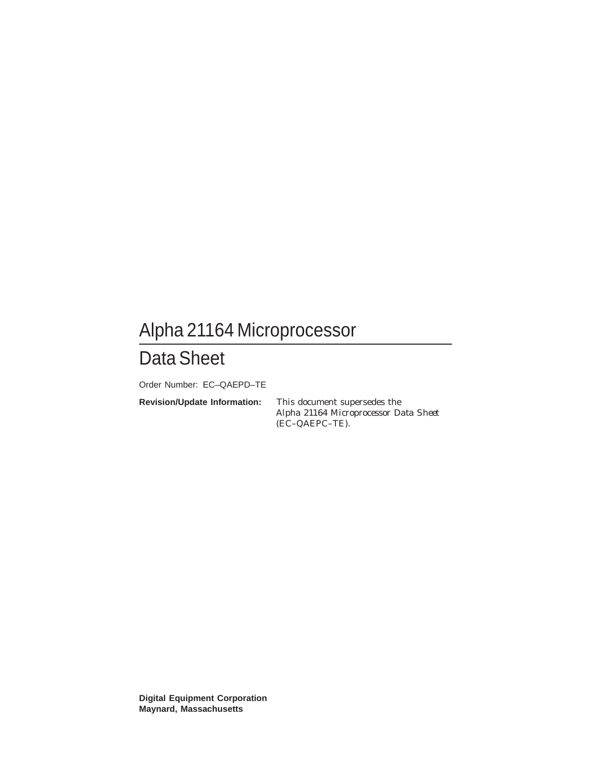# Alpha 21164 Microprocessor

## Data Sheet

Order Number: EC–QAEPD–TE

**Revision/Update Information:** This document supersedes the *Alpha 21164 Microprocessor Data Sheet* (EC–QAEPC–TE).

**Digital Equipment Corporation**
**Maynard, Massachusetts**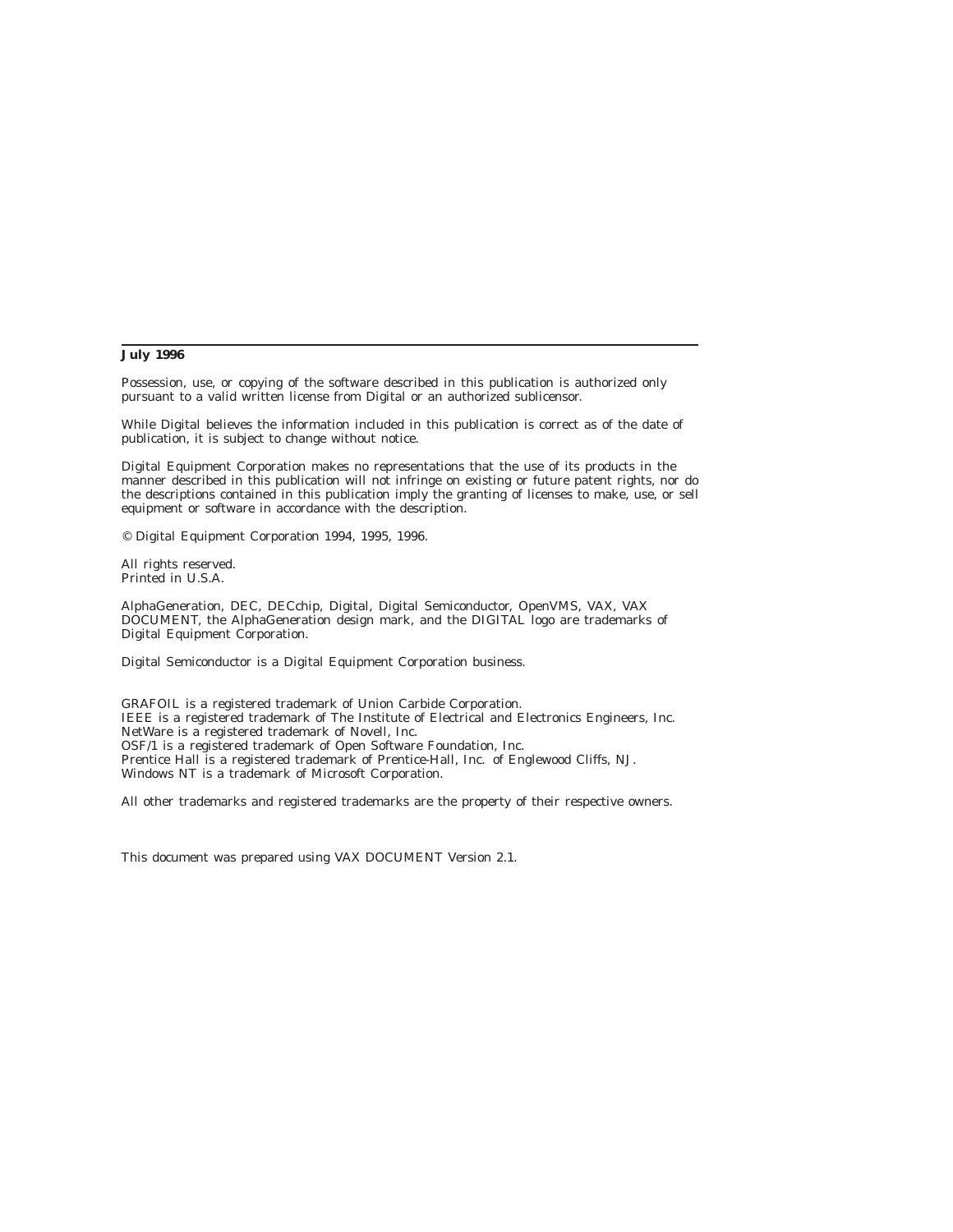**July 1996**

Possession, use, or copying of the software described in this publication is authorized only pursuant to a valid written license from Digital or an authorized sublicensor.

While Digital believes the information included in this publication is correct as of the date of publication, it is subject to change without notice.

Digital Equipment Corporation makes no representations that the use of its products in the manner described in this publication will not infringe on existing or future patent rights, nor do the descriptions contained in this publication imply the granting of licenses to make, use, or sell equipment or software in accordance with the description.

© Digital Equipment Corporation 1994, 1995, 1996.

All rights reserved.
Printed in U.S.A.

AlphaGeneration, DEC, DECchip, Digital, Digital Semiconductor, OpenVMS, VAX, VAX DOCUMENT, the AlphaGeneration design mark, and the DIGITAL logo are trademarks of Digital Equipment Corporation.

Digital Semiconductor is a Digital Equipment Corporation business.

GRAFOIL is a registered trademark of Union Carbide Corporation.
IEEE is a registered trademark of The Institute of Electrical and Electronics Engineers, Inc.
NetWare is a registered trademark of Novell, Inc.
OSF/1 is a registered trademark of Open Software Foundation, Inc.
Prentice Hall is a registered trademark of Prentice-Hall, Inc. of Englewood Cliffs, NJ.
Windows NT is a trademark of Microsoft Corporation.

All other trademarks and registered trademarks are the property of their respective owners.

This document was prepared using VAX DOCUMENT Version 2.1.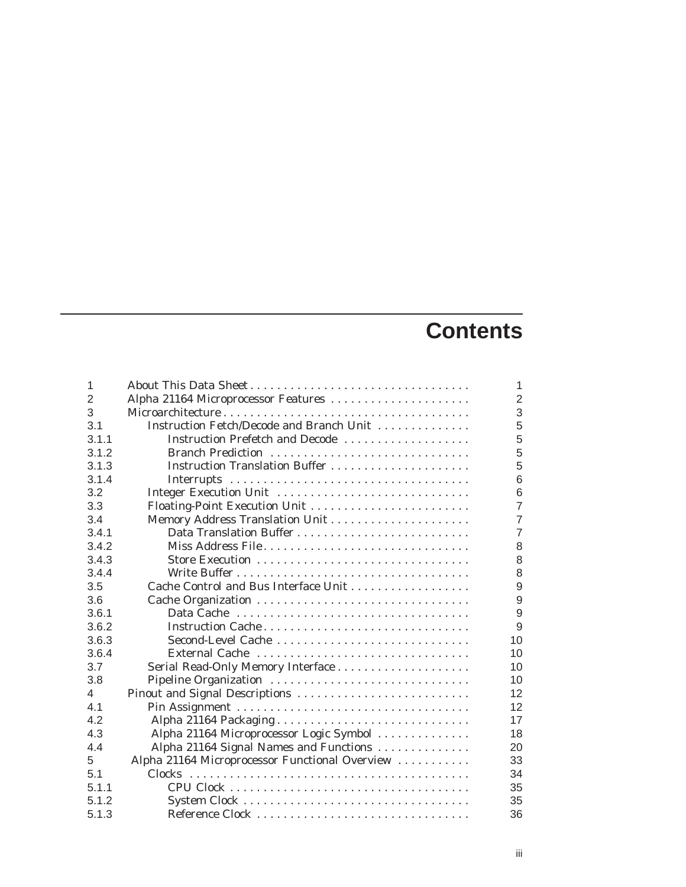# Contents

| | | |
|---|---|---|
| 1 | About This Data Sheet | 1 |
| 2 | Alpha 21164 Microprocessor Features | 2 |
| 3 | Microarchitecture | 3 |
| 3.1 | Instruction Fetch/Decode and Branch Unit | 5 |
| 3.1.1 | Instruction Prefetch and Decode | 5 |
| 3.1.2 | Branch Prediction | 5 |
| 3.1.3 | Instruction Translation Buffer | 5 |
| 3.1.4 | Interrupts | 6 |
| 3.2 | Integer Execution Unit | 6 |
| 3.3 | Floating-Point Execution Unit | 7 |
| 3.4 | Memory Address Translation Unit | 7 |
| 3.4.1 | Data Translation Buffer | 7 |
| 3.4.2 | Miss Address File | 8 |
| 3.4.3 | Store Execution | 8 |
| 3.4.4 | Write Buffer | 8 |
| 3.5 | Cache Control and Bus Interface Unit | 9 |
| 3.6 | Cache Organization | 9 |
| 3.6.1 | Data Cache | 9 |
| 3.6.2 | Instruction Cache | 9 |
| 3.6.3 | Second-Level Cache | 10 |
| 3.6.4 | External Cache | 10 |
| 3.7 | Serial Read-Only Memory Interface | 10 |
| 3.8 | Pipeline Organization | 10 |
| 4 | Pinout and Signal Descriptions | 12 |
| 4.1 | Pin Assignment | 12 |
| 4.2 | Alpha 21164 Packaging | 17 |
| 4.3 | Alpha 21164 Microprocessor Logic Symbol | 18 |
| 4.4 | Alpha 21164 Signal Names and Functions | 20 |
| 5 | Alpha 21164 Microprocessor Functional Overview | 33 |
| 5.1 | Clocks | 34 |
| 5.1.1 | CPU Clock | 35 |
| 5.1.2 | System Clock | 35 |
| 5.1.3 | Reference Clock | 36 |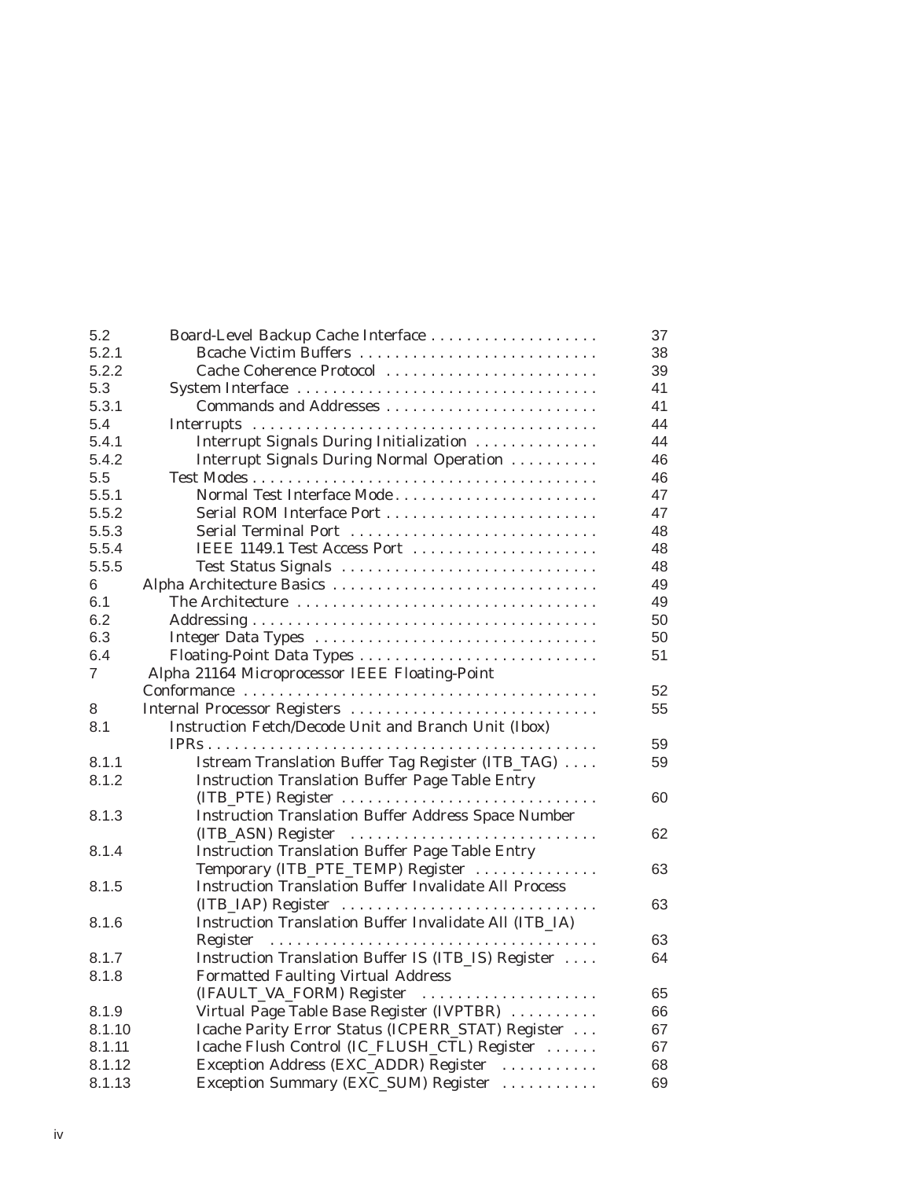| | | |
|---|---|---|
| 5.2 | Board-Level Backup Cache Interface | 37 |
| 5.2.1 | Bcache Victim Buffers | 38 |
| 5.2.2 | Cache Coherence Protocol | 39 |
| 5.3 | System Interface | 41 |
| 5.3.1 | Commands and Addresses | 41 |
| 5.4 | Interrupts | 44 |
| 5.4.1 | Interrupt Signals During Initialization | 44 |
| 5.4.2 | Interrupt Signals During Normal Operation | 46 |
| 5.5 | Test Modes | 46 |
| 5.5.1 | Normal Test Interface Mode | 47 |
| 5.5.2 | Serial ROM Interface Port | 47 |
| 5.5.3 | Serial Terminal Port | 48 |
| 5.5.4 | IEEE 1149.1 Test Access Port | 48 |
| 5.5.5 | Test Status Signals | 48 |
| 6 | Alpha Architecture Basics | 49 |
| 6.1 | The Architecture | 49 |
| 6.2 | Addressing | 50 |
| 6.3 | Integer Data Types | 50 |
| 6.4 | Floating-Point Data Types | 51 |
| 7 | Alpha 21164 Microprocessor IEEE Floating-Point Conformance | 52 |
| 8 | Internal Processor Registers | 55 |
| 8.1 | Instruction Fetch/Decode Unit and Branch Unit (Ibox) IPRs | 59 |
| 8.1.1 | Istream Translation Buffer Tag Register (ITB_TAG) | 59 |
| 8.1.2 | Instruction Translation Buffer Page Table Entry (ITB_PTE) Register | 60 |
| 8.1.3 | Instruction Translation Buffer Address Space Number (ITB_ASN) Register | 62 |
| 8.1.4 | Instruction Translation Buffer Page Table Entry Temporary (ITB_PTE_TEMP) Register | 63 |
| 8.1.5 | Instruction Translation Buffer Invalidate All Process (ITB_IAP) Register | 63 |
| 8.1.6 | Instruction Translation Buffer Invalidate All (ITB_IA) Register | 63 |
| 8.1.7 | Instruction Translation Buffer IS (ITB_IS) Register | 64 |
| 8.1.8 | Formatted Faulting Virtual Address (IFAULT_VA_FORM) Register | 65 |
| 8.1.9 | Virtual Page Table Base Register (IVPTBR) | 66 |
| 8.1.10 | Icache Parity Error Status (ICPERR_STAT) Register | 67 |
| 8.1.11 | Icache Flush Control (IC_FLUSH_CTL) Register | 67 |
| 8.1.12 | Exception Address (EXC_ADDR) Register | 68 |
| 8.1.13 | Exception Summary (EXC_SUM) Register | 69 |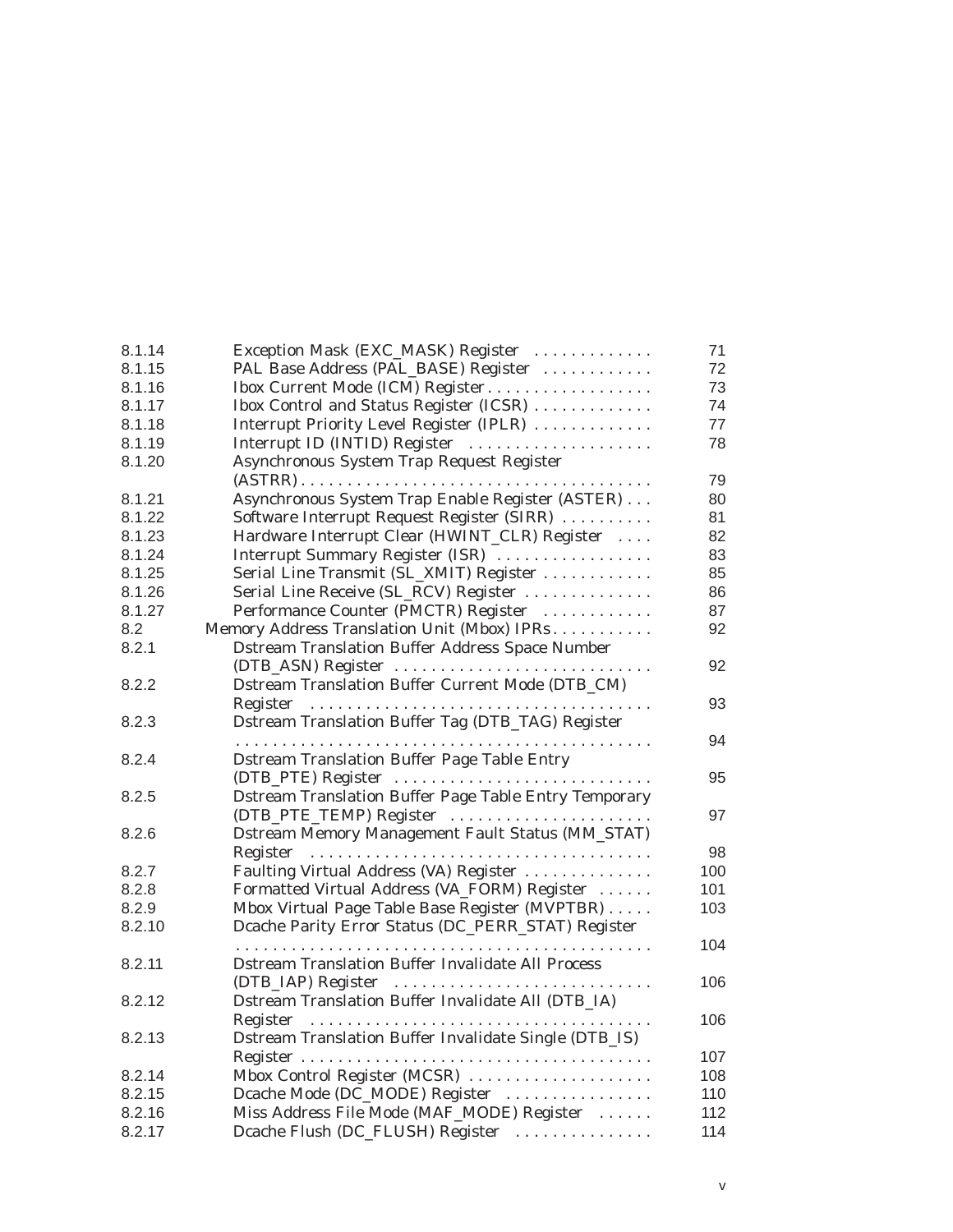| | | |
|---|---|---|
| 8.1.14 | Exception Mask (EXC_MASK) Register | 71 |
| 8.1.15 | PAL Base Address (PAL_BASE) Register | 72 |
| 8.1.16 | Ibox Current Mode (ICM) Register | 73 |
| 8.1.17 | Ibox Control and Status Register (ICSR) | 74 |
| 8.1.18 | Interrupt Priority Level Register (IPLR) | 77 |
| 8.1.19 | Interrupt ID (INTID) Register | 78 |
| 8.1.20 | Asynchronous System Trap Request Register (ASTRR) | 79 |
| 8.1.21 | Asynchronous System Trap Enable Register (ASTER) | 80 |
| 8.1.22 | Software Interrupt Request Register (SIRR) | 81 |
| 8.1.23 | Hardware Interrupt Clear (HWINT_CLR) Register | 82 |
| 8.1.24 | Interrupt Summary Register (ISR) | 83 |
| 8.1.25 | Serial Line Transmit (SL_XMIT) Register | 85 |
| 8.1.26 | Serial Line Receive (SL_RCV) Register | 86 |
| 8.1.27 | Performance Counter (PMCTR) Register | 87 |
| 8.2 | Memory Address Translation Unit (Mbox) IPRs | 92 |
| 8.2.1 | Dstream Translation Buffer Address Space Number (DTB_ASN) Register | 92 |
| 8.2.2 | Dstream Translation Buffer Current Mode (DTB_CM) Register | 93 |
| 8.2.3 | Dstream Translation Buffer Tag (DTB_TAG) Register | 94 |
| 8.2.4 | Dstream Translation Buffer Page Table Entry (DTB_PTE) Register | 95 |
| 8.2.5 | Dstream Translation Buffer Page Table Entry Temporary (DTB_PTE_TEMP) Register | 97 |
| 8.2.6 | Dstream Memory Management Fault Status (MM_STAT) Register | 98 |
| 8.2.7 | Faulting Virtual Address (VA) Register | 100 |
| 8.2.8 | Formatted Virtual Address (VA_FORM) Register | 101 |
| 8.2.9 | Mbox Virtual Page Table Base Register (MVPTBR) | 103 |
| 8.2.10 | Dcache Parity Error Status (DC_PERR_STAT) Register | 104 |
| 8.2.11 | Dstream Translation Buffer Invalidate All Process (DTB_IAP) Register | 106 |
| 8.2.12 | Dstream Translation Buffer Invalidate All (DTB_IA) Register | 106 |
| 8.2.13 | Dstream Translation Buffer Invalidate Single (DTB_IS) Register | 107 |
| 8.2.14 | Mbox Control Register (MCSR) | 108 |
| 8.2.15 | Dcache Mode (DC_MODE) Register | 110 |
| 8.2.16 | Miss Address File Mode (MAF_MODE) Register | 112 |
| 8.2.17 | Dcache Flush (DC_FLUSH) Register | 114 |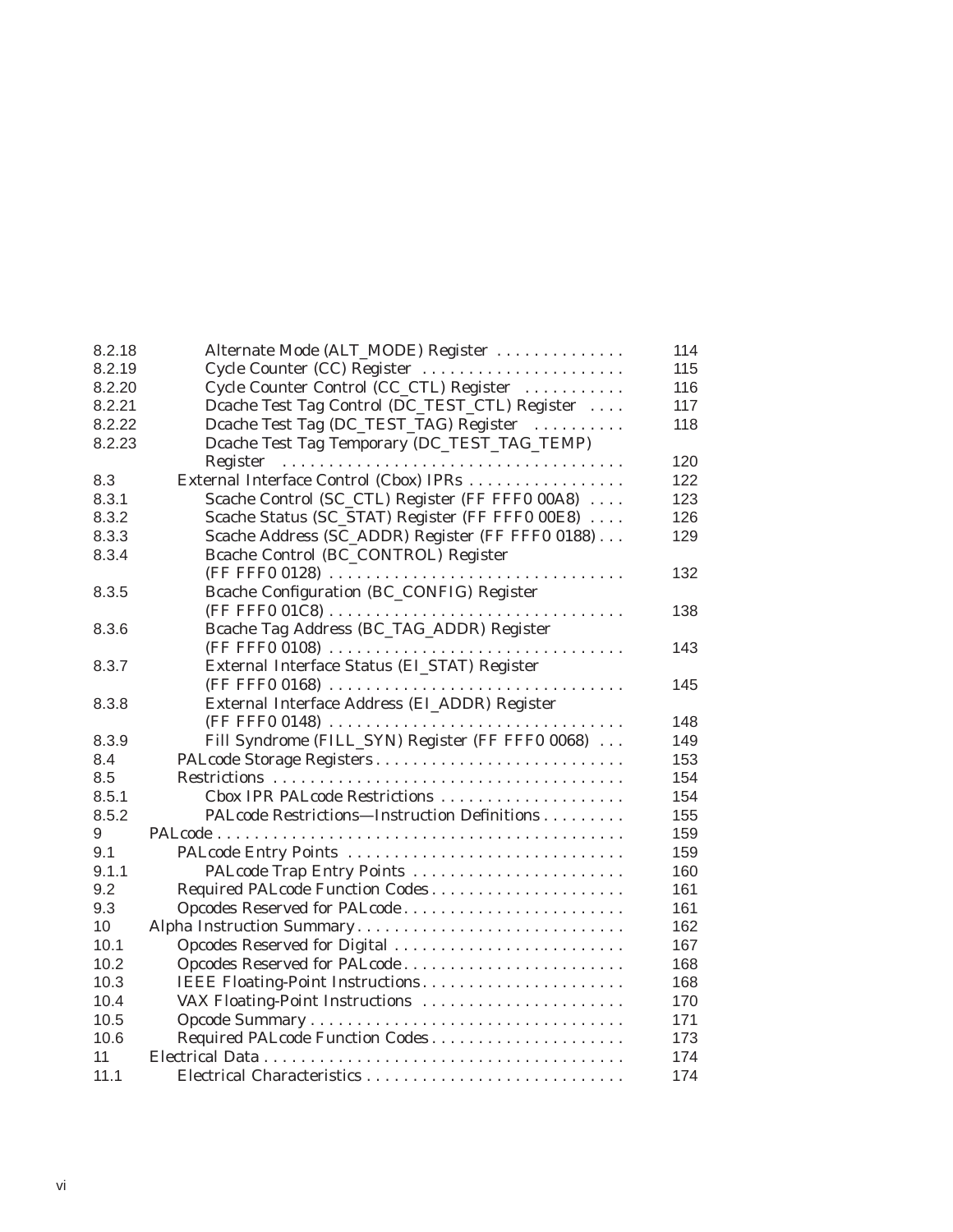| | | |
|---|---|---|
| 8.2.18 | Alternate Mode (ALT_MODE) Register | 114 |
| 8.2.19 | Cycle Counter (CC) Register | 115 |
| 8.2.20 | Cycle Counter Control (CC_CTL) Register | 116 |
| 8.2.21 | Dcache Test Tag Control (DC_TEST_CTL) Register | 117 |
| 8.2.22 | Dcache Test Tag (DC_TEST_TAG) Register | 118 |
| 8.2.23 | Dcache Test Tag Temporary (DC_TEST_TAG_TEMP) Register | 120 |
| 8.3 | External Interface Control (Cbox) IPRs | 122 |
| 8.3.1 | Scache Control (SC_CTL) Register (FF FFF0 00A8) | 123 |
| 8.3.2 | Scache Status (SC_STAT) Register (FF FFF0 00E8) | 126 |
| 8.3.3 | Scache Address (SC_ADDR) Register (FF FFF0 0188) | 129 |
| 8.3.4 | Bcache Control (BC_CONTROL) Register (FF FFF0 0128) | 132 |
| 8.3.5 | Bcache Configuration (BC_CONFIG) Register (FF FFF0 01C8) | 138 |
| 8.3.6 | Bcache Tag Address (BC_TAG_ADDR) Register (FF FFF0 0108) | 143 |
| 8.3.7 | External Interface Status (EI_STAT) Register (FF FFF0 0168) | 145 |
| 8.3.8 | External Interface Address (EI_ADDR) Register (FF FFF0 0148) | 148 |
| 8.3.9 | Fill Syndrome (FILL_SYN) Register (FF FFF0 0068) | 149 |
| 8.4 | PALcode Storage Registers | 153 |
| 8.5 | Restrictions | 154 |
| 8.5.1 | Cbox IPR PALcode Restrictions | 154 |
| 8.5.2 | PALcode Restrictions—Instruction Definitions | 155 |
| 9 | PALcode | 159 |
| 9.1 | PALcode Entry Points | 159 |
| 9.1.1 | PALcode Trap Entry Points | 160 |
| 9.2 | Required PALcode Function Codes | 161 |
| 9.3 | Opcodes Reserved for PALcode | 161 |
| 10 | Alpha Instruction Summary | 162 |
| 10.1 | Opcodes Reserved for Digital | 167 |
| 10.2 | Opcodes Reserved for PALcode | 168 |
| 10.3 | IEEE Floating-Point Instructions | 168 |
| 10.4 | VAX Floating-Point Instructions | 170 |
| 10.5 | Opcode Summary | 171 |
| 10.6 | Required PALcode Function Codes | 173 |
| 11 | Electrical Data | 174 |
| 11.1 | Electrical Characteristics | 174 |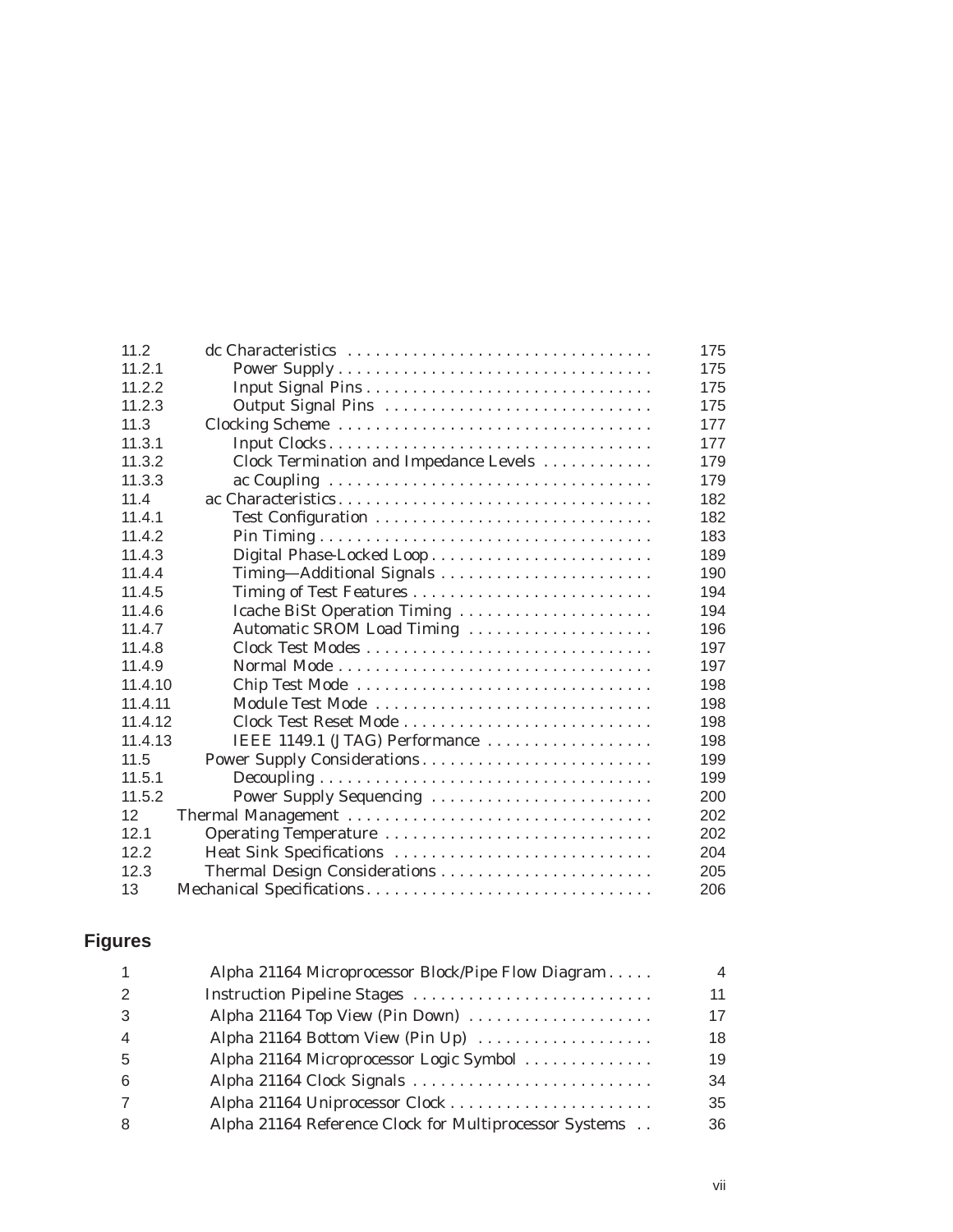| | | |
|---|---|---|
| 11.2 | dc Characteristics | 175 |
| 11.2.1 | Power Supply | 175 |
| 11.2.2 | Input Signal Pins | 175 |
| 11.2.3 | Output Signal Pins | 175 |
| 11.3 | Clocking Scheme | 177 |
| 11.3.1 | Input Clocks | 177 |
| 11.3.2 | Clock Termination and Impedance Levels | 179 |
| 11.3.3 | ac Coupling | 179 |
| 11.4 | ac Characteristics | 182 |
| 11.4.1 | Test Configuration | 182 |
| 11.4.2 | Pin Timing | 183 |
| 11.4.3 | Digital Phase-Locked Loop | 189 |
| 11.4.4 | Timing—Additional Signals | 190 |
| 11.4.5 | Timing of Test Features | 194 |
| 11.4.6 | Icache BiSt Operation Timing | 194 |
| 11.4.7 | Automatic SROM Load Timing | 196 |
| 11.4.8 | Clock Test Modes | 197 |
| 11.4.9 | Normal Mode | 197 |
| 11.4.10 | Chip Test Mode | 198 |
| 11.4.11 | Module Test Mode | 198 |
| 11.4.12 | Clock Test Reset Mode | 198 |
| 11.4.13 | IEEE 1149.1 (JTAG) Performance | 198 |
| 11.5 | Power Supply Considerations | 199 |
| 11.5.1 | Decoupling | 199 |
| 11.5.2 | Power Supply Sequencing | 200 |
| 12 | Thermal Management | 202 |
| 12.1 | Operating Temperature | 202 |
| 12.2 | Heat Sink Specifications | 204 |
| 12.3 | Thermal Design Considerations | 205 |
| 13 | Mechanical Specifications | 206 |

## Figures

| | | |
|---|---|---|
| 1 | Alpha 21164 Microprocessor Block/Pipe Flow Diagram | 4 |
| 2 | Instruction Pipeline Stages | 11 |
| 3 | Alpha 21164 Top View (Pin Down) | 17 |
| 4 | Alpha 21164 Bottom View (Pin Up) | 18 |
| 5 | Alpha 21164 Microprocessor Logic Symbol | 19 |
| 6 | Alpha 21164 Clock Signals | 34 |
| 7 | Alpha 21164 Uniprocessor Clock | 35 |
| 8 | Alpha 21164 Reference Clock for Multiprocessor Systems | 36 |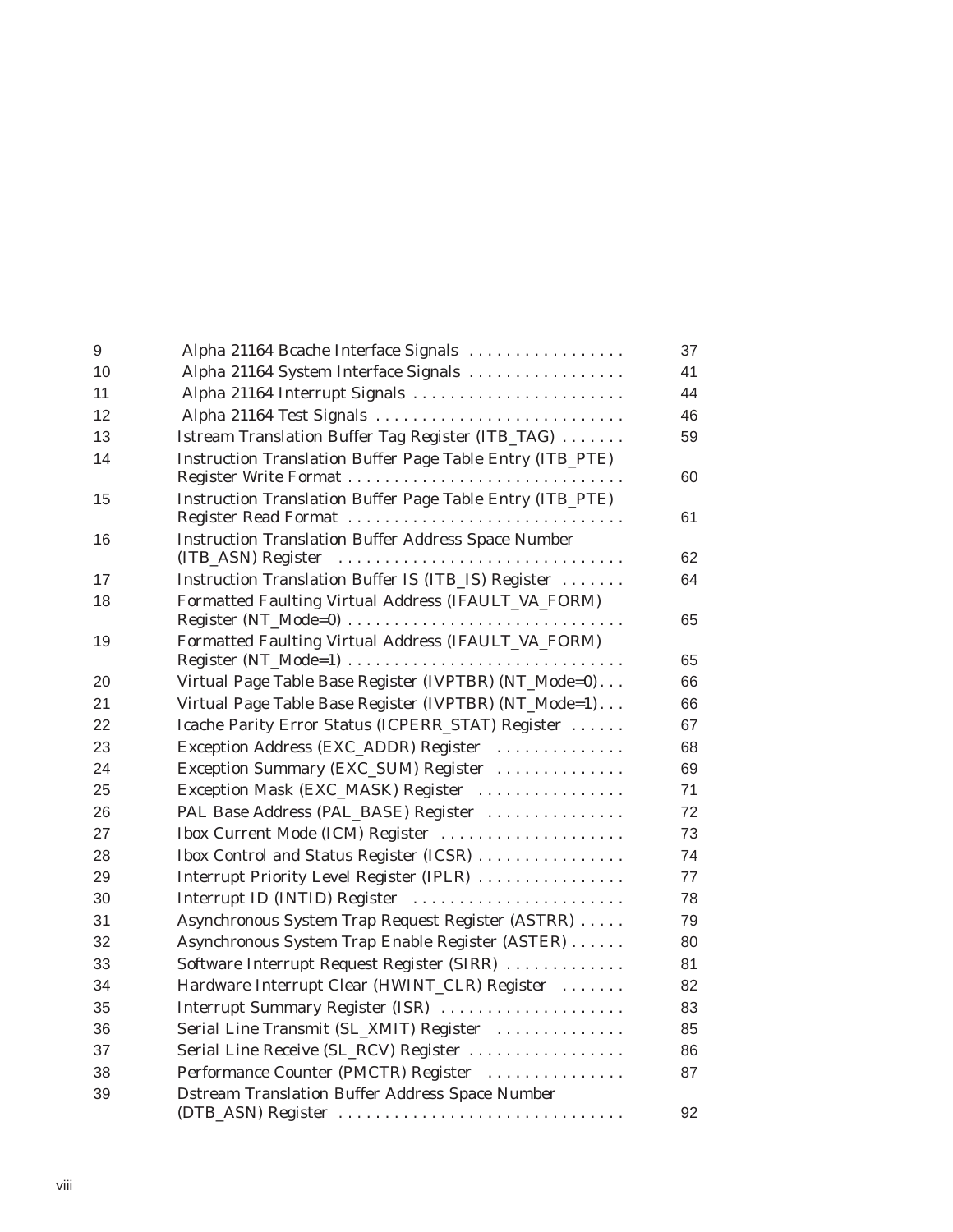| | | |
|---|---|---|
| 9 | Alpha 21164 Bcache Interface Signals | 37 |
| 10 | Alpha 21164 System Interface Signals | 41 |
| 11 | Alpha 21164 Interrupt Signals | 44 |
| 12 | Alpha 21164 Test Signals | 46 |
| 13 | Istream Translation Buffer Tag Register (ITB_TAG) | 59 |
| 14 | Instruction Translation Buffer Page Table Entry (ITB_PTE) Register Write Format | 60 |
| 15 | Instruction Translation Buffer Page Table Entry (ITB_PTE) Register Read Format | 61 |
| 16 | Instruction Translation Buffer Address Space Number (ITB_ASN) Register | 62 |
| 17 | Instruction Translation Buffer IS (ITB_IS) Register | 64 |
| 18 | Formatted Faulting Virtual Address (IFAULT_VA_FORM) Register (NT_Mode=0) | 65 |
| 19 | Formatted Faulting Virtual Address (IFAULT_VA_FORM) Register (NT_Mode=1) | 65 |
| 20 | Virtual Page Table Base Register (IVPTBR) (NT_Mode=0) | 66 |
| 21 | Virtual Page Table Base Register (IVPTBR) (NT_Mode=1) | 66 |
| 22 | Icache Parity Error Status (ICPERR_STAT) Register | 67 |
| 23 | Exception Address (EXC_ADDR) Register | 68 |
| 24 | Exception Summary (EXC_SUM) Register | 69 |
| 25 | Exception Mask (EXC_MASK) Register | 71 |
| 26 | PAL Base Address (PAL_BASE) Register | 72 |
| 27 | Ibox Current Mode (ICM) Register | 73 |
| 28 | Ibox Control and Status Register (ICSR) | 74 |
| 29 | Interrupt Priority Level Register (IPLR) | 77 |
| 30 | Interrupt ID (INTID) Register | 78 |
| 31 | Asynchronous System Trap Request Register (ASTRR) | 79 |
| 32 | Asynchronous System Trap Enable Register (ASTER) | 80 |
| 33 | Software Interrupt Request Register (SIRR) | 81 |
| 34 | Hardware Interrupt Clear (HWINT_CLR) Register | 82 |
| 35 | Interrupt Summary Register (ISR) | 83 |
| 36 | Serial Line Transmit (SL_XMIT) Register | 85 |
| 37 | Serial Line Receive (SL_RCV) Register | 86 |
| 38 | Performance Counter (PMCTR) Register | 87 |
| 39 | Dstream Translation Buffer Address Space Number (DTB_ASN) Register | 92 |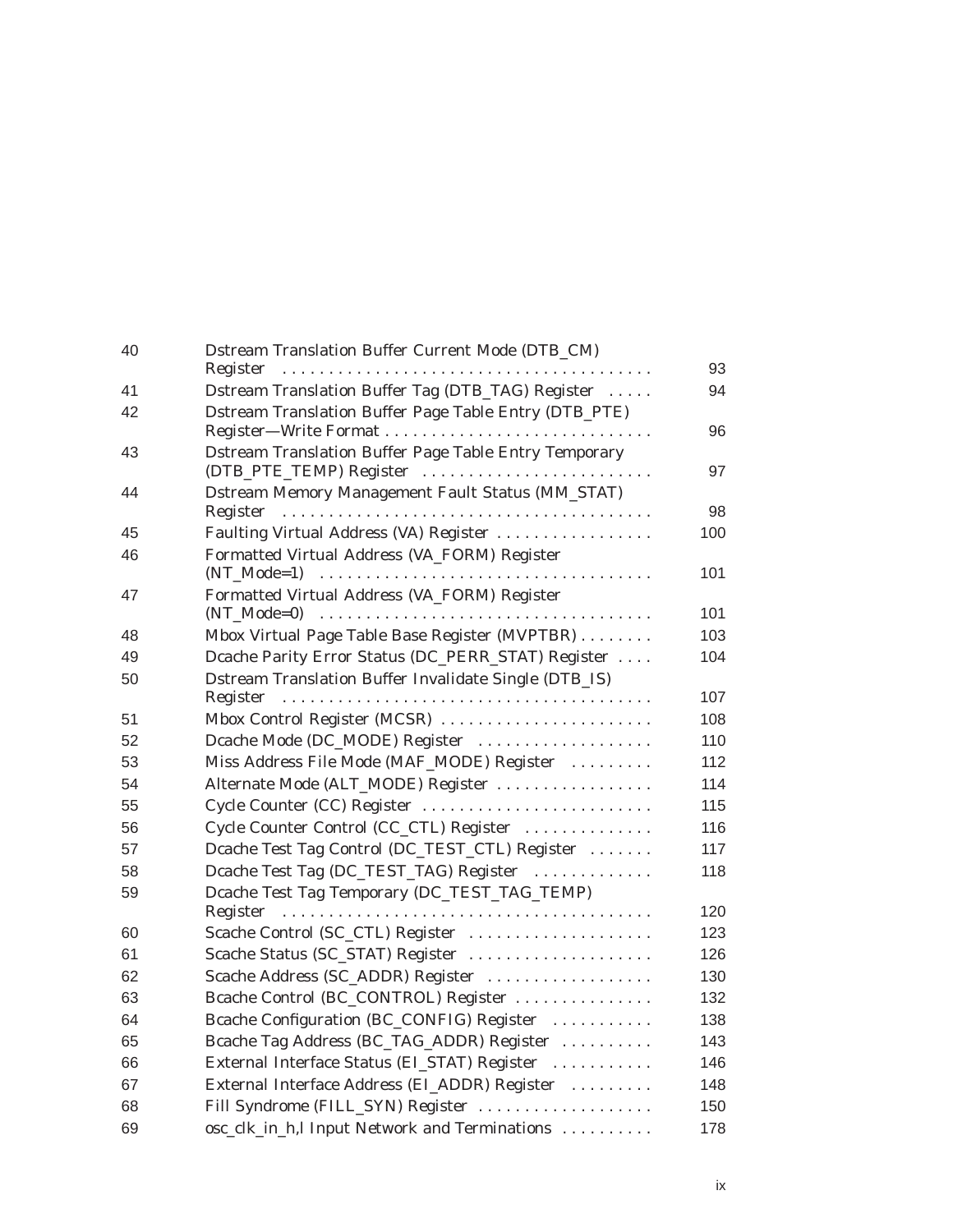| | | |
|---|---|---|
| 40 | Dstream Translation Buffer Current Mode (DTB_CM) Register | 93 |
| 41 | Dstream Translation Buffer Tag (DTB_TAG) Register | 94 |
| 42 | Dstream Translation Buffer Page Table Entry (DTB_PTE) Register—Write Format | 96 |
| 43 | Dstream Translation Buffer Page Table Entry Temporary (DTB_PTE_TEMP) Register | 97 |
| 44 | Dstream Memory Management Fault Status (MM_STAT) Register | 98 |
| 45 | Faulting Virtual Address (VA) Register | 100 |
| 46 | Formatted Virtual Address (VA_FORM) Register (NT_Mode=1) | 101 |
| 47 | Formatted Virtual Address (VA_FORM) Register (NT_Mode=0) | 101 |
| 48 | Mbox Virtual Page Table Base Register (MVPTBR) | 103 |
| 49 | Dcache Parity Error Status (DC_PERR_STAT) Register | 104 |
| 50 | Dstream Translation Buffer Invalidate Single (DTB_IS) Register | 107 |
| 51 | Mbox Control Register (MCSR) | 108 |
| 52 | Dcache Mode (DC_MODE) Register | 110 |
| 53 | Miss Address File Mode (MAF_MODE) Register | 112 |
| 54 | Alternate Mode (ALT_MODE) Register | 114 |
| 55 | Cycle Counter (CC) Register | 115 |
| 56 | Cycle Counter Control (CC_CTL) Register | 116 |
| 57 | Dcache Test Tag Control (DC_TEST_CTL) Register | 117 |
| 58 | Dcache Test Tag (DC_TEST_TAG) Register | 118 |
| 59 | Dcache Test Tag Temporary (DC_TEST_TAG_TEMP) Register | 120 |
| 60 | Scache Control (SC_CTL) Register | 123 |
| 61 | Scache Status (SC_STAT) Register | 126 |
| 62 | Scache Address (SC_ADDR) Register | 130 |
| 63 | Bcache Control (BC_CONTROL) Register | 132 |
| 64 | Bcache Configuration (BC_CONFIG) Register | 138 |
| 65 | Bcache Tag Address (BC_TAG_ADDR) Register | 143 |
| 66 | External Interface Status (EI_STAT) Register | 146 |
| 67 | External Interface Address (EI_ADDR) Register | 148 |
| 68 | Fill Syndrome (FILL_SYN) Register | 150 |
| 69 | osc_clk_in_h,l Input Network and Terminations | 178 |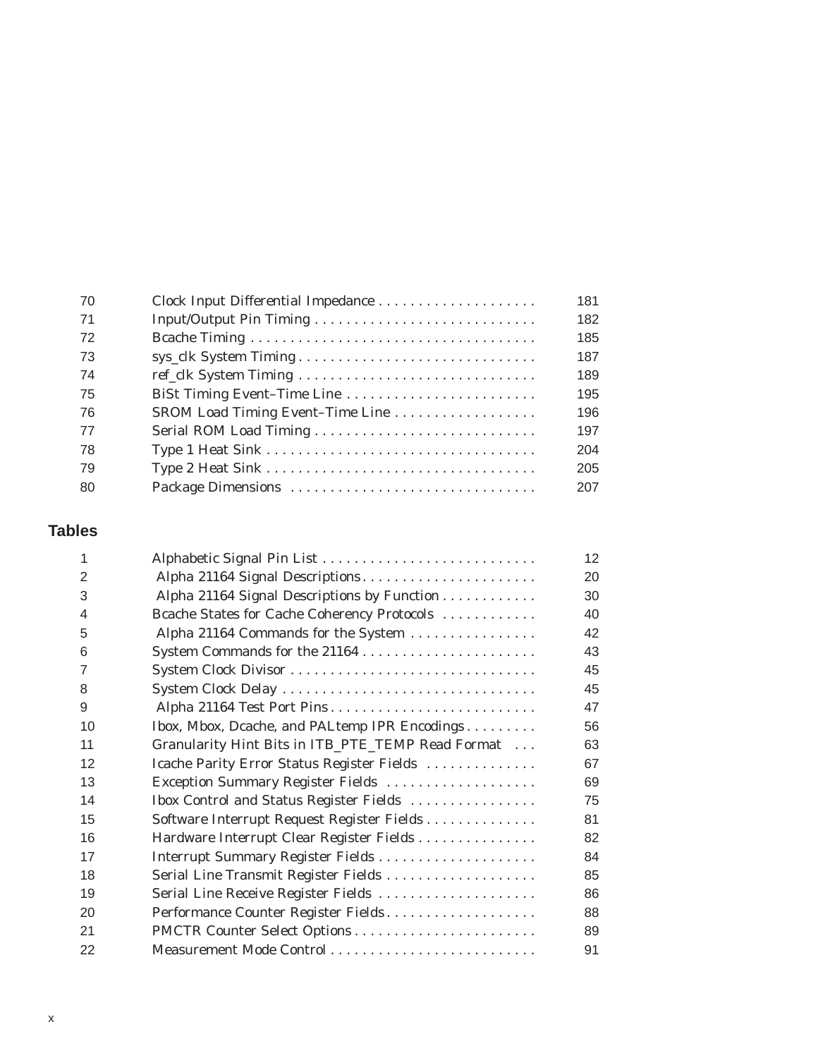| | | |
|---|---|---|
| 70 | Clock Input Differential Impedance | 181 |
| 71 | Input/Output Pin Timing | 182 |
| 72 | Bcache Timing | 185 |
| 73 | sys_clk System Timing | 187 |
| 74 | ref_clk System Timing | 189 |
| 75 | BiSt Timing Event–Time Line | 195 |
| 76 | SROM Load Timing Event–Time Line | 196 |
| 77 | Serial ROM Load Timing | 197 |
| 78 | Type 1 Heat Sink | 204 |
| 79 | Type 2 Heat Sink | 205 |
| 80 | Package Dimensions | 207 |

## Tables

| | | |
|---|---|---|
| 1 | Alphabetic Signal Pin List | 12 |
| 2 | Alpha 21164 Signal Descriptions | 20 |
| 3 | Alpha 21164 Signal Descriptions by Function | 30 |
| 4 | Bcache States for Cache Coherency Protocols | 40 |
| 5 | Alpha 21164 Commands for the System | 42 |
| 6 | System Commands for the 21164 | 43 |
| 7 | System Clock Divisor | 45 |
| 8 | System Clock Delay | 45 |
| 9 | Alpha 21164 Test Port Pins | 47 |
| 10 | Ibox, Mbox, Dcache, and PALtemp IPR Encodings | 56 |
| 11 | Granularity Hint Bits in ITB_PTE_TEMP Read Format | 63 |
| 12 | Icache Parity Error Status Register Fields | 67 |
| 13 | Exception Summary Register Fields | 69 |
| 14 | Ibox Control and Status Register Fields | 75 |
| 15 | Software Interrupt Request Register Fields | 81 |
| 16 | Hardware Interrupt Clear Register Fields | 82 |
| 17 | Interrupt Summary Register Fields | 84 |
| 18 | Serial Line Transmit Register Fields | 85 |
| 19 | Serial Line Receive Register Fields | 86 |
| 20 | Performance Counter Register Fields | 88 |
| 21 | PMCTR Counter Select Options | 89 |
| 22 | Measurement Mode Control | 91 |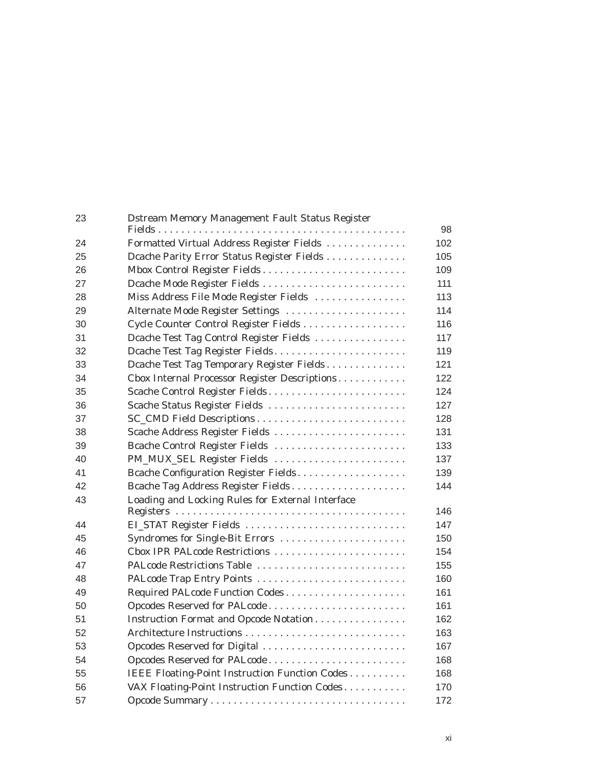| | | |
|---|---|---|
| 23 | Dstream Memory Management Fault Status Register Fields | 98 |
| 24 | Formatted Virtual Address Register Fields | 102 |
| 25 | Dcache Parity Error Status Register Fields | 105 |
| 26 | Mbox Control Register Fields | 109 |
| 27 | Dcache Mode Register Fields | 111 |
| 28 | Miss Address File Mode Register Fields | 113 |
| 29 | Alternate Mode Register Settings | 114 |
| 30 | Cycle Counter Control Register Fields | 116 |
| 31 | Dcache Test Tag Control Register Fields | 117 |
| 32 | Dcache Test Tag Register Fields | 119 |
| 33 | Dcache Test Tag Temporary Register Fields | 121 |
| 34 | Cbox Internal Processor Register Descriptions | 122 |
| 35 | Scache Control Register Fields | 124 |
| 36 | Scache Status Register Fields | 127 |
| 37 | SC_CMD Field Descriptions | 128 |
| 38 | Scache Address Register Fields | 131 |
| 39 | Bcache Control Register Fields | 133 |
| 40 | PM_MUX_SEL Register Fields | 137 |
| 41 | Bcache Configuration Register Fields | 139 |
| 42 | Bcache Tag Address Register Fields | 144 |
| 43 | Loading and Locking Rules for External Interface Registers | 146 |
| 44 | EI_STAT Register Fields | 147 |
| 45 | Syndromes for Single-Bit Errors | 150 |
| 46 | Cbox IPR PALcode Restrictions | 154 |
| 47 | PALcode Restrictions Table | 155 |
| 48 | PALcode Trap Entry Points | 160 |
| 49 | Required PALcode Function Codes | 161 |
| 50 | Opcodes Reserved for PALcode | 161 |
| 51 | Instruction Format and Opcode Notation | 162 |
| 52 | Architecture Instructions | 163 |
| 53 | Opcodes Reserved for Digital | 167 |
| 54 | Opcodes Reserved for PALcode | 168 |
| 55 | IEEE Floating-Point Instruction Function Codes | 168 |
| 56 | VAX Floating-Point Instruction Function Codes | 170 |
| 57 | Opcode Summary | 172 |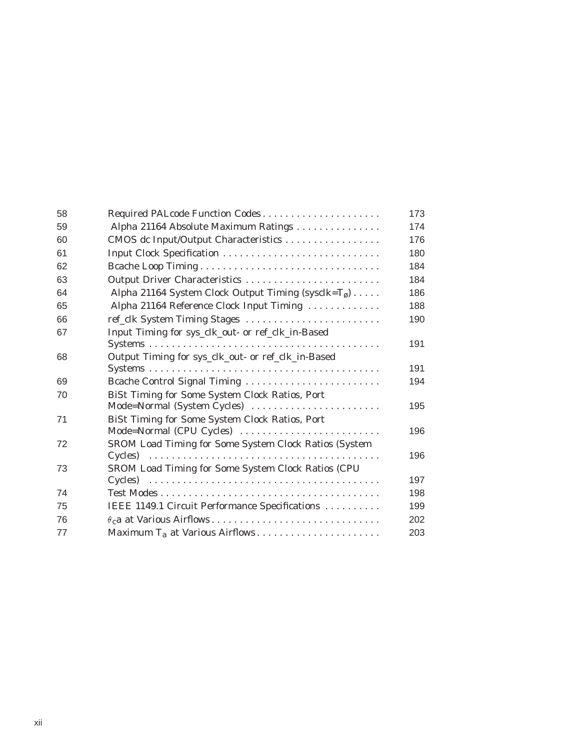| | | |
|---|---|---|
| 58 | Required PALcode Function Codes | 173 |
| 59 | Alpha 21164 Absolute Maximum Ratings | 174 |
| 60 | CMOS dc Input/Output Characteristics | 176 |
| 61 | Input Clock Specification | 180 |
| 62 | Bcache Loop Timing | 184 |
| 63 | Output Driver Characteristics | 184 |
| 64 | Alpha 21164 System Clock Output Timing (sysclk=$T_ø$) | 186 |
| 65 | Alpha 21164 Reference Clock Input Timing | 188 |
| 66 | ref_clk System Timing Stages | 190 |
| 67 | Input Timing for sys_clk_out- or ref_clk_in-Based Systems | 191 |
| 68 | Output Timing for sys_clk_out- or ref_clk_in-Based Systems | 191 |
| 69 | Bcache Control Signal Timing | 194 |
| 70 | BiSt Timing for Some System Clock Ratios, Port Mode=Normal (System Cycles) | 195 |
| 71 | BiSt Timing for Some System Clock Ratios, Port Mode=Normal (CPU Cycles) | 196 |
| 72 | SROM Load Timing for Some System Clock Ratios (System Cycles) | 196 |
| 73 | SROM Load Timing for Some System Clock Ratios (CPU Cycles) | 197 |
| 74 | Test Modes | 198 |
| 75 | IEEE 1149.1 Circuit Performance Specifications | 199 |
| 76 | $\theta_c$a at Various Airflows | 202 |
| 77 | Maximum $T_a$ at Various Airflows | 203 |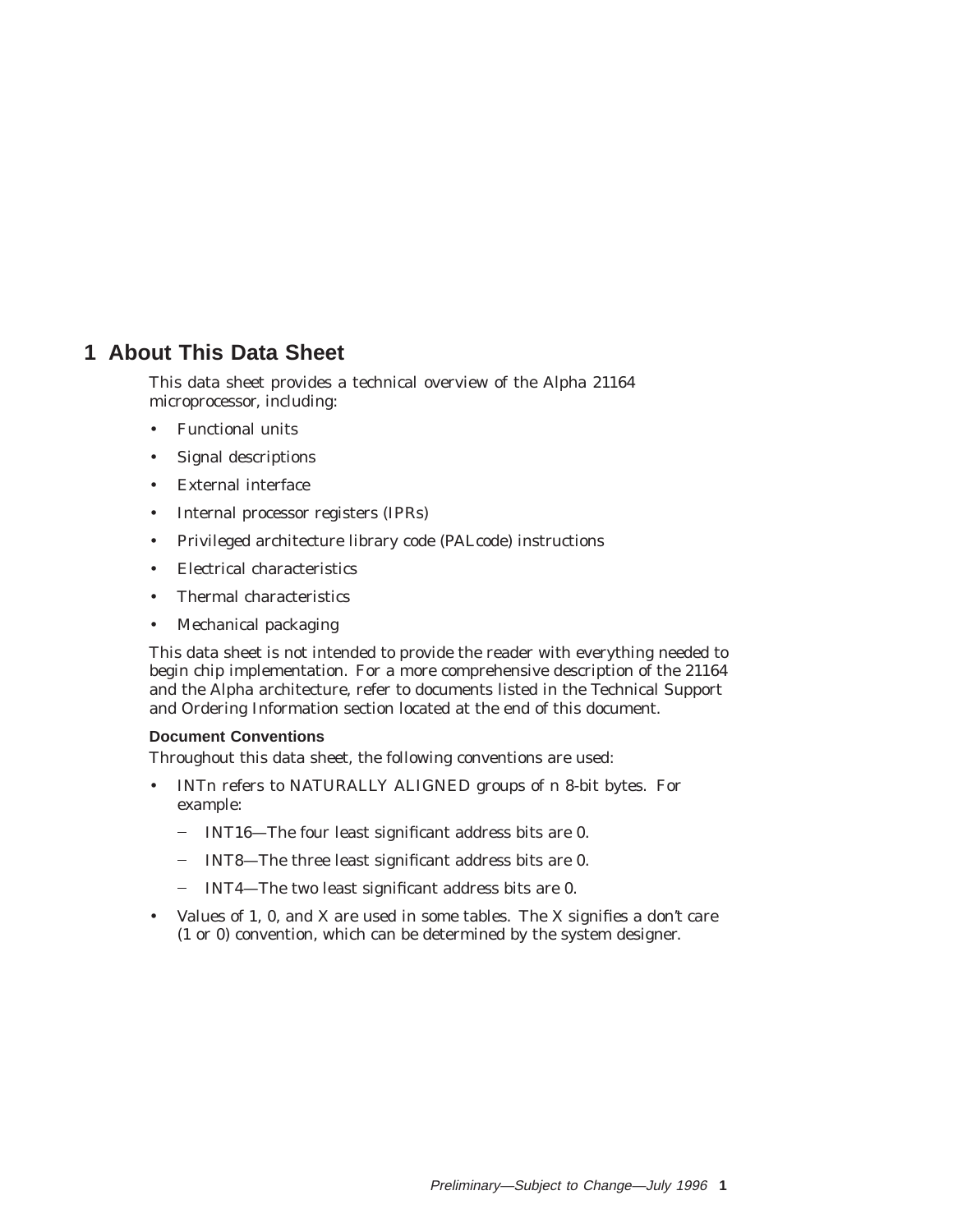# 1 About This Data Sheet

This data sheet provides a technical overview of the Alpha 21164 microprocessor, including:

- Functional units
- Signal descriptions
- External interface
- Internal processor registers (IPRs)
- Privileged architecture library code (PALcode) instructions
- Electrical characteristics
- Thermal characteristics
- Mechanical packaging

This data sheet is not intended to provide the reader with everything needed to begin chip implementation. For a more comprehensive description of the 21164 and the Alpha architecture, refer to documents listed in the Technical Support and Ordering Information section located at the end of this document.

### Document Conventions

Throughout this data sheet, the following conventions are used:

- INT*n* refers to NATURALLY ALIGNED groups of *n* 8-bit bytes. For example:
  - INT16—The four least significant address bits are 0.
  - INT8—The three least significant address bits are 0.
  - INT4—The two least significant address bits are 0.
- Values of 1, 0, and X are used in some tables. The X signifies a don't care (1 or 0) convention, which can be determined by the system designer.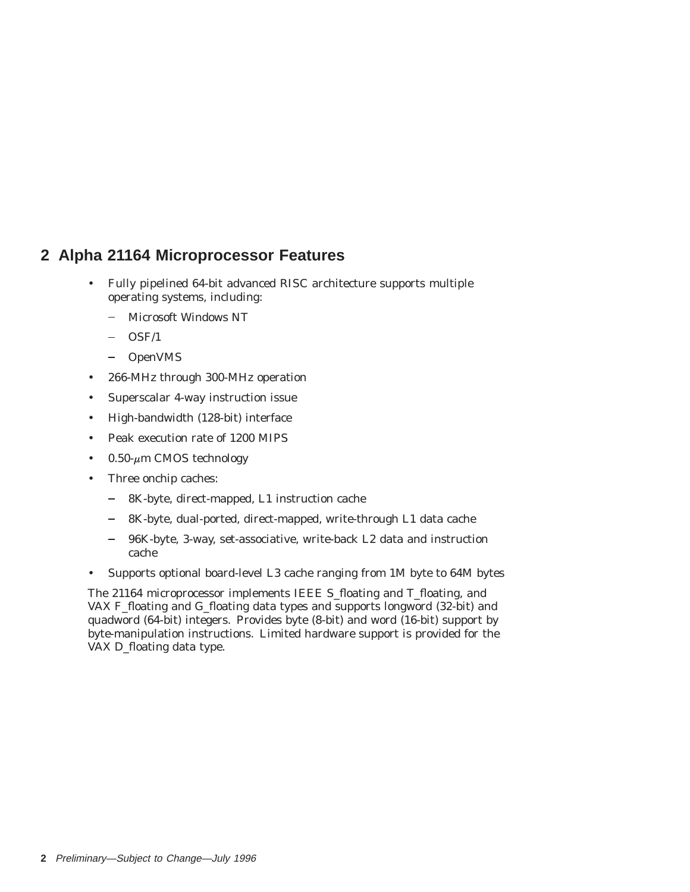## 2 Alpha 21164 Microprocessor Features

- Fully pipelined 64-bit advanced RISC architecture supports multiple operating systems, including:
  - Microsoft Windows NT
  - OSF/1
  - OpenVMS
- 266-MHz through 300-MHz operation
- Superscalar 4-way instruction issue
- High-bandwidth (128-bit) interface
- Peak execution rate of 1200 MIPS
- 0.50-$\mu$m CMOS technology
- Three onchip caches:
  - 8K-byte, direct-mapped, L1 instruction cache
  - 8K-byte, dual-ported, direct-mapped, write-through L1 data cache
  - 96K-byte, 3-way, set-associative, write-back L2 data and instruction cache
- Supports optional board-level L3 cache ranging from 1M byte to 64M bytes

The 21164 microprocessor implements IEEE S_floating and T_floating, and VAX F_floating and G_floating data types and supports longword (32-bit) and quadword (64-bit) integers. Provides byte (8-bit) and word (16-bit) support by byte-manipulation instructions. Limited hardware support is provided for the VAX D_floating data type.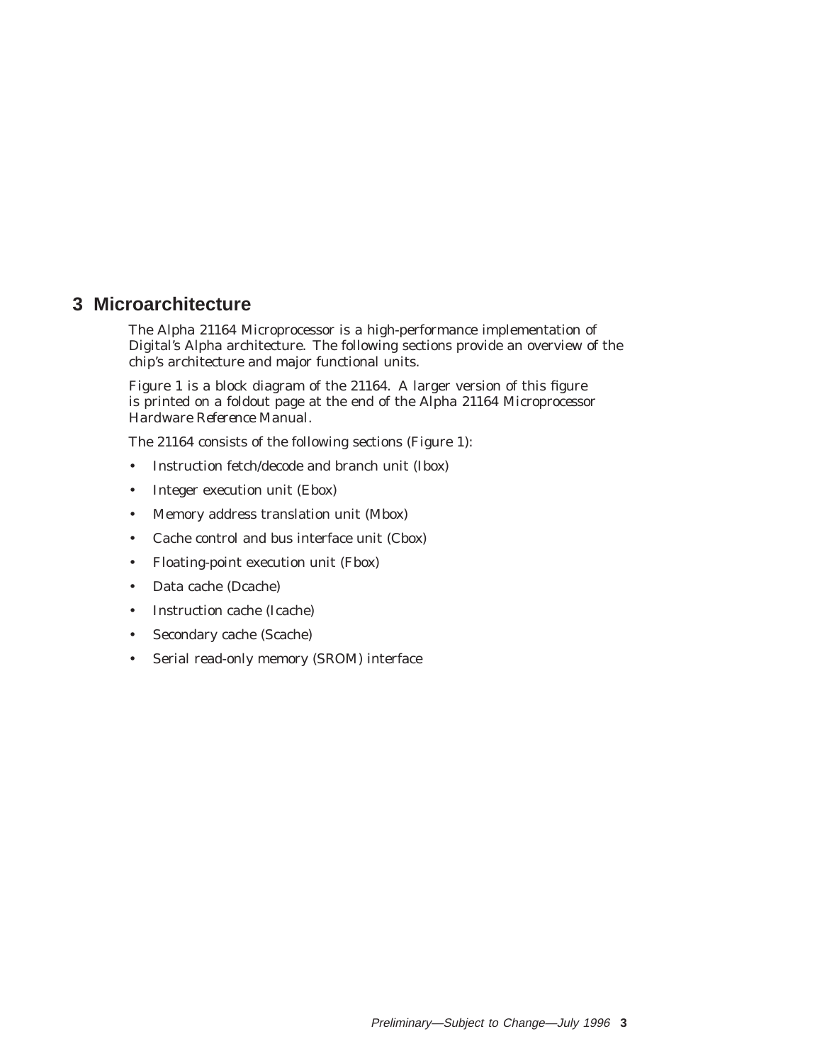# 3 Microarchitecture

The Alpha 21164 Microprocessor is a high-performance implementation of Digital's Alpha architecture. The following sections provide an overview of the chip's architecture and major functional units.

Figure 1 is a block diagram of the 21164. A larger version of this figure is printed on a foldout page at the end of the *Alpha 21164 Microprocessor Hardware Reference Manual*.

The 21164 consists of the following sections (Figure 1):

- Instruction fetch/decode and branch unit (Ibox)
- Integer execution unit (Ebox)
- Memory address translation unit (Mbox)
- Cache control and bus interface unit (Cbox)
- Floating-point execution unit (Fbox)
- Data cache (Dcache)
- Instruction cache (Icache)
- Secondary cache (Scache)
- Serial read-only memory (SROM) interface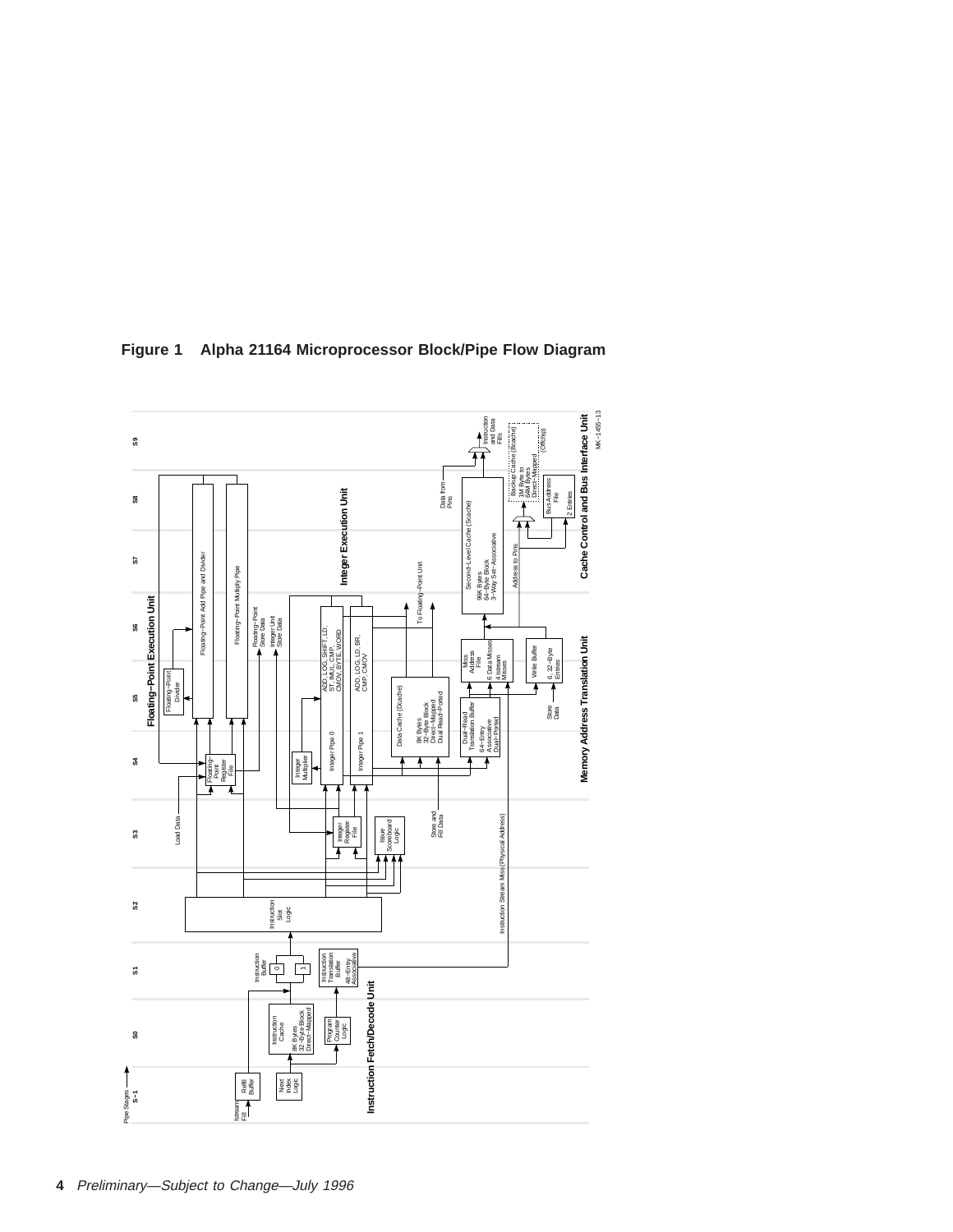**Figure 1 Alpha 21164 Microprocessor Block/Pipe Flow Diagram**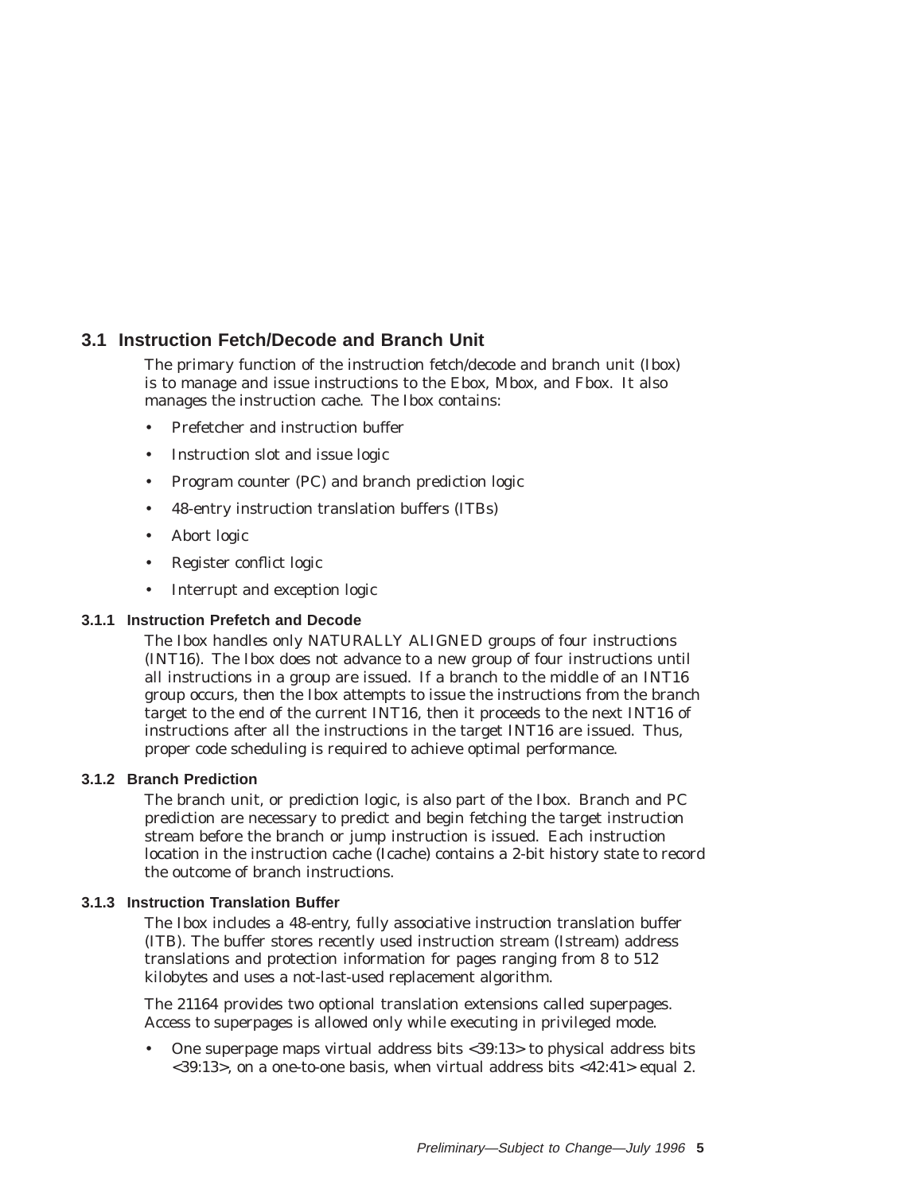## 3.1 Instruction Fetch/Decode and Branch Unit

The primary function of the instruction fetch/decode and branch unit (Ibox) is to manage and issue instructions to the Ebox, Mbox, and Fbox. It also manages the instruction cache. The Ibox contains:

- Prefetcher and instruction buffer
- Instruction slot and issue logic
- Program counter (PC) and branch prediction logic
- 48-entry instruction translation buffers (ITBs)
- Abort logic
- Register conflict logic
- Interrupt and exception logic

### 3.1.1 Instruction Prefetch and Decode

The Ibox handles only NATURALLY ALIGNED groups of four instructions (INT16). The Ibox does not advance to a new group of four instructions until all instructions in a group are issued. If a branch to the middle of an INT16 group occurs, then the Ibox attempts to issue the instructions from the branch target to the end of the current INT16, then it proceeds to the next INT16 of instructions after all the instructions in the target INT16 are issued. Thus, proper code scheduling is required to achieve optimal performance.

### 3.1.2 Branch Prediction

The branch unit, or prediction logic, is also part of the Ibox. Branch and PC prediction are necessary to predict and begin fetching the target instruction stream before the branch or jump instruction is issued. Each instruction location in the instruction cache (Icache) contains a 2-bit history state to record the outcome of branch instructions.

### 3.1.3 Instruction Translation Buffer

The Ibox includes a 48-entry, fully associative instruction translation buffer (ITB). The buffer stores recently used instruction stream (Istream) address translations and protection information for pages ranging from 8 to 512 kilobytes and uses a not-last-used replacement algorithm.

The 21164 provides two optional translation extensions called superpages. Access to superpages is allowed only while executing in privileged mode.

- One superpage maps virtual address bits <39:13> to physical address bits <39:13>, on a one-to-one basis, when virtual address bits <42:41> equal 2.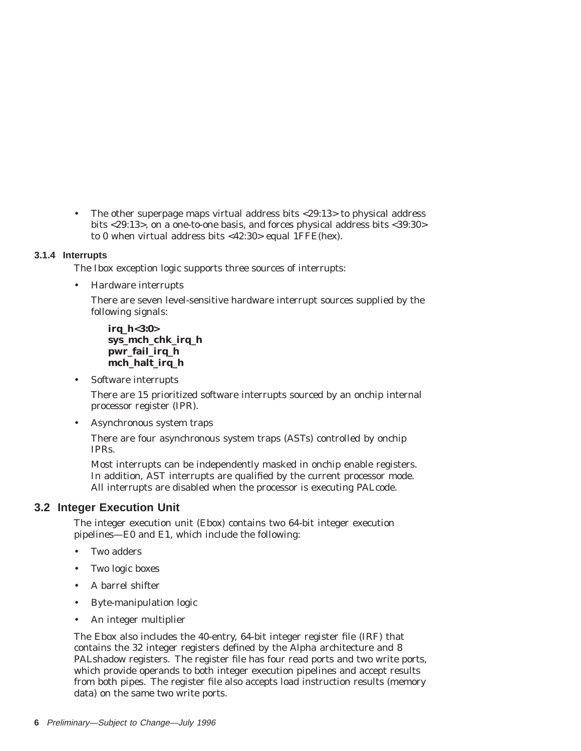- The other superpage maps virtual address bits <29:13> to physical address bits <29:13>, on a one-to-one basis, and forces physical address bits <39:30> to 0 when virtual address bits <42:30> equal 1FFE(hex).

### 3.1.4 Interrupts

The Ibox exception logic supports three sources of interrupts:

- Hardware interrupts

  There are seven level-sensitive hardware interrupt sources supplied by the following signals:

  **irq_h<3:0>**
  **sys_mch_chk_irq_h**
  **pwr_fail_irq_h**
  **mch_halt_irq_h**

- Software interrupts

  There are 15 prioritized software interrupts sourced by an onchip internal processor register (IPR).

- Asynchronous system traps

  There are four asynchronous system traps (ASTs) controlled by onchip IPRs.

  Most interrupts can be independently masked in onchip enable registers. In addition, AST interrupts are qualified by the current processor mode. All interrupts are disabled when the processor is executing PALcode.

## 3.2 Integer Execution Unit

The integer execution unit (Ebox) contains two 64-bit integer execution pipelines—E0 and E1, which include the following:

- Two adders
- Two logic boxes
- A barrel shifter
- Byte-manipulation logic
- An integer multiplier

The Ebox also includes the 40-entry, 64-bit integer register file (IRF) that contains the 32 integer registers defined by the Alpha architecture and 8 PALshadow registers. The register file has four read ports and two write ports, which provide operands to both integer execution pipelines and accept results from both pipes. The register file also accepts load instruction results (memory data) on the same two write ports.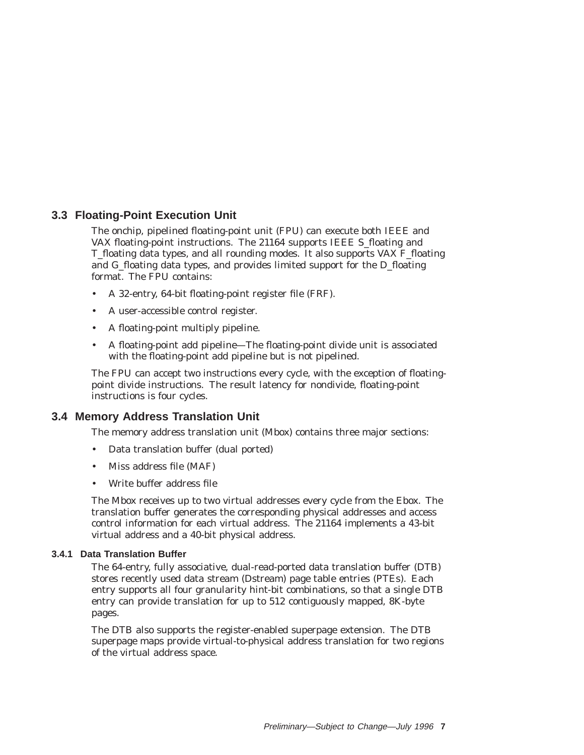## 3.3 Floating-Point Execution Unit

The onchip, pipelined floating-point unit (FPU) can execute both IEEE and VAX floating-point instructions. The 21164 supports IEEE S_floating and T_floating data types, and all rounding modes. It also supports VAX F_floating and G_floating data types, and provides limited support for the D_floating format. The FPU contains:

- A 32-entry, 64-bit floating-point register file (FRF).
- A user-accessible control register.
- A floating-point multiply pipeline.
- A floating-point add pipeline—The floating-point divide unit is associated with the floating-point add pipeline but is not pipelined.

The FPU can accept two instructions every cycle, with the exception of floating-point divide instructions. The result latency for nondivide, floating-point instructions is four cycles.

## 3.4 Memory Address Translation Unit

The memory address translation unit (Mbox) contains three major sections:

- Data translation buffer (dual ported)
- Miss address file (MAF)
- Write buffer address file

The Mbox receives up to two virtual addresses every cycle from the Ebox. The translation buffer generates the corresponding physical addresses and access control information for each virtual address. The 21164 implements a 43-bit virtual address and a 40-bit physical address.

### 3.4.1 Data Translation Buffer

The 64-entry, fully associative, dual-read-ported data translation buffer (DTB) stores recently used data stream (Dstream) page table entries (PTEs). Each entry supports all four granularity hint-bit combinations, so that a single DTB entry can provide translation for up to 512 contiguously mapped, 8K-byte pages.

The DTB also supports the register-enabled superpage extension. The DTB superpage maps provide virtual-to-physical address translation for two regions of the virtual address space.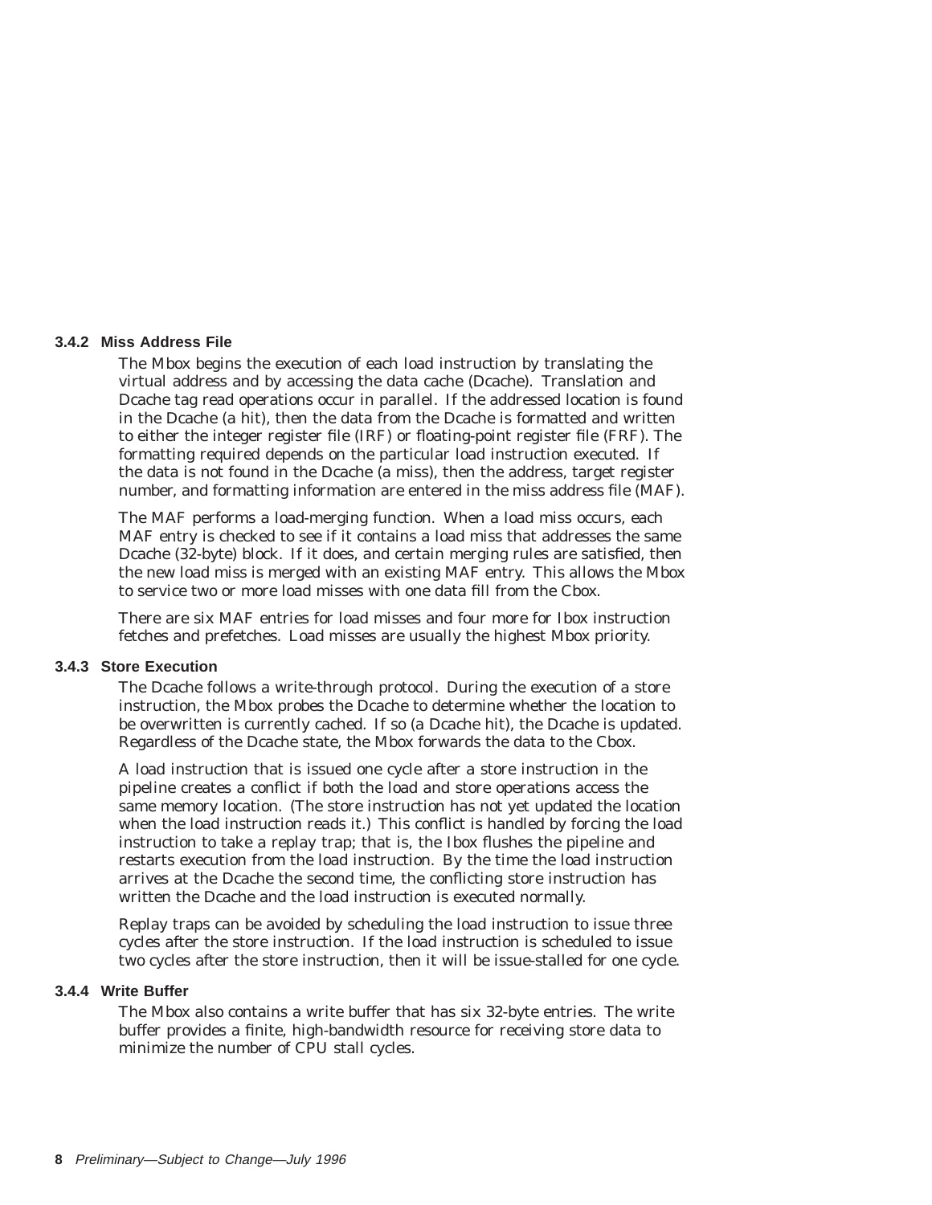### 3.4.2 Miss Address File

The Mbox begins the execution of each load instruction by translating the virtual address and by accessing the data cache (Dcache). Translation and Dcache tag read operations occur in parallel. If the addressed location is found in the Dcache (a hit), then the data from the Dcache is formatted and written to either the integer register file (IRF) or floating-point register file (FRF). The formatting required depends on the particular load instruction executed. If the data is not found in the Dcache (a miss), then the address, target register number, and formatting information are entered in the miss address file (MAF).

The MAF performs a load-merging function. When a load miss occurs, each MAF entry is checked to see if it contains a load miss that addresses the same Dcache (32-byte) block. If it does, and certain merging rules are satisfied, then the new load miss is merged with an existing MAF entry. This allows the Mbox to service two or more load misses with one data fill from the Cbox.

There are six MAF entries for load misses and four more for Ibox instruction fetches and prefetches. Load misses are usually the highest Mbox priority.

### 3.4.3 Store Execution

The Dcache follows a write-through protocol. During the execution of a store instruction, the Mbox probes the Dcache to determine whether the location to be overwritten is currently cached. If so (a Dcache hit), the Dcache is updated. Regardless of the Dcache state, the Mbox forwards the data to the Cbox.

A load instruction that is issued one cycle after a store instruction in the pipeline creates a conflict if both the load and store operations access the same memory location. (The store instruction has not yet updated the location when the load instruction reads it.) This conflict is handled by forcing the load instruction to take a replay trap; that is, the Ibox flushes the pipeline and restarts execution from the load instruction. By the time the load instruction arrives at the Dcache the second time, the conflicting store instruction has written the Dcache and the load instruction is executed normally.

Replay traps can be avoided by scheduling the load instruction to issue three cycles after the store instruction. If the load instruction is scheduled to issue two cycles after the store instruction, then it will be issue-stalled for one cycle.

### 3.4.4 Write Buffer

The Mbox also contains a write buffer that has six 32-byte entries. The write buffer provides a finite, high-bandwidth resource for receiving store data to minimize the number of CPU stall cycles.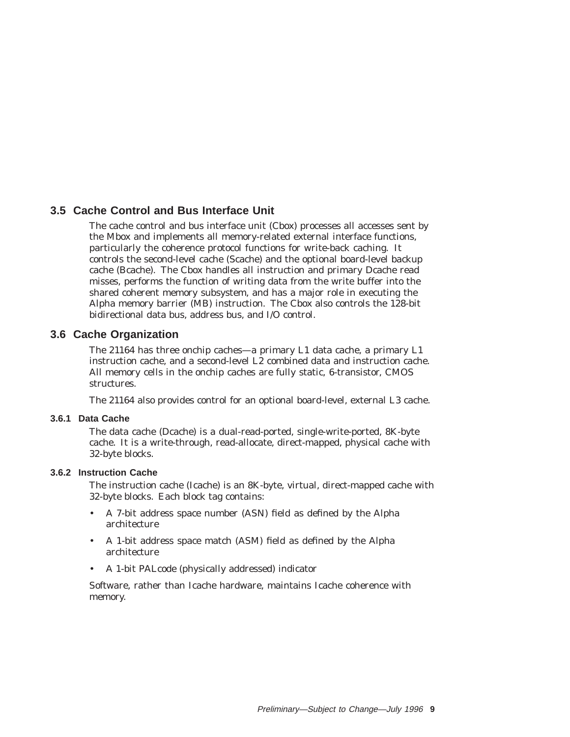## 3.5 Cache Control and Bus Interface Unit

The cache control and bus interface unit (Cbox) processes all accesses sent by the Mbox and implements all memory-related external interface functions, particularly the coherence protocol functions for write-back caching. It controls the second-level cache (Scache) and the optional board-level backup cache (Bcache). The Cbox handles all instruction and primary Dcache read misses, performs the function of writing data from the write buffer into the shared coherent memory subsystem, and has a major role in executing the Alpha memory barrier (MB) instruction. The Cbox also controls the 128-bit bidirectional data bus, address bus, and I/O control.

## 3.6 Cache Organization

The 21164 has three onchip caches—a primary L1 data cache, a primary L1 instruction cache, and a second-level L2 combined data and instruction cache. All memory cells in the onchip caches are fully static, 6-transistor, CMOS structures.

The 21164 also provides control for an optional board-level, external L3 cache.

### 3.6.1 Data Cache

The data cache (Dcache) is a dual-read-ported, single-write-ported, 8K-byte cache. It is a write-through, read-allocate, direct-mapped, physical cache with 32-byte blocks.

### 3.6.2 Instruction Cache

The instruction cache (Icache) is an 8K-byte, virtual, direct-mapped cache with 32-byte blocks. Each block tag contains:

- A 7-bit address space number (ASN) field as defined by the Alpha architecture
- A 1-bit address space match (ASM) field as defined by the Alpha architecture
- A 1-bit PALcode (physically addressed) indicator

Software, rather than Icache hardware, maintains Icache coherence with memory.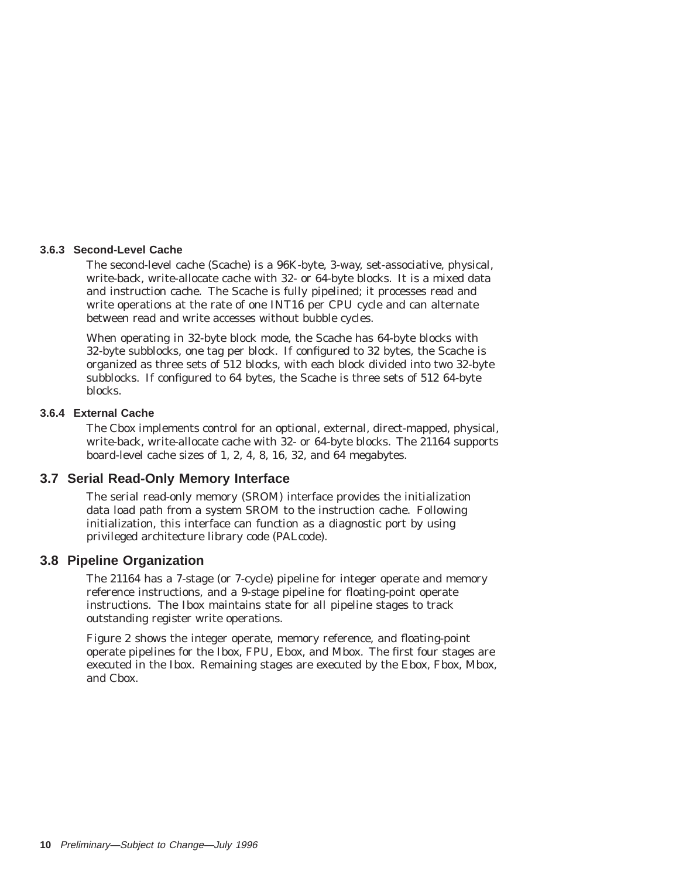### 3.6.3 Second-Level Cache

The second-level cache (Scache) is a 96K-byte, 3-way, set-associative, physical, write-back, write-allocate cache with 32- or 64-byte blocks. It is a mixed data and instruction cache. The Scache is fully pipelined; it processes read and write operations at the rate of one INT16 per CPU cycle and can alternate between read and write accesses without bubble cycles.

When operating in 32-byte block mode, the Scache has 64-byte blocks with 32-byte subblocks, one tag per block. If configured to 32 bytes, the Scache is organized as three sets of 512 blocks, with each block divided into two 32-byte subblocks. If configured to 64 bytes, the Scache is three sets of 512 64-byte blocks.

### 3.6.4 External Cache

The Cbox implements control for an optional, external, direct-mapped, physical, write-back, write-allocate cache with 32- or 64-byte blocks. The 21164 supports board-level cache sizes of 1, 2, 4, 8, 16, 32, and 64 megabytes.

## 3.7 Serial Read-Only Memory Interface

The serial read-only memory (SROM) interface provides the initialization data load path from a system SROM to the instruction cache. Following initialization, this interface can function as a diagnostic port by using privileged architecture library code (PALcode).

## 3.8 Pipeline Organization

The 21164 has a 7-stage (or 7-cycle) pipeline for integer operate and memory reference instructions, and a 9-stage pipeline for floating-point operate instructions. The Ibox maintains state for all pipeline stages to track outstanding register write operations.

Figure 2 shows the integer operate, memory reference, and floating-point operate pipelines for the Ibox, FPU, Ebox, and Mbox. The first four stages are executed in the Ibox. Remaining stages are executed by the Ebox, Fbox, Mbox, and Cbox.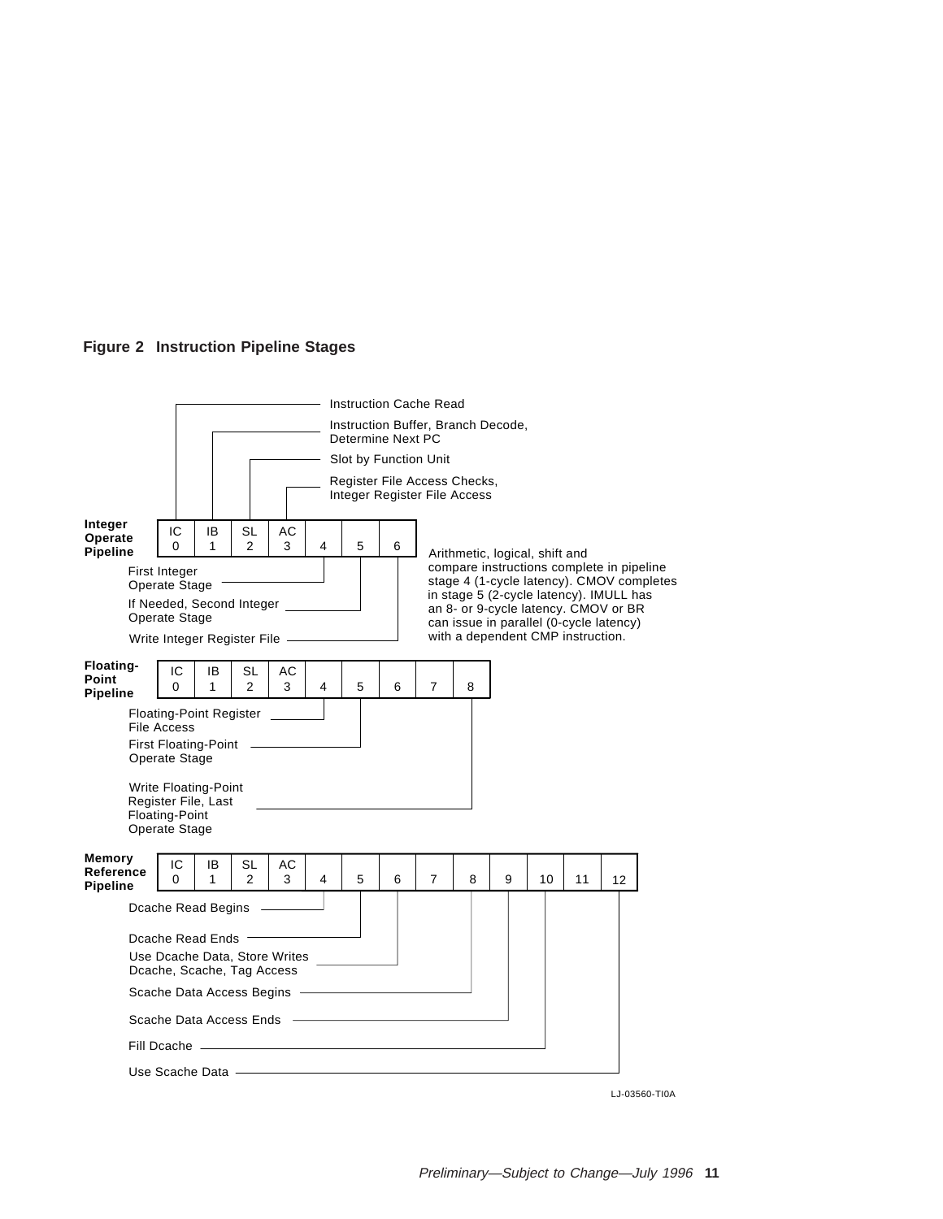**Figure 2 Instruction Pipeline Stages**

**Integer Operate Pipeline**

| IC 0 | IB 1 | SL 2 | AC 3 | 4 | 5 | 6 |
|---|---|---|---|---|---|---|

- IC 0: Instruction Cache Read
- IB 1: Instruction Buffer, Branch Decode, Determine Next PC
- SL 2: Slot by Function Unit
- AC 3: Register File Access Checks, Integer Register File Access
- 4: First Integer Operate Stage
- 5: If Needed, Second Integer Operate Stage
- 6: Write Integer Register File

Arithmetic, logical, shift and compare instructions complete in pipeline stage 4 (1-cycle latency). CMOV completes in stage 5 (2-cycle latency). IMULL has an 8- or 9-cycle latency. CMOV or BR can issue in parallel (0-cycle latency) with a dependent CMP instruction.

**Floating-Point Pipeline**

| IC 0 | IB 1 | SL 2 | AC 3 | 4 | 5 | 6 | 7 | 8 |
|---|---|---|---|---|---|---|---|---|

- 4: Floating-Point Register File Access
- 5: First Floating-Point Operate Stage
- 8: Write Floating-Point Register File, Last Floating-Point Operate Stage

**Memory Reference Pipeline**

| IC 0 | IB 1 | SL 2 | AC 3 | 4 | 5 | 6 | 7 | 8 | 9 | 10 | 11 | 12 |
|---|---|---|---|---|---|---|---|---|---|---|---|---|

- 4: Dcache Read Begins
- 5: Dcache Read Ends
- 6: Use Dcache Data, Store Writes Dcache, Scache, Tag Access
- 8: Scache Data Access Begins
- 9: Scache Data Access Ends
- 10: Fill Dcache
- 12: Use Scache Data

LJ-03560-TI0A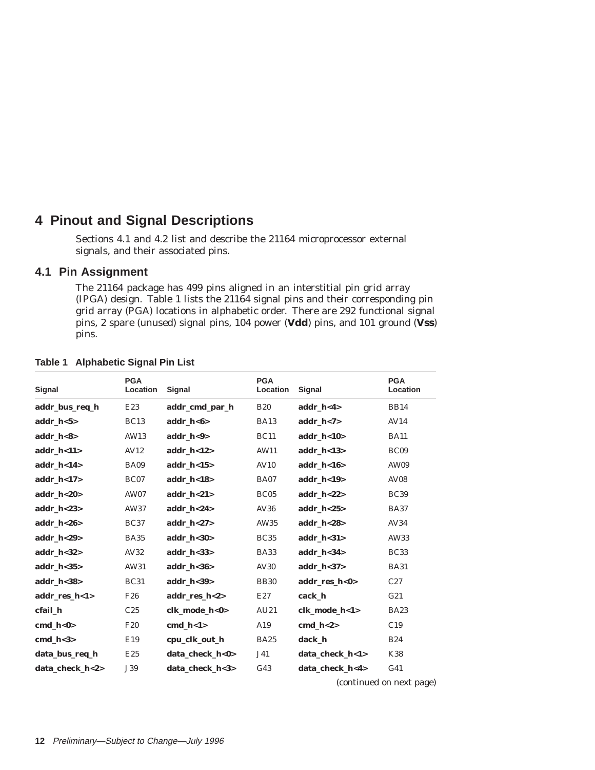# 4 Pinout and Signal Descriptions

Sections 4.1 and 4.2 list and describe the 21164 microprocessor external signals, and their associated pins.

## 4.1 Pin Assignment

The 21164 package has 499 pins aligned in an interstitial pin grid array (IPGA) design. Table 1 lists the 21164 signal pins and their corresponding pin grid array (PGA) locations in alphabetic order. There are 292 functional signal pins, 2 spare (unused) signal pins, 104 power (**Vdd**) pins, and 101 ground (**Vss**) pins.

**Table 1 Alphabetic Signal Pin List**

| Signal | PGA Location | Signal | PGA Location | Signal | PGA Location |
|---|---|---|---|---|---|
| **addr_bus_req_h** | E23 | **addr_cmd_par_h** | B20 | **addr_h<4>** | BB14 |
| **addr_h<5>** | BC13 | **addr_h<6>** | BA13 | **addr_h<7>** | AV14 |
| **addr_h<8>** | AW13 | **addr_h<9>** | BC11 | **addr_h<10>** | BA11 |
| **addr_h<11>** | AV12 | **addr_h<12>** | AW11 | **addr_h<13>** | BC09 |
| **addr_h<14>** | BA09 | **addr_h<15>** | AV10 | **addr_h<16>** | AW09 |
| **addr_h<17>** | BC07 | **addr_h<18>** | BA07 | **addr_h<19>** | AV08 |
| **addr_h<20>** | AW07 | **addr_h<21>** | BC05 | **addr_h<22>** | BC39 |
| **addr_h<23>** | AW37 | **addr_h<24>** | AV36 | **addr_h<25>** | BA37 |
| **addr_h<26>** | BC37 | **addr_h<27>** | AW35 | **addr_h<28>** | AV34 |
| **addr_h<29>** | BA35 | **addr_h<30>** | BC35 | **addr_h<31>** | AW33 |
| **addr_h<32>** | AV32 | **addr_h<33>** | BA33 | **addr_h<34>** | BC33 |
| **addr_h<35>** | AW31 | **addr_h<36>** | AV30 | **addr_h<37>** | BA31 |
| **addr_h<38>** | BC31 | **addr_h<39>** | BB30 | **addr_res_h<0>** | C27 |
| **addr_res_h<1>** | F26 | **addr_res_h<2>** | E27 | **cack_h** | G21 |
| **cfail_h** | C25 | **clk_mode_h<0>** | AU21 | **clk_mode_h<1>** | BA23 |
| **cmd_h<0>** | F20 | **cmd_h<1>** | A19 | **cmd_h<2>** | C19 |
| **cmd_h<3>** | E19 | **cpu_clk_out_h** | BA25 | **dack_h** | B24 |
| **data_bus_req_h** | E25 | **data_check_h<0>** | J41 | **data_check_h<1>** | K38 |
| **data_check_h<2>** | J39 | **data_check_h<3>** | G43 | **data_check_h<4>** | G41 |

*(continued on next page)*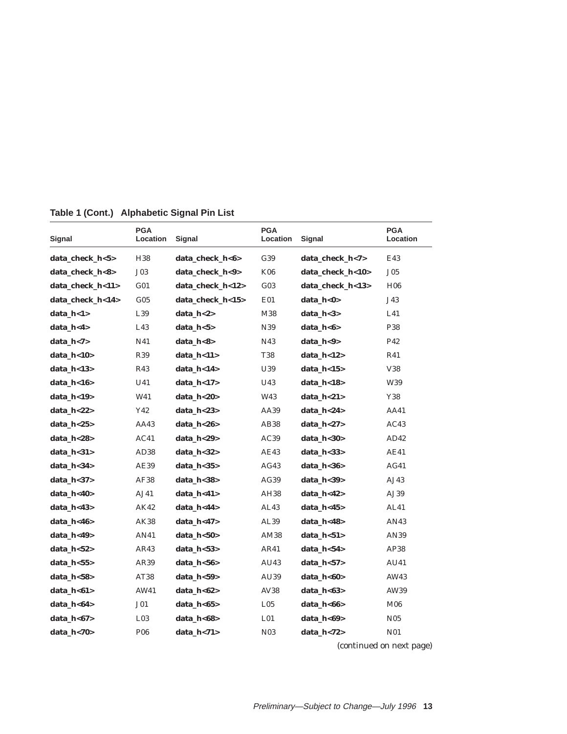**Table 1 (Cont.) Alphabetic Signal Pin List**

| Signal | PGA Location | Signal | PGA Location | Signal | PGA Location |
|---|---|---|---|---|---|
| **data_check_h<5>** | H38 | **data_check_h<6>** | G39 | **data_check_h<7>** | E43 |
| **data_check_h<8>** | J03 | **data_check_h<9>** | K06 | **data_check_h<10>** | J05 |
| **data_check_h<11>** | G01 | **data_check_h<12>** | G03 | **data_check_h<13>** | H06 |
| **data_check_h<14>** | G05 | **data_check_h<15>** | E01 | **data_h<0>** | J43 |
| **data_h<1>** | L39 | **data_h<2>** | M38 | **data_h<3>** | L41 |
| **data_h<4>** | L43 | **data_h<5>** | N39 | **data_h<6>** | P38 |
| **data_h<7>** | N41 | **data_h<8>** | N43 | **data_h<9>** | P42 |
| **data_h<10>** | R39 | **data_h<11>** | T38 | **data_h<12>** | R41 |
| **data_h<13>** | R43 | **data_h<14>** | U39 | **data_h<15>** | V38 |
| **data_h<16>** | U41 | **data_h<17>** | U43 | **data_h<18>** | W39 |
| **data_h<19>** | W41 | **data_h<20>** | W43 | **data_h<21>** | Y38 |
| **data_h<22>** | Y42 | **data_h<23>** | AA39 | **data_h<24>** | AA41 |
| **data_h<25>** | AA43 | **data_h<26>** | AB38 | **data_h<27>** | AC43 |
| **data_h<28>** | AC41 | **data_h<29>** | AC39 | **data_h<30>** | AD42 |
| **data_h<31>** | AD38 | **data_h<32>** | AE43 | **data_h<33>** | AE41 |
| **data_h<34>** | AE39 | **data_h<35>** | AG43 | **data_h<36>** | AG41 |
| **data_h<37>** | AF38 | **data_h<38>** | AG39 | **data_h<39>** | AJ43 |
| **data_h<40>** | AJ41 | **data_h<41>** | AH38 | **data_h<42>** | AJ39 |
| **data_h<43>** | AK42 | **data_h<44>** | AL43 | **data_h<45>** | AL41 |
| **data_h<46>** | AK38 | **data_h<47>** | AL39 | **data_h<48>** | AN43 |
| **data_h<49>** | AN41 | **data_h<50>** | AM38 | **data_h<51>** | AN39 |
| **data_h<52>** | AR43 | **data_h<53>** | AR41 | **data_h<54>** | AP38 |
| **data_h<55>** | AR39 | **data_h<56>** | AU43 | **data_h<57>** | AU41 |
| **data_h<58>** | AT38 | **data_h<59>** | AU39 | **data_h<60>** | AW43 |
| **data_h<61>** | AW41 | **data_h<62>** | AV38 | **data_h<63>** | AW39 |
| **data_h<64>** | J01 | **data_h<65>** | L05 | **data_h<66>** | M06 |
| **data_h<67>** | L03 | **data_h<68>** | L01 | **data_h<69>** | N05 |
| **data_h<70>** | P06 | **data_h<71>** | N03 | **data_h<72>** | N01 |

*(continued on next page)*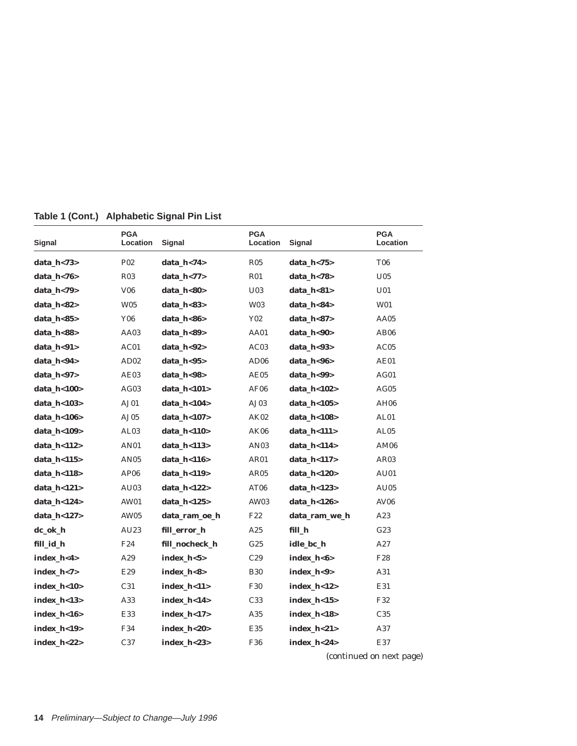**Table 1 (Cont.) Alphabetic Signal Pin List**

| Signal | PGA Location | Signal | PGA Location | Signal | PGA Location |
|---|---|---|---|---|---|
| **data_h<73>** | P02 | **data_h<74>** | R05 | **data_h<75>** | T06 |
| **data_h<76>** | R03 | **data_h<77>** | R01 | **data_h<78>** | U05 |
| **data_h<79>** | V06 | **data_h<80>** | U03 | **data_h<81>** | U01 |
| **data_h<82>** | W05 | **data_h<83>** | W03 | **data_h<84>** | W01 |
| **data_h<85>** | Y06 | **data_h<86>** | Y02 | **data_h<87>** | AA05 |
| **data_h<88>** | AA03 | **data_h<89>** | AA01 | **data_h<90>** | AB06 |
| **data_h<91>** | AC01 | **data_h<92>** | AC03 | **data_h<93>** | AC05 |
| **data_h<94>** | AD02 | **data_h<95>** | AD06 | **data_h<96>** | AE01 |
| **data_h<97>** | AE03 | **data_h<98>** | AE05 | **data_h<99>** | AG01 |
| **data_h<100>** | AG03 | **data_h<101>** | AF06 | **data_h<102>** | AG05 |
| **data_h<103>** | AJ01 | **data_h<104>** | AJ03 | **data_h<105>** | AH06 |
| **data_h<106>** | AJ05 | **data_h<107>** | AK02 | **data_h<108>** | AL01 |
| **data_h<109>** | AL03 | **data_h<110>** | AK06 | **data_h<111>** | AL05 |
| **data_h<112>** | AN01 | **data_h<113>** | AN03 | **data_h<114>** | AM06 |
| **data_h<115>** | AN05 | **data_h<116>** | AR01 | **data_h<117>** | AR03 |
| **data_h<118>** | AP06 | **data_h<119>** | AR05 | **data_h<120>** | AU01 |
| **data_h<121>** | AU03 | **data_h<122>** | AT06 | **data_h<123>** | AU05 |
| **data_h<124>** | AW01 | **data_h<125>** | AW03 | **data_h<126>** | AV06 |
| **data_h<127>** | AW05 | **data_ram_oe_h** | F22 | **data_ram_we_h** | A23 |
| **dc_ok_h** | AU23 | **fill_error_h** | A25 | **fill_h** | G23 |
| **fill_id_h** | F24 | **fill_nocheck_h** | G25 | **idle_bc_h** | A27 |
| **index_h<4>** | A29 | **index_h<5>** | C29 | **index_h<6>** | F28 |
| **index_h<7>** | E29 | **index_h<8>** | B30 | **index_h<9>** | A31 |
| **index_h<10>** | C31 | **index_h<11>** | F30 | **index_h<12>** | E31 |
| **index_h<13>** | A33 | **index_h<14>** | C33 | **index_h<15>** | F32 |
| **index_h<16>** | E33 | **index_h<17>** | A35 | **index_h<18>** | C35 |
| **index_h<19>** | F34 | **index_h<20>** | E35 | **index_h<21>** | A37 |
| **index_h<22>** | C37 | **index_h<23>** | F36 | **index_h<24>** | E37 |

*(continued on next page)*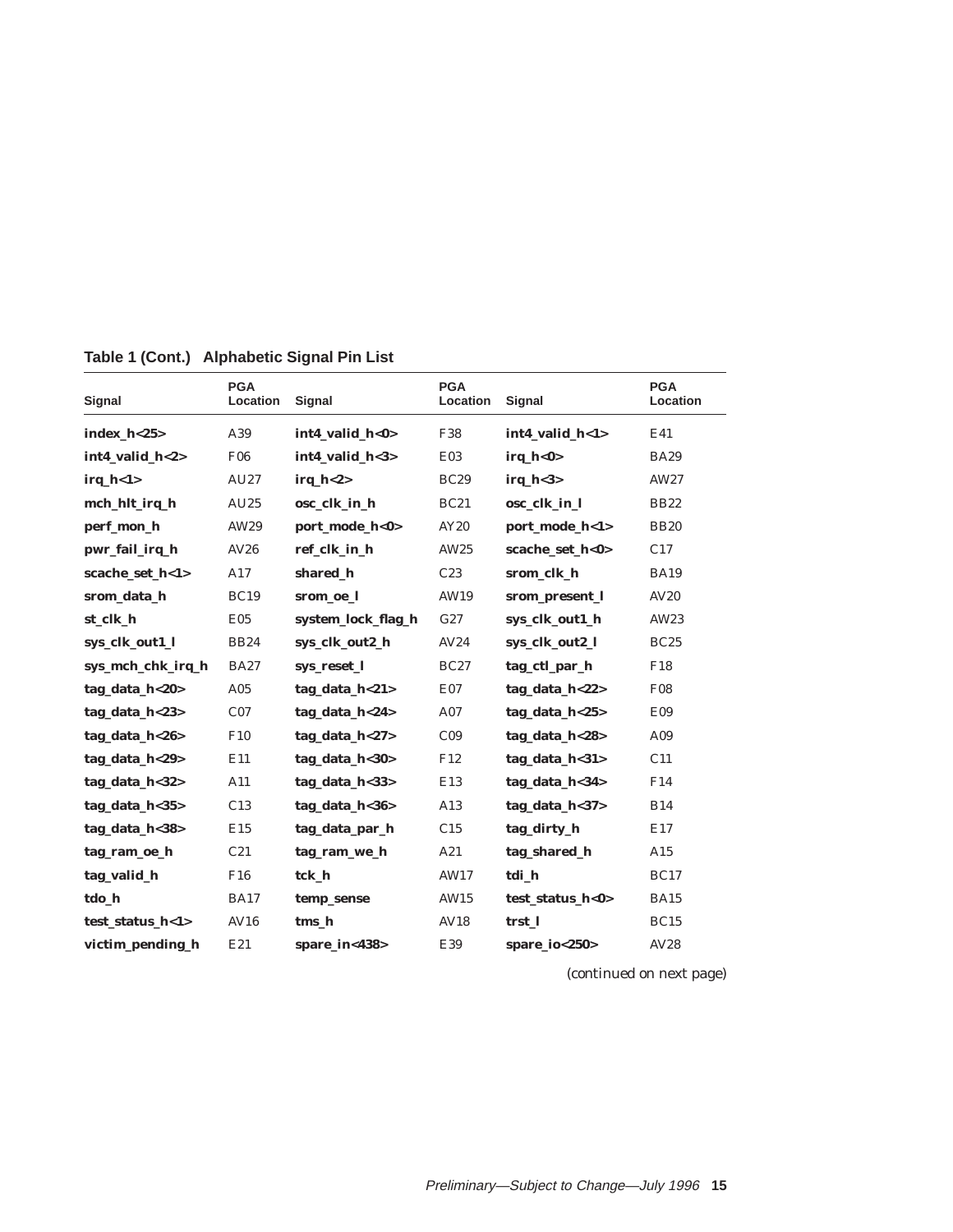**Table 1 (Cont.) Alphabetic Signal Pin List**

| Signal | PGA Location | Signal | PGA Location | Signal | PGA Location |
|---|---|---|---|---|---|
| **index_h<25>** | A39 | **int4_valid_h<0>** | F38 | **int4_valid_h<1>** | E41 |
| **int4_valid_h<2>** | F06 | **int4_valid_h<3>** | E03 | **irq_h<0>** | BA29 |
| **irq_h<1>** | AU27 | **irq_h<2>** | BC29 | **irq_h<3>** | AW27 |
| **mch_hlt_irq_h** | AU25 | **osc_clk_in_h** | BC21 | **osc_clk_in_l** | BB22 |
| **perf_mon_h** | AW29 | **port_mode_h<0>** | AY20 | **port_mode_h<1>** | BB20 |
| **pwr_fail_irq_h** | AV26 | **ref_clk_in_h** | AW25 | **scache_set_h<0>** | C17 |
| **scache_set_h<1>** | A17 | **shared_h** | C23 | **srom_clk_h** | BA19 |
| **srom_data_h** | BC19 | **srom_oe_l** | AW19 | **srom_present_l** | AV20 |
| **st_clk_h** | E05 | **system_lock_flag_h** | G27 | **sys_clk_out1_h** | AW23 |
| **sys_clk_out1_l** | BB24 | **sys_clk_out2_h** | AV24 | **sys_clk_out2_l** | BC25 |
| **sys_mch_chk_irq_h** | BA27 | **sys_reset_l** | BC27 | **tag_ctl_par_h** | F18 |
| **tag_data_h<20>** | A05 | **tag_data_h<21>** | E07 | **tag_data_h<22>** | F08 |
| **tag_data_h<23>** | C07 | **tag_data_h<24>** | A07 | **tag_data_h<25>** | E09 |
| **tag_data_h<26>** | F10 | **tag_data_h<27>** | C09 | **tag_data_h<28>** | A09 |
| **tag_data_h<29>** | E11 | **tag_data_h<30>** | F12 | **tag_data_h<31>** | C11 |
| **tag_data_h<32>** | A11 | **tag_data_h<33>** | E13 | **tag_data_h<34>** | F14 |
| **tag_data_h<35>** | C13 | **tag_data_h<36>** | A13 | **tag_data_h<37>** | B14 |
| **tag_data_h<38>** | E15 | **tag_data_par_h** | C15 | **tag_dirty_h** | E17 |
| **tag_ram_oe_h** | C21 | **tag_ram_we_h** | A21 | **tag_shared_h** | A15 |
| **tag_valid_h** | F16 | **tck_h** | AW17 | **tdi_h** | BC17 |
| **tdo_h** | BA17 | **temp_sense** | AW15 | **test_status_h<0>** | BA15 |
| **test_status_h<1>** | AV16 | **tms_h** | AV18 | **trst_l** | BC15 |
| **victim_pending_h** | E21 | **spare_in<438>** | E39 | **spare_io<250>** | AV28 |

*(continued on next page)*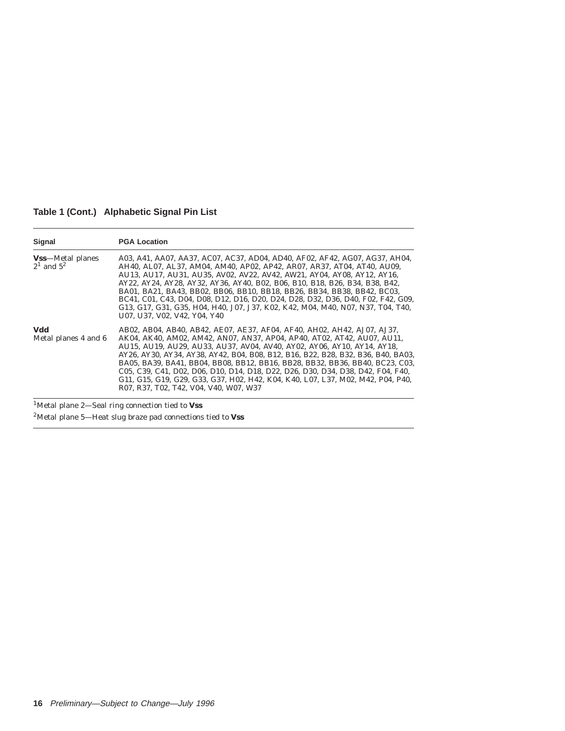**Table 1 (Cont.) Alphabetic Signal Pin List**

| Signal | PGA Location |
|---|---|
| **Vss**—Metal planes 2[1] and 5[2] | A03, A41, AA07, AA37, AC07, AC37, AD04, AD40, AF02, AF42, AG07, AG37, AH04, AH40, AL07, AL37, AM04, AM40, AP02, AP42, AR07, AR37, AT04, AT40, AU09, AU13, AU17, AU31, AU35, AV02, AV22, AV42, AW21, AY04, AY08, AY12, AY16, AY22, AY24, AY28, AY32, AY36, AY40, B02, B06, B10, B18, B26, B34, B38, B42, BA01, BA21, BA43, BB02, BB06, BB10, BB18, BB26, BB34, BB38, BB42, BC03, BC41, C01, C43, D04, D08, D12, D16, D20, D24, D28, D32, D36, D40, F02, F42, G09, G13, G17, G31, G35, H04, H40, J07, J37, K02, K42, M04, M40, N07, N37, T04, T40, U07, U37, V02, V42, Y04, Y40 |
| **Vdd** Metal planes 4 and 6 | AB02, AB04, AB40, AB42, AE07, AE37, AF04, AF40, AH02, AH42, AJ07, AJ37, AK04, AK40, AM02, AM42, AN07, AN37, AP04, AP40, AT02, AT42, AU07, AU11, AU15, AU19, AU29, AU33, AU37, AV04, AV40, AY02, AY06, AY10, AY14, AY18, AY26, AY30, AY34, AY38, AY42, B04, B08, B12, B16, B22, B28, B32, B36, B40, BA03, BA05, BA39, BA41, BB04, BB08, BB12, BB16, BB28, BB32, BB36, BB40, BC23, C03, C05, C39, C41, D02, D06, D10, D14, D18, D22, D26, D30, D34, D38, D42, F04, F40, G11, G15, G19, G29, G33, G37, H02, H42, K04, K40, L07, L37, M02, M42, P04, P40, R07, R37, T02, T42, V04, V40, W07, W37 |

[1]Metal plane 2—Seal ring connection tied to **Vss**

[2]Metal plane 5—Heat slug braze pad connections tied to **Vss**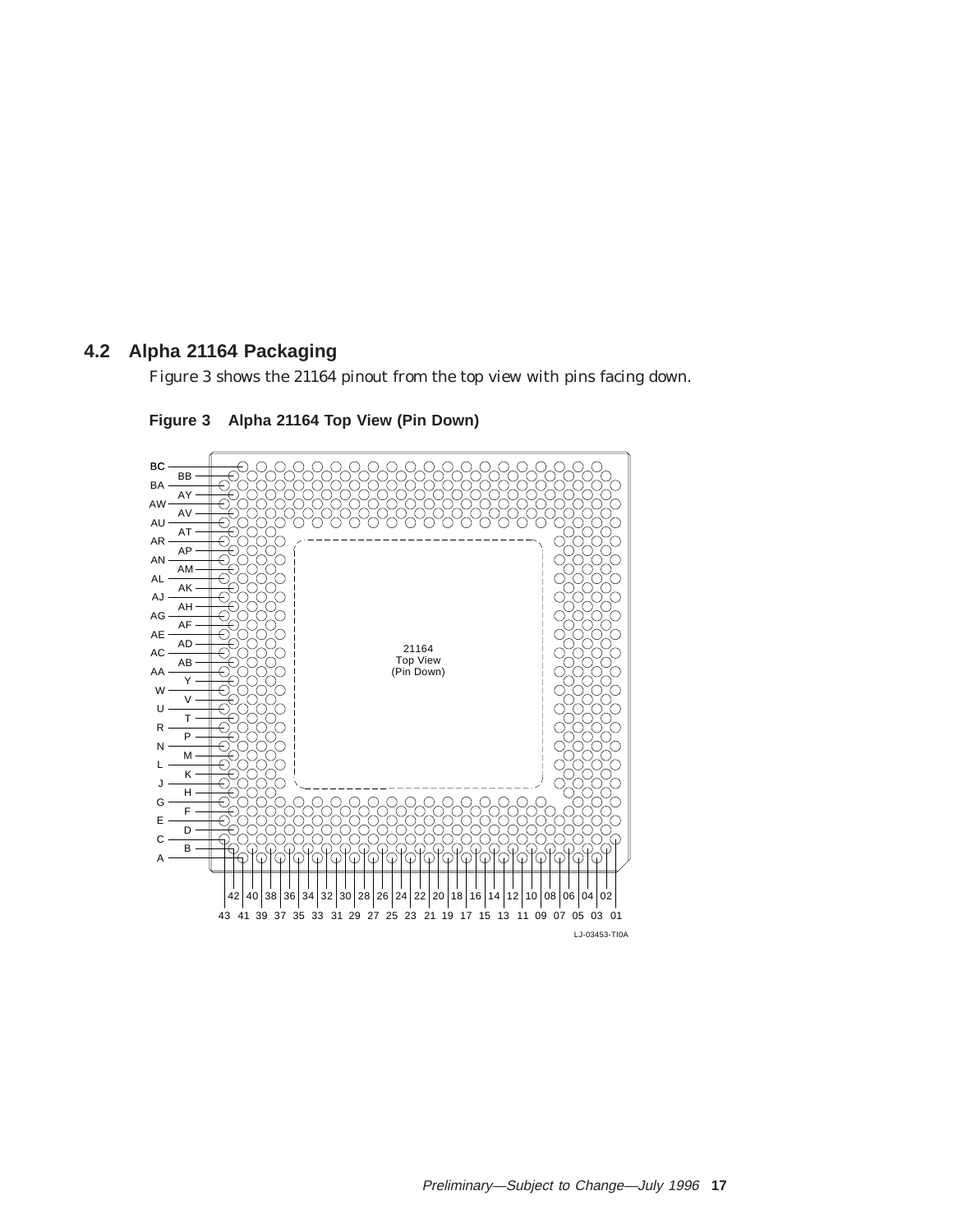## 4.2 Alpha 21164 Packaging

Figure 3 shows the 21164 pinout from the top view with pins facing down.

**Figure 3 Alpha 21164 Top View (Pin Down)**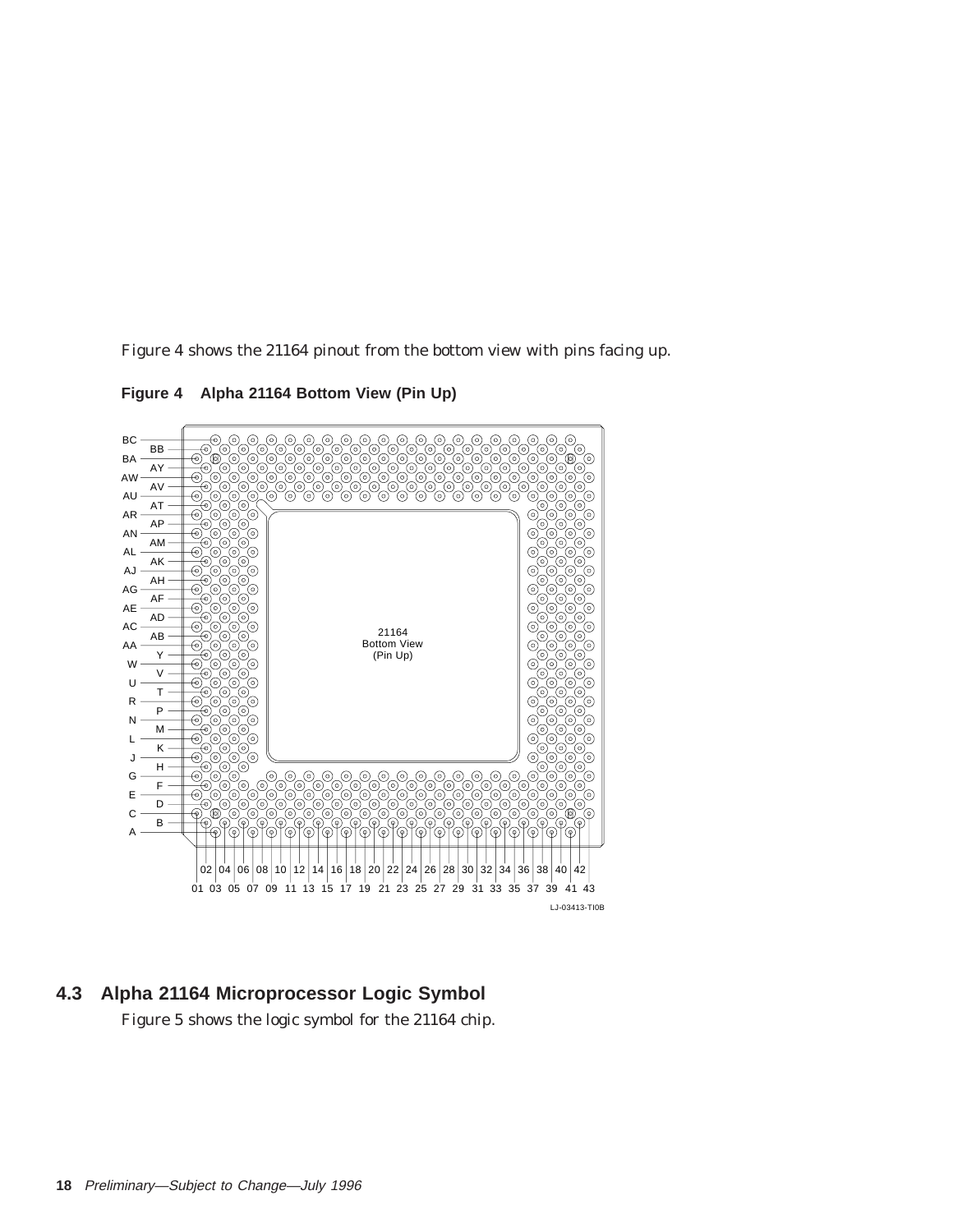Figure 4 shows the 21164 pinout from the bottom view with pins facing up.

**Figure 4 Alpha 21164 Bottom View (Pin Up)**

## 4.3 Alpha 21164 Microprocessor Logic Symbol

Figure 5 shows the logic symbol for the 21164 chip.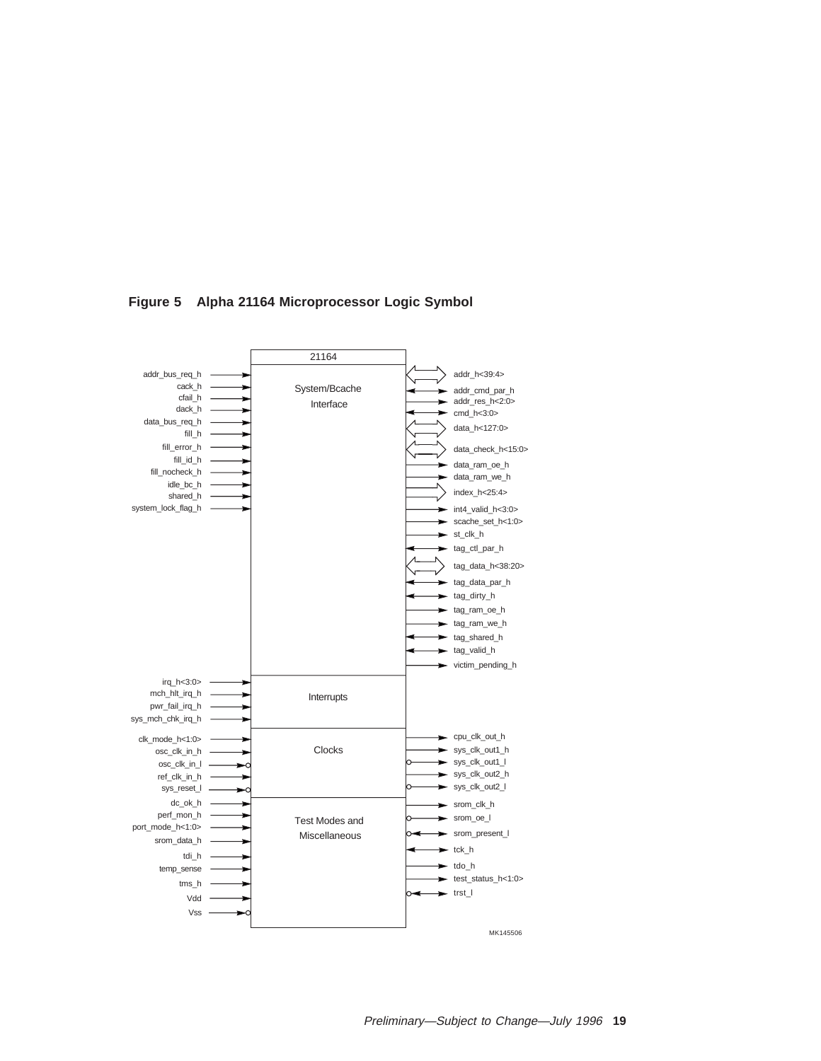**Figure 5 Alpha 21164 Microprocessor Logic Symbol**

21164

| Inputs | Section | Outputs |
| --- | --- | --- |
| addr_bus_req_h, cack_h, cfail_h, dack_h, data_bus_req_h, fill_h, fill_error_h, fill_id_h, fill_nocheck_h, idle_bc_h, shared_h, system_lock_flag_h | System/Bcache Interface | addr_h<39:4>, addr_cmd_par_h, addr_res_h<2:0>, cmd_h<3:0>, data_h<127:0>, data_check_h<15:0>, data_ram_oe_h, data_ram_we_h, index_h<25:4>, int4_valid_h<3:0>, scache_set_h<1:0>, st_clk_h, tag_ctl_par_h, tag_data_h<38:20>, tag_data_par_h, tag_dirty_h, tag_ram_oe_h, tag_ram_we_h, tag_shared_h, tag_valid_h, victim_pending_h |
| irq_h<3:0>, mch_hlt_irq_h, pwr_fail_irq_h, sys_mch_chk_irq_h | Interrupts | |
| clk_mode_h<1:0>, osc_clk_in_h, osc_clk_in_l, ref_clk_in_h, sys_reset_l | Clocks | cpu_clk_out_h, sys_clk_out1_h, sys_clk_out1_l, sys_clk_out2_h, sys_clk_out2_l |
| dc_ok_h, perf_mon_h, port_mode_h<1:0>, srom_data_h, tdi_h, temp_sense, tms_h, Vdd, Vss | Test Modes and Miscellaneous | srom_clk_h, srom_oe_l, srom_present_l, tck_h, tdo_h, test_status_h<1:0>, trst_l |

MK145506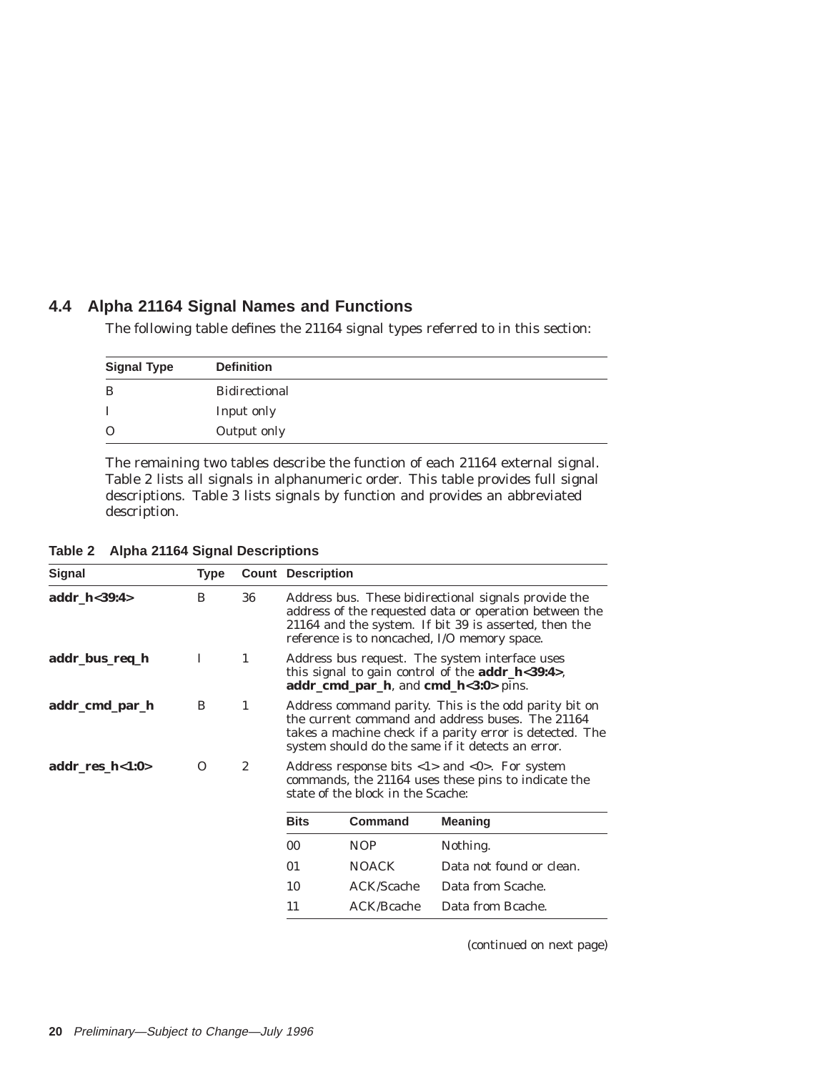## 4.4 Alpha 21164 Signal Names and Functions

The following table defines the 21164 signal types referred to in this section:

| Signal Type | Definition |
|---|---|
| B | Bidirectional |
| I | Input only |
| O | Output only |

The remaining two tables describe the function of each 21164 external signal. Table 2 lists all signals in alphanumeric order. This table provides full signal descriptions. Table 3 lists signals by function and provides an abbreviated description.

**Table 2 Alpha 21164 Signal Descriptions**

| Signal | Type | Count | Description |
|---|---|---|---|
| **addr_h<39:4>** | B | 36 | Address bus. These bidirectional signals provide the address of the requested data or operation between the 21164 and the system. If bit 39 is asserted, then the reference is to noncached, I/O memory space. |
| **addr_bus_req_h** | I | 1 | Address bus request. The system interface uses this signal to gain control of the **addr_h<39:4>**, **addr_cmd_par_h**, and **cmd_h<3:0>** pins. |
| **addr_cmd_par_h** | B | 1 | Address command parity. This is the odd parity bit on the current command and address buses. The 21164 takes a machine check if a parity error is detected. The system should do the same if it detects an error. |
| **addr_res_h<1:0>** | O | 2 | Address response bits <1> and <0>. For system commands, the 21164 uses these pins to indicate the state of the block in the Scache:<br><br>Bits / Command / Meaning:<br>00 — NOP — Nothing.<br>01 — NOACK — Data not found or clean.<br>10 — ACK/Scache — Data from Scache.<br>11 — ACK/Bcache — Data from Bcache. |

(continued on next page)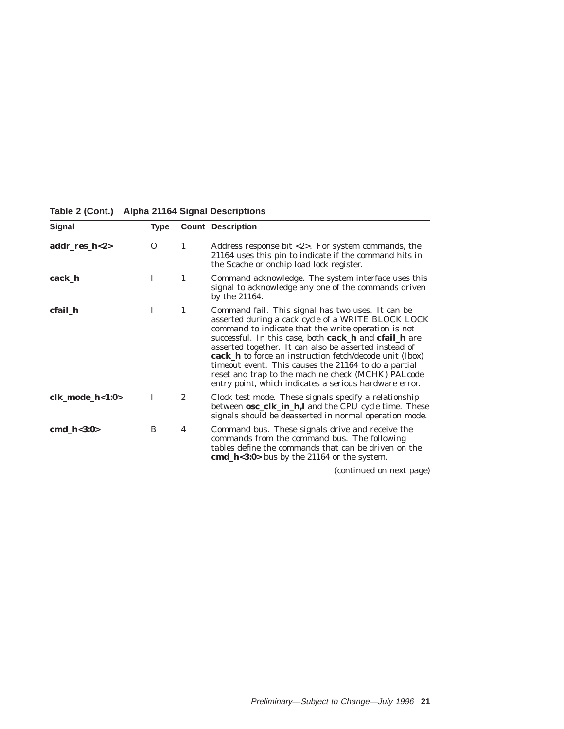**Table 2 (Cont.) Alpha 21164 Signal Descriptions**

| Signal | Type | Count | Description |
|---|---|---|---|
| **addr_res_h<2>** | O | 1 | Address response bit <2>. For system commands, the 21164 uses this pin to indicate if the command hits in the Scache or onchip load lock register. |
| **cack_h** | I | 1 | Command acknowledge. The system interface uses this signal to acknowledge any one of the commands driven by the 21164. |
| **cfail_h** | I | 1 | Command fail. This signal has two uses. It can be asserted during a cack cycle of a WRITE BLOCK LOCK command to indicate that the write operation is not successful. In this case, both **cack_h** and **cfail_h** are asserted together. It can also be asserted instead of **cack_h** to force an instruction fetch/decode unit (Ibox) timeout event. This causes the 21164 to do a partial reset and trap to the machine check (MCHK) PALcode entry point, which indicates a serious hardware error. |
| **clk_mode_h<1:0>** | I | 2 | Clock test mode. These signals specify a relationship between **osc_clk_in_h,l** and the CPU cycle time. These signals should be deasserted in normal operation mode. |
| **cmd_h<3:0>** | B | 4 | Command bus. These signals drive and receive the commands from the command bus. The following tables define the commands that can be driven on the **cmd_h<3:0>** bus by the 21164 or the system. |

*(continued on next page)*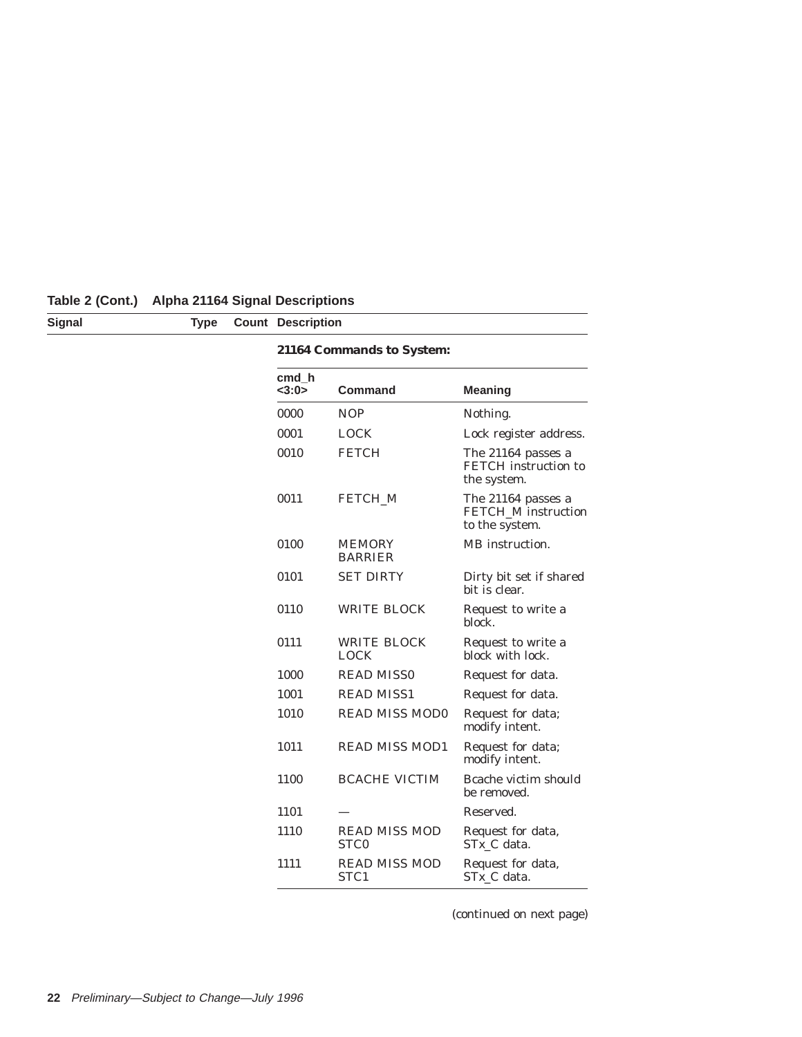**Table 2 (Cont.) Alpha 21164 Signal Descriptions**

| Signal | Type | Count | Description |
|---|---|---|---|
| | | | **21164 Commands to System:** |

| cmd_h <3:0> | Command | Meaning |
|---|---|---|
| 0000 | NOP | Nothing. |
| 0001 | LOCK | Lock register address. |
| 0010 | FETCH | The 21164 passes a FETCH instruction to the system. |
| 0011 | FETCH_M | The 21164 passes a FETCH_M instruction to the system. |
| 0100 | MEMORY BARRIER | MB instruction. |
| 0101 | SET DIRTY | Dirty bit set if shared bit is clear. |
| 0110 | WRITE BLOCK | Request to write a block. |
| 0111 | WRITE BLOCK LOCK | Request to write a block with lock. |
| 1000 | READ MISS0 | Request for data. |
| 1001 | READ MISS1 | Request for data. |
| 1010 | READ MISS MOD0 | Request for data; modify intent. |
| 1011 | READ MISS MOD1 | Request for data; modify intent. |
| 1100 | BCACHE VICTIM | Bcache victim should be removed. |
| 1101 | — | Reserved. |
| 1110 | READ MISS MOD STC0 | Request for data, STx_C data. |
| 1111 | READ MISS MOD STC1 | Request for data, STx_C data. |

(continued on next page)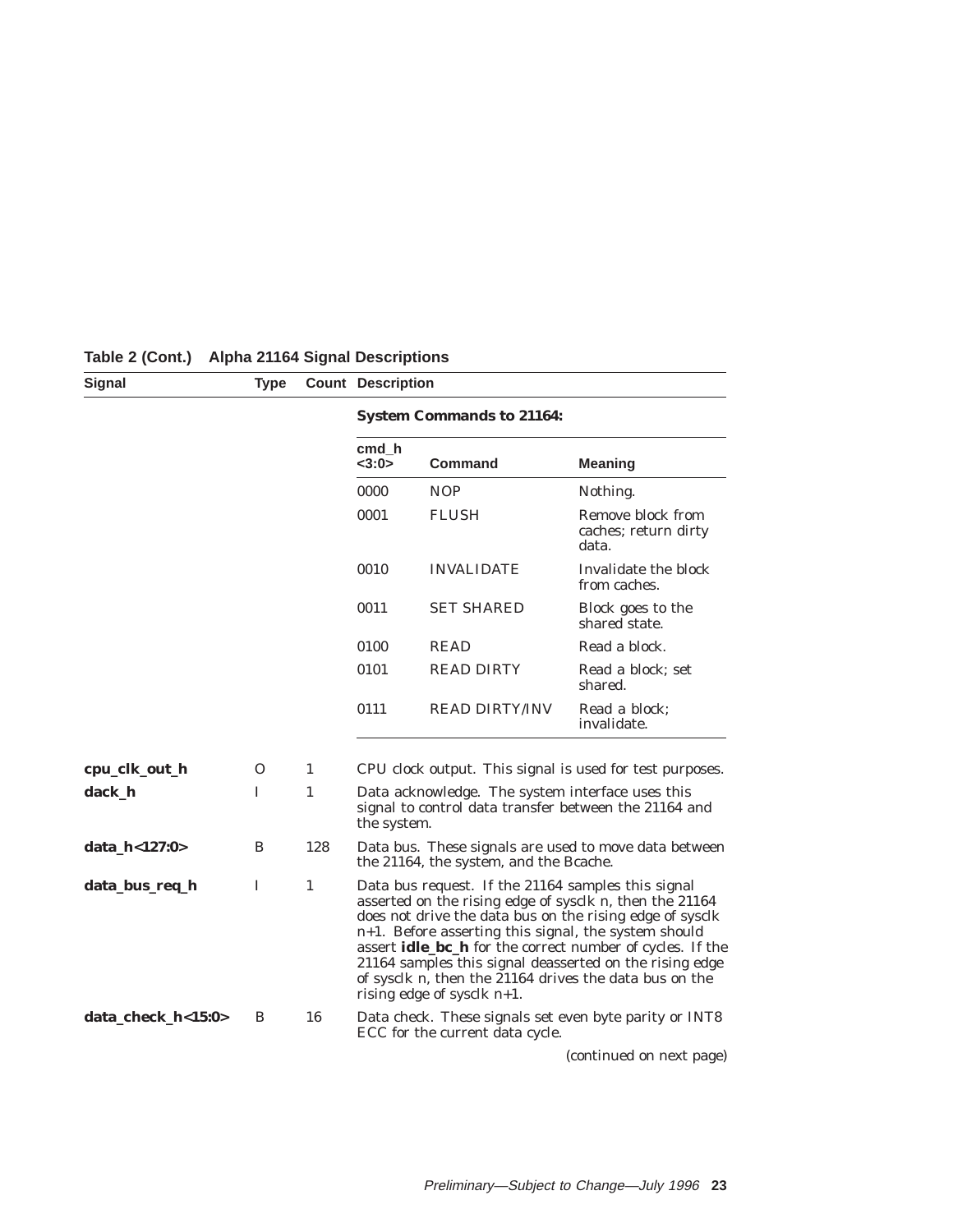**Table 2 (Cont.) Alpha 21164 Signal Descriptions**

| Signal | Type | Count | Description |
|---|---|---|---|
| | | | **System Commands to 21164:** |

| cmd_h <3:0> | Command | Meaning |
|---|---|---|
| 0000 | NOP | Nothing. |
| 0001 | FLUSH | Remove block from caches; return dirty data. |
| 0010 | INVALIDATE | Invalidate the block from caches. |
| 0011 | SET SHARED | Block goes to the shared state. |
| 0100 | READ | Read a block. |
| 0101 | READ DIRTY | Read a block; set shared. |
| 0111 | READ DIRTY/INV | Read a block; invalidate. |

| Signal | Type | Count | Description |
|---|---|---|---|
| **cpu_clk_out_h** | O | 1 | CPU clock output. This signal is used for test purposes. |
| **dack_h** | I | 1 | Data acknowledge. The system interface uses this signal to control data transfer between the 21164 and the system. |
| **data_h<127:0>** | B | 128 | Data bus. These signals are used to move data between the 21164, the system, and the Bcache. |
| **data_bus_req_h** | I | 1 | Data bus request. If the 21164 samples this signal asserted on the rising edge of sysclk n, then the 21164 does not drive the data bus on the rising edge of sysclk n+1. Before asserting this signal, the system should assert **idle_bc_h** for the correct number of cycles. If the 21164 samples this signal deasserted on the rising edge of sysclk n, then the 21164 drives the data bus on the rising edge of sysclk n+1. |
| **data_check_h<15:0>** | B | 16 | Data check. These signals set even byte parity or INT8 ECC for the current data cycle. |

*(continued on next page)*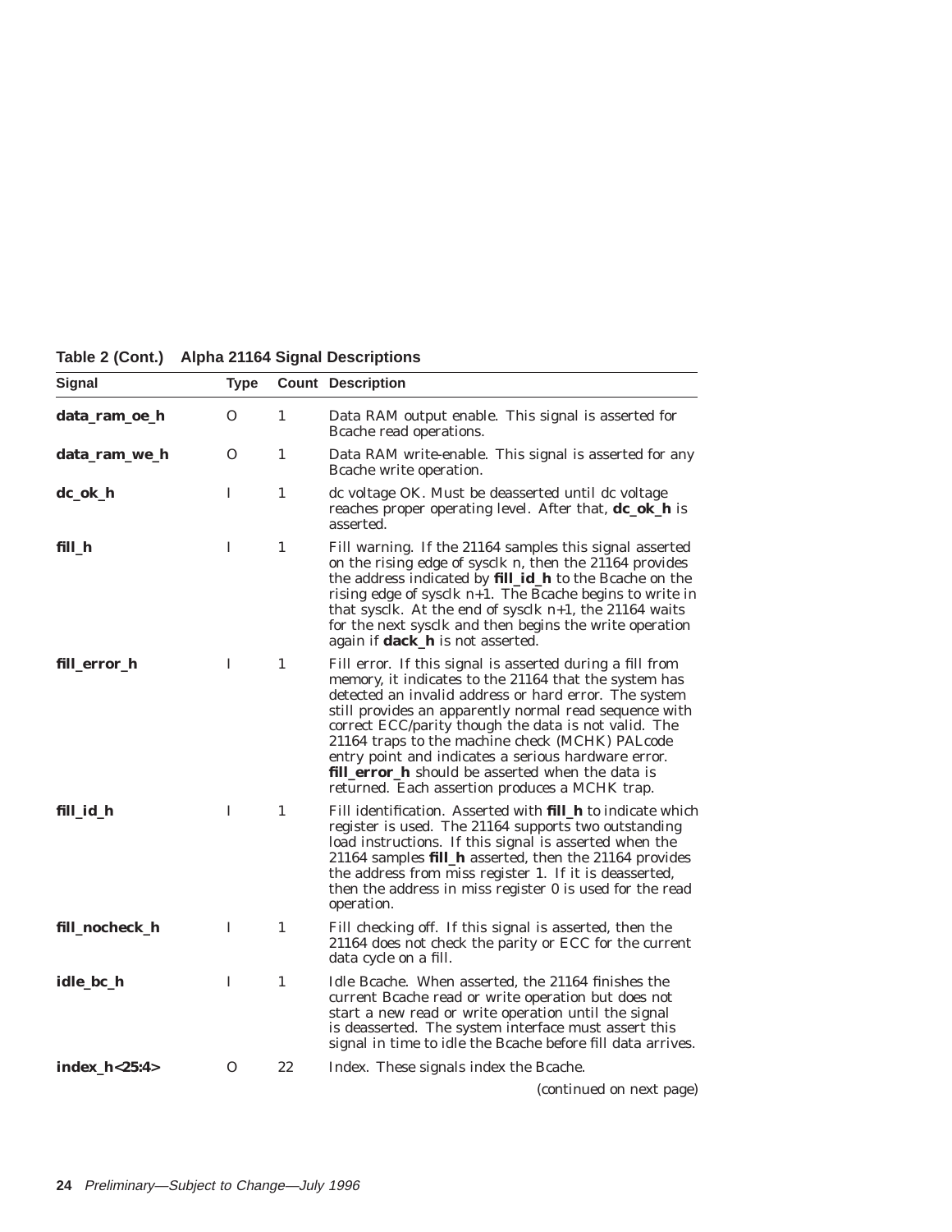**Table 2 (Cont.) Alpha 21164 Signal Descriptions**

| Signal | Type | Count | Description |
|---|---|---|---|
| **data_ram_oe_h** | O | 1 | Data RAM output enable. This signal is asserted for Bcache read operations. |
| **data_ram_we_h** | O | 1 | Data RAM write-enable. This signal is asserted for any Bcache write operation. |
| **dc_ok_h** | I | 1 | dc voltage OK. Must be deasserted until dc voltage reaches proper operating level. After that, **dc_ok_h** is asserted. |
| **fill_h** | I | 1 | Fill warning. If the 21164 samples this signal asserted on the rising edge of sysclk n, then the 21164 provides the address indicated by **fill_id_h** to the Bcache on the rising edge of sysclk n+1. The Bcache begins to write in that sysclk. At the end of sysclk n+1, the 21164 waits for the next sysclk and then begins the write operation again if **dack_h** is not asserted. |
| **fill_error_h** | I | 1 | Fill error. If this signal is asserted during a fill from memory, it indicates to the 21164 that the system has detected an invalid address or hard error. The system still provides an apparently normal read sequence with correct ECC/parity though the data is not valid. The 21164 traps to the machine check (MCHK) PALcode entry point and indicates a serious hardware error. **fill_error_h** should be asserted when the data is returned. Each assertion produces a MCHK trap. |
| **fill_id_h** | I | 1 | Fill identification. Asserted with **fill_h** to indicate which register is used. The 21164 supports two outstanding load instructions. If this signal is asserted when the 21164 samples **fill_h** asserted, then the 21164 provides the address from miss register 1. If it is deasserted, then the address in miss register 0 is used for the read operation. |
| **fill_nocheck_h** | I | 1 | Fill checking off. If this signal is asserted, then the 21164 does not check the parity or ECC for the current data cycle on a fill. |
| **idle_bc_h** | I | 1 | Idle Bcache. When asserted, the 21164 finishes the current Bcache read or write operation but does not start a new read or write operation until the signal is deasserted. The system interface must assert this signal in time to idle the Bcache before fill data arrives. |
| **index_h<25:4>** | O | 22 | Index. These signals index the Bcache. |

*(continued on next page)*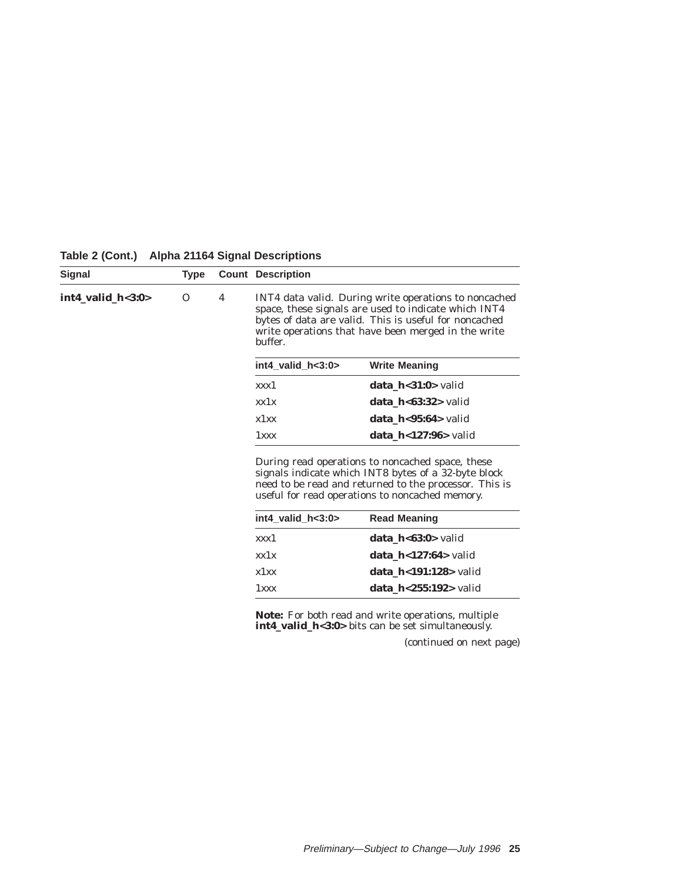**Table 2 (Cont.) Alpha 21164 Signal Descriptions**

| Signal | Type | Count | Description |
|---|---|---|---|
| **int4_valid_h<3:0>** | O | 4 | INT4 data valid. During write operations to noncached space, these signals are used to indicate which INT4 bytes of data are valid. This is useful for noncached write operations that have been merged in the write buffer. |

| int4_valid_h<3:0> | Write Meaning |
|---|---|
| xxx1 | **data_h<31:0>** valid |
| xx1x | **data_h<63:32>** valid |
| x1xx | **data_h<95:64>** valid |
| 1xxx | **data_h<127:96>** valid |

During read operations to noncached space, these signals indicate which INT8 bytes of a 32-byte block need to be read and returned to the processor. This is useful for read operations to noncached memory.

| int4_valid_h<3:0> | Read Meaning |
|---|---|
| xxx1 | **data_h<63:0>** valid |
| xx1x | **data_h<127:64>** valid |
| x1xx | **data_h<191:128>** valid |
| 1xxx | **data_h<255:192>** valid |

**Note:** For both read and write operations, multiple **int4_valid_h<3:0>** bits can be set simultaneously.

*(continued on next page)*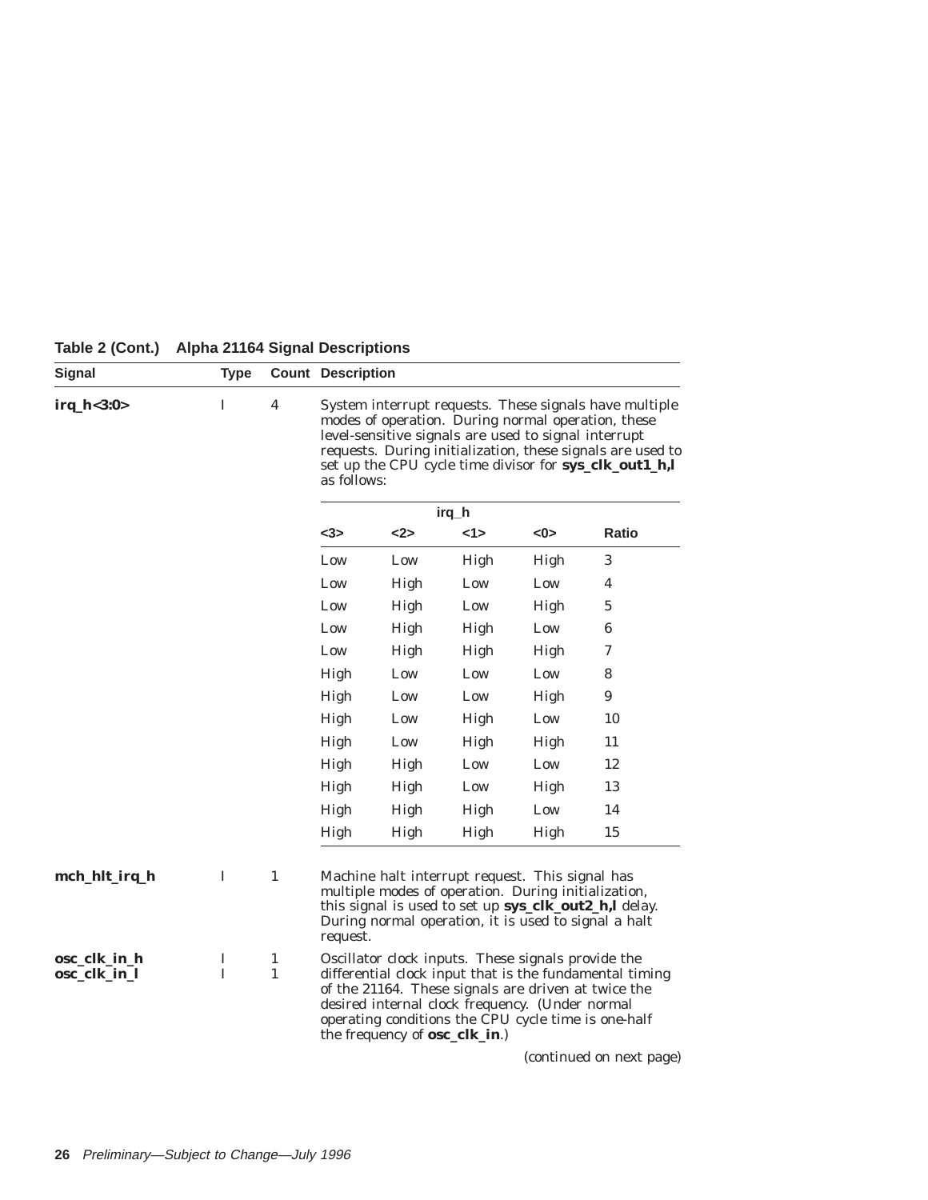**Table 2 (Cont.) Alpha 21164 Signal Descriptions**

| Signal | Type | Count | Description |
|---|---|---|---|
| **irq_h<3:0>** | I | 4 | System interrupt requests. These signals have multiple modes of operation. During normal operation, these level-sensitive signals are used to signal interrupt requests. During initialization, these signals are used to set up the CPU cycle time divisor for **sys_clk_out1_h,l** as follows: |

| irq_h | | | | |
|---|---|---|---|---|
| **<3>** | **<2>** | **<1>** | **<0>** | **Ratio** |
| Low | Low | High | High | 3 |
| Low | High | Low | Low | 4 |
| Low | High | Low | High | 5 |
| Low | High | High | Low | 6 |
| Low | High | High | High | 7 |
| High | Low | Low | Low | 8 |
| High | Low | Low | High | 9 |
| High | Low | High | Low | 10 |
| High | Low | High | High | 11 |
| High | High | Low | Low | 12 |
| High | High | Low | High | 13 |
| High | High | High | Low | 14 |
| High | High | High | High | 15 |

| Signal | Type | Count | Description |
|---|---|---|---|
| **mch_hlt_irq_h** | I | 1 | Machine halt interrupt request. This signal has multiple modes of operation. During initialization, this signal is used to set up **sys_clk_out2_h,l** delay. During normal operation, it is used to signal a halt request. |
| **osc_clk_in_h**<br>**osc_clk_in_l** | I<br>I | 1<br>1 | Oscillator clock inputs. These signals provide the differential clock input that is the fundamental timing of the 21164. These signals are driven at twice the desired internal clock frequency. (Under normal operating conditions the CPU cycle time is one-half the frequency of **osc_clk_in**.) |

*(continued on next page)*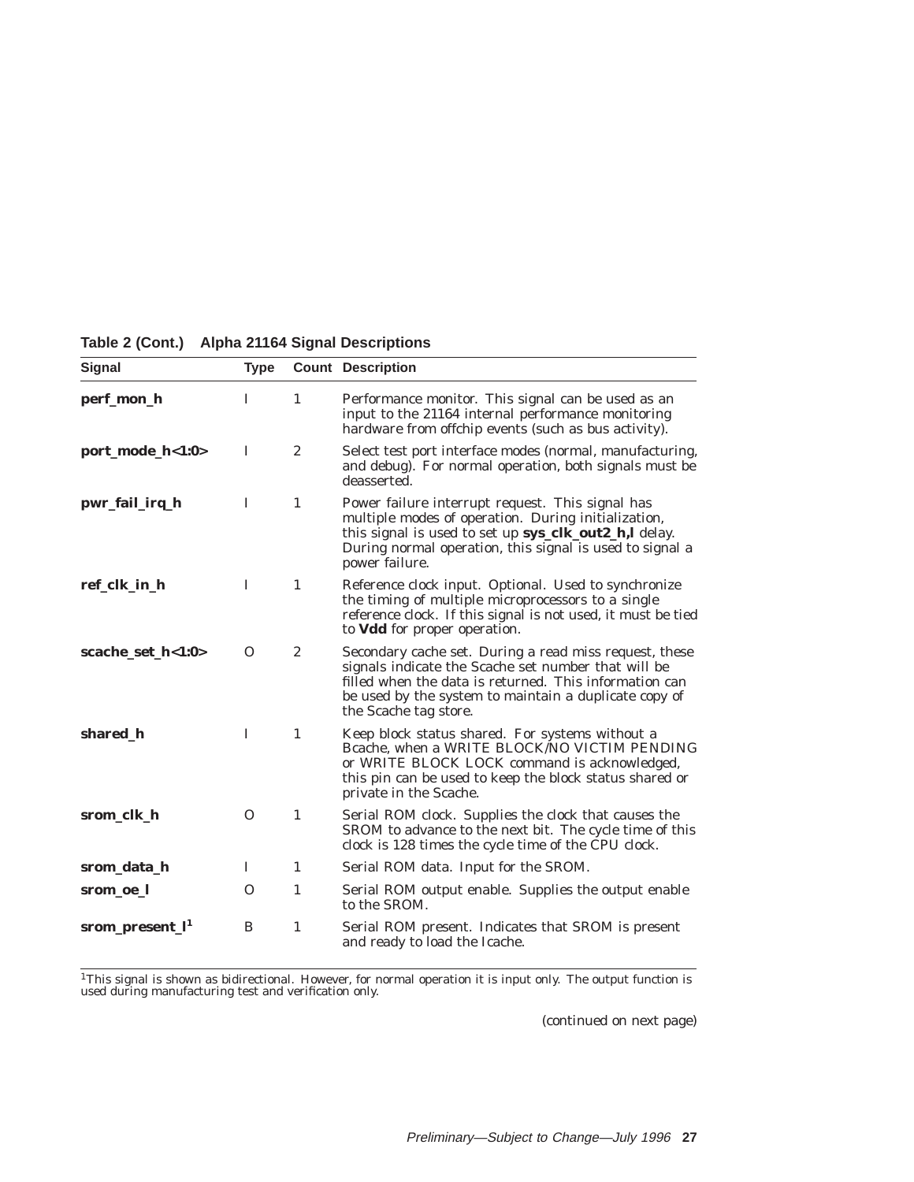**Table 2 (Cont.) Alpha 21164 Signal Descriptions**

| Signal | Type | Count | Description |
|---|---|---|---|
| **perf_mon_h** | I | 1 | Performance monitor. This signal can be used as an input to the 21164 internal performance monitoring hardware from offchip events (such as bus activity). |
| **port_mode_h<1:0>** | I | 2 | Select test port interface modes (normal, manufacturing, and debug). For normal operation, both signals must be deasserted. |
| **pwr_fail_irq_h** | I | 1 | Power failure interrupt request. This signal has multiple modes of operation. During initialization, this signal is used to set up **sys_clk_out2_h,l** delay. During normal operation, this signal is used to signal a power failure. |
| **ref_clk_in_h** | I | 1 | Reference clock input. Optional. Used to synchronize the timing of multiple microprocessors to a single reference clock. If this signal is not used, it must be tied to **Vdd** for proper operation. |
| **scache_set_h<1:0>** | O | 2 | Secondary cache set. During a read miss request, these signals indicate the Scache set number that will be filled when the data is returned. This information can be used by the system to maintain a duplicate copy of the Scache tag store. |
| **shared_h** | I | 1 | Keep block status shared. For systems without a Bcache, when a WRITE BLOCK/NO VICTIM PENDING or WRITE BLOCK LOCK command is acknowledged, this pin can be used to keep the block status shared or private in the Scache. |
| **srom_clk_h** | O | 1 | Serial ROM clock. Supplies the clock that causes the SROM to advance to the next bit. The cycle time of this clock is 128 times the cycle time of the CPU clock. |
| **srom_data_h** | I | 1 | Serial ROM data. Input for the SROM. |
| **srom_oe_l** | O | 1 | Serial ROM output enable. Supplies the output enable to the SROM. |
| **srom_present_l**[1] | B | 1 | Serial ROM present. Indicates that SROM is present and ready to load the Icache. |

[1]This signal is shown as bidirectional. However, for normal operation it is input only. The output function is used during manufacturing test and verification only.

(continued on next page)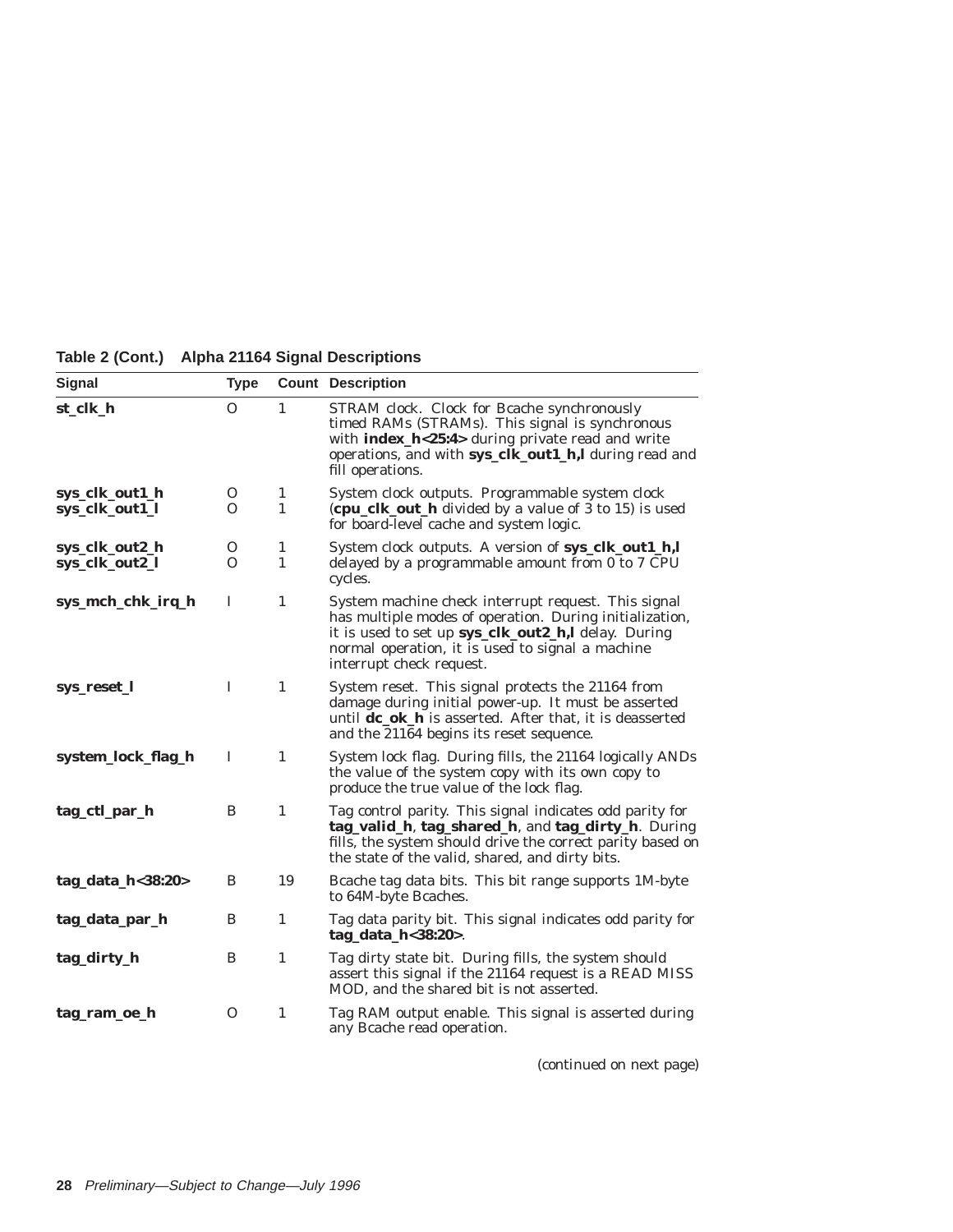**Table 2 (Cont.) Alpha 21164 Signal Descriptions**

| Signal | Type | Count | Description |
|---|---|---|---|
| **st_clk_h** | O | 1 | STRAM clock. Clock for Bcache synchronously timed RAMs (STRAMs). This signal is synchronous with **index_h<25:4>** during private read and write operations, and with **sys_clk_out1_h,l** during read and fill operations. |
| **sys_clk_out1_h**<br>**sys_clk_out1_l** | O<br>O | 1<br>1 | System clock outputs. Programmable system clock (**cpu_clk_out_h** divided by a value of 3 to 15) is used for board-level cache and system logic. |
| **sys_clk_out2_h**<br>**sys_clk_out2_l** | O<br>O | 1<br>1 | System clock outputs. A version of **sys_clk_out1_h,l** delayed by a programmable amount from 0 to 7 CPU cycles. |
| **sys_mch_chk_irq_h** | I | 1 | System machine check interrupt request. This signal has multiple modes of operation. During initialization, it is used to set up **sys_clk_out2_h,l** delay. During normal operation, it is used to signal a machine interrupt check request. |
| **sys_reset_l** | I | 1 | System reset. This signal protects the 21164 from damage during initial power-up. It must be asserted until **dc_ok_h** is asserted. After that, it is deasserted and the 21164 begins its reset sequence. |
| **system_lock_flag_h** | I | 1 | System lock flag. During fills, the 21164 logically ANDs the value of the system copy with its own copy to produce the true value of the lock flag. |
| **tag_ctl_par_h** | B | 1 | Tag control parity. This signal indicates odd parity for **tag_valid_h**, **tag_shared_h**, and **tag_dirty_h**. During fills, the system should drive the correct parity based on the state of the valid, shared, and dirty bits. |
| **tag_data_h<38:20>** | B | 19 | Bcache tag data bits. This bit range supports 1M-byte to 64M-byte Bcaches. |
| **tag_data_par_h** | B | 1 | Tag data parity bit. This signal indicates odd parity for **tag_data_h<38:20>**. |
| **tag_dirty_h** | B | 1 | Tag dirty state bit. During fills, the system should assert this signal if the 21164 request is a READ MISS MOD, and the shared bit is not asserted. |
| **tag_ram_oe_h** | O | 1 | Tag RAM output enable. This signal is asserted during any Bcache read operation. |

(continued on next page)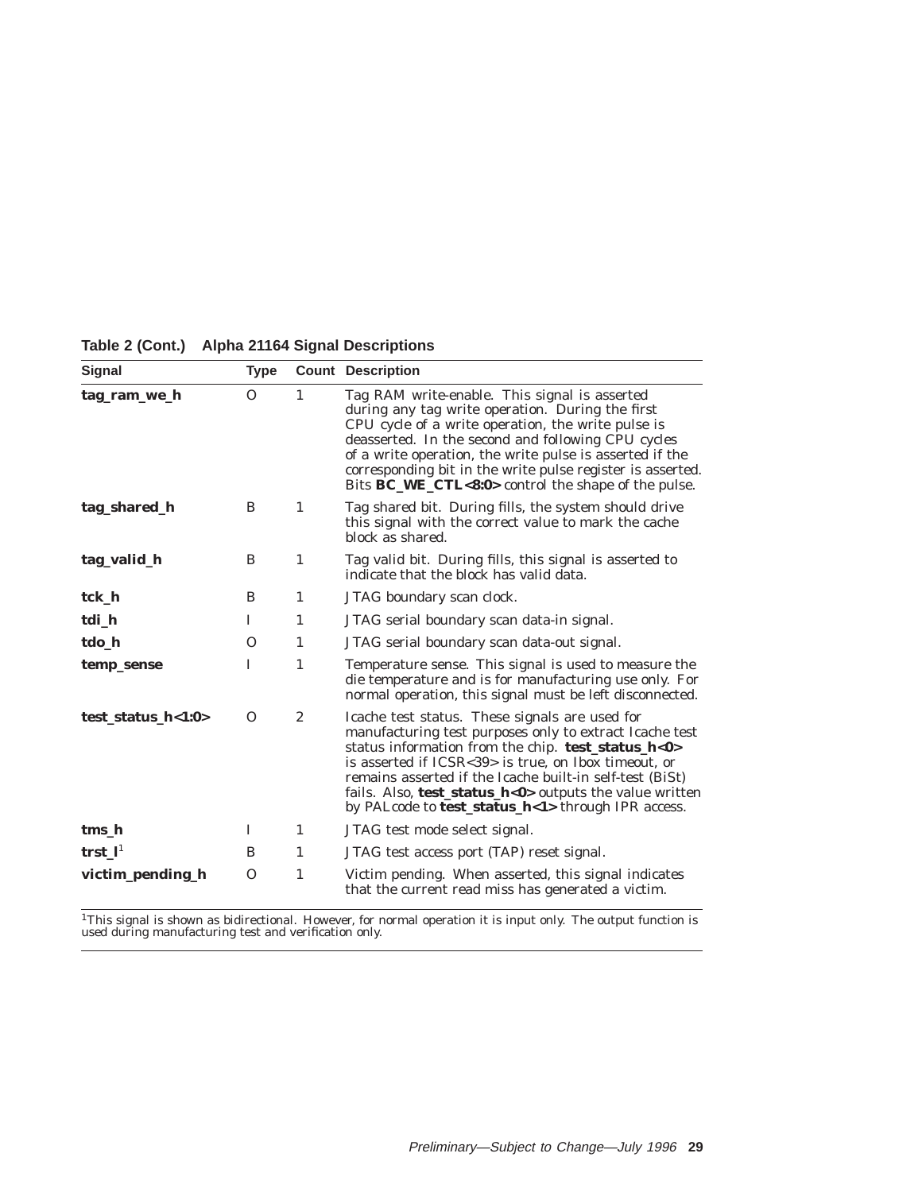**Table 2 (Cont.) Alpha 21164 Signal Descriptions**

| Signal | Type | Count | Description |
|---|---|---|---|
| **tag_ram_we_h** | O | 1 | Tag RAM write-enable. This signal is asserted during any tag write operation. During the first CPU cycle of a write operation, the write pulse is deasserted. In the second and following CPU cycles of a write operation, the write pulse is asserted if the corresponding bit in the write pulse register is asserted. Bits **BC_WE_CTL<8:0>** control the shape of the pulse. |
| **tag_shared_h** | B | 1 | Tag shared bit. During fills, the system should drive this signal with the correct value to mark the cache block as shared. |
| **tag_valid_h** | B | 1 | Tag valid bit. During fills, this signal is asserted to indicate that the block has valid data. |
| **tck_h** | B | 1 | JTAG boundary scan clock. |
| **tdi_h** | I | 1 | JTAG serial boundary scan data-in signal. |
| **tdo_h** | O | 1 | JTAG serial boundary scan data-out signal. |
| **temp_sense** | I | 1 | Temperature sense. This signal is used to measure the die temperature and is for manufacturing use only. For normal operation, this signal must be left disconnected. |
| **test_status_h<1:0>** | O | 2 | Icache test status. These signals are used for manufacturing test purposes only to extract Icache test status information from the chip. **test_status_h<0>** is asserted if ICSR<39> is true, on Ibox timeout, or remains asserted if the Icache built-in self-test (BiSt) fails. Also, **test_status_h<0>** outputs the value written by PALcode to **test_status_h<1>** through IPR access. |
| **tms_h** | I | 1 | JTAG test mode select signal. |
| **trst_l**[1] | B | 1 | JTAG test access port (TAP) reset signal. |
| **victim_pending_h** | O | 1 | Victim pending. When asserted, this signal indicates that the current read miss has generated a victim. |

[1]This signal is shown as bidirectional. However, for normal operation it is input only. The output function is used during manufacturing test and verification only.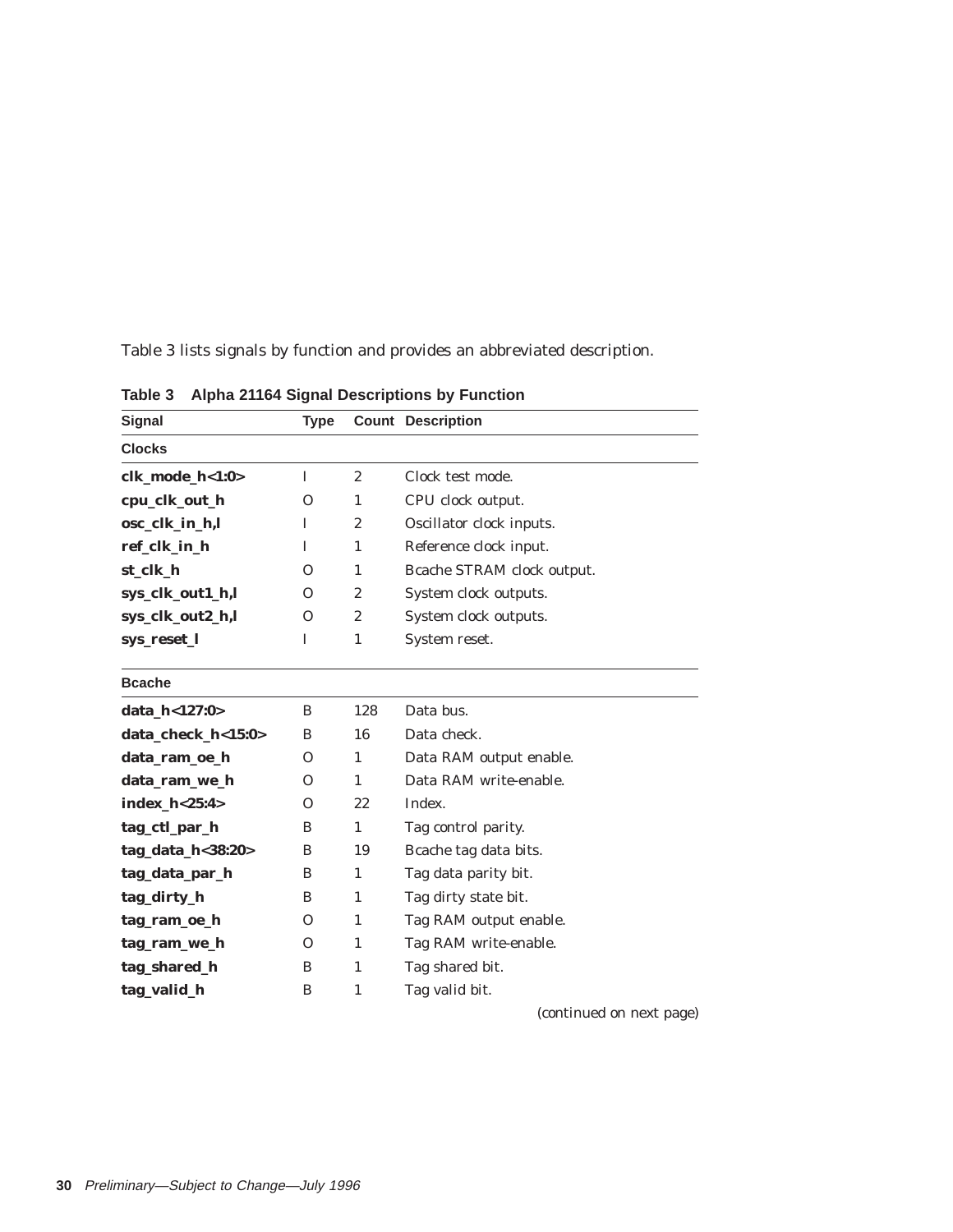Table 3 lists signals by function and provides an abbreviated description.

**Table 3 Alpha 21164 Signal Descriptions by Function**

| Signal | Type | Count | Description |
|---|---|---|---|
| **Clocks** | | | |
| **clk_mode_h<1:0>** | I | 2 | Clock test mode. |
| **cpu_clk_out_h** | O | 1 | CPU clock output. |
| **osc_clk_in_h,l** | I | 2 | Oscillator clock inputs. |
| **ref_clk_in_h** | I | 1 | Reference clock input. |
| **st_clk_h** | O | 1 | Bcache STRAM clock output. |
| **sys_clk_out1_h,l** | O | 2 | System clock outputs. |
| **sys_clk_out2_h,l** | O | 2 | System clock outputs. |
| **sys_reset_l** | I | 1 | System reset. |
| **Bcache** | | | |
| **data_h<127:0>** | B | 128 | Data bus. |
| **data_check_h<15:0>** | B | 16 | Data check. |
| **data_ram_oe_h** | O | 1 | Data RAM output enable. |
| **data_ram_we_h** | O | 1 | Data RAM write-enable. |
| **index_h<25:4>** | O | 22 | Index. |
| **tag_ctl_par_h** | B | 1 | Tag control parity. |
| **tag_data_h<38:20>** | B | 19 | Bcache tag data bits. |
| **tag_data_par_h** | B | 1 | Tag data parity bit. |
| **tag_dirty_h** | B | 1 | Tag dirty state bit. |
| **tag_ram_oe_h** | O | 1 | Tag RAM output enable. |
| **tag_ram_we_h** | O | 1 | Tag RAM write-enable. |
| **tag_shared_h** | B | 1 | Tag shared bit. |
| **tag_valid_h** | B | 1 | Tag valid bit. |

*(continued on next page)*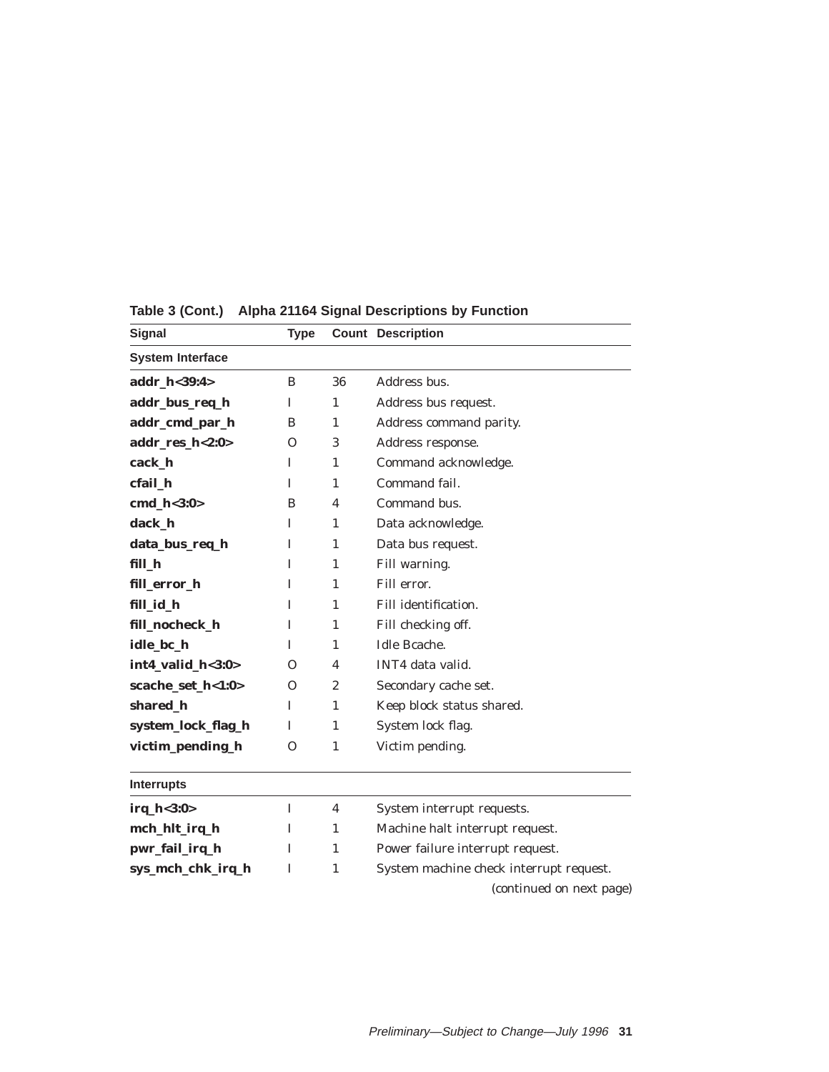**Table 3 (Cont.) Alpha 21164 Signal Descriptions by Function**

| Signal | Type | Count | Description |
|---|---|---|---|
| **System Interface** | | | |
| **addr_h<39:4>** | B | 36 | Address bus. |
| **addr_bus_req_h** | I | 1 | Address bus request. |
| **addr_cmd_par_h** | B | 1 | Address command parity. |
| **addr_res_h<2:0>** | O | 3 | Address response. |
| **cack_h** | I | 1 | Command acknowledge. |
| **cfail_h** | I | 1 | Command fail. |
| **cmd_h<3:0>** | B | 4 | Command bus. |
| **dack_h** | I | 1 | Data acknowledge. |
| **data_bus_req_h** | I | 1 | Data bus request. |
| **fill_h** | I | 1 | Fill warning. |
| **fill_error_h** | I | 1 | Fill error. |
| **fill_id_h** | I | 1 | Fill identification. |
| **fill_nocheck_h** | I | 1 | Fill checking off. |
| **idle_bc_h** | I | 1 | Idle Bcache. |
| **int4_valid_h<3:0>** | O | 4 | INT4 data valid. |
| **scache_set_h<1:0>** | O | 2 | Secondary cache set. |
| **shared_h** | I | 1 | Keep block status shared. |
| **system_lock_flag_h** | I | 1 | System lock flag. |
| **victim_pending_h** | O | 1 | Victim pending. |
| **Interrupts** | | | |
| **irq_h<3:0>** | I | 4 | System interrupt requests. |
| **mch_hlt_irq_h** | I | 1 | Machine halt interrupt request. |
| **pwr_fail_irq_h** | I | 1 | Power failure interrupt request. |
| **sys_mch_chk_irq_h** | I | 1 | System machine check interrupt request. |

*(continued on next page)*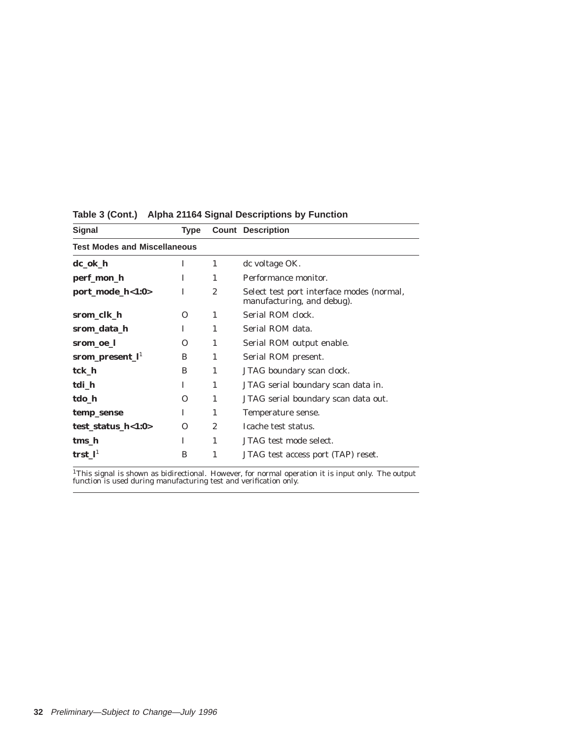**Table 3 (Cont.) Alpha 21164 Signal Descriptions by Function**

| Signal | Type | Count | Description |
|---|---|---|---|
| **Test Modes and Miscellaneous** | | | |
| **dc_ok_h** | I | 1 | dc voltage OK. |
| **perf_mon_h** | I | 1 | Performance monitor. |
| **port_mode_h<1:0>** | I | 2 | Select test port interface modes (normal, manufacturing, and debug). |
| **srom_clk_h** | O | 1 | Serial ROM clock. |
| **srom_data_h** | I | 1 | Serial ROM data. |
| **srom_oe_l** | O | 1 | Serial ROM output enable. |
| **srom_present_l**[1] | B | 1 | Serial ROM present. |
| **tck_h** | B | 1 | JTAG boundary scan clock. |
| **tdi_h** | I | 1 | JTAG serial boundary scan data in. |
| **tdo_h** | O | 1 | JTAG serial boundary scan data out. |
| **temp_sense** | I | 1 | Temperature sense. |
| **test_status_h<1:0>** | O | 2 | Icache test status. |
| **tms_h** | I | 1 | JTAG test mode select. |
| **trst_l**[1] | B | 1 | JTAG test access port (TAP) reset. |

[1]This signal is shown as bidirectional. However, for normal operation it is input only. The output function is used during manufacturing test and verification only.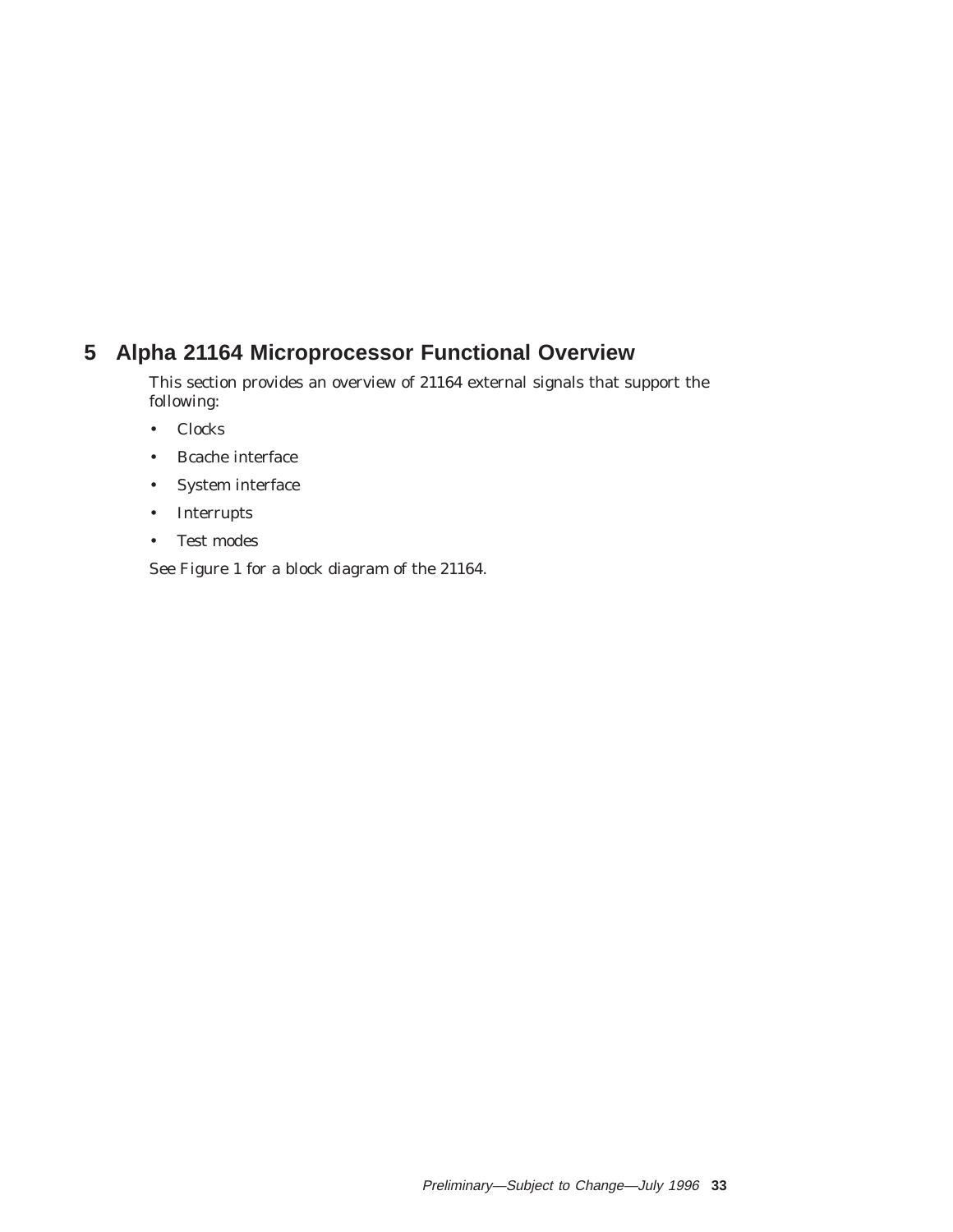# 5 Alpha 21164 Microprocessor Functional Overview

This section provides an overview of 21164 external signals that support the following:

- Clocks
- Bcache interface
- System interface
- Interrupts
- Test modes

See Figure 1 for a block diagram of the 21164.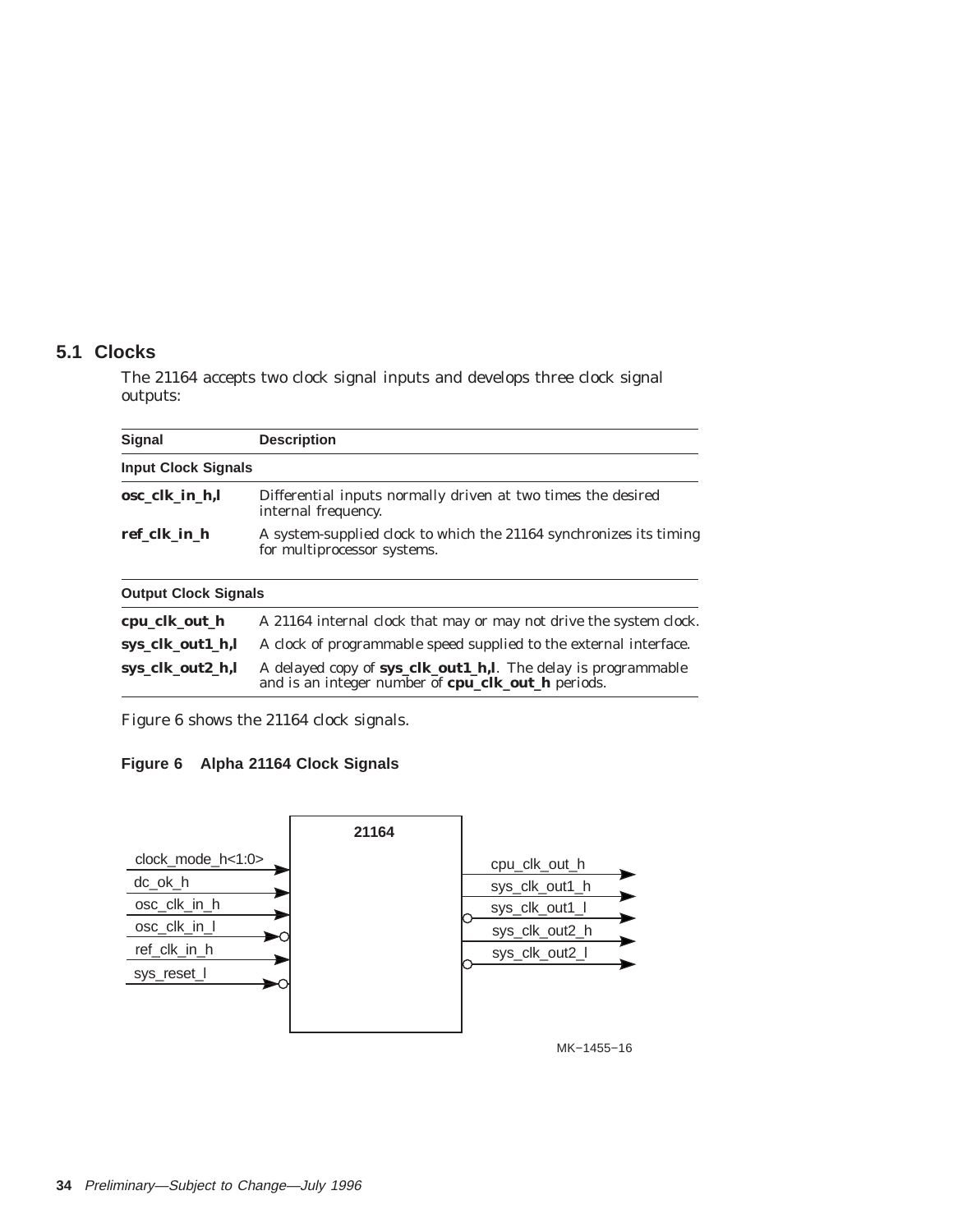## 5.1 Clocks

The 21164 accepts two clock signal inputs and develops three clock signal outputs:

| Signal | Description |
|---|---|
| **Input Clock Signals** | |
| **osc_clk_in_h,l** | Differential inputs normally driven at two times the desired internal frequency. |
| **ref_clk_in_h** | A system-supplied clock to which the 21164 synchronizes its timing for multiprocessor systems. |
| **Output Clock Signals** | |
| **cpu_clk_out_h** | A 21164 internal clock that may or may not drive the system clock. |
| **sys_clk_out1_h,l** | A clock of programmable speed supplied to the external interface. |
| **sys_clk_out2_h,l** | A delayed copy of **sys_clk_out1_h,l**. The delay is programmable and is an integer number of **cpu_clk_out_h** periods. |

Figure 6 shows the 21164 clock signals.

**Figure 6 Alpha 21164 Clock Signals**

21164

Inputs: clock_mode_h<1:0>, dc_ok_h, osc_clk_in_h, osc_clk_in_l, ref_clk_in_h, sys_reset_l

Outputs: cpu_clk_out_h, sys_clk_out1_h, sys_clk_out1_l, sys_clk_out2_h, sys_clk_out2_l

MK−1455−16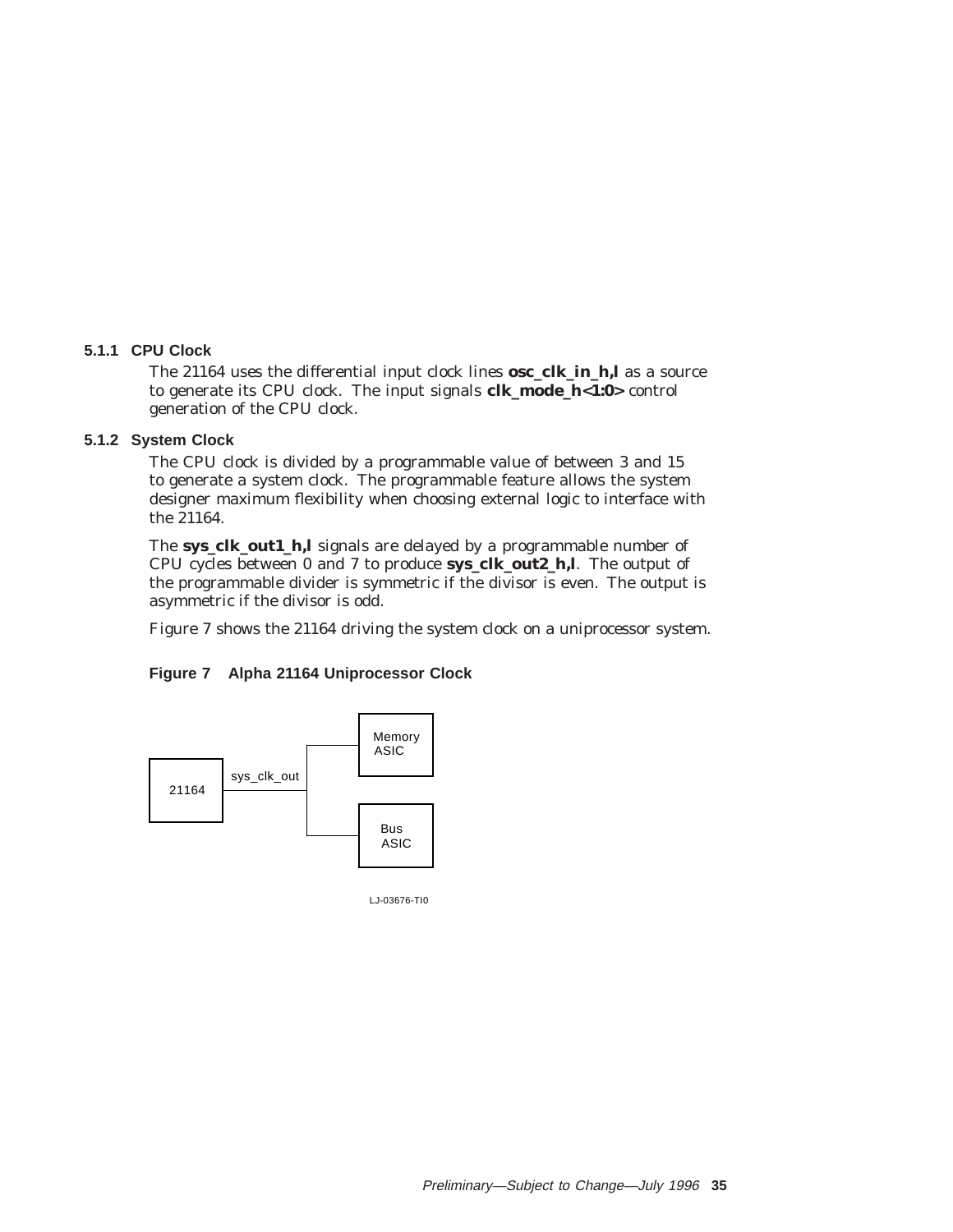### 5.1.1 CPU Clock

The 21164 uses the differential input clock lines **osc_clk_in_h,l** as a source to generate its CPU clock. The input signals **clk_mode_h<1:0>** control generation of the CPU clock.

### 5.1.2 System Clock

The CPU clock is divided by a programmable value of between 3 and 15 to generate a system clock. The programmable feature allows the system designer maximum flexibility when choosing external logic to interface with the 21164.

The **sys_clk_out1_h,l** signals are delayed by a programmable number of CPU cycles between 0 and 7 to produce **sys_clk_out2_h,l**. The output of the programmable divider is symmetric if the divisor is even. The output is asymmetric if the divisor is odd.

Figure 7 shows the 21164 driving the system clock on a uniprocessor system.

**Figure 7 Alpha 21164 Uniprocessor Clock**

21164

sys_clk_out

Memory ASIC

Bus ASIC

LJ-03676-TI0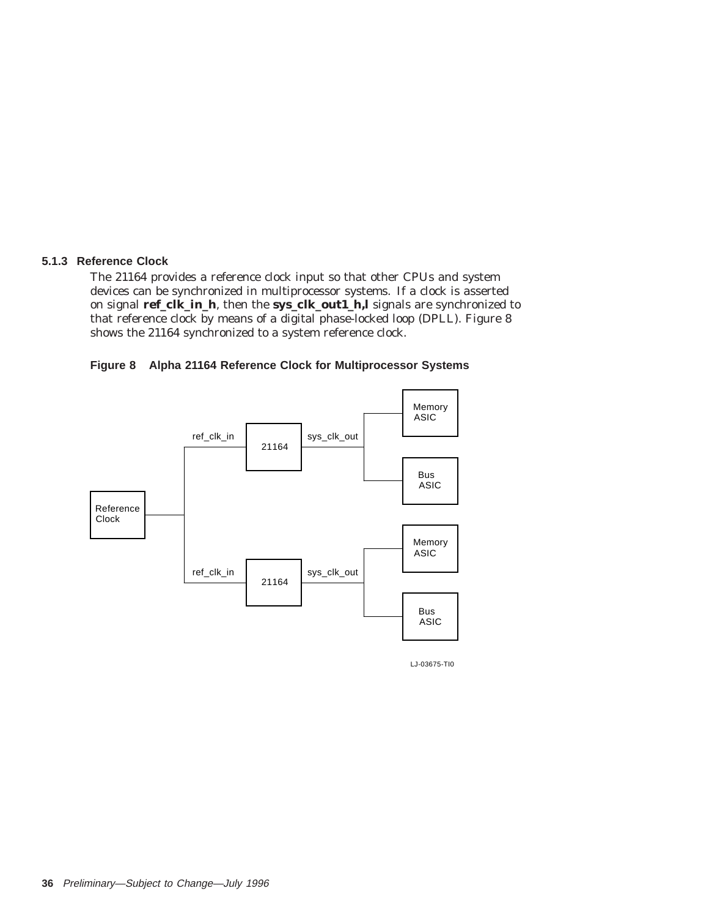### 5.1.3 Reference Clock

The 21164 provides a reference clock input so that other CPUs and system devices can be synchronized in multiprocessor systems. If a clock is asserted on signal **ref_clk_in_h**, then the **sys_clk_out1_h,l** signals are synchronized to that reference clock by means of a digital phase-locked loop (DPLL). Figure 8 shows the 21164 synchronized to a system reference clock.

**Figure 8 Alpha 21164 Reference Clock for Multiprocessor Systems**

Reference Clock

ref_clk_in — 21164 — sys_clk_out — Memory ASIC, Bus ASIC

ref_clk_in — 21164 — sys_clk_out — Memory ASIC, Bus ASIC

LJ-03675-TI0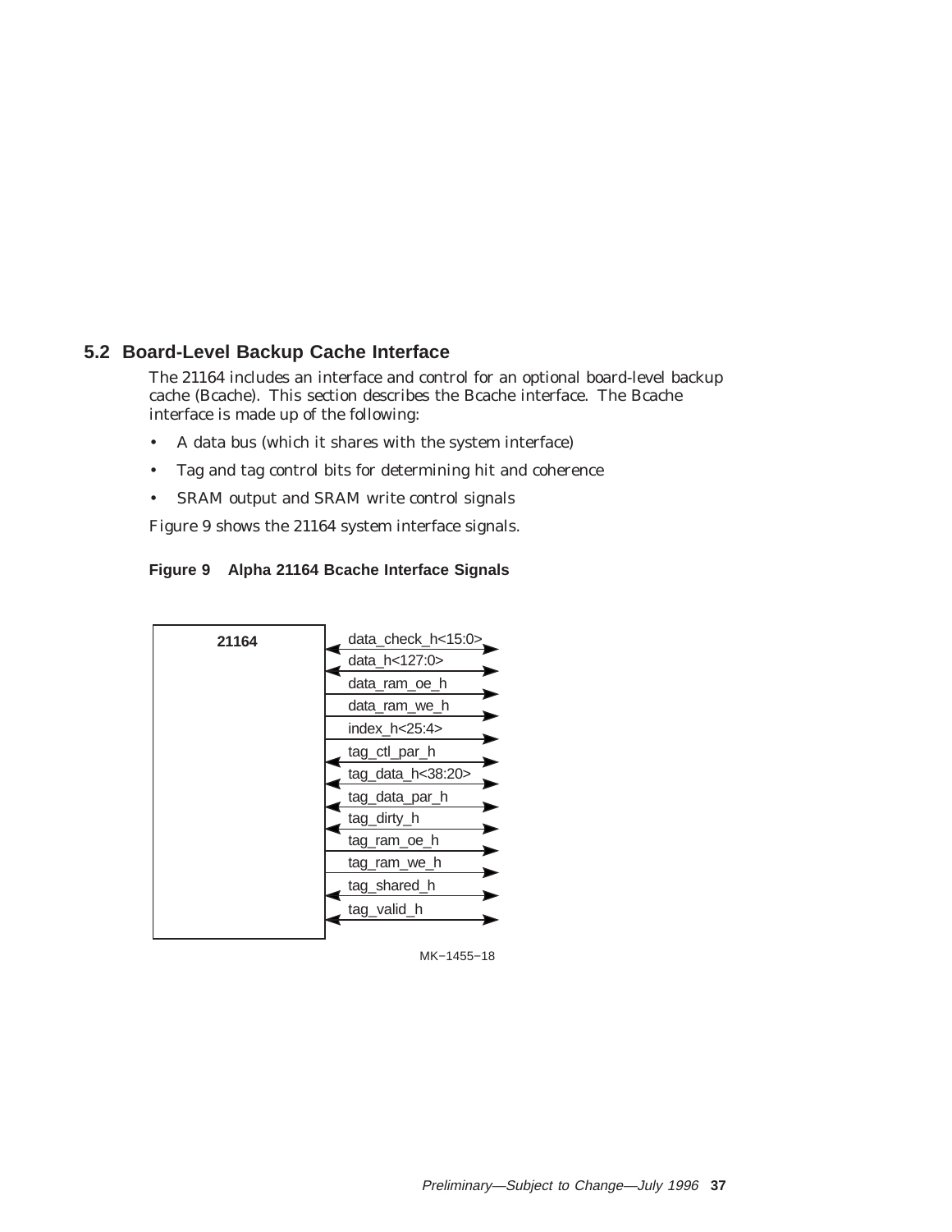## 5.2 Board-Level Backup Cache Interface

The 21164 includes an interface and control for an optional board-level backup cache (Bcache). This section describes the Bcache interface. The Bcache interface is made up of the following:

- A data bus (which it shares with the system interface)
- Tag and tag control bits for determining hit and coherence
- SRAM output and SRAM write control signals

Figure 9 shows the 21164 system interface signals.

**Figure 9 Alpha 21164 Bcache Interface Signals**

21164

data_check_h<15:0>
data_h<127:0>
data_ram_oe_h
data_ram_we_h
index_h<25:4>
tag_ctl_par_h
tag_data_h<38:20>
tag_data_par_h
tag_dirty_h
tag_ram_oe_h
tag_ram_we_h
tag_shared_h
tag_valid_h

MK−1455−18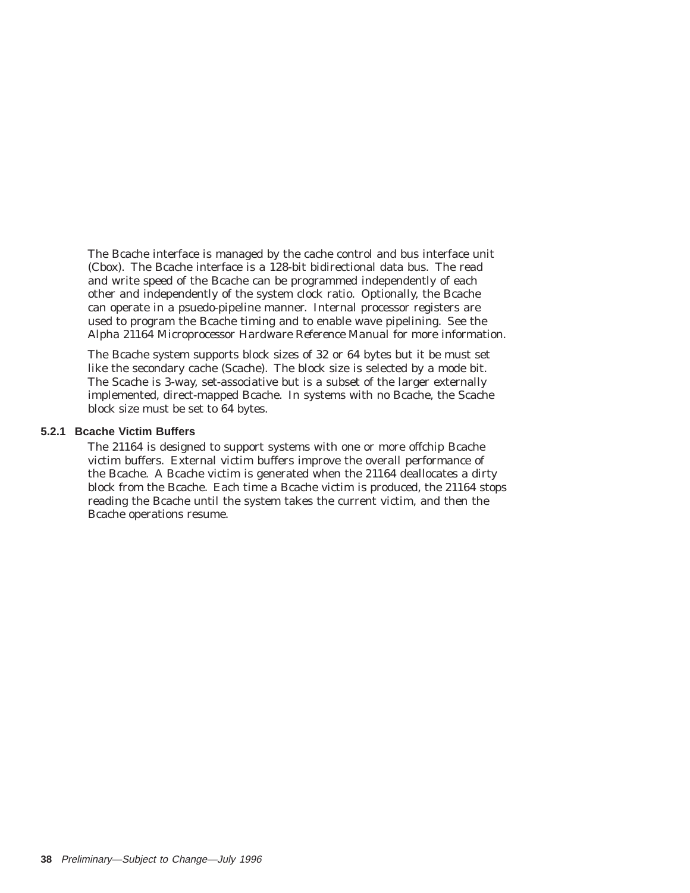The Bcache interface is managed by the cache control and bus interface unit (Cbox). The Bcache interface is a 128-bit bidirectional data bus. The read and write speed of the Bcache can be programmed independently of each other and independently of the system clock ratio. Optionally, the Bcache can operate in a psuedo-pipeline manner. Internal processor registers are used to program the Bcache timing and to enable wave pipelining. See the *Alpha 21164 Microprocessor Hardware Reference Manual* for more information.

The Bcache system supports block sizes of 32 or 64 bytes but it be must set like the secondary cache (Scache). The block size is selected by a mode bit. The Scache is 3-way, set-associative but is a subset of the larger externally implemented, direct-mapped Bcache. In systems with no Bcache, the Scache block size must be set to 64 bytes.

### 5.2.1 Bcache Victim Buffers

The 21164 is designed to support systems with one or more offchip Bcache victim buffers. External victim buffers improve the overall performance of the Bcache. A Bcache victim is generated when the 21164 deallocates a dirty block from the Bcache. Each time a Bcache victim is produced, the 21164 stops reading the Bcache until the system takes the current victim, and then the Bcache operations resume.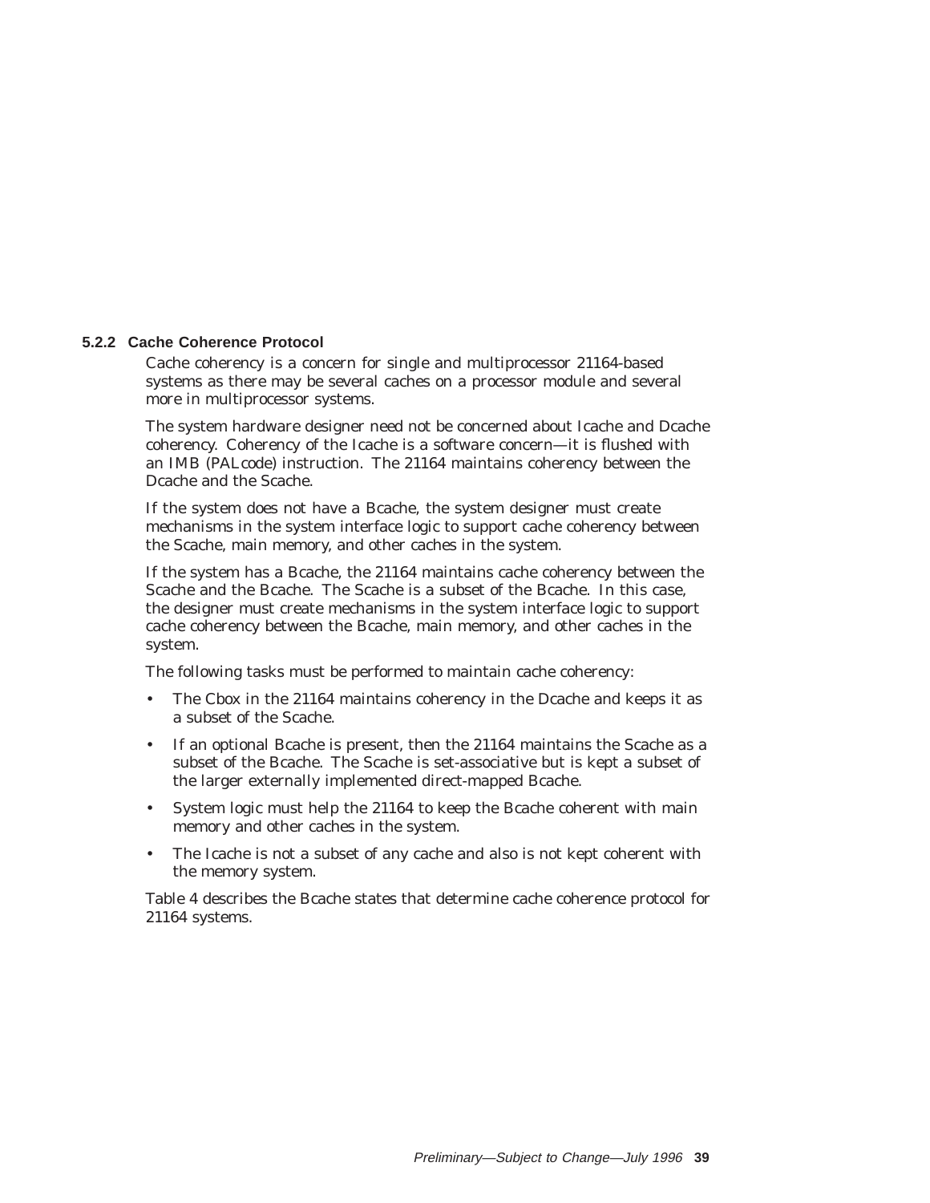### 5.2.2 Cache Coherence Protocol

Cache coherency is a concern for single and multiprocessor 21164-based systems as there may be several caches on a processor module and several more in multiprocessor systems.

The system hardware designer need not be concerned about Icache and Dcache coherency. Coherency of the Icache is a software concern—it is flushed with an IMB (PALcode) instruction. The 21164 maintains coherency between the Dcache and the Scache.

If the system does not have a Bcache, the system designer must create mechanisms in the system interface logic to support cache coherency between the Scache, main memory, and other caches in the system.

If the system has a Bcache, the 21164 maintains cache coherency between the Scache and the Bcache. The Scache is a subset of the Bcache. In this case, the designer must create mechanisms in the system interface logic to support cache coherency between the Bcache, main memory, and other caches in the system.

The following tasks must be performed to maintain cache coherency:

- The Cbox in the 21164 maintains coherency in the Dcache and keeps it as a subset of the Scache.
- If an optional Bcache is present, then the 21164 maintains the Scache as a subset of the Bcache. The Scache is set-associative but is kept a subset of the larger externally implemented direct-mapped Bcache.
- System logic must help the 21164 to keep the Bcache coherent with main memory and other caches in the system.
- The Icache is not a subset of any cache and also is not kept coherent with the memory system.

Table 4 describes the Bcache states that determine cache coherence protocol for 21164 systems.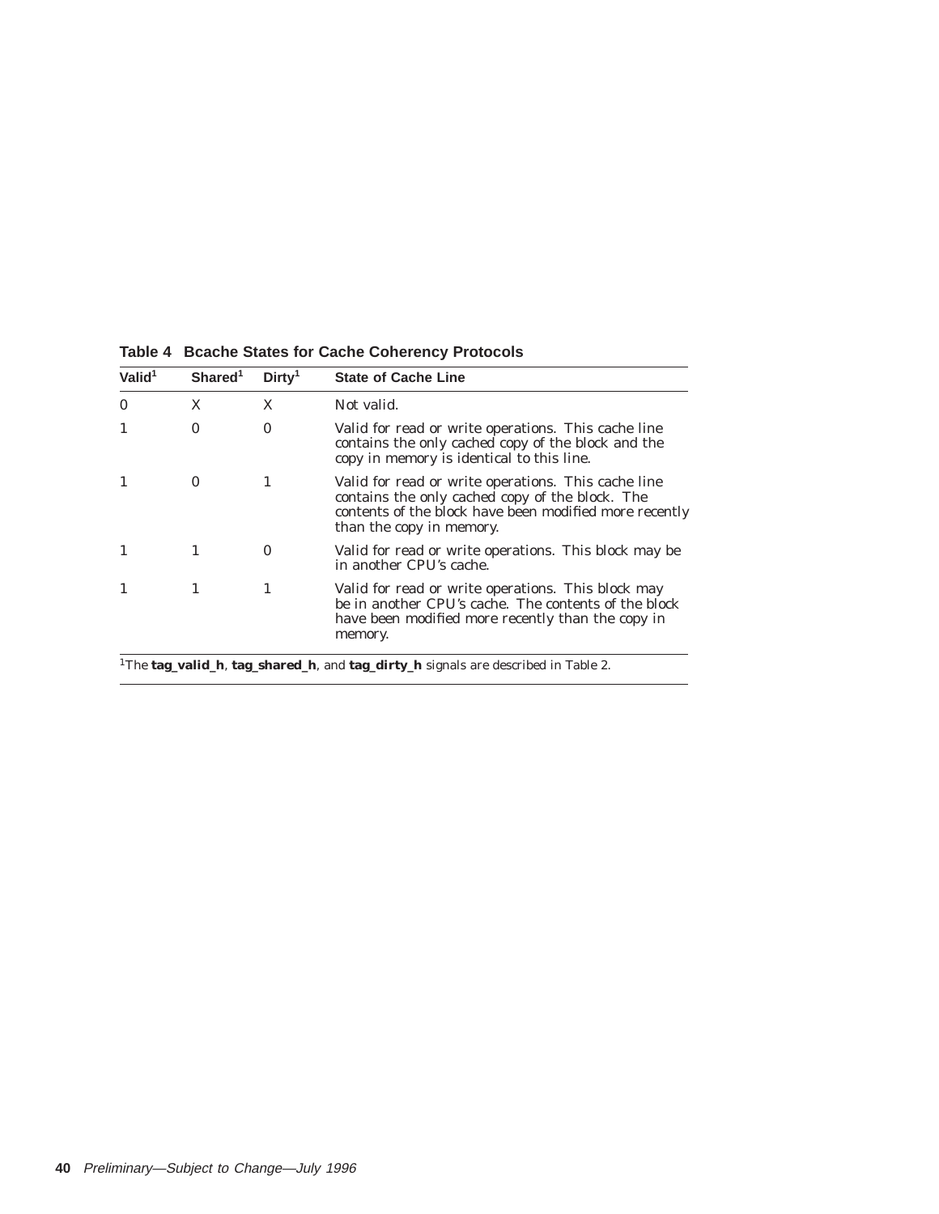**Table 4 Bcache States for Cache Coherency Protocols**

| Valid[1] | Shared[1] | Dirty[1] | State of Cache Line |
|---|---|---|---|
| 0 | X | X | Not valid. |
| 1 | 0 | 0 | Valid for read or write operations. This cache line contains the only cached copy of the block and the copy in memory is identical to this line. |
| 1 | 0 | 1 | Valid for read or write operations. This cache line contains the only cached copy of the block. The contents of the block have been modified more recently than the copy in memory. |
| 1 | 1 | 0 | Valid for read or write operations. This block may be in another CPU's cache. |
| 1 | 1 | 1 | Valid for read or write operations. This block may be in another CPU's cache. The contents of the block have been modified more recently than the copy in memory. |

[1]The **tag_valid_h**, **tag_shared_h**, and **tag_dirty_h** signals are described in Table 2.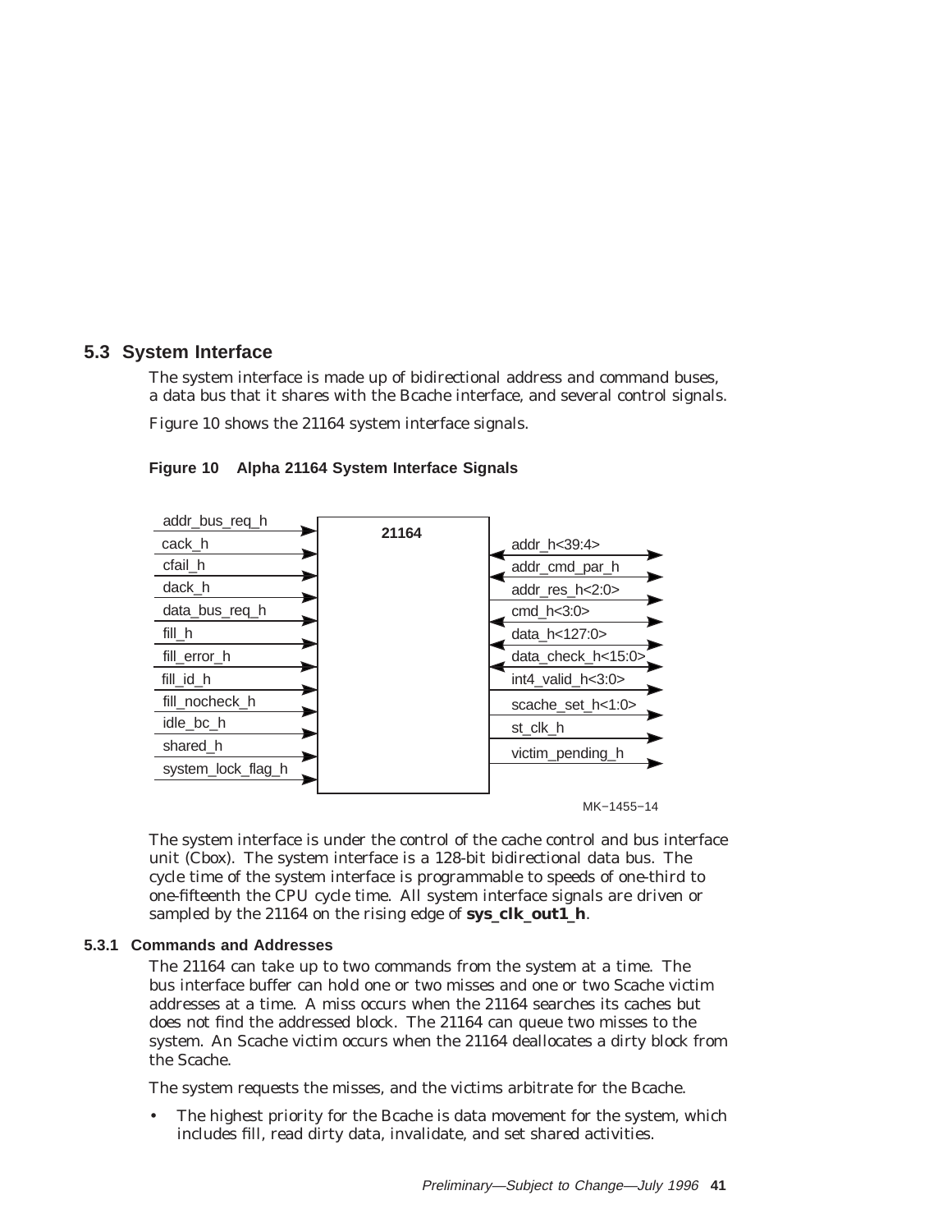## 5.3 System Interface

The system interface is made up of bidirectional address and command buses, a data bus that it shares with the Bcache interface, and several control signals.

Figure 10 shows the 21164 system interface signals.

**Figure 10 Alpha 21164 System Interface Signals**

| Inputs to 21164 | 21164 | Outputs / Bidirectional |
|---|---|---|
| addr_bus_req_h → | | ↔ addr_h<39:4> |
| cack_h → | | ↔ addr_cmd_par_h |
| cfail_h → | | → addr_res_h<2:0> |
| dack_h → | | ↔ cmd_h<3:0> |
| data_bus_req_h → | | ↔ data_h<127:0> |
| fill_h → | | ↔ data_check_h<15:0> |
| fill_error_h → | | → int4_valid_h<3:0> |
| fill_id_h → | | → scache_set_h<1:0> |
| fill_nocheck_h → | | → st_clk_h |
| idle_bc_h → | | → victim_pending_h |
| shared_h → | | |
| system_lock_flag_h → | | |

MK−1455−14

The system interface is under the control of the cache control and bus interface unit (Cbox). The system interface is a 128-bit bidirectional data bus. The cycle time of the system interface is programmable to speeds of one-third to one-fifteenth the CPU cycle time. All system interface signals are driven or sampled by the 21164 on the rising edge of **sys_clk_out1_h**.

### 5.3.1 Commands and Addresses

The 21164 can take up to two commands from the system at a time. The bus interface buffer can hold one or two misses and one or two Scache victim addresses at a time. A miss occurs when the 21164 searches its caches but does not find the addressed block. The 21164 can queue two misses to the system. An Scache victim occurs when the 21164 deallocates a dirty block from the Scache.

The system requests the misses, and the victims arbitrate for the Bcache.

- The highest priority for the Bcache is data movement for the system, which includes fill, read dirty data, invalidate, and set shared activities.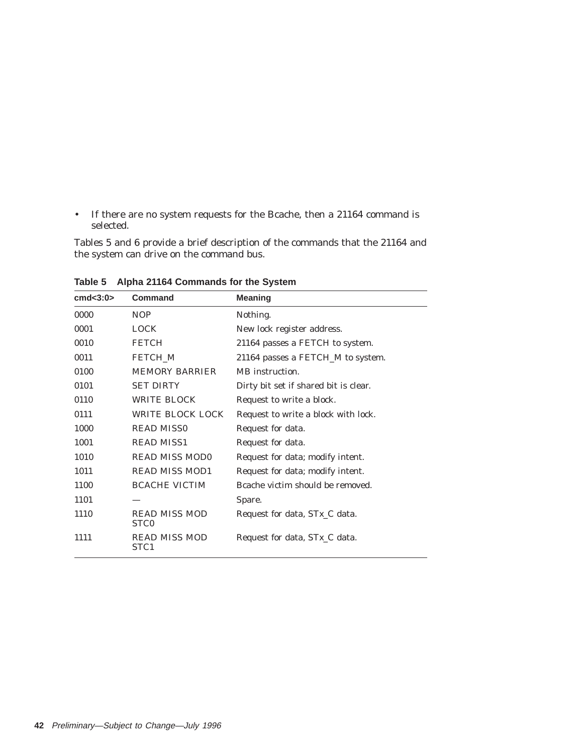- If there are no system requests for the Bcache, then a 21164 command is selected.

Tables 5 and 6 provide a brief description of the commands that the 21164 and the system can drive on the command bus.

**Table 5 Alpha 21164 Commands for the System**

| cmd<3:0> | Command | Meaning |
|---|---|---|
| 0000 | NOP | Nothing. |
| 0001 | LOCK | New lock register address. |
| 0010 | FETCH | 21164 passes a FETCH to system. |
| 0011 | FETCH_M | 21164 passes a FETCH_M to system. |
| 0100 | MEMORY BARRIER | MB instruction. |
| 0101 | SET DIRTY | Dirty bit set if shared bit is clear. |
| 0110 | WRITE BLOCK | Request to write a block. |
| 0111 | WRITE BLOCK LOCK | Request to write a block with lock. |
| 1000 | READ MISS0 | Request for data. |
| 1001 | READ MISS1 | Request for data. |
| 1010 | READ MISS MOD0 | Request for data; modify intent. |
| 1011 | READ MISS MOD1 | Request for data; modify intent. |
| 1100 | BCACHE VICTIM | Bcache victim should be removed. |
| 1101 | — | Spare. |
| 1110 | READ MISS MOD STC0 | Request for data, STx_C data. |
| 1111 | READ MISS MOD STC1 | Request for data, STx_C data. |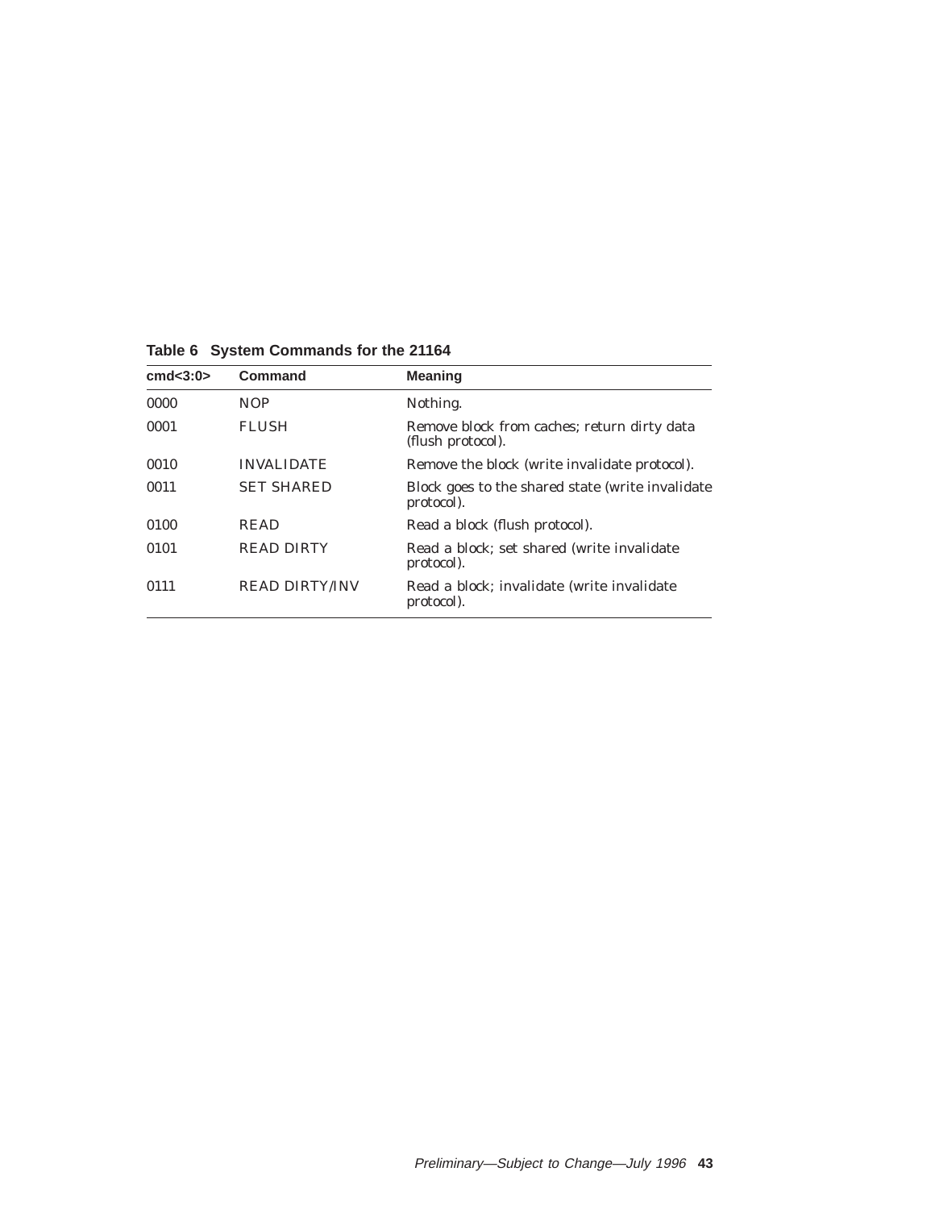**Table 6 System Commands for the 21164**

| cmd<3:0> | Command | Meaning |
|---|---|---|
| 0000 | NOP | Nothing. |
| 0001 | FLUSH | Remove block from caches; return dirty data (flush protocol). |
| 0010 | INVALIDATE | Remove the block (write invalidate protocol). |
| 0011 | SET SHARED | Block goes to the shared state (write invalidate protocol). |
| 0100 | READ | Read a block (flush protocol). |
| 0101 | READ DIRTY | Read a block; set shared (write invalidate protocol). |
| 0111 | READ DIRTY/INV | Read a block; invalidate (write invalidate protocol). |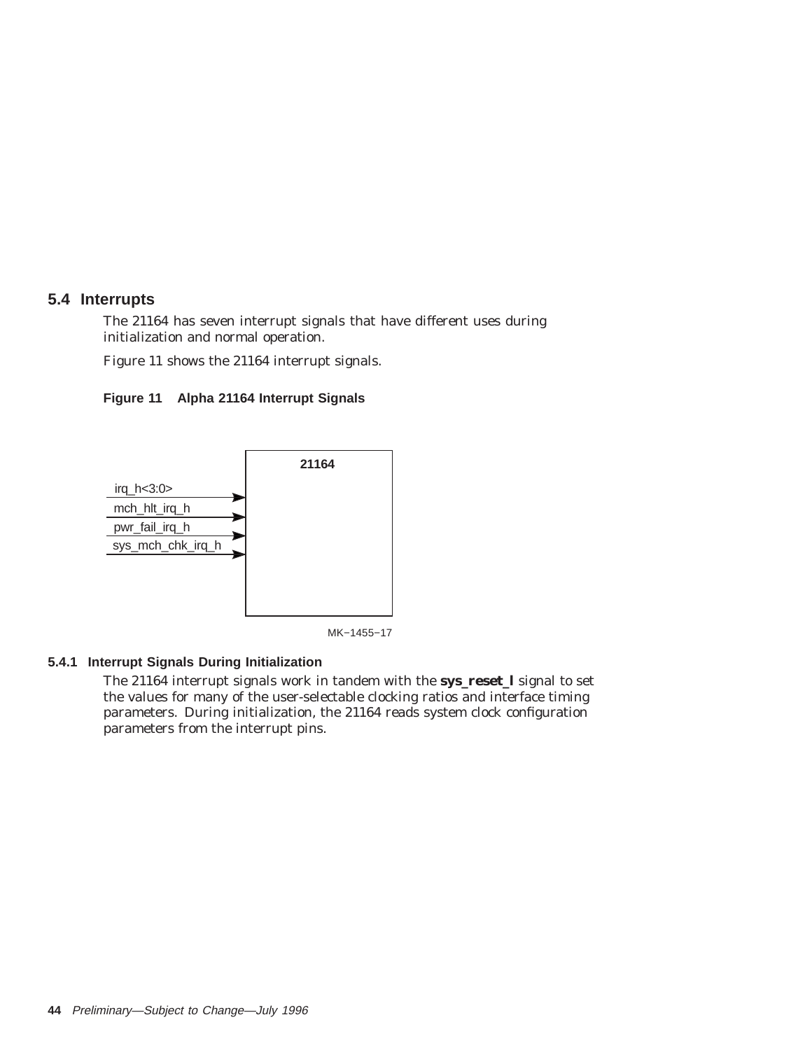## 5.4 Interrupts

The 21164 has seven interrupt signals that have different uses during initialization and normal operation.

Figure 11 shows the 21164 interrupt signals.

**Figure 11 Alpha 21164 Interrupt Signals**

21164

irq_h<3:0>

mch_hlt_irq_h

pwr_fail_irq_h

sys_mch_chk_irq_h

MK−1455−17

### 5.4.1 Interrupt Signals During Initialization

The 21164 interrupt signals work in tandem with the **sys_reset_l** signal to set the values for many of the user-selectable clocking ratios and interface timing parameters. During initialization, the 21164 reads system clock configuration parameters from the interrupt pins.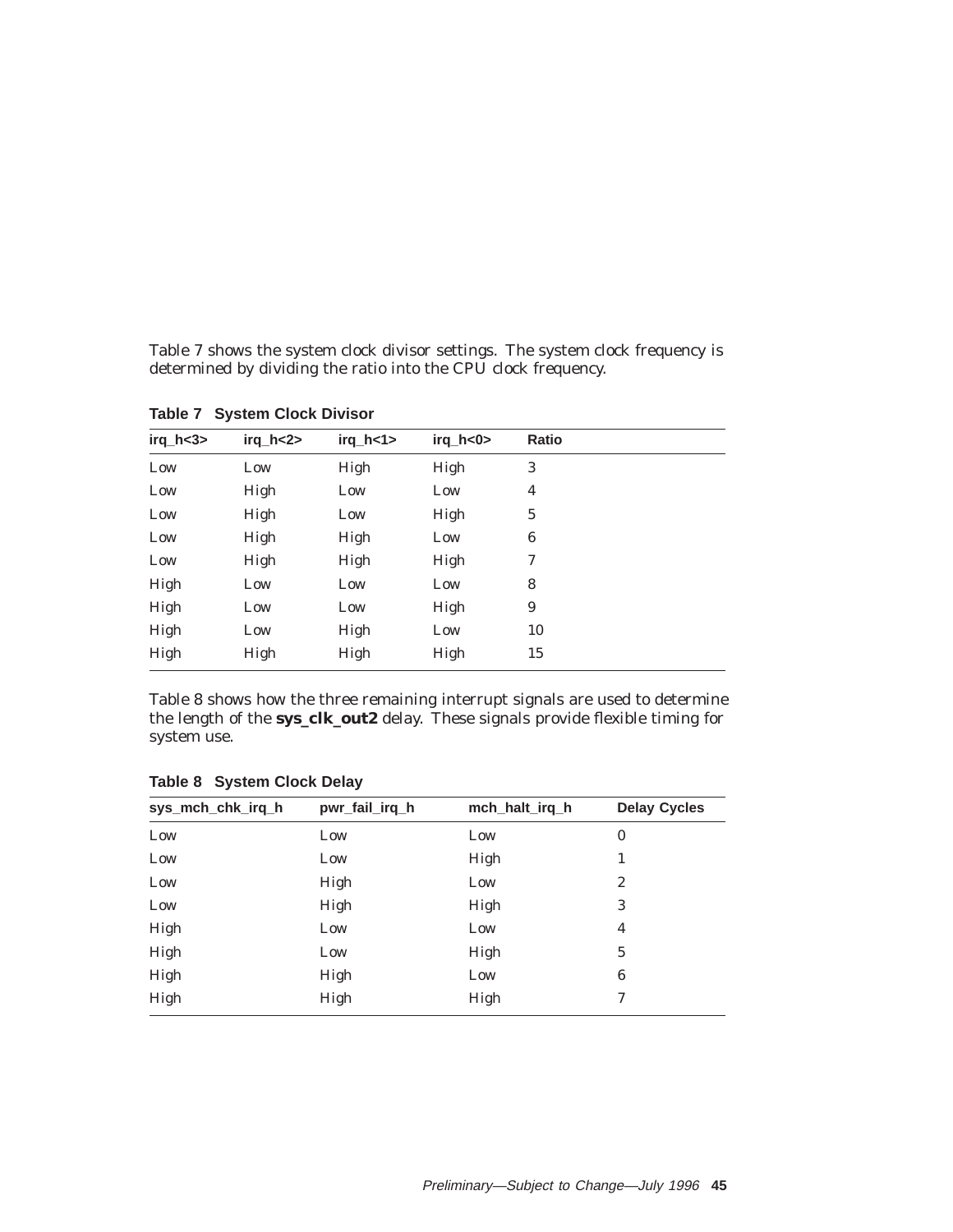Table 7 shows the system clock divisor settings. The system clock frequency is determined by dividing the ratio into the CPU clock frequency.

**Table 7 System Clock Divisor**

| irq_h<3> | irq_h<2> | irq_h<1> | irq_h<0> | Ratio |
|---|---|---|---|---|
| Low | Low | High | High | 3 |
| Low | High | Low | Low | 4 |
| Low | High | Low | High | 5 |
| Low | High | High | Low | 6 |
| Low | High | High | High | 7 |
| High | Low | Low | Low | 8 |
| High | Low | Low | High | 9 |
| High | Low | High | Low | 10 |
| High | High | High | High | 15 |

Table 8 shows how the three remaining interrupt signals are used to determine the length of the **sys_clk_out2** delay. These signals provide flexible timing for system use.

**Table 8 System Clock Delay**

| sys_mch_chk_irq_h | pwr_fail_irq_h | mch_halt_irq_h | Delay Cycles |
|---|---|---|---|
| Low | Low | Low | 0 |
| Low | Low | High | 1 |
| Low | High | Low | 2 |
| Low | High | High | 3 |
| High | Low | Low | 4 |
| High | Low | High | 5 |
| High | High | Low | 6 |
| High | High | High | 7 |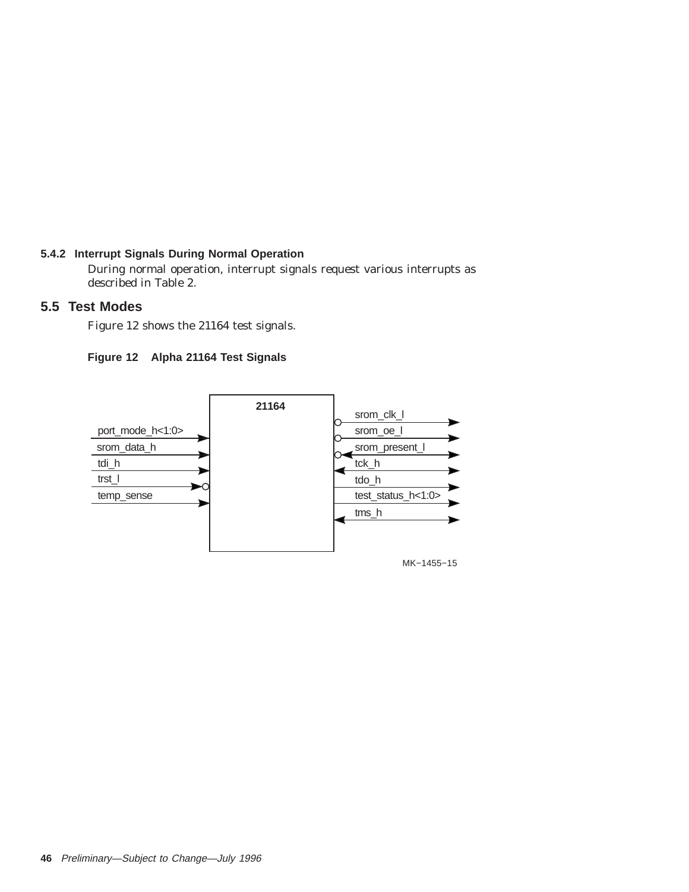### 5.4.2 Interrupt Signals During Normal Operation

During normal operation, interrupt signals request various interrupts as described in Table 2.

## 5.5 Test Modes

Figure 12 shows the 21164 test signals.

**Figure 12 Alpha 21164 Test Signals**

MK−1455−15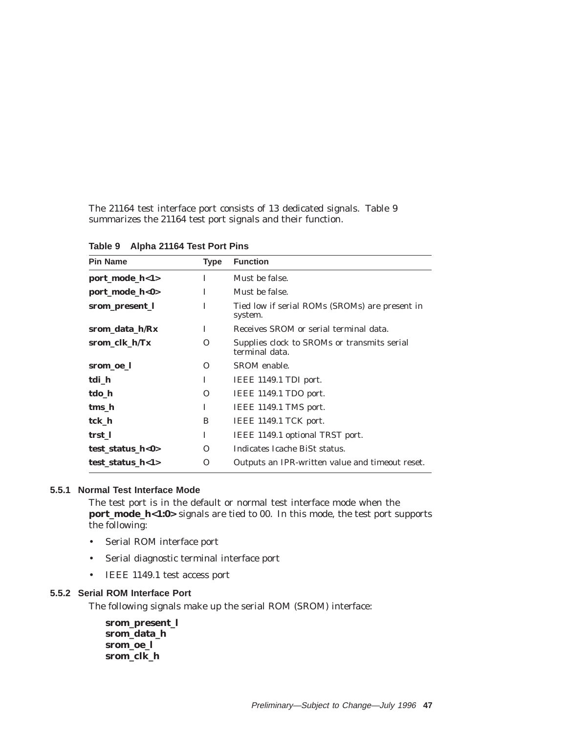The 21164 test interface port consists of 13 dedicated signals. Table 9 summarizes the 21164 test port signals and their function.

**Table 9 Alpha 21164 Test Port Pins**

| Pin Name | Type | Function |
|---|---|---|
| **port_mode_h<1>** | I | Must be false. |
| **port_mode_h<0>** | I | Must be false. |
| **srom_present_l** | I | Tied low if serial ROMs (SROMs) are present in system. |
| **srom_data_h/Rx** | I | Receives SROM or serial terminal data. |
| **srom_clk_h/Tx** | O | Supplies clock to SROMs or transmits serial terminal data. |
| **srom_oe_l** | O | SROM enable. |
| **tdi_h** | I | IEEE 1149.1 TDI port. |
| **tdo_h** | O | IEEE 1149.1 TDO port. |
| **tms_h** | I | IEEE 1149.1 TMS port. |
| **tck_h** | B | IEEE 1149.1 TCK port. |
| **trst_l** | I | IEEE 1149.1 optional TRST port. |
| **test_status_h<0>** | O | Indicates Icache BiSt status. |
| **test_status_h<1>** | O | Outputs an IPR-written value and timeout reset. |

### 5.5.1 Normal Test Interface Mode

The test port is in the default or normal test interface mode when the **port_mode_h<1:0>** signals are tied to 00. In this mode, the test port supports the following:

- Serial ROM interface port
- Serial diagnostic terminal interface port
- IEEE 1149.1 test access port

### 5.5.2 Serial ROM Interface Port

The following signals make up the serial ROM (SROM) interface:

**srom_present_l**
**srom_data_h**
**srom_oe_l**
**srom_clk_h**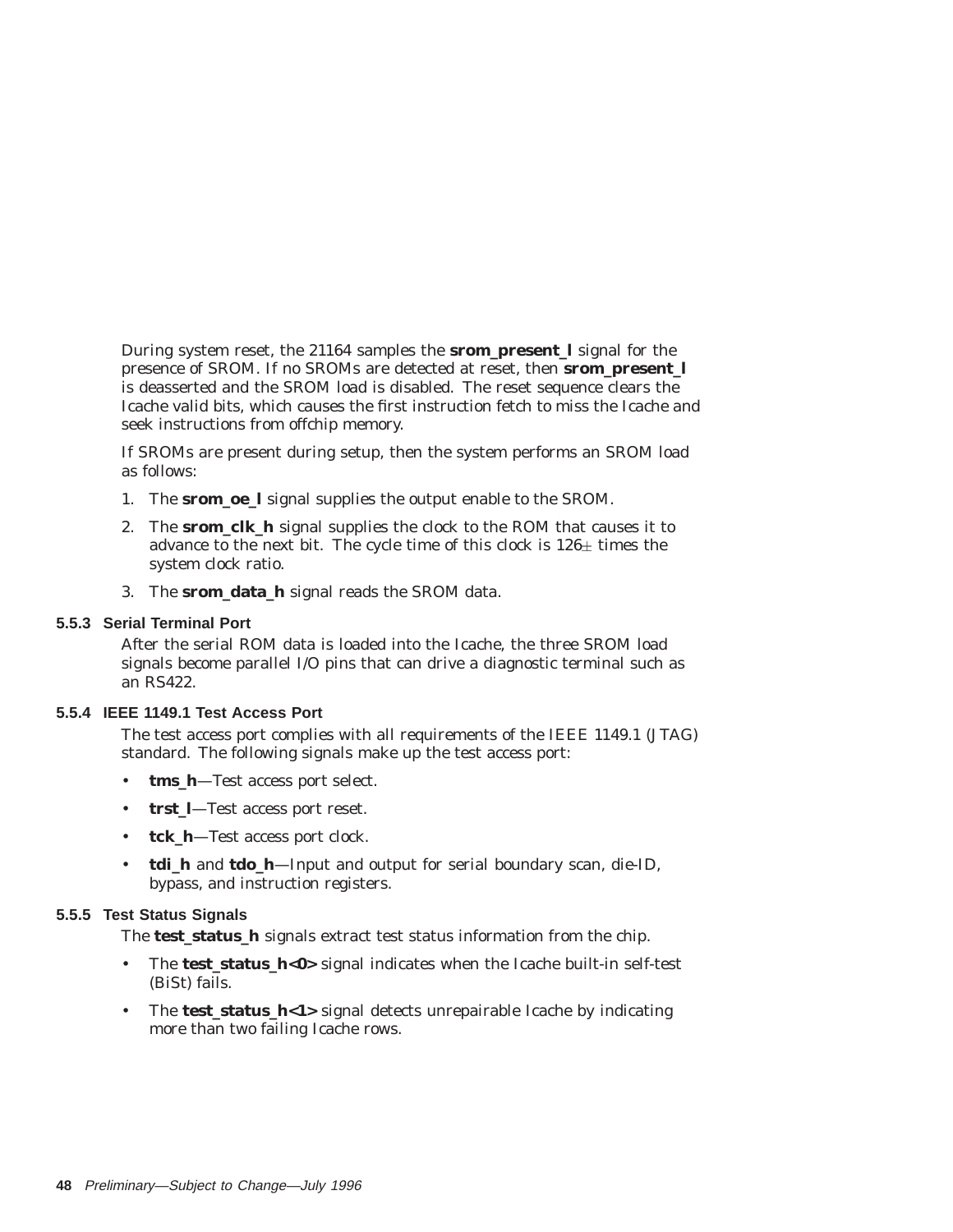During system reset, the 21164 samples the **srom_present_l** signal for the presence of SROM. If no SROMs are detected at reset, then **srom_present_l** is deasserted and the SROM load is disabled. The reset sequence clears the Icache valid bits, which causes the first instruction fetch to miss the Icache and seek instructions from offchip memory.

If SROMs are present during setup, then the system performs an SROM load as follows:

1. The **srom_oe_l** signal supplies the output enable to the SROM.
2. The **srom_clk_h** signal supplies the clock to the ROM that causes it to advance to the next bit. The cycle time of this clock is 126± times the system clock ratio.
3. The **srom_data_h** signal reads the SROM data.

### 5.5.3 Serial Terminal Port

After the serial ROM data is loaded into the Icache, the three SROM load signals become parallel I/O pins that can drive a diagnostic terminal such as an RS422.

### 5.5.4 IEEE 1149.1 Test Access Port

The test access port complies with all requirements of the IEEE 1149.1 (JTAG) standard. The following signals make up the test access port:

- **tms_h**—Test access port select.
- **trst_l**—Test access port reset.
- **tck_h**—Test access port clock.
- **tdi_h** and **tdo_h**—Input and output for serial boundary scan, die-ID, bypass, and instruction registers.

### 5.5.5 Test Status Signals

The **test_status_h** signals extract test status information from the chip.

- The **test_status_h<0>** signal indicates when the Icache built-in self-test (BiSt) fails.
- The **test_status_h<1>** signal detects unrepairable Icache by indicating more than two failing Icache rows.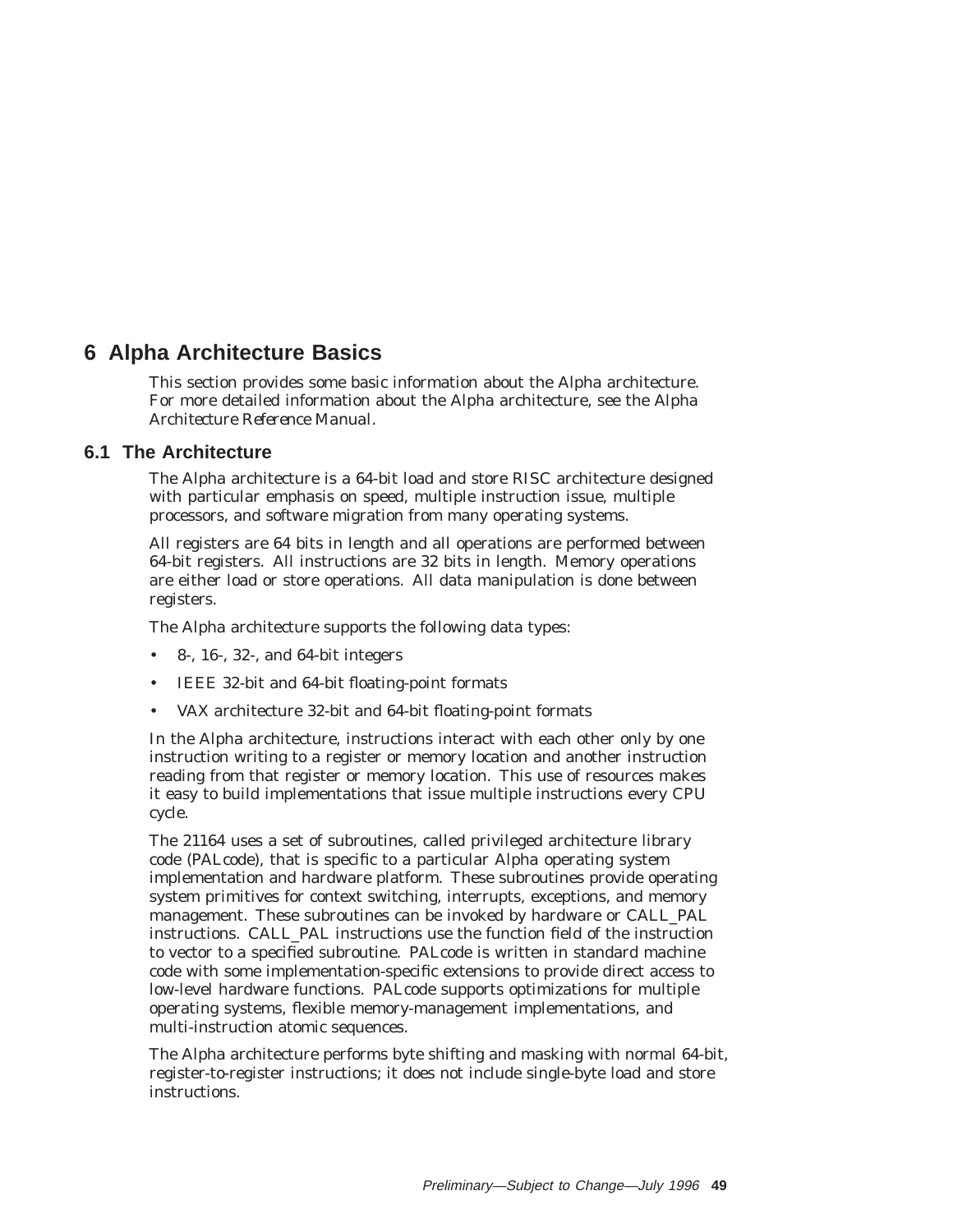# 6 Alpha Architecture Basics

This section provides some basic information about the Alpha architecture. For more detailed information about the Alpha architecture, see the *Alpha Architecture Reference Manual*.

## 6.1 The Architecture

The Alpha architecture is a 64-bit load and store RISC architecture designed with particular emphasis on speed, multiple instruction issue, multiple processors, and software migration from many operating systems.

All registers are 64 bits in length and all operations are performed between 64-bit registers. All instructions are 32 bits in length. Memory operations are either load or store operations. All data manipulation is done between registers.

The Alpha architecture supports the following data types:

- 8-, 16-, 32-, and 64-bit integers
- IEEE 32-bit and 64-bit floating-point formats
- VAX architecture 32-bit and 64-bit floating-point formats

In the Alpha architecture, instructions interact with each other only by one instruction writing to a register or memory location and another instruction reading from that register or memory location. This use of resources makes it easy to build implementations that issue multiple instructions every CPU cycle.

The 21164 uses a set of subroutines, called privileged architecture library code (PALcode), that is specific to a particular Alpha operating system implementation and hardware platform. These subroutines provide operating system primitives for context switching, interrupts, exceptions, and memory management. These subroutines can be invoked by hardware or CALL_PAL instructions. CALL_PAL instructions use the function field of the instruction to vector to a specified subroutine. PALcode is written in standard machine code with some implementation-specific extensions to provide direct access to low-level hardware functions. PALcode supports optimizations for multiple operating systems, flexible memory-management implementations, and multi-instruction atomic sequences.

The Alpha architecture performs byte shifting and masking with normal 64-bit, register-to-register instructions; it does not include single-byte load and store instructions.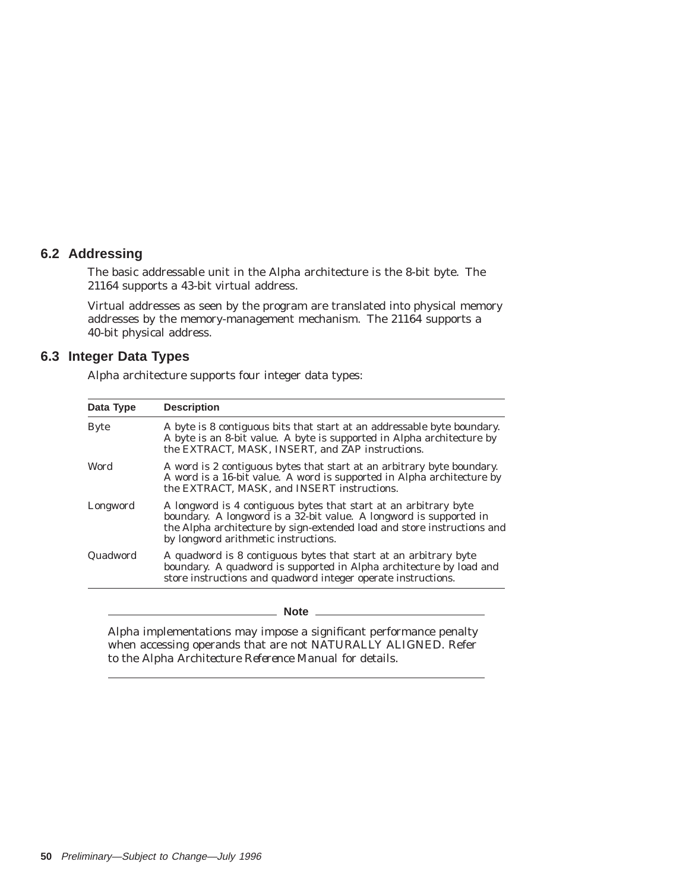## 6.2 Addressing

The basic addressable unit in the Alpha architecture is the 8-bit byte. The 21164 supports a 43-bit virtual address.

Virtual addresses as seen by the program are translated into physical memory addresses by the memory-management mechanism. The 21164 supports a 40-bit physical address.

## 6.3 Integer Data Types

Alpha architecture supports four integer data types:

| Data Type | Description |
|---|---|
| Byte | A byte is 8 contiguous bits that start at an addressable byte boundary. A byte is an 8-bit value. A byte is supported in Alpha architecture by the EXTRACT, MASK, INSERT, and ZAP instructions. |
| Word | A word is 2 contiguous bytes that start at an arbitrary byte boundary. A word is a 16-bit value. A word is supported in Alpha architecture by the EXTRACT, MASK, and INSERT instructions. |
| Longword | A longword is 4 contiguous bytes that start at an arbitrary byte boundary. A longword is a 32-bit value. A longword is supported in the Alpha architecture by sign-extended load and store instructions and by longword arithmetic instructions. |
| Quadword | A quadword is 8 contiguous bytes that start at an arbitrary byte boundary. A quadword is supported in Alpha architecture by load and store instructions and quadword integer operate instructions. |

**Note**

Alpha implementations may impose a significant performance penalty when accessing operands that are not NATURALLY ALIGNED. Refer to the *Alpha Architecture Reference Manual* for details.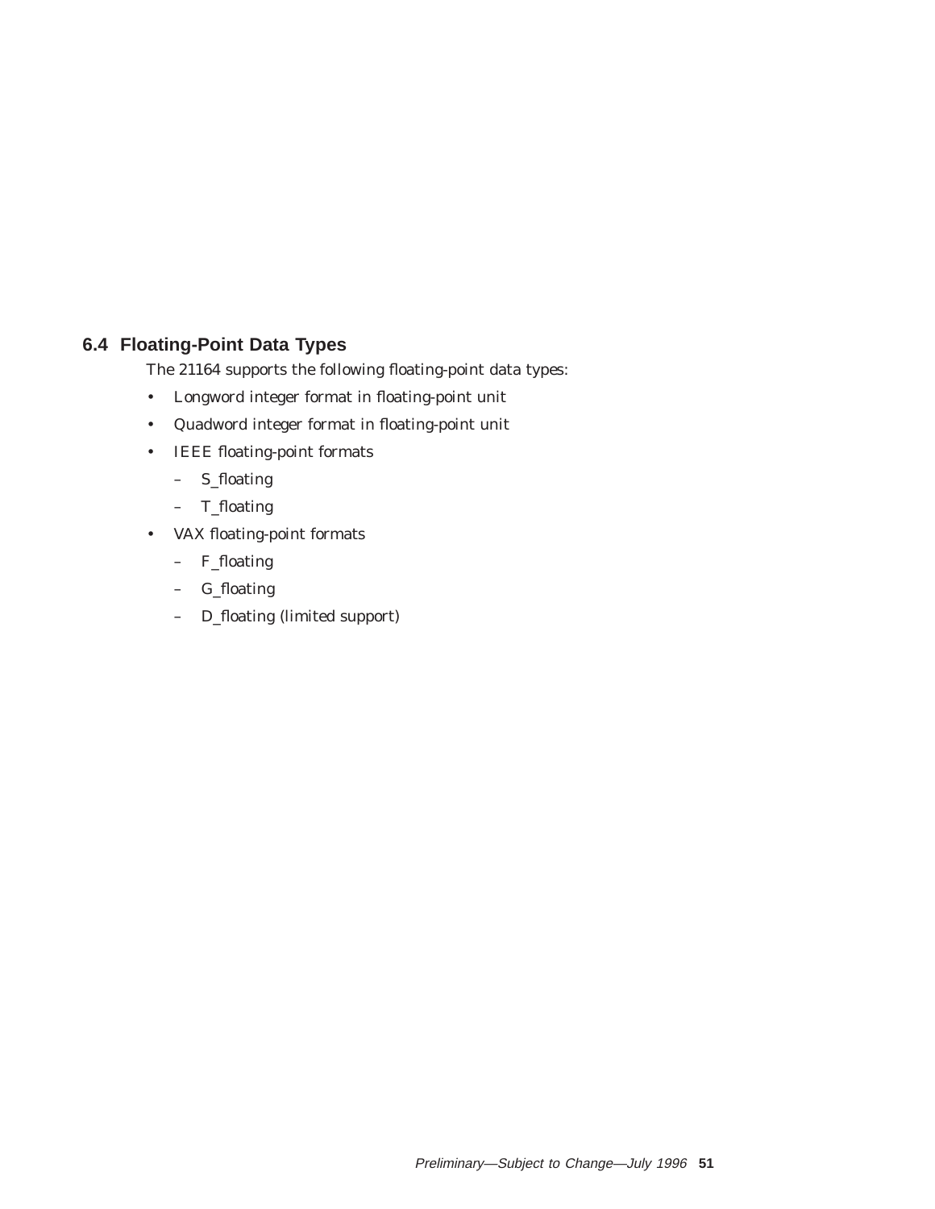## 6.4 Floating-Point Data Types

The 21164 supports the following floating-point data types:

- Longword integer format in floating-point unit
- Quadword integer format in floating-point unit
- IEEE floating-point formats
  - S_floating
  - T_floating
- VAX floating-point formats
  - F_floating
  - G_floating
  - D_floating (limited support)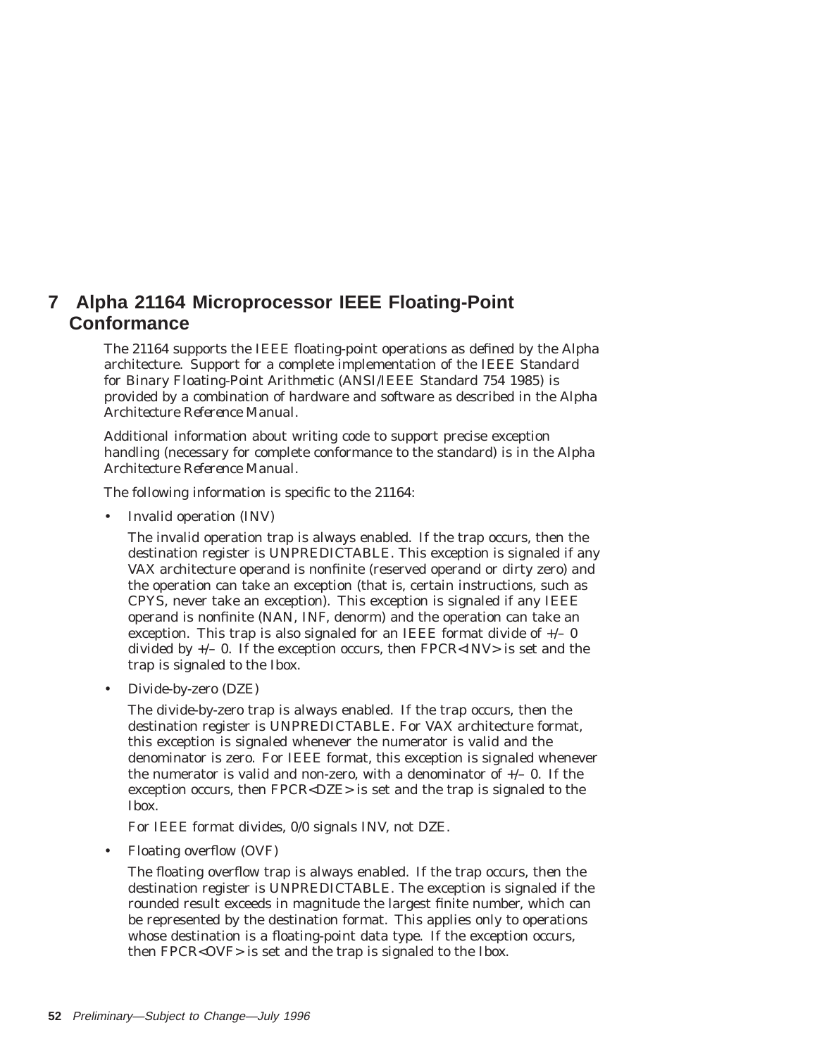# 7 Alpha 21164 Microprocessor IEEE Floating-Point Conformance

The 21164 supports the IEEE floating-point operations as defined by the Alpha architecture. Support for a complete implementation of the IEEE Standard for Binary Floating-Point Arithmetic (ANSI/IEEE Standard 754 1985) is provided by a combination of hardware and software as described in the *Alpha Architecture Reference Manual*.

Additional information about writing code to support precise exception handling (necessary for complete conformance to the standard) is in the *Alpha Architecture Reference Manual*.

The following information is specific to the 21164:

- Invalid operation (INV)

  The invalid operation trap is always enabled. If the trap occurs, then the destination register is UNPREDICTABLE. This exception is signaled if any VAX architecture operand is nonfinite (reserved operand or dirty zero) and the operation can take an exception (that is, certain instructions, such as CPYS, never take an exception). This exception is signaled if any IEEE operand is nonfinite (NAN, INF, denorm) and the operation can take an exception. This trap is also signaled for an IEEE format divide of +/– 0 divided by +/– 0. If the exception occurs, then FPCR<INV> is set and the trap is signaled to the Ibox.

- Divide-by-zero (DZE)

  The divide-by-zero trap is always enabled. If the trap occurs, then the destination register is UNPREDICTABLE. For VAX architecture format, this exception is signaled whenever the numerator is valid and the denominator is zero. For IEEE format, this exception is signaled whenever the numerator is valid and non-zero, with a denominator of +/– 0. If the exception occurs, then FPCR<DZE> is set and the trap is signaled to the Ibox.

  For IEEE format divides, 0/0 signals INV, not DZE.

- Floating overflow (OVF)

  The floating overflow trap is always enabled. If the trap occurs, then the destination register is UNPREDICTABLE. The exception is signaled if the rounded result exceeds in magnitude the largest finite number, which can be represented by the destination format. This applies only to operations whose destination is a floating-point data type. If the exception occurs, then FPCR<OVF> is set and the trap is signaled to the Ibox.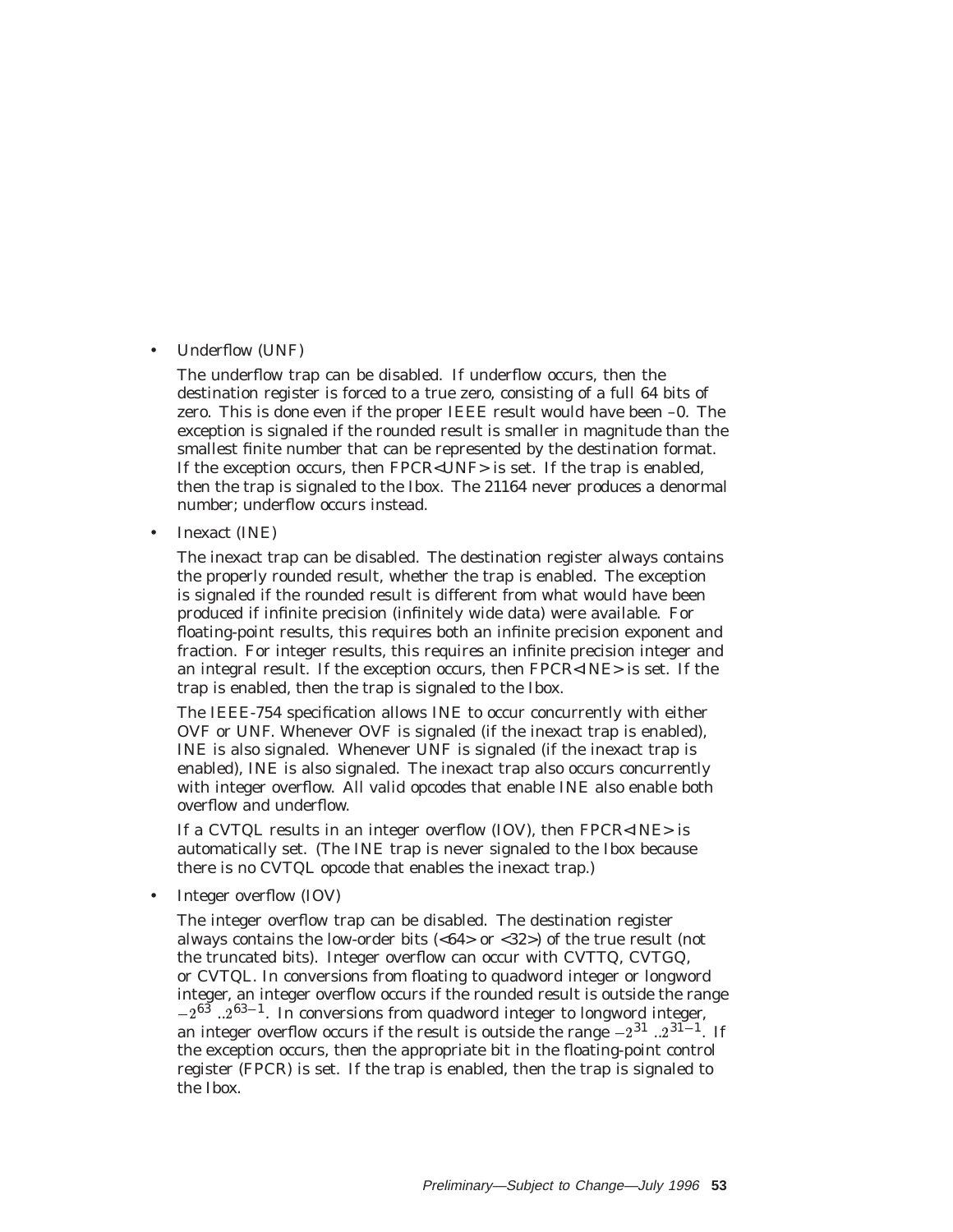- Underflow (UNF)

  The underflow trap can be disabled. If underflow occurs, then the destination register is forced to a true zero, consisting of a full 64 bits of zero. This is done even if the proper IEEE result would have been –0. The exception is signaled if the rounded result is smaller in magnitude than the smallest finite number that can be represented by the destination format. If the exception occurs, then FPCR<UNF> is set. If the trap is enabled, then the trap is signaled to the Ibox. The 21164 never produces a denormal number; underflow occurs instead.

- Inexact (INE)

  The inexact trap can be disabled. The destination register always contains the properly rounded result, whether the trap is enabled. The exception is signaled if the rounded result is different from what would have been produced if infinite precision (infinitely wide data) were available. For floating-point results, this requires both an infinite precision exponent and fraction. For integer results, this requires an infinite precision integer and an integral result. If the exception occurs, then FPCR<INE> is set. If the trap is enabled, then the trap is signaled to the Ibox.

  The IEEE-754 specification allows INE to occur concurrently with either OVF or UNF. Whenever OVF is signaled (if the inexact trap is enabled), INE is also signaled. Whenever UNF is signaled (if the inexact trap is enabled), INE is also signaled. The inexact trap also occurs concurrently with integer overflow. All valid opcodes that enable INE also enable both overflow and underflow.

  If a CVTQL results in an integer overflow (IOV), then FPCR<INE> is automatically set. (The INE trap is never signaled to the Ibox because there is no CVTQL opcode that enables the inexact trap.)

- Integer overflow (IOV)

  The integer overflow trap can be disabled. The destination register always contains the low-order bits (<64> or <32>) of the true result (not the truncated bits). Integer overflow can occur with CVTTQ, CVTGQ, or CVTQL. In conversions from floating to quadword integer or longword integer, an integer overflow occurs if the rounded result is outside the range $-2^{63}..2^{63-1}$. In conversions from quadword integer to longword integer, an integer overflow occurs if the result is outside the range $-2^{31}..2^{31-1}$. If the exception occurs, then the appropriate bit in the floating-point control register (FPCR) is set. If the trap is enabled, then the trap is signaled to the Ibox.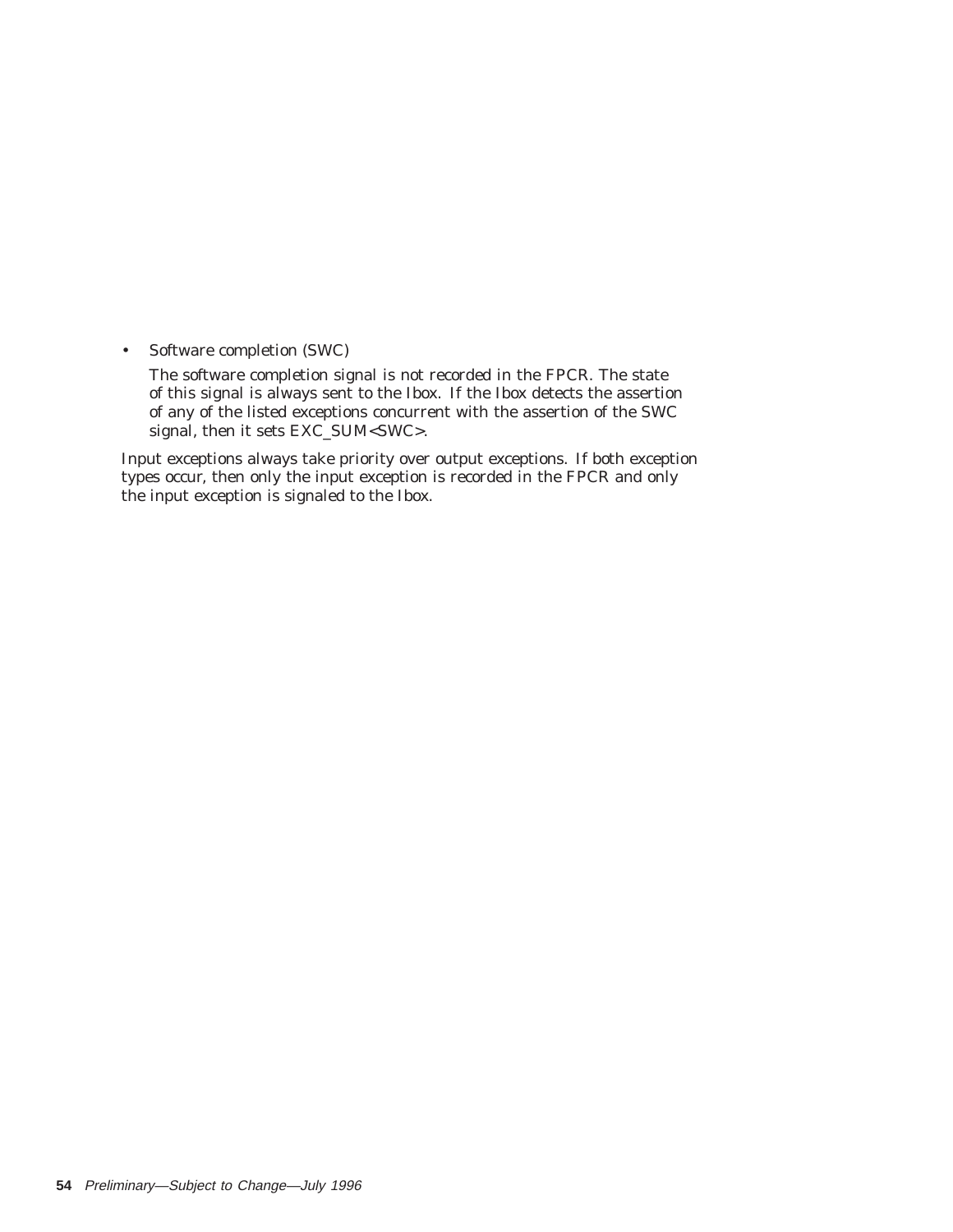- Software completion (SWC)

  The software completion signal is not recorded in the FPCR. The state of this signal is always sent to the Ibox. If the Ibox detects the assertion of any of the listed exceptions concurrent with the assertion of the SWC signal, then it sets EXC_SUM<SWC>.

Input exceptions always take priority over output exceptions. If both exception types occur, then only the input exception is recorded in the FPCR and only the input exception is signaled to the Ibox.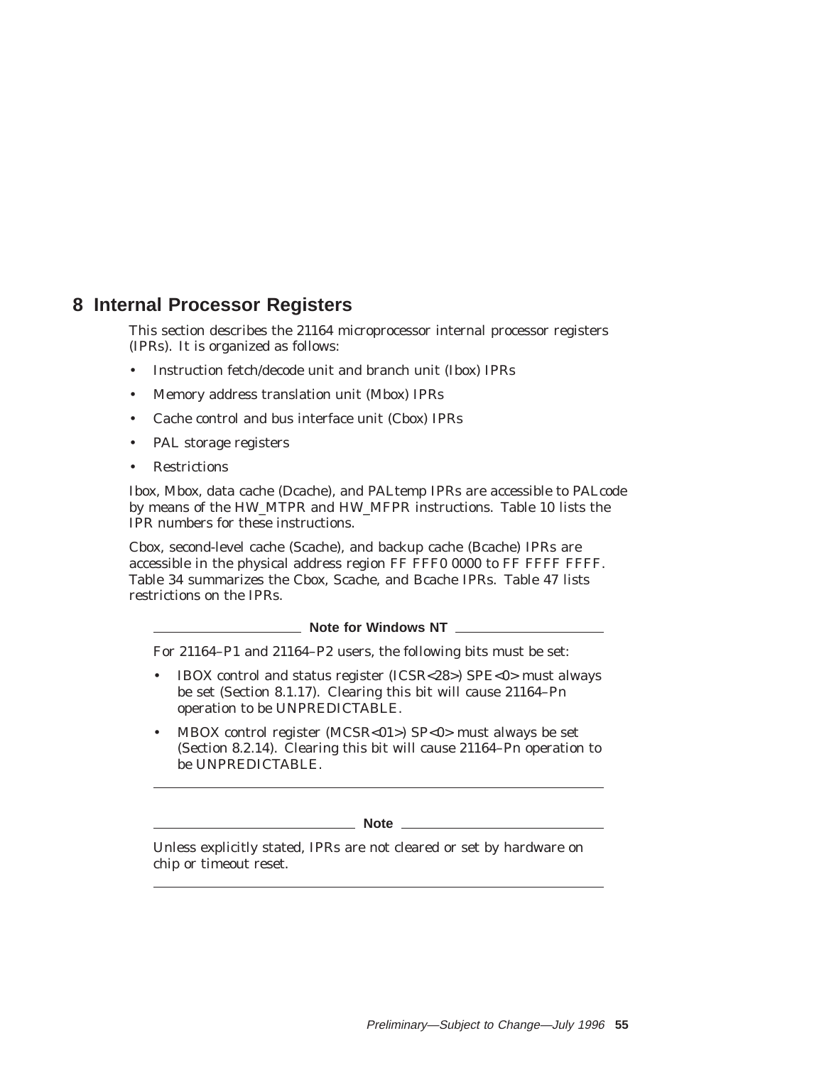# 8 Internal Processor Registers

This section describes the 21164 microprocessor internal processor registers (IPRs). It is organized as follows:

- Instruction fetch/decode unit and branch unit (Ibox) IPRs
- Memory address translation unit (Mbox) IPRs
- Cache control and bus interface unit (Cbox) IPRs
- PAL storage registers
- Restrictions

Ibox, Mbox, data cache (Dcache), and PALtemp IPRs are accessible to PALcode by means of the HW_MTPR and HW_MFPR instructions. Table 10 lists the IPR numbers for these instructions.

Cbox, second-level cache (Scache), and backup cache (Bcache) IPRs are accessible in the physical address region FF FFF0 0000 to FF FFFF FFFF. Table 34 summarizes the Cbox, Scache, and Bcache IPRs. Table 47 lists restrictions on the IPRs.

---

**Note for Windows NT**

For 21164–P1 and 21164–P2 users, the following bits must be set:

- IBOX control and status register (ICSR<28>) SPE<0> must always be set (Section 8.1.17). Clearing this bit will cause 21164–Pn operation to be UNPREDICTABLE.
- MBOX control register (MCSR<01>) SP<0> must always be set (Section 8.2.14). Clearing this bit will cause 21164–Pn operation to be UNPREDICTABLE.

---

**Note**

Unless explicitly stated, IPRs are not cleared or set by hardware on chip or timeout reset.

---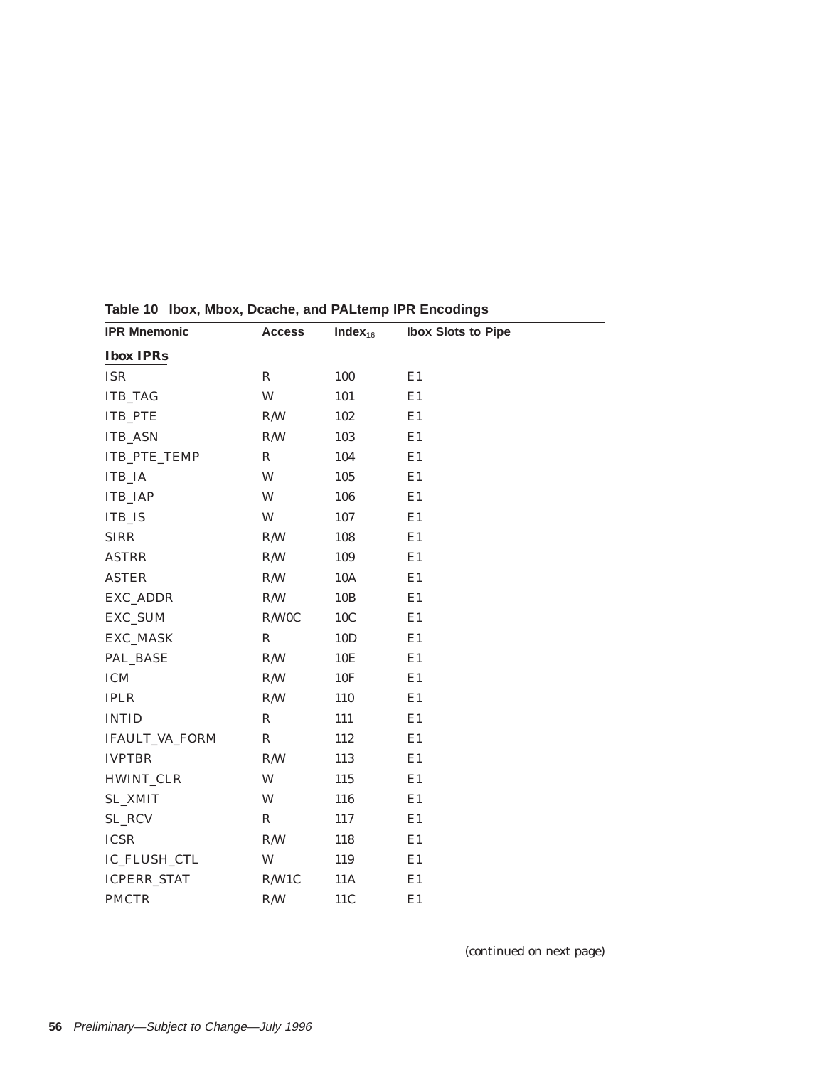**Table 10 Ibox, Mbox, Dcache, and PALtemp IPR Encodings**

| IPR Mnemonic | Access | $\text{Index}_{16}$ | Ibox Slots to Pipe |
|---|---|---|---|
| **Ibox IPRs** | | | |
| ISR | R | 100 | E1 |
| ITB_TAG | W | 101 | E1 |
| ITB_PTE | R/W | 102 | E1 |
| ITB_ASN | R/W | 103 | E1 |
| ITB_PTE_TEMP | R | 104 | E1 |
| ITB_IA | W | 105 | E1 |
| ITB_IAP | W | 106 | E1 |
| ITB_IS | W | 107 | E1 |
| SIRR | R/W | 108 | E1 |
| ASTRR | R/W | 109 | E1 |
| ASTER | R/W | 10A | E1 |
| EXC_ADDR | R/W | 10B | E1 |
| EXC_SUM | R/W0C | 10C | E1 |
| EXC_MASK | R | 10D | E1 |
| PAL_BASE | R/W | 10E | E1 |
| ICM | R/W | 10F | E1 |
| IPLR | R/W | 110 | E1 |
| INTID | R | 111 | E1 |
| IFAULT_VA_FORM | R | 112 | E1 |
| IVPTBR | R/W | 113 | E1 |
| HWINT_CLR | W | 115 | E1 |
| SL_XMIT | W | 116 | E1 |
| SL_RCV | R | 117 | E1 |
| ICSR | R/W | 118 | E1 |
| IC_FLUSH_CTL | W | 119 | E1 |
| ICPERR_STAT | R/W1C | 11A | E1 |
| PMCTR | R/W | 11C | E1 |

*(continued on next page)*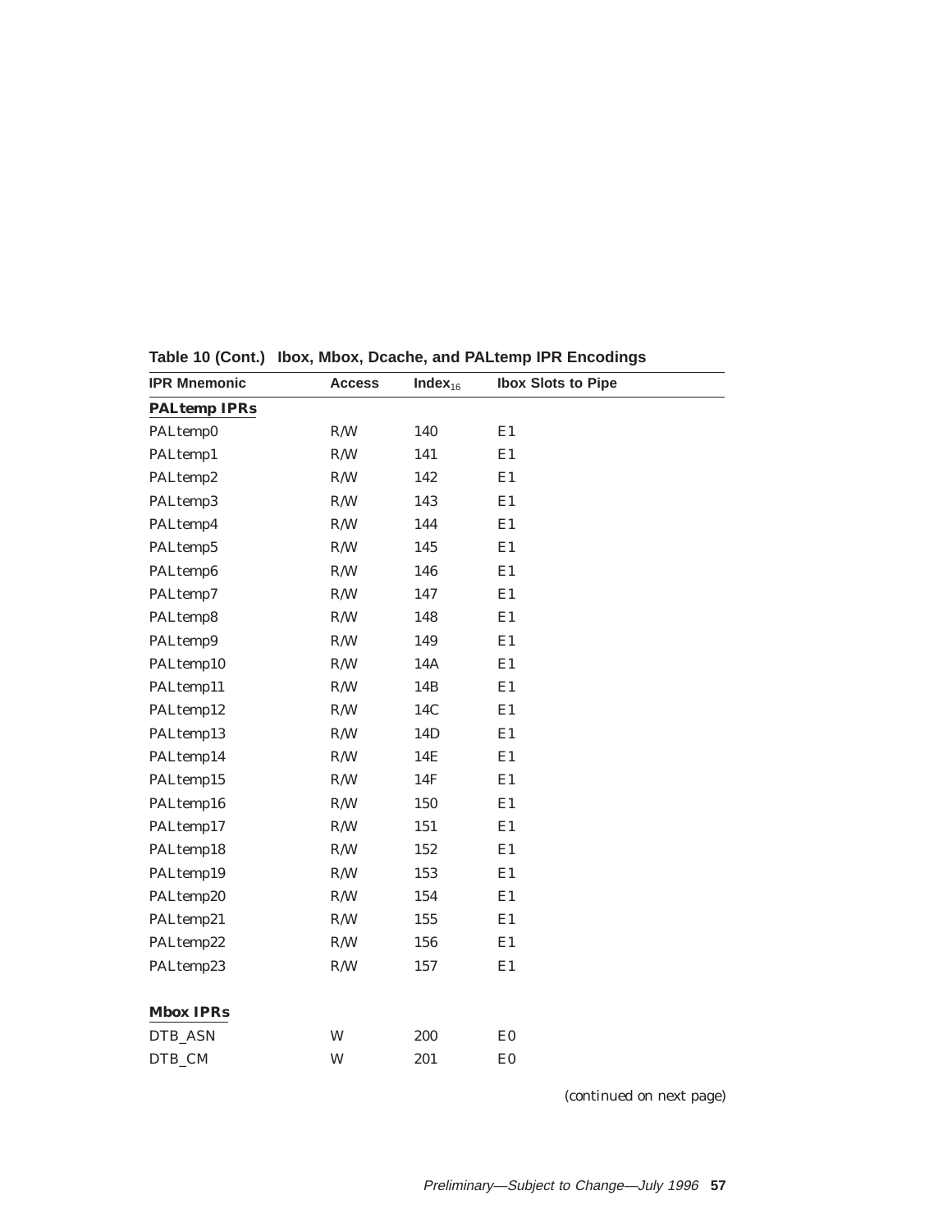**Table 10 (Cont.) Ibox, Mbox, Dcache, and PALtemp IPR Encodings**

| IPR Mnemonic | Access | $Index_{16}$ | Ibox Slots to Pipe |
|---|---|---|---|
| **PALtemp IPRs** | | | |
| PALtemp0 | R/W | 140 | E1 |
| PALtemp1 | R/W | 141 | E1 |
| PALtemp2 | R/W | 142 | E1 |
| PALtemp3 | R/W | 143 | E1 |
| PALtemp4 | R/W | 144 | E1 |
| PALtemp5 | R/W | 145 | E1 |
| PALtemp6 | R/W | 146 | E1 |
| PALtemp7 | R/W | 147 | E1 |
| PALtemp8 | R/W | 148 | E1 |
| PALtemp9 | R/W | 149 | E1 |
| PALtemp10 | R/W | 14A | E1 |
| PALtemp11 | R/W | 14B | E1 |
| PALtemp12 | R/W | 14C | E1 |
| PALtemp13 | R/W | 14D | E1 |
| PALtemp14 | R/W | 14E | E1 |
| PALtemp15 | R/W | 14F | E1 |
| PALtemp16 | R/W | 150 | E1 |
| PALtemp17 | R/W | 151 | E1 |
| PALtemp18 | R/W | 152 | E1 |
| PALtemp19 | R/W | 153 | E1 |
| PALtemp20 | R/W | 154 | E1 |
| PALtemp21 | R/W | 155 | E1 |
| PALtemp22 | R/W | 156 | E1 |
| PALtemp23 | R/W | 157 | E1 |
| **Mbox IPRs** | | | |
| DTB_ASN | W | 200 | E0 |
| DTB_CM | W | 201 | E0 |

*(continued on next page)*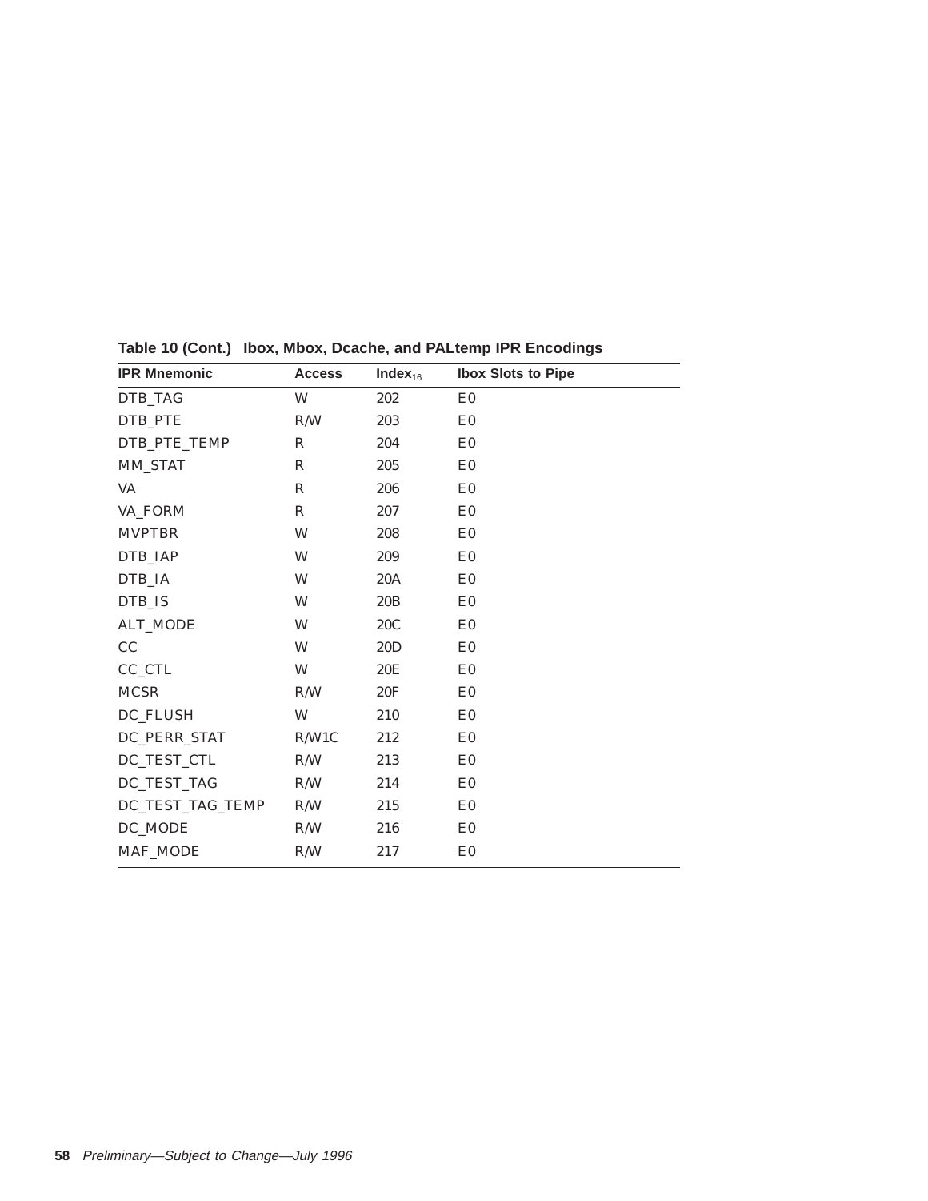**Table 10 (Cont.) Ibox, Mbox, Dcache, and PALtemp IPR Encodings**

| IPR Mnemonic | Access | $Index_{16}$ | Ibox Slots to Pipe |
|---|---|---|---|
| DTB_TAG | W | 202 | E0 |
| DTB_PTE | R/W | 203 | E0 |
| DTB_PTE_TEMP | R | 204 | E0 |
| MM_STAT | R | 205 | E0 |
| VA | R | 206 | E0 |
| VA_FORM | R | 207 | E0 |
| MVPTBR | W | 208 | E0 |
| DTB_IAP | W | 209 | E0 |
| DTB_IA | W | 20A | E0 |
| DTB_IS | W | 20B | E0 |
| ALT_MODE | W | 20C | E0 |
| CC | W | 20D | E0 |
| CC_CTL | W | 20E | E0 |
| MCSR | R/W | 20F | E0 |
| DC_FLUSH | W | 210 | E0 |
| DC_PERR_STAT | R/W1C | 212 | E0 |
| DC_TEST_CTL | R/W | 213 | E0 |
| DC_TEST_TAG | R/W | 214 | E0 |
| DC_TEST_TAG_TEMP | R/W | 215 | E0 |
| DC_MODE | R/W | 216 | E0 |
| MAF_MODE | R/W | 217 | E0 |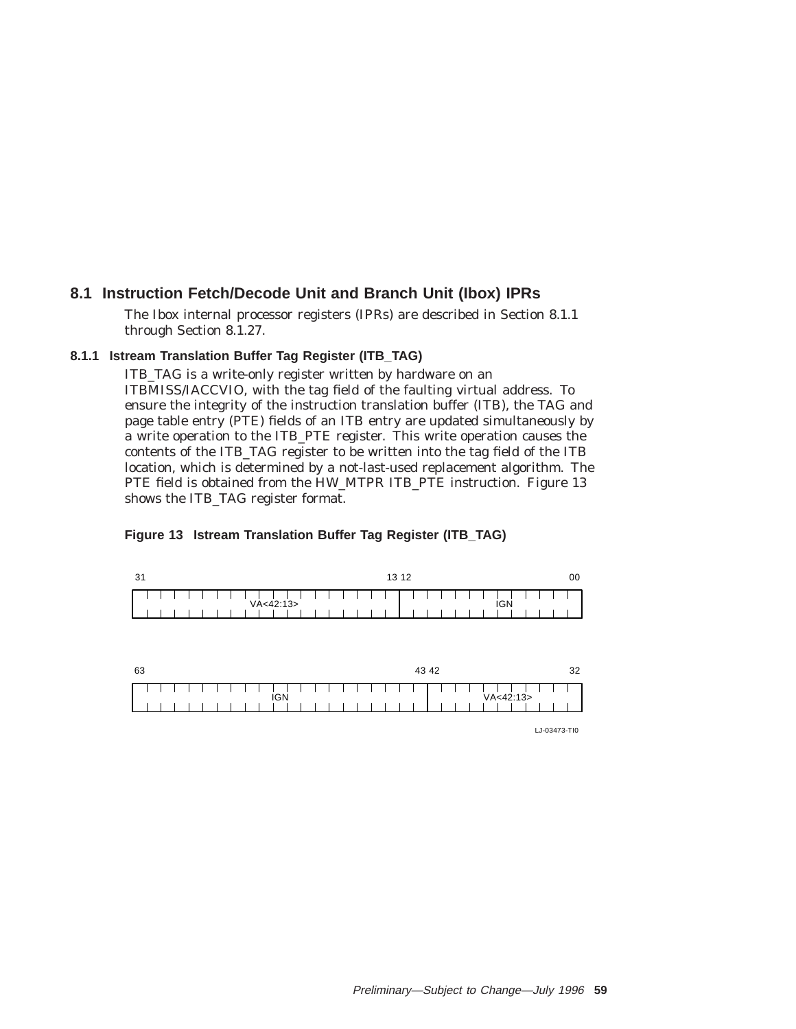## 8.1 Instruction Fetch/Decode Unit and Branch Unit (Ibox) IPRs

The Ibox internal processor registers (IPRs) are described in Section 8.1.1 through Section 8.1.27.

### 8.1.1 Istream Translation Buffer Tag Register (ITB_TAG)

ITB_TAG is a write-only register written by hardware on an ITBMISS/IACCVIO, with the tag field of the faulting virtual address. To ensure the integrity of the instruction translation buffer (ITB), the TAG and page table entry (PTE) fields of an ITB entry are updated simultaneously by a write operation to the ITB_PTE register. This write operation causes the contents of the ITB_TAG register to be written into the tag field of the ITB location, which is determined by a not-last-used replacement algorithm. The PTE field is obtained from the HW_MTPR ITB_PTE instruction. Figure 13 shows the ITB_TAG register format.

**Figure 13 Istream Translation Buffer Tag Register (ITB_TAG)**

| 31 — 13 | 12 — 00 |
|---|---|
| VA<42:13> | IGN |

| 63 — 43 | 42 — 32 |
|---|---|
| IGN | VA<42:13> |

LJ-03473-TI0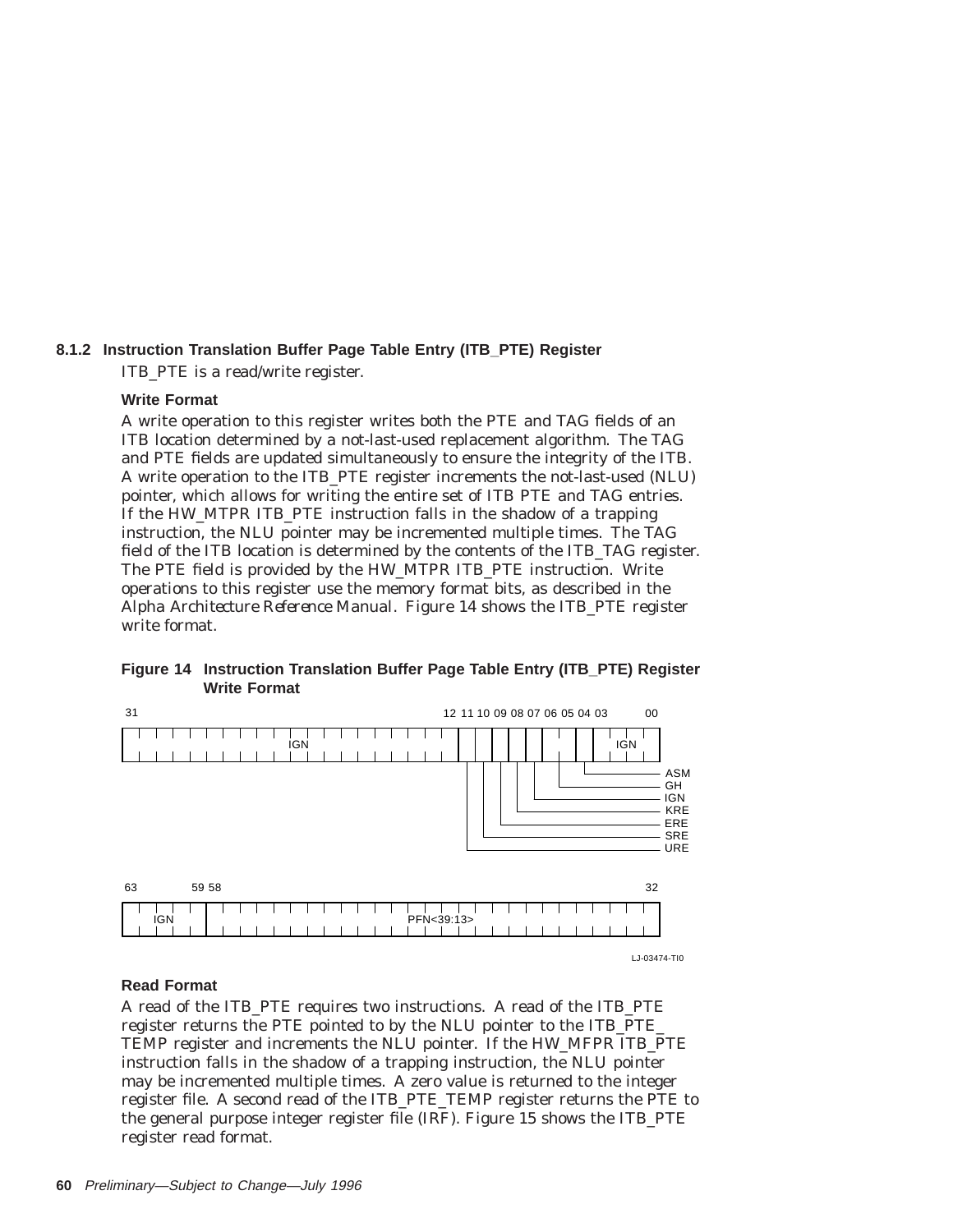### 8.1.2 Instruction Translation Buffer Page Table Entry (ITB_PTE) Register

ITB_PTE is a read/write register.

#### Write Format

A write operation to this register writes both the PTE and TAG fields of an ITB location determined by a not-last-used replacement algorithm. The TAG and PTE fields are updated simultaneously to ensure the integrity of the ITB. A write operation to the ITB_PTE register increments the not-last-used (NLU) pointer, which allows for writing the entire set of ITB PTE and TAG entries. If the HW_MTPR ITB_PTE instruction falls in the shadow of a trapping instruction, the NLU pointer may be incremented multiple times. The TAG field of the ITB location is determined by the contents of the ITB_TAG register. The PTE field is provided by the HW_MTPR ITB_PTE instruction. Write operations to this register use the memory format bits, as described in the *Alpha Architecture Reference Manual*. Figure 14 shows the ITB_PTE register write format.

**Figure 14 Instruction Translation Buffer Page Table Entry (ITB_PTE) Register Write Format**

| Bits | Field |
|---|---|
| 31:12 | IGN |
| 11 | URE |
| 10 | SRE |
| 09 | ERE |
| 08 | KRE |
| 07 | IGN |
| 06:05 | GH |
| 04 | ASM |
| 03:00 | IGN |
| 63:59 | IGN |
| 58:32 | PFN<39:13> |

LJ-03474-TI0

#### Read Format

A read of the ITB_PTE requires two instructions. A read of the ITB_PTE register returns the PTE pointed to by the NLU pointer to the ITB_PTE_TEMP register and increments the NLU pointer. If the HW_MFPR ITB_PTE instruction falls in the shadow of a trapping instruction, the NLU pointer may be incremented multiple times. A zero value is returned to the integer register file. A second read of the ITB_PTE_TEMP register returns the PTE to the general purpose integer register file (IRF). Figure 15 shows the ITB_PTE register read format.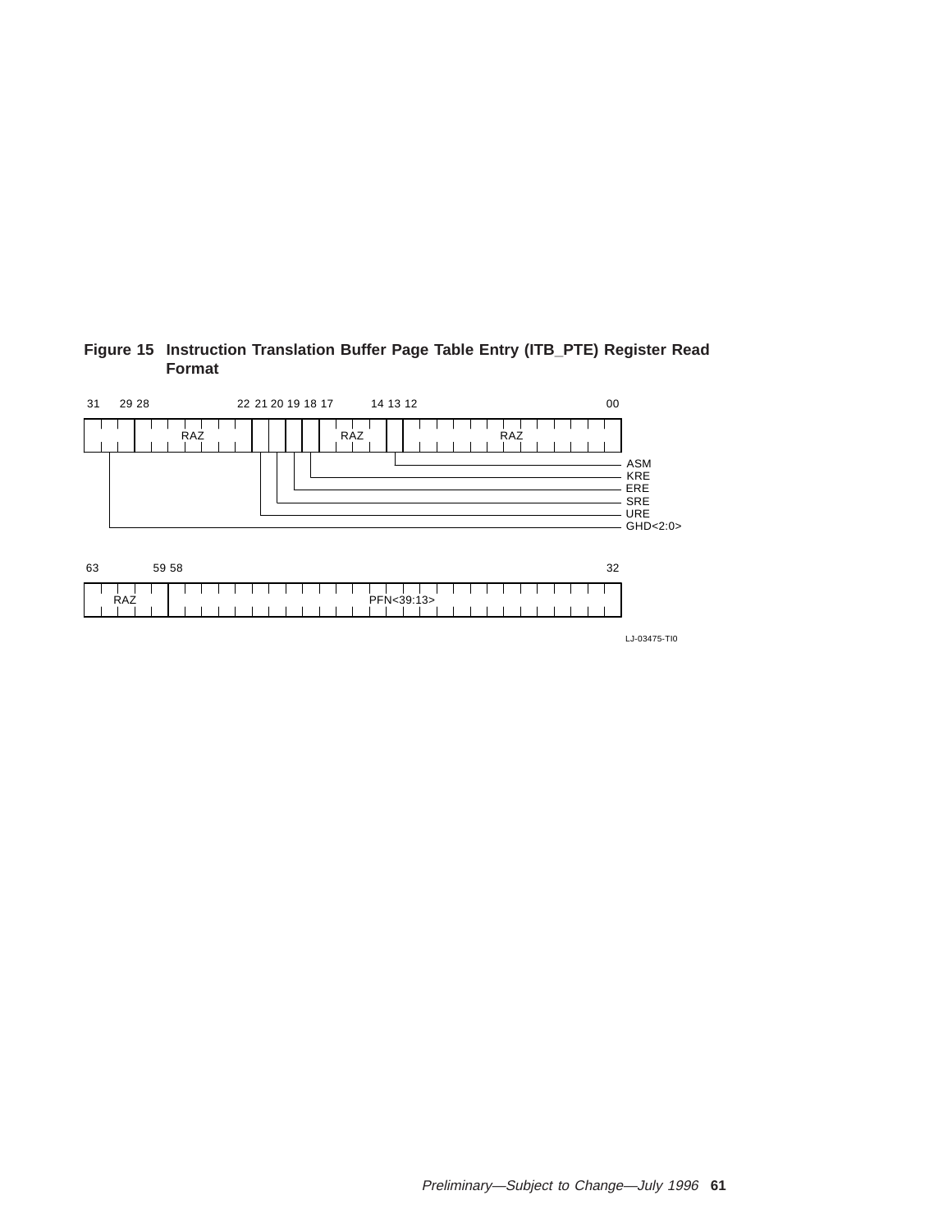**Figure 15 Instruction Translation Buffer Page Table Entry (ITB_PTE) Register Read Format**

| Bits | Field |
|---|---|
| 31:29 | GHD<2:0> |
| 28:22 | RAZ |
| 21 | URE |
| 20 | SRE |
| 19 | ERE |
| 18 | KRE |
| 17:14 | RAZ |
| 13 | ASM |
| 12:00 | RAZ |

| Bits | Field |
|---|---|
| 63:59 | RAZ |
| 58:32 | PFN<39:13> |

LJ-03475-TI0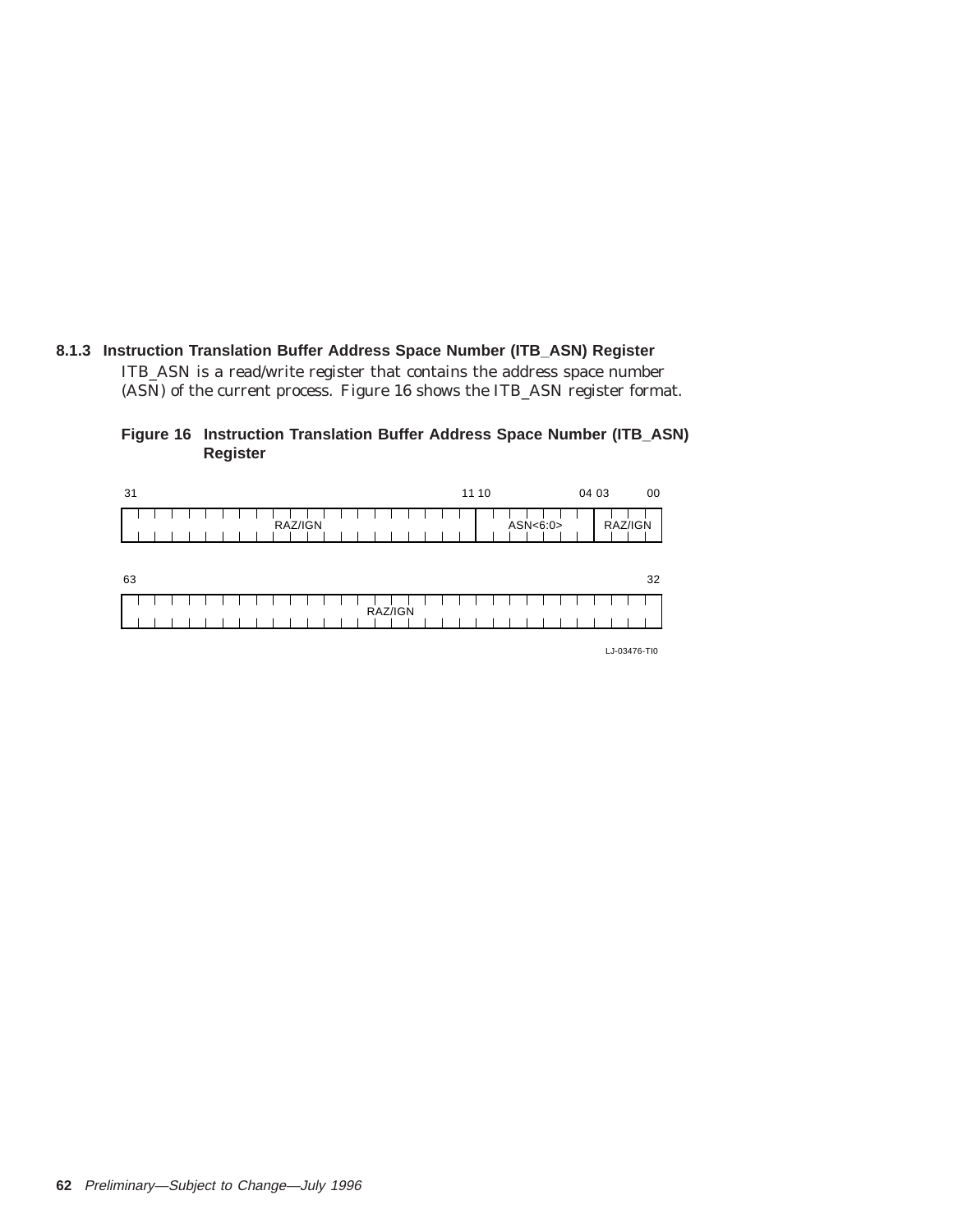### 8.1.3 Instruction Translation Buffer Address Space Number (ITB_ASN) Register

ITB_ASN is a read/write register that contains the address space number (ASN) of the current process. Figure 16 shows the ITB_ASN register format.

**Figure 16 Instruction Translation Buffer Address Space Number (ITB_ASN) Register**

| Bits | Field |
|---|---|
| 63–32 | RAZ/IGN |
| 31–11 | RAZ/IGN |
| 10–04 | ASN<6:0> |
| 03–00 | RAZ/IGN |

LJ-03476-TI0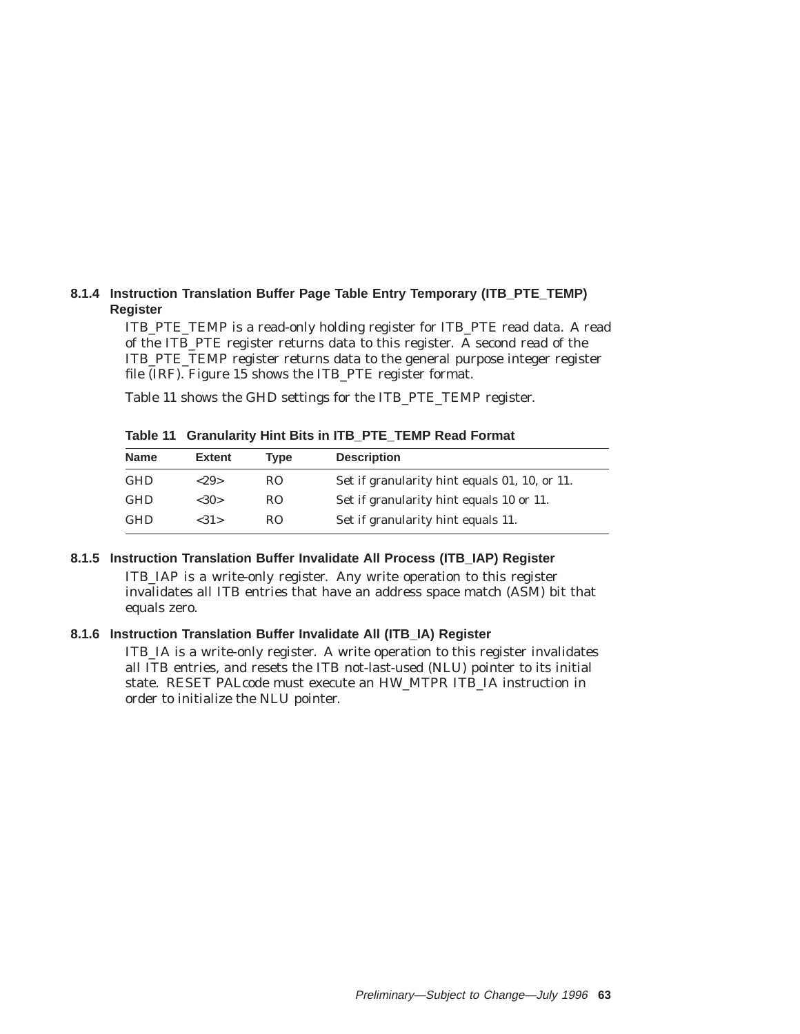### 8.1.4 Instruction Translation Buffer Page Table Entry Temporary (ITB_PTE_TEMP) Register

ITB_PTE_TEMP is a read-only holding register for ITB_PTE read data. A read of the ITB_PTE register returns data to this register. A second read of the ITB_PTE_TEMP register returns data to the general purpose integer register file (IRF). Figure 15 shows the ITB_PTE register format.

Table 11 shows the GHD settings for the ITB_PTE_TEMP register.

**Table 11 Granularity Hint Bits in ITB_PTE_TEMP Read Format**

| Name | Extent | Type | Description |
|---|---|---|---|
| GHD | <29> | RO | Set if granularity hint equals 01, 10, or 11. |
| GHD | <30> | RO | Set if granularity hint equals 10 or 11. |
| GHD | <31> | RO | Set if granularity hint equals 11. |

### 8.1.5 Instruction Translation Buffer Invalidate All Process (ITB_IAP) Register

ITB_IAP is a write-only register. Any write operation to this register invalidates all ITB entries that have an address space match (ASM) bit that equals zero.

### 8.1.6 Instruction Translation Buffer Invalidate All (ITB_IA) Register

ITB_IA is a write-only register. A write operation to this register invalidates all ITB entries, and resets the ITB not-last-used (NLU) pointer to its initial state. RESET PALcode must execute an HW_MTPR ITB_IA instruction in order to initialize the NLU pointer.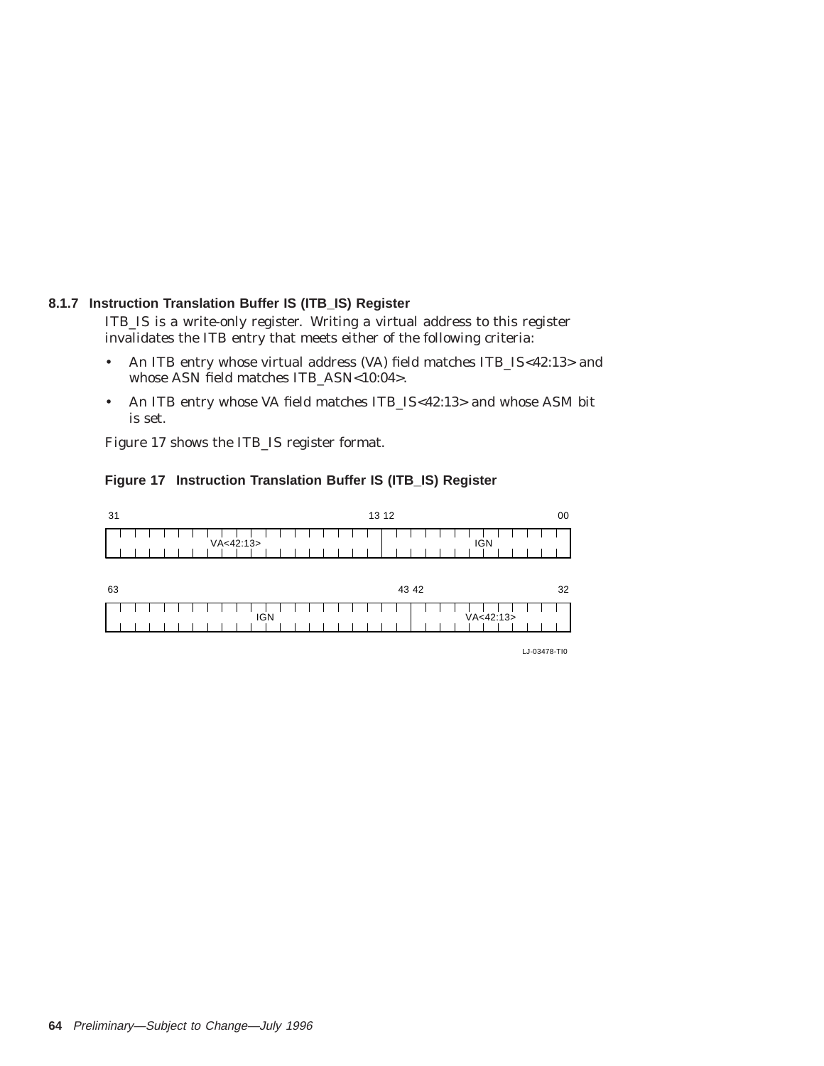### 8.1.7 Instruction Translation Buffer IS (ITB_IS) Register

ITB_IS is a write-only register. Writing a virtual address to this register invalidates the ITB entry that meets either of the following criteria:

- An ITB entry whose virtual address (VA) field matches ITB_IS<42:13> and whose ASN field matches ITB_ASN<10:04>.
- An ITB entry whose VA field matches ITB_IS<42:13> and whose ASM bit is set.

Figure 17 shows the ITB_IS register format.

**Figure 17 Instruction Translation Buffer IS (ITB_IS) Register**

| Bits 31–13 | Bits 12–00 |
|---|---|
| VA<42:13> | IGN |

| Bits 63–43 | Bits 42–32 |
|---|---|
| IGN | VA<42:13> |

LJ-03478-TI0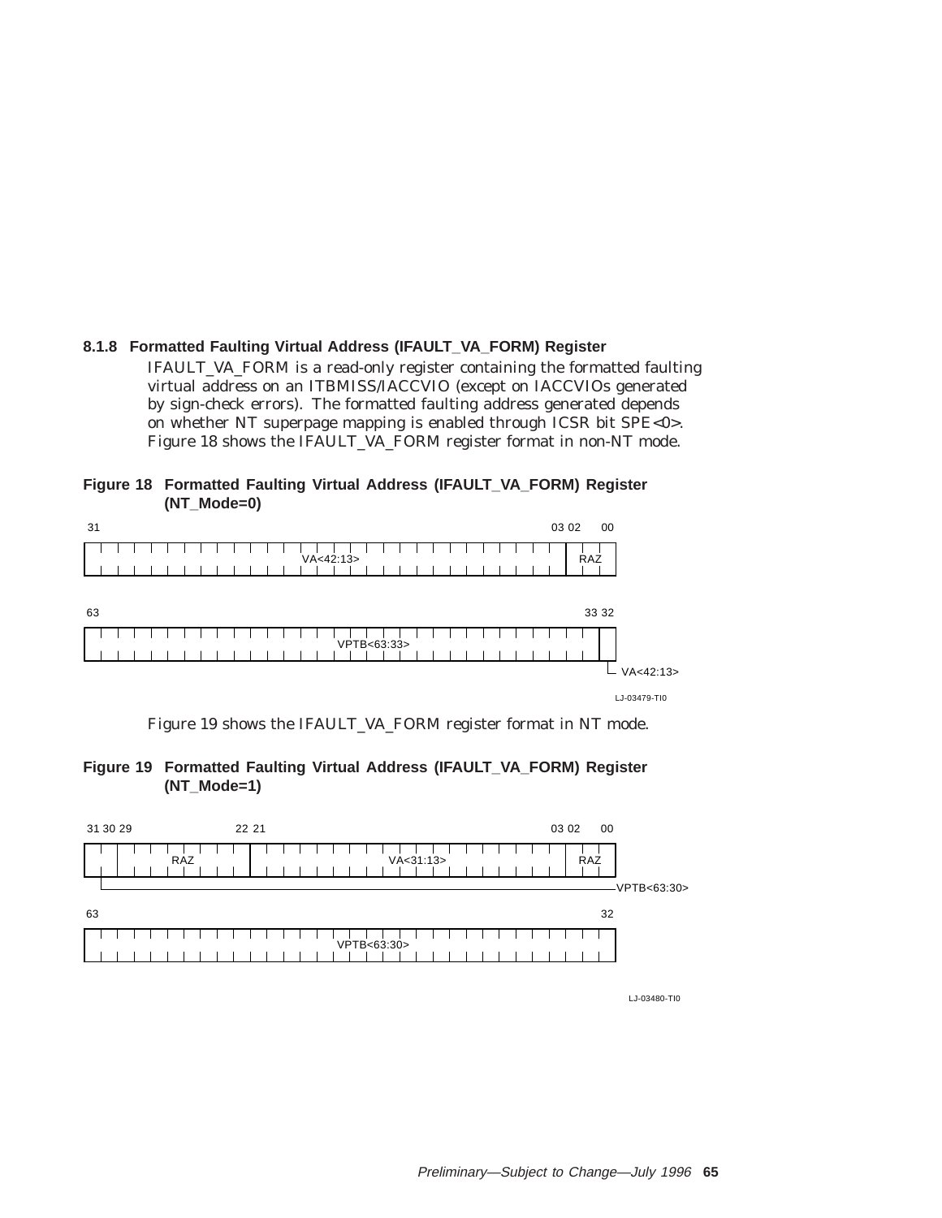### 8.1.8 Formatted Faulting Virtual Address (IFAULT_VA_FORM) Register

IFAULT_VA_FORM is a read-only register containing the formatted faulting virtual address on an ITBMISS/IACCVIO (except on IACCVIOs generated by sign-check errors). The formatted faulting address generated depends on whether NT superpage mapping is enabled through ICSR bit SPE<0>. Figure 18 shows the IFAULT_VA_FORM register format in non-NT mode.

**Figure 18 Formatted Faulting Virtual Address (IFAULT_VA_FORM) Register (NT_Mode=0)**

| 31–03 | 02–00 |
|---|---|
| VA<42:13> | RAZ |

| 63–33 | 32 |
|---|---|
| VPTB<63:33> | VA<42:13> |

LJ-03479-TI0

Figure 19 shows the IFAULT_VA_FORM register format in NT mode.

**Figure 19 Formatted Faulting Virtual Address (IFAULT_VA_FORM) Register (NT_Mode=1)**

| 31–30 | 29–22 | 21–03 | 02–00 |
|---|---|---|---|
| VPTB<63:30> | RAZ | VA<31:13> | RAZ |

| 63–32 |
|---|
| VPTB<63:30> |

LJ-03480-TI0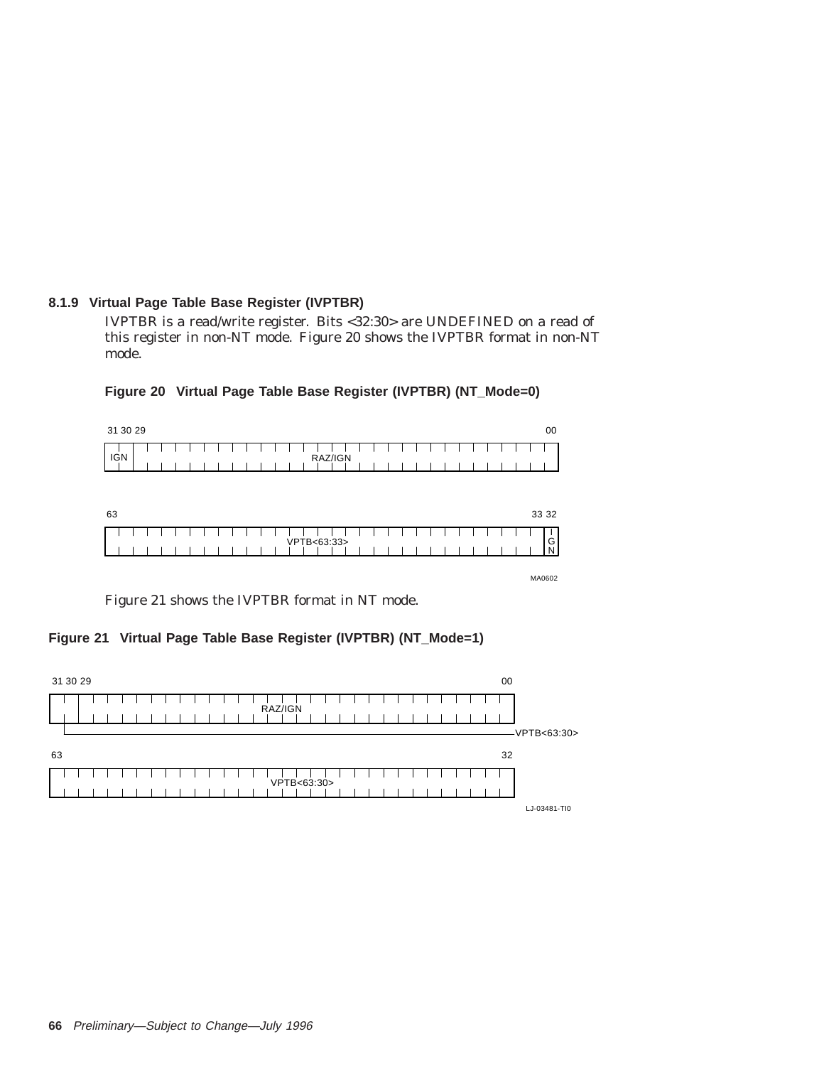### 8.1.9 Virtual Page Table Base Register (IVPTBR)

IVPTBR is a read/write register. Bits <32:30> are UNDEFINED on a read of this register in non-NT mode. Figure 20 shows the IVPTBR format in non-NT mode.

**Figure 20 Virtual Page Table Base Register (IVPTBR) (NT_Mode=0)**

| 31 30 | 29 ... 00 |
|---|---|
| IGN | RAZ/IGN |

| 63 ... 33 | 32 |
|---|---|
| VPTB<63:33> | IGN |

MA0602

Figure 21 shows the IVPTBR format in NT mode.

**Figure 21 Virtual Page Table Base Register (IVPTBR) (NT_Mode=1)**

| 31 30 | 29 ... 00 |
|---|---|
| VPTB<63:30> | RAZ/IGN |

| 63 ... 32 |
|---|
| VPTB<63:30> |

LJ-03481-TI0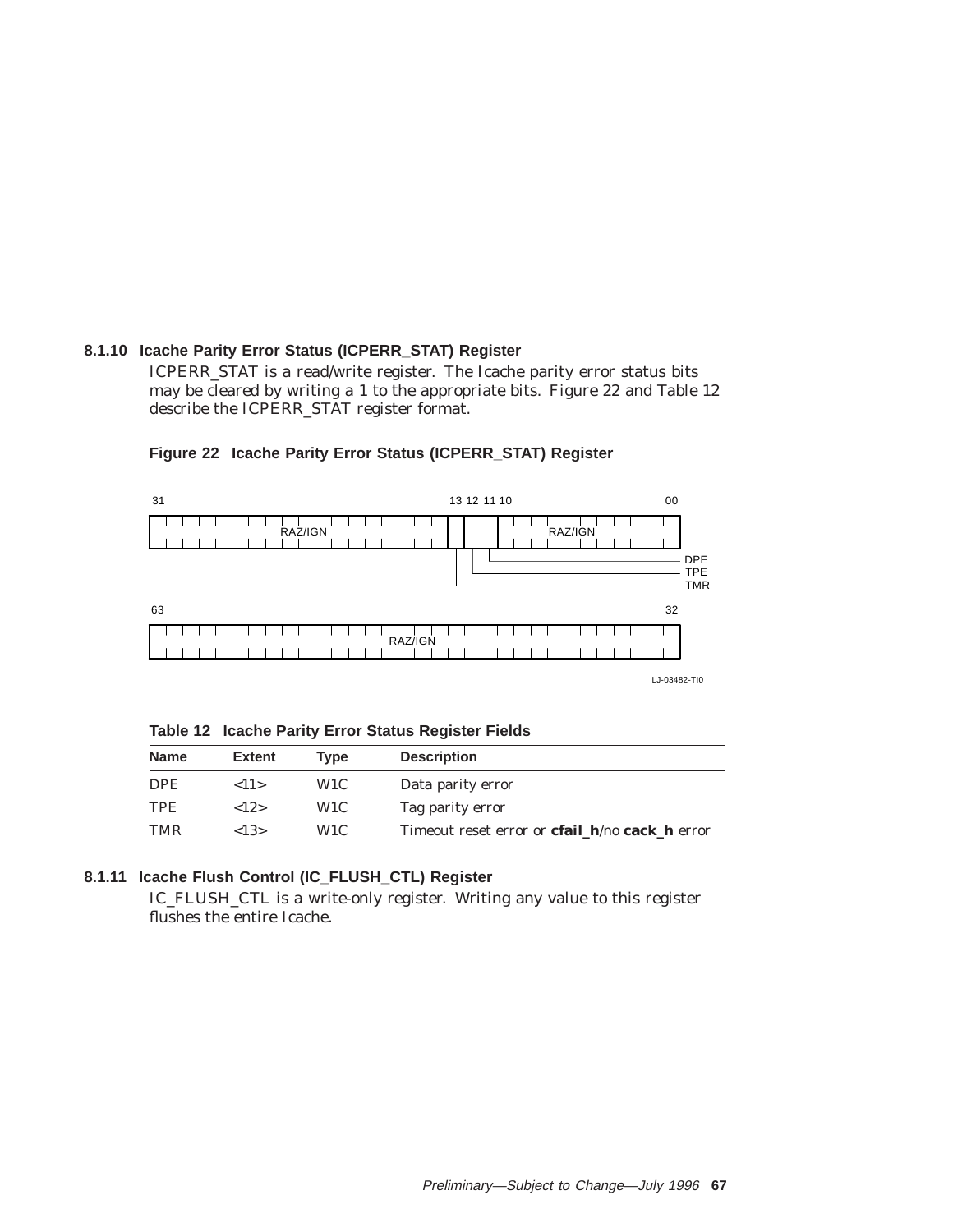### 8.1.10 Icache Parity Error Status (ICPERR_STAT) Register

ICPERR_STAT is a read/write register. The Icache parity error status bits may be cleared by writing a 1 to the appropriate bits. Figure 22 and Table 12 describe the ICPERR_STAT register format.

**Figure 22 Icache Parity Error Status (ICPERR_STAT) Register**

```
 31                                          13 12 11 10                          00
+----------------------------------------------+--+--+--+----------------------------+
|                 RAZ/IGN                      |  |  |  |          RAZ/IGN           |
+----------------------------------------------+--+--+--+----------------------------+
                                                |  |  |
                                                |  |  +---------------------------- DPE
                                                |  +------------------------------- TPE
                                                +---------------------------------- TMR

 63                                                                               32
+-----------------------------------------------------------------------------------+
|                                   RAZ/IGN                                         |
+-----------------------------------------------------------------------------------+
                                                                        LJ-03482-TI0
```

**Table 12 Icache Parity Error Status Register Fields**

| Name | Extent | Type | Description |
|---|---|---|---|
| DPE | <11> | W1C | Data parity error |
| TPE | <12> | W1C | Tag parity error |
| TMR | <13> | W1C | Timeout reset error or **cfail_h**/no **cack_h** error |

### 8.1.11 Icache Flush Control (IC_FLUSH_CTL) Register

IC_FLUSH_CTL is a write-only register. Writing any value to this register flushes the entire Icache.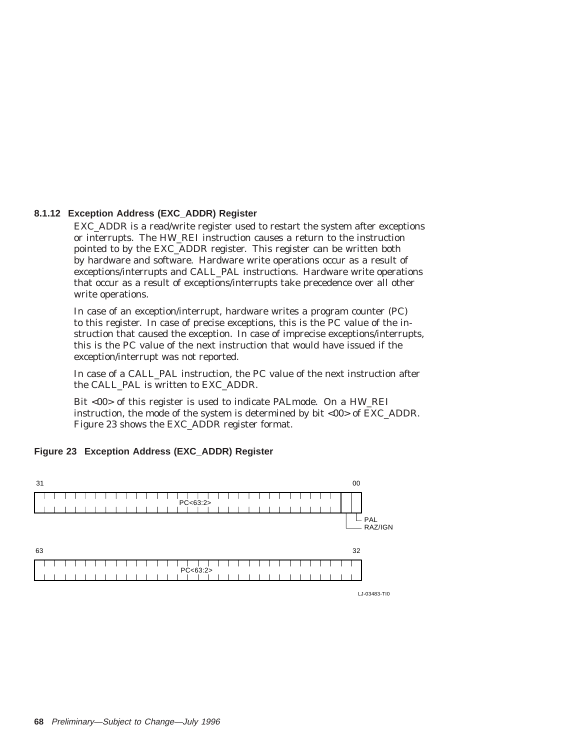### 8.1.12 Exception Address (EXC_ADDR) Register

EXC_ADDR is a read/write register used to restart the system after exceptions or interrupts. The HW_REI instruction causes a return to the instruction pointed to by the EXC_ADDR register. This register can be written both by hardware and software. Hardware write operations occur as a result of exceptions/interrupts and CALL_PAL instructions. Hardware write operations that occur as a result of exceptions/interrupts take precedence over all other write operations.

In case of an exception/interrupt, hardware writes a program counter (PC) to this register. In case of precise exceptions, this is the PC value of the instruction that caused the exception. In case of imprecise exceptions/interrupts, this is the PC value of the next instruction that would have issued if the exception/interrupt was not reported.

In case of a CALL_PAL instruction, the PC value of the next instruction after the CALL_PAL is written to EXC_ADDR.

Bit <00> of this register is used to indicate PALmode. On a HW_REI instruction, the mode of the system is determined by bit <00> of EXC_ADDR. Figure 23 shows the EXC_ADDR register format.

**Figure 23 Exception Address (EXC_ADDR) Register**

| Bits | Field |
|---|---|
| 31–02 | PC<63:2> |
| 01 | RAZ/IGN |
| 00 | PAL |
| 63–32 | PC<63:2> |

LJ-03483-TI0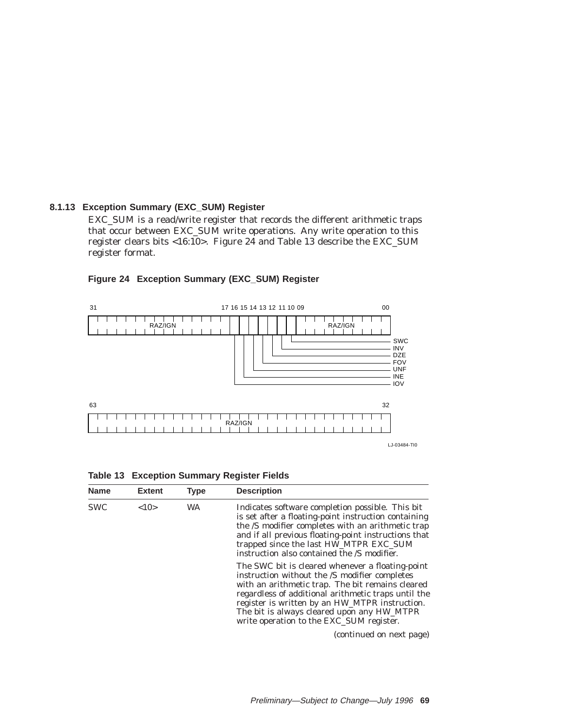### 8.1.13 Exception Summary (EXC_SUM) Register

EXC_SUM is a read/write register that records the different arithmetic traps that occur between EXC_SUM write operations. Any write operation to this register clears bits <16:10>. Figure 24 and Table 13 describe the EXC_SUM register format.

**Figure 24 Exception Summary (EXC_SUM) Register**

| Bits | Field |
|---|---|
| 63:32 | RAZ/IGN |
| 31:17 | RAZ/IGN |
| 16 | IOV |
| 15 | INE |
| 14 | UNF |
| 13 | FOV |
| 12 | DZE |
| 11 | INV |
| 10 | SWC |
| 09:00 | RAZ/IGN |

LJ-03484-TI0

**Table 13 Exception Summary Register Fields**

| Name | Extent | Type | Description |
|---|---|---|---|
| SWC | <10> | WA | Indicates software completion possible. This bit is set after a floating-point instruction containing the /S modifier completes with an arithmetic trap and if all previous floating-point instructions that trapped since the last HW_MTPR EXC_SUM instruction also contained the /S modifier.<br><br>The SWC bit is cleared whenever a floating-point instruction without the /S modifier completes with an arithmetic trap. The bit remains cleared regardless of additional arithmetic traps until the register is written by an HW_MTPR instruction. The bit is always cleared upon any HW_MTPR write operation to the EXC_SUM register. |

*(continued on next page)*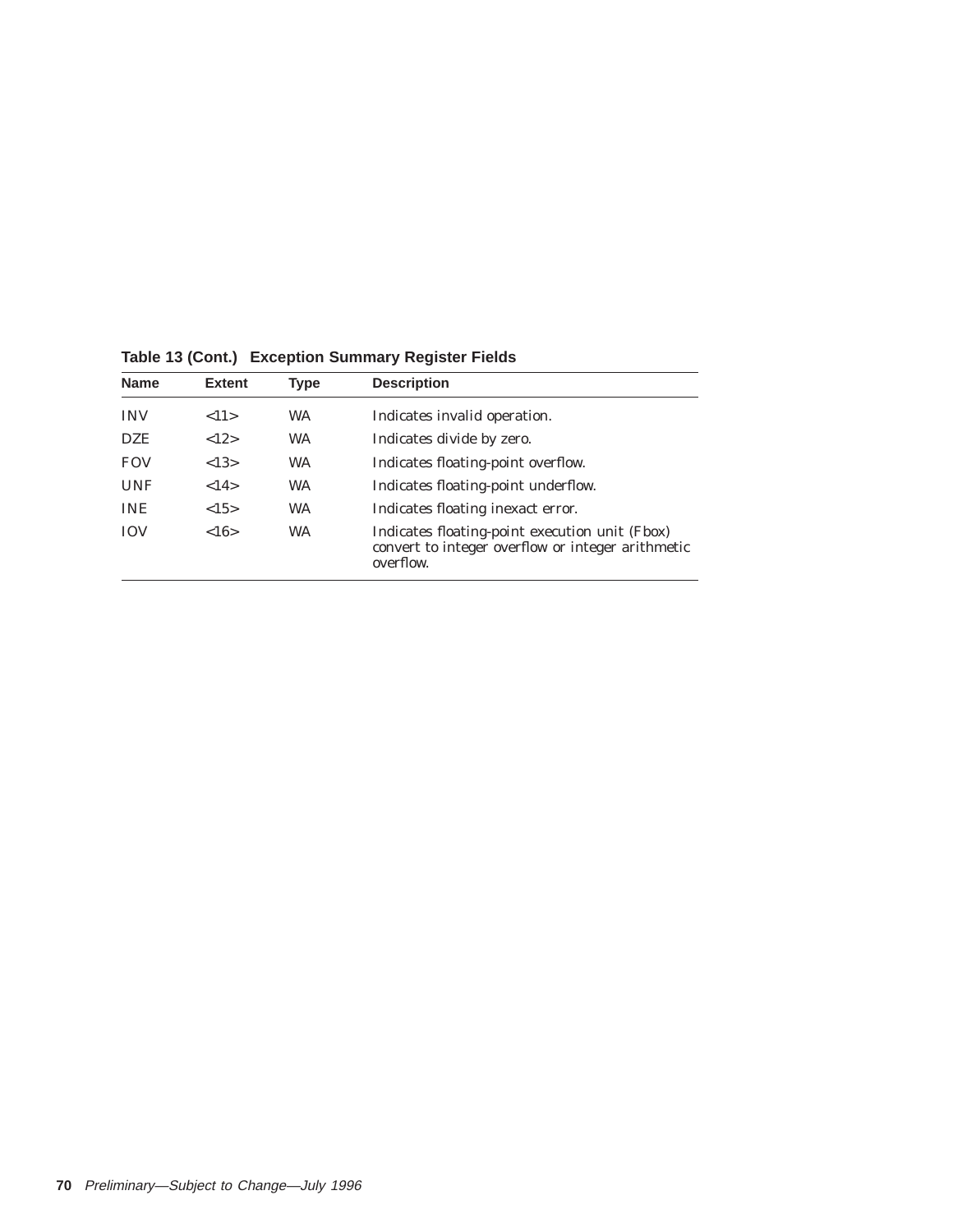**Table 13 (Cont.) Exception Summary Register Fields**

| Name | Extent | Type | Description |
|---|---|---|---|
| INV | <11> | WA | Indicates invalid operation. |
| DZE | <12> | WA | Indicates divide by zero. |
| FOV | <13> | WA | Indicates floating-point overflow. |
| UNF | <14> | WA | Indicates floating-point underflow. |
| INE | <15> | WA | Indicates floating inexact error. |
| IOV | <16> | WA | Indicates floating-point execution unit (Fbox) convert to integer overflow or integer arithmetic overflow. |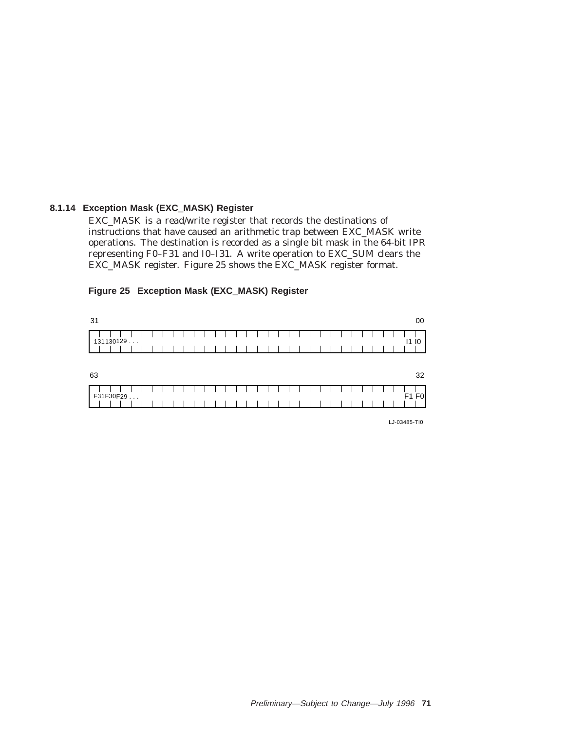### 8.1.14 Exception Mask (EXC_MASK) Register

EXC_MASK is a read/write register that records the destinations of instructions that have caused an arithmetic trap between EXC_MASK write operations. The destination is recorded as a single bit mask in the 64-bit IPR representing F0–F31 and I0–I31. A write operation to EXC_SUM clears the EXC_MASK register. Figure 25 shows the EXC_MASK register format.

**Figure 25 Exception Mask (EXC_MASK) Register**

| 31 | | | | 00 |
|---|---|---|---|---|
| I31 | I30 | I29 . . . | I1 | I0 |

| 63 | | | | 32 |
|---|---|---|---|---|
| F31 | F30 | F29 . . . | F1 | F0 |

LJ-03485-TI0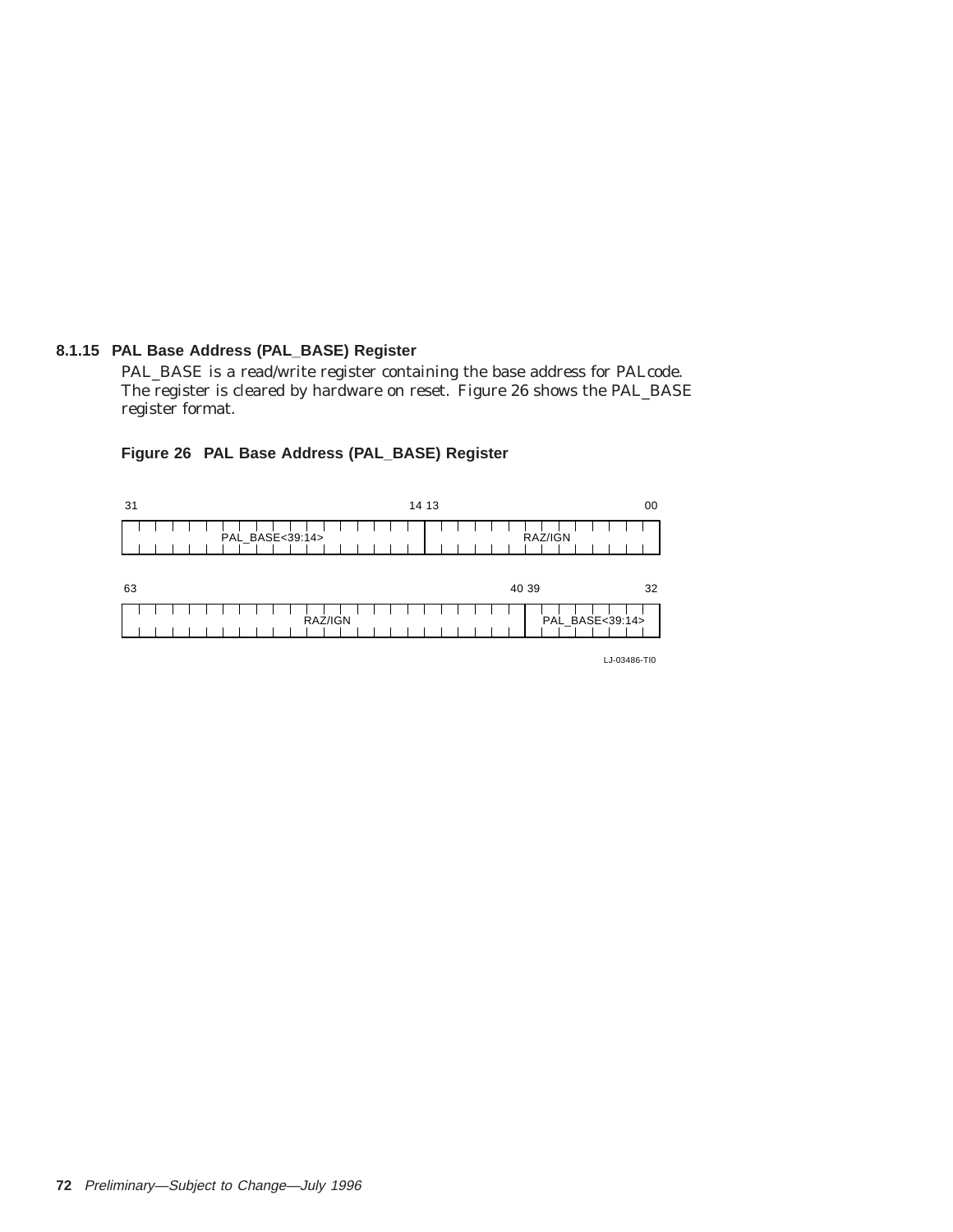### 8.1.15 PAL Base Address (PAL_BASE) Register

PAL_BASE is a read/write register containing the base address for PALcode. The register is cleared by hardware on reset. Figure 26 shows the PAL_BASE register format.

**Figure 26 PAL Base Address (PAL_BASE) Register**

| 31–14 | 13–00 |
| --- | --- |
| PAL_BASE<39:14> | RAZ/IGN |

| 63–40 | 39–32 |
| --- | --- |
| RAZ/IGN | PAL_BASE<39:14> |

LJ-03486-TI0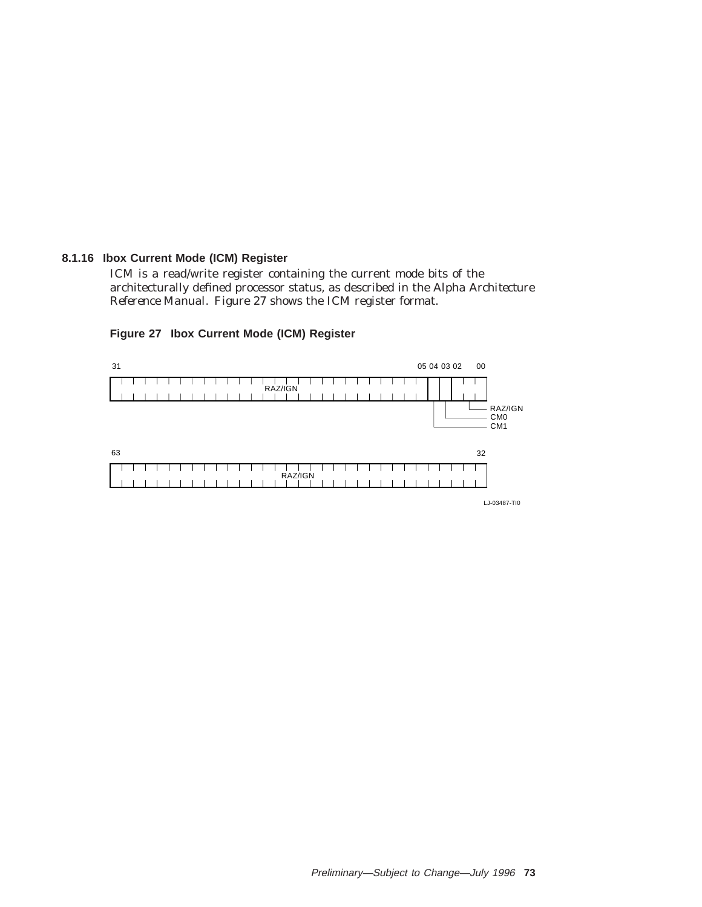### 8.1.16 Ibox Current Mode (ICM) Register

ICM is a read/write register containing the current mode bits of the architecturally defined processor status, as described in the *Alpha Architecture Reference Manual*. Figure 27 shows the ICM register format.

**Figure 27 Ibox Current Mode (ICM) Register**

| Bits | Field |
|---|---|
| 63–32 | RAZ/IGN |
| 31–05 | RAZ/IGN |
| 04 | CM1 |
| 03 | CM0 |
| 02–00 | RAZ/IGN |

LJ-03487-TI0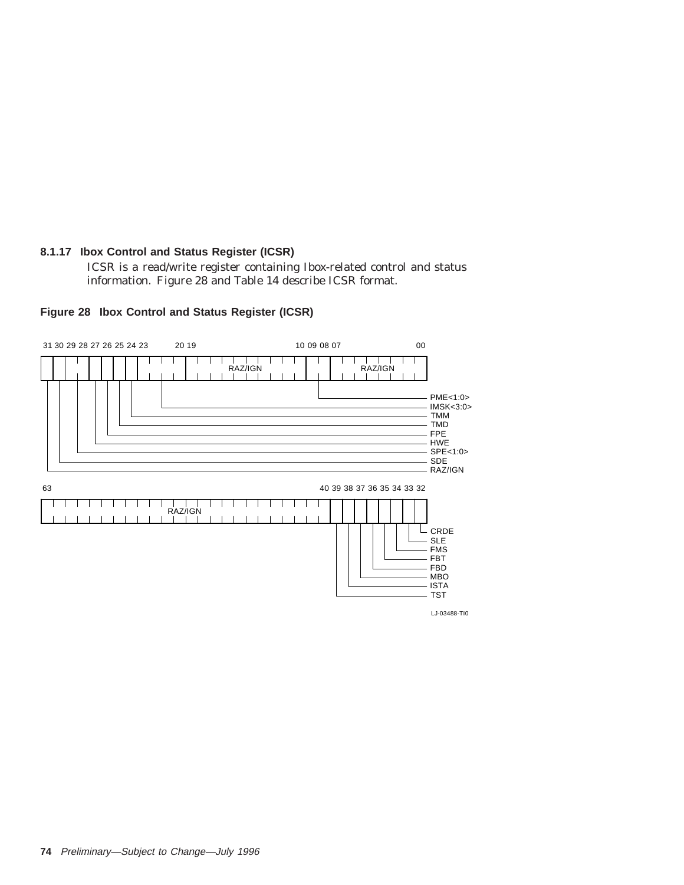### 8.1.17 Ibox Control and Status Register (ICSR)

ICSR is a read/write register containing Ibox-related control and status information. Figure 28 and Table 14 describe ICSR format.

**Figure 28 Ibox Control and Status Register (ICSR)**

| Bits | Field |
|---|---|
| 31 | RAZ/IGN |
| 30 | SDE |
| 29:28 | SPE<1:0> |
| 27 | HWE |
| 26 | FPE |
| 25 | TMD |
| 24 | TMM |
| 23:20 | IMSK<3:0> |
| 19:10 | RAZ/IGN |
| 09:08 | PME<1:0> |
| 07:00 | RAZ/IGN |
| 63:40 | RAZ/IGN |
| 39 | TST |
| 38 | ISTA |
| 37 | MBO |
| 36 | FBD |
| 35 | FBT |
| 34 | FMS |
| 33 | SLE |
| 32 | CRDE |

LJ-03488-TI0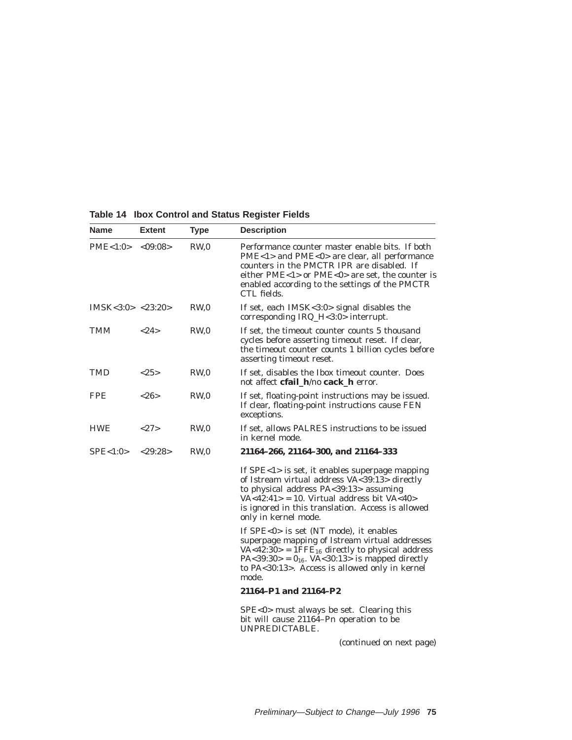**Table 14 Ibox Control and Status Register Fields**

| Name | Extent | Type | Description |
|---|---|---|---|
| PME<1:0> | <09:08> | RW,0 | Performance counter master enable bits. If both PME<1> and PME<0> are clear, all performance counters in the PMCTR IPR are disabled. If either PME<1> or PME<0> are set, the counter is enabled according to the settings of the PMCTR CTL fields. |
| IMSK<3:0> | <23:20> | RW,0 | If set, each IMSK<3:0> signal disables the corresponding IRQ_H<3:0> interrupt. |
| TMM | <24> | RW,0 | If set, the timeout counter counts 5 thousand cycles before asserting timeout reset. If clear, the timeout counter counts 1 billion cycles before asserting timeout reset. |
| TMD | <25> | RW,0 | If set, disables the Ibox timeout counter. Does not affect **cfail_h**/no **cack_h** error. |
| FPE | <26> | RW,0 | If set, floating-point instructions may be issued. If clear, floating-point instructions cause FEN exceptions. |
| HWE | <27> | RW,0 | If set, allows PALRES instructions to be issued in kernel mode. |
| SPE<1:0> | <29:28> | RW,0 | **21164–266, 21164–300, and 21164–333** |
| | | | If SPE<1> is set, it enables superpage mapping of Istream virtual address VA<39:13> directly to physical address PA<39:13> assuming VA<42:41> = 10. Virtual address bit VA<40> is ignored in this translation. Access is allowed only in kernel mode. |
| | | | If SPE<0> is set (NT mode), it enables superpage mapping of Istream virtual addresses VA<42:30> = $1FFE_{16}$ directly to physical address PA<39:30> = $0_{16}$. VA<30:13> is mapped directly to PA<30:13>. Access is allowed only in kernel mode. |
| | | | **21164–P1 and 21164–P2** |
| | | | SPE<0> must always be set. Clearing this bit will cause 21164–Pn operation to be UNPREDICTABLE. |

*(continued on next page)*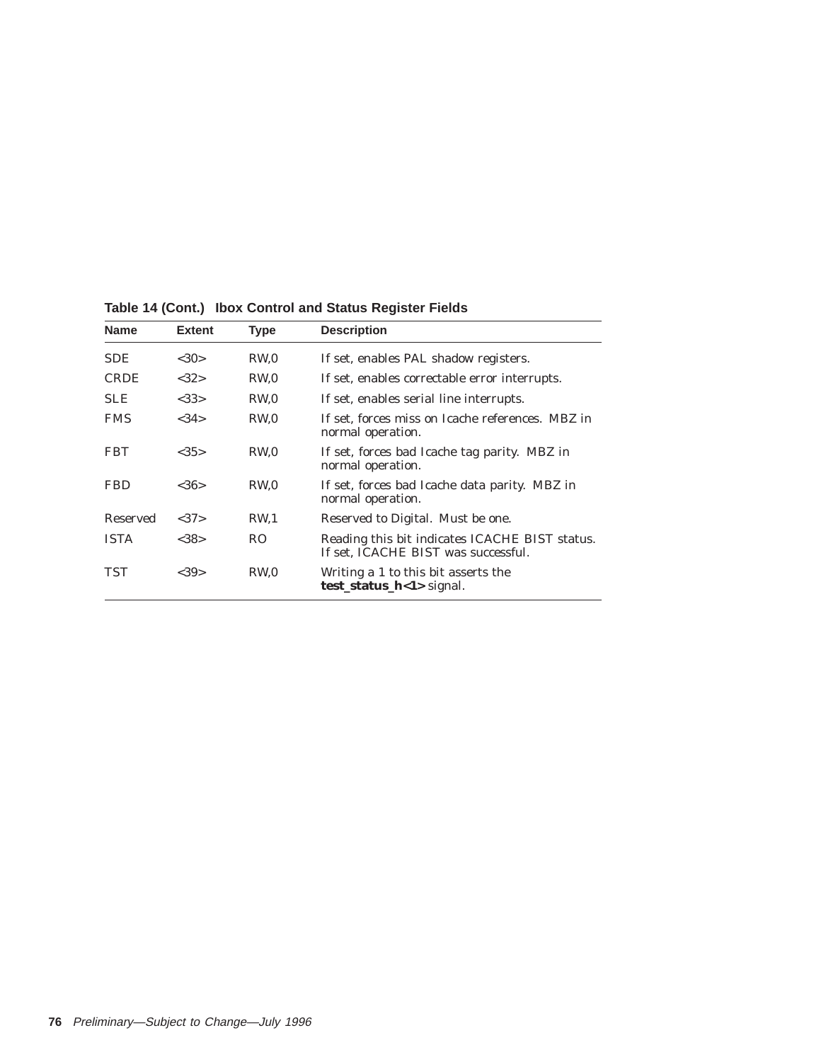**Table 14 (Cont.) Ibox Control and Status Register Fields**

| Name | Extent | Type | Description |
|---|---|---|---|
| SDE | <30> | RW,0 | If set, enables PAL shadow registers. |
| CRDE | <32> | RW,0 | If set, enables correctable error interrupts. |
| SLE | <33> | RW,0 | If set, enables serial line interrupts. |
| FMS | <34> | RW,0 | If set, forces miss on Icache references. MBZ in normal operation. |
| FBT | <35> | RW,0 | If set, forces bad Icache tag parity. MBZ in normal operation. |
| FBD | <36> | RW,0 | If set, forces bad Icache data parity. MBZ in normal operation. |
| Reserved | <37> | RW,1 | Reserved to Digital. Must be one. |
| ISTA | <38> | RO | Reading this bit indicates ICACHE BIST status. If set, ICACHE BIST was successful. |
| TST | <39> | RW,0 | Writing a 1 to this bit asserts the **test_status_h<1>** signal. |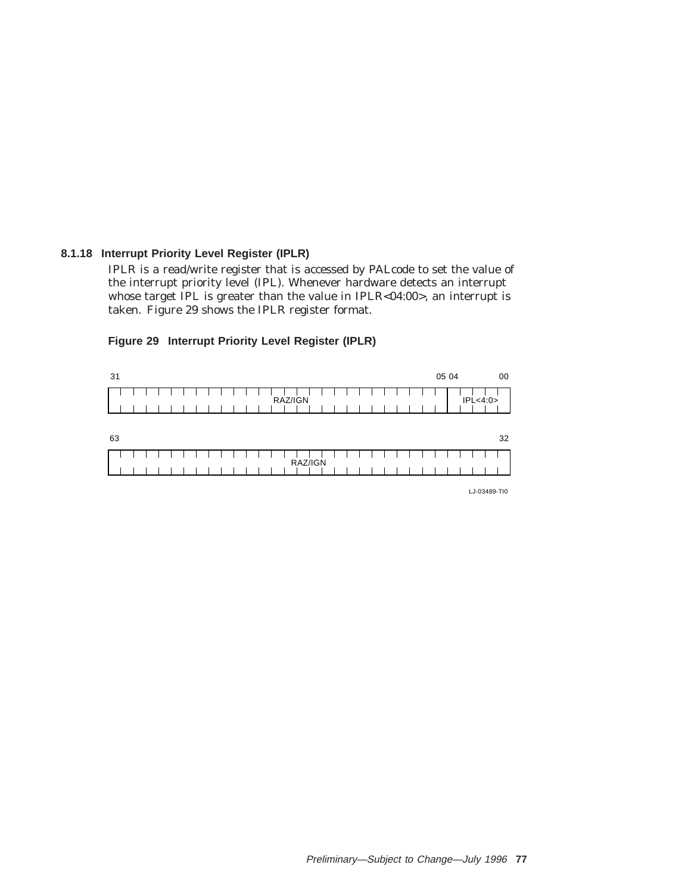### 8.1.18 Interrupt Priority Level Register (IPLR)

IPLR is a read/write register that is accessed by PALcode to set the value of the interrupt priority level (IPL). Whenever hardware detects an interrupt whose target IPL is greater than the value in IPLR<04:00>, an interrupt is taken. Figure 29 shows the IPLR register format.

**Figure 29 Interrupt Priority Level Register (IPLR)**

| 31–05 | 04–00 |
|---|---|
| RAZ/IGN | IPL<4:0> |

| 63–32 |
|---|
| RAZ/IGN |

LJ-03489-TI0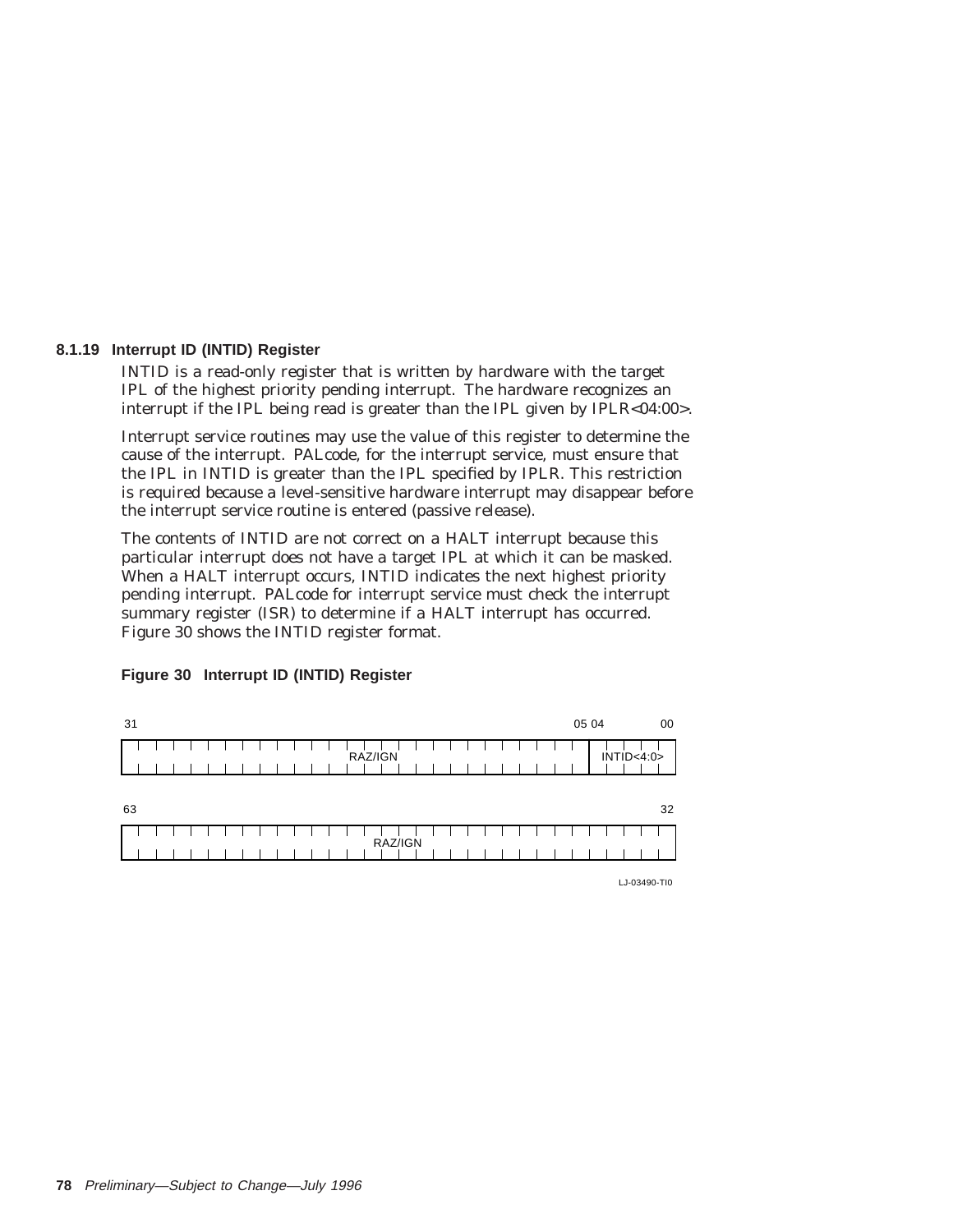### 8.1.19 Interrupt ID (INTID) Register

INTID is a read-only register that is written by hardware with the target IPL of the highest priority pending interrupt. The hardware recognizes an interrupt if the IPL being read is greater than the IPL given by IPLR<04:00>.

Interrupt service routines may use the value of this register to determine the cause of the interrupt. PALcode, for the interrupt service, must ensure that the IPL in INTID is greater than the IPL specified by IPLR. This restriction is required because a level-sensitive hardware interrupt may disappear before the interrupt service routine is entered (passive release).

The contents of INTID are not correct on a HALT interrupt because this particular interrupt does not have a target IPL at which it can be masked. When a HALT interrupt occurs, INTID indicates the next highest priority pending interrupt. PALcode for interrupt service must check the interrupt summary register (ISR) to determine if a HALT interrupt has occurred. Figure 30 shows the INTID register format.

**Figure 30 Interrupt ID (INTID) Register**

| 31–05 | 04–00 |
|---|---|
| RAZ/IGN | INTID<4:0> |

| 63–32 |
|---|
| RAZ/IGN |

LJ-03490-TI0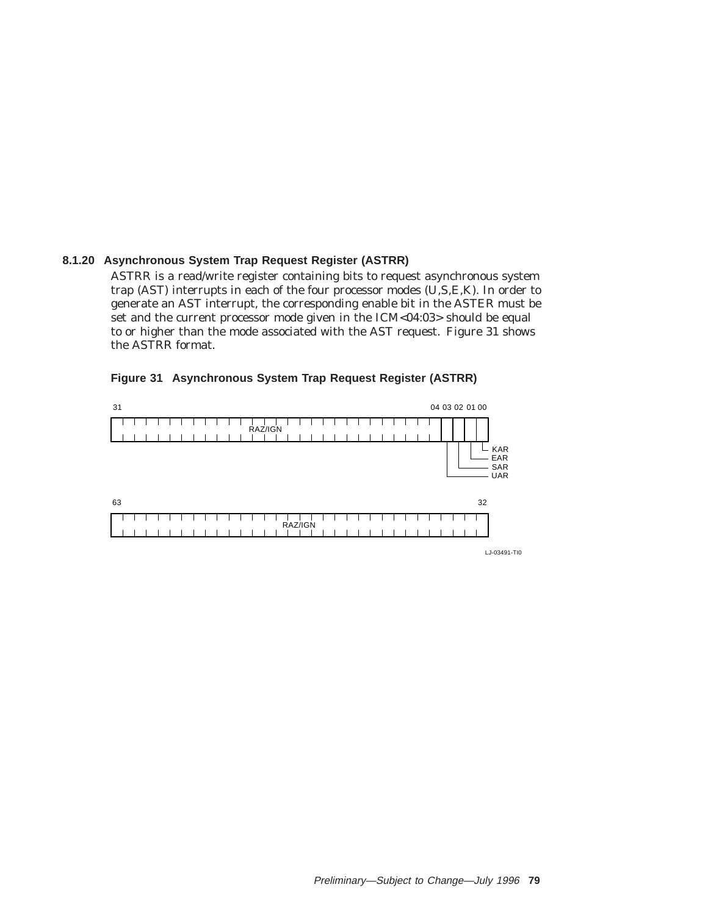### 8.1.20 Asynchronous System Trap Request Register (ASTRR)

ASTRR is a read/write register containing bits to request asynchronous system trap (AST) interrupts in each of the four processor modes (U,S,E,K). In order to generate an AST interrupt, the corresponding enable bit in the ASTER must be set and the current processor mode given in the ICM<04:03> should be equal to or higher than the mode associated with the AST request. Figure 31 shows the ASTRR format.

**Figure 31 Asynchronous System Trap Request Register (ASTRR)**

| Bits | Field |
|---|---|
| 31–04 | RAZ/IGN |
| 03 | UAR |
| 02 | SAR |
| 01 | EAR |
| 00 | KAR |
| 63–32 | RAZ/IGN |

LJ-03491-TI0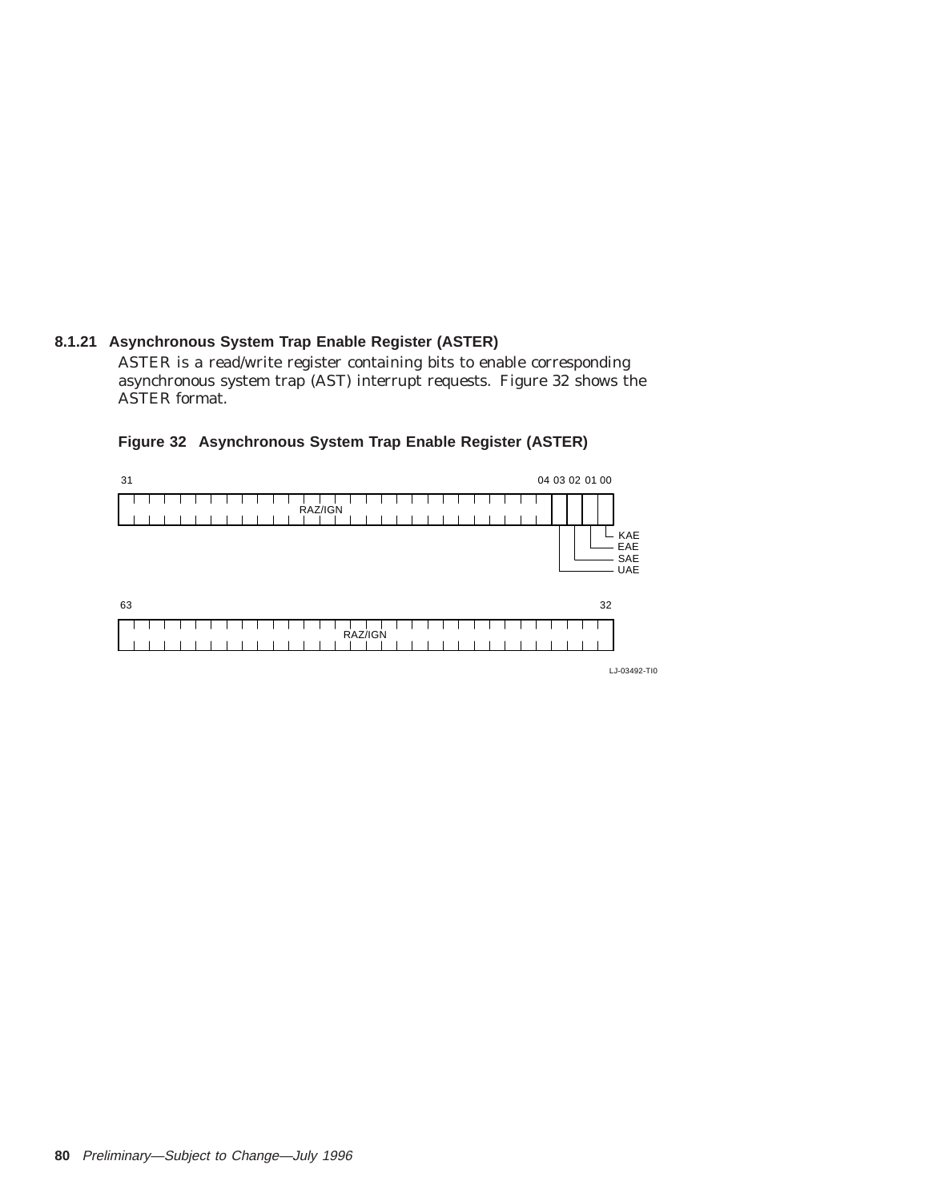### 8.1.21 Asynchronous System Trap Enable Register (ASTER)

ASTER is a read/write register containing bits to enable corresponding asynchronous system trap (AST) interrupt requests. Figure 32 shows the ASTER format.

**Figure 32 Asynchronous System Trap Enable Register (ASTER)**

| 31–04 | 03 | 02 | 01 | 00 |
|---|---|---|---|---|
| RAZ/IGN | UAE | SAE | EAE | KAE |

| 63–32 |
|---|
| RAZ/IGN |

LJ-03492-TI0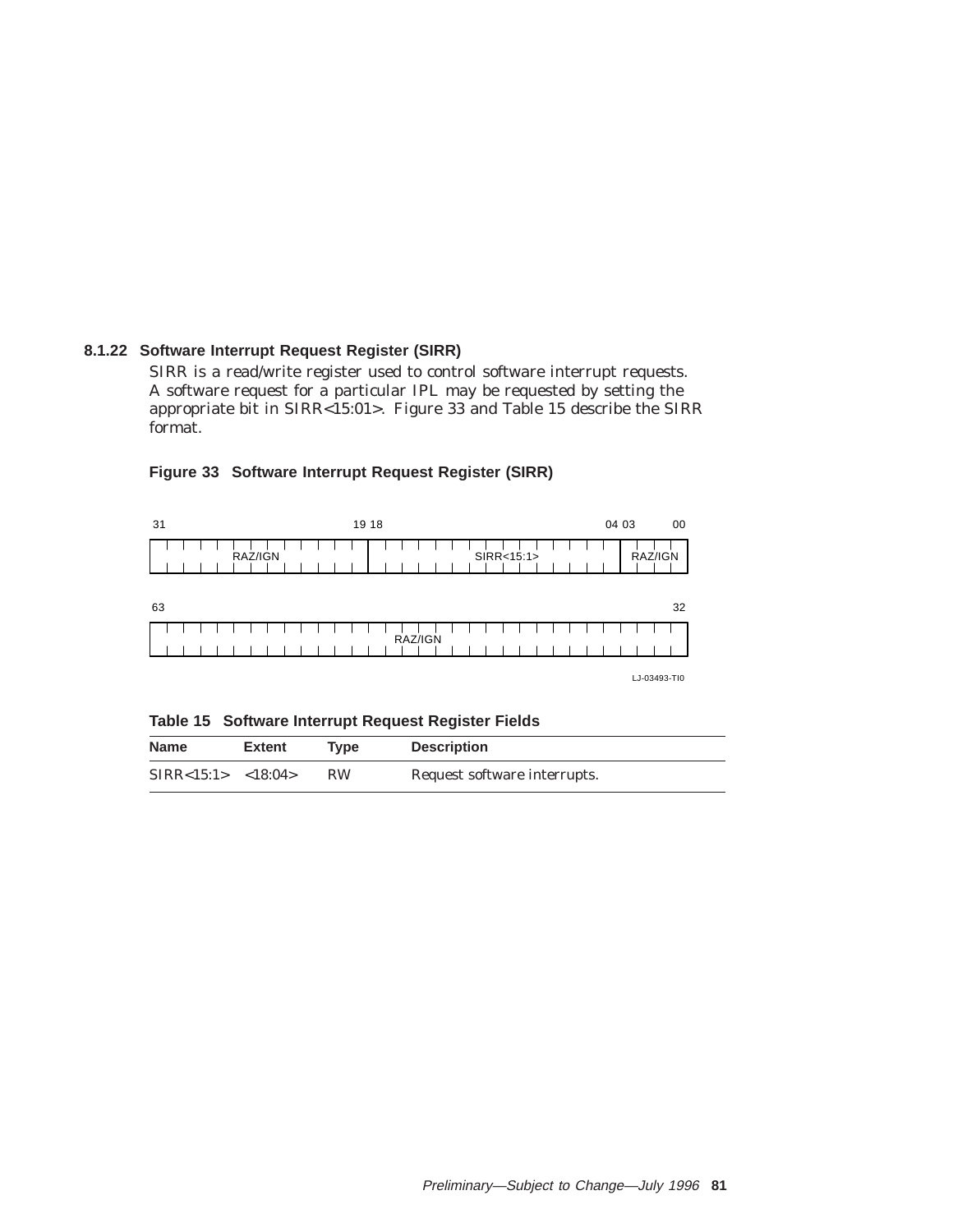### 8.1.22 Software Interrupt Request Register (SIRR)

SIRR is a read/write register used to control software interrupt requests. A software request for a particular IPL may be requested by setting the appropriate bit in SIRR<15:01>. Figure 33 and Table 15 describe the SIRR format.

**Figure 33 Software Interrupt Request Register (SIRR)**

| 31 … 19 | 18 … 04 | 03 … 00 |
|---|---|---|
| RAZ/IGN | SIRR<15:1> | RAZ/IGN |

| 63 … 32 |
|---|
| RAZ/IGN |

LJ-03493-TI0

**Table 15 Software Interrupt Request Register Fields**

| Name | Extent | Type | Description |
|---|---|---|---|
| SIRR<15:1> | <18:04> | RW | Request software interrupts. |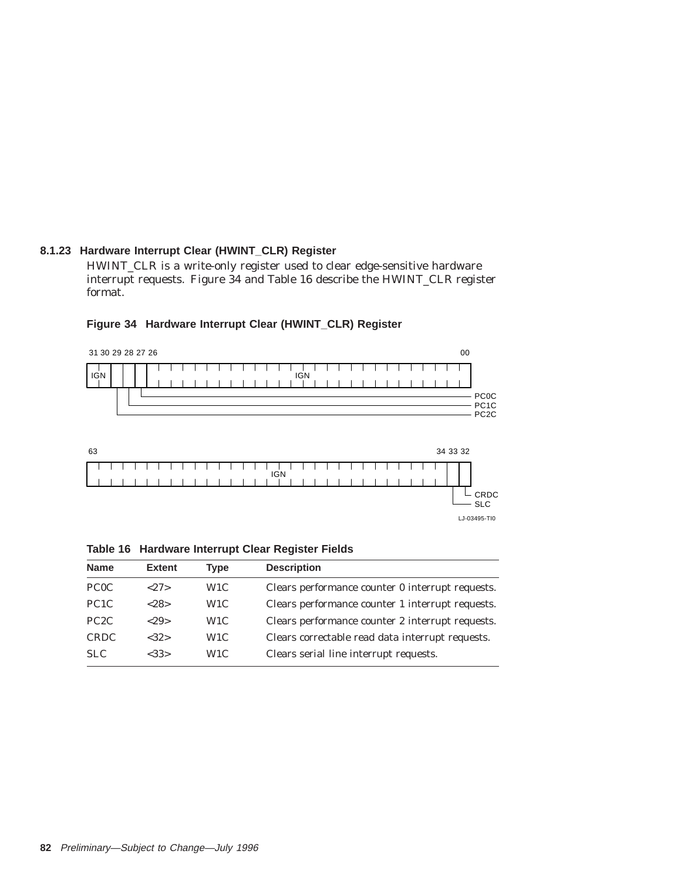### 8.1.23 Hardware Interrupt Clear (HWINT_CLR) Register

HWINT_CLR is a write-only register used to clear edge-sensitive hardware interrupt requests. Figure 34 and Table 16 describe the HWINT_CLR register format.

**Figure 34 Hardware Interrupt Clear (HWINT_CLR) Register**

```
 31 30 29 28 27 26                                               00
+-----+--+--+--+------------------------------------------------+
| IGN |  |  |  |                      IGN                       |
+-----+--+--+--+------------------------------------------------+
         |  |  |
         |  |  +-------------------------------------------------- PC0C
         |  +----------------------------------------------------- PC1C
         +-------------------------------------------------------- PC2C

 63                                                      34 33 32
+--------------------------------------------------------+--+--+
|                          IGN                           |  |  |
+--------------------------------------------------------+--+--+
                                                          |  |
                                                          |  +-- CRDC
                                                          +----- SLC
```

LJ-03495-TI0

**Table 16 Hardware Interrupt Clear Register Fields**

| Name | Extent | Type | Description |
|---|---|---|---|
| PC0C | <27> | W1C | Clears performance counter 0 interrupt requests. |
| PC1C | <28> | W1C | Clears performance counter 1 interrupt requests. |
| PC2C | <29> | W1C | Clears performance counter 2 interrupt requests. |
| CRDC | <32> | W1C | Clears correctable read data interrupt requests. |
| SLC | <33> | W1C | Clears serial line interrupt requests. |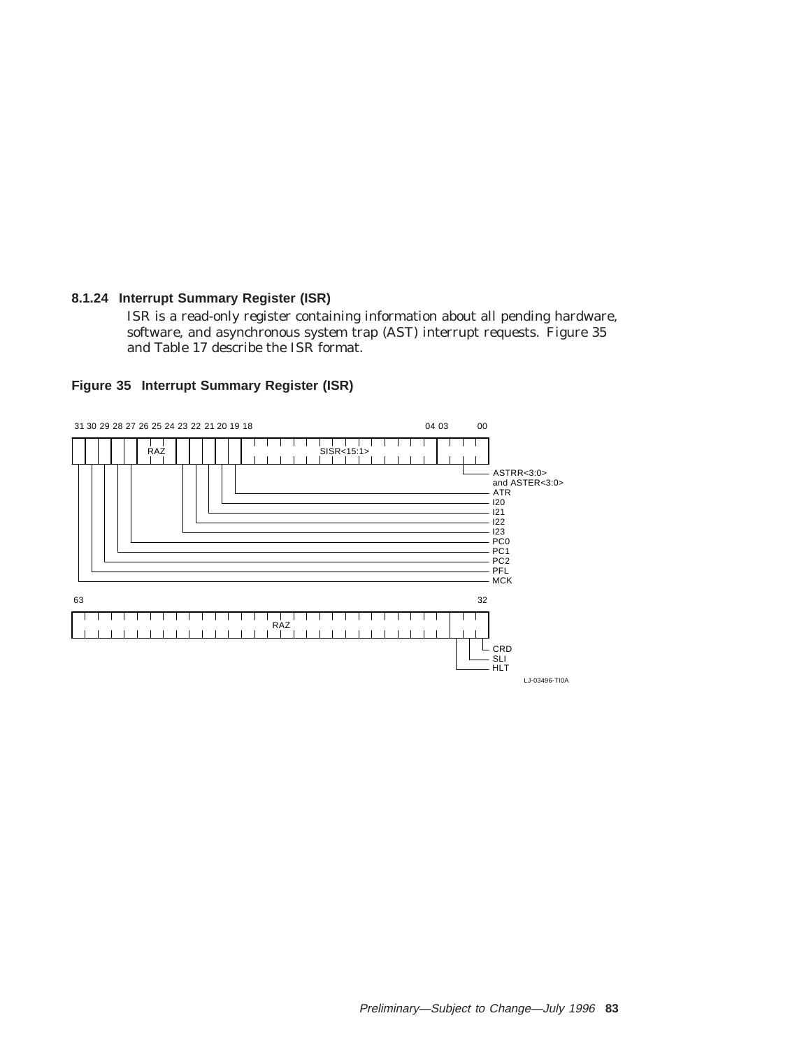### 8.1.24 Interrupt Summary Register (ISR)

ISR is a read-only register containing information about all pending hardware, software, and asynchronous system trap (AST) interrupt requests. Figure 35 and Table 17 describe the ISR format.

**Figure 35 Interrupt Summary Register (ISR)**

| Bits | Field |
|---|---|
| 31 | MCK |
| 30 | PFL |
| 29 | PC2 |
| 28 | PC1 |
| 27 | PC0 |
| 26:24 | RAZ |
| 23 | I23 |
| 22 | I22 |
| 21 | I21 |
| 20 | I20 |
| 19 | ATR |
| 18:04 | SISR<15:1> |
| 03:00 | ASTRR<3:0> and ASTER<3:0> |

| Bits | Field |
|---|---|
| 63:35 | RAZ |
| 34 | HLT |
| 33 | SLI |
| 32 | CRD |

LJ-03496-TI0A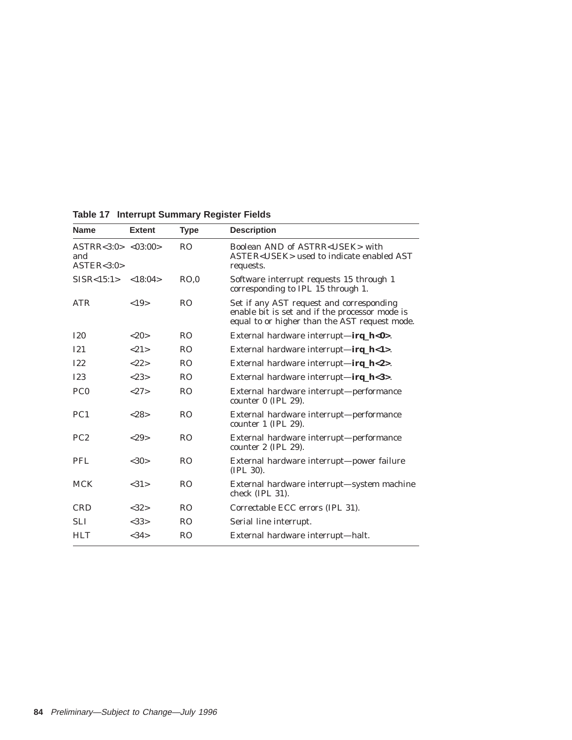**Table 17 Interrupt Summary Register Fields**

| Name | Extent | Type | Description |
|---|---|---|---|
| ASTRR<3:0> and ASTER<3:0> | <03:00> | RO | Boolean AND of ASTRR<USEK> with ASTER<USEK> used to indicate enabled AST requests. |
| SISR<15:1> | <18:04> | RO,0 | Software interrupt requests 15 through 1 corresponding to IPL 15 through 1. |
| ATR | <19> | RO | Set if any AST request and corresponding enable bit is set and if the processor mode is equal to or higher than the AST request mode. |
| I20 | <20> | RO | External hardware interrupt—**irq_h<0>**. |
| I21 | <21> | RO | External hardware interrupt—**irq_h<1>**. |
| I22 | <22> | RO | External hardware interrupt—**irq_h<2>**. |
| I23 | <23> | RO | External hardware interrupt—**irq_h<3>**. |
| PC0 | <27> | RO | External hardware interrupt—performance counter 0 (IPL 29). |
| PC1 | <28> | RO | External hardware interrupt—performance counter 1 (IPL 29). |
| PC2 | <29> | RO | External hardware interrupt—performance counter 2 (IPL 29). |
| PFL | <30> | RO | External hardware interrupt—power failure (IPL 30). |
| MCK | <31> | RO | External hardware interrupt—system machine check (IPL 31). |
| CRD | <32> | RO | Correctable ECC errors (IPL 31). |
| SLI | <33> | RO | Serial line interrupt. |
| HLT | <34> | RO | External hardware interrupt—halt. |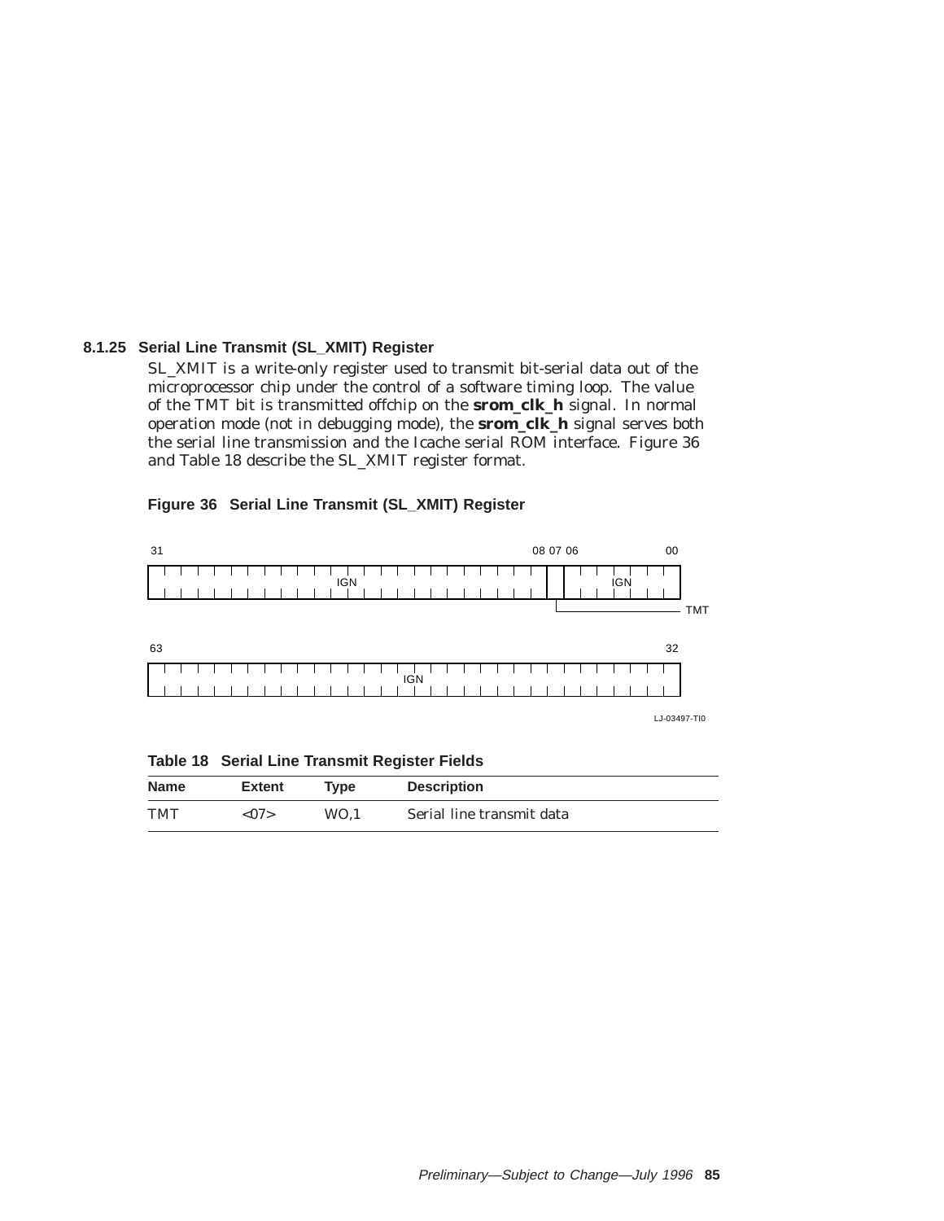### 8.1.25 Serial Line Transmit (SL_XMIT) Register

SL_XMIT is a write-only register used to transmit bit-serial data out of the microprocessor chip under the control of a software timing loop. The value of the TMT bit is transmitted offchip on the **srom_clk_h** signal. In normal operation mode (not in debugging mode), the **srom_clk_h** signal serves both the serial line transmission and the Icache serial ROM interface. Figure 36 and Table 18 describe the SL_XMIT register format.

**Figure 36 Serial Line Transmit (SL_XMIT) Register**

| Bits | 31–08 | 07 | 06–00 |
|---|---|---|---|
| Field | IGN | TMT | IGN |

| Bits | 63–32 |
|---|---|
| Field | IGN |

LJ-03497-TI0

**Table 18 Serial Line Transmit Register Fields**

| Name | Extent | Type | Description |
|---|---|---|---|
| TMT | <07> | WO,1 | Serial line transmit data |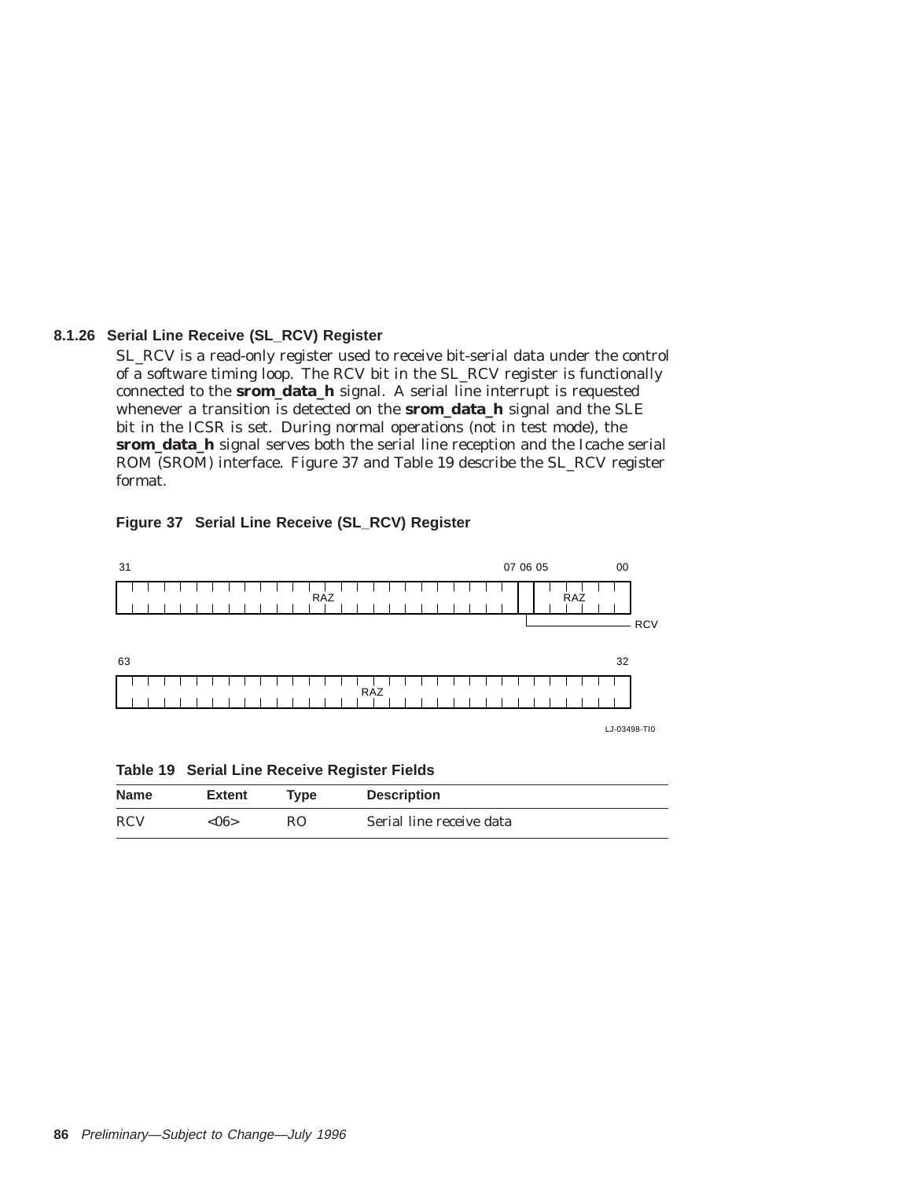### 8.1.26 Serial Line Receive (SL_RCV) Register

SL_RCV is a read-only register used to receive bit-serial data under the control of a software timing loop. The RCV bit in the SL_RCV register is functionally connected to the **srom_data_h** signal. A serial line interrupt is requested whenever a transition is detected on the **srom_data_h** signal and the SLE bit in the ICSR is set. During normal operations (not in test mode), the **srom_data_h** signal serves both the serial line reception and the Icache serial ROM (SROM) interface. Figure 37 and Table 19 describe the SL_RCV register format.

**Figure 37 Serial Line Receive (SL_RCV) Register**

| Bits | Field |
|---|---|
| 31–07 | RAZ |
| 06 | RCV |
| 05–00 | RAZ |
| 63–32 | RAZ |

LJ-03498-TI0

**Table 19 Serial Line Receive Register Fields**

| Name | Extent | Type | Description |
|---|---|---|---|
| RCV | <06> | RO | Serial line receive data |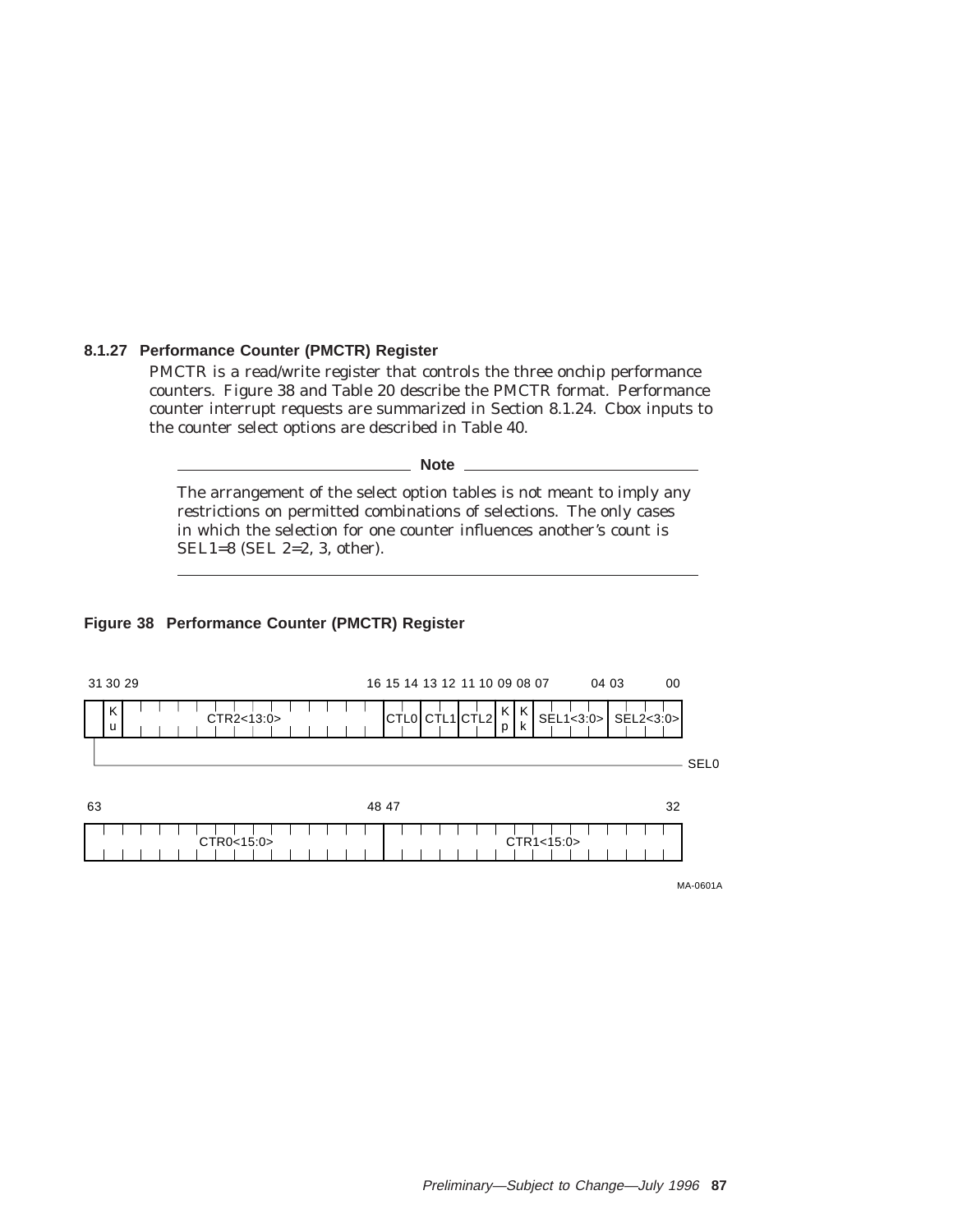### 8.1.27 Performance Counter (PMCTR) Register

PMCTR is a read/write register that controls the three onchip performance counters. Figure 38 and Table 20 describe the PMCTR format. Performance counter interrupt requests are summarized in Section 8.1.24. Cbox inputs to the counter select options are described in Table 40.

---

**Note**

The arrangement of the select option tables is not meant to imply any restrictions on permitted combinations of selections. The only cases in which the selection for one counter influences another's count is SEL1=8 (SEL 2=2, 3, other).

---

**Figure 38 Performance Counter (PMCTR) Register**

| 31 | 30 | 29–16 | 15–14 | 13–12 | 11–10 | 09 | 08 | 07–04 | 03–00 |
|---|---|---|---|---|---|---|---|---|---|
| SEL0 | Ku | CTR2<13:0> | CTL0 | CTL1 | CTL2 | Kp | Kk | SEL1<3:0> | SEL2<3:0> |

| 63–48 | 47–32 |
|---|---|
| CTR0<15:0> | CTR1<15:0> |

MA-0601A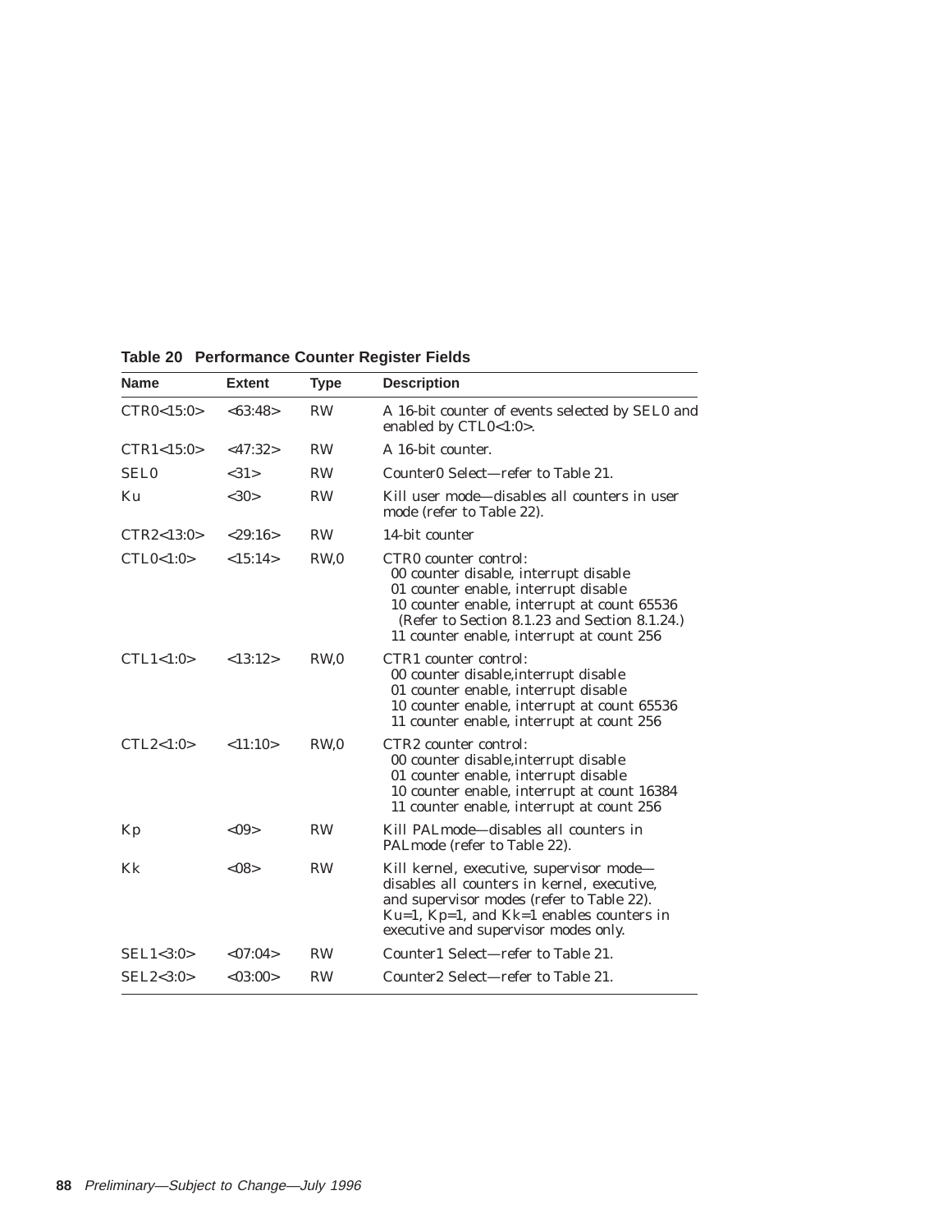**Table 20 Performance Counter Register Fields**

| Name | Extent | Type | Description |
|---|---|---|---|
| CTR0<15:0> | <63:48> | RW | A 16-bit counter of events selected by SEL0 and enabled by CTL0<1:0>. |
| CTR1<15:0> | <47:32> | RW | A 16-bit counter. |
| SEL0 | <31> | RW | Counter0 Select—refer to Table 21. |
| Ku | <30> | RW | Kill user mode—disables all counters in user mode (refer to Table 22). |
| CTR2<13:0> | <29:16> | RW | 14-bit counter |
| CTL0<1:0> | <15:14> | RW,0 | CTR0 counter control:<br>00 counter disable, interrupt disable<br>01 counter enable, interrupt disable<br>10 counter enable, interrupt at count 65536 (Refer to Section 8.1.23 and Section 8.1.24.)<br>11 counter enable, interrupt at count 256 |
| CTL1<1:0> | <13:12> | RW,0 | CTR1 counter control:<br>00 counter disable,interrupt disable<br>01 counter enable, interrupt disable<br>10 counter enable, interrupt at count 65536<br>11 counter enable, interrupt at count 256 |
| CTL2<1:0> | <11:10> | RW,0 | CTR2 counter control:<br>00 counter disable,interrupt disable<br>01 counter enable, interrupt disable<br>10 counter enable, interrupt at count 16384<br>11 counter enable, interrupt at count 256 |
| Kp | <09> | RW | Kill PALmode—disables all counters in PALmode (refer to Table 22). |
| Kk | <08> | RW | Kill kernel, executive, supervisor mode—disables all counters in kernel, executive, and supervisor modes (refer to Table 22). Ku=1, Kp=1, and Kk=1 enables counters in executive and supervisor modes only. |
| SEL1<3:0> | <07:04> | RW | Counter1 Select—refer to Table 21. |
| SEL2<3:0> | <03:00> | RW | Counter2 Select—refer to Table 21. |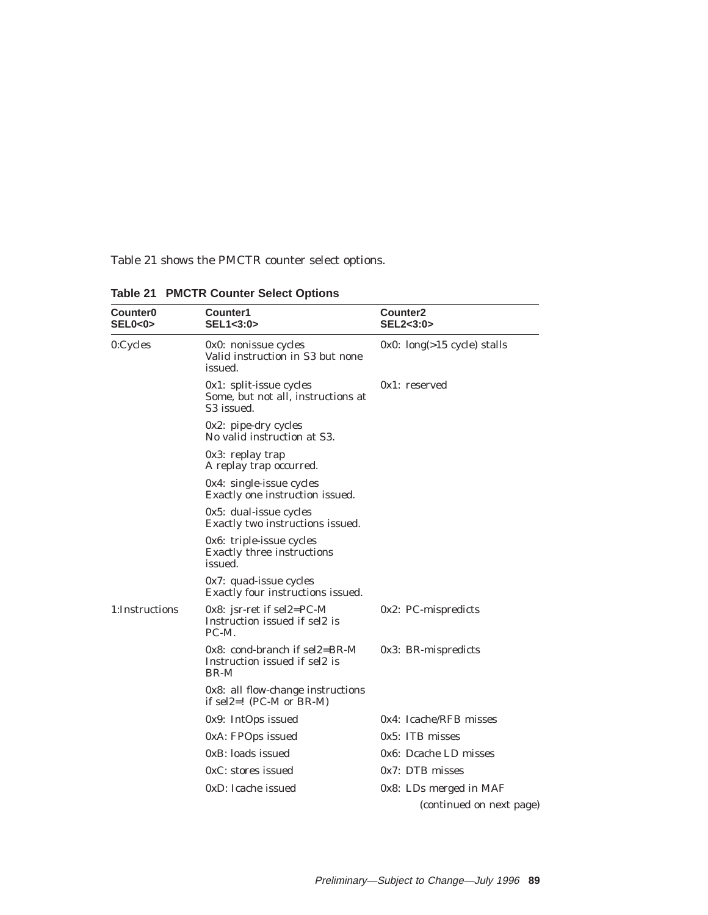Table 21 shows the PMCTR counter select options.

**Table 21 PMCTR Counter Select Options**

| Counter0 SEL0<0> | Counter1 SEL1<3:0> | Counter2 SEL2<3:0> |
|---|---|---|
| 0:Cycles | 0x0: nonissue cycles Valid instruction in S3 but none issued. | 0x0: long(>15 cycle) stalls |
| | 0x1: split-issue cycles Some, but not all, instructions at S3 issued. | 0x1: reserved |
| | 0x2: pipe-dry cycles No valid instruction at S3. | |
| | 0x3: replay trap A replay trap occurred. | |
| | 0x4: single-issue cycles Exactly one instruction issued. | |
| | 0x5: dual-issue cycles Exactly two instructions issued. | |
| | 0x6: triple-issue cycles Exactly three instructions issued. | |
| | 0x7: quad-issue cycles Exactly four instructions issued. | |
| 1:Instructions | 0x8: jsr-ret if sel2=PC-M Instruction issued if sel2 is PC-M. | 0x2: PC-mispredicts |
| | 0x8: cond-branch if sel2=BR-M Instruction issued if sel2 is BR-M | 0x3: BR-mispredicts |
| | 0x8: all flow-change instructions if sel2=! (PC-M or BR-M) | |
| | 0x9: IntOps issued | 0x4: Icache/RFB misses |
| | 0xA: FPOps issued | 0x5: ITB misses |
| | 0xB: loads issued | 0x6: Dcache LD misses |
| | 0xC: stores issued | 0x7: DTB misses |
| | 0xD: Icache issued | 0x8: LDs merged in MAF |

(continued on next page)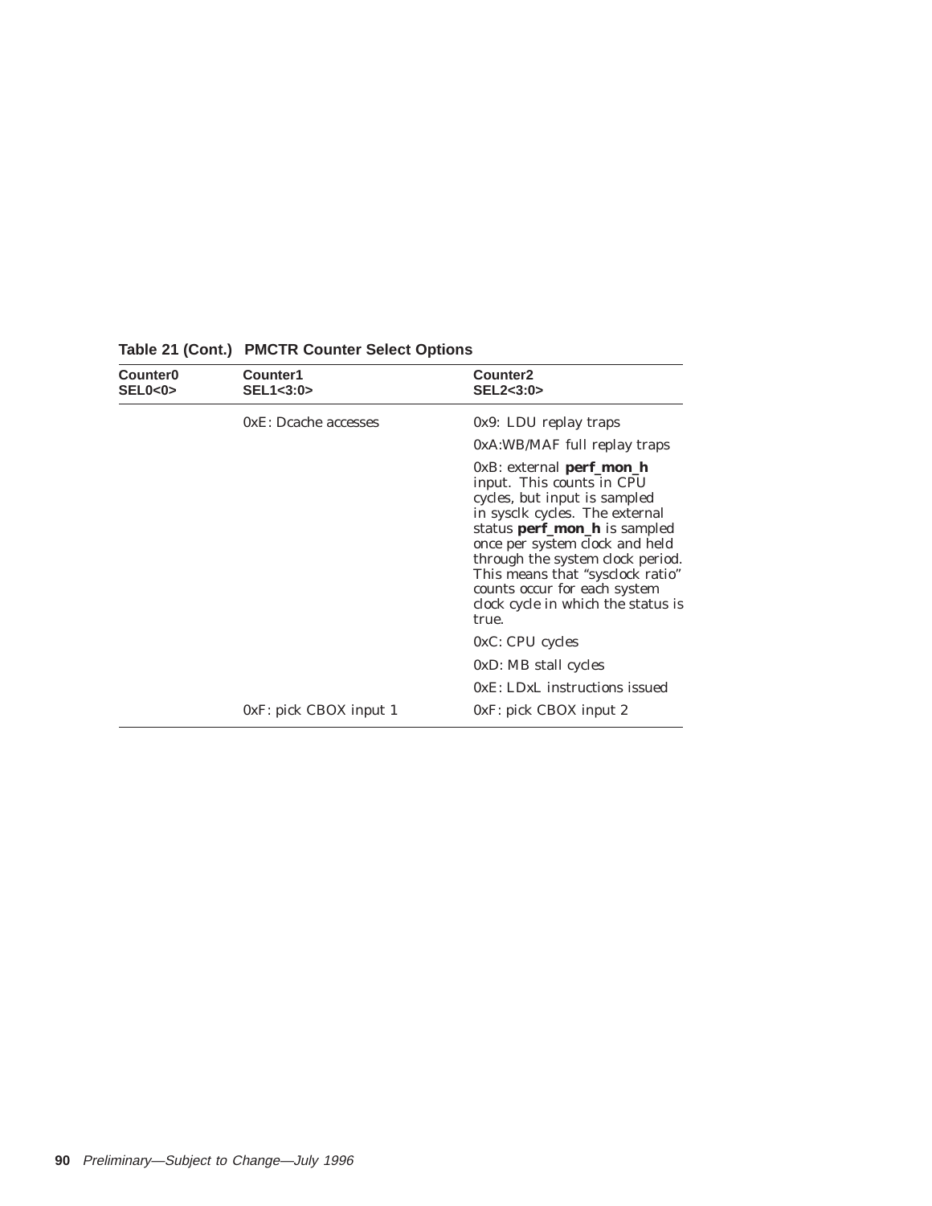**Table 21 (Cont.) PMCTR Counter Select Options**

| Counter0 SEL0<0> | Counter1 SEL1<3:0> | Counter2 SEL2<3:0> |
|---|---|---|
| | 0xE: Dcache accesses | 0x9: LDU replay traps |
| | | 0xA:WB/MAF full replay traps |
| | | 0xB: external **perf_mon_h** input. This counts in CPU cycles, but input is sampled in sysclk cycles. The external status **perf_mon_h** is sampled once per system clock and held through the system clock period. This means that “sysclock ratio” counts occur for each system clock cycle in which the status is true. |
| | | 0xC: CPU cycles |
| | | 0xD: MB stall cycles |
| | | 0xE: LDxL instructions issued |
| | 0xF: pick CBOX input 1 | 0xF: pick CBOX input 2 |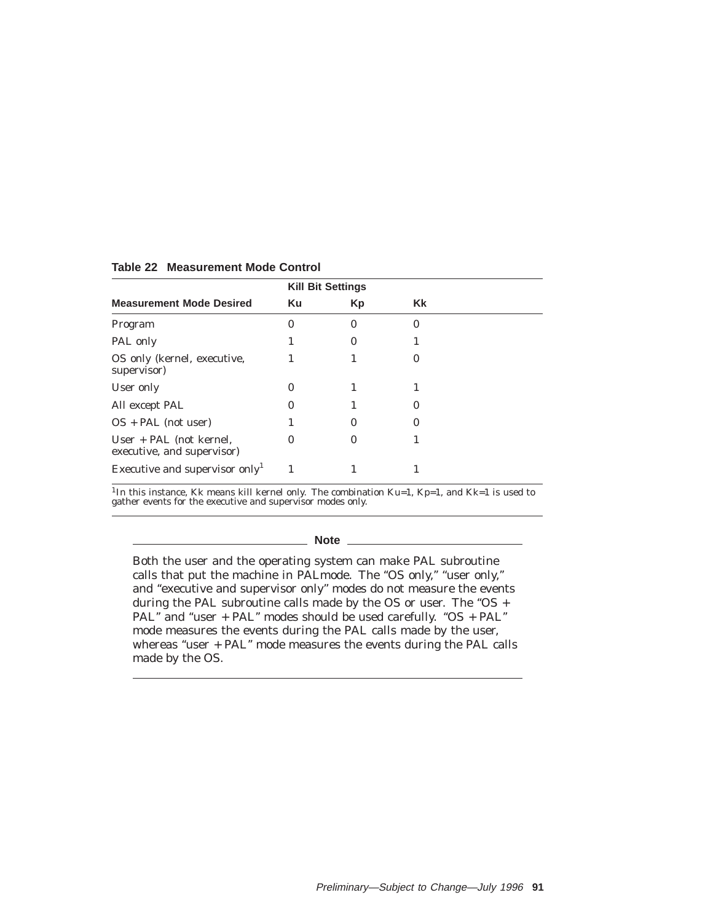**Table 22 Measurement Mode Control**

| | Kill Bit Settings | | |
|---|---|---|---|
| **Measurement Mode Desired** | **Ku** | **Kp** | **Kk** |
| Program | 0 | 0 | 0 |
| PAL only | 1 | 0 | 1 |
| OS only (kernel, executive, supervisor) | 1 | 1 | 0 |
| User only | 0 | 1 | 1 |
| All except PAL | 0 | 1 | 0 |
| OS + PAL (not user) | 1 | 0 | 0 |
| User + PAL (not kernel, executive, and supervisor) | 0 | 0 | 1 |
| Executive and supervisor only[1] | 1 | 1 | 1 |

[1] In this instance, Kk means kill kernel only. The combination Ku=1, Kp=1, and Kk=1 is used to gather events for the executive and supervisor modes only.

---

**Note**

Both the user and the operating system can make PAL subroutine calls that put the machine in PALmode. The "OS only," "user only," and "executive and supervisor only" modes do not measure the events during the PAL subroutine calls made by the OS or user. The "OS + PAL" and "user + PAL" modes should be used carefully. "OS + PAL" mode measures the events during the PAL calls made by the user, whereas "user + PAL" mode measures the events during the PAL calls made by the OS.

---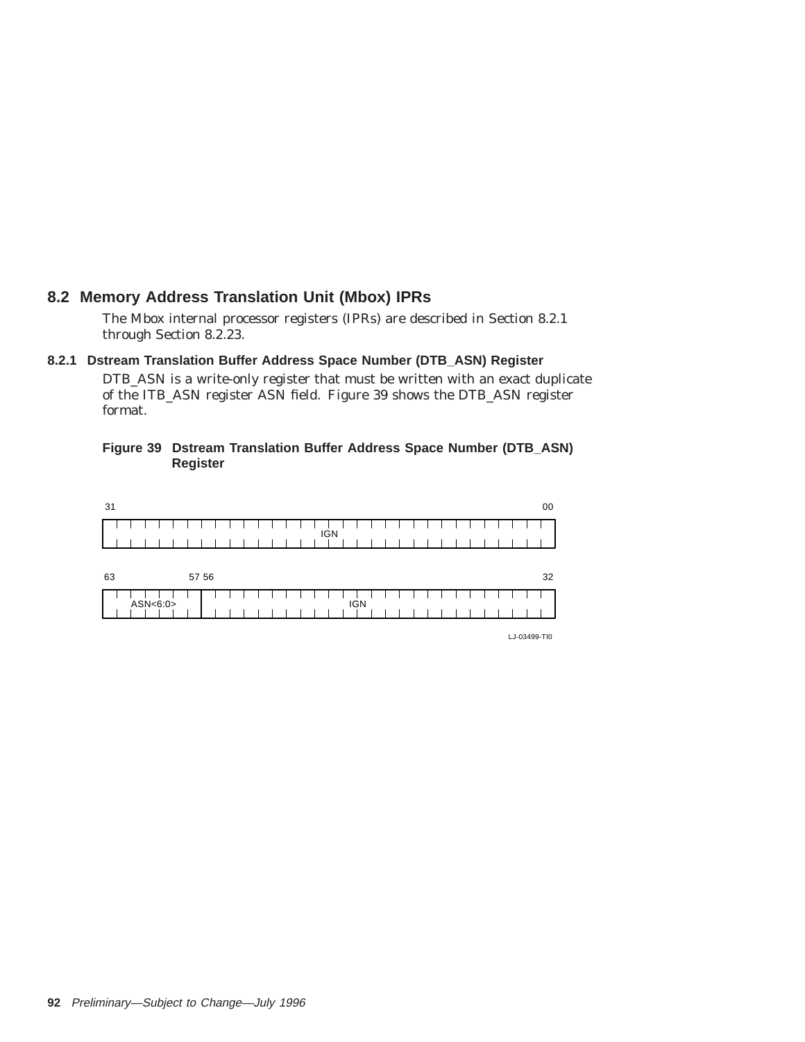## 8.2 Memory Address Translation Unit (Mbox) IPRs

The Mbox internal processor registers (IPRs) are described in Section 8.2.1 through Section 8.2.23.

### 8.2.1 Dstream Translation Buffer Address Space Number (DTB_ASN) Register

DTB_ASN is a write-only register that must be written with an exact duplicate of the ITB_ASN register ASN field. Figure 39 shows the DTB_ASN register format.

**Figure 39 Dstream Translation Buffer Address Space Number (DTB_ASN) Register**

| Bits | Field |
|---|---|
| 31–00 | IGN |
| 63–57 | ASN<6:0> |
| 56–32 | IGN |

LJ-03499-TI0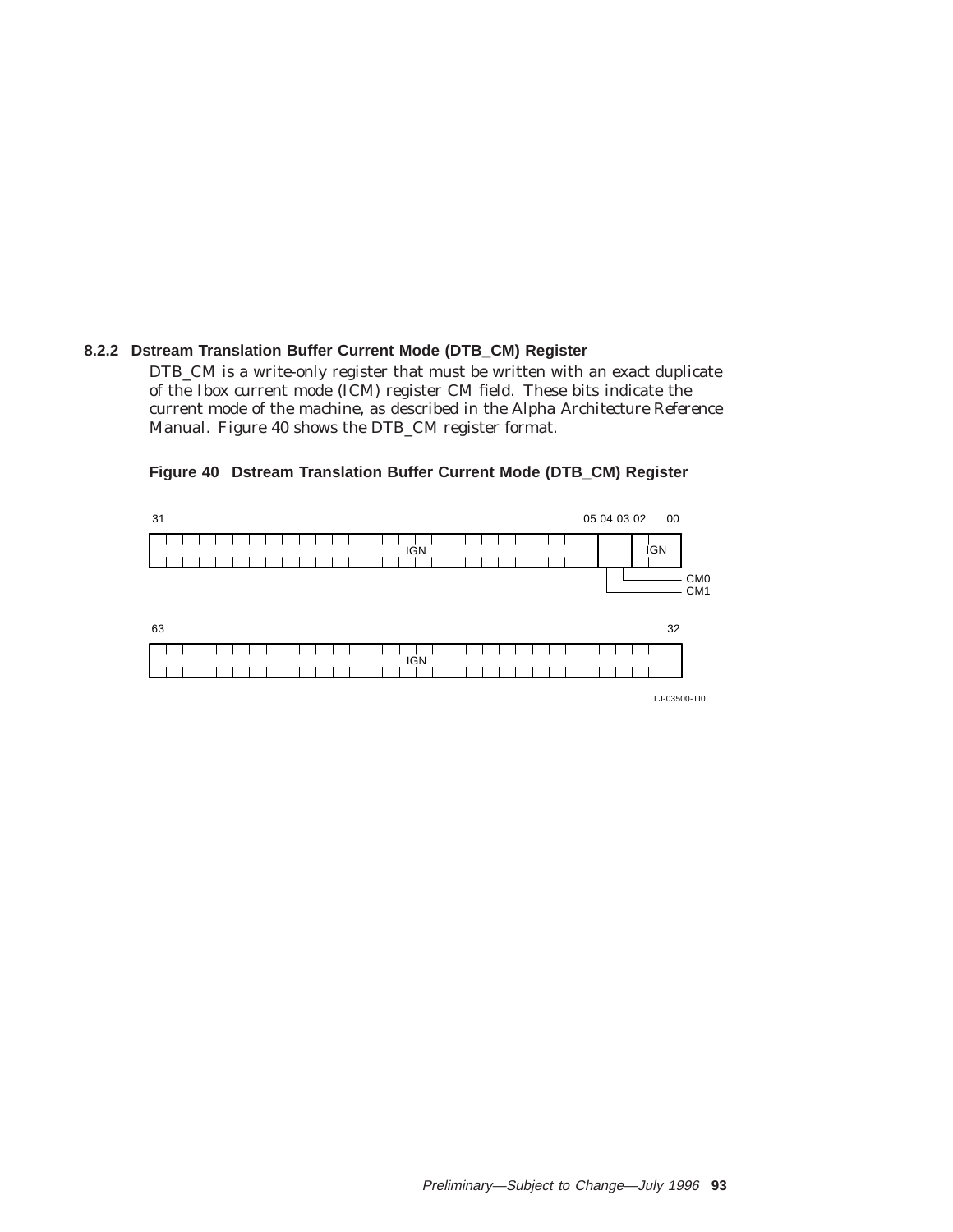### 8.2.2 Dstream Translation Buffer Current Mode (DTB_CM) Register

DTB_CM is a write-only register that must be written with an exact duplicate of the Ibox current mode (ICM) register CM field. These bits indicate the current mode of the machine, as described in the *Alpha Architecture Reference Manual*. Figure 40 shows the DTB_CM register format.

**Figure 40 Dstream Translation Buffer Current Mode (DTB_CM) Register**

| Bits | Field |
|---|---|
| 63–32 | IGN |
| 31–05 | IGN |
| 04 | CM1 |
| 03 | CM0 |
| 02–00 | IGN |

LJ-03500-TI0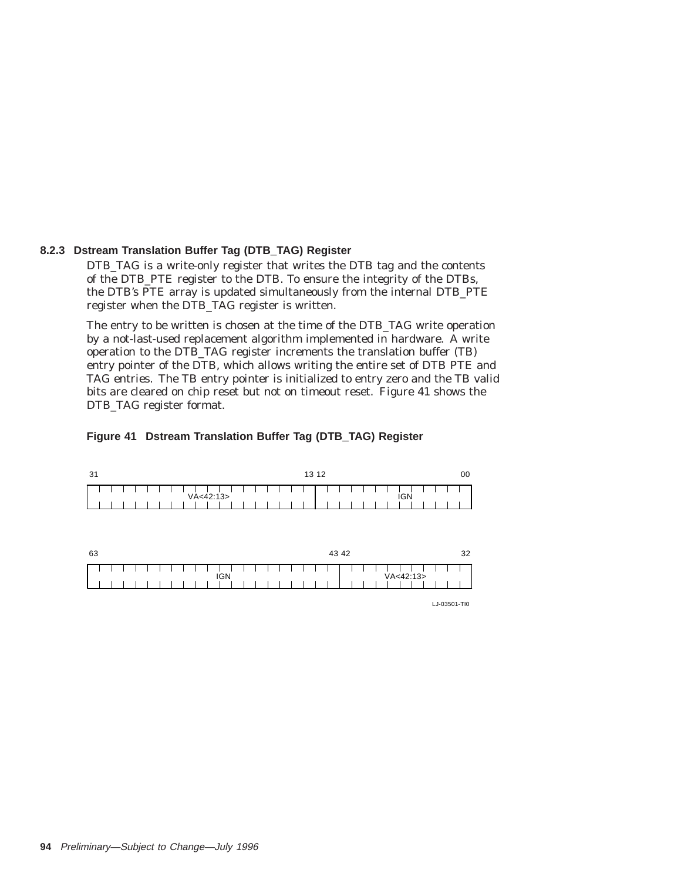### 8.2.3 Dstream Translation Buffer Tag (DTB_TAG) Register

DTB_TAG is a write-only register that writes the DTB tag and the contents of the DTB_PTE register to the DTB. To ensure the integrity of the DTBs, the DTB's PTE array is updated simultaneously from the internal DTB_PTE register when the DTB_TAG register is written.

The entry to be written is chosen at the time of the DTB_TAG write operation by a not-last-used replacement algorithm implemented in hardware. A write operation to the DTB_TAG register increments the translation buffer (TB) entry pointer of the DTB, which allows writing the entire set of DTB PTE and TAG entries. The TB entry pointer is initialized to entry zero and the TB valid bits are cleared on chip reset but not on timeout reset. Figure 41 shows the DTB_TAG register format.

**Figure 41 Dstream Translation Buffer Tag (DTB_TAG) Register**

| Bits 31–13 | Bits 12–00 |
| --- | --- |
| VA<42:13> | IGN |

| Bits 63–43 | Bits 42–32 |
| --- | --- |
| IGN | VA<42:13> |

LJ-03501-TI0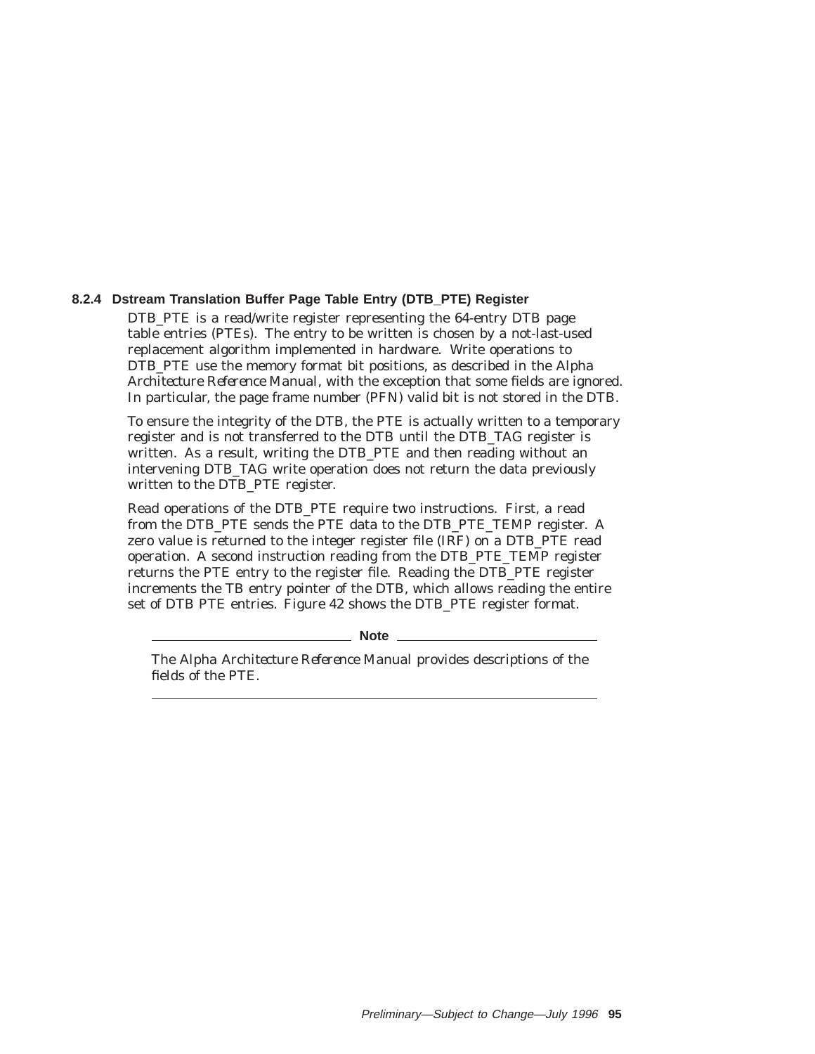### 8.2.4 Dstream Translation Buffer Page Table Entry (DTB_PTE) Register

DTB_PTE is a read/write register representing the 64-entry DTB page table entries (PTEs). The entry to be written is chosen by a not-last-used replacement algorithm implemented in hardware. Write operations to DTB_PTE use the memory format bit positions, as described in the *Alpha Architecture Reference Manual*, with the exception that some fields are ignored. In particular, the page frame number (PFN) valid bit is not stored in the DTB.

To ensure the integrity of the DTB, the PTE is actually written to a temporary register and is not transferred to the DTB until the DTB_TAG register is written. As a result, writing the DTB_PTE and then reading without an intervening DTB_TAG write operation does not return the data previously written to the DTB_PTE register.

Read operations of the DTB_PTE require two instructions. First, a read from the DTB_PTE sends the PTE data to the DTB_PTE_TEMP register. A zero value is returned to the integer register file (IRF) on a DTB_PTE read operation. A second instruction reading from the DTB_PTE_TEMP register returns the PTE entry to the register file. Reading the DTB_PTE register increments the TB entry pointer of the DTB, which allows reading the entire set of DTB PTE entries. Figure 42 shows the DTB_PTE register format.

---

**Note**

The *Alpha Architecture Reference Manual* provides descriptions of the fields of the PTE.

---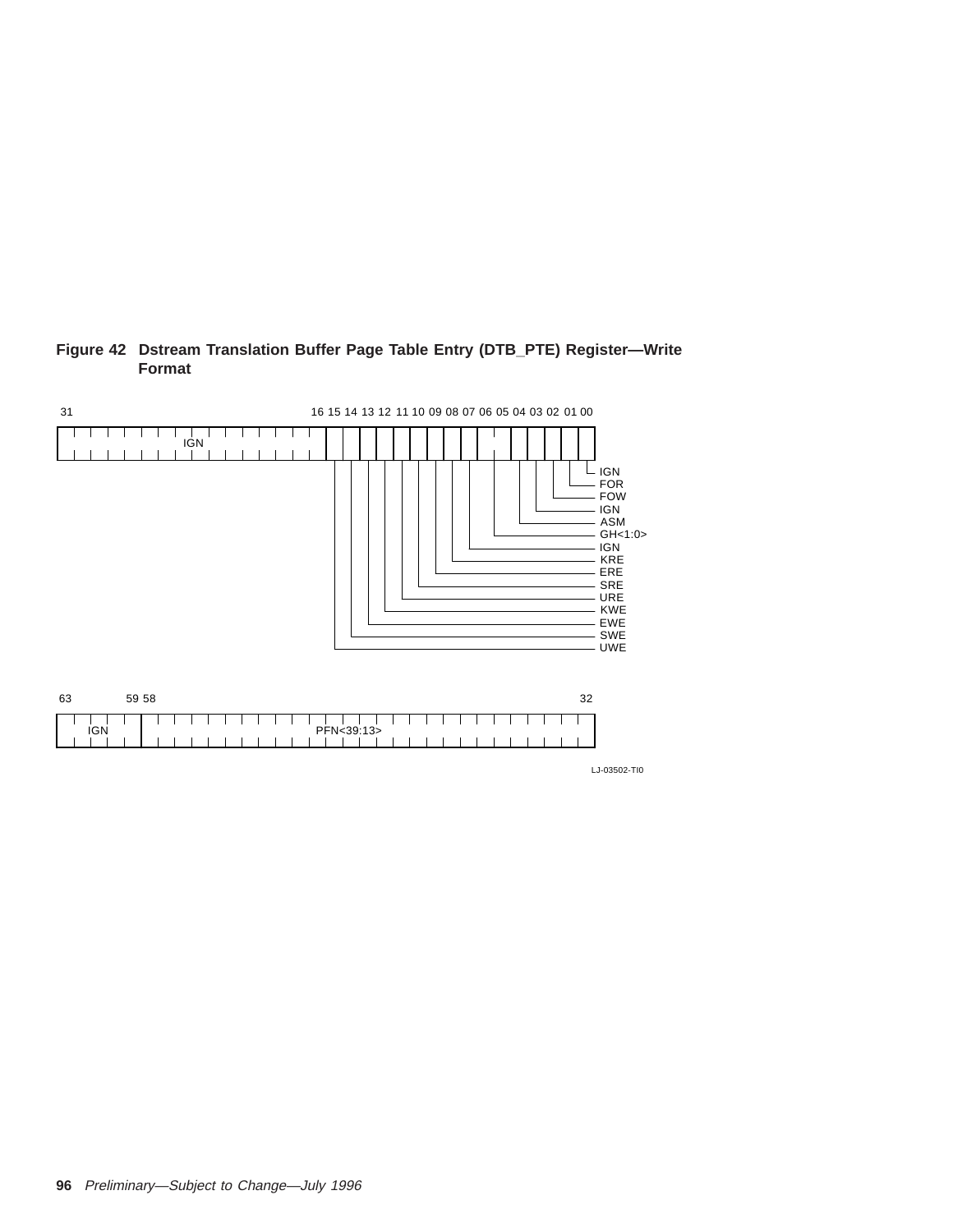**Figure 42 Dstream Translation Buffer Page Table Entry (DTB_PTE) Register—Write Format**

| Bits | Field |
|---|---|
| 31:16 | IGN |
| 15 | UWE |
| 14 | SWE |
| 13 | EWE |
| 12 | KWE |
| 11 | URE |
| 10 | SRE |
| 09 | ERE |
| 08 | KRE |
| 07 | IGN |
| 06:05 | GH<1:0> |
| 04 | ASM |
| 03 | IGN |
| 02 | FOW |
| 01 | FOR |
| 00 | IGN |

| Bits | Field |
|---|---|
| 63:59 | IGN |
| 58:32 | PFN<39:13> |

LJ-03502-TI0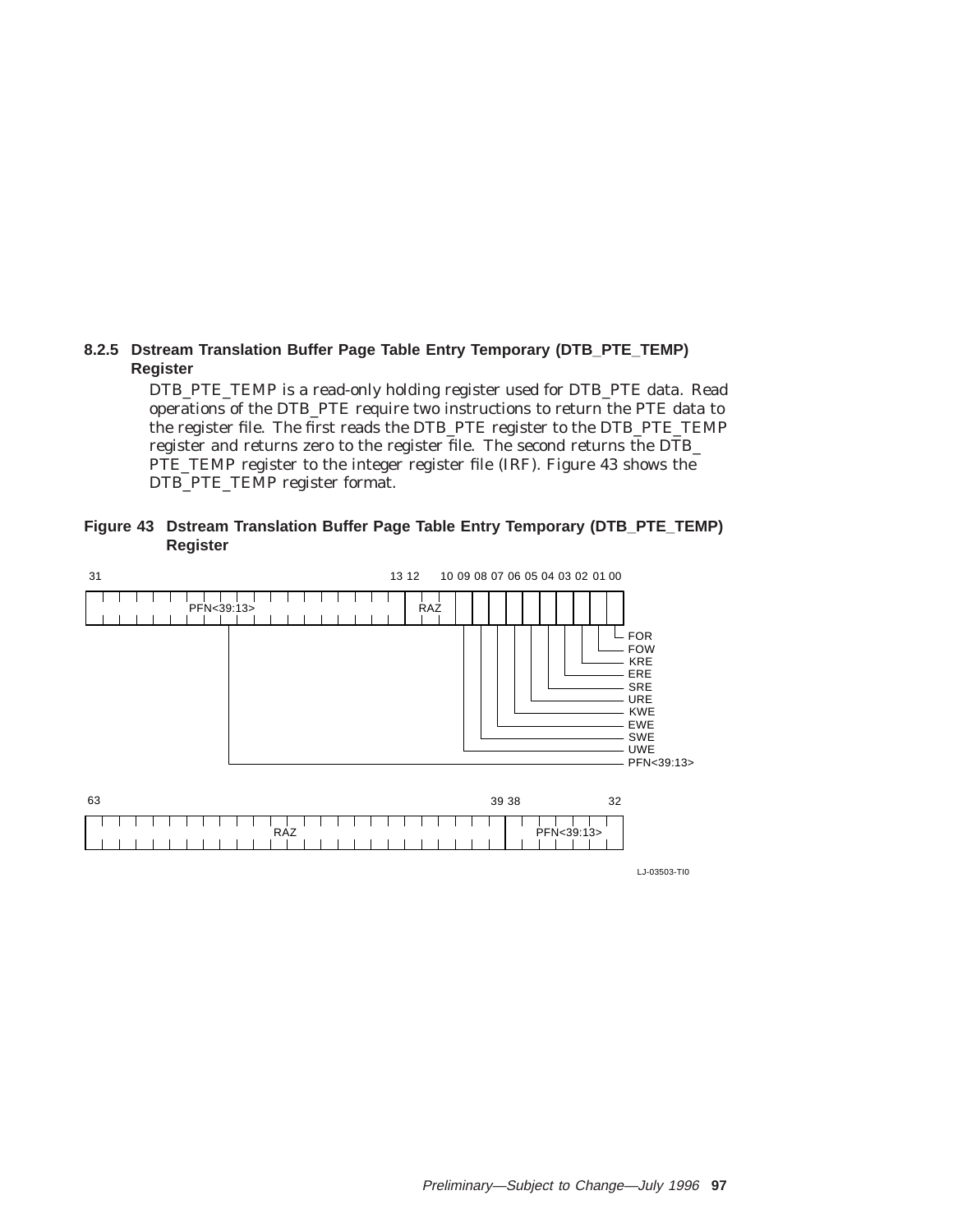### 8.2.5 Dstream Translation Buffer Page Table Entry Temporary (DTB_PTE_TEMP) Register

DTB_PTE_TEMP is a read-only holding register used for DTB_PTE data. Read operations of the DTB_PTE require two instructions to return the PTE data to the register file. The first reads the DTB_PTE register to the DTB_PTE_TEMP register and returns zero to the register file. The second returns the DTB_PTE_TEMP register to the integer register file (IRF). Figure 43 shows the DTB_PTE_TEMP register format.

**Figure 43 Dstream Translation Buffer Page Table Entry Temporary (DTB_PTE_TEMP) Register**

| Bits | Field |
| --- | --- |
| 31:13 | PFN<39:13> |
| 12:10 | RAZ |
| 09 | UWE |
| 08 | SWE |
| 07 | EWE |
| 06 | KWE |
| 05 | URE |
| 04 | SRE |
| 03 | ERE |
| 02 | KRE |
| 01 | FOW |
| 00 | FOR |

| Bits | Field |
| --- | --- |
| 63:39 | RAZ |
| 38:32 | PFN<39:13> |

LJ-03503-TI0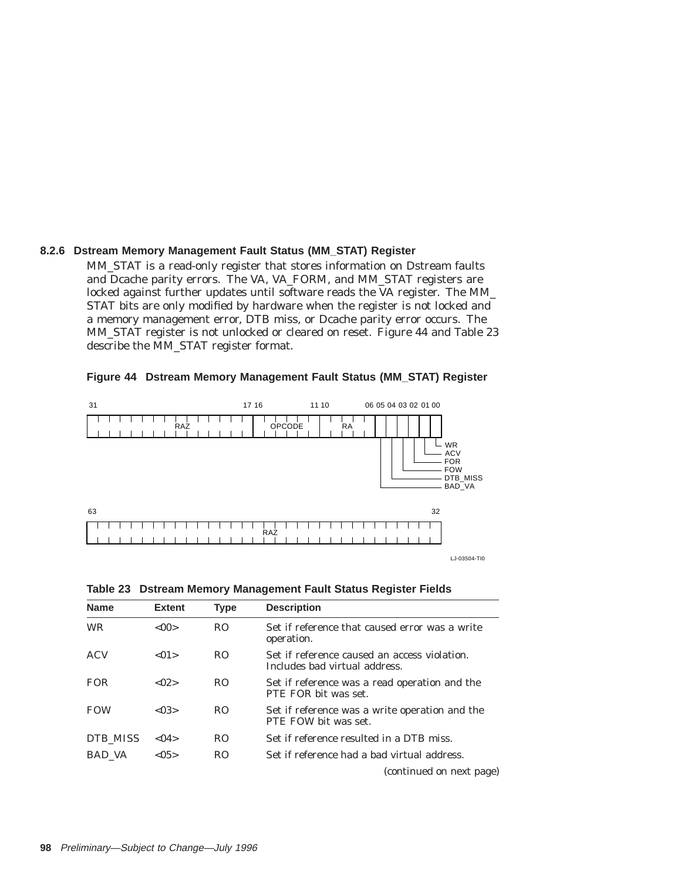### 8.2.6 Dstream Memory Management Fault Status (MM_STAT) Register

MM_STAT is a read-only register that stores information on Dstream faults and Dcache parity errors. The VA, VA_FORM, and MM_STAT registers are locked against further updates until software reads the VA register. The MM_STAT bits are only modified by hardware when the register is not locked and a memory management error, DTB miss, or Dcache parity error occurs. The MM_STAT register is not unlocked or cleared on reset. Figure 44 and Table 23 describe the MM_STAT register format.

**Figure 44 Dstream Memory Management Fault Status (MM_STAT) Register**

| 31–17 | 16–11 | 10–06 | 05 | 04 | 03 | 02 | 01 | 00 |
|---|---|---|---|---|---|---|---|---|
| RAZ | OPCODE | RA | BAD_VA | DTB_MISS | FOW | FOR | ACV | WR |

| 63–32 |
|---|
| RAZ |

LJ-03504-TI0

**Table 23 Dstream Memory Management Fault Status Register Fields**

| Name | Extent | Type | Description |
|---|---|---|---|
| WR | <00> | RO | Set if reference that caused error was a write operation. |
| ACV | <01> | RO | Set if reference caused an access violation. Includes bad virtual address. |
| FOR | <02> | RO | Set if reference was a read operation and the PTE FOR bit was set. |
| FOW | <03> | RO | Set if reference was a write operation and the PTE FOW bit was set. |
| DTB_MISS | <04> | RO | Set if reference resulted in a DTB miss. |
| BAD_VA | <05> | RO | Set if reference had a bad virtual address. |

*(continued on next page)*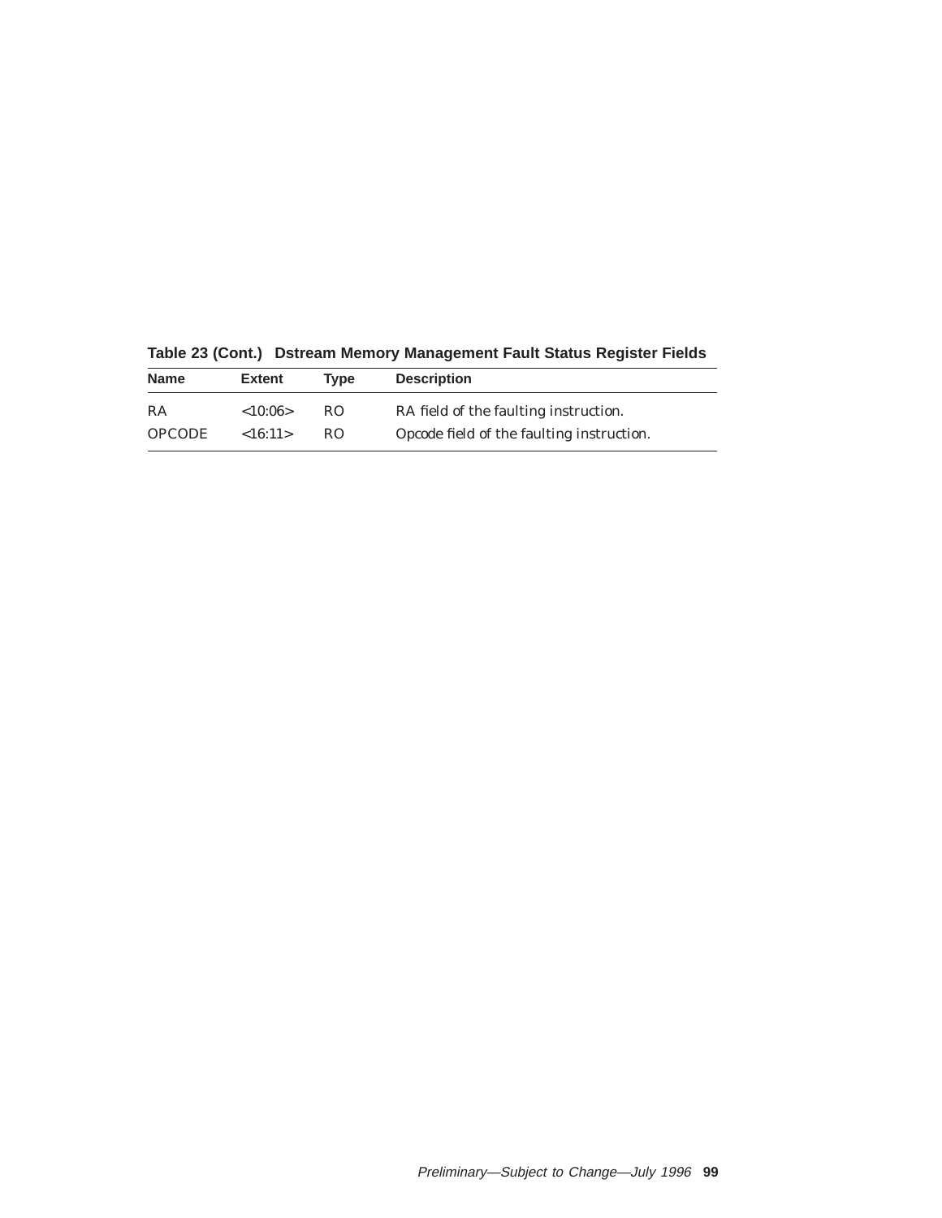**Table 23 (Cont.) Dstream Memory Management Fault Status Register Fields**

| Name | Extent | Type | Description |
|---|---|---|---|
| RA | <10:06> | RO | RA field of the faulting instruction. |
| OPCODE | <16:11> | RO | Opcode field of the faulting instruction. |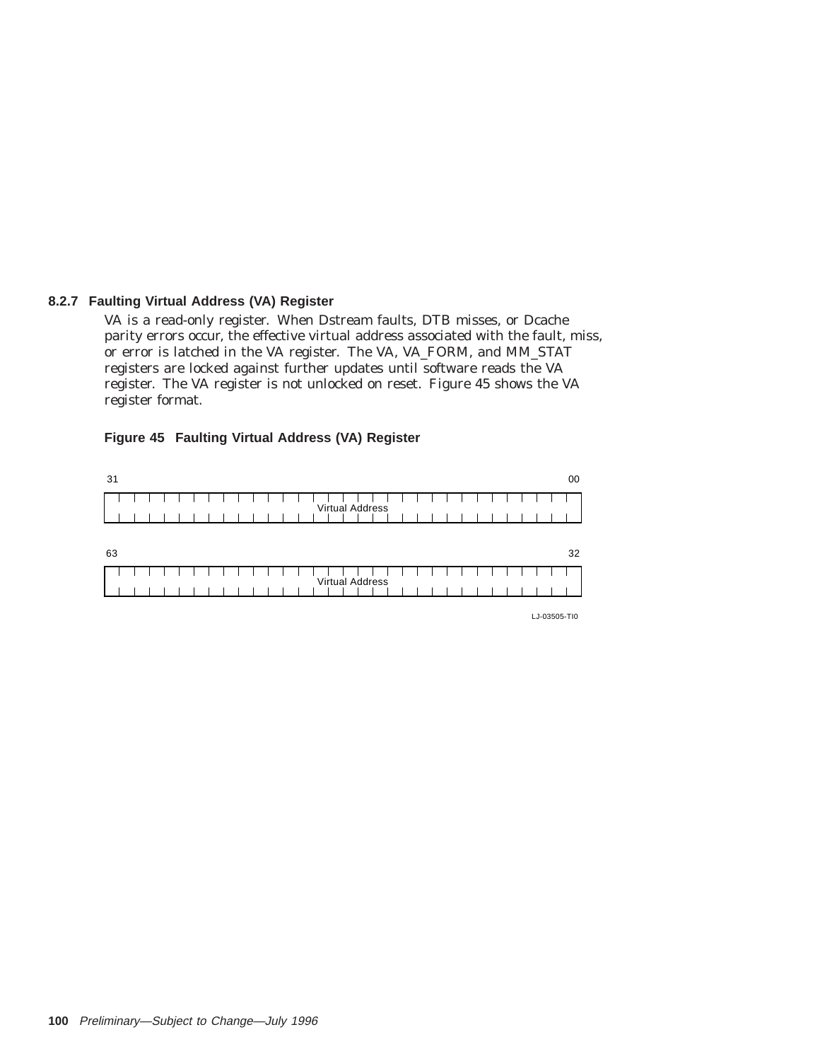### 8.2.7 Faulting Virtual Address (VA) Register

VA is a read-only register. When Dstream faults, DTB misses, or Dcache parity errors occur, the effective virtual address associated with the fault, miss, or error is latched in the VA register. The VA, VA_FORM, and MM_STAT registers are locked against further updates until software reads the VA register. The VA register is not unlocked on reset. Figure 45 shows the VA register format.

**Figure 45 Faulting Virtual Address (VA) Register**

| 31 — 00 |
|---|
| Virtual Address |

| 63 — 32 |
|---|
| Virtual Address |

LJ-03505-TI0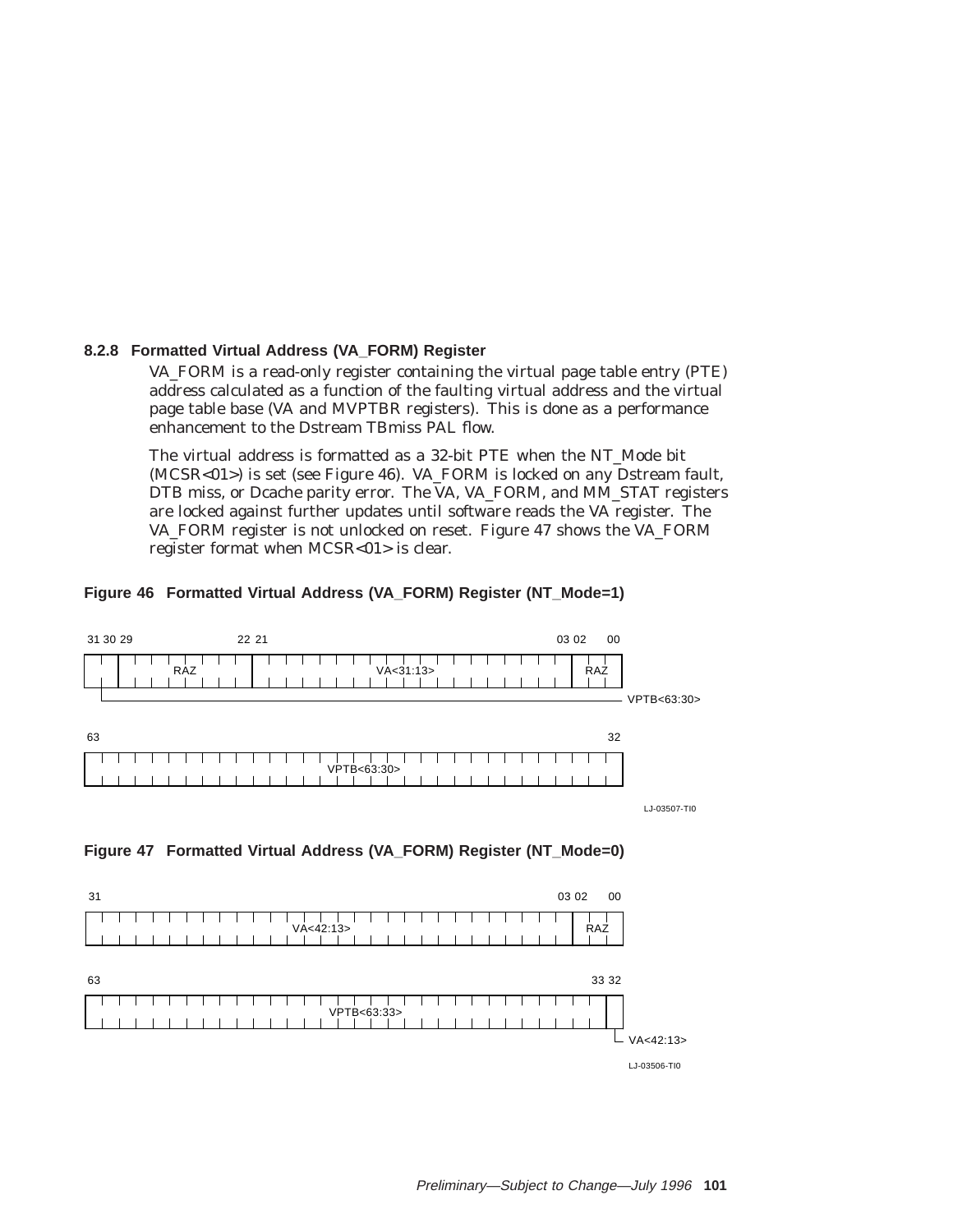### 8.2.8 Formatted Virtual Address (VA_FORM) Register

VA_FORM is a read-only register containing the virtual page table entry (PTE) address calculated as a function of the faulting virtual address and the virtual page table base (VA and MVPTBR registers). This is done as a performance enhancement to the Dstream TBmiss PAL flow.

The virtual address is formatted as a 32-bit PTE when the NT_Mode bit (MCSR<01>) is set (see Figure 46). VA_FORM is locked on any Dstream fault, DTB miss, or Dcache parity error. The VA, VA_FORM, and MM_STAT registers are locked against further updates until software reads the VA register. The VA_FORM register is not unlocked on reset. Figure 47 shows the VA_FORM register format when MCSR<01> is clear.

**Figure 46 Formatted Virtual Address (VA_FORM) Register (NT_Mode=1)**

| Bits | Field |
|---|---|
| 63:32 | VPTB<63:30> |
| 31:30 | VPTB<63:30> |
| 29:22 | RAZ |
| 21:03 | VA<31:13> |
| 02:00 | RAZ |

LJ-03507-TI0

**Figure 47 Formatted Virtual Address (VA_FORM) Register (NT_Mode=0)**

| Bits | Field |
|---|---|
| 63:33 | VPTB<63:33> |
| 32:03 | VA<42:13> |
| 02:00 | RAZ |

LJ-03506-TI0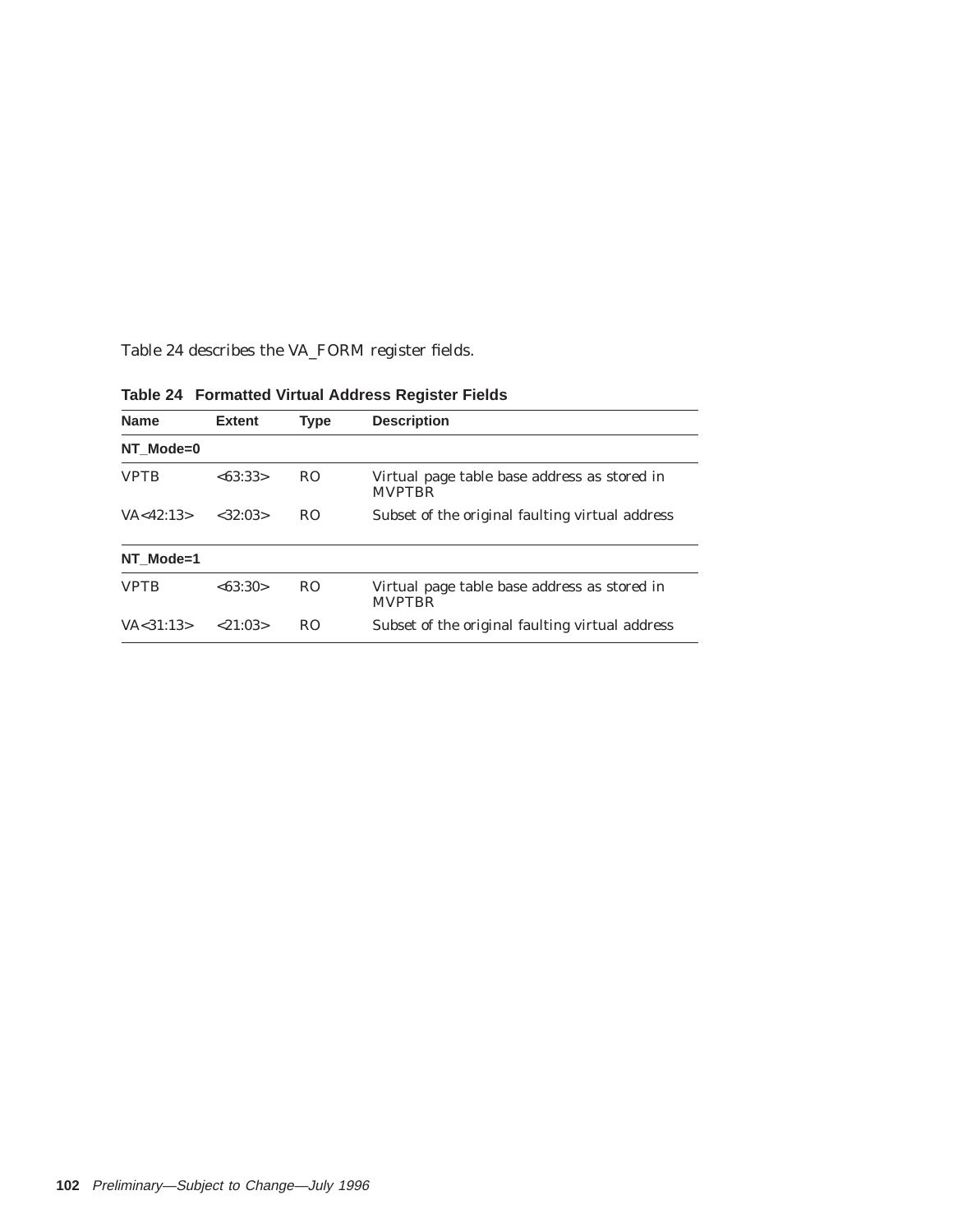Table 24 describes the VA_FORM register fields.

**Table 24 Formatted Virtual Address Register Fields**

| Name | Extent | Type | Description |
|---|---|---|---|
| **NT_Mode=0** | | | |
| VPTB | <63:33> | RO | Virtual page table base address as stored in MVPTBR |
| VA<42:13> | <32:03> | RO | Subset of the original faulting virtual address |
| **NT_Mode=1** | | | |
| VPTB | <63:30> | RO | Virtual page table base address as stored in MVPTBR |
| VA<31:13> | <21:03> | RO | Subset of the original faulting virtual address |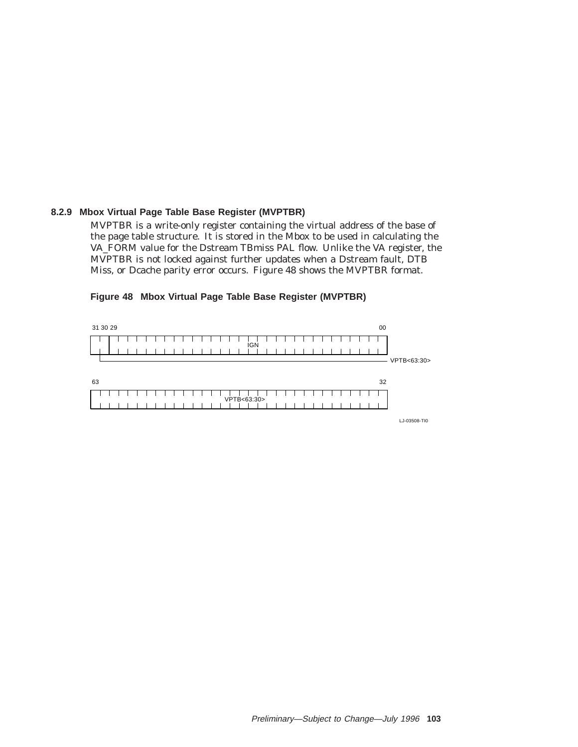### 8.2.9 Mbox Virtual Page Table Base Register (MVPTBR)

MVPTBR is a write-only register containing the virtual address of the base of the page table structure. It is stored in the Mbox to be used in calculating the VA_FORM value for the Dstream TBmiss PAL flow. Unlike the VA register, the MVPTBR is not locked against further updates when a Dstream fault, DTB Miss, or Dcache parity error occurs. Figure 48 shows the MVPTBR format.

**Figure 48 Mbox Virtual Page Table Base Register (MVPTBR)**

| Bits | Field |
| --- | --- |
| 29:00 | IGN |
| 31:30 | VPTB<63:30> |
| 63:32 | VPTB<63:30> |

LJ-03508-TI0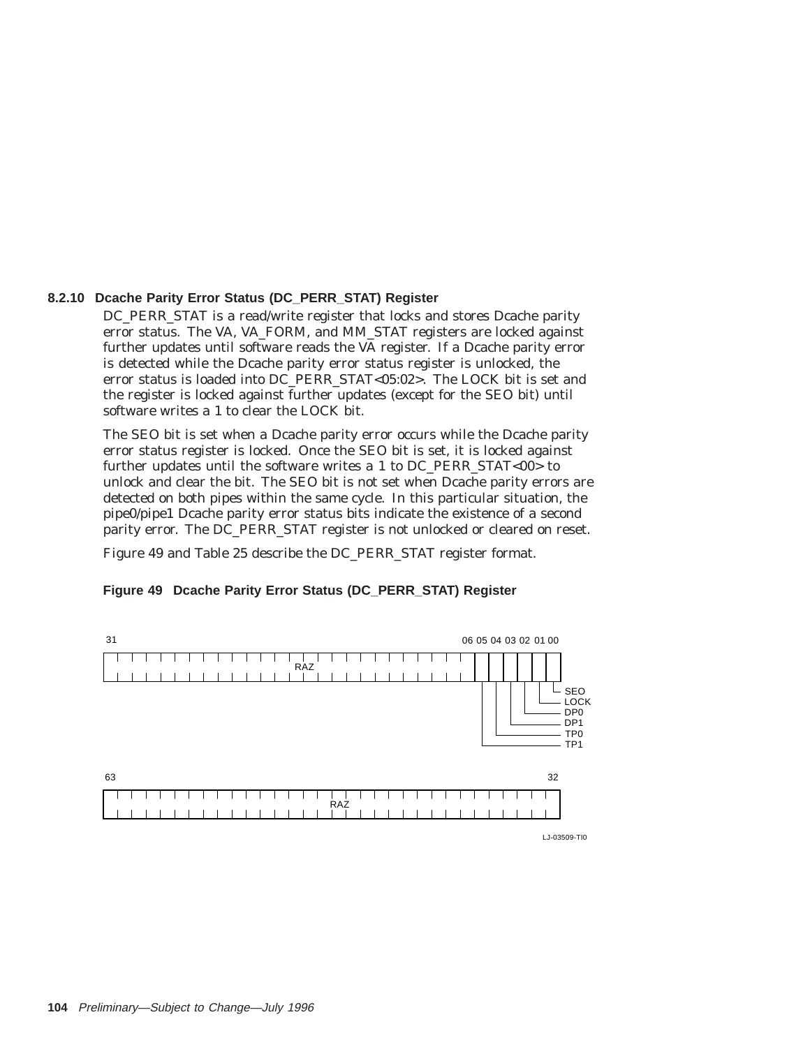### 8.2.10 Dcache Parity Error Status (DC_PERR_STAT) Register

DC_PERR_STAT is a read/write register that locks and stores Dcache parity error status. The VA, VA_FORM, and MM_STAT registers are locked against further updates until software reads the VA register. If a Dcache parity error is detected while the Dcache parity error status register is unlocked, the error status is loaded into DC_PERR_STAT<05:02>. The LOCK bit is set and the register is locked against further updates (except for the SEO bit) until software writes a 1 to clear the LOCK bit.

The SEO bit is set when a Dcache parity error occurs while the Dcache parity error status register is locked. Once the SEO bit is set, it is locked against further updates until the software writes a 1 to DC_PERR_STAT<00> to unlock and clear the bit. The SEO bit is not set when Dcache parity errors are detected on both pipes within the same cycle. In this particular situation, the pipe0/pipe1 Dcache parity error status bits indicate the existence of a second parity error. The DC_PERR_STAT register is not unlocked or cleared on reset.

Figure 49 and Table 25 describe the DC_PERR_STAT register format.

**Figure 49 Dcache Parity Error Status (DC_PERR_STAT) Register**

| Bits | Field |
|---|---|
| 31:06 | RAZ |
| 05 | TP1 |
| 04 | TP0 |
| 03 | DP1 |
| 02 | DP0 |
| 01 | LOCK |
| 00 | SEO |
| 63:32 | RAZ |

LJ-03509-TI0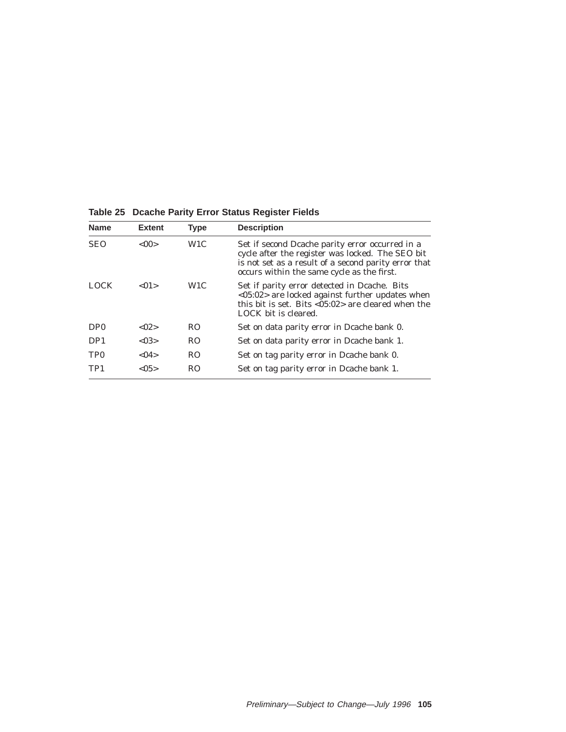**Table 25 Dcache Parity Error Status Register Fields**

| Name | Extent | Type | Description |
|---|---|---|---|
| SEO | <00> | W1C | Set if second Dcache parity error occurred in a cycle after the register was locked. The SEO bit is not set as a result of a second parity error that occurs within the same cycle as the first. |
| LOCK | <01> | W1C | Set if parity error detected in Dcache. Bits <05:02> are locked against further updates when this bit is set. Bits <05:02> are cleared when the LOCK bit is cleared. |
| DP0 | <02> | RO | Set on data parity error in Dcache bank 0. |
| DP1 | <03> | RO | Set on data parity error in Dcache bank 1. |
| TP0 | <04> | RO | Set on tag parity error in Dcache bank 0. |
| TP1 | <05> | RO | Set on tag parity error in Dcache bank 1. |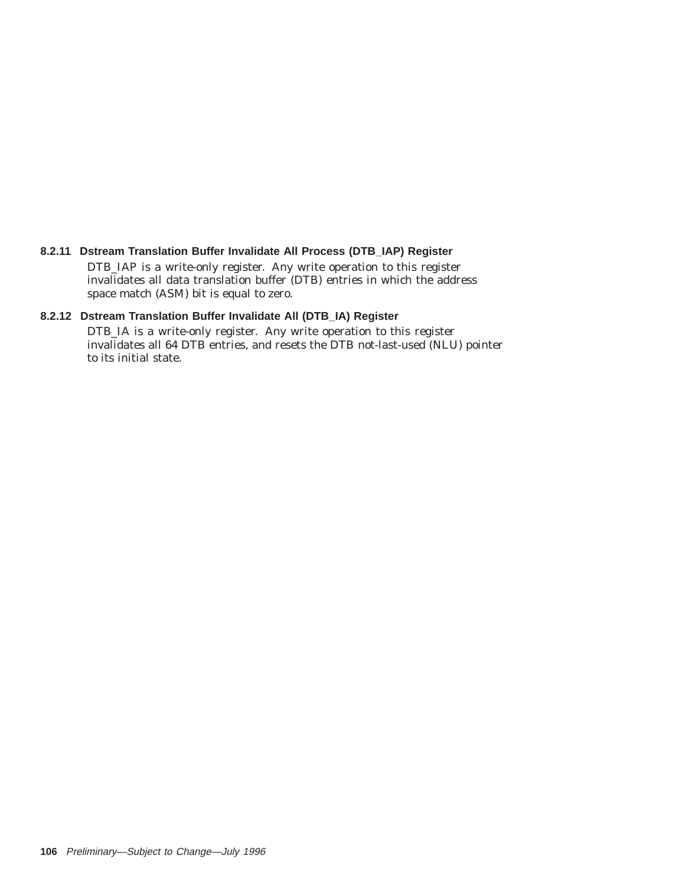### 8.2.11 Dstream Translation Buffer Invalidate All Process (DTB_IAP) Register

DTB_IAP is a write-only register. Any write operation to this register invalidates all data translation buffer (DTB) entries in which the address space match (ASM) bit is equal to zero.

### 8.2.12 Dstream Translation Buffer Invalidate All (DTB_IA) Register

DTB_IA is a write-only register. Any write operation to this register invalidates all 64 DTB entries, and resets the DTB not-last-used (NLU) pointer to its initial state.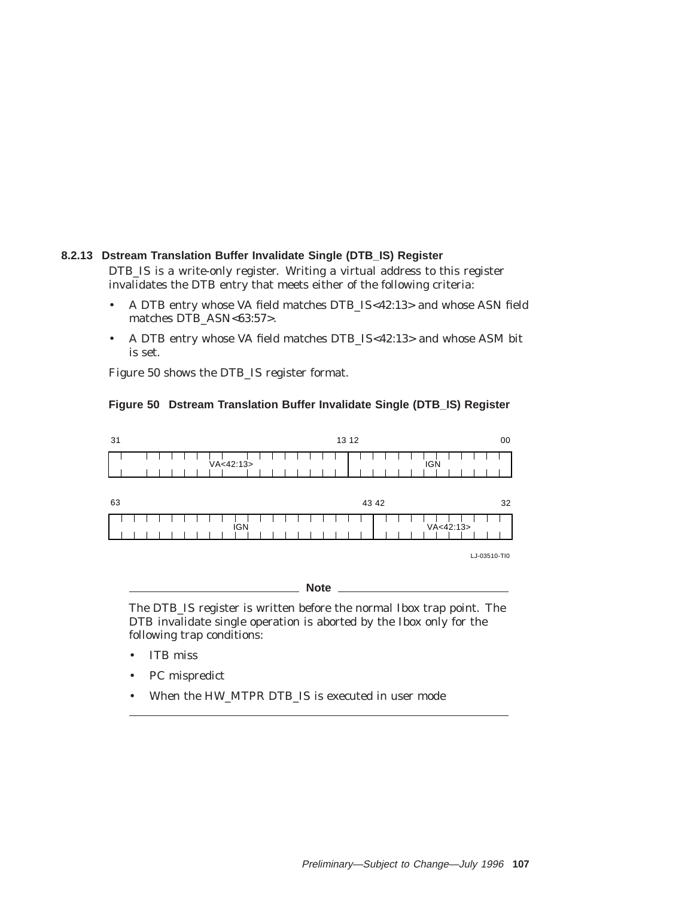### 8.2.13 Dstream Translation Buffer Invalidate Single (DTB_IS) Register

DTB_IS is a write-only register. Writing a virtual address to this register invalidates the DTB entry that meets either of the following criteria:

- A DTB entry whose VA field matches DTB_IS<42:13> and whose ASN field matches DTB_ASN<63:57>.
- A DTB entry whose VA field matches DTB_IS<42:13> and whose ASM bit is set.

Figure 50 shows the DTB_IS register format.

**Figure 50 Dstream Translation Buffer Invalidate Single (DTB_IS) Register**

| 31–13 | 12–00 |
|---|---|
| VA<42:13> | IGN |

| 63–43 | 42–32 |
|---|---|
| IGN | VA<42:13> |

LJ-03510-TI0

---

**Note**

The DTB_IS register is written before the normal Ibox trap point. The DTB invalidate single operation is aborted by the Ibox only for the following trap conditions:

- ITB miss
- PC mispredict
- When the HW_MTPR DTB_IS is executed in user mode

---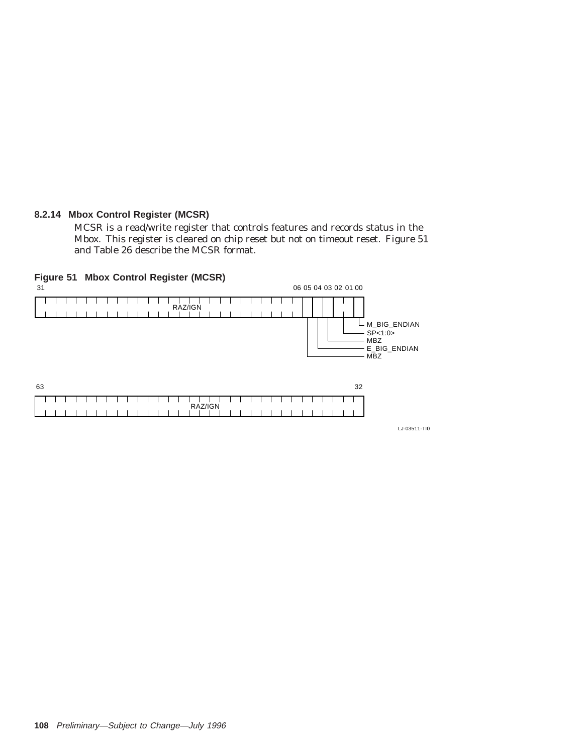### 8.2.14 Mbox Control Register (MCSR)

MCSR is a read/write register that controls features and records status in the Mbox. This register is cleared on chip reset but not on timeout reset. Figure 51 and Table 26 describe the MCSR format.

**Figure 51 Mbox Control Register (MCSR)**

| Bits | Field |
|---|---|
| 31–06 | RAZ/IGN |
| 05 | MBZ |
| 04 | E_BIG_ENDIAN |
| 03 | MBZ |
| 02–01 | SP<1:0> |
| 00 | M_BIG_ENDIAN |
| 63–32 | RAZ/IGN |

LJ-03511-TI0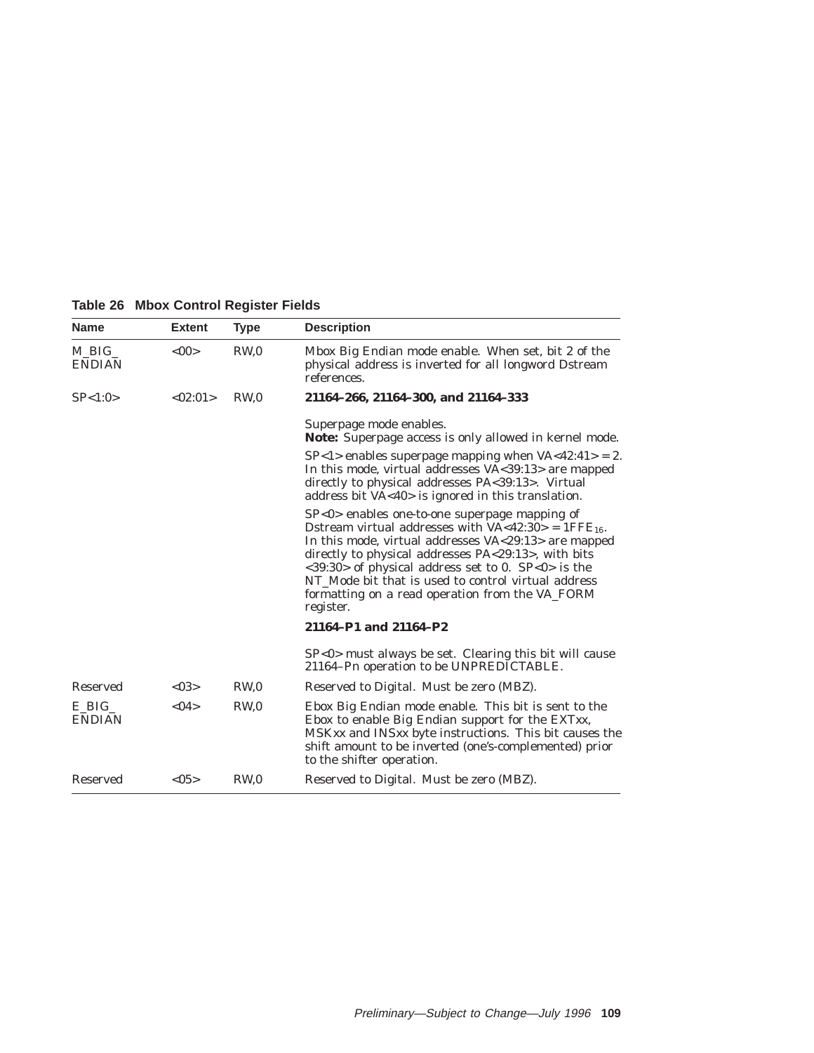**Table 26 Mbox Control Register Fields**

| Name | Extent | Type | Description |
|---|---|---|---|
| M_BIG_ENDIAN | <00> | RW,0 | Mbox Big Endian mode enable. When set, bit 2 of the physical address is inverted for all longword Dstream references. |
| SP<1:0> | <02:01> | RW,0 | **21164–266, 21164–300, and 21164–333**<br><br>Superpage mode enables.<br>**Note:** Superpage access is only allowed in kernel mode.<br><br>SP<1> enables superpage mapping when VA<42:41> = 2. In this mode, virtual addresses VA<39:13> are mapped directly to physical addresses PA<39:13>. Virtual address bit VA<40> is ignored in this translation.<br><br>SP<0> enables one-to-one superpage mapping of Dstream virtual addresses with VA<42:30> = $1FFE_{16}$. In this mode, virtual addresses VA<29:13> are mapped directly to physical addresses PA<29:13>, with bits <39:30> of physical address set to 0. SP<0> is the NT_Mode bit that is used to control virtual address formatting on a read operation from the VA_FORM register.<br><br>**21164–P1 and 21164–P2**<br><br>SP<0> must always be set. Clearing this bit will cause 21164–Pn operation to be UNPREDICTABLE. |
| Reserved | <03> | RW,0 | Reserved to Digital. Must be zero (MBZ). |
| E_BIG_ENDIAN | <04> | RW,0 | Ebox Big Endian mode enable. This bit is sent to the Ebox to enable Big Endian support for the EXTxx, MSKxx and INSxx byte instructions. This bit causes the shift amount to be inverted (one's-complemented) prior to the shifter operation. |
| Reserved | <05> | RW,0 | Reserved to Digital. Must be zero (MBZ). |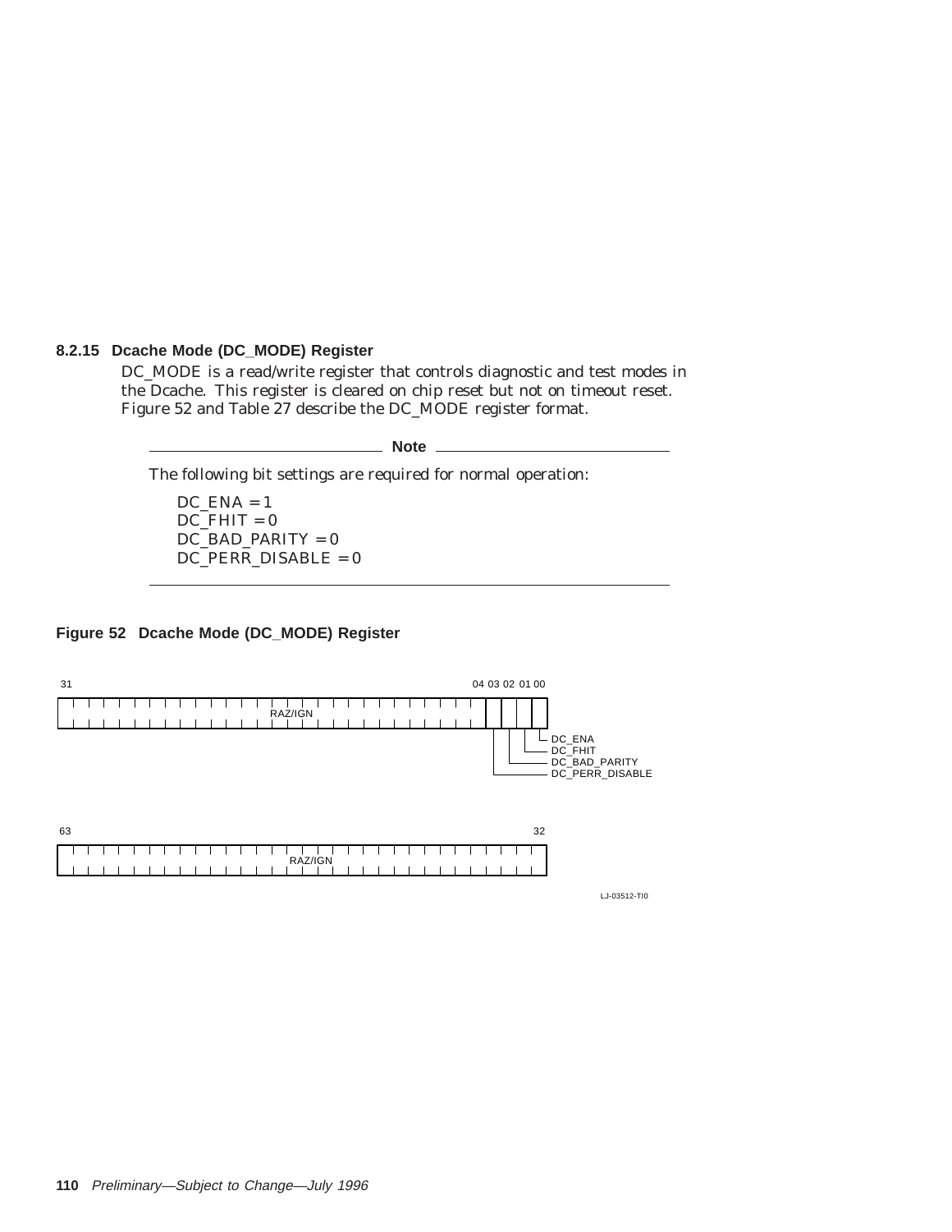### 8.2.15 Dcache Mode (DC_MODE) Register

DC_MODE is a read/write register that controls diagnostic and test modes in the Dcache. This register is cleared on chip reset but not on timeout reset. Figure 52 and Table 27 describe the DC_MODE register format.

---

**Note**

The following bit settings are required for normal operation:

DC_ENA = 1
DC_FHIT = 0
DC_BAD_PARITY = 0
DC_PERR_DISABLE = 0

---

**Figure 52 Dcache Mode (DC_MODE) Register**

| Bits | Field |
|---|---|
| 63–32 | RAZ/IGN |
| 31–04 | RAZ/IGN |
| 03 | DC_PERR_DISABLE |
| 02 | DC_BAD_PARITY |
| 01 | DC_FHIT |
| 00 | DC_ENA |

LJ-03512-TI0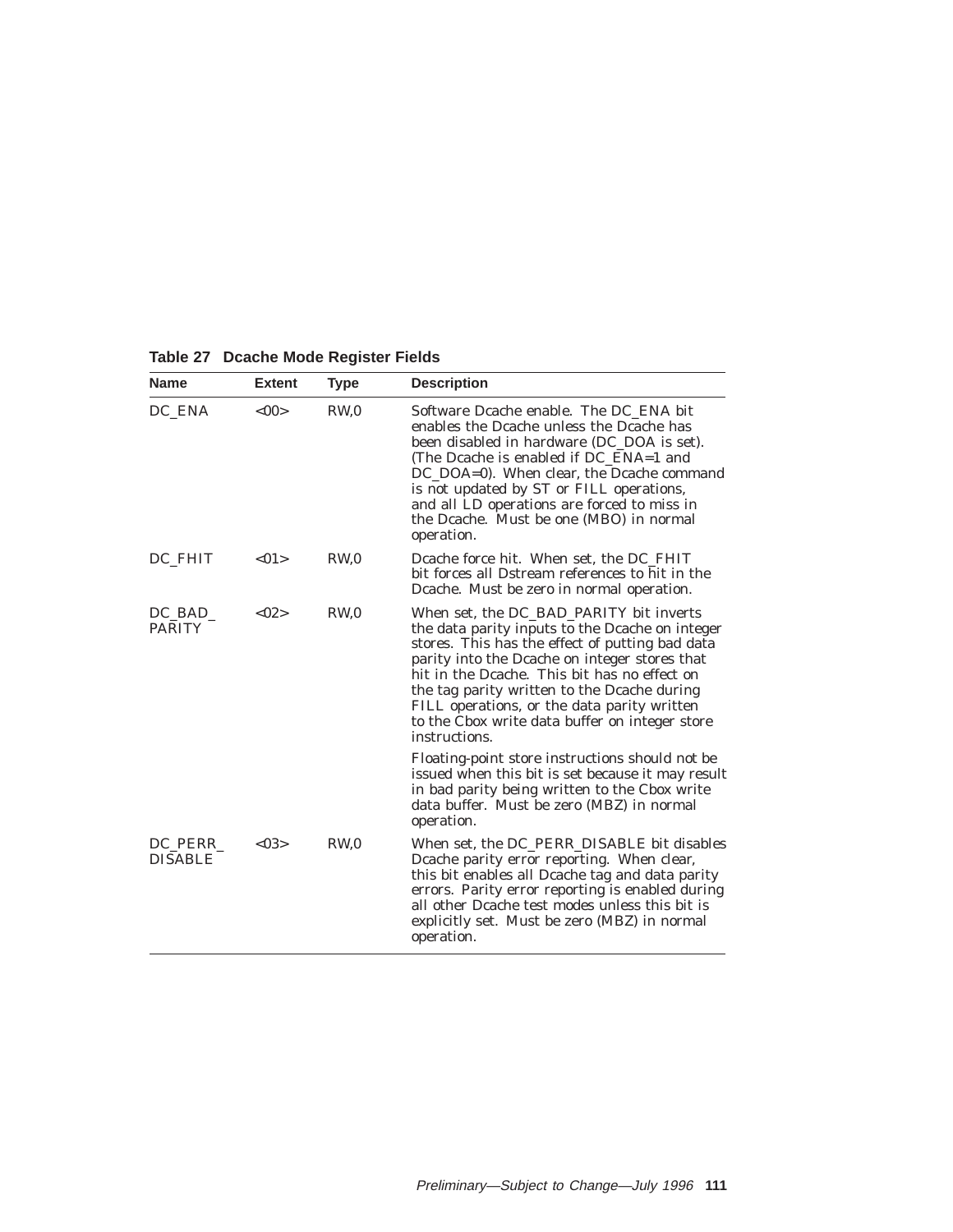**Table 27 Dcache Mode Register Fields**

| Name | Extent | Type | Description |
|---|---|---|---|
| DC_ENA | <00> | RW,0 | Software Dcache enable. The DC_ENA bit enables the Dcache unless the Dcache has been disabled in hardware (DC_DOA is set). (The Dcache is enabled if DC_ENA=1 and DC_DOA=0). When clear, the Dcache command is not updated by ST or FILL operations, and all LD operations are forced to miss in the Dcache. Must be one (MBO) in normal operation. |
| DC_FHIT | <01> | RW,0 | Dcache force hit. When set, the DC_FHIT bit forces all Dstream references to hit in the Dcache. Must be zero in normal operation. |
| DC_BAD_PARITY | <02> | RW,0 | When set, the DC_BAD_PARITY bit inverts the data parity inputs to the Dcache on integer stores. This has the effect of putting bad data parity into the Dcache on integer stores that hit in the Dcache. This bit has no effect on the tag parity written to the Dcache during FILL operations, or the data parity written to the Cbox write data buffer on integer store instructions.<br><br>Floating-point store instructions should not be issued when this bit is set because it may result in bad parity being written to the Cbox write data buffer. Must be zero (MBZ) in normal operation. |
| DC_PERR_DISABLE | <03> | RW,0 | When set, the DC_PERR_DISABLE bit disables Dcache parity error reporting. When clear, this bit enables all Dcache tag and data parity errors. Parity error reporting is enabled during all other Dcache test modes unless this bit is explicitly set. Must be zero (MBZ) in normal operation. |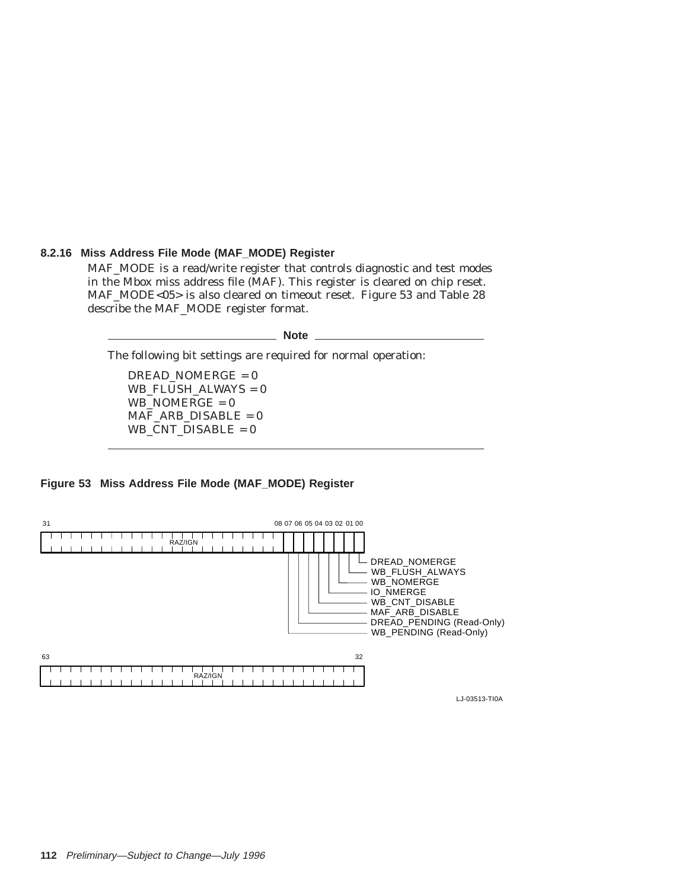### 8.2.16 Miss Address File Mode (MAF_MODE) Register

MAF_MODE is a read/write register that controls diagnostic and test modes in the Mbox miss address file (MAF). This register is cleared on chip reset. MAF_MODE<05> is also cleared on timeout reset. Figure 53 and Table 28 describe the MAF_MODE register format.

---

**Note**

The following bit settings are required for normal operation:

DREAD_NOMERGE = 0
WB_FLUSH_ALWAYS = 0
WB_NOMERGE = 0
MAF_ARB_DISABLE = 0
WB_CNT_DISABLE = 0

---

**Figure 53 Miss Address File Mode (MAF_MODE) Register**

| Bits | Field |
|---|---|
| 31–08 | RAZ/IGN |
| 07 | WB_PENDING (Read-Only) |
| 06 | DREAD_PENDING (Read-Only) |
| 05 | MAF_ARB_DISABLE |
| 04 | WB_CNT_DISABLE |
| 03 | IO_NMERGE |
| 02 | WB_NOMERGE |
| 01 | WB_FLUSH_ALWAYS |
| 00 | DREAD_NOMERGE |
| 63–32 | RAZ/IGN |

LJ-03513-TI0A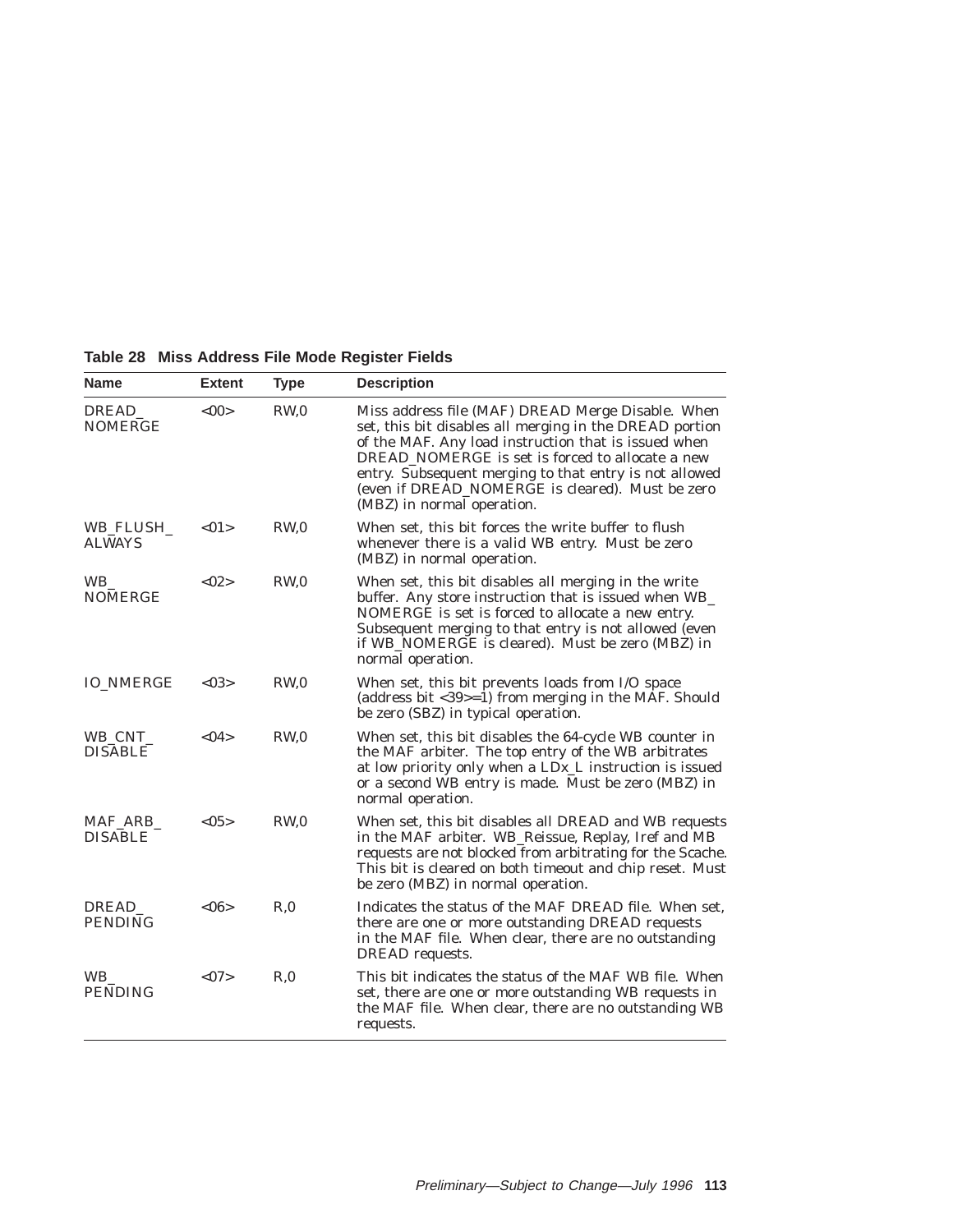**Table 28 Miss Address File Mode Register Fields**

| Name | Extent | Type | Description |
|---|---|---|---|
| DREAD_NOMERGE | <00> | RW,0 | Miss address file (MAF) DREAD Merge Disable. When set, this bit disables all merging in the DREAD portion of the MAF. Any load instruction that is issued when DREAD_NOMERGE is set is forced to allocate a new entry. Subsequent merging to that entry is not allowed (even if DREAD_NOMERGE is cleared). Must be zero (MBZ) in normal operation. |
| WB_FLUSH_ALWAYS | <01> | RW,0 | When set, this bit forces the write buffer to flush whenever there is a valid WB entry. Must be zero (MBZ) in normal operation. |
| WB_NOMERGE | <02> | RW,0 | When set, this bit disables all merging in the write buffer. Any store instruction that is issued when WB_NOMERGE is set is forced to allocate a new entry. Subsequent merging to that entry is not allowed (even if WB_NOMERGE is cleared). Must be zero (MBZ) in normal operation. |
| IO_NMERGE | <03> | RW,0 | When set, this bit prevents loads from I/O space (address bit <39>=1) from merging in the MAF. Should be zero (SBZ) in typical operation. |
| WB_CNT_DISABLE | <04> | RW,0 | When set, this bit disables the 64-cycle WB counter in the MAF arbiter. The top entry of the WB arbitrates at low priority only when a LDx_L instruction is issued or a second WB entry is made. Must be zero (MBZ) in normal operation. |
| MAF_ARB_DISABLE | <05> | RW,0 | When set, this bit disables all DREAD and WB requests in the MAF arbiter. WB_Reissue, Replay, Iref and MB requests are not blocked from arbitrating for the Scache. This bit is cleared on both timeout and chip reset. Must be zero (MBZ) in normal operation. |
| DREAD_PENDING | <06> | R,0 | Indicates the status of the MAF DREAD file. When set, there are one or more outstanding DREAD requests in the MAF file. When clear, there are no outstanding DREAD requests. |
| WB_PENDING | <07> | R,0 | This bit indicates the status of the MAF WB file. When set, there are one or more outstanding WB requests in the MAF file. When clear, there are no outstanding WB requests. |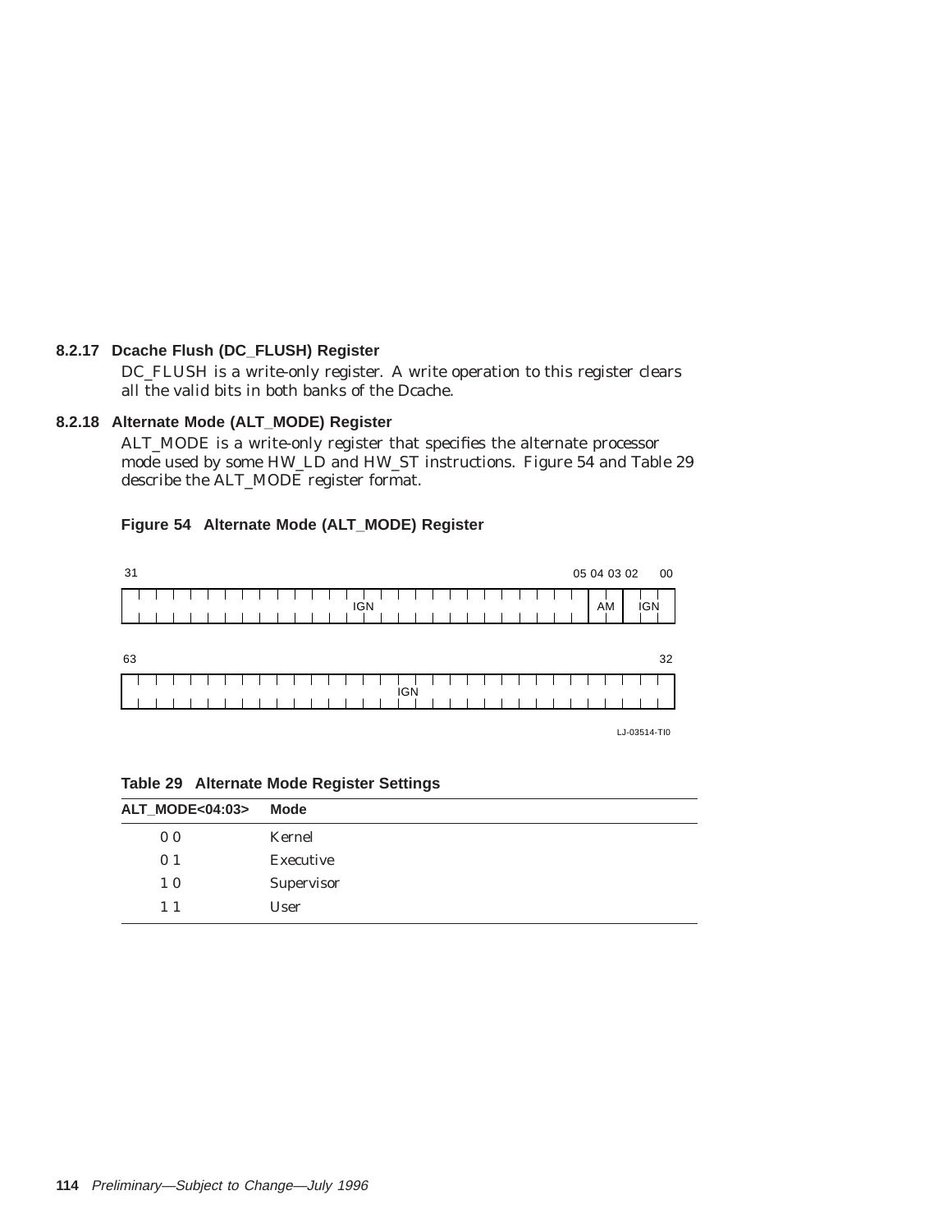### 8.2.17 Dcache Flush (DC_FLUSH) Register

DC_FLUSH is a write-only register. A write operation to this register clears all the valid bits in both banks of the Dcache.

### 8.2.18 Alternate Mode (ALT_MODE) Register

ALT_MODE is a write-only register that specifies the alternate processor mode used by some HW_LD and HW_ST instructions. Figure 54 and Table 29 describe the ALT_MODE register format.

**Figure 54 Alternate Mode (ALT_MODE) Register**

| Bits | 31–05 | 04–03 | 02–00 |
|---|---|---|---|
| Field | IGN | AM | IGN |

| Bits | 63–32 |
|---|---|
| Field | IGN |

LJ-03514-TI0

**Table 29 Alternate Mode Register Settings**

| ALT_MODE<04:03> | Mode |
|---|---|
| 0 0 | Kernel |
| 0 1 | Executive |
| 1 0 | Supervisor |
| 1 1 | User |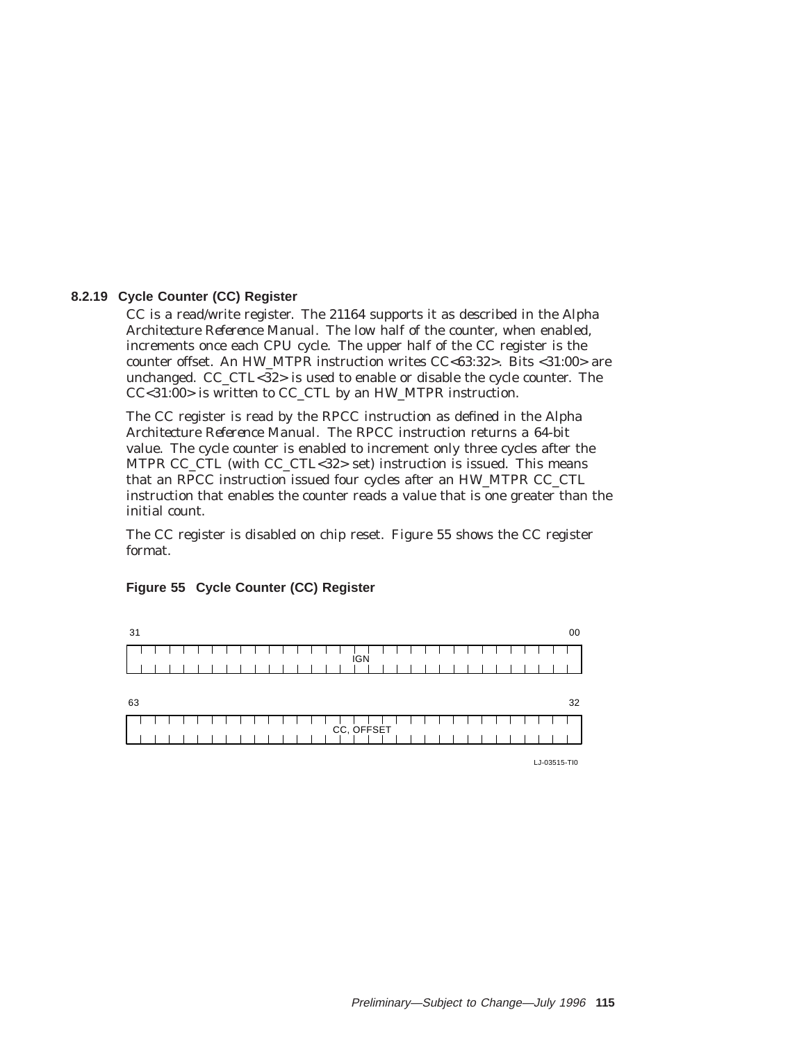### 8.2.19 Cycle Counter (CC) Register

CC is a read/write register. The 21164 supports it as described in the *Alpha Architecture Reference Manual*. The low half of the counter, when enabled, increments once each CPU cycle. The upper half of the CC register is the counter offset. An HW_MTPR instruction writes CC<63:32>. Bits <31:00> are unchanged. CC_CTL<32> is used to enable or disable the cycle counter. The CC<31:00> is written to CC_CTL by an HW_MTPR instruction.

The CC register is read by the RPCC instruction as defined in the *Alpha Architecture Reference Manual*. The RPCC instruction returns a 64-bit value. The cycle counter is enabled to increment only three cycles after the MTPR CC_CTL (with CC_CTL<32> set) instruction is issued. This means that an RPCC instruction issued four cycles after an HW_MTPR CC_CTL instruction that enables the counter reads a value that is one greater than the initial count.

The CC register is disabled on chip reset. Figure 55 shows the CC register format.

**Figure 55 Cycle Counter (CC) Register**

| Bits | Field |
|---|---|
| 31:00 | IGN |
| 63:32 | CC, OFFSET |

LJ-03515-TI0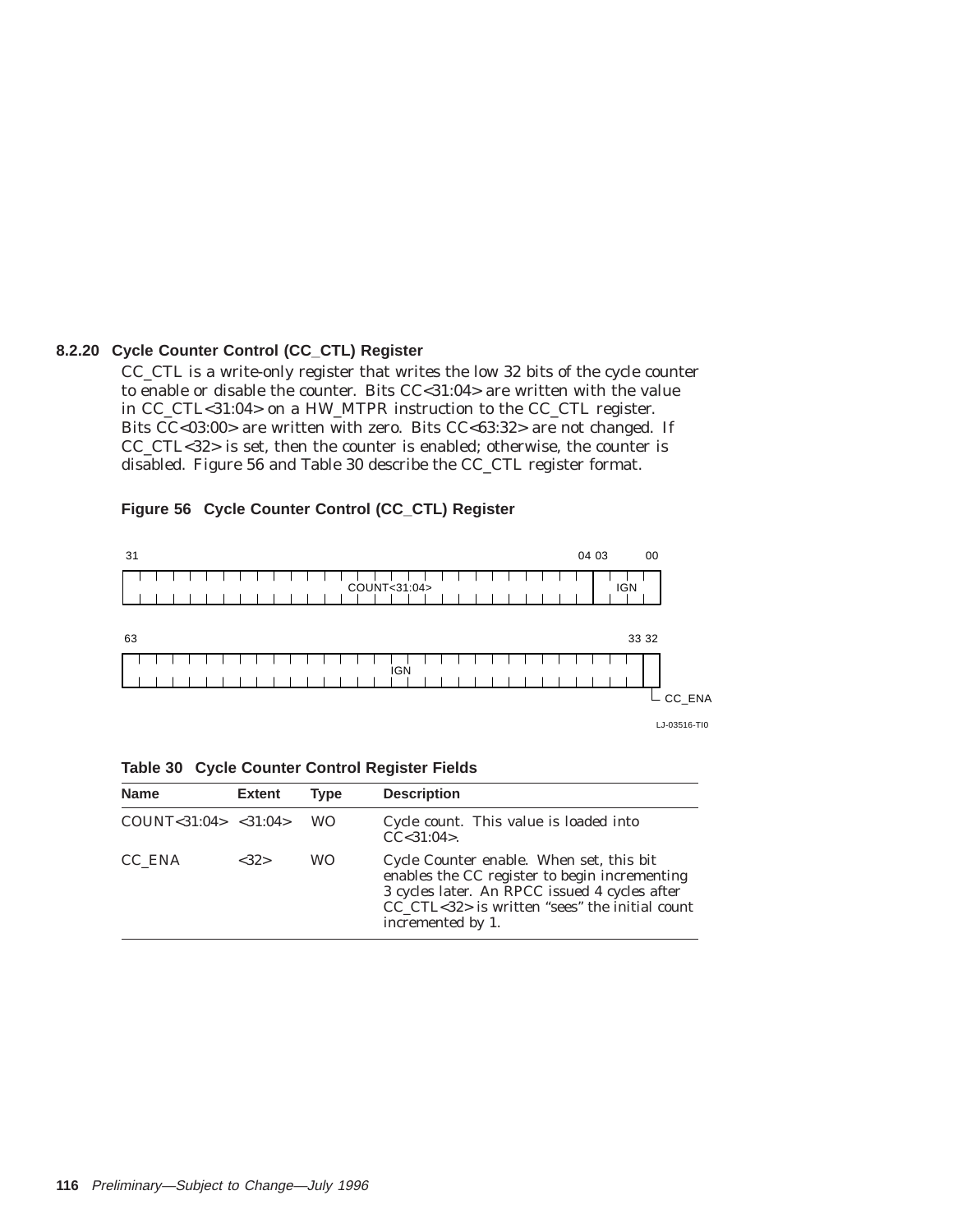### 8.2.20 Cycle Counter Control (CC_CTL) Register

CC_CTL is a write-only register that writes the low 32 bits of the cycle counter to enable or disable the counter. Bits CC<31:04> are written with the value in CC_CTL<31:04> on a HW_MTPR instruction to the CC_CTL register. Bits CC<03:00> are written with zero. Bits CC<63:32> are not changed. If CC_CTL<32> is set, then the counter is enabled; otherwise, the counter is disabled. Figure 56 and Table 30 describe the CC_CTL register format.

**Figure 56 Cycle Counter Control (CC_CTL) Register**

| 31–04 | 03–00 |
| --- | --- |
| COUNT<31:04> | IGN |

| 63–33 | 32 |
| --- | --- |
| IGN | CC_ENA |

LJ-03516-TI0

**Table 30 Cycle Counter Control Register Fields**

| Name | Extent | Type | Description |
| --- | --- | --- | --- |
| COUNT<31:04> | <31:04> | WO | Cycle count. This value is loaded into CC<31:04>. |
| CC_ENA | <32> | WO | Cycle Counter enable. When set, this bit enables the CC register to begin incrementing 3 cycles later. An RPCC issued 4 cycles after CC_CTL<32> is written "sees" the initial count incremented by 1. |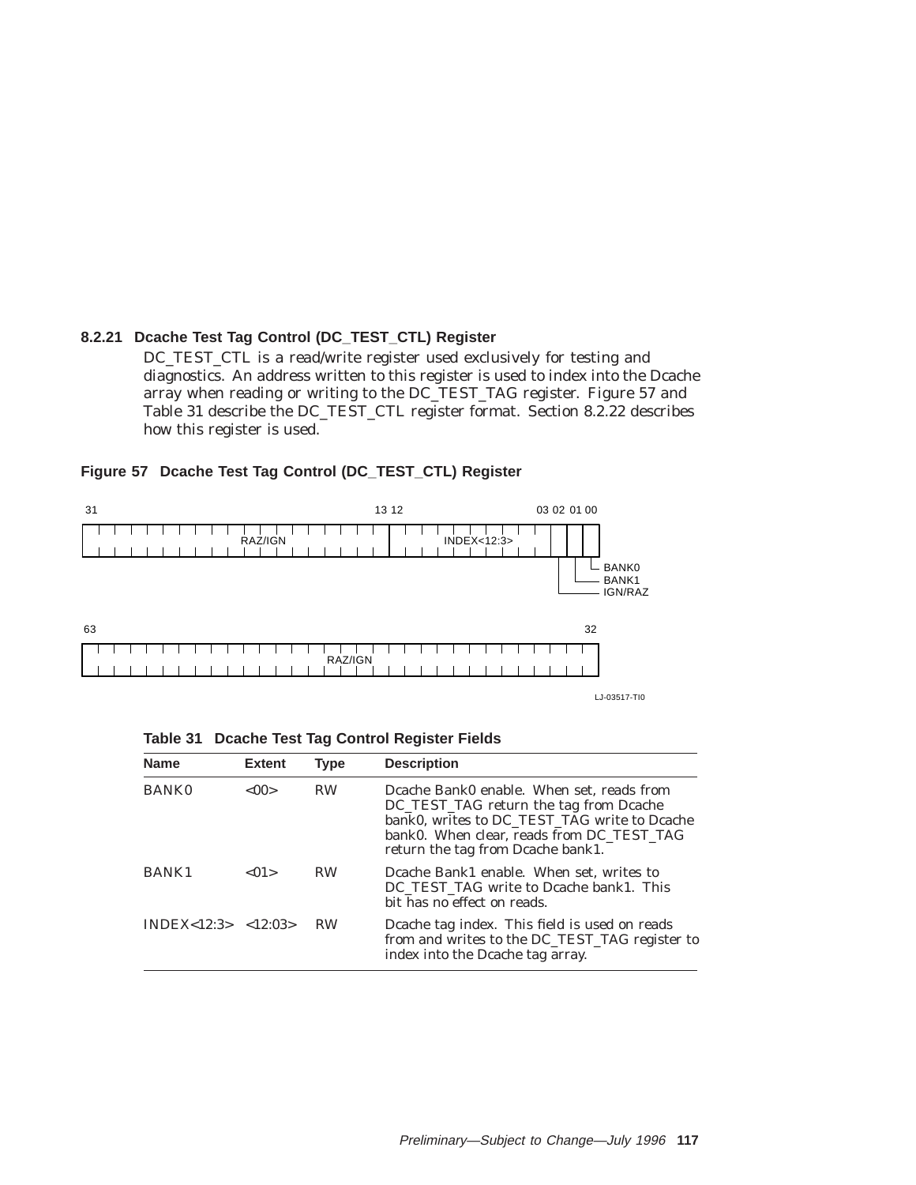### 8.2.21 Dcache Test Tag Control (DC_TEST_CTL) Register

DC_TEST_CTL is a read/write register used exclusively for testing and diagnostics. An address written to this register is used to index into the Dcache array when reading or writing to the DC_TEST_TAG register. Figure 57 and Table 31 describe the DC_TEST_CTL register format. Section 8.2.22 describes how this register is used.

**Figure 57 Dcache Test Tag Control (DC_TEST_CTL) Register**

| Bits | Field |
|---|---|
| 63–32 | RAZ/IGN |
| 31–13 | RAZ/IGN |
| 12–03 | INDEX<12:3> |
| 02 | IGN/RAZ |
| 01 | BANK1 |
| 00 | BANK0 |

LJ-03517-TI0

**Table 31 Dcache Test Tag Control Register Fields**

| Name | Extent | Type | Description |
|---|---|---|---|
| BANK0 | <00> | RW | Dcache Bank0 enable. When set, reads from DC_TEST_TAG return the tag from Dcache bank0, writes to DC_TEST_TAG write to Dcache bank0. When clear, reads from DC_TEST_TAG return the tag from Dcache bank1. |
| BANK1 | <01> | RW | Dcache Bank1 enable. When set, writes to DC_TEST_TAG write to Dcache bank1. This bit has no effect on reads. |
| INDEX<12:3> | <12:03> | RW | Dcache tag index. This field is used on reads from and writes to the DC_TEST_TAG register to index into the Dcache tag array. |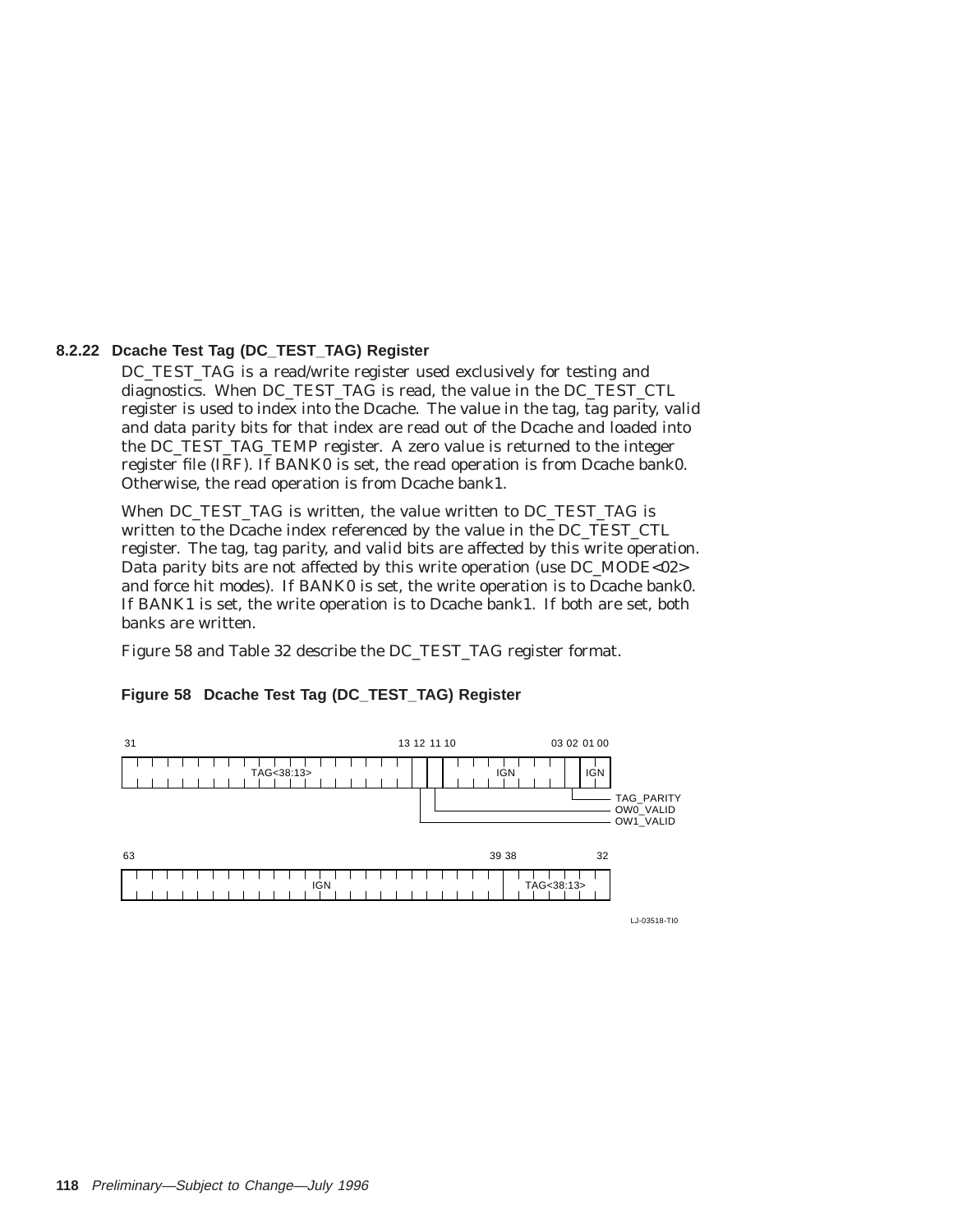### 8.2.22 Dcache Test Tag (DC_TEST_TAG) Register

DC_TEST_TAG is a read/write register used exclusively for testing and diagnostics. When DC_TEST_TAG is read, the value in the DC_TEST_CTL register is used to index into the Dcache. The value in the tag, tag parity, valid and data parity bits for that index are read out of the Dcache and loaded into the DC_TEST_TAG_TEMP register. A zero value is returned to the integer register file (IRF). If BANK0 is set, the read operation is from Dcache bank0. Otherwise, the read operation is from Dcache bank1.

When DC_TEST_TAG is written, the value written to DC_TEST_TAG is written to the Dcache index referenced by the value in the DC_TEST_CTL register. The tag, tag parity, and valid bits are affected by this write operation. Data parity bits are not affected by this write operation (use DC_MODE<02> and force hit modes). If BANK0 is set, the write operation is to Dcache bank0. If BANK1 is set, the write operation is to Dcache bank1. If both are set, both banks are written.

Figure 58 and Table 32 describe the DC_TEST_TAG register format.

**Figure 58 Dcache Test Tag (DC_TEST_TAG) Register**

| Bits | Field |
|---|---|
| 31:13 | TAG<38:13> |
| 12 | OW1_VALID |
| 11 | OW0_VALID |
| 10:03 | IGN |
| 02 | TAG_PARITY |
| 01:00 | IGN |

| Bits | Field |
|---|---|
| 63:39 | IGN |
| 38:32 | TAG<38:13> |

LJ-03518-TI0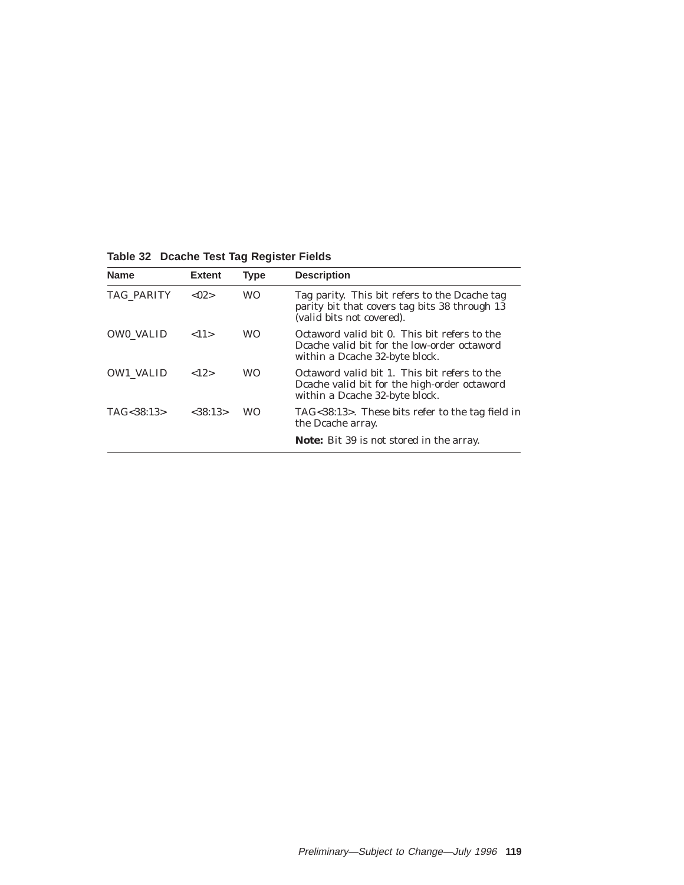**Table 32 Dcache Test Tag Register Fields**

| Name | Extent | Type | Description |
|---|---|---|---|
| TAG_PARITY | <02> | WO | Tag parity. This bit refers to the Dcache tag parity bit that covers tag bits 38 through 13 (valid bits not covered). |
| OW0_VALID | <11> | WO | Octaword valid bit 0. This bit refers to the Dcache valid bit for the low-order octaword within a Dcache 32-byte block. |
| OW1_VALID | <12> | WO | Octaword valid bit 1. This bit refers to the Dcache valid bit for the high-order octaword within a Dcache 32-byte block. |
| TAG<38:13> | <38:13> | WO | TAG<38:13>. These bits refer to the tag field in the Dcache array. **Note:** Bit 39 is not stored in the array. |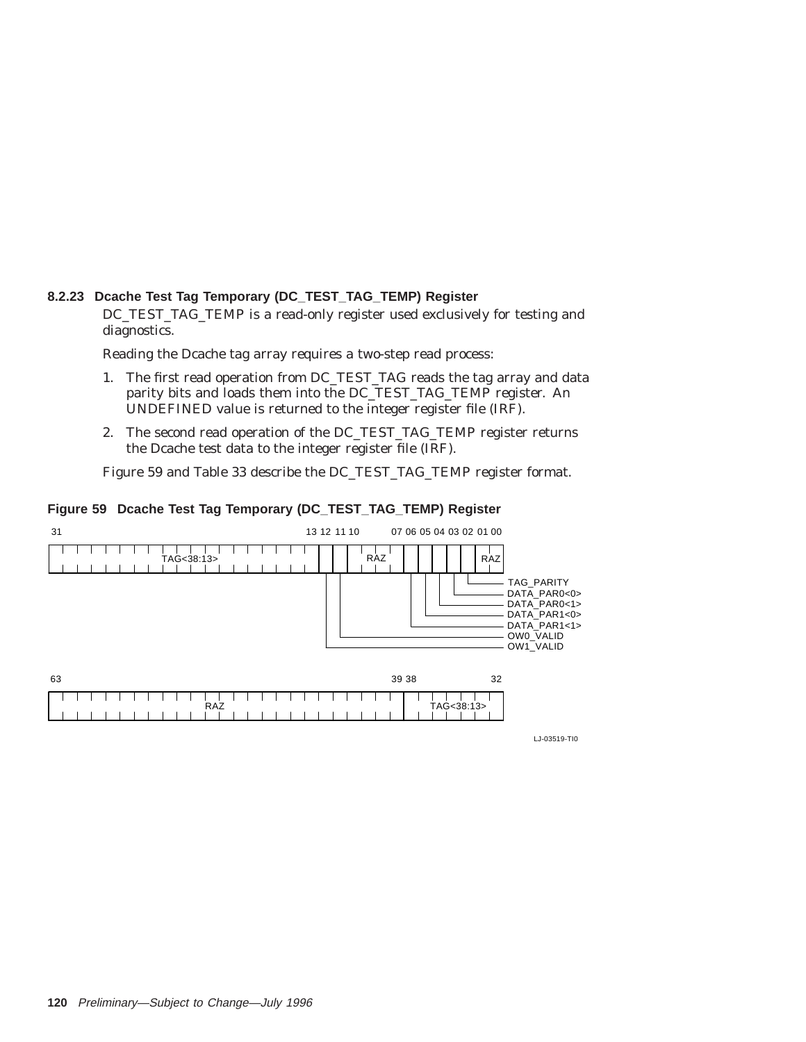### 8.2.23 Dcache Test Tag Temporary (DC_TEST_TAG_TEMP) Register

DC_TEST_TAG_TEMP is a read-only register used exclusively for testing and diagnostics.

Reading the Dcache tag array requires a two-step read process:

1. The first read operation from DC_TEST_TAG reads the tag array and data parity bits and loads them into the DC_TEST_TAG_TEMP register. An UNDEFINED value is returned to the integer register file (IRF).
2. The second read operation of the DC_TEST_TAG_TEMP register returns the Dcache test data to the integer register file (IRF).

Figure 59 and Table 33 describe the DC_TEST_TAG_TEMP register format.

**Figure 59 Dcache Test Tag Temporary (DC_TEST_TAG_TEMP) Register**

| Bits | Field |
|---|---|
| 63–39 | RAZ |
| 38–32 | TAG<38:13> |
| 31–13 | TAG<38:13> |
| 12 | OW1_VALID |
| 11 | OW0_VALID |
| 10–07 | RAZ |
| 06 | DATA_PAR1<1> |
| 05 | DATA_PAR1<0> |
| 04 | DATA_PAR0<1> |
| 03 | DATA_PAR0<0> |
| 02 | TAG_PARITY |
| 01–00 | RAZ |

LJ-03519-TI0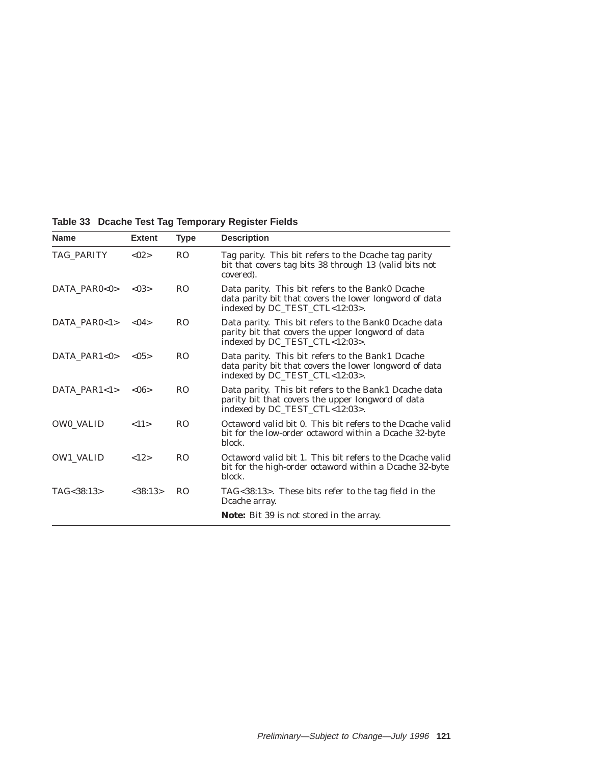**Table 33 Dcache Test Tag Temporary Register Fields**

| Name | Extent | Type | Description |
|---|---|---|---|
| TAG_PARITY | <02> | RO | Tag parity. This bit refers to the Dcache tag parity bit that covers tag bits 38 through 13 (valid bits not covered). |
| DATA_PAR0<0> | <03> | RO | Data parity. This bit refers to the Bank0 Dcache data parity bit that covers the lower longword of data indexed by DC_TEST_CTL<12:03>. |
| DATA_PAR0<1> | <04> | RO | Data parity. This bit refers to the Bank0 Dcache data parity bit that covers the upper longword of data indexed by DC_TEST_CTL<12:03>. |
| DATA_PAR1<0> | <05> | RO | Data parity. This bit refers to the Bank1 Dcache data parity bit that covers the lower longword of data indexed by DC_TEST_CTL<12:03>. |
| DATA_PAR1<1> | <06> | RO | Data parity. This bit refers to the Bank1 Dcache data parity bit that covers the upper longword of data indexed by DC_TEST_CTL<12:03>. |
| OW0_VALID | <11> | RO | Octaword valid bit 0. This bit refers to the Dcache valid bit for the low-order octaword within a Dcache 32-byte block. |
| OW1_VALID | <12> | RO | Octaword valid bit 1. This bit refers to the Dcache valid bit for the high-order octaword within a Dcache 32-byte block. |
| TAG<38:13> | <38:13> | RO | TAG<38:13>. These bits refer to the tag field in the Dcache array.<br>**Note:** Bit 39 is not stored in the array. |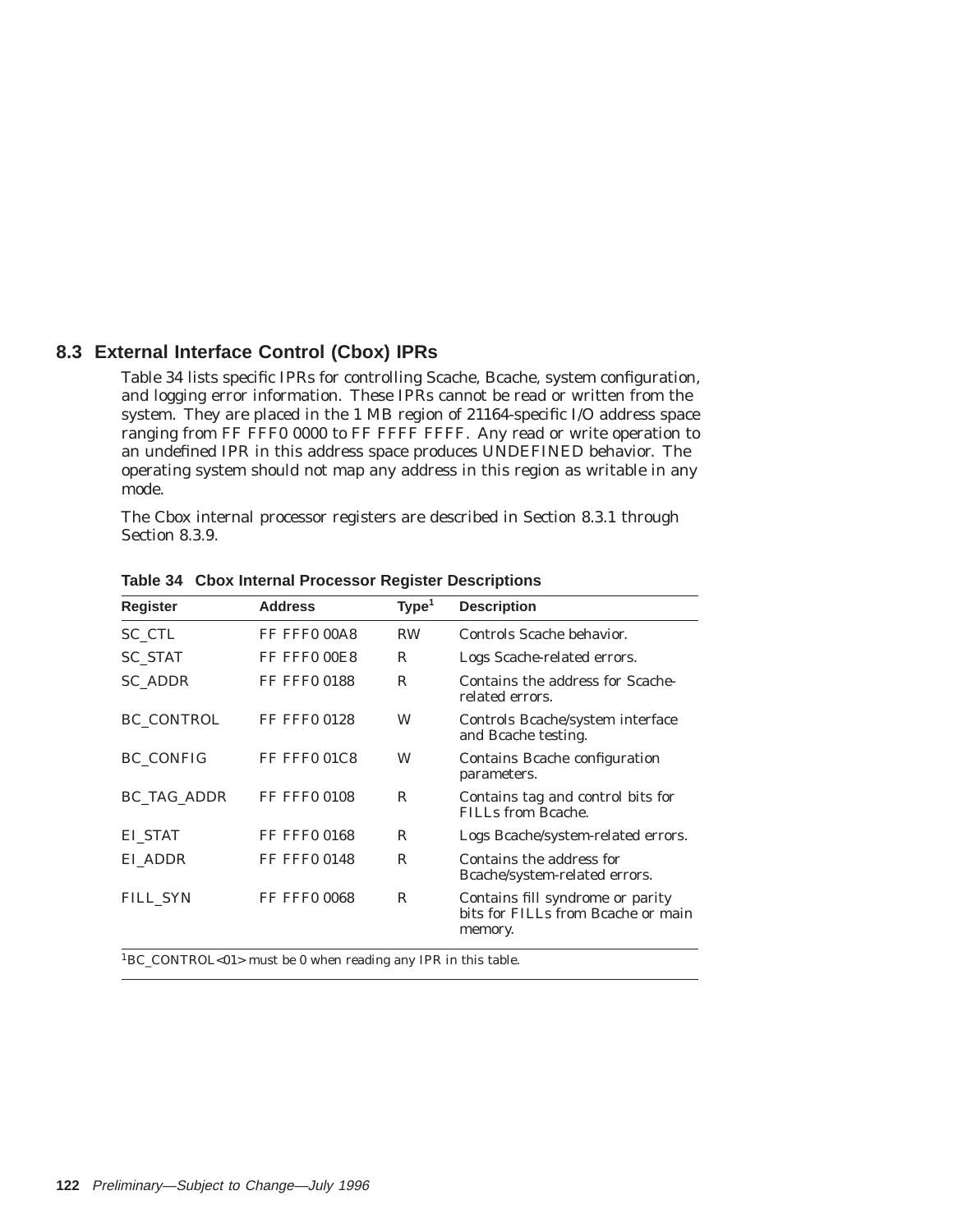## 8.3 External Interface Control (Cbox) IPRs

Table 34 lists specific IPRs for controlling Scache, Bcache, system configuration, and logging error information. These IPRs cannot be read or written from the system. They are placed in the 1 MB region of 21164-specific I/O address space ranging from FF FFF0 0000 to FF FFFF FFFF. Any read or write operation to an undefined IPR in this address space produces UNDEFINED behavior. The operating system should not map any address in this region as writable in any mode.

The Cbox internal processor registers are described in Section 8.3.1 through Section 8.3.9.

**Table 34 Cbox Internal Processor Register Descriptions**

| Register | Address | Type[1] | Description |
|---|---|---|---|
| SC_CTL | FF FFF0 00A8 | RW | Controls Scache behavior. |
| SC_STAT | FF FFF0 00E8 | R | Logs Scache-related errors. |
| SC_ADDR | FF FFF0 0188 | R | Contains the address for Scache-related errors. |
| BC_CONTROL | FF FFF0 0128 | W | Controls Bcache/system interface and Bcache testing. |
| BC_CONFIG | FF FFF0 01C8 | W | Contains Bcache configuration parameters. |
| BC_TAG_ADDR | FF FFF0 0108 | R | Contains tag and control bits for FILLs from Bcache. |
| EI_STAT | FF FFF0 0168 | R | Logs Bcache/system-related errors. |
| EI_ADDR | FF FFF0 0148 | R | Contains the address for Bcache/system-related errors. |
| FILL_SYN | FF FFF0 0068 | R | Contains fill syndrome or parity bits for FILLs from Bcache or main memory. |

[1]BC_CONTROL<01> must be 0 when reading any IPR in this table.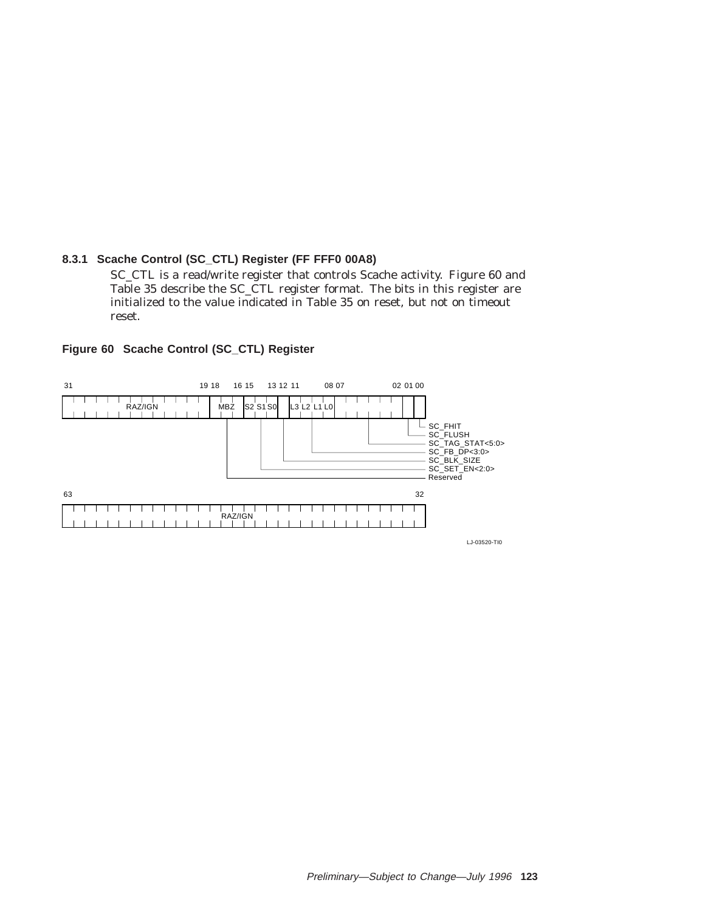### 8.3.1 Scache Control (SC_CTL) Register (FF FFF0 00A8)

SC_CTL is a read/write register that controls Scache activity. Figure 60 and Table 35 describe the SC_CTL register format. The bits in this register are initialized to the value indicated in Table 35 on reset, but not on timeout reset.

**Figure 60 Scache Control (SC_CTL) Register**

```
 31                               19 18     16 15     13 12 11        08 07              02 01 00
+-----------------------------------+---------+---------+--+-----------+-----------------+--+--+
|              RAZ/IGN              |   MBZ   |S2 S1 S0 |  |L3 L2 L1 L0|                 |  |  |
+-----------------------------------+---------+---------+--+-----------+-----------------+--+--+
                                         |          |    |      |             |           |  |
                                         |          |    |      |             |           |  +-- SC_FHIT
                                         |          |    |      |             |           +----- SC_FLUSH
                                         |          |    |      |             +----------------- SC_TAG_STAT<5:0>
                                         |          |    |      +------------------------------- SC_FB_DP<3:0>
                                         |          |    +-------------------------------------- SC_BLK_SIZE
                                         |          +------------------------------------------- SC_SET_EN<2:0>
                                         +------------------------------------------------------ Reserved

 63                                                                                            32
+-----------------------------------------------------------------------------------------------+
|                                           RAZ/IGN                                             |
+-----------------------------------------------------------------------------------------------+
```

LJ-03520-TI0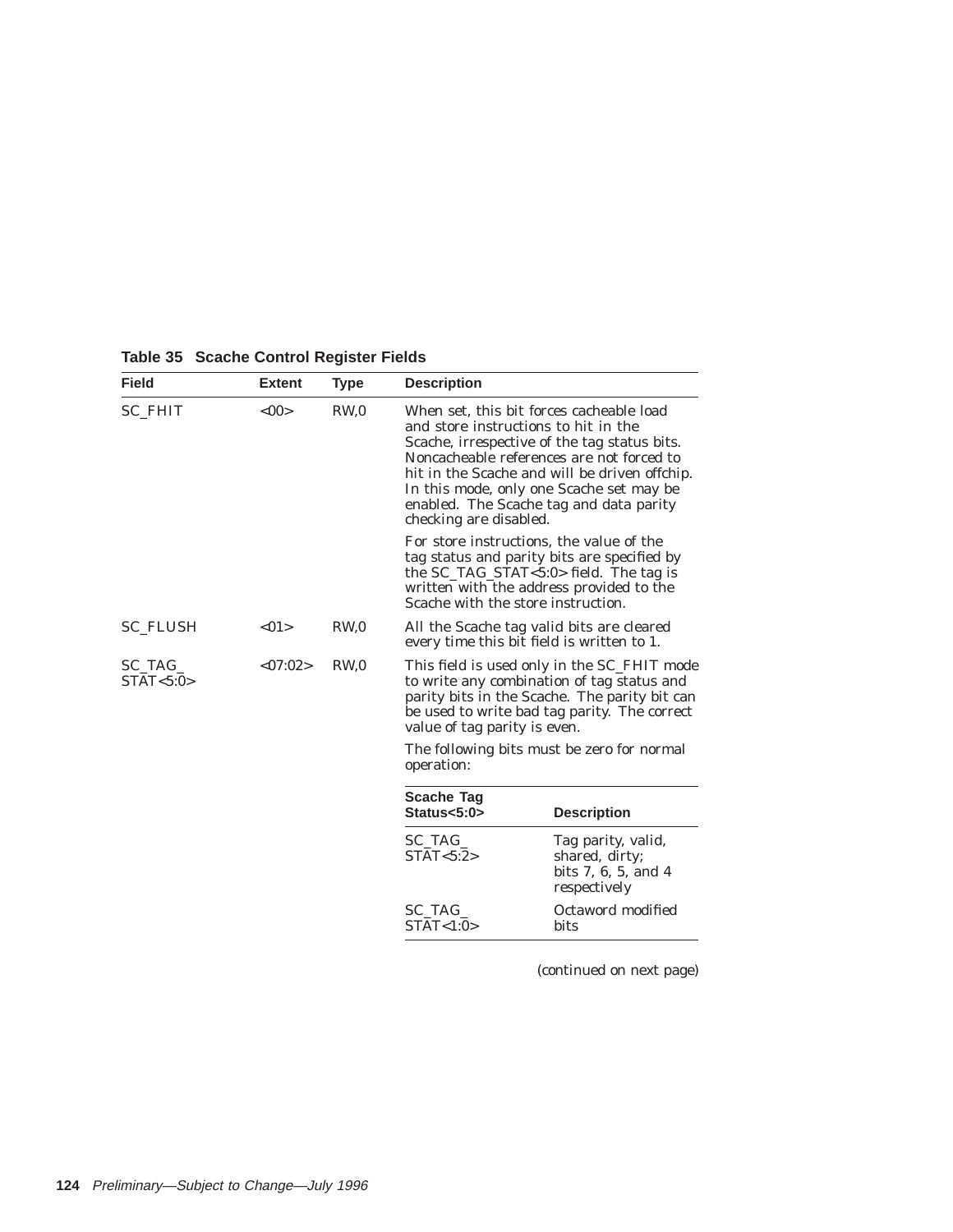**Table 35 Scache Control Register Fields**

| Field | Extent | Type | Description |
|---|---|---|---|
| SC_FHIT | <00> | RW,0 | When set, this bit forces cacheable load and store instructions to hit in the Scache, irrespective of the tag status bits. Noncacheable references are not forced to hit in the Scache and will be driven offchip. In this mode, only one Scache set may be enabled. The Scache tag and data parity checking are disabled.<br><br>For store instructions, the value of the tag status and parity bits are specified by the SC_TAG_STAT<5:0> field. The tag is written with the address provided to the Scache with the store instruction. |
| SC_FLUSH | <01> | RW,0 | All the Scache tag valid bits are cleared every time this bit field is written to 1. |
| SC_TAG_STAT<5:0> | <07:02> | RW,0 | This field is used only in the SC_FHIT mode to write any combination of tag status and parity bits in the Scache. The parity bit can be used to write bad tag parity. The correct value of tag parity is even.<br><br>The following bits must be zero for normal operation: |

| Scache Tag Status<5:0> | Description |
|---|---|
| SC_TAG_STAT<5:2> | Tag parity, valid, shared, dirty; bits 7, 6, 5, and 4 respectively |
| SC_TAG_STAT<1:0> | Octaword modified bits |

(continued on next page)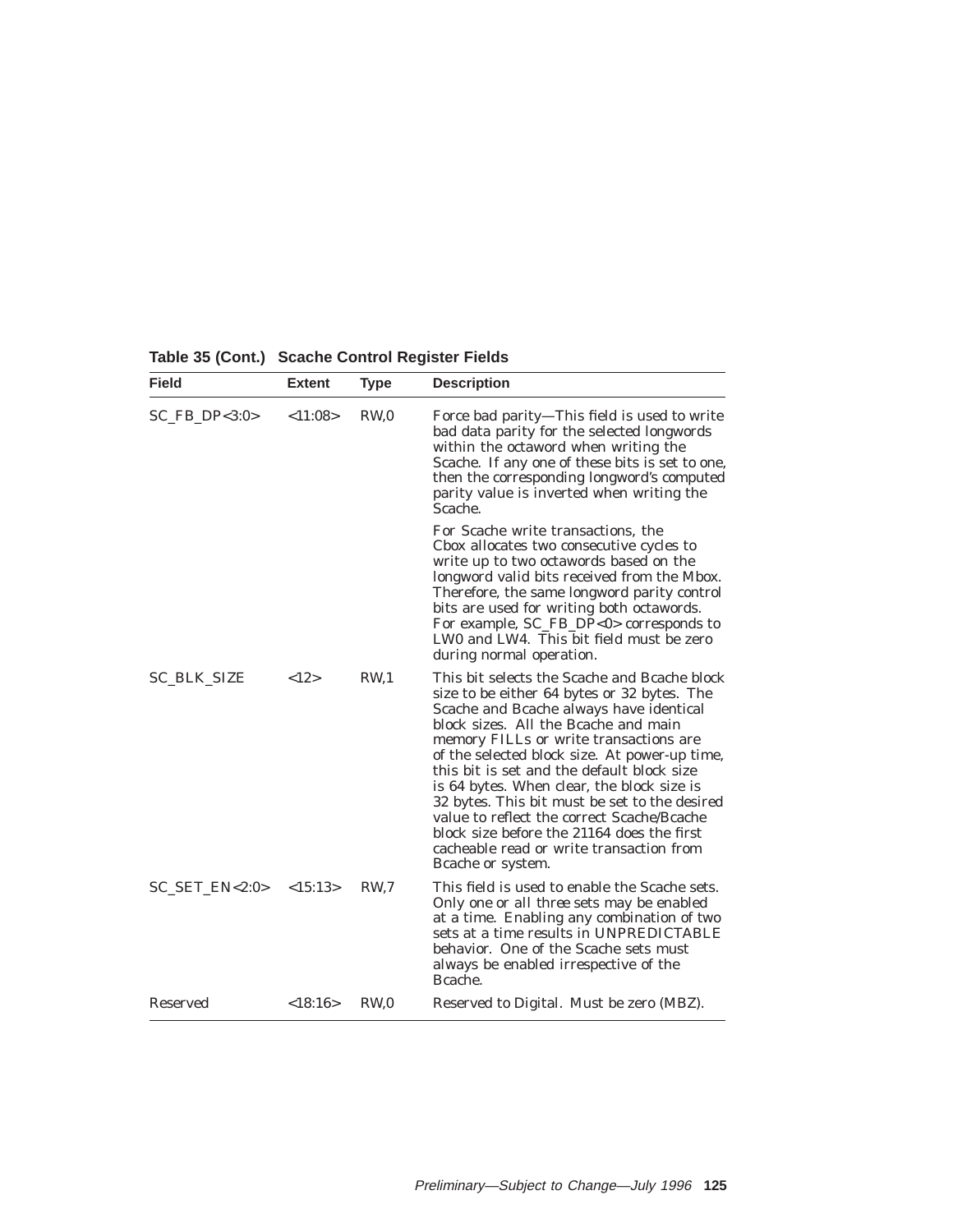**Table 35 (Cont.) Scache Control Register Fields**

| Field | Extent | Type | Description |
|---|---|---|---|
| SC_FB_DP<3:0> | <11:08> | RW,0 | Force bad parity—This field is used to write bad data parity for the selected longwords within the octaword when writing the Scache. If any one of these bits is set to one, then the corresponding longword's computed parity value is inverted when writing the Scache.<br><br>For Scache write transactions, the Cbox allocates two consecutive cycles to write up to two octawords based on the longword valid bits received from the Mbox. Therefore, the same longword parity control bits are used for writing both octawords. For example, SC_FB_DP<0> corresponds to LW0 and LW4. This bit field must be zero during normal operation. |
| SC_BLK_SIZE | <12> | RW,1 | This bit selects the Scache and Bcache block size to be either 64 bytes or 32 bytes. The Scache and Bcache always have identical block sizes. All the Bcache and main memory FILLs or write transactions are of the selected block size. At power-up time, this bit is set and the default block size is 64 bytes. When clear, the block size is 32 bytes. This bit must be set to the desired value to reflect the correct Scache/Bcache block size before the 21164 does the first cacheable read or write transaction from Bcache or system. |
| SC_SET_EN<2:0> | <15:13> | RW,7 | This field is used to enable the Scache sets. Only one or all three sets may be enabled at a time. Enabling any combination of two sets at a time results in UNPREDICTABLE behavior. One of the Scache sets must always be enabled irrespective of the Bcache. |
| Reserved | <18:16> | RW,0 | Reserved to Digital. Must be zero (MBZ). |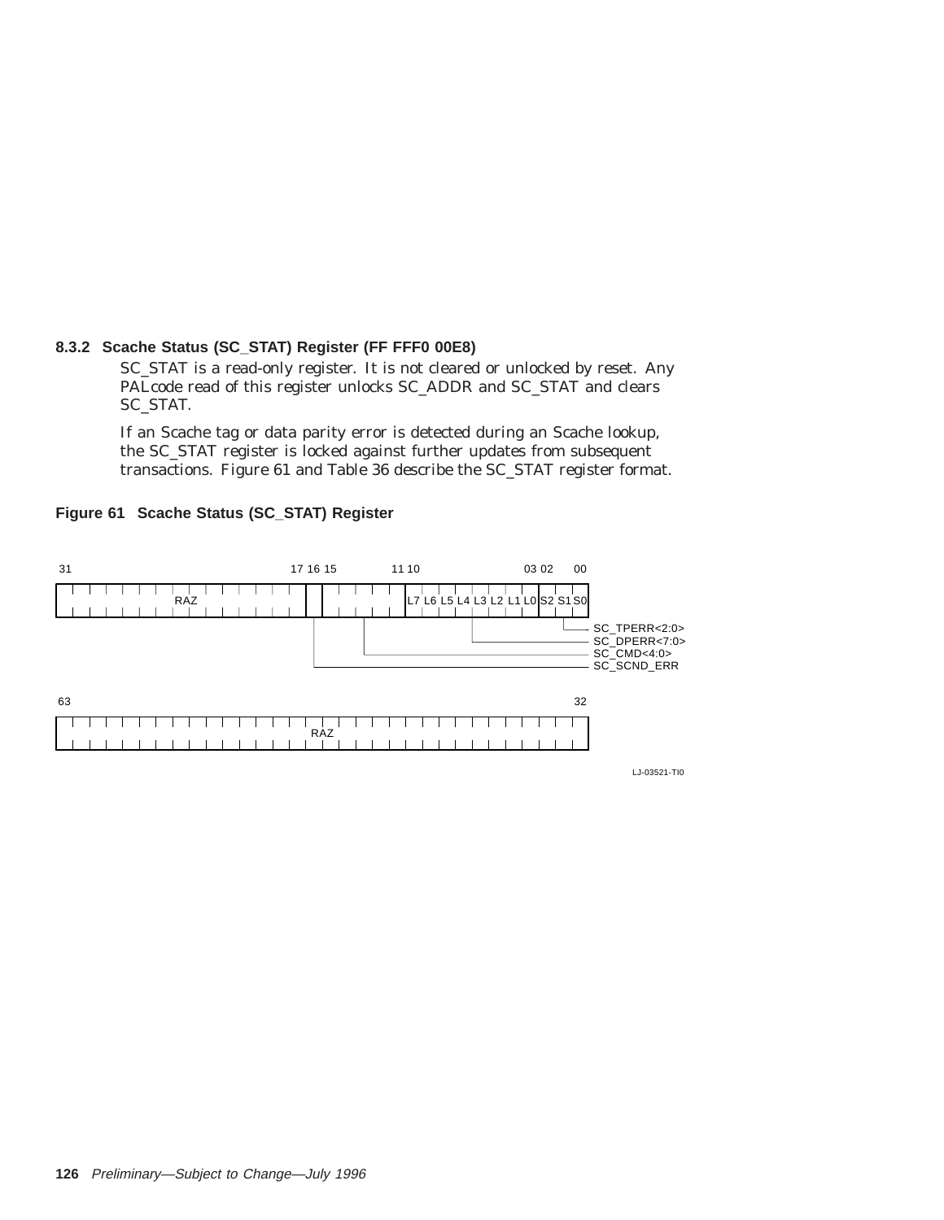### 8.3.2 Scache Status (SC_STAT) Register (FF FFF0 00E8)

SC_STAT is a read-only register. It is not cleared or unlocked by reset. Any PALcode read of this register unlocks SC_ADDR and SC_STAT and clears SC_STAT.

If an Scache tag or data parity error is detected during an Scache lookup, the SC_STAT register is locked against further updates from subsequent transactions. Figure 61 and Table 36 describe the SC_STAT register format.

**Figure 61 Scache Status (SC_STAT) Register**

| Bits | Field |
|---|---|
| 31:17 | RAZ |
| 16 | SC_SCND_ERR |
| 15:11 | SC_CMD<4:0> |
| 10:03 | SC_DPERR<7:0> (L7 L6 L5 L4 L3 L2 L1 L0) |
| 02:00 | SC_TPERR<2:0> (S2 S1 S0) |
| 63:32 | RAZ |

LJ-03521-TI0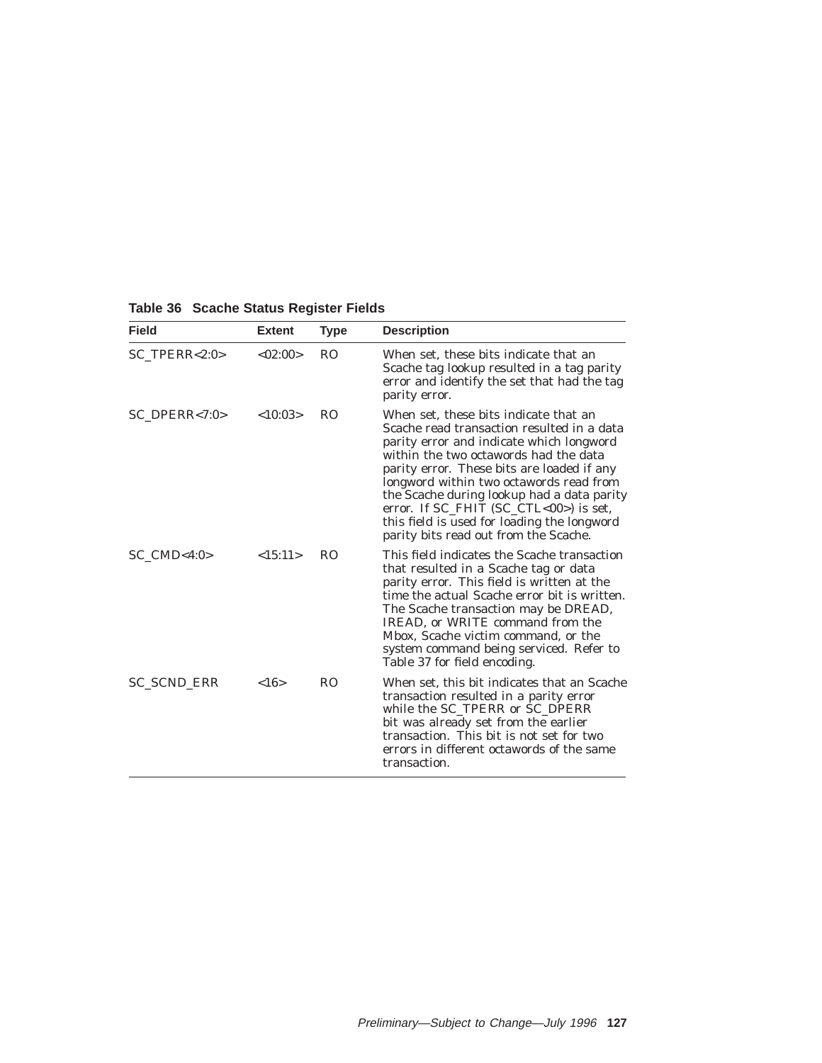**Table 36 Scache Status Register Fields**

| Field | Extent | Type | Description |
|---|---|---|---|
| SC_TPERR<2:0> | <02:00> | RO | When set, these bits indicate that an Scache tag lookup resulted in a tag parity error and identify the set that had the tag parity error. |
| SC_DPERR<7:0> | <10:03> | RO | When set, these bits indicate that an Scache read transaction resulted in a data parity error and indicate which longword within the two octawords had the data parity error. These bits are loaded if any longword within two octawords read from the Scache during lookup had a data parity error. If SC_FHIT (SC_CTL<00>) is set, this field is used for loading the longword parity bits read out from the Scache. |
| SC_CMD<4:0> | <15:11> | RO | This field indicates the Scache transaction that resulted in a Scache tag or data parity error. This field is written at the time the actual Scache error bit is written. The Scache transaction may be DREAD, IREAD, or WRITE command from the Mbox, Scache victim command, or the system command being serviced. Refer to Table 37 for field encoding. |
| SC_SCND_ERR | <16> | RO | When set, this bit indicates that an Scache transaction resulted in a parity error while the SC_TPERR or SC_DPERR bit was already set from the earlier transaction. This bit is not set for two errors in different octawords of the same transaction. |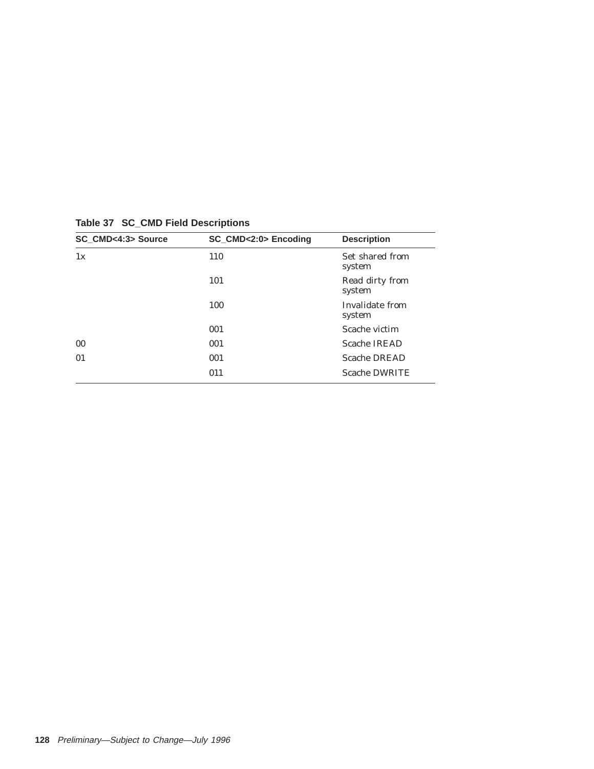**Table 37 SC_CMD Field Descriptions**

| SC_CMD<4:3> Source | SC_CMD<2:0> Encoding | Description |
| --- | --- | --- |
| 1x | 110 | Set shared from system |
| | 101 | Read dirty from system |
| | 100 | Invalidate from system |
| | 001 | Scache victim |
| 00 | 001 | Scache IREAD |
| 01 | 001 | Scache DREAD |
| | 011 | Scache DWRITE |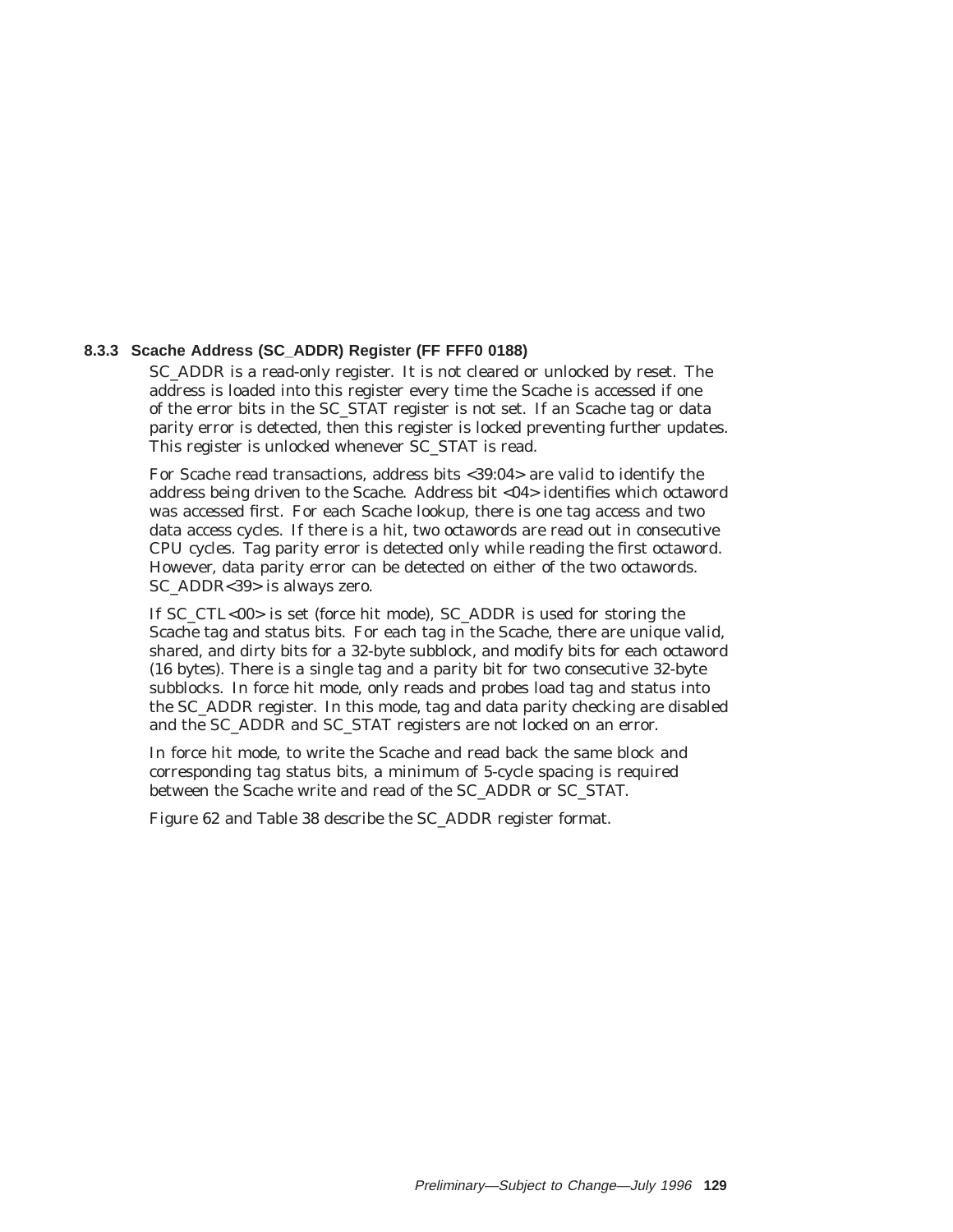### 8.3.3 Scache Address (SC_ADDR) Register (FF FFF0 0188)

SC_ADDR is a read-only register. It is not cleared or unlocked by reset. The address is loaded into this register every time the Scache is accessed if one of the error bits in the SC_STAT register is not set. If an Scache tag or data parity error is detected, then this register is locked preventing further updates. This register is unlocked whenever SC_STAT is read.

For Scache read transactions, address bits <39:04> are valid to identify the address being driven to the Scache. Address bit <04> identifies which octaword was accessed first. For each Scache lookup, there is one tag access and two data access cycles. If there is a hit, two octawords are read out in consecutive CPU cycles. Tag parity error is detected only while reading the first octaword. However, data parity error can be detected on either of the two octawords. SC_ADDR<39> is always zero.

If SC_CTL<00> is set (force hit mode), SC_ADDR is used for storing the Scache tag and status bits. For each tag in the Scache, there are unique valid, shared, and dirty bits for a 32-byte subblock, and modify bits for each octaword (16 bytes). There is a single tag and a parity bit for two consecutive 32-byte subblocks. In force hit mode, only reads and probes load tag and status into the SC_ADDR register. In this mode, tag and data parity checking are disabled and the SC_ADDR and SC_STAT registers are not locked on an error.

In force hit mode, to write the Scache and read back the same block and corresponding tag status bits, a minimum of 5-cycle spacing is required between the Scache write and read of the SC_ADDR or SC_STAT.

Figure 62 and Table 38 describe the SC_ADDR register format.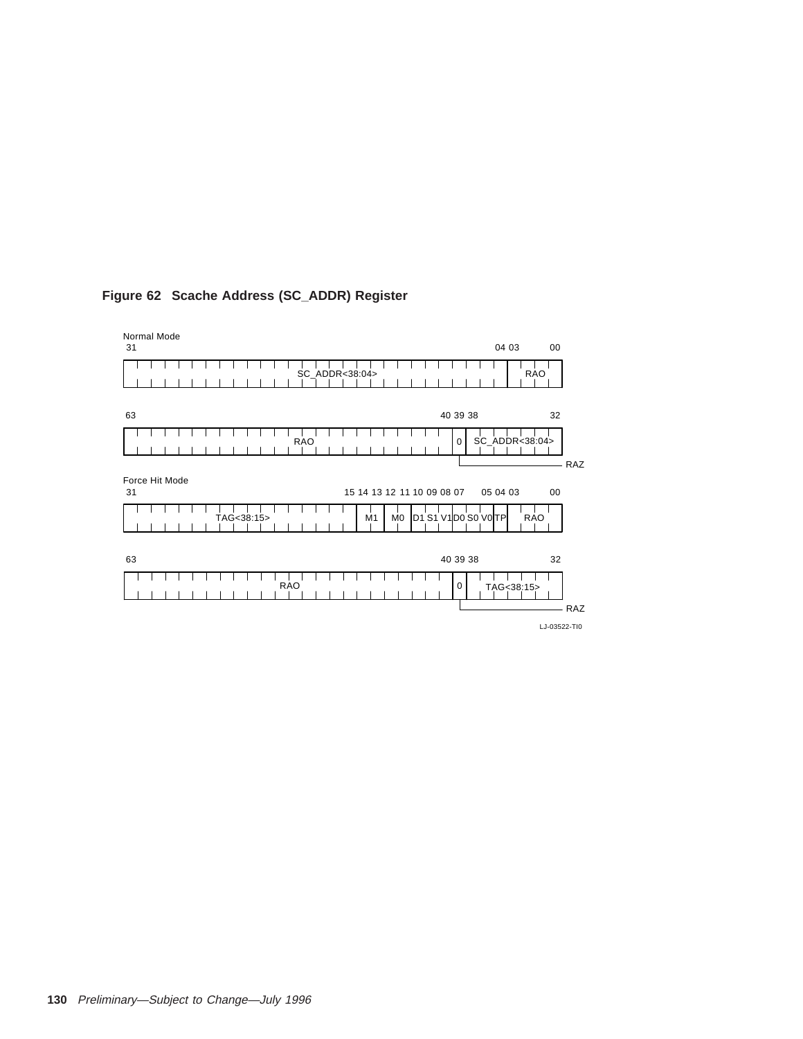**Figure 62 Scache Address (SC_ADDR) Register**

Normal Mode

| Bits | 31–04 | 03–00 |
|---|---|---|
| Field | SC_ADDR<38:04> | RAO |

| Bits | 63–40 | 39 | 38–32 |
|---|---|---|---|
| Field | RAO | 0 (RAZ) | SC_ADDR<38:04> |

Force Hit Mode

| Bits | 31–15 | 14–13 | 12–11 | 10 | 09 | 08 | 07 | 06 | 05 | 04 | 03–00 |
|---|---|---|---|---|---|---|---|---|---|---|---|
| Field | TAG<38:15> | M1 | M0 | D1 | S1 | V1 | D0 | S0 | V0 | TP | RAO |

| Bits | 63–40 | 39 | 38–32 |
|---|---|---|---|
| Field | RAO | 0 (RAZ) | TAG<38:15> |

LJ-03522-TI0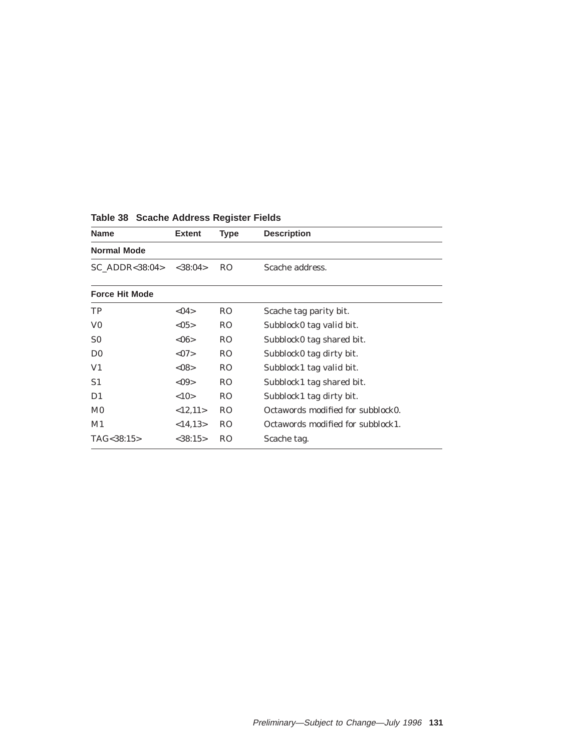**Table 38 Scache Address Register Fields**

| Name | Extent | Type | Description |
|---|---|---|---|
| **Normal Mode** | | | |
| SC_ADDR<38:04> | <38:04> | RO | Scache address. |
| **Force Hit Mode** | | | |
| TP | <04> | RO | Scache tag parity bit. |
| V0 | <05> | RO | Subblock0 tag valid bit. |
| S0 | <06> | RO | Subblock0 tag shared bit. |
| D0 | <07> | RO | Subblock0 tag dirty bit. |
| V1 | <08> | RO | Subblock1 tag valid bit. |
| S1 | <09> | RO | Subblock1 tag shared bit. |
| D1 | <10> | RO | Subblock1 tag dirty bit. |
| M0 | <12,11> | RO | Octawords modified for subblock0. |
| M1 | <14,13> | RO | Octawords modified for subblock1. |
| TAG<38:15> | <38:15> | RO | Scache tag. |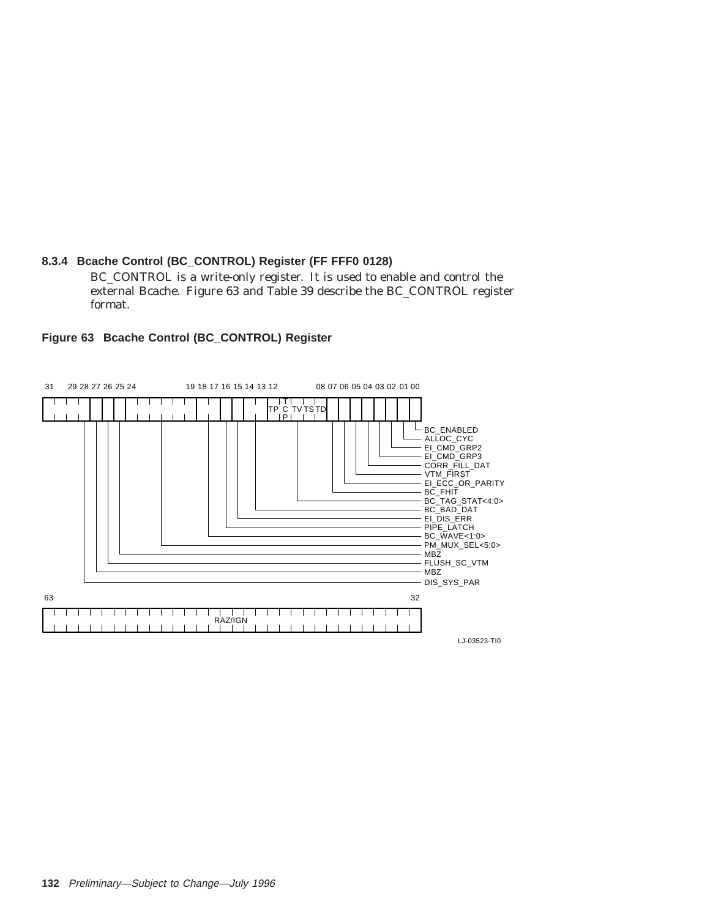### 8.3.4 Bcache Control (BC_CONTROL) Register (FF FFF0 0128)

BC_CONTROL is a write-only register. It is used to enable and control the external Bcache. Figure 63 and Table 39 describe the BC_CONTROL register format.

**Figure 63 Bcache Control (BC_CONTROL) Register**

| Bit(s) | Field |
|---|---|
| 63–32 | RAZ/IGN |
| 31–29 | DIS_SYS_PAR (bit 29) |
| 28 | MBZ |
| 27 | FLUSH_SC_VTM |
| 26 | MBZ |
| 25–19 | PM_MUX_SEL<5:0> |
| 18–17 | BC_WAVE<1:0> |
| 16 | PIPE_LATCH |
| 15 | EI_DIS_ERR |
| 14–13 | BC_BAD_DAT |
| 12–08 | BC_TAG_STAT<4:0> (TP, TCP, TV, TS, TD) |
| 07 | BC_FHIT |
| 06 | EI_ECC_OR_PARITY |
| 05 | VTM_FIRST |
| 04 | CORR_FILL_DAT |
| 03 | EI_CMD_GRP3 |
| 02 | EI_CMD_GRP2 |
| 01 | ALLOC_CYC |
| 00 | BC_ENABLED |

LJ-03523-TI0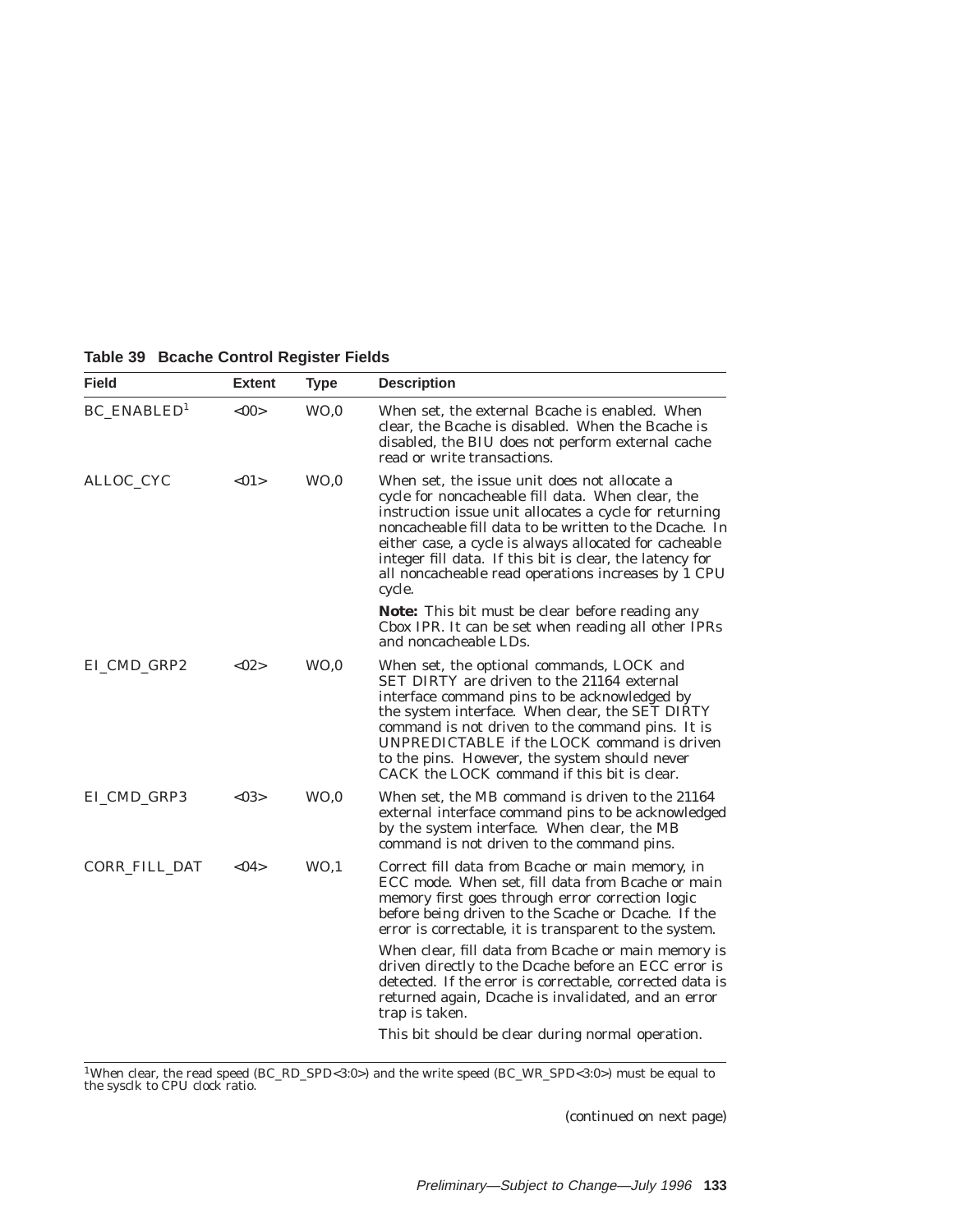**Table 39 Bcache Control Register Fields**

| Field | Extent | Type | Description |
|---|---|---|---|
| BC_ENABLED[1] | <00> | WO,0 | When set, the external Bcache is enabled. When clear, the Bcache is disabled. When the Bcache is disabled, the BIU does not perform external cache read or write transactions. |
| ALLOC_CYC | <01> | WO,0 | When set, the issue unit does not allocate a cycle for noncacheable fill data. When clear, the instruction issue unit allocates a cycle for returning noncacheable fill data to be written to the Dcache. In either case, a cycle is always allocated for cacheable integer fill data. If this bit is clear, the latency for all noncacheable read operations increases by 1 CPU cycle.<br><br>**Note:** This bit must be clear before reading any Cbox IPR. It can be set when reading all other IPRs and noncacheable LDs. |
| EI_CMD_GRP2 | <02> | WO,0 | When set, the optional commands, LOCK and SET DIRTY are driven to the 21164 external interface command pins to be acknowledged by the system interface. When clear, the SET DIRTY command is not driven to the command pins. It is UNPREDICTABLE if the LOCK command is driven to the pins. However, the system should never CACK the LOCK command if this bit is clear. |
| EI_CMD_GRP3 | <03> | WO,0 | When set, the MB command is driven to the 21164 external interface command pins to be acknowledged by the system interface. When clear, the MB command is not driven to the command pins. |
| CORR_FILL_DAT | <04> | WO,1 | Correct fill data from Bcache or main memory, in ECC mode. When set, fill data from Bcache or main memory first goes through error correction logic before being driven to the Scache or Dcache. If the error is correctable, it is transparent to the system.<br><br>When clear, fill data from Bcache or main memory is driven directly to the Dcache before an ECC error is detected. If the error is correctable, corrected data is returned again, Dcache is invalidated, and an error trap is taken.<br><br>This bit should be clear during normal operation. |

[1]When clear, the read speed (BC_RD_SPD<3:0>) and the write speed (BC_WR_SPD<3:0>) must be equal to the sysclk to CPU clock ratio.

(continued on next page)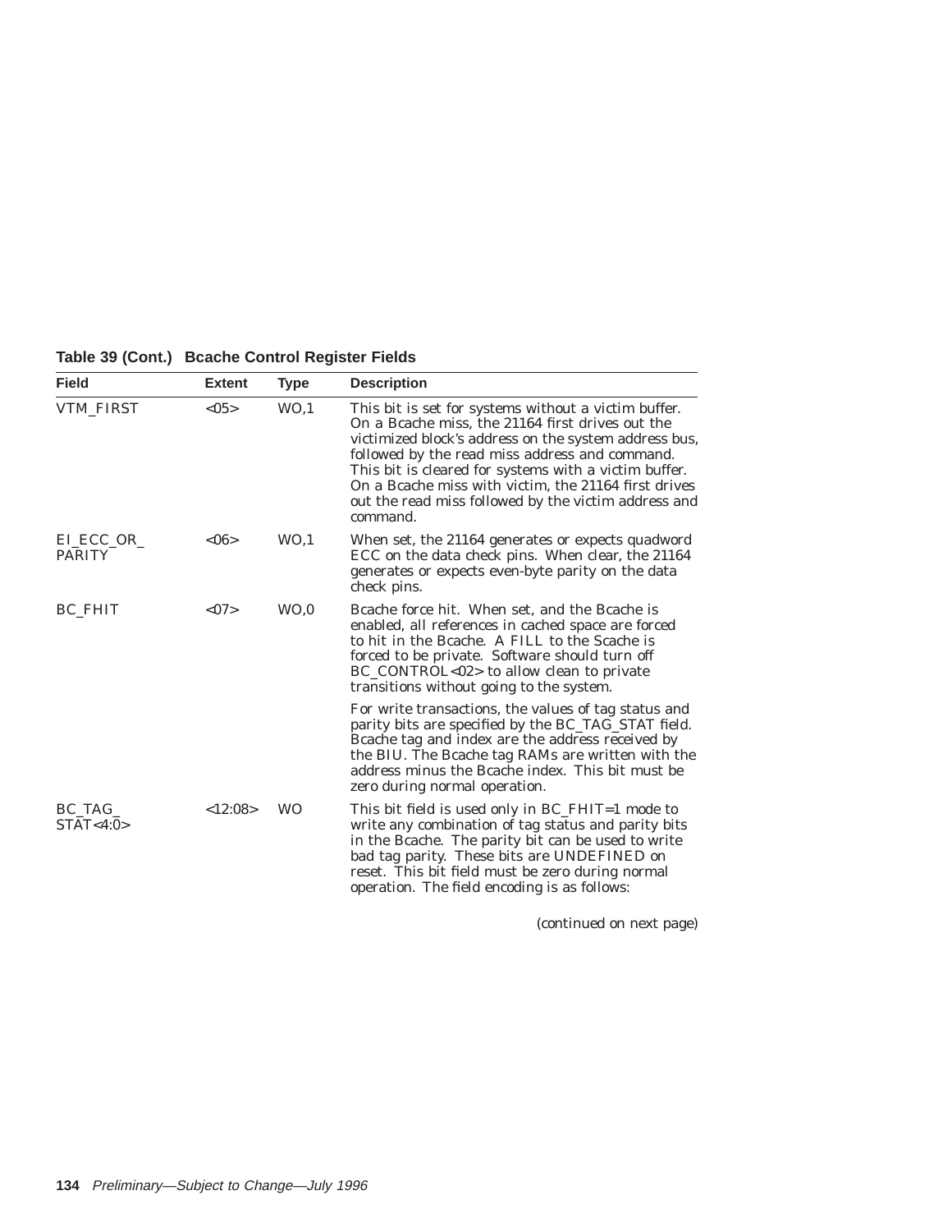**Table 39 (Cont.) Bcache Control Register Fields**

| Field | Extent | Type | Description |
|---|---|---|---|
| VTM_FIRST | <05> | WO,1 | This bit is set for systems without a victim buffer. On a Bcache miss, the 21164 first drives out the victimized block's address on the system address bus, followed by the read miss address and command. This bit is cleared for systems with a victim buffer. On a Bcache miss with victim, the 21164 first drives out the read miss followed by the victim address and command. |
| EI_ECC_OR_PARITY | <06> | WO,1 | When set, the 21164 generates or expects quadword ECC on the data check pins. When clear, the 21164 generates or expects even-byte parity on the data check pins. |
| BC_FHIT | <07> | WO,0 | Bcache force hit. When set, and the Bcache is enabled, all references in cached space are forced to hit in the Bcache. A FILL to the Scache is forced to be private. Software should turn off BC_CONTROL<02> to allow clean to private transitions without going to the system. For write transactions, the values of tag status and parity bits are specified by the BC_TAG_STAT field. Bcache tag and index are the address received by the BIU. The Bcache tag RAMs are written with the address minus the Bcache index. This bit must be zero during normal operation. |
| BC_TAG_STAT<4:0> | <12:08> | WO | This bit field is used only in BC_FHIT=1 mode to write any combination of tag status and parity bits in the Bcache. The parity bit can be used to write bad tag parity. These bits are UNDEFINED on reset. This bit field must be zero during normal operation. The field encoding is as follows: |

(continued on next page)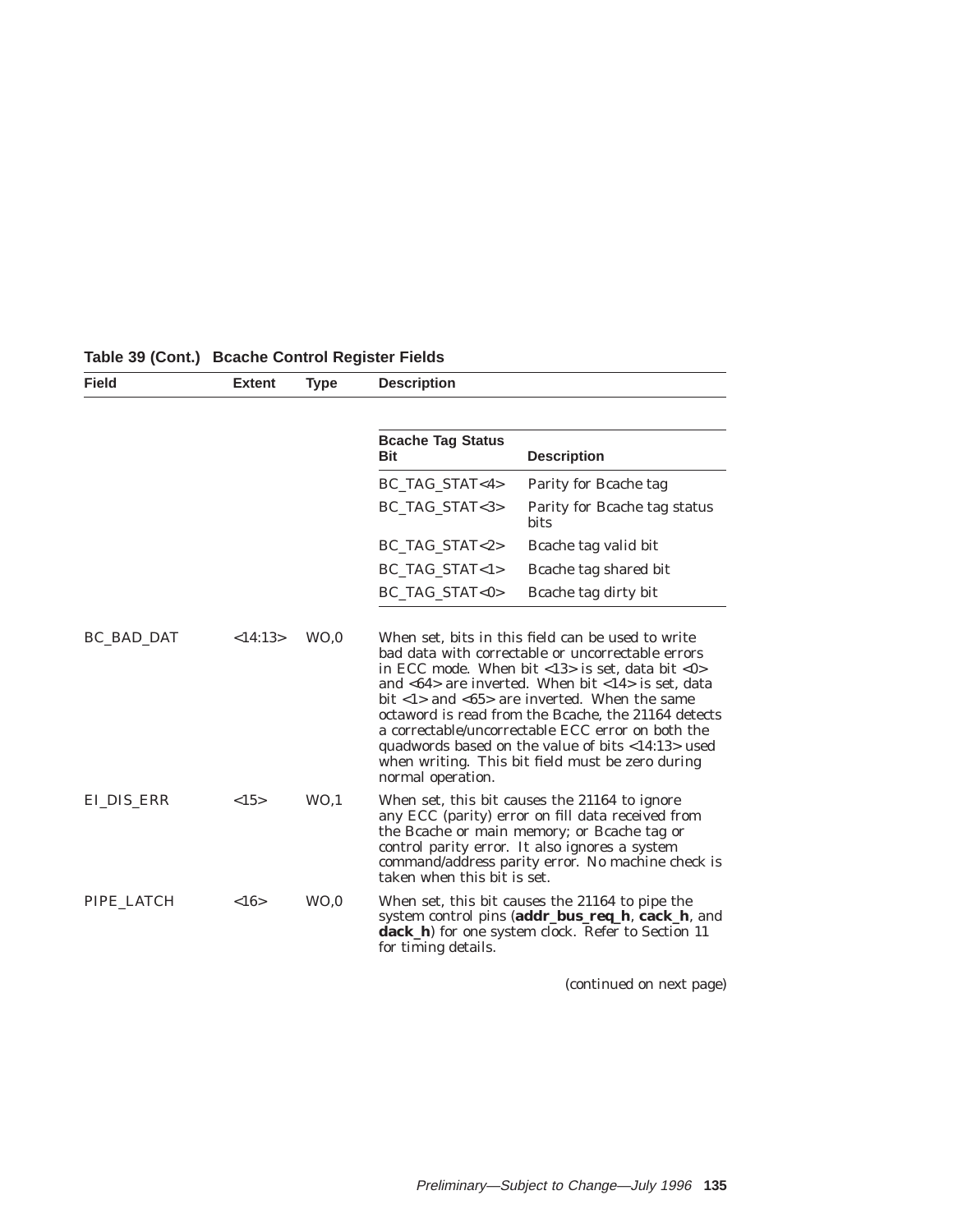**Table 39 (Cont.) Bcache Control Register Fields**

| Field | Extent | Type | Description |
|---|---|---|---|
| | | | **Bcache Tag Status Bit** — **Description**<br>BC_TAG_STAT<4> — Parity for Bcache tag<br>BC_TAG_STAT<3> — Parity for Bcache tag status bits<br>BC_TAG_STAT<2> — Bcache tag valid bit<br>BC_TAG_STAT<1> — Bcache tag shared bit<br>BC_TAG_STAT<0> — Bcache tag dirty bit |
| BC_BAD_DAT | <14:13> | WO,0 | When set, bits in this field can be used to write bad data with correctable or uncorrectable errors in ECC mode. When bit <13> is set, data bit <0> and <64> are inverted. When bit <14> is set, data bit <1> and <65> are inverted. When the same octaword is read from the Bcache, the 21164 detects a correctable/uncorrectable ECC error on both the quadwords based on the value of bits <14:13> used when writing. This bit field must be zero during normal operation. |
| EI_DIS_ERR | <15> | WO,1 | When set, this bit causes the 21164 to ignore any ECC (parity) error on fill data received from the Bcache or main memory; or Bcache tag or control parity error. It also ignores a system command/address parity error. No machine check is taken when this bit is set. |
| PIPE_LATCH | <16> | WO,0 | When set, this bit causes the 21164 to pipe the system control pins (**addr_bus_req_h**, **cack_h**, and **dack_h**) for one system clock. Refer to Section 11 for timing details. |

(continued on next page)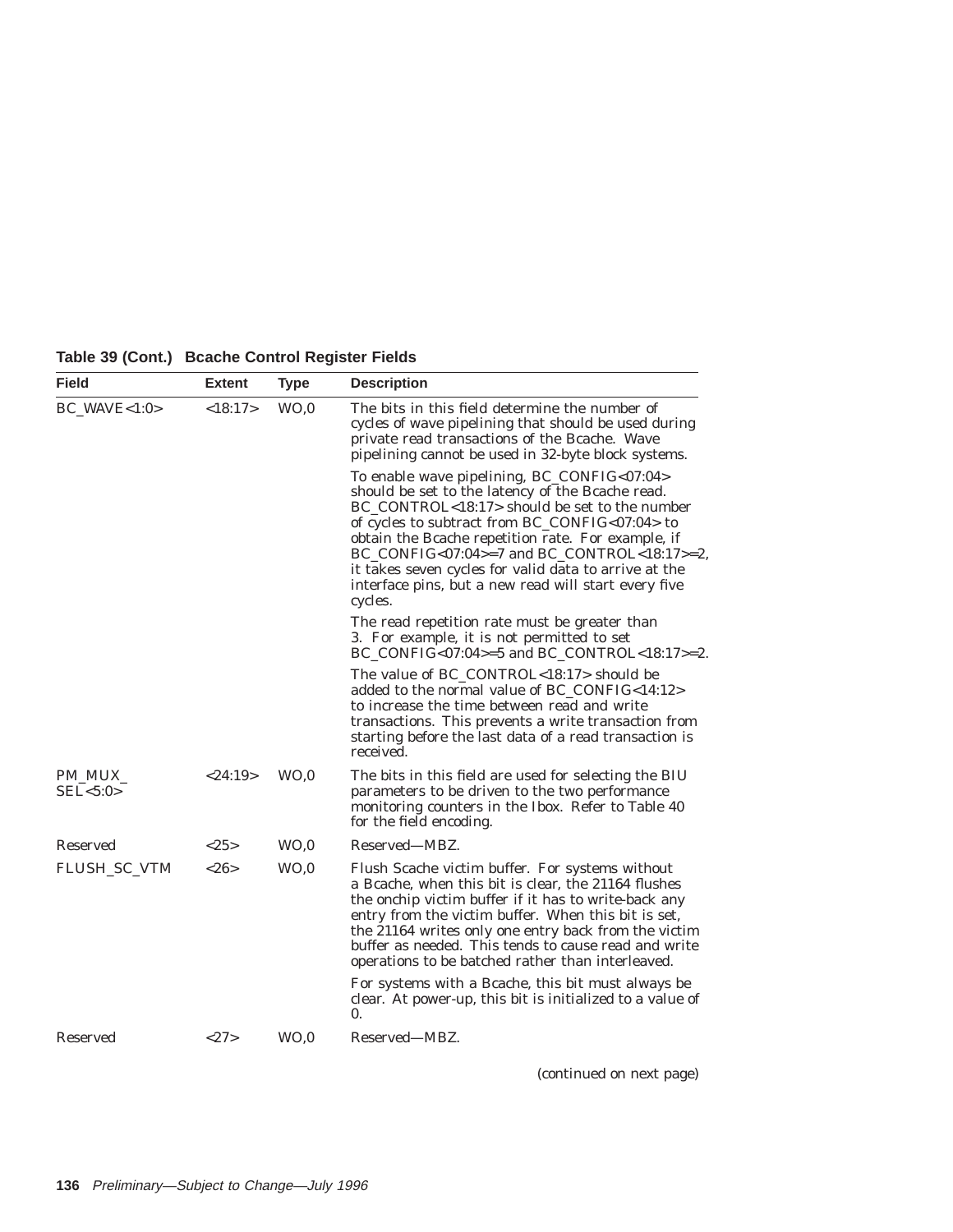**Table 39 (Cont.) Bcache Control Register Fields**

| Field | Extent | Type | Description |
|---|---|---|---|
| BC_WAVE<1:0> | <18:17> | WO,0 | The bits in this field determine the number of cycles of wave pipelining that should be used during private read transactions of the Bcache. Wave pipelining cannot be used in 32-byte block systems.<br><br>To enable wave pipelining, BC_CONFIG<07:04> should be set to the latency of the Bcache read. BC_CONTROL<18:17> should be set to the number of cycles to subtract from BC_CONFIG<07:04> to obtain the Bcache repetition rate. For example, if BC_CONFIG<07:04>=7 and BC_CONTROL<18:17>=2, it takes seven cycles for valid data to arrive at the interface pins, but a new read will start every five cycles.<br><br>The read repetition rate must be greater than 3. For example, it is not permitted to set BC_CONFIG<07:04>=5 and BC_CONTROL<18:17>=2.<br><br>The value of BC_CONTROL<18:17> should be added to the normal value of BC_CONFIG<14:12> to increase the time between read and write transactions. This prevents a write transaction from starting before the last data of a read transaction is received. |
| PM_MUX_SEL<5:0> | <24:19> | WO,0 | The bits in this field are used for selecting the BIU parameters to be driven to the two performance monitoring counters in the Ibox. Refer to Table 40 for the field encoding. |
| Reserved | <25> | WO,0 | Reserved—MBZ. |
| FLUSH_SC_VTM | <26> | WO,0 | Flush Scache victim buffer. For systems without a Bcache, when this bit is clear, the 21164 flushes the onchip victim buffer if it has to write-back any entry from the victim buffer. When this bit is set, the 21164 writes only one entry back from the victim buffer as needed. This tends to cause read and write operations to be batched rather than interleaved.<br><br>For systems with a Bcache, this bit must always be clear. At power-up, this bit is initialized to a value of 0. |
| Reserved | <27> | WO,0 | Reserved—MBZ. |

(continued on next page)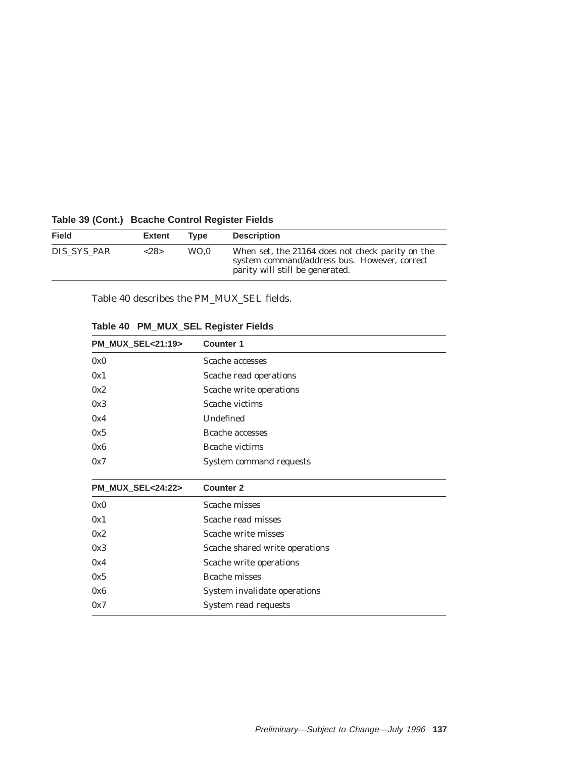**Table 39 (Cont.) Bcache Control Register Fields**

| Field | Extent | Type | Description |
|---|---|---|---|
| DIS_SYS_PAR | <28> | WO,0 | When set, the 21164 does not check parity on the system command/address bus. However, correct parity will still be generated. |

Table 40 describes the PM_MUX_SEL fields.

**Table 40 PM_MUX_SEL Register Fields**

| PM_MUX_SEL<21:19> | Counter 1 |
|---|---|
| 0x0 | Scache accesses |
| 0x1 | Scache read operations |
| 0x2 | Scache write operations |
| 0x3 | Scache victims |
| 0x4 | Undefined |
| 0x5 | Bcache accesses |
| 0x6 | Bcache victims |
| 0x7 | System command requests |
| **PM_MUX_SEL<24:22>** | **Counter 2** |
| 0x0 | Scache misses |
| 0x1 | Scache read misses |
| 0x2 | Scache write misses |
| 0x3 | Scache shared write operations |
| 0x4 | Scache write operations |
| 0x5 | Bcache misses |
| 0x6 | System invalidate operations |
| 0x7 | System read requests |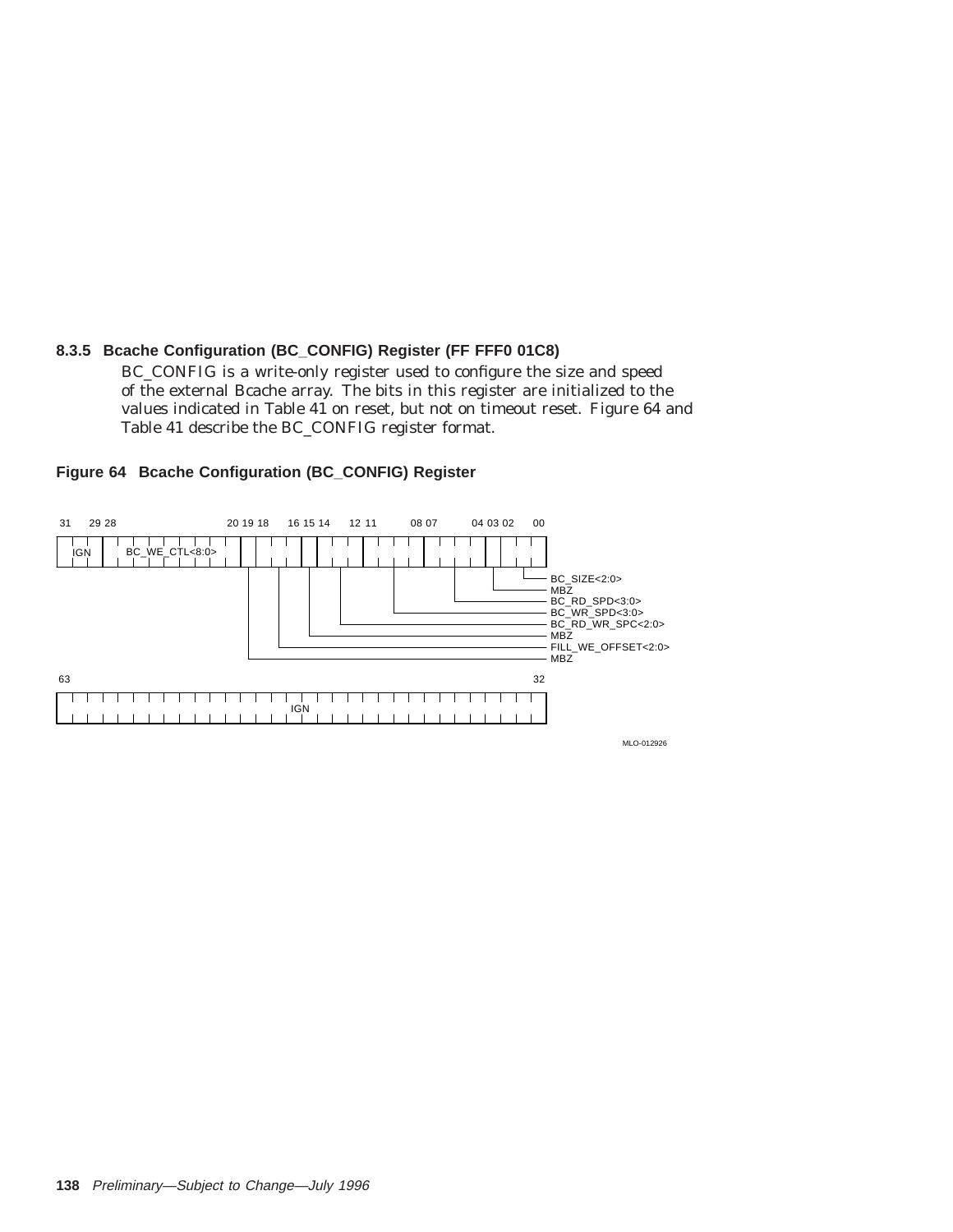### 8.3.5 Bcache Configuration (BC_CONFIG) Register (FF FFF0 01C8)

BC_CONFIG is a write-only register used to configure the size and speed of the external Bcache array. The bits in this register are initialized to the values indicated in Table 41 on reset, but not on timeout reset. Figure 64 and Table 41 describe the BC_CONFIG register format.

**Figure 64 Bcache Configuration (BC_CONFIG) Register**

| Bits | Field |
|---|---|
| 63:32 | IGN |
| 31:29 | IGN |
| 28:20 | BC_WE_CTL<8:0> |
| 19 | MBZ |
| 18:16 | FILL_WE_OFFSET<2:0> |
| 15 | MBZ |
| 14:12 | BC_RD_WR_SPC<2:0> |
| 11:08 | BC_WR_SPD<3:0> |
| 07:04 | BC_RD_SPD<3:0> |
| 03 | MBZ |
| 02:00 | BC_SIZE<2:0> |

MLO-012926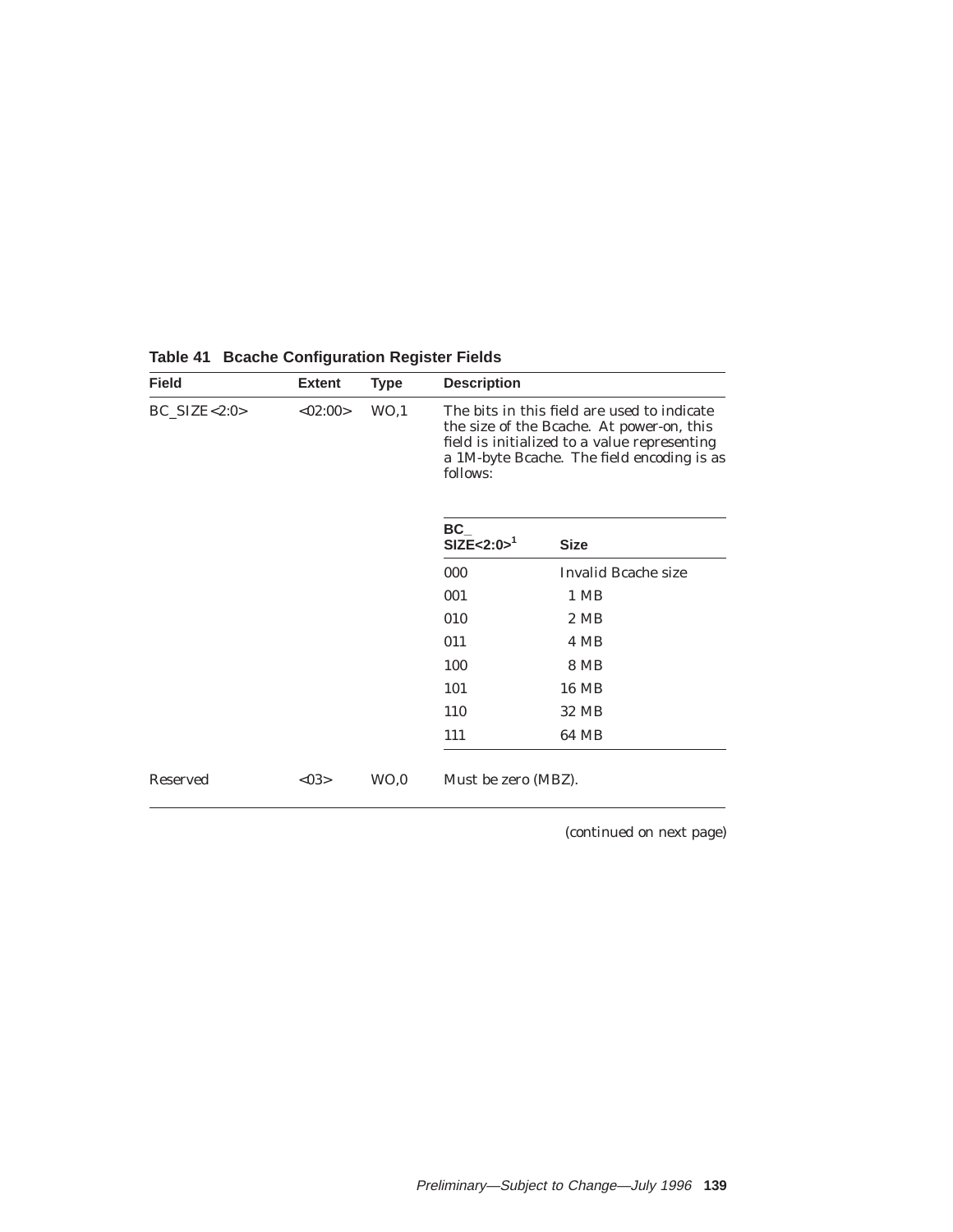**Table 41 Bcache Configuration Register Fields**

| Field | Extent | Type | Description |
|---|---|---|---|
| BC_SIZE<2:0> | <02:00> | WO,1 | The bits in this field are used to indicate the size of the Bcache. At power-on, this field is initialized to a value representing a 1M-byte Bcache. The field encoding is as follows: |
| | | | **BC_SIZE<2:0>[1]** — **Size** |
| | | | 000 — Invalid Bcache size |
| | | | 001 — 1 MB |
| | | | 010 — 2 MB |
| | | | 011 — 4 MB |
| | | | 100 — 8 MB |
| | | | 101 — 16 MB |
| | | | 110 — 32 MB |
| | | | 111 — 64 MB |
| Reserved | <03> | WO,0 | Must be zero (MBZ). |

(continued on next page)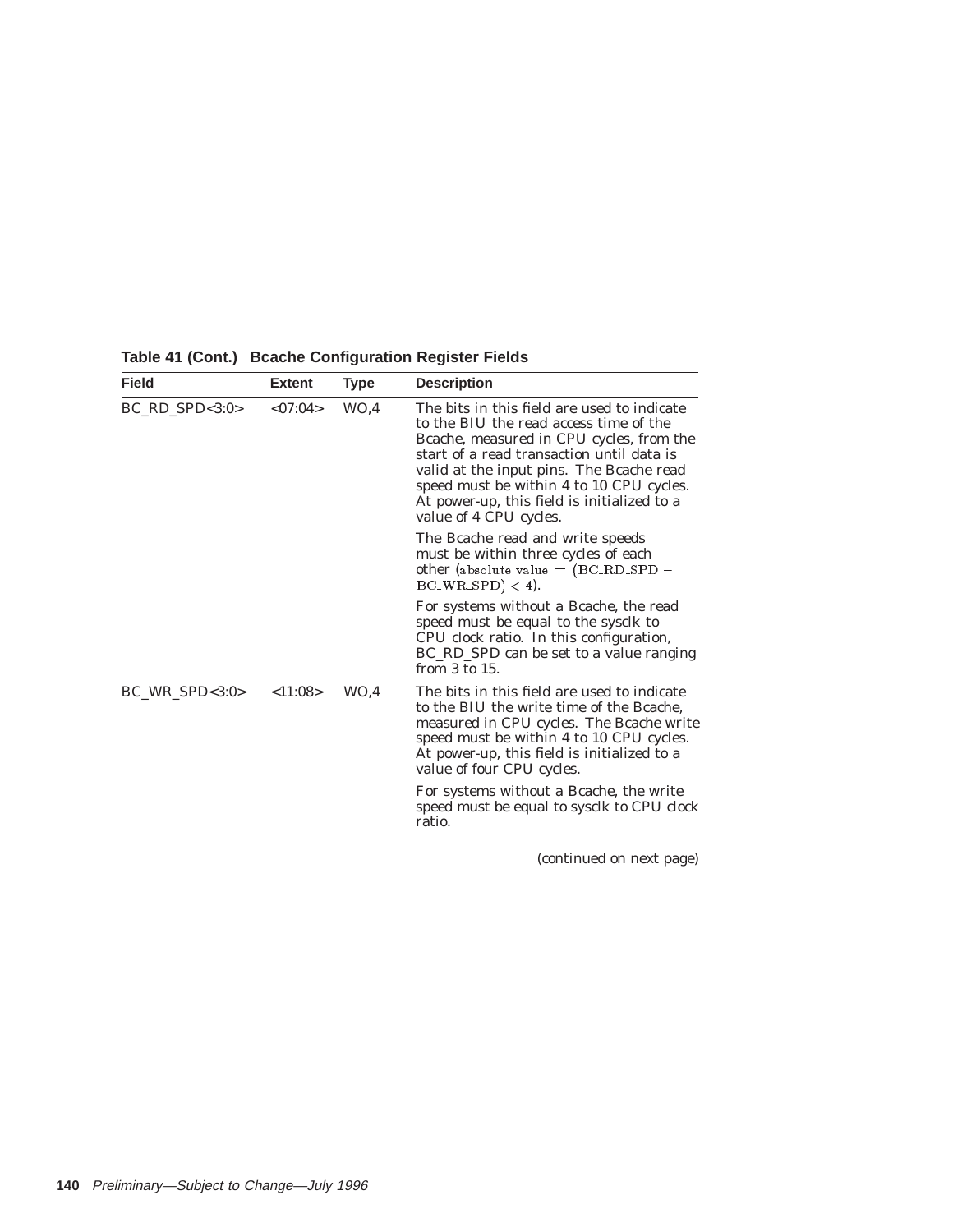**Table 41 (Cont.) Bcache Configuration Register Fields**

| Field | Extent | Type | Description |
|---|---|---|---|
| BC_RD_SPD<3:0> | <07:04> | WO,4 | The bits in this field are used to indicate to the BIU the read access time of the Bcache, measured in CPU cycles, from the start of a read transaction until data is valid at the input pins. The Bcache read speed must be within 4 to 10 CPU cycles. At power-up, this field is initialized to a value of 4 CPU cycles. |
| | | | The Bcache read and write speeds must be within three cycles of each other (absolute value $= (\mathrm{BC\_RD\_SPD} - \mathrm{BC\_WR\_SPD}) < 4$). |
| | | | For systems without a Bcache, the read speed must be equal to the sysclk to CPU clock ratio. In this configuration, BC_RD_SPD can be set to a value ranging from 3 to 15. |
| BC_WR_SPD<3:0> | <11:08> | WO,4 | The bits in this field are used to indicate to the BIU the write time of the Bcache, measured in CPU cycles. The Bcache write speed must be within 4 to 10 CPU cycles. At power-up, this field is initialized to a value of four CPU cycles. |
| | | | For systems without a Bcache, the write speed must be equal to sysclk to CPU clock ratio. |

(continued on next page)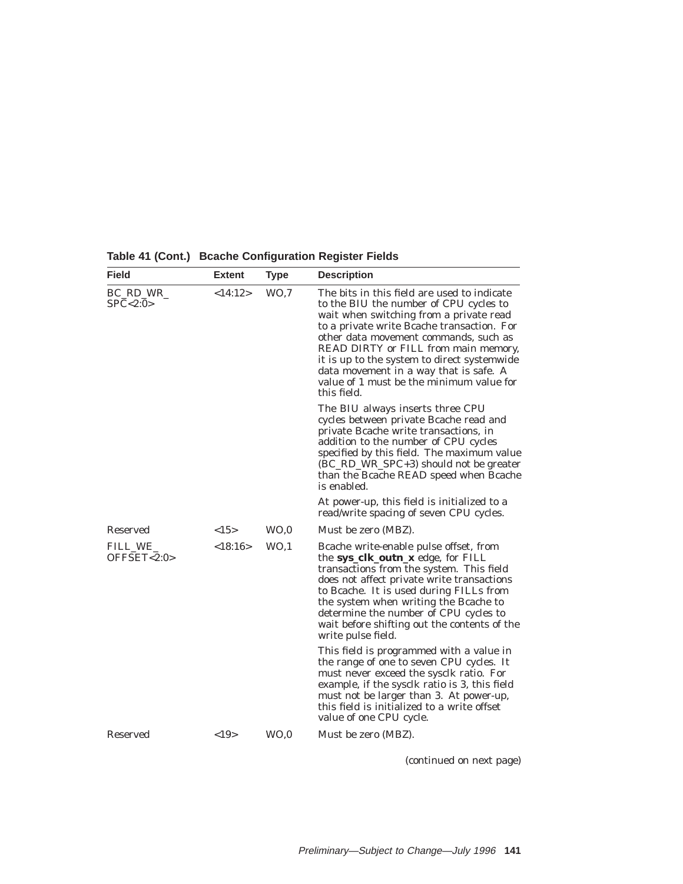**Table 41 (Cont.) Bcache Configuration Register Fields**

| Field | Extent | Type | Description |
|---|---|---|---|
| BC_RD_WR_SPC<2:0> | <14:12> | WO,7 | The bits in this field are used to indicate to the BIU the number of CPU cycles to wait when switching from a private read to a private write Bcache transaction. For other data movement commands, such as READ DIRTY or FILL from main memory, it is up to the system to direct systemwide data movement in a way that is safe. A value of 1 must be the minimum value for this field. |
| | | | The BIU always inserts three CPU cycles between private Bcache read and private Bcache write transactions, in addition to the number of CPU cycles specified by this field. The maximum value (BC_RD_WR_SPC+3) should not be greater than the Bcache READ speed when Bcache is enabled. |
| | | | At power-up, this field is initialized to a read/write spacing of seven CPU cycles. |
| Reserved | <15> | WO,0 | Must be zero (MBZ). |
| FILL_WE_OFFSET<2:0> | <18:16> | WO,1 | Bcache write-enable pulse offset, from the **sys_clk_outn_x** edge, for FILL transactions from the system. This field does not affect private write transactions to Bcache. It is used during FILLs from the system when writing the Bcache to determine the number of CPU cycles to wait before shifting out the contents of the write pulse field. |
| | | | This field is programmed with a value in the range of one to seven CPU cycles. It must never exceed the sysclk ratio. For example, if the sysclk ratio is 3, this field must not be larger than 3. At power-up, this field is initialized to a write offset value of one CPU cycle. |
| Reserved | <19> | WO,0 | Must be zero (MBZ). |

(continued on next page)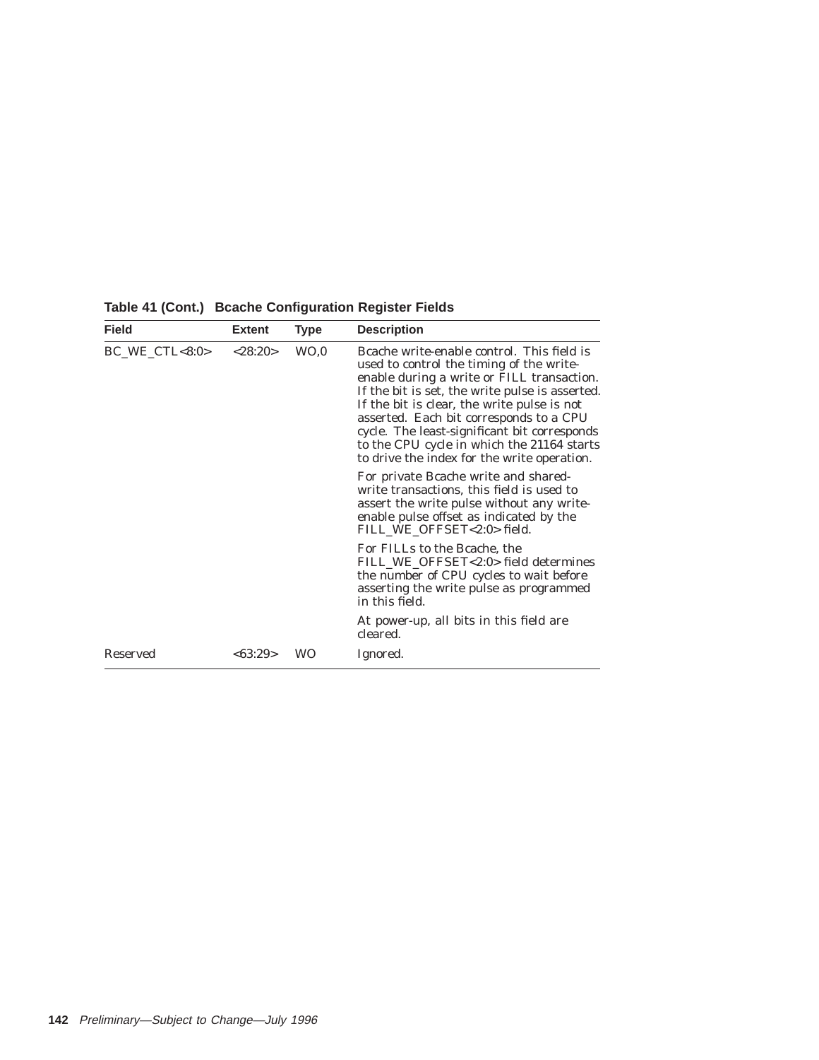**Table 41 (Cont.) Bcache Configuration Register Fields**

| Field | Extent | Type | Description |
|---|---|---|---|
| BC_WE_CTL<8:0> | <28:20> | WO,0 | Bcache write-enable control. This field is used to control the timing of the write-enable during a write or FILL transaction. If the bit is set, the write pulse is asserted. If the bit is clear, the write pulse is not asserted. Each bit corresponds to a CPU cycle. The least-significant bit corresponds to the CPU cycle in which the 21164 starts to drive the index for the write operation.<br><br>For private Bcache write and shared-write transactions, this field is used to assert the write pulse without any write-enable pulse offset as indicated by the FILL_WE_OFFSET<2:0> field.<br><br>For FILLs to the Bcache, the FILL_WE_OFFSET<2:0> field determines the number of CPU cycles to wait before asserting the write pulse as programmed in this field.<br><br>At power-up, all bits in this field are cleared. |
| Reserved | <63:29> | WO | Ignored. |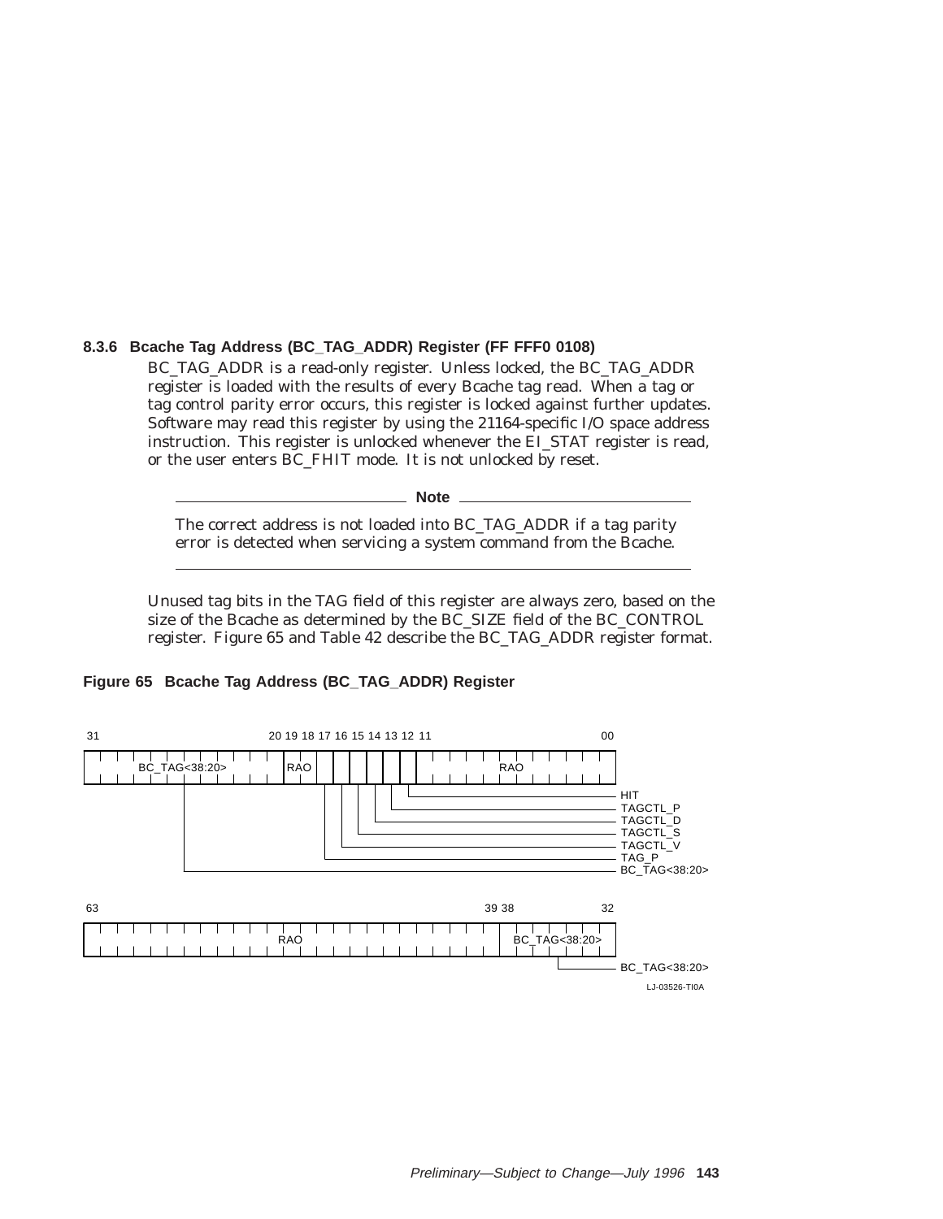### 8.3.6 Bcache Tag Address (BC_TAG_ADDR) Register (FF FFF0 0108)

BC_TAG_ADDR is a read-only register. Unless locked, the BC_TAG_ADDR register is loaded with the results of every Bcache tag read. When a tag or tag control parity error occurs, this register is locked against further updates. Software may read this register by using the 21164-specific I/O space address instruction. This register is unlocked whenever the EI_STAT register is read, or the user enters BC_FHIT mode. It is not unlocked by reset.

---

**Note**

The correct address is not loaded into BC_TAG_ADDR if a tag parity error is detected when servicing a system command from the Bcache.

---

Unused tag bits in the TAG field of this register are always zero, based on the size of the Bcache as determined by the BC_SIZE field of the BC_CONTROL register. Figure 65 and Table 42 describe the BC_TAG_ADDR register format.

**Figure 65 Bcache Tag Address (BC_TAG_ADDR) Register**

| Bits | Field |
|---|---|
| 31:20 | BC_TAG<38:20> |
| 19:18 | RAO |
| 17 | TAG_P |
| 16 | TAGCTL_V |
| 15 | TAGCTL_S |
| 14 | TAGCTL_D |
| 13 | TAGCTL_P |
| 12 | HIT |
| 11:00 | RAO |
| 63:39 | RAO |
| 38:32 | BC_TAG<38:20> |

LJ-03526-TI0A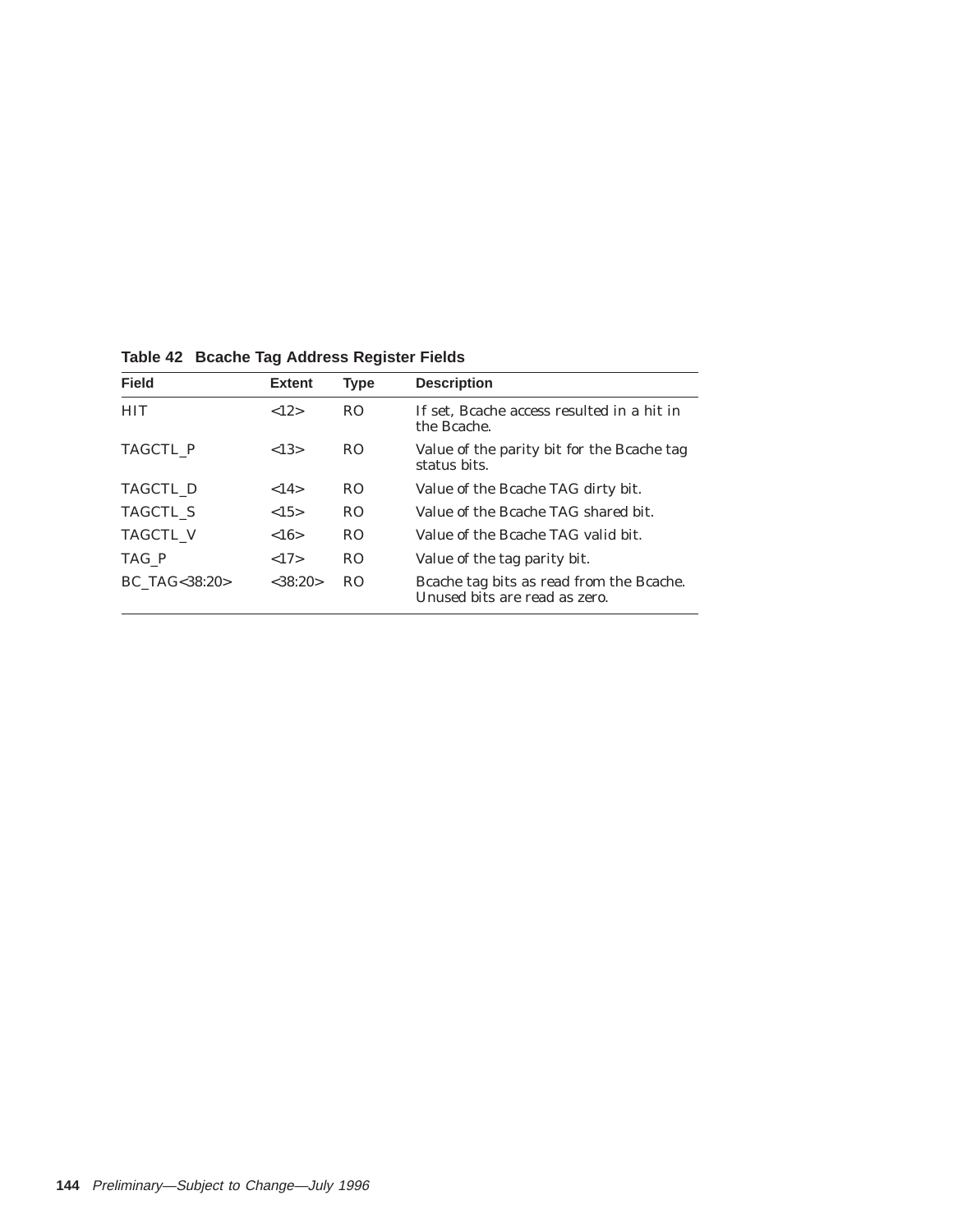**Table 42 Bcache Tag Address Register Fields**

| Field | Extent | Type | Description |
|---|---|---|---|
| HIT | <12> | RO | If set, Bcache access resulted in a hit in the Bcache. |
| TAGCTL_P | <13> | RO | Value of the parity bit for the Bcache tag status bits. |
| TAGCTL_D | <14> | RO | Value of the Bcache TAG dirty bit. |
| TAGCTL_S | <15> | RO | Value of the Bcache TAG shared bit. |
| TAGCTL_V | <16> | RO | Value of the Bcache TAG valid bit. |
| TAG_P | <17> | RO | Value of the tag parity bit. |
| BC_TAG<38:20> | <38:20> | RO | Bcache tag bits as read from the Bcache. Unused bits are read as zero. |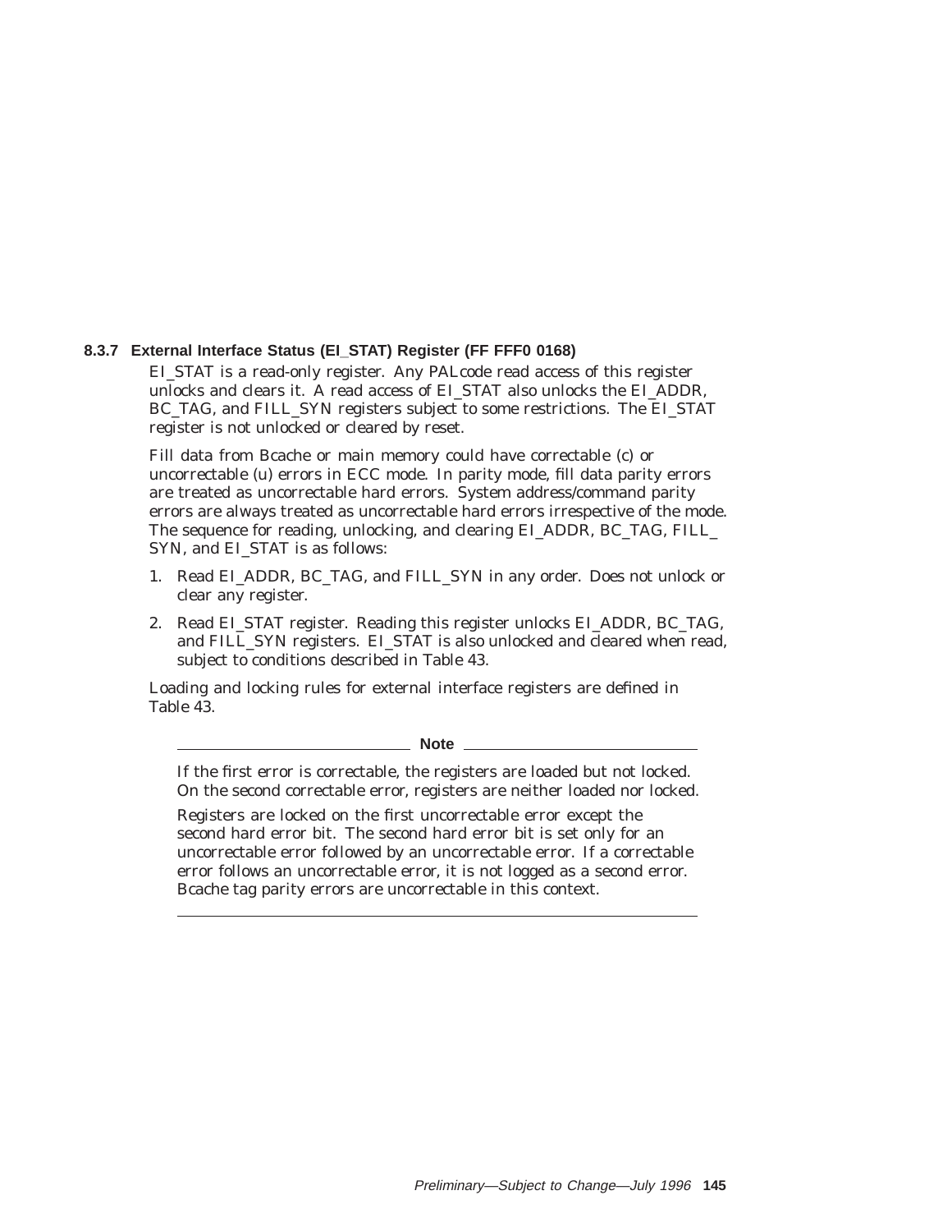### 8.3.7 External Interface Status (EI_STAT) Register (FF FFF0 0168)

EI_STAT is a read-only register. Any PALcode read access of this register unlocks and clears it. A read access of EI_STAT also unlocks the EI_ADDR, BC_TAG, and FILL_SYN registers subject to some restrictions. The EI_STAT register is not unlocked or cleared by reset.

Fill data from Bcache or main memory could have correctable (c) or uncorrectable (u) errors in ECC mode. In parity mode, fill data parity errors are treated as uncorrectable hard errors. System address/command parity errors are always treated as uncorrectable hard errors irrespective of the mode. The sequence for reading, unlocking, and clearing EI_ADDR, BC_TAG, FILL_SYN, and EI_STAT is as follows:

1. Read EI_ADDR, BC_TAG, and FILL_SYN in any order. Does not unlock or clear any register.
2. Read EI_STAT register. Reading this register unlocks EI_ADDR, BC_TAG, and FILL_SYN registers. EI_STAT is also unlocked and cleared when read, subject to conditions described in Table 43.

Loading and locking rules for external interface registers are defined in Table 43.

---

**Note**

If the first error is correctable, the registers are loaded but not locked. On the second correctable error, registers are neither loaded nor locked.

Registers are locked on the first uncorrectable error except the second hard error bit. The second hard error bit is set only for an uncorrectable error followed by an uncorrectable error. If a correctable error follows an uncorrectable error, it is not logged as a second error. Bcache tag parity errors are uncorrectable in this context.

---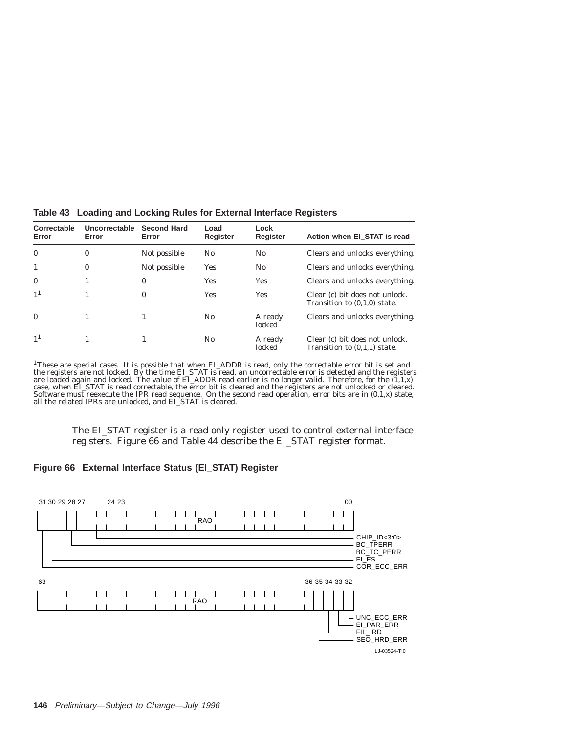**Table 43 Loading and Locking Rules for External Interface Registers**

| Correctable Error | Uncorrectable Error | Second Hard Error | Load Register | Lock Register | Action when EI_STAT is read |
|---|---|---|---|---|---|
| 0 | 0 | Not possible | No | No | Clears and unlocks everything. |
| 1 | 0 | Not possible | Yes | No | Clears and unlocks everything. |
| 0 | 1 | 0 | Yes | Yes | Clears and unlocks everything. |
| 1[1] | 1 | 0 | Yes | Yes | Clear (c) bit does not unlock. Transition to (0,1,0) state. |
| 0 | 1 | 1 | No | Already locked | Clears and unlocks everything. |
| 1[1] | 1 | 1 | No | Already locked | Clear (c) bit does not unlock. Transition to (0,1,1) state. |

[1]These are special cases. It is possible that when EI_ADDR is read, only the correctable error bit is set and the registers are not locked. By the time EI_STAT is read, an uncorrectable error is detected and the registers are loaded again and locked. The value of EI_ADDR read earlier is no longer valid. Therefore, for the (1,1,x) case, when EI_STAT is read correctable, the error bit is cleared and the registers are not unlocked or cleared. Software must reexecute the IPR read sequence. On the second read operation, error bits are in (0,1,x) state, all the related IPRs are unlocked, and EI_STAT is cleared.

The EI_STAT register is a read-only register used to control external interface registers. Figure 66 and Table 44 describe the EI_STAT register format.

**Figure 66 External Interface Status (EI_STAT) Register**

| Bits | Field |
|---|---|
| 63–36 | RAO |
| 35 | SEO_HRD_ERR |
| 34 | FIL_IRD |
| 33 | EI_PAR_ERR |
| 32 | UNC_ECC_ERR |
| 31 | COR_ECC_ERR |
| 30 | EI_ES |
| 29 | BC_TC_PERR |
| 28 | BC_TPERR |
| 27–24 | CHIP_ID<3:0> |
| 23–00 | RAO |

LJ-03524-TI0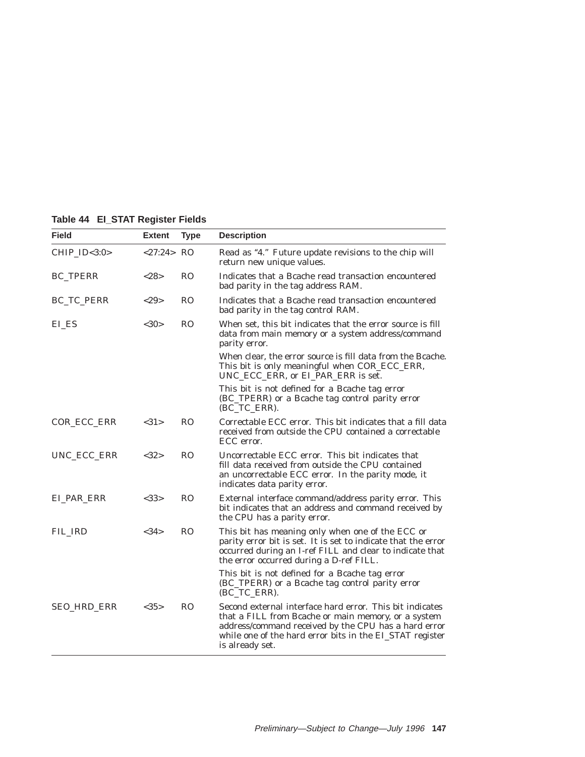**Table 44 EI_STAT Register Fields**

| Field | Extent | Type | Description |
|---|---|---|---|
| CHIP_ID<3:0> | <27:24> | RO | Read as "4." Future update revisions to the chip will return new unique values. |
| BC_TPERR | <28> | RO | Indicates that a Bcache read transaction encountered bad parity in the tag address RAM. |
| BC_TC_PERR | <29> | RO | Indicates that a Bcache read transaction encountered bad parity in the tag control RAM. |
| EI_ES | <30> | RO | When set, this bit indicates that the error source is fill data from main memory or a system address/command parity error. When clear, the error source is fill data from the Bcache. This bit is only meaningful when COR_ECC_ERR, UNC_ECC_ERR, or EI_PAR_ERR is set. This bit is not defined for a Bcache tag error (BC_TPERR) or a Bcache tag control parity error (BC_TC_ERR). |
| COR_ECC_ERR | <31> | RO | Correctable ECC error. This bit indicates that a fill data received from outside the CPU contained a correctable ECC error. |
| UNC_ECC_ERR | <32> | RO | Uncorrectable ECC error. This bit indicates that fill data received from outside the CPU contained an uncorrectable ECC error. In the parity mode, it indicates data parity error. |
| EI_PAR_ERR | <33> | RO | External interface command/address parity error. This bit indicates that an address and command received by the CPU has a parity error. |
| FIL_IRD | <34> | RO | This bit has meaning only when one of the ECC or parity error bit is set. It is set to indicate that the error occurred during an I-ref FILL and clear to indicate that the error occurred during a D-ref FILL. This bit is not defined for a Bcache tag error (BC_TPERR) or a Bcache tag control parity error (BC_TC_ERR). |
| SEO_HRD_ERR | <35> | RO | Second external interface hard error. This bit indicates that a FILL from Bcache or main memory, or a system address/command received by the CPU has a hard error while one of the hard error bits in the EI_STAT register is already set. |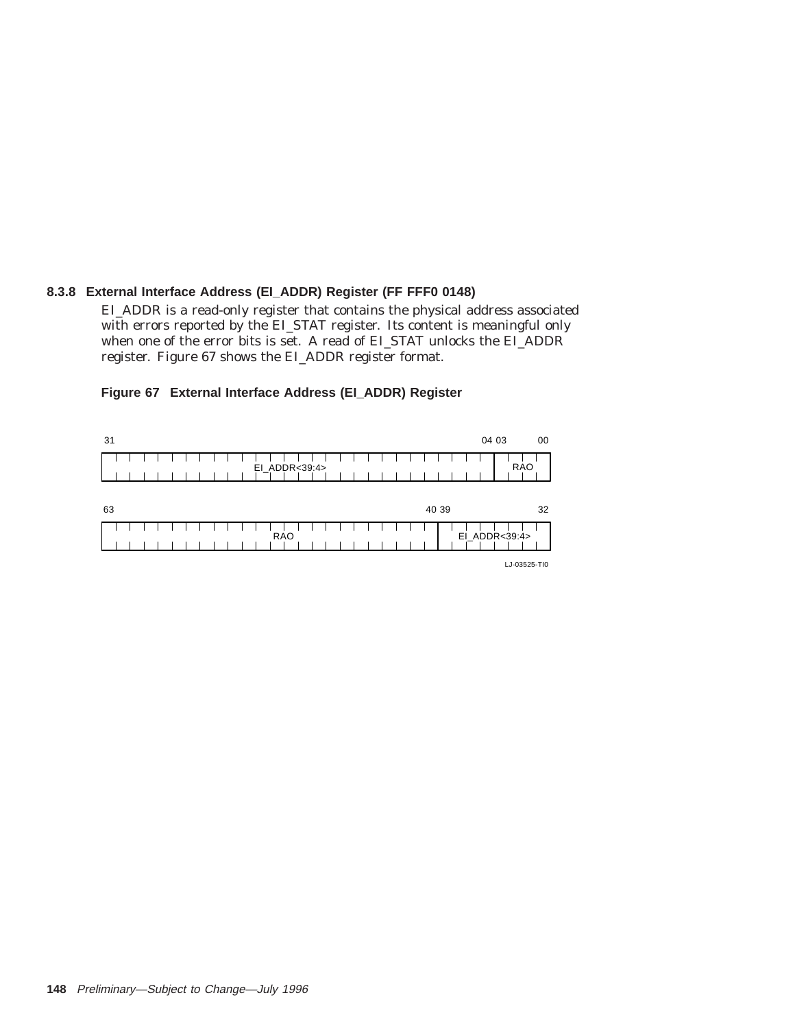### 8.3.8 External Interface Address (EI_ADDR) Register (FF FFF0 0148)

EI_ADDR is a read-only register that contains the physical address associated with errors reported by the EI_STAT register. Its content is meaningful only when one of the error bits is set. A read of EI_STAT unlocks the EI_ADDR register. Figure 67 shows the EI_ADDR register format.

**Figure 67 External Interface Address (EI_ADDR) Register**

| Bits 31–04 | Bits 03–00 |
|---|---|
| EI_ADDR<39:4> | RAO |

| Bits 63–40 | Bits 39–32 |
|---|---|
| RAO | EI_ADDR<39:4> |

LJ-03525-TI0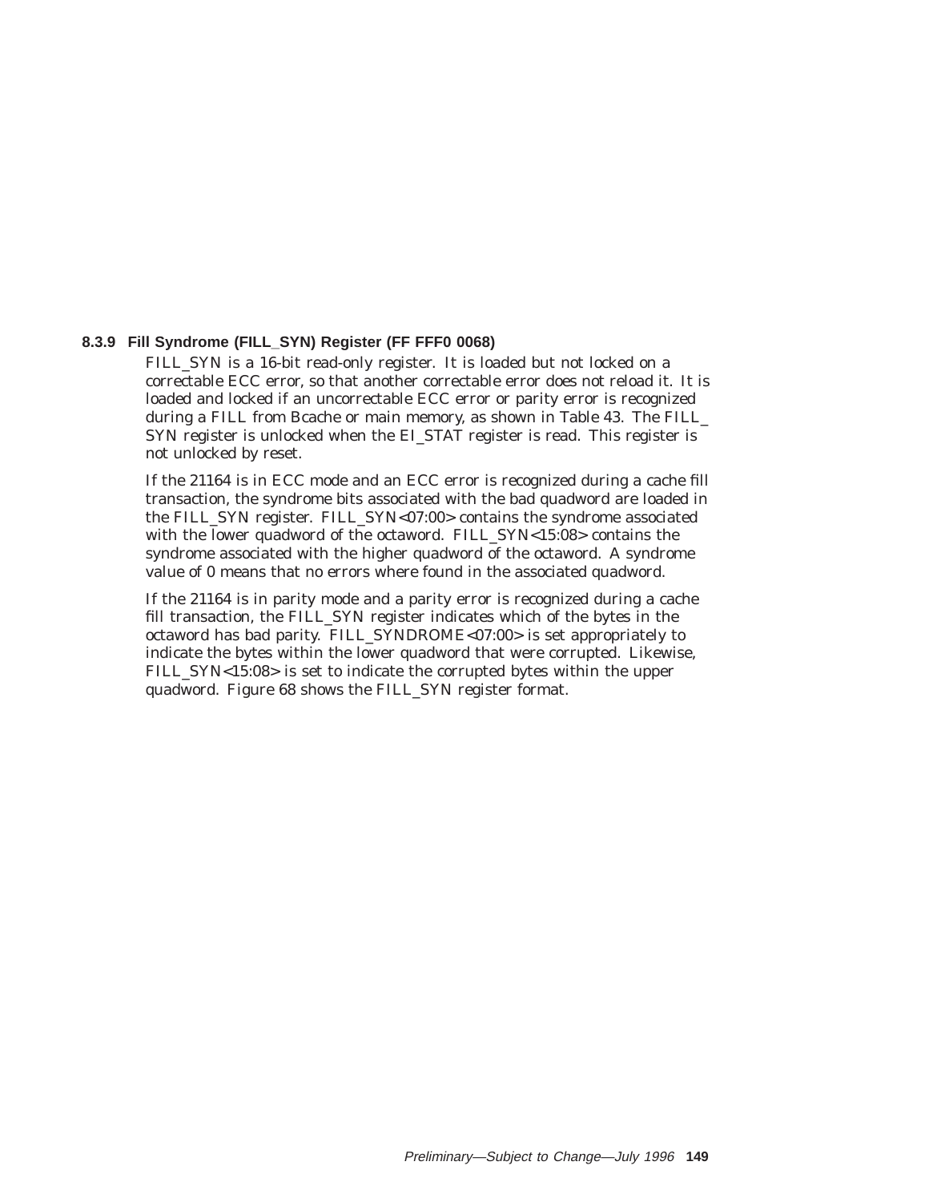### 8.3.9 Fill Syndrome (FILL_SYN) Register (FF FFF0 0068)

FILL_SYN is a 16-bit read-only register. It is loaded but not locked on a correctable ECC error, so that another correctable error does not reload it. It is loaded and locked if an uncorrectable ECC error or parity error is recognized during a FILL from Bcache or main memory, as shown in Table 43. The FILL_SYN register is unlocked when the EI_STAT register is read. This register is not unlocked by reset.

If the 21164 is in ECC mode and an ECC error is recognized during a cache fill transaction, the syndrome bits associated with the bad quadword are loaded in the FILL_SYN register. FILL_SYN<07:00> contains the syndrome associated with the lower quadword of the octaword. FILL_SYN<15:08> contains the syndrome associated with the higher quadword of the octaword. A syndrome value of 0 means that no errors where found in the associated quadword.

If the 21164 is in parity mode and a parity error is recognized during a cache fill transaction, the FILL_SYN register indicates which of the bytes in the octaword has bad parity. FILL_SYNDROME<07:00> is set appropriately to indicate the bytes within the lower quadword that were corrupted. Likewise, FILL_SYN<15:08> is set to indicate the corrupted bytes within the upper quadword. Figure 68 shows the FILL_SYN register format.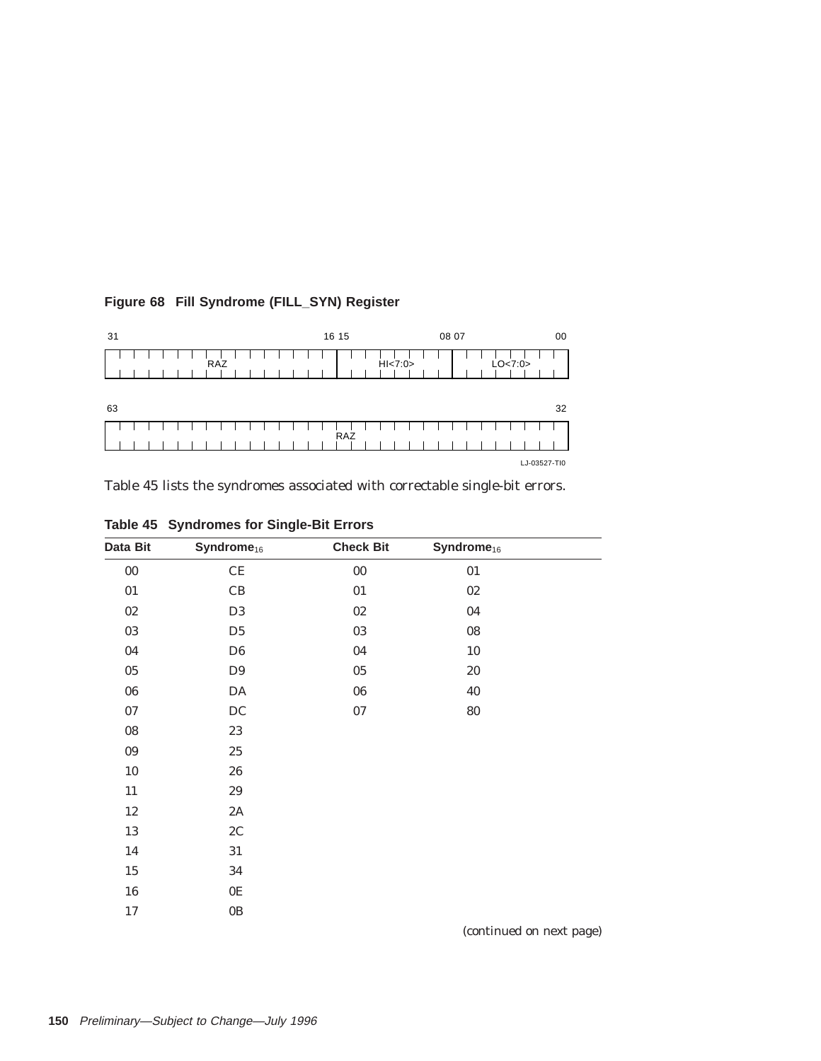**Figure 68 Fill Syndrome (FILL_SYN) Register**

| 31–16 | 15–08 | 07–00 |
|---|---|---|
| RAZ | HI<7:0> | LO<7:0> |

| 63–32 |
|---|
| RAZ |

LJ-03527-TI0

Table 45 lists the syndromes associated with correctable single-bit errors.

**Table 45 Syndromes for Single-Bit Errors**

| Data Bit | $Syndrome_{16}$ | Check Bit | $Syndrome_{16}$ |
|---|---|---|---|
| 00 | CE | 00 | 01 |
| 01 | CB | 01 | 02 |
| 02 | D3 | 02 | 04 |
| 03 | D5 | 03 | 08 |
| 04 | D6 | 04 | 10 |
| 05 | D9 | 05 | 20 |
| 06 | DA | 06 | 40 |
| 07 | DC | 07 | 80 |
| 08 | 23 | | |
| 09 | 25 | | |
| 10 | 26 | | |
| 11 | 29 | | |
| 12 | 2A | | |
| 13 | 2C | | |
| 14 | 31 | | |
| 15 | 34 | | |
| 16 | 0E | | |
| 17 | 0B | | |

*(continued on next page)*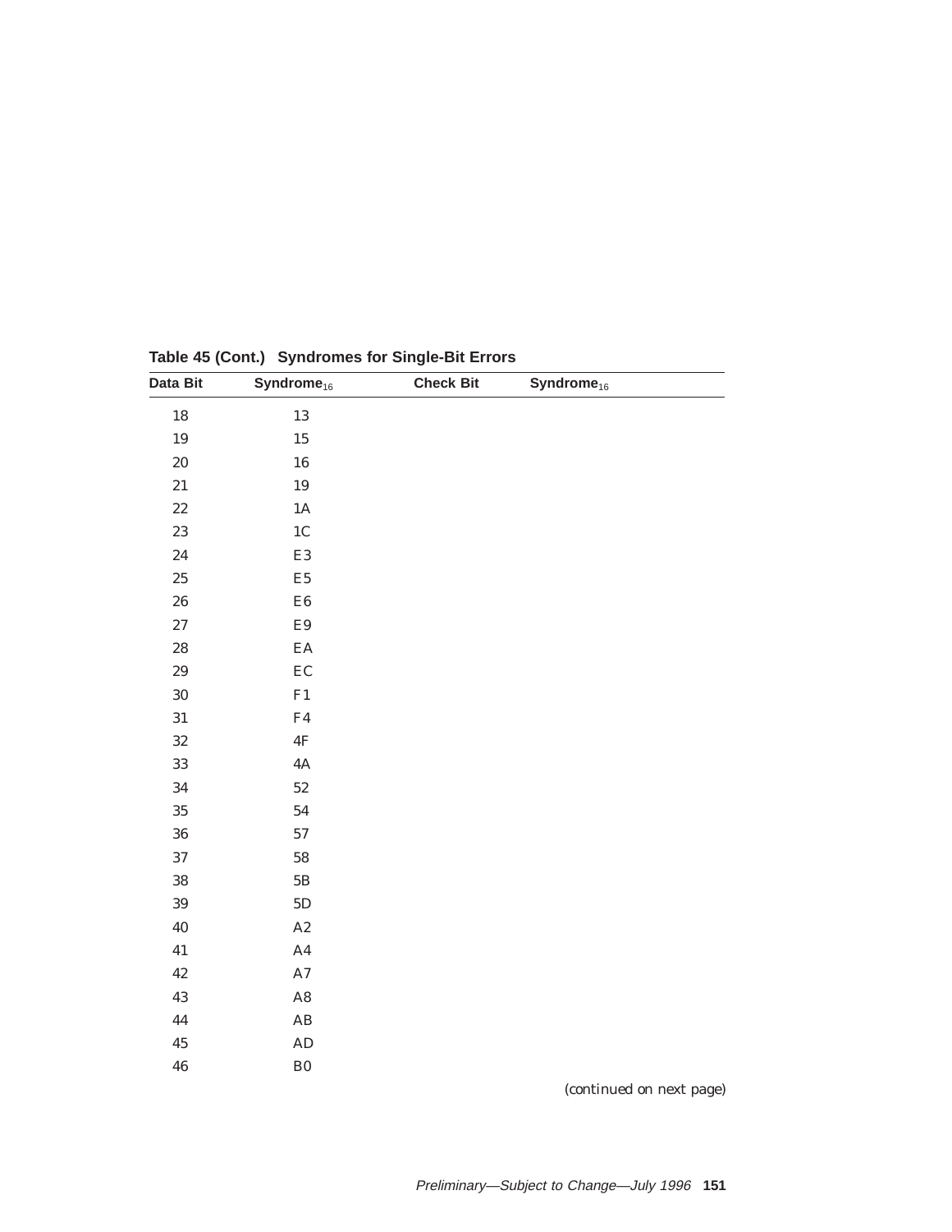**Table 45 (Cont.) Syndromes for Single-Bit Errors**

| Data Bit | $Syndrome_{16}$ | Check Bit | $Syndrome_{16}$ |
|---|---|---|---|
| 18 | 13 | | |
| 19 | 15 | | |
| 20 | 16 | | |
| 21 | 19 | | |
| 22 | 1A | | |
| 23 | 1C | | |
| 24 | E3 | | |
| 25 | E5 | | |
| 26 | E6 | | |
| 27 | E9 | | |
| 28 | EA | | |
| 29 | EC | | |
| 30 | F1 | | |
| 31 | F4 | | |
| 32 | 4F | | |
| 33 | 4A | | |
| 34 | 52 | | |
| 35 | 54 | | |
| 36 | 57 | | |
| 37 | 58 | | |
| 38 | 5B | | |
| 39 | 5D | | |
| 40 | A2 | | |
| 41 | A4 | | |
| 42 | A7 | | |
| 43 | A8 | | |
| 44 | AB | | |
| 45 | AD | | |
| 46 | B0 | | |

*(continued on next page)*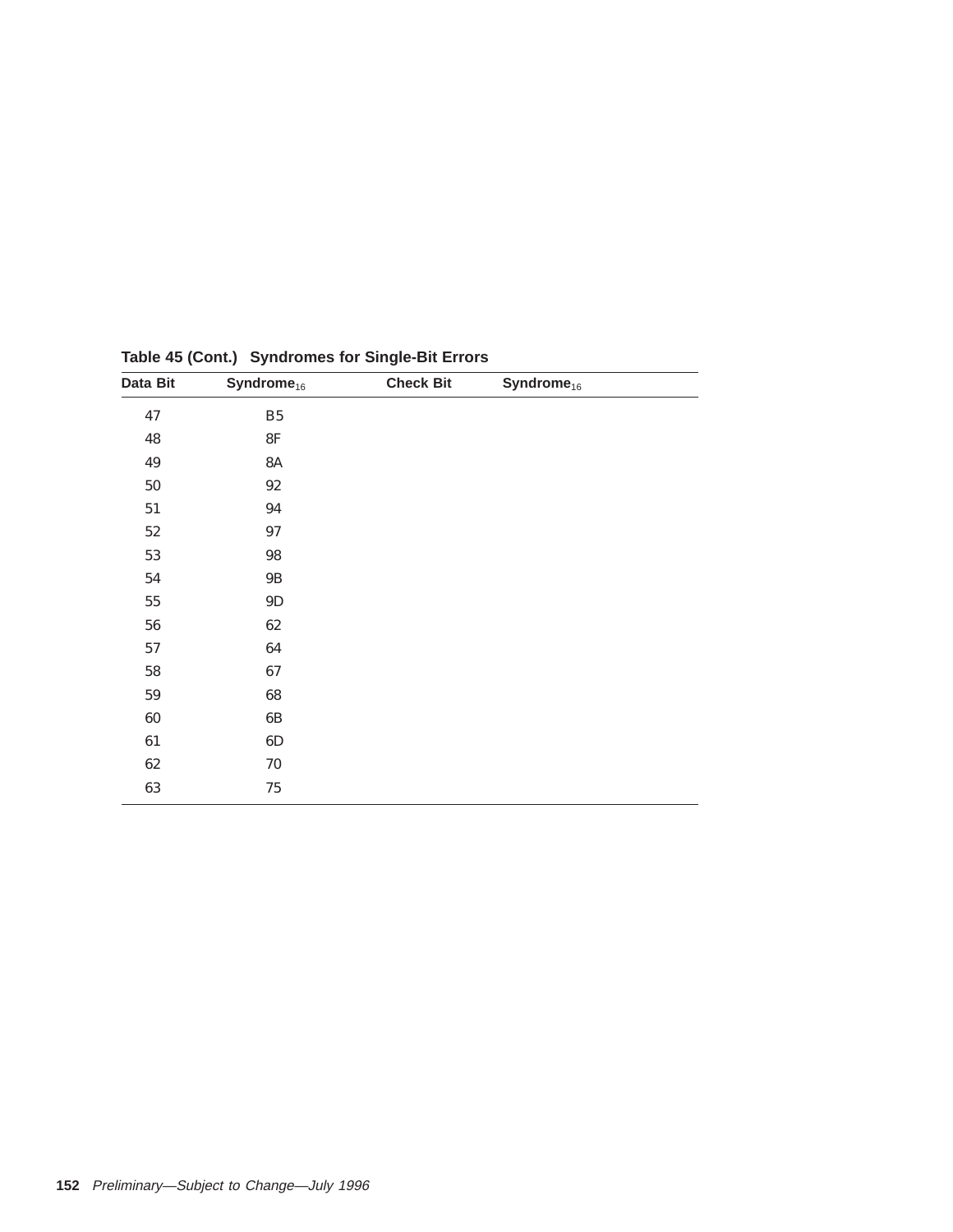**Table 45 (Cont.) Syndromes for Single-Bit Errors**

| Data Bit | $Syndrome_{16}$ | Check Bit | $Syndrome_{16}$ |
|---|---|---|---|
| 47 | B5 | | |
| 48 | 8F | | |
| 49 | 8A | | |
| 50 | 92 | | |
| 51 | 94 | | |
| 52 | 97 | | |
| 53 | 98 | | |
| 54 | 9B | | |
| 55 | 9D | | |
| 56 | 62 | | |
| 57 | 64 | | |
| 58 | 67 | | |
| 59 | 68 | | |
| 60 | 6B | | |
| 61 | 6D | | |
| 62 | 70 | | |
| 63 | 75 | | |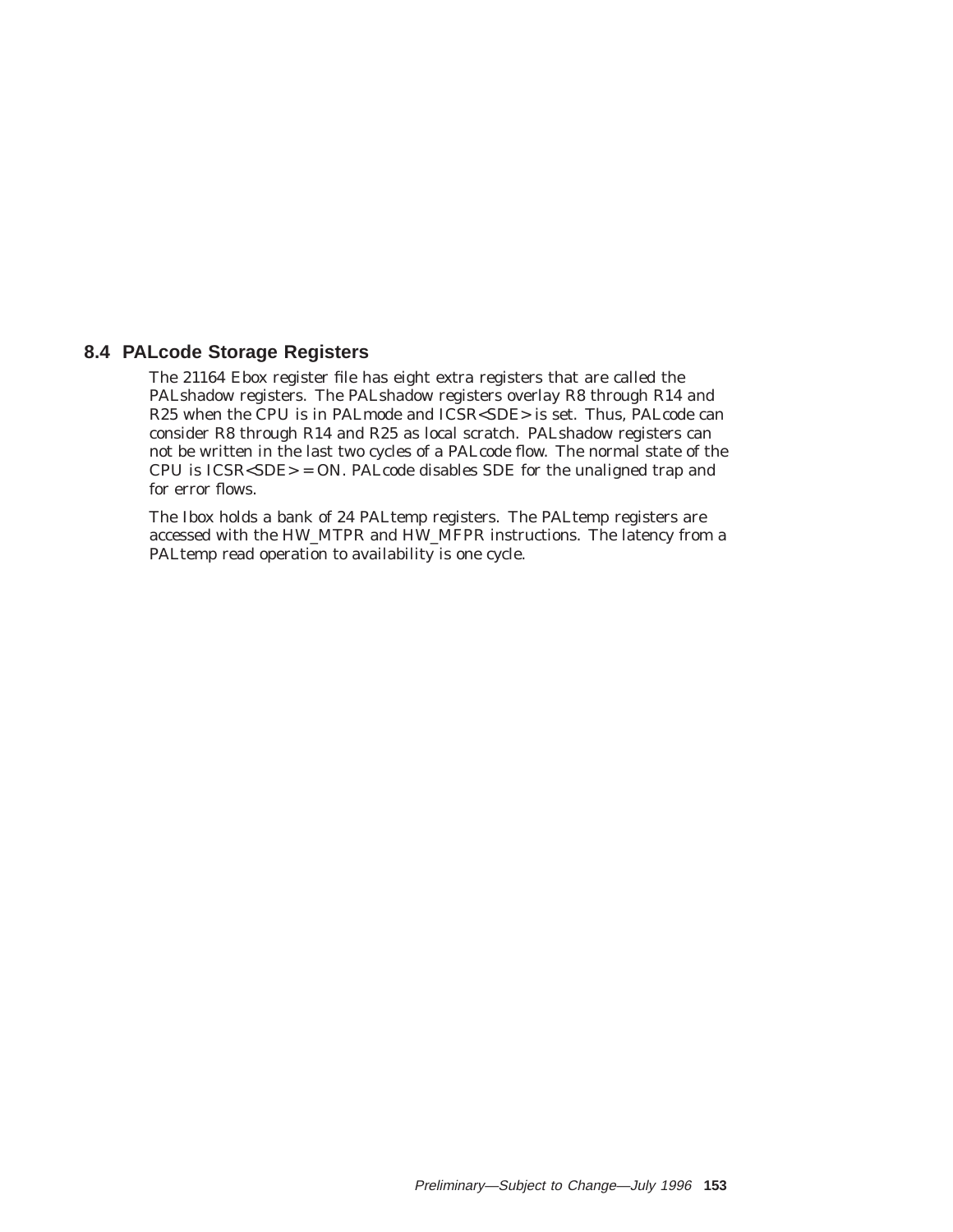## 8.4 PALcode Storage Registers

The 21164 Ebox register file has eight extra registers that are called the PALshadow registers. The PALshadow registers overlay R8 through R14 and R25 when the CPU is in PALmode and ICSR<SDE> is set. Thus, PALcode can consider R8 through R14 and R25 as local scratch. PALshadow registers can not be written in the last two cycles of a PALcode flow. The normal state of the CPU is ICSR<SDE> = ON. PALcode disables SDE for the unaligned trap and for error flows.

The Ibox holds a bank of 24 PALtemp registers. The PALtemp registers are accessed with the HW_MTPR and HW_MFPR instructions. The latency from a PALtemp read operation to availability is one cycle.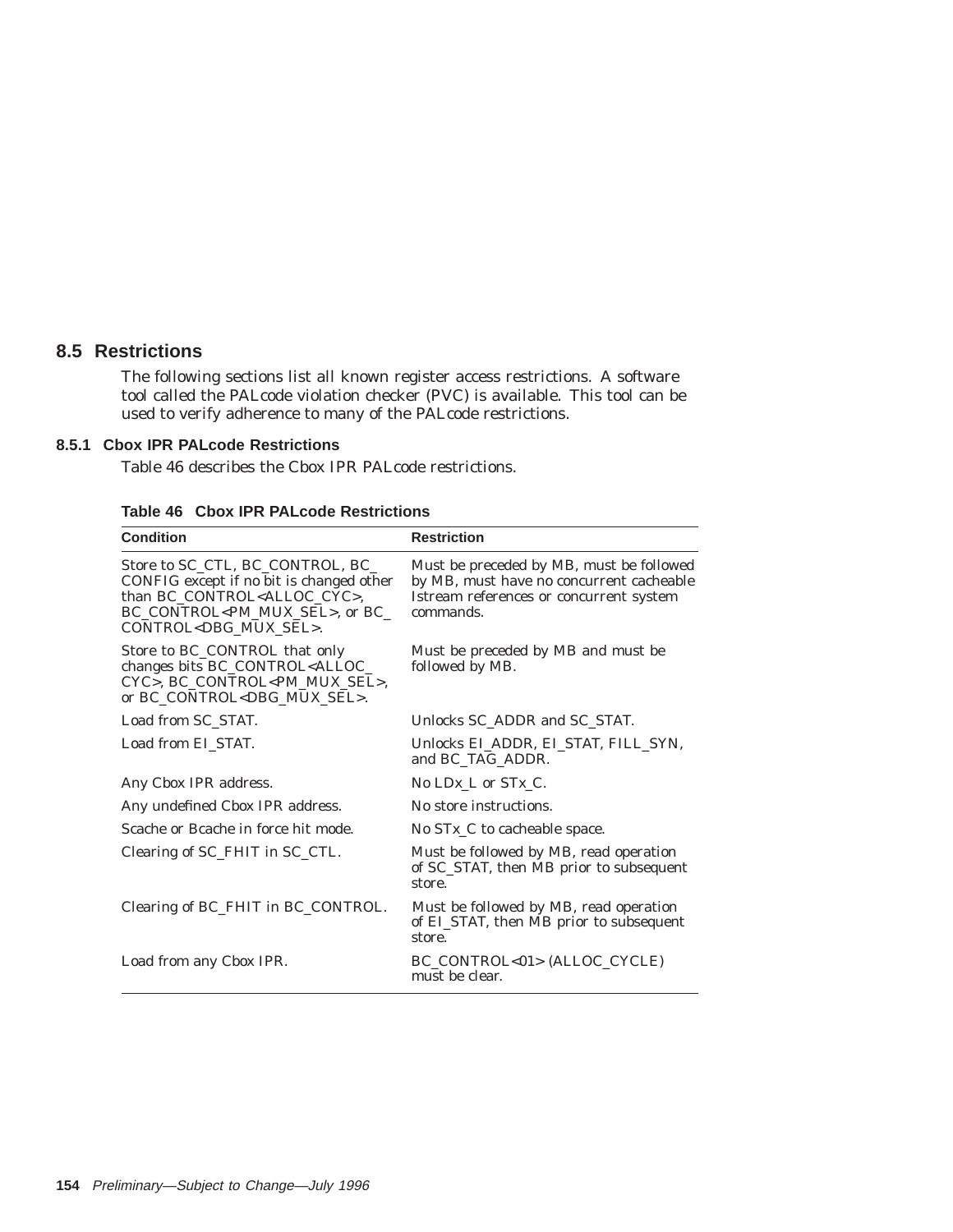## 8.5 Restrictions

The following sections list all known register access restrictions. A software tool called the PALcode violation checker (PVC) is available. This tool can be used to verify adherence to many of the PALcode restrictions.

### 8.5.1 Cbox IPR PALcode Restrictions

Table 46 describes the Cbox IPR PALcode restrictions.

**Table 46 Cbox IPR PALcode Restrictions**

| Condition | Restriction |
|---|---|
| Store to SC_CTL, BC_CONTROL, BC_CONFIG except if no bit is changed other than BC_CONTROL<ALLOC_CYC>, BC_CONTROL<PM_MUX_SEL>, or BC_CONTROL<DBG_MUX_SEL>. | Must be preceded by MB, must be followed by MB, must have no concurrent cacheable Istream references or concurrent system commands. |
| Store to BC_CONTROL that only changes bits BC_CONTROL<ALLOC_CYC>, BC_CONTROL<PM_MUX_SEL>, or BC_CONTROL<DBG_MUX_SEL>. | Must be preceded by MB and must be followed by MB. |
| Load from SC_STAT. | Unlocks SC_ADDR and SC_STAT. |
| Load from EI_STAT. | Unlocks EI_ADDR, EI_STAT, FILL_SYN, and BC_TAG_ADDR. |
| Any Cbox IPR address. | No LDx_L or STx_C. |
| Any undefined Cbox IPR address. | No store instructions. |
| Scache or Bcache in force hit mode. | No STx_C to cacheable space. |
| Clearing of SC_FHIT in SC_CTL. | Must be followed by MB, read operation of SC_STAT, then MB prior to subsequent store. |
| Clearing of BC_FHIT in BC_CONTROL. | Must be followed by MB, read operation of EI_STAT, then MB prior to subsequent store. |
| Load from any Cbox IPR. | BC_CONTROL<01> (ALLOC_CYCLE) must be clear. |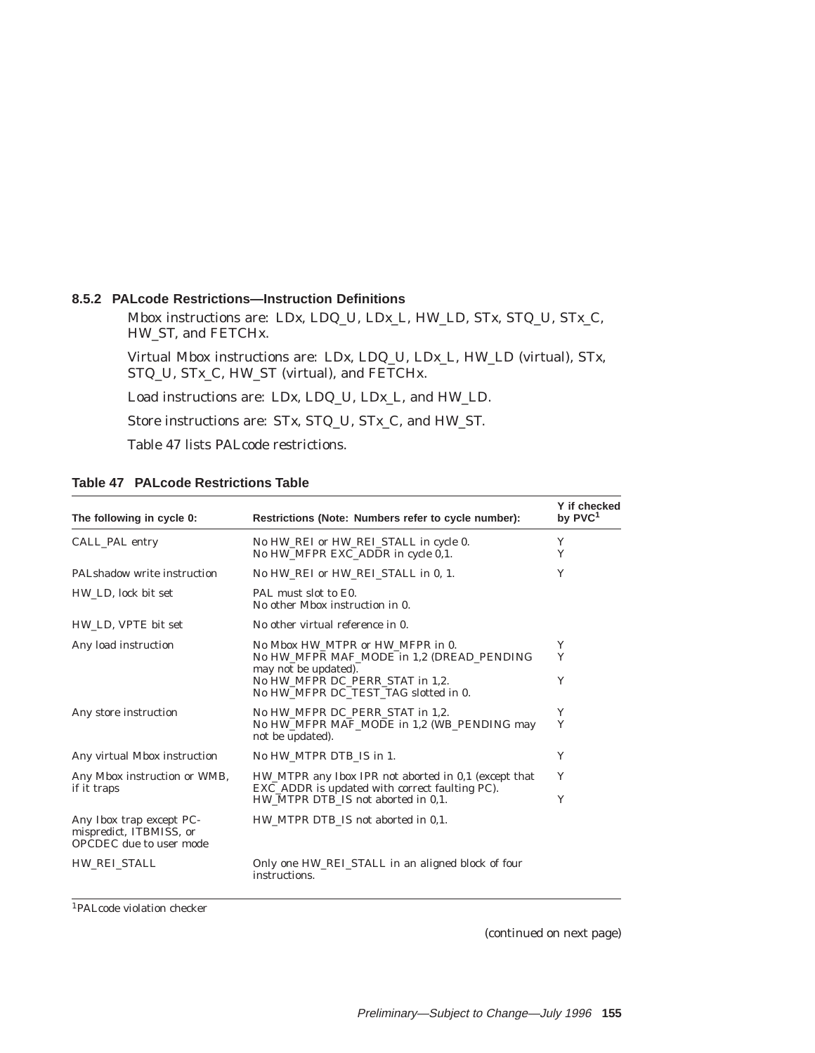### 8.5.2 PALcode Restrictions—Instruction Definitions

Mbox instructions are: LDx, LDQ_U, LDx_L, HW_LD, STx, STQ_U, STx_C, HW_ST, and FETCHx.

Virtual Mbox instructions are: LDx, LDQ_U, LDx_L, HW_LD (virtual), STx, STQ_U, STx_C, HW_ST (virtual), and FETCHx.

Load instructions are: LDx, LDQ_U, LDx_L, and HW_LD.

Store instructions are: STx, STQ_U, STx_C, and HW_ST.

Table 47 lists PALcode restrictions.

**Table 47 PALcode Restrictions Table**

| The following in cycle 0: | Restrictions (Note: Numbers refer to cycle number): | Y if checked by PVC[1] |
|---|---|---|
| CALL_PAL entry | No HW_REI or HW_REI_STALL in cycle 0.<br>No HW_MFPR EXC_ADDR in cycle 0,1. | Y<br>Y |
| PALshadow write instruction | No HW_REI or HW_REI_STALL in 0, 1. | Y |
| HW_LD, lock bit set | PAL must slot to E0.<br>No other Mbox instruction in 0. | |
| HW_LD, VPTE bit set | No other virtual reference in 0. | |
| Any load instruction | No Mbox HW_MTPR or HW_MFPR in 0.<br>No HW_MFPR MAF_MODE in 1,2 (DREAD_PENDING may not be updated).<br>No HW_MFPR DC_PERR_STAT in 1,2.<br>No HW_MFPR DC_TEST_TAG slotted in 0. | Y<br>Y<br><br>Y |
| Any store instruction | No HW_MFPR DC_PERR_STAT in 1,2.<br>No HW_MFPR MAF_MODE in 1,2 (WB_PENDING may not be updated). | Y<br>Y |
| Any virtual Mbox instruction | No HW_MTPR DTB_IS in 1. | Y |
| Any Mbox instruction or WMB, if it traps | HW_MTPR any Ibox IPR not aborted in 0,1 (except that EXC_ADDR is updated with correct faulting PC).<br>HW_MTPR DTB_IS not aborted in 0,1. | Y<br><br>Y |
| Any Ibox trap except PC-mispredict, ITBMISS, or OPCDEC due to user mode | HW_MTPR DTB_IS not aborted in 0,1. | |
| HW_REI_STALL | Only one HW_REI_STALL in an aligned block of four instructions. | |

[1]PALcode violation checker

*(continued on next page)*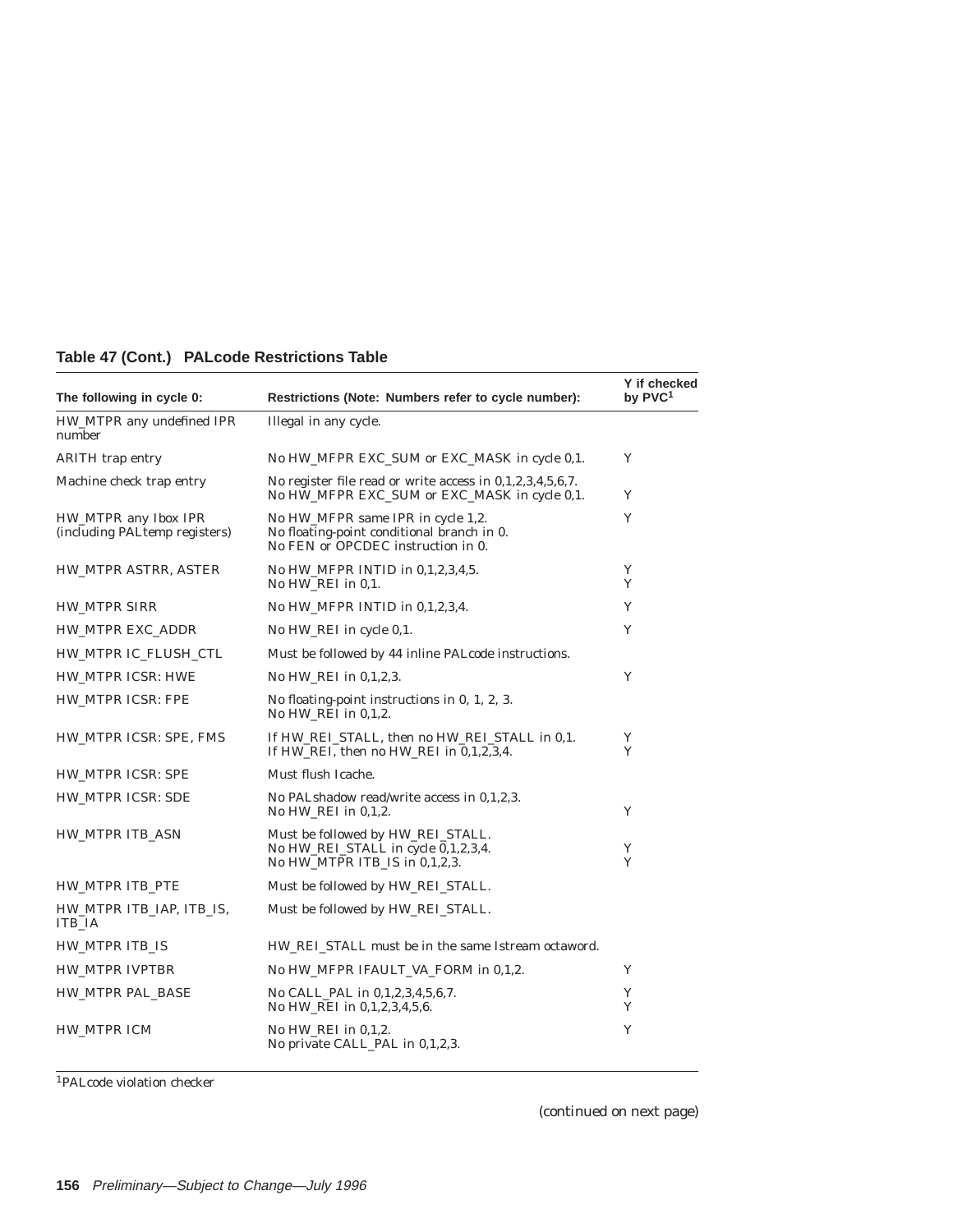**Table 47 (Cont.) PALcode Restrictions Table**

| The following in cycle 0: | Restrictions (Note: Numbers refer to cycle number): | Y if checked by PVC[1] |
|---|---|---|
| HW_MTPR any undefined IPR number | Illegal in any cycle. | |
| ARITH trap entry | No HW_MFPR EXC_SUM or EXC_MASK in cycle 0,1. | Y |
| Machine check trap entry | No register file read or write access in 0,1,2,3,4,5,6,7.<br>No HW_MFPR EXC_SUM or EXC_MASK in cycle 0,1. | <br>Y |
| HW_MTPR any Ibox IPR (including PALtemp registers) | No HW_MFPR same IPR in cycle 1,2.<br>No floating-point conditional branch in 0.<br>No FEN or OPCDEC instruction in 0. | Y |
| HW_MTPR ASTRR, ASTER | No HW_MFPR INTID in 0,1,2,3,4,5.<br>No HW_REI in 0,1. | Y<br>Y |
| HW_MTPR SIRR | No HW_MFPR INTID in 0,1,2,3,4. | Y |
| HW_MTPR EXC_ADDR | No HW_REI in cycle 0,1. | Y |
| HW_MTPR IC_FLUSH_CTL | Must be followed by 44 inline PALcode instructions. | |
| HW_MTPR ICSR: HWE | No HW_REI in 0,1,2,3. | Y |
| HW_MTPR ICSR: FPE | No floating-point instructions in 0, 1, 2, 3.<br>No HW_REI in 0,1,2. | |
| HW_MTPR ICSR: SPE, FMS | If HW_REI_STALL, then no HW_REI_STALL in 0,1.<br>If HW_REI, then no HW_REI in 0,1,2,3,4. | Y<br>Y |
| HW_MTPR ICSR: SPE | Must flush Icache. | |
| HW_MTPR ICSR: SDE | No PALshadow read/write access in 0,1,2,3.<br>No HW_REI in 0,1,2. | <br>Y |
| HW_MTPR ITB_ASN | Must be followed by HW_REI_STALL.<br>No HW_REI_STALL in cycle 0,1,2,3,4.<br>No HW_MTPR ITB_IS in 0,1,2,3. | <br>Y<br>Y |
| HW_MTPR ITB_PTE | Must be followed by HW_REI_STALL. | |
| HW_MTPR ITB_IAP, ITB_IS, ITB_IA | Must be followed by HW_REI_STALL. | |
| HW_MTPR ITB_IS | HW_REI_STALL must be in the same Istream octaword. | |
| HW_MTPR IVPTBR | No HW_MFPR IFAULT_VA_FORM in 0,1,2. | Y |
| HW_MTPR PAL_BASE | No CALL_PAL in 0,1,2,3,4,5,6,7.<br>No HW_REI in 0,1,2,3,4,5,6. | Y<br>Y |
| HW_MTPR ICM | No HW_REI in 0,1,2.<br>No private CALL_PAL in 0,1,2,3. | Y |

[1]PALcode violation checker

(continued on next page)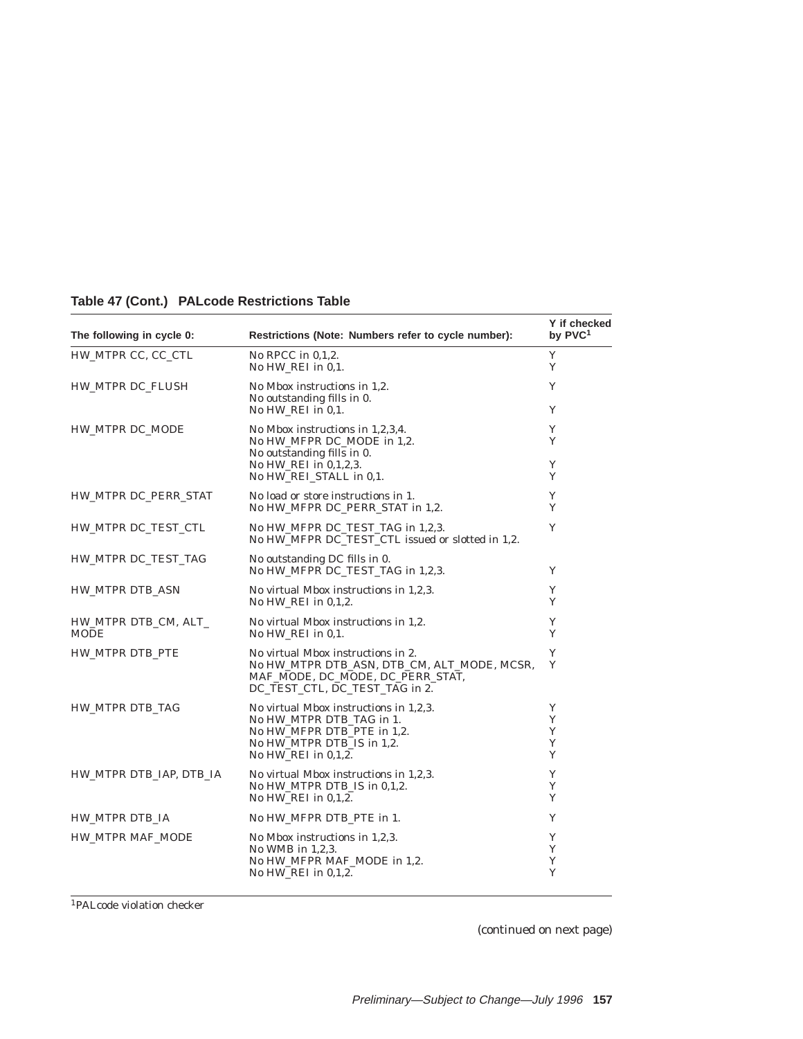**Table 47 (Cont.) PALcode Restrictions Table**

| The following in cycle 0: | Restrictions (Note: Numbers refer to cycle number): | Y if checked by PVC[1] |
|---|---|---|
| HW_MTPR CC, CC_CTL | No RPCC in 0,1,2.<br>No HW_REI in 0,1. | Y<br>Y |
| HW_MTPR DC_FLUSH | No Mbox instructions in 1,2.<br>No outstanding fills in 0.<br>No HW_REI in 0,1. | Y<br><br>Y |
| HW_MTPR DC_MODE | No Mbox instructions in 1,2,3,4.<br>No HW_MFPR DC_MODE in 1,2.<br>No outstanding fills in 0.<br>No HW_REI in 0,1,2,3.<br>No HW_REI_STALL in 0,1. | Y<br>Y<br><br>Y<br>Y |
| HW_MTPR DC_PERR_STAT | No load or store instructions in 1.<br>No HW_MFPR DC_PERR_STAT in 1,2. | Y<br>Y |
| HW_MTPR DC_TEST_CTL | No HW_MFPR DC_TEST_TAG in 1,2,3.<br>No HW_MFPR DC_TEST_CTL issued or slotted in 1,2. | Y |
| HW_MTPR DC_TEST_TAG | No outstanding DC fills in 0.<br>No HW_MFPR DC_TEST_TAG in 1,2,3. | <br>Y |
| HW_MTPR DTB_ASN | No virtual Mbox instructions in 1,2,3.<br>No HW_REI in 0,1,2. | Y<br>Y |
| HW_MTPR DTB_CM, ALT_MODE | No virtual Mbox instructions in 1,2.<br>No HW_REI in 0,1. | Y<br>Y |
| HW_MTPR DTB_PTE | No virtual Mbox instructions in 2.<br>No HW_MTPR DTB_ASN, DTB_CM, ALT_MODE, MCSR, MAF_MODE, DC_MODE, DC_PERR_STAT, DC_TEST_CTL, DC_TEST_TAG in 2. | Y<br>Y |
| HW_MTPR DTB_TAG | No virtual Mbox instructions in 1,2,3.<br>No HW_MTPR DTB_TAG in 1.<br>No HW_MFPR DTB_PTE in 1,2.<br>No HW_MTPR DTB_IS in 1,2.<br>No HW_REI in 0,1,2. | Y<br>Y<br>Y<br>Y<br>Y |
| HW_MTPR DTB_IAP, DTB_IA | No virtual Mbox instructions in 1,2,3.<br>No HW_MTPR DTB_IS in 0,1,2.<br>No HW_REI in 0,1,2. | Y<br>Y<br>Y |
| HW_MTPR DTB_IA | No HW_MFPR DTB_PTE in 1. | Y |
| HW_MTPR MAF_MODE | No Mbox instructions in 1,2,3.<br>No WMB in 1,2,3.<br>No HW_MFPR MAF_MODE in 1,2.<br>No HW_REI in 0,1,2. | Y<br>Y<br>Y<br>Y |

[1] PALcode violation checker

*(continued on next page)*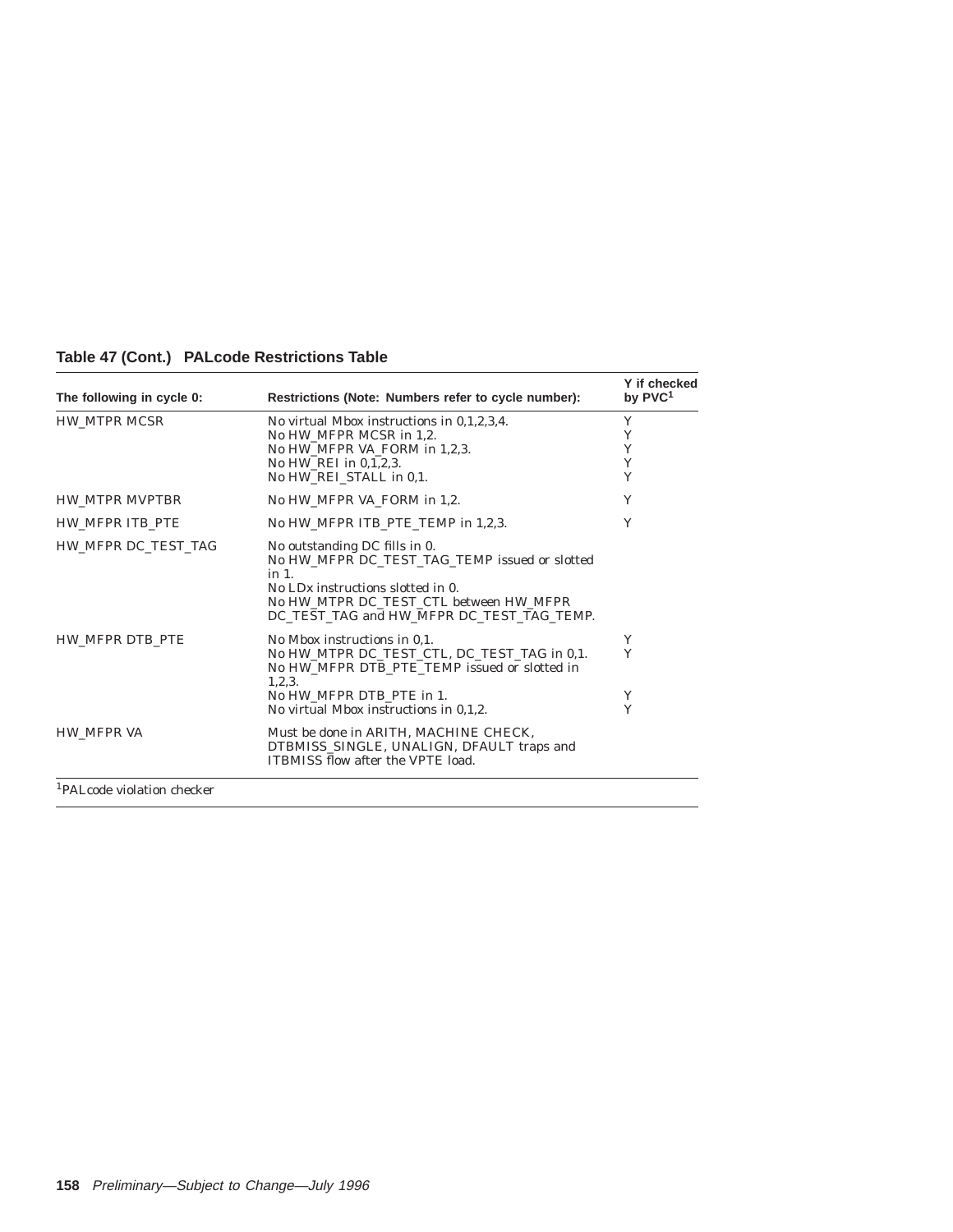**Table 47 (Cont.) PALcode Restrictions Table**

| The following in cycle 0: | Restrictions (Note: Numbers refer to cycle number): | Y if checked by PVC[1] |
|---|---|---|
| HW_MTPR MCSR | No virtual Mbox instructions in 0,1,2,3,4. | Y |
| | No HW_MFPR MCSR in 1,2. | Y |
| | No HW_MFPR VA_FORM in 1,2,3. | Y |
| | No HW_REI in 0,1,2,3. | Y |
| | No HW_REI_STALL in 0,1. | Y |
| HW_MTPR MVPTBR | No HW_MFPR VA_FORM in 1,2. | Y |
| HW_MFPR ITB_PTE | No HW_MFPR ITB_PTE_TEMP in 1,2,3. | Y |
| HW_MFPR DC_TEST_TAG | No outstanding DC fills in 0. | |
| | No HW_MFPR DC_TEST_TAG_TEMP issued or slotted in 1. | |
| | No LDx instructions slotted in 0. | |
| | No HW_MTPR DC_TEST_CTL between HW_MFPR DC_TEST_TAG and HW_MFPR DC_TEST_TAG_TEMP. | |
| HW_MFPR DTB_PTE | No Mbox instructions in 0,1. | Y |
| | No HW_MTPR DC_TEST_CTL, DC_TEST_TAG in 0,1. | Y |
| | No HW_MFPR DTB_PTE_TEMP issued or slotted in 1,2,3. | |
| | No HW_MFPR DTB_PTE in 1. | Y |
| | No virtual Mbox instructions in 0,1,2. | Y |
| HW_MFPR VA | Must be done in ARITH, MACHINE CHECK, DTBMISS_SINGLE, UNALIGN, DFAULT traps and ITBMISS flow after the VPTE load. | |

[1]PALcode violation checker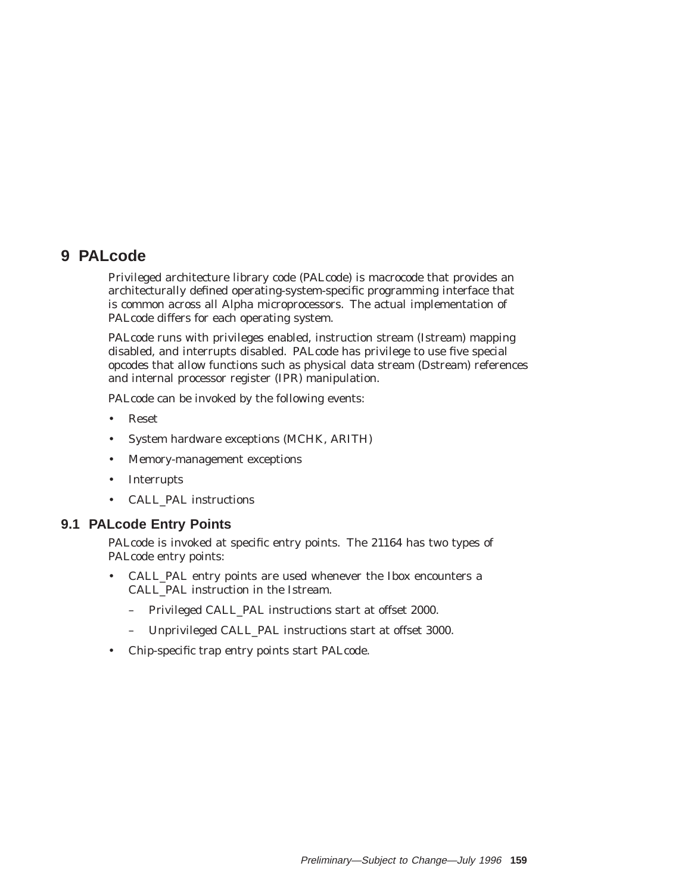# 9 PALcode

Privileged architecture library code (PALcode) is macrocode that provides an architecturally defined operating-system-specific programming interface that is common across all Alpha microprocessors. The actual implementation of PALcode differs for each operating system.

PALcode runs with privileges enabled, instruction stream (Istream) mapping disabled, and interrupts disabled. PALcode has privilege to use five special opcodes that allow functions such as physical data stream (Dstream) references and internal processor register (IPR) manipulation.

PALcode can be invoked by the following events:

- Reset
- System hardware exceptions (MCHK, ARITH)
- Memory-management exceptions
- Interrupts
- CALL_PAL instructions

## 9.1 PALcode Entry Points

PALcode is invoked at specific entry points. The 21164 has two types of PALcode entry points:

- CALL_PAL entry points are used whenever the Ibox encounters a CALL_PAL instruction in the Istream.
  - Privileged CALL_PAL instructions start at offset 2000.
  - Unprivileged CALL_PAL instructions start at offset 3000.
- Chip-specific trap entry points start PALcode.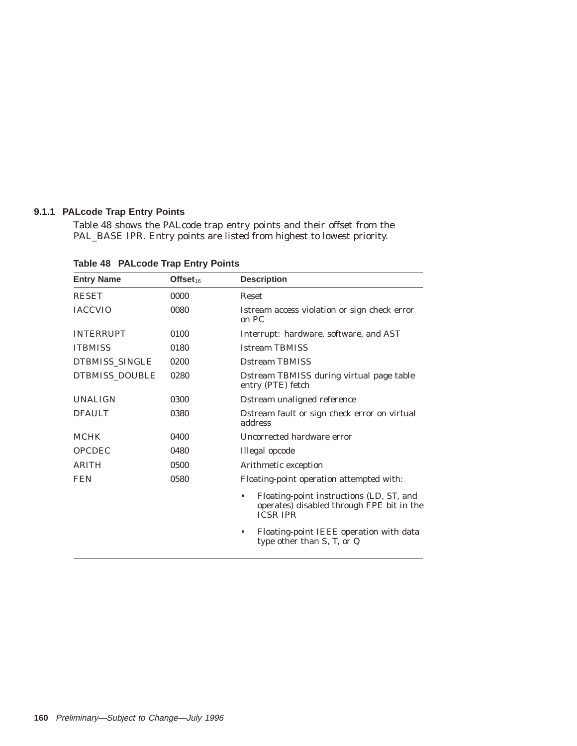### 9.1.1 PALcode Trap Entry Points

Table 48 shows the PALcode trap entry points and their offset from the PAL_BASE IPR. Entry points are listed from highest to lowest priority.

**Table 48 PALcode Trap Entry Points**

| Entry Name | Offset$_{16}$ | Description |
|---|---|---|
| RESET | 0000 | Reset |
| IACCVIO | 0080 | Istream access violation or sign check error on PC |
| INTERRUPT | 0100 | Interrupt: hardware, software, and AST |
| ITBMISS | 0180 | Istream TBMISS |
| DTBMISS_SINGLE | 0200 | Dstream TBMISS |
| DTBMISS_DOUBLE | 0280 | Dstream TBMISS during virtual page table entry (PTE) fetch |
| UNALIGN | 0300 | Dstream unaligned reference |
| DFAULT | 0380 | Dstream fault or sign check error on virtual address |
| MCHK | 0400 | Uncorrected hardware error |
| OPCDEC | 0480 | Illegal opcode |
| ARITH | 0500 | Arithmetic exception |
| FEN | 0580 | Floating-point operation attempted with:<br>• Floating-point instructions (LD, ST, and operates) disabled through FPE bit in the ICSR IPR<br>• Floating-point IEEE operation with data type other than S, T, or Q |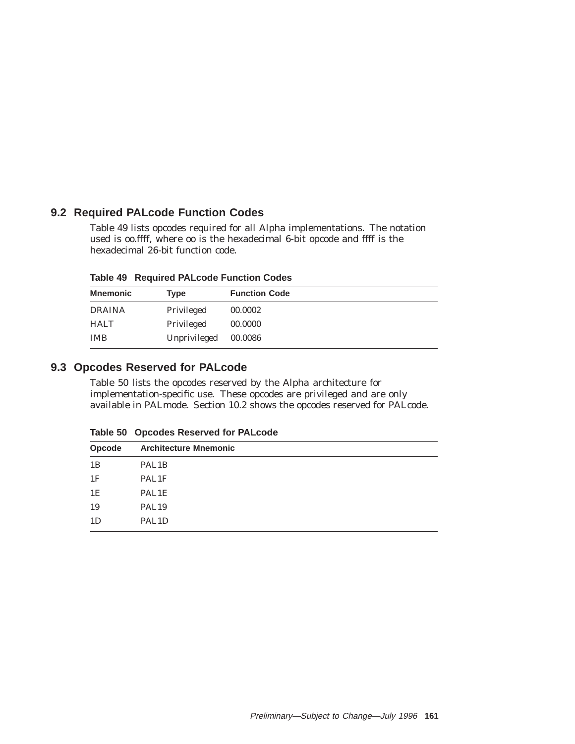## 9.2 Required PALcode Function Codes

Table 49 lists opcodes required for all Alpha implementations. The notation used is oo.ffff, where oo is the hexadecimal 6-bit opcode and ffff is the hexadecimal 26-bit function code.

**Table 49 Required PALcode Function Codes**

| Mnemonic | Type | Function Code |
|---|---|---|
| DRAINA | Privileged | 00.0002 |
| HALT | Privileged | 00.0000 |
| IMB | Unprivileged | 00.0086 |

## 9.3 Opcodes Reserved for PALcode

Table 50 lists the opcodes reserved by the Alpha architecture for implementation-specific use. These opcodes are privileged and are only available in PALmode. Section 10.2 shows the opcodes reserved for PALcode.

**Table 50 Opcodes Reserved for PALcode**

| Opcode | Architecture Mnemonic |
|---|---|
| 1B | PAL1B |
| 1F | PAL1F |
| 1E | PAL1E |
| 19 | PAL19 |
| 1D | PAL1D |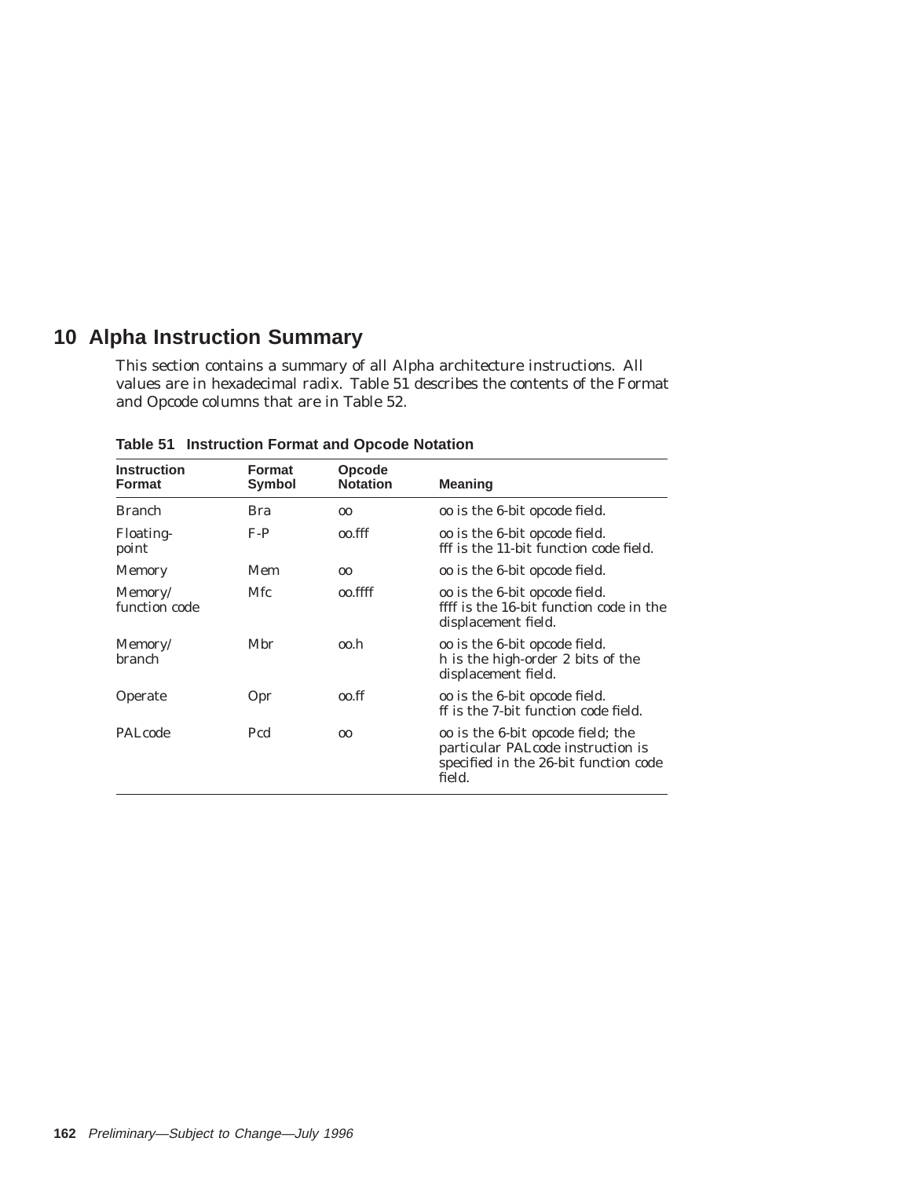# 10 Alpha Instruction Summary

This section contains a summary of all Alpha architecture instructions. All values are in hexadecimal radix. Table 51 describes the contents of the Format and Opcode columns that are in Table 52.

**Table 51 Instruction Format and Opcode Notation**

| Instruction Format | Format Symbol | Opcode Notation | Meaning |
|---|---|---|---|
| Branch | Bra | oo | oo is the 6-bit opcode field. |
| Floating-point | F-P | oo.fff | oo is the 6-bit opcode field. fff is the 11-bit function code field. |
| Memory | Mem | oo | oo is the 6-bit opcode field. |
| Memory/ function code | Mfc | oo.ffff | oo is the 6-bit opcode field. ffff is the 16-bit function code in the displacement field. |
| Memory/ branch | Mbr | oo.h | oo is the 6-bit opcode field. h is the high-order 2 bits of the displacement field. |
| Operate | Opr | oo.ff | oo is the 6-bit opcode field. ff is the 7-bit function code field. |
| PALcode | Pcd | oo | oo is the 6-bit opcode field; the particular PALcode instruction is specified in the 26-bit function code field. |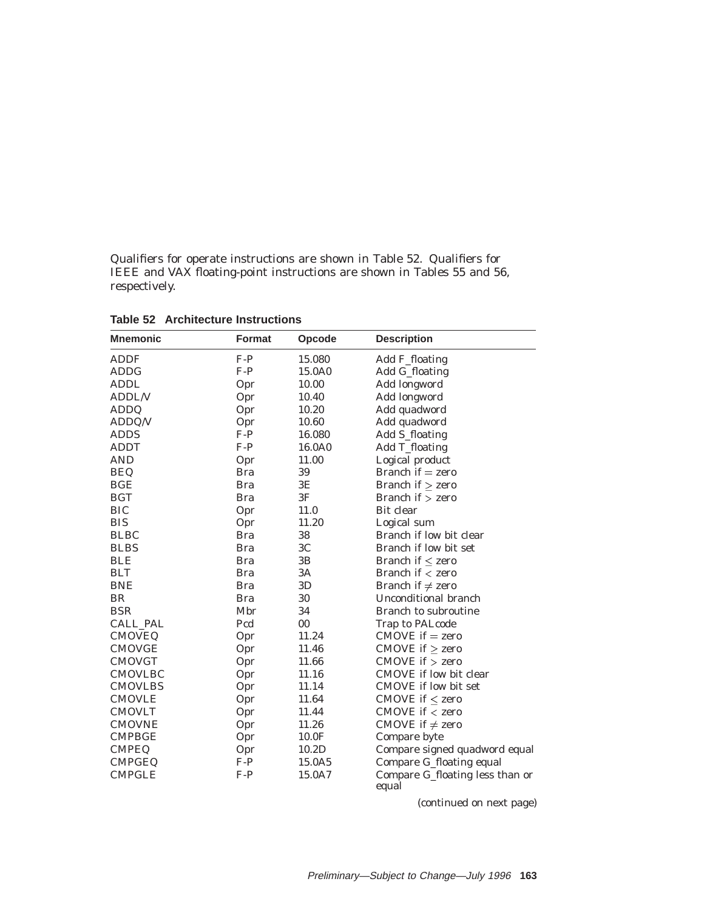Qualifiers for operate instructions are shown in Table 52. Qualifiers for IEEE and VAX floating-point instructions are shown in Tables 55 and 56, respectively.

**Table 52 Architecture Instructions**

| Mnemonic | Format | Opcode | Description |
|---|---|---|---|
| ADDF | F-P | 15.080 | Add F_floating |
| ADDG | F-P | 15.0A0 | Add G_floating |
| ADDL | Opr | 10.00 | Add longword |
| ADDL/V | Opr | 10.40 | Add longword |
| ADDQ | Opr | 10.20 | Add quadword |
| ADDQ/V | Opr | 10.60 | Add quadword |
| ADDS | F-P | 16.080 | Add S_floating |
| ADDT | F-P | 16.0A0 | Add T_floating |
| AND | Opr | 11.00 | Logical product |
| BEQ | Bra | 39 | Branch if = zero |
| BGE | Bra | 3E | Branch if ≥ zero |
| BGT | Bra | 3F | Branch if > zero |
| BIC | Opr | 11.0 | Bit clear |
| BIS | Opr | 11.20 | Logical sum |
| BLBC | Bra | 38 | Branch if low bit clear |
| BLBS | Bra | 3C | Branch if low bit set |
| BLE | Bra | 3B | Branch if ≤ zero |
| BLT | Bra | 3A | Branch if < zero |
| BNE | Bra | 3D | Branch if ≠ zero |
| BR | Bra | 30 | Unconditional branch |
| BSR | Mbr | 34 | Branch to subroutine |
| CALL_PAL | Pcd | 00 | Trap to PALcode |
| CMOVEQ | Opr | 11.24 | CMOVE if = zero |
| CMOVGE | Opr | 11.46 | CMOVE if ≥ zero |
| CMOVGT | Opr | 11.66 | CMOVE if > zero |
| CMOVLBC | Opr | 11.16 | CMOVE if low bit clear |
| CMOVLBS | Opr | 11.14 | CMOVE if low bit set |
| CMOVLE | Opr | 11.64 | CMOVE if ≤ zero |
| CMOVLT | Opr | 11.44 | CMOVE if < zero |
| CMOVNE | Opr | 11.26 | CMOVE if ≠ zero |
| CMPBGE | Opr | 10.0F | Compare byte |
| CMPEQ | Opr | 10.2D | Compare signed quadword equal |
| CMPGEQ | F-P | 15.0A5 | Compare G_floating equal |
| CMPGLE | F-P | 15.0A7 | Compare G_floating less than or equal |

(continued on next page)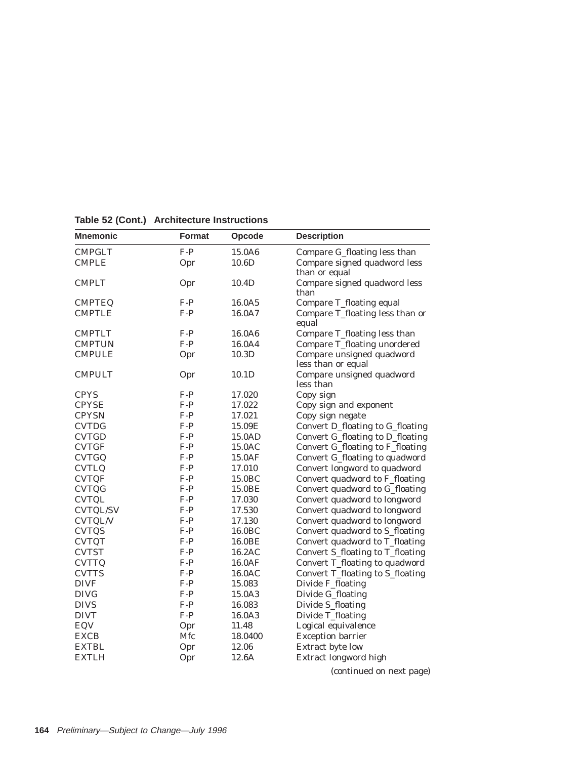**Table 52 (Cont.) Architecture Instructions**

| Mnemonic | Format | Opcode | Description |
|---|---|---|---|
| CMPGLT | F-P | 15.0A6 | Compare G_floating less than |
| CMPLE | Opr | 10.6D | Compare signed quadword less than or equal |
| CMPLT | Opr | 10.4D | Compare signed quadword less than |
| CMPTEQ | F-P | 16.0A5 | Compare T_floating equal |
| CMPTLE | F-P | 16.0A7 | Compare T_floating less than or equal |
| CMPTLT | F-P | 16.0A6 | Compare T_floating less than |
| CMPTUN | F-P | 16.0A4 | Compare T_floating unordered |
| CMPULE | Opr | 10.3D | Compare unsigned quadword less than or equal |
| CMPULT | Opr | 10.1D | Compare unsigned quadword less than |
| CPYS | F-P | 17.020 | Copy sign |
| CPYSE | F-P | 17.022 | Copy sign and exponent |
| CPYSN | F-P | 17.021 | Copy sign negate |
| CVTDG | F-P | 15.09E | Convert D_floating to G_floating |
| CVTGD | F-P | 15.0AD | Convert G_floating to D_floating |
| CVTGF | F-P | 15.0AC | Convert G_floating to F_floating |
| CVTGQ | F-P | 15.0AF | Convert G_floating to quadword |
| CVTLQ | F-P | 17.010 | Convert longword to quadword |
| CVTQF | F-P | 15.0BC | Convert quadword to F_floating |
| CVTQG | F-P | 15.0BE | Convert quadword to G_floating |
| CVTQL | F-P | 17.030 | Convert quadword to longword |
| CVTQL/SV | F-P | 17.530 | Convert quadword to longword |
| CVTQL/V | F-P | 17.130 | Convert quadword to longword |
| CVTQS | F-P | 16.0BC | Convert quadword to S_floating |
| CVTQT | F-P | 16.0BE | Convert quadword to T_floating |
| CVTST | F-P | 16.2AC | Convert S_floating to T_floating |
| CVTTQ | F-P | 16.0AF | Convert T_floating to quadword |
| CVTTS | F-P | 16.0AC | Convert T_floating to S_floating |
| DIVF | F-P | 15.083 | Divide F_floating |
| DIVG | F-P | 15.0A3 | Divide G_floating |
| DIVS | F-P | 16.083 | Divide S_floating |
| DIVT | F-P | 16.0A3 | Divide T_floating |
| EQV | Opr | 11.48 | Logical equivalence |
| EXCB | Mfc | 18.0400 | Exception barrier |
| EXTBL | Opr | 12.06 | Extract byte low |
| EXTLH | Opr | 12.6A | Extract longword high |

*(continued on next page)*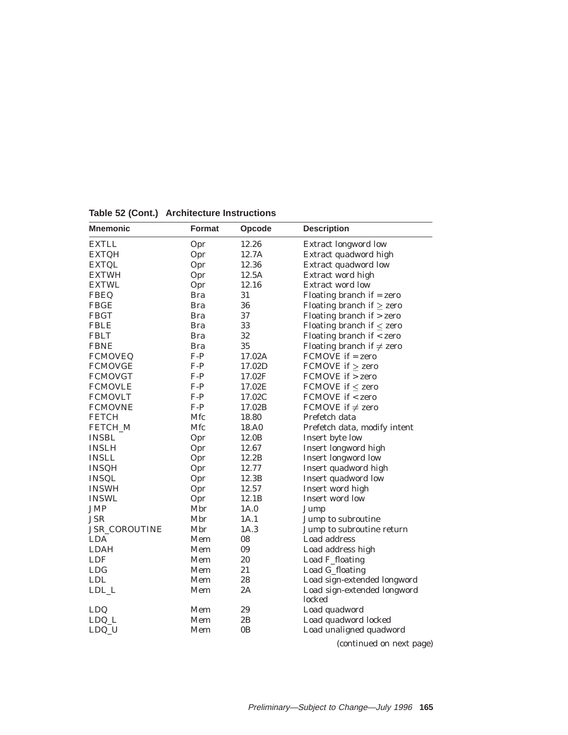**Table 52 (Cont.) Architecture Instructions**

| Mnemonic | Format | Opcode | Description |
|---|---|---|---|
| EXTLL | Opr | 12.26 | Extract longword low |
| EXTQH | Opr | 12.7A | Extract quadword high |
| EXTQL | Opr | 12.36 | Extract quadword low |
| EXTWH | Opr | 12.5A | Extract word high |
| EXTWL | Opr | 12.16 | Extract word low |
| FBEQ | Bra | 31 | Floating branch if = zero |
| FBGE | Bra | 36 | Floating branch if $\geq$ zero |
| FBGT | Bra | 37 | Floating branch if > zero |
| FBLE | Bra | 33 | Floating branch if $\leq$ zero |
| FBLT | Bra | 32 | Floating branch if < zero |
| FBNE | Bra | 35 | Floating branch if $\neq$ zero |
| FCMOVEQ | F-P | 17.02A | FCMOVE if = zero |
| FCMOVGE | F-P | 17.02D | FCMOVE if $\geq$ zero |
| FCMOVGT | F-P | 17.02F | FCMOVE if > zero |
| FCMOVLE | F-P | 17.02E | FCMOVE if $\leq$ zero |
| FCMOVLT | F-P | 17.02C | FCMOVE if < zero |
| FCMOVNE | F-P | 17.02B | FCMOVE if $\neq$ zero |
| FETCH | Mfc | 18.80 | Prefetch data |
| FETCH_M | Mfc | 18.A0 | Prefetch data, modify intent |
| INSBL | Opr | 12.0B | Insert byte low |
| INSLH | Opr | 12.67 | Insert longword high |
| INSLL | Opr | 12.2B | Insert longword low |
| INSQH | Opr | 12.77 | Insert quadword high |
| INSQL | Opr | 12.3B | Insert quadword low |
| INSWH | Opr | 12.57 | Insert word high |
| INSWL | Opr | 12.1B | Insert word low |
| JMP | Mbr | 1A.0 | Jump |
| JSR | Mbr | 1A.1 | Jump to subroutine |
| JSR_COROUTINE | Mbr | 1A.3 | Jump to subroutine return |
| LDA | Mem | 08 | Load address |
| LDAH | Mem | 09 | Load address high |
| LDF | Mem | 20 | Load F_floating |
| LDG | Mem | 21 | Load G_floating |
| LDL | Mem | 28 | Load sign-extended longword |
| LDL_L | Mem | 2A | Load sign-extended longword locked |
| LDQ | Mem | 29 | Load quadword |
| LDQ_L | Mem | 2B | Load quadword locked |
| LDQ_U | Mem | 0B | Load unaligned quadword |

*(continued on next page)*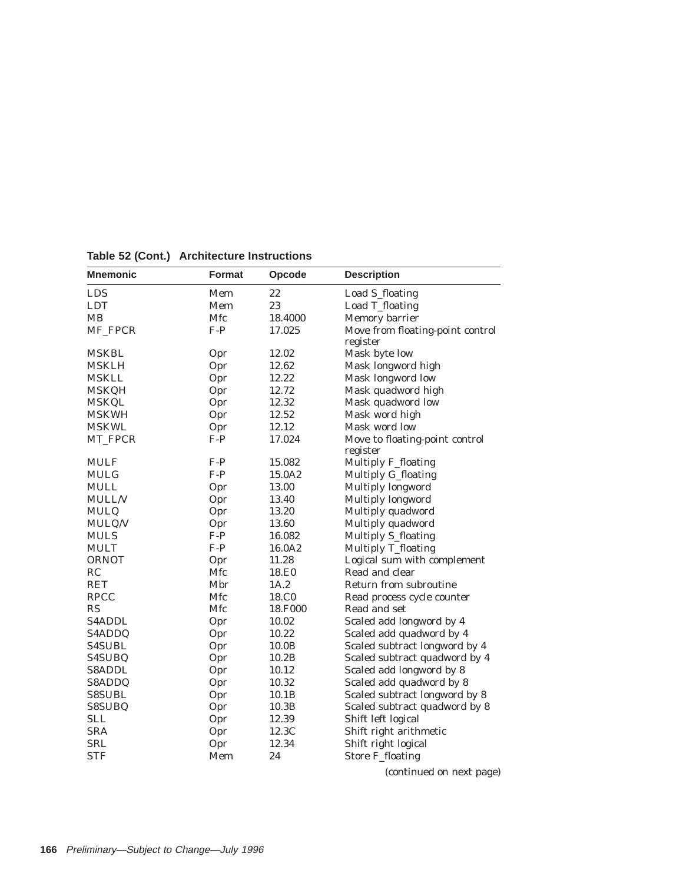**Table 52 (Cont.) Architecture Instructions**

| Mnemonic | Format | Opcode | Description |
|---|---|---|---|
| LDS | Mem | 22 | Load S_floating |
| LDT | Mem | 23 | Load T_floating |
| MB | Mfc | 18.4000 | Memory barrier |
| MF_FPCR | F-P | 17.025 | Move from floating-point control register |
| MSKBL | Opr | 12.02 | Mask byte low |
| MSKLH | Opr | 12.62 | Mask longword high |
| MSKLL | Opr | 12.22 | Mask longword low |
| MSKQH | Opr | 12.72 | Mask quadword high |
| MSKQL | Opr | 12.32 | Mask quadword low |
| MSKWH | Opr | 12.52 | Mask word high |
| MSKWL | Opr | 12.12 | Mask word low |
| MT_FPCR | F-P | 17.024 | Move to floating-point control register |
| MULF | F-P | 15.082 | Multiply F_floating |
| MULG | F-P | 15.0A2 | Multiply G_floating |
| MULL | Opr | 13.00 | Multiply longword |
| MULL/V | Opr | 13.40 | Multiply longword |
| MULQ | Opr | 13.20 | Multiply quadword |
| MULQ/V | Opr | 13.60 | Multiply quadword |
| MULS | F-P | 16.082 | Multiply S_floating |
| MULT | F-P | 16.0A2 | Multiply T_floating |
| ORNOT | Opr | 11.28 | Logical sum with complement |
| RC | Mfc | 18.E0 | Read and clear |
| RET | Mbr | 1A.2 | Return from subroutine |
| RPCC | Mfc | 18.C0 | Read process cycle counter |
| RS | Mfc | 18.F000 | Read and set |
| S4ADDL | Opr | 10.02 | Scaled add longword by 4 |
| S4ADDQ | Opr | 10.22 | Scaled add quadword by 4 |
| S4SUBL | Opr | 10.0B | Scaled subtract longword by 4 |
| S4SUBQ | Opr | 10.2B | Scaled subtract quadword by 4 |
| S8ADDL | Opr | 10.12 | Scaled add longword by 8 |
| S8ADDQ | Opr | 10.32 | Scaled add quadword by 8 |
| S8SUBL | Opr | 10.1B | Scaled subtract longword by 8 |
| S8SUBQ | Opr | 10.3B | Scaled subtract quadword by 8 |
| SLL | Opr | 12.39 | Shift left logical |
| SRA | Opr | 12.3C | Shift right arithmetic |
| SRL | Opr | 12.34 | Shift right logical |
| STF | Mem | 24 | Store F_floating |

*(continued on next page)*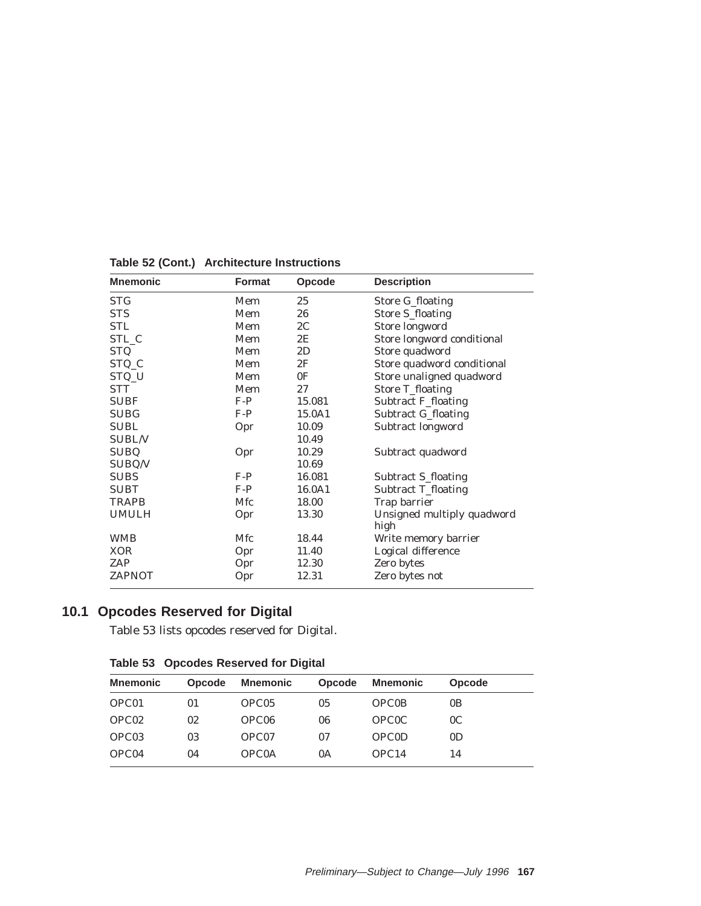**Table 52 (Cont.) Architecture Instructions**

| Mnemonic | Format | Opcode | Description |
|---|---|---|---|
| STG | Mem | 25 | Store G_floating |
| STS | Mem | 26 | Store S_floating |
| STL | Mem | 2C | Store longword |
| STL_C | Mem | 2E | Store longword conditional |
| STQ | Mem | 2D | Store quadword |
| STQ_C | Mem | 2F | Store quadword conditional |
| STQ_U | Mem | 0F | Store unaligned quadword |
| STT | Mem | 27 | Store T_floating |
| SUBF | F-P | 15.081 | Subtract F_floating |
| SUBG | F-P | 15.0A1 | Subtract G_floating |
| SUBL | Opr | 10.09 | Subtract longword |
| SUBL/V | | 10.49 | |
| SUBQ | Opr | 10.29 | Subtract quadword |
| SUBQ/V | | 10.69 | |
| SUBS | F-P | 16.081 | Subtract S_floating |
| SUBT | F-P | 16.0A1 | Subtract T_floating |
| TRAPB | Mfc | 18.00 | Trap barrier |
| UMULH | Opr | 13.30 | Unsigned multiply quadword high |
| WMB | Mfc | 18.44 | Write memory barrier |
| XOR | Opr | 11.40 | Logical difference |
| ZAP | Opr | 12.30 | Zero bytes |
| ZAPNOT | Opr | 12.31 | Zero bytes not |

## 10.1 Opcodes Reserved for Digital

Table 53 lists opcodes reserved for Digital.

**Table 53 Opcodes Reserved for Digital**

| Mnemonic | Opcode | Mnemonic | Opcode | Mnemonic | Opcode |
|---|---|---|---|---|---|
| OPC01 | 01 | OPC05 | 05 | OPC0B | 0B |
| OPC02 | 02 | OPC06 | 06 | OPC0C | 0C |
| OPC03 | 03 | OPC07 | 07 | OPC0D | 0D |
| OPC04 | 04 | OPC0A | 0A | OPC14 | 14 |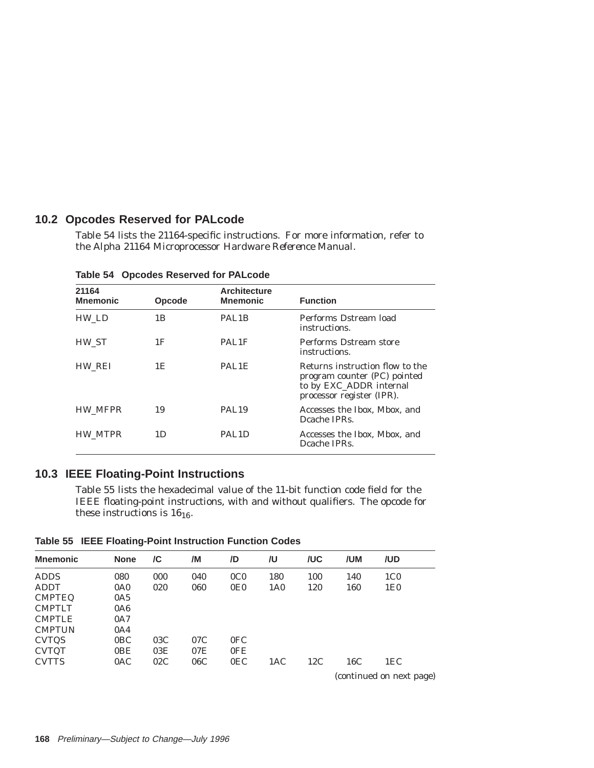## 10.2 Opcodes Reserved for PALcode

Table 54 lists the 21164-specific instructions. For more information, refer to the *Alpha 21164 Microprocessor Hardware Reference Manual*.

**Table 54 Opcodes Reserved for PALcode**

| 21164 Mnemonic | Opcode | Architecture Mnemonic | Function |
|---|---|---|---|
| HW_LD | 1B | PAL1B | Performs Dstream load instructions. |
| HW_ST | 1F | PAL1F | Performs Dstream store instructions. |
| HW_REI | 1E | PAL1E | Returns instruction flow to the program counter (PC) pointed to by EXC_ADDR internal processor register (IPR). |
| HW_MFPR | 19 | PAL19 | Accesses the Ibox, Mbox, and Dcache IPRs. |
| HW_MTPR | 1D | PAL1D | Accesses the Ibox, Mbox, and Dcache IPRs. |

## 10.3 IEEE Floating-Point Instructions

Table 55 lists the hexadecimal value of the 11-bit function code field for the IEEE floating-point instructions, with and without qualifiers. The opcode for these instructions is $16_{16}$.

**Table 55 IEEE Floating-Point Instruction Function Codes**

| Mnemonic | None | /C | /M | /D | /U | /UC | /UM | /UD |
|---|---|---|---|---|---|---|---|---|
| ADDS | 080 | 000 | 040 | 0C0 | 180 | 100 | 140 | 1C0 |
| ADDT | 0A0 | 020 | 060 | 0E0 | 1A0 | 120 | 160 | 1E0 |
| CMPTEQ | 0A5 | | | | | | | |
| CMPTLT | 0A6 | | | | | | | |
| CMPTLE | 0A7 | | | | | | | |
| CMPTUN | 0A4 | | | | | | | |
| CVTQS | 0BC | 03C | 07C | 0FC | | | | |
| CVTQT | 0BE | 03E | 07E | 0FE | | | | |
| CVTTS | 0AC | 02C | 06C | 0EC | 1AC | 12C | 16C | 1EC |

(continued on next page)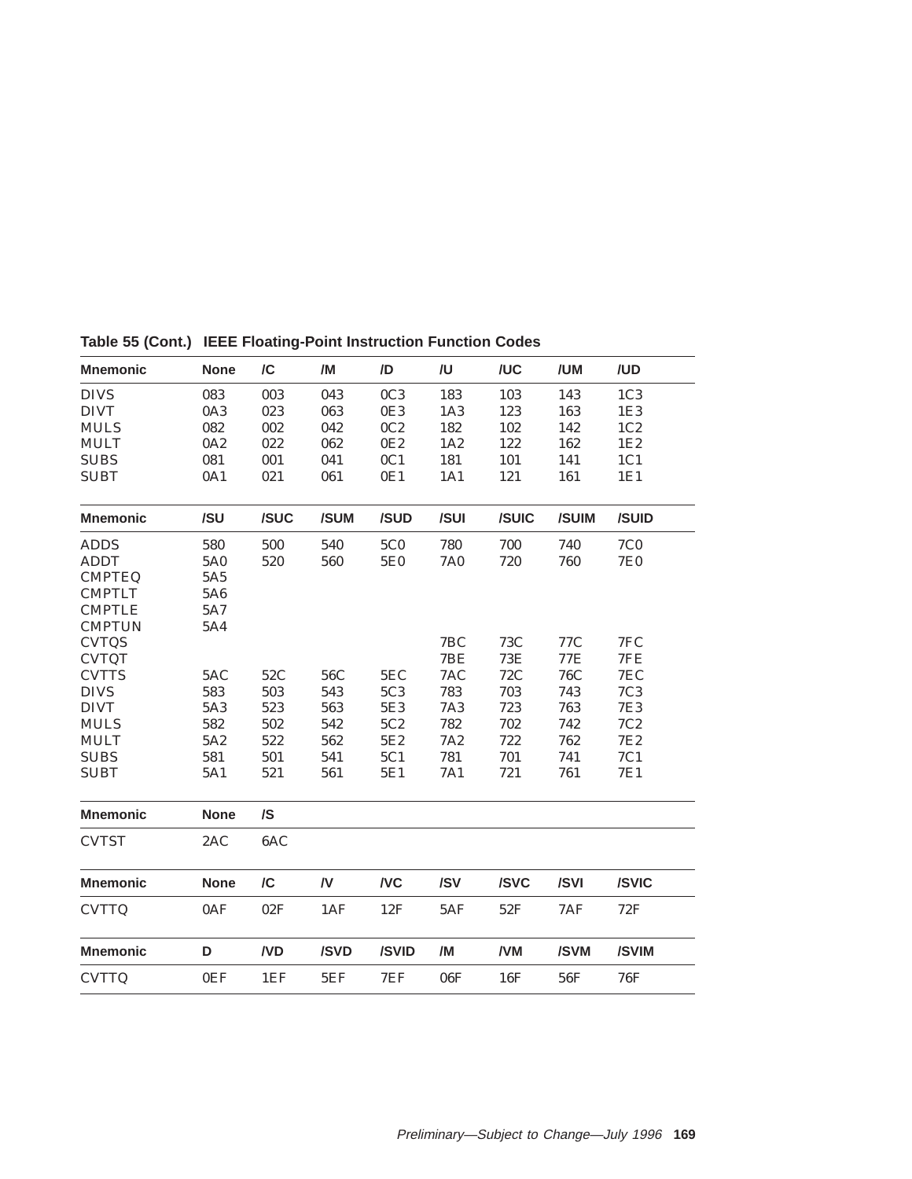**Table 55 (Cont.) IEEE Floating-Point Instruction Function Codes**

| Mnemonic | None | /C | /M | /D | /U | /UC | /UM | /UD |
|---|---|---|---|---|---|---|---|---|
| DIVS | 083 | 003 | 043 | 0C3 | 183 | 103 | 143 | 1C3 |
| DIVT | 0A3 | 023 | 063 | 0E3 | 1A3 | 123 | 163 | 1E3 |
| MULS | 082 | 002 | 042 | 0C2 | 182 | 102 | 142 | 1C2 |
| MULT | 0A2 | 022 | 062 | 0E2 | 1A2 | 122 | 162 | 1E2 |
| SUBS | 081 | 001 | 041 | 0C1 | 181 | 101 | 141 | 1C1 |
| SUBT | 0A1 | 021 | 061 | 0E1 | 1A1 | 121 | 161 | 1E1 |

| Mnemonic | /SU | /SUC | /SUM | /SUD | /SUI | /SUIC | /SUIM | /SUID |
|---|---|---|---|---|---|---|---|---|
| ADDS | 580 | 500 | 540 | 5C0 | 780 | 700 | 740 | 7C0 |
| ADDT | 5A0 | 520 | 560 | 5E0 | 7A0 | 720 | 760 | 7E0 |
| CMPTEQ | 5A5 | | | | | | | |
| CMPTLT | 5A6 | | | | | | | |
| CMPTLE | 5A7 | | | | | | | |
| CMPTUN | 5A4 | | | | | | | |
| CVTQS | | | | | 7BC | 73C | 77C | 7FC |
| CVTQT | | | | | 7BE | 73E | 77E | 7FE |
| CVTTS | 5AC | 52C | 56C | 5EC | 7AC | 72C | 76C | 7EC |
| DIVS | 583 | 503 | 543 | 5C3 | 783 | 703 | 743 | 7C3 |
| DIVT | 5A3 | 523 | 563 | 5E3 | 7A3 | 723 | 763 | 7E3 |
| MULS | 582 | 502 | 542 | 5C2 | 782 | 702 | 742 | 7C2 |
| MULT | 5A2 | 522 | 562 | 5E2 | 7A2 | 722 | 762 | 7E2 |
| SUBS | 581 | 501 | 541 | 5C1 | 781 | 701 | 741 | 7C1 |
| SUBT | 5A1 | 521 | 561 | 5E1 | 7A1 | 721 | 761 | 7E1 |

| Mnemonic | None | /S |
|---|---|---|
| CVTST | 2AC | 6AC |

| Mnemonic | None | /C | /V | /VC | /SV | /SVC | /SVI | /SVIC |
|---|---|---|---|---|---|---|---|---|
| CVTTQ | 0AF | 02F | 1AF | 12F | 5AF | 52F | 7AF | 72F |

| Mnemonic | D | /VD | /SVD | /SVID | /M | /VM | /SVM | /SVIM |
|---|---|---|---|---|---|---|---|---|
| CVTTQ | 0EF | 1EF | 5EF | 7EF | 06F | 16F | 56F | 76F |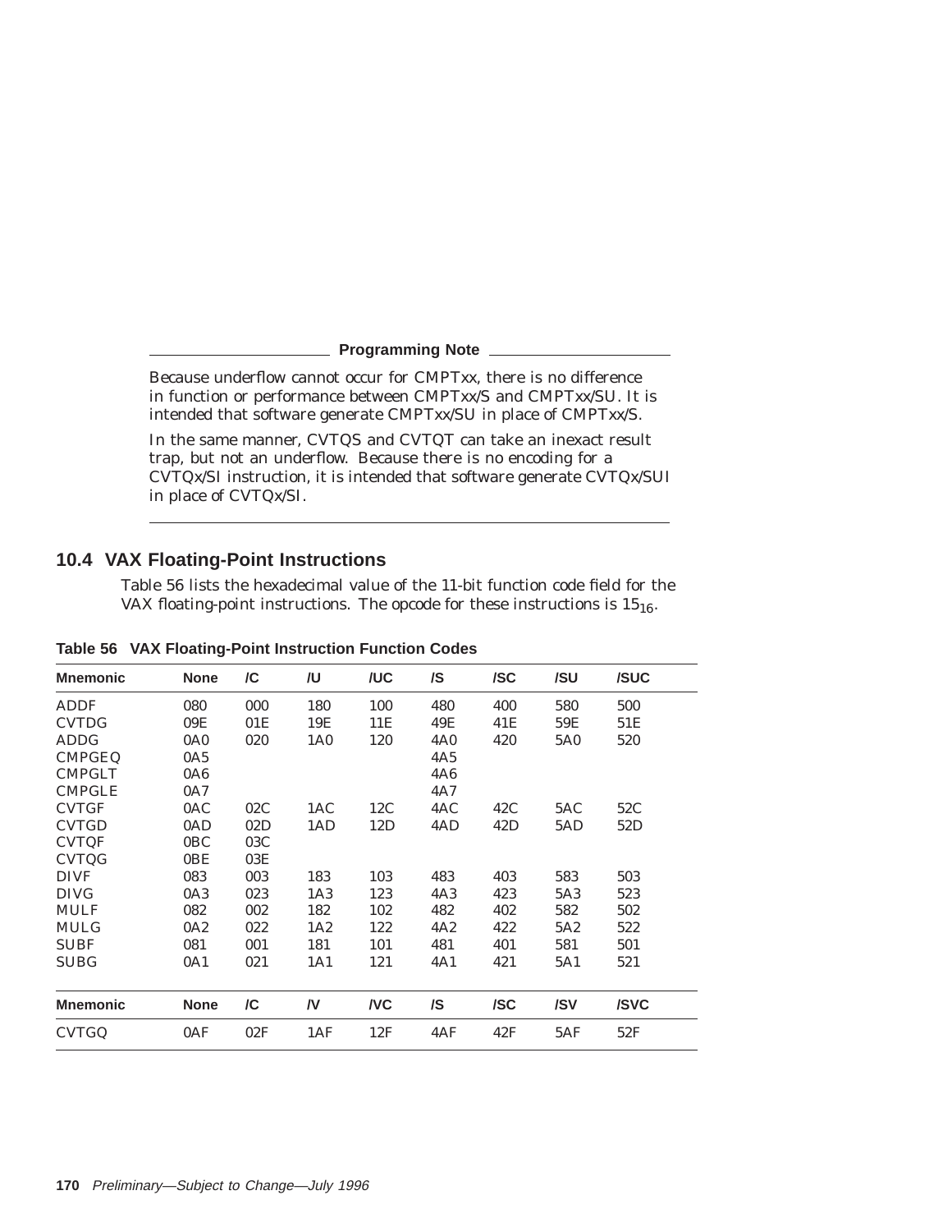**Programming Note**

Because underflow cannot occur for CMPTxx, there is no difference in function or performance between CMPTxx/S and CMPTxx/SU. It is intended that software generate CMPTxx/SU in place of CMPTxx/S.

In the same manner, CVTQS and CVTQT can take an inexact result trap, but not an underflow. Because there is no encoding for a CVTQx/SI instruction, it is intended that software generate CVTQx/SUI in place of CVTQx/SI.

---

## 10.4 VAX Floating-Point Instructions

Table 56 lists the hexadecimal value of the 11-bit function code field for the VAX floating-point instructions. The opcode for these instructions is $15_{16}$.

**Table 56 VAX Floating-Point Instruction Function Codes**

| Mnemonic | None | /C | /U | /UC | /S | /SC | /SU | /SUC |
|---|---|---|---|---|---|---|---|---|
| ADDF | 080 | 000 | 180 | 100 | 480 | 400 | 580 | 500 |
| CVTDG | 09E | 01E | 19E | 11E | 49E | 41E | 59E | 51E |
| ADDG | 0A0 | 020 | 1A0 | 120 | 4A0 | 420 | 5A0 | 520 |
| CMPGEQ | 0A5 | | | | 4A5 | | | |
| CMPGLT | 0A6 | | | | 4A6 | | | |
| CMPGLE | 0A7 | | | | 4A7 | | | |
| CVTGF | 0AC | 02C | 1AC | 12C | 4AC | 42C | 5AC | 52C |
| CVTGD | 0AD | 02D | 1AD | 12D | 4AD | 42D | 5AD | 52D |
| CVTQF | 0BC | 03C | | | | | | |
| CVTQG | 0BE | 03E | | | | | | |
| DIVF | 083 | 003 | 183 | 103 | 483 | 403 | 583 | 503 |
| DIVG | 0A3 | 023 | 1A3 | 123 | 4A3 | 423 | 5A3 | 523 |
| MULF | 082 | 002 | 182 | 102 | 482 | 402 | 582 | 502 |
| MULG | 0A2 | 022 | 1A2 | 122 | 4A2 | 422 | 5A2 | 522 |
| SUBF | 081 | 001 | 181 | 101 | 481 | 401 | 581 | 501 |
| SUBG | 0A1 | 021 | 1A1 | 121 | 4A1 | 421 | 5A1 | 521 |
| **Mnemonic** | **None** | **/C** | **/V** | **/VC** | **/S** | **/SC** | **/SV** | **/SVC** |
| CVTGQ | 0AF | 02F | 1AF | 12F | 4AF | 42F | 5AF | 52F |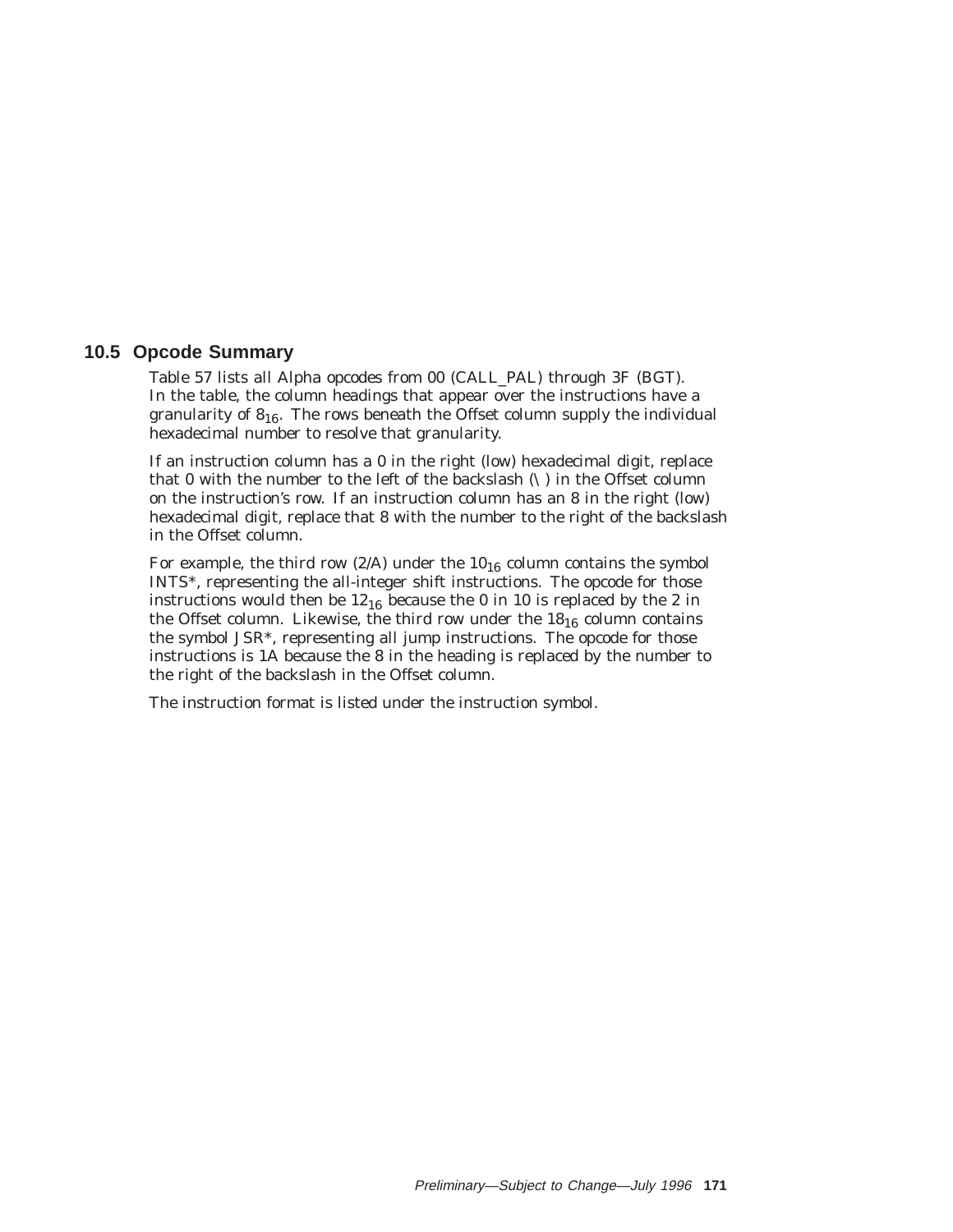## 10.5 Opcode Summary

Table 57 lists all Alpha opcodes from 00 (CALL_PAL) through 3F (BGT). In the table, the column headings that appear over the instructions have a granularity of $8_{16}$. The rows beneath the Offset column supply the individual hexadecimal number to resolve that granularity.

If an instruction column has a 0 in the right (low) hexadecimal digit, replace that 0 with the number to the left of the backslash (\) in the Offset column on the instruction's row. If an instruction column has an 8 in the right (low) hexadecimal digit, replace that 8 with the number to the right of the backslash in the Offset column.

For example, the third row (2/A) under the $10_{16}$ column contains the symbol INTS*, representing the all-integer shift instructions. The opcode for those instructions would then be $12_{16}$ because the 0 in 10 is replaced by the 2 in the Offset column. Likewise, the third row under the $18_{16}$ column contains the symbol JSR*, representing all jump instructions. The opcode for those instructions is 1A because the 8 in the heading is replaced by the number to the right of the backslash in the Offset column.

The instruction format is listed under the instruction symbol.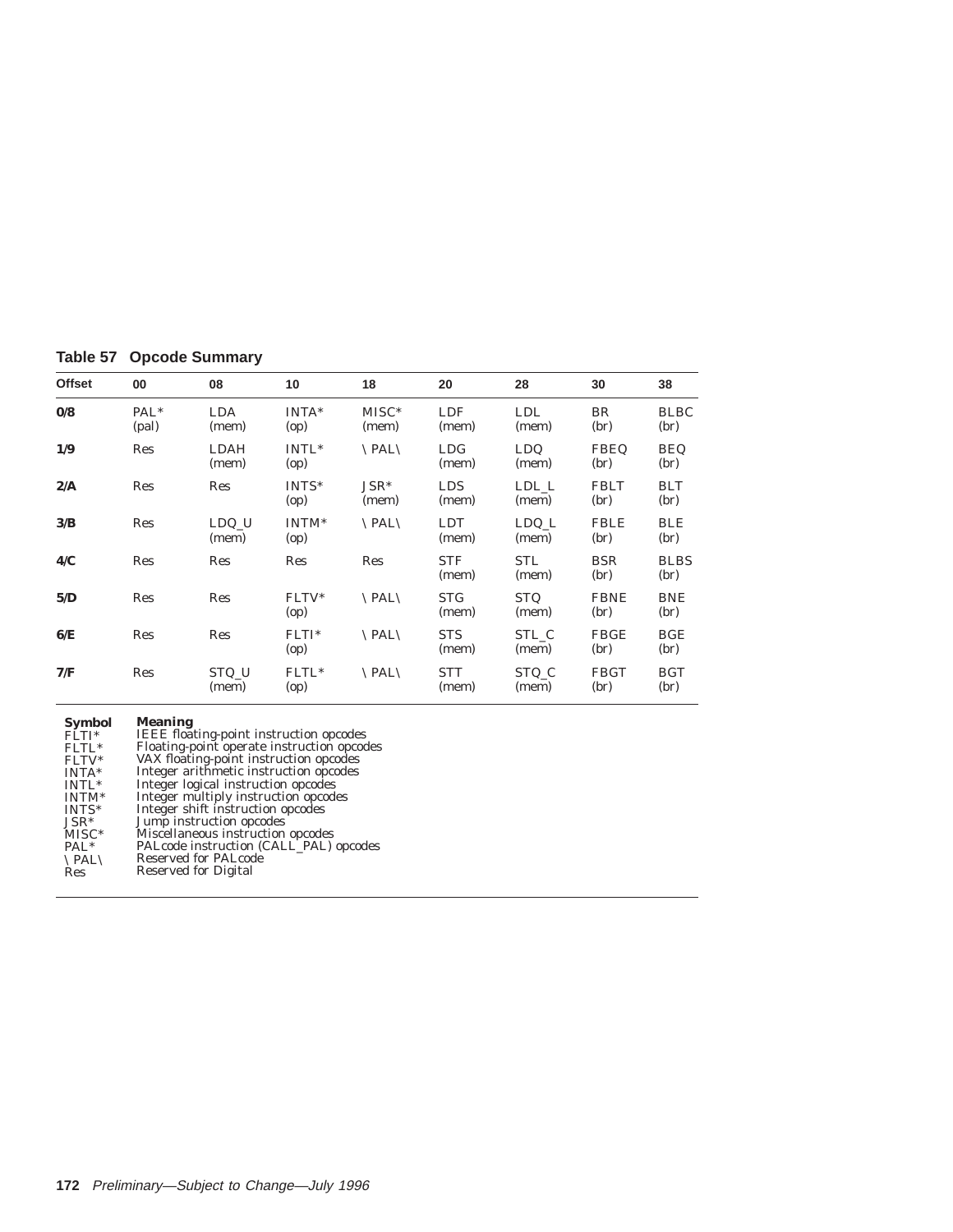**Table 57 Opcode Summary**

| Offset | 00 | 08 | 10 | 18 | 20 | 28 | 30 | 38 |
|---|---|---|---|---|---|---|---|---|
| **0/8** | PAL* (pal) | LDA (mem) | INTA* (op) | MISC* (mem) | LDF (mem) | LDL (mem) | BR (br) | BLBC (br) |
| **1/9** | Res | LDAH (mem) | INTL* (op) | \PAL\ | LDG (mem) | LDQ (mem) | FBEQ (br) | BEQ (br) |
| **2/A** | Res | Res | INTS* (op) | JSR* (mem) | LDS (mem) | LDL_L (mem) | FBLT (br) | BLT (br) |
| **3/B** | Res | LDQ_U (mem) | INTM* (op) | \PAL\ | LDT (mem) | LDQ_L (mem) | FBLE (br) | BLE (br) |
| **4/C** | Res | Res | Res | Res | STF (mem) | STL (mem) | BSR (br) | BLBS (br) |
| **5/D** | Res | Res | FLTV* (op) | \PAL\ | STG (mem) | STQ (mem) | FBNE (br) | BNE (br) |
| **6/E** | Res | Res | FLTI* (op) | \PAL\ | STS (mem) | STL_C (mem) | FBGE (br) | BGE (br) |
| **7/F** | Res | STQ_U (mem) | FLTL* (op) | \PAL\ | STT (mem) | STQ_C (mem) | FBGT (br) | BGT (br) |

| Symbol | Meaning |
|---|---|
| FLTI* | IEEE floating-point instruction opcodes |
| FLTL* | Floating-point operate instruction opcodes |
| FLTV* | VAX floating-point instruction opcodes |
| INTA* | Integer arithmetic instruction opcodes |
| INTL* | Integer logical instruction opcodes |
| INTM* | Integer multiply instruction opcodes |
| INTS* | Integer shift instruction opcodes |
| JSR* | Jump instruction opcodes |
| MISC* | Miscellaneous instruction opcodes |
| PAL* | PALcode instruction (CALL_PAL) opcodes |
| \PAL\ | Reserved for PALcode |
| Res | Reserved for Digital |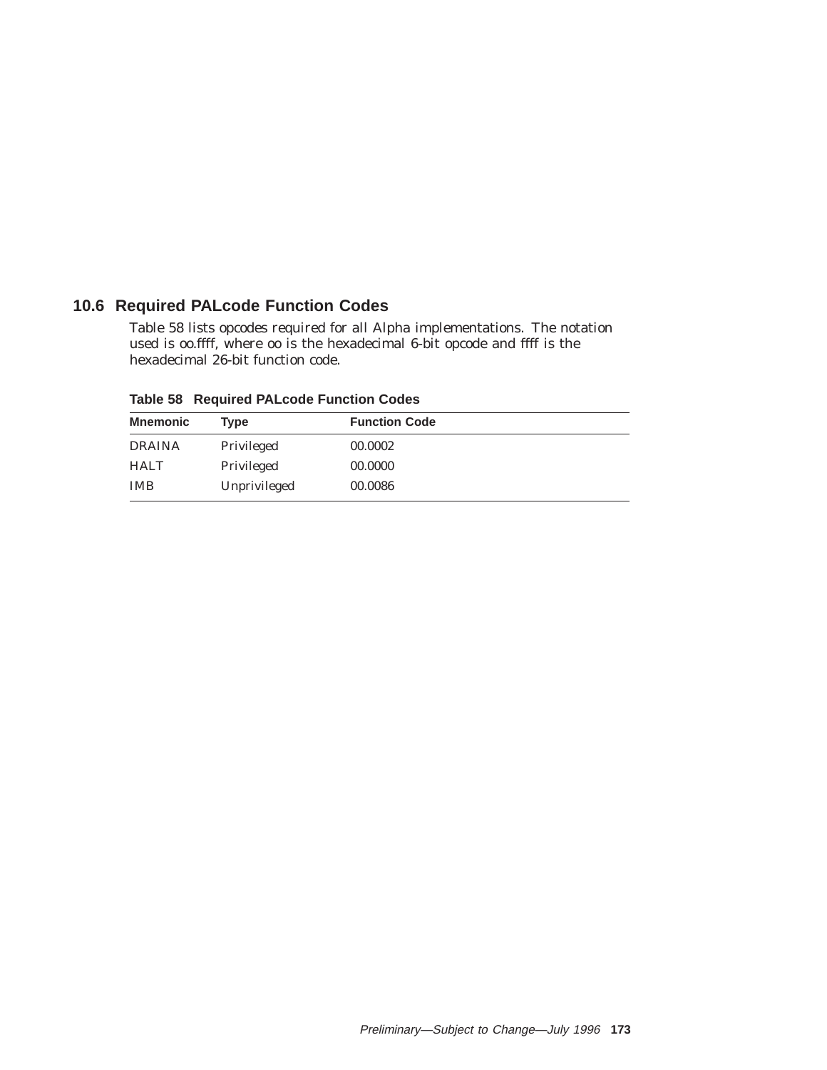## 10.6 Required PALcode Function Codes

Table 58 lists opcodes required for all Alpha implementations. The notation used is oo.ffff, where oo is the hexadecimal 6-bit opcode and ffff is the hexadecimal 26-bit function code.

**Table 58 Required PALcode Function Codes**

| Mnemonic | Type | Function Code |
| --- | --- | --- |
| DRAINA | Privileged | 00.0002 |
| HALT | Privileged | 00.0000 |
| IMB | Unprivileged | 00.0086 |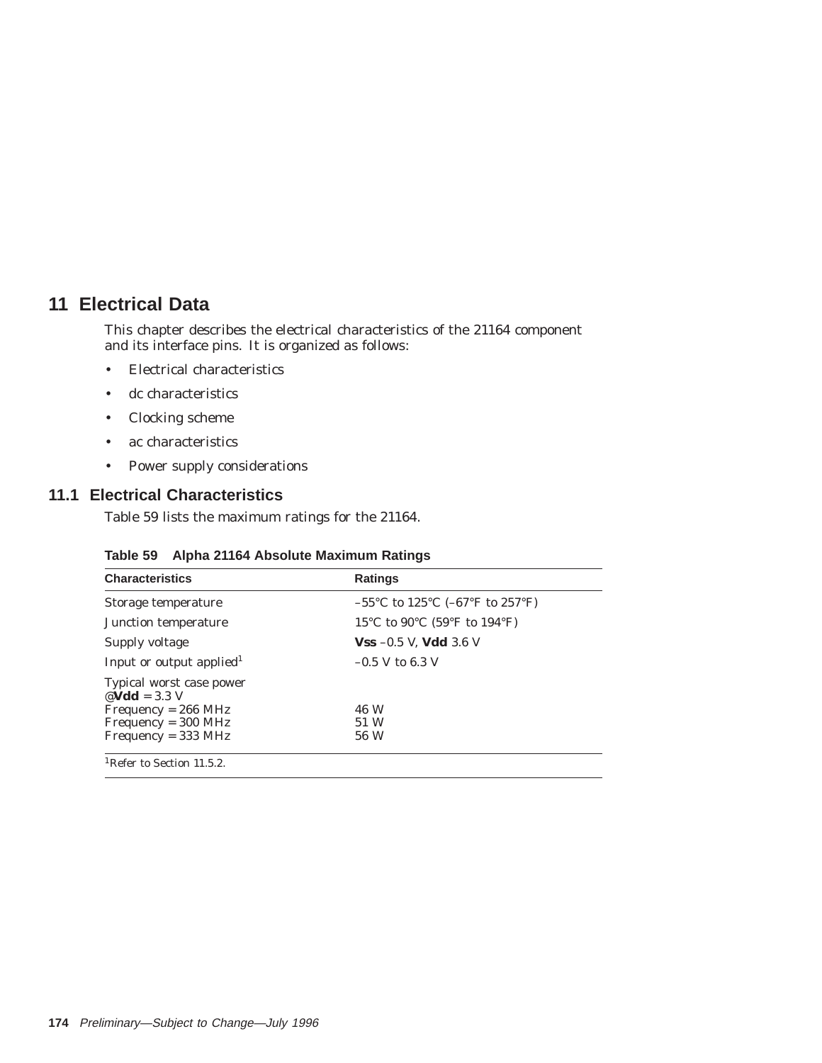# 11 Electrical Data

This chapter describes the electrical characteristics of the 21164 component and its interface pins. It is organized as follows:

- Electrical characteristics
- dc characteristics
- Clocking scheme
- ac characteristics
- Power supply considerations

## 11.1 Electrical Characteristics

Table 59 lists the maximum ratings for the 21164.

**Table 59 Alpha 21164 Absolute Maximum Ratings**

| Characteristics | Ratings |
|---|---|
| Storage temperature | –55°C to 125°C (–67°F to 257°F) |
| Junction temperature | 15°C to 90°C (59°F to 194°F) |
| Supply voltage | **Vss** –0.5 V, **Vdd** 3.6 V |
| Input or output applied[1] | –0.5 V to 6.3 V |
| Typical worst case power @**Vdd** = 3.3 V | |
| Frequency = 266 MHz | 46 W |
| Frequency = 300 MHz | 51 W |
| Frequency = 333 MHz | 56 W |

[1]Refer to Section 11.5.2.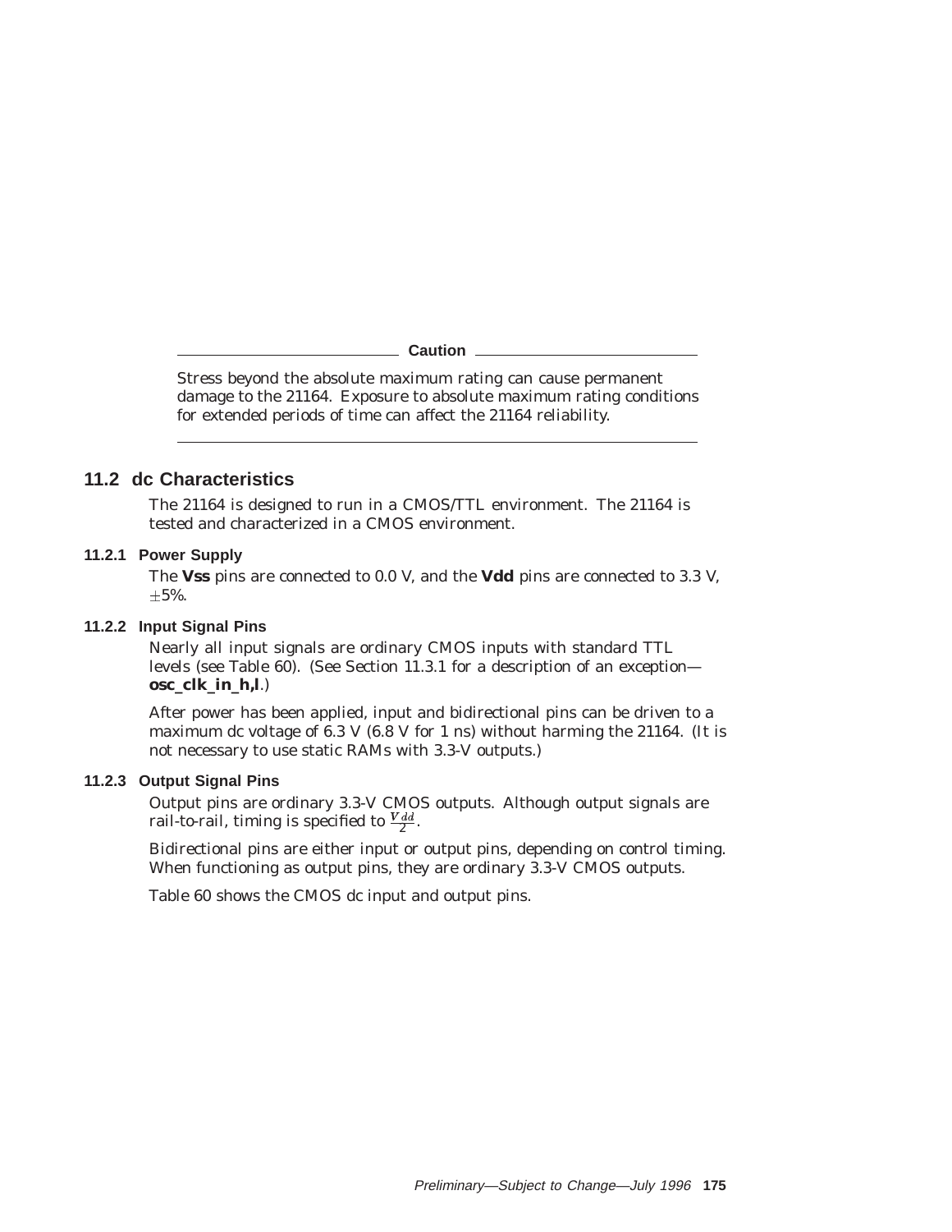**Caution**

Stress beyond the absolute maximum rating can cause permanent damage to the 21164. Exposure to absolute maximum rating conditions for extended periods of time can affect the 21164 reliability.

## 11.2 dc Characteristics

The 21164 is designed to run in a CMOS/TTL environment. The 21164 is tested and characterized in a CMOS environment.

### 11.2.1 Power Supply

The **Vss** pins are connected to 0.0 V, and the **Vdd** pins are connected to 3.3 V, $\pm$5%.

### 11.2.2 Input Signal Pins

Nearly all input signals are ordinary CMOS inputs with standard TTL levels (see Table 60). (See Section 11.3.1 for a description of an exception—**osc_clk_in_h,l**.)

After power has been applied, input and bidirectional pins can be driven to a maximum dc voltage of 6.3 V (6.8 V for 1 ns) without harming the 21164. (It is not necessary to use static RAMs with 3.3-V outputs.)

### 11.2.3 Output Signal Pins

Output pins are ordinary 3.3-V CMOS outputs. Although output signals are rail-to-rail, timing is specified to $\frac{V_{dd}}{2}$.

Bidirectional pins are either input or output pins, depending on control timing. When functioning as output pins, they are ordinary 3.3-V CMOS outputs.

Table 60 shows the CMOS dc input and output pins.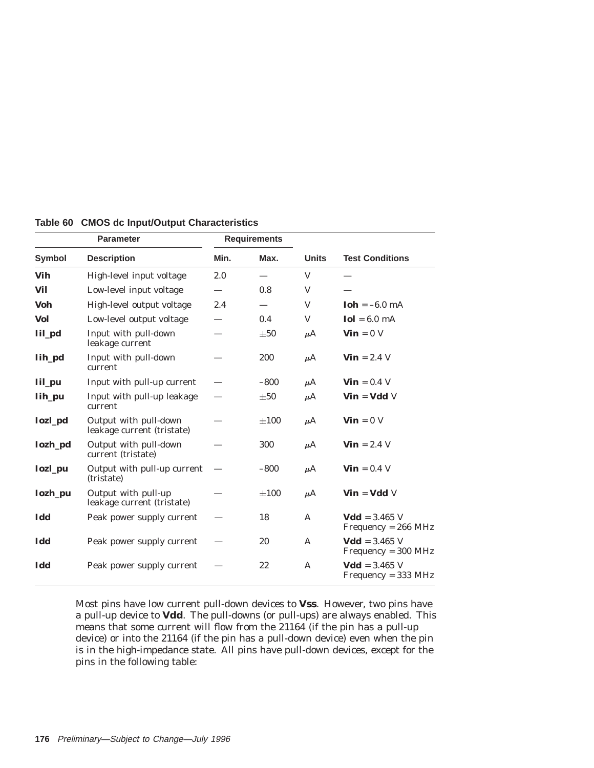**Table 60 CMOS dc Input/Output Characteristics**

| Parameter | | Requirements | | | |
|---|---|---|---|---|---|
| **Symbol** | **Description** | **Min.** | **Max.** | **Units** | **Test Conditions** |
| **Vih** | High-level input voltage | 2.0 | — | V | — |
| **Vil** | Low-level input voltage | — | 0.8 | V | — |
| **Voh** | High-level output voltage | 2.4 | — | V | **Ioh** = –6.0 mA |
| **Vol** | Low-level output voltage | — | 0.4 | V | **Iol** = 6.0 mA |
| **Iil_pd** | Input with pull-down leakage current | — | ±50 | μA | **Vin** = 0 V |
| **Iih_pd** | Input with pull-down current | — | 200 | μA | **Vin** = 2.4 V |
| **Iil_pu** | Input with pull-up current | — | –800 | μA | **Vin** = 0.4 V |
| **Iih_pu** | Input with pull-up leakage current | — | ±50 | μA | **Vin** = **Vdd** V |
| **Iozl_pd** | Output with pull-down leakage current (tristate) | — | ±100 | μA | **Vin** = 0 V |
| **Iozh_pd** | Output with pull-down current (tristate) | — | 300 | μA | **Vin** = 2.4 V |
| **Iozl_pu** | Output with pull-up current (tristate) | — | –800 | μA | **Vin** = 0.4 V |
| **Iozh_pu** | Output with pull-up leakage current (tristate) | — | ±100 | μA | **Vin** = **Vdd** V |
| **Idd** | Peak power supply current | — | 18 | A | **Vdd** = 3.465 V Frequency = 266 MHz |
| **Idd** | Peak power supply current | — | 20 | A | **Vdd** = 3.465 V Frequency = 300 MHz |
| **Idd** | Peak power supply current | — | 22 | A | **Vdd** = 3.465 V Frequency = 333 MHz |

Most pins have low current pull-down devices to **Vss**. However, two pins have a pull-up device to **Vdd**. The pull-downs (or pull-ups) are always enabled. This means that some current will flow from the 21164 (if the pin has a pull-up device) or into the 21164 (if the pin has a pull-down device) even when the pin is in the high-impedance state. All pins have pull-down devices, except for the pins in the following table: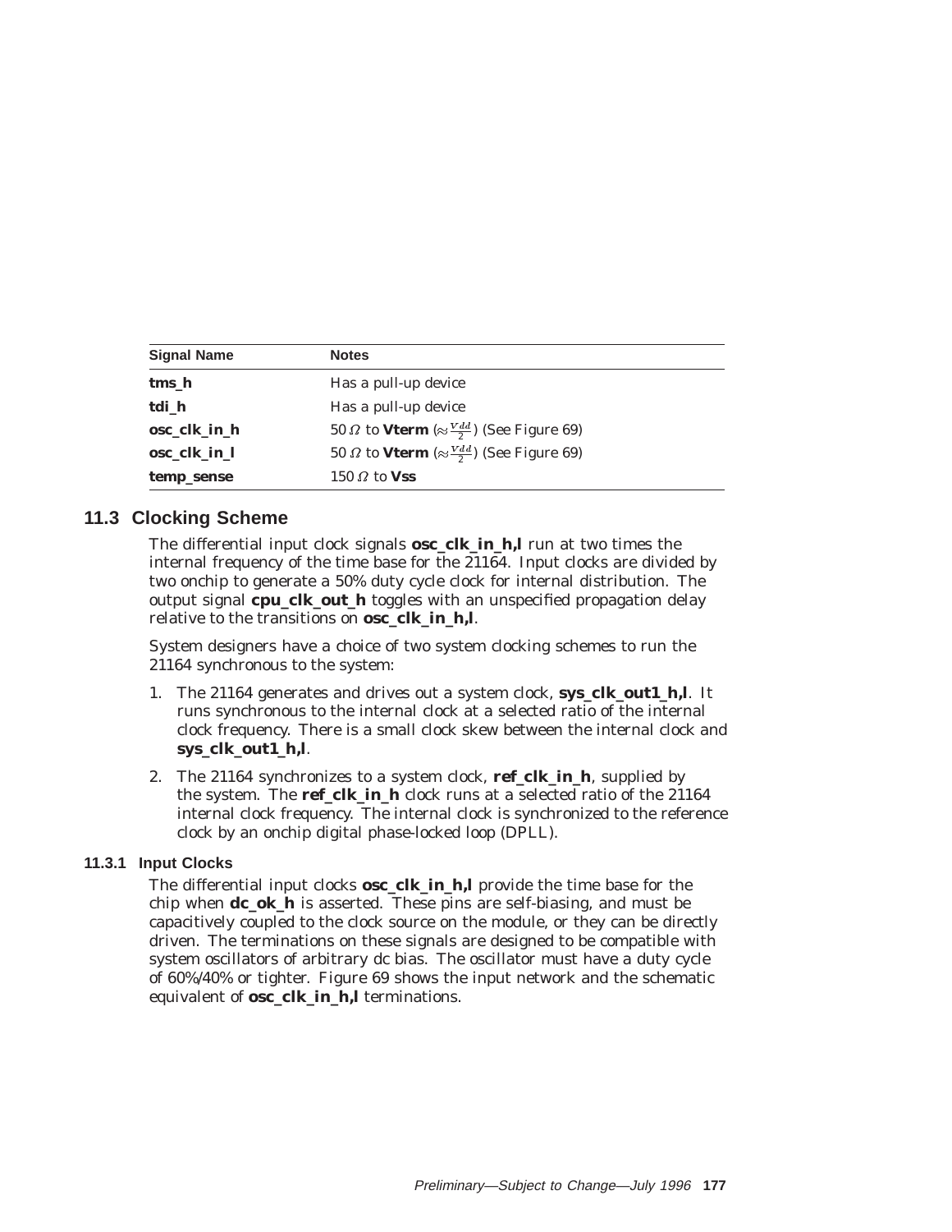| Signal Name | Notes |
| --- | --- |
| **tms_h** | Has a pull-up device |
| **tdi_h** | Has a pull-up device |
| **osc_clk_in_h** | 50 $\Omega$ to **Vterm** ($\approx \frac{Vdd}{2}$) (See Figure 69) |
| **osc_clk_in_l** | 50 $\Omega$ to **Vterm** ($\approx \frac{Vdd}{2}$) (See Figure 69) |
| **temp_sense** | 150 $\Omega$ to **Vss** |

## 11.3 Clocking Scheme

The differential input clock signals **osc_clk_in_h,l** run at two times the internal frequency of the time base for the 21164. Input clocks are divided by two onchip to generate a 50% duty cycle clock for internal distribution. The output signal **cpu_clk_out_h** toggles with an unspecified propagation delay relative to the transitions on **osc_clk_in_h,l**.

System designers have a choice of two system clocking schemes to run the 21164 synchronous to the system:

1. The 21164 generates and drives out a system clock, **sys_clk_out1_h,l**. It runs synchronous to the internal clock at a selected ratio of the internal clock frequency. There is a small clock skew between the internal clock and **sys_clk_out1_h,l**.
2. The 21164 synchronizes to a system clock, **ref_clk_in_h**, supplied by the system. The **ref_clk_in_h** clock runs at a selected ratio of the 21164 internal clock frequency. The internal clock is synchronized to the reference clock by an onchip digital phase-locked loop (DPLL).

### 11.3.1 Input Clocks

The differential input clocks **osc_clk_in_h,l** provide the time base for the chip when **dc_ok_h** is asserted. These pins are self-biasing, and must be capacitively coupled to the clock source on the module, or they can be directly driven. The terminations on these signals are designed to be compatible with system oscillators of arbitrary dc bias. The oscillator must have a duty cycle of 60%/40% or tighter. Figure 69 shows the input network and the schematic equivalent of **osc_clk_in_h,l** terminations.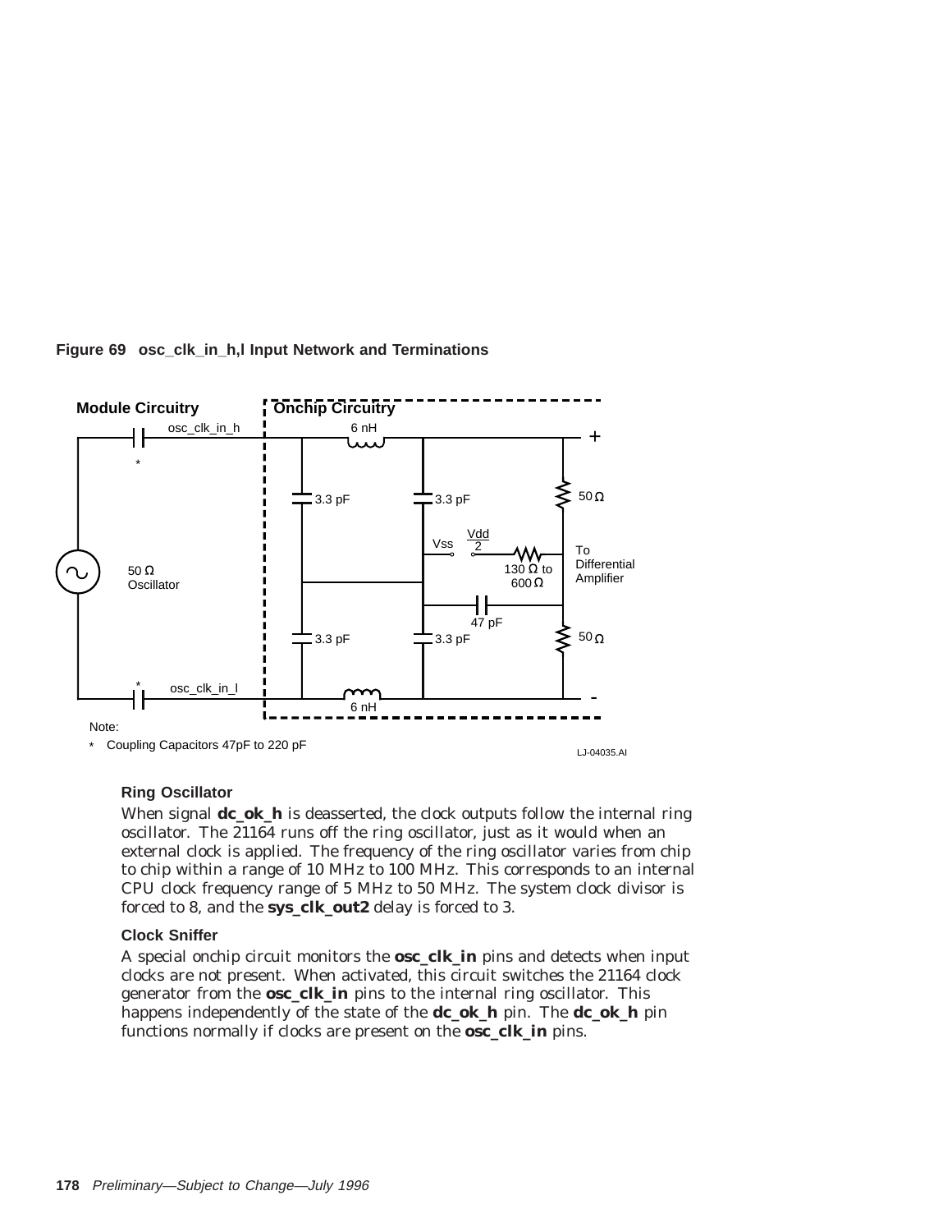**Figure 69 osc_clk_in_h,l Input Network and Terminations**

Module Circuitry | Onchip Circuitry

osc_clk_in_h, osc_clk_in_l, 6 nH, 3.3 pF, 50 Ω, Vss, Vdd/2, 130 Ω to 600 Ω, 47 pF, To Differential Amplifier, 50 Ω Oscillator

Note:

* Coupling Capacitors 47pF to 220 pF

LJ-04035.AI

### Ring Oscillator

When signal **dc_ok_h** is deasserted, the clock outputs follow the internal ring oscillator. The 21164 runs off the ring oscillator, just as it would when an external clock is applied. The frequency of the ring oscillator varies from chip to chip within a range of 10 MHz to 100 MHz. This corresponds to an internal CPU clock frequency range of 5 MHz to 50 MHz. The system clock divisor is forced to 8, and the **sys_clk_out2** delay is forced to 3.

### Clock Sniffer

A special onchip circuit monitors the **osc_clk_in** pins and detects when input clocks are not present. When activated, this circuit switches the 21164 clock generator from the **osc_clk_in** pins to the internal ring oscillator. This happens independently of the state of the **dc_ok_h** pin. The **dc_ok_h** pin functions normally if clocks are present on the **osc_clk_in** pins.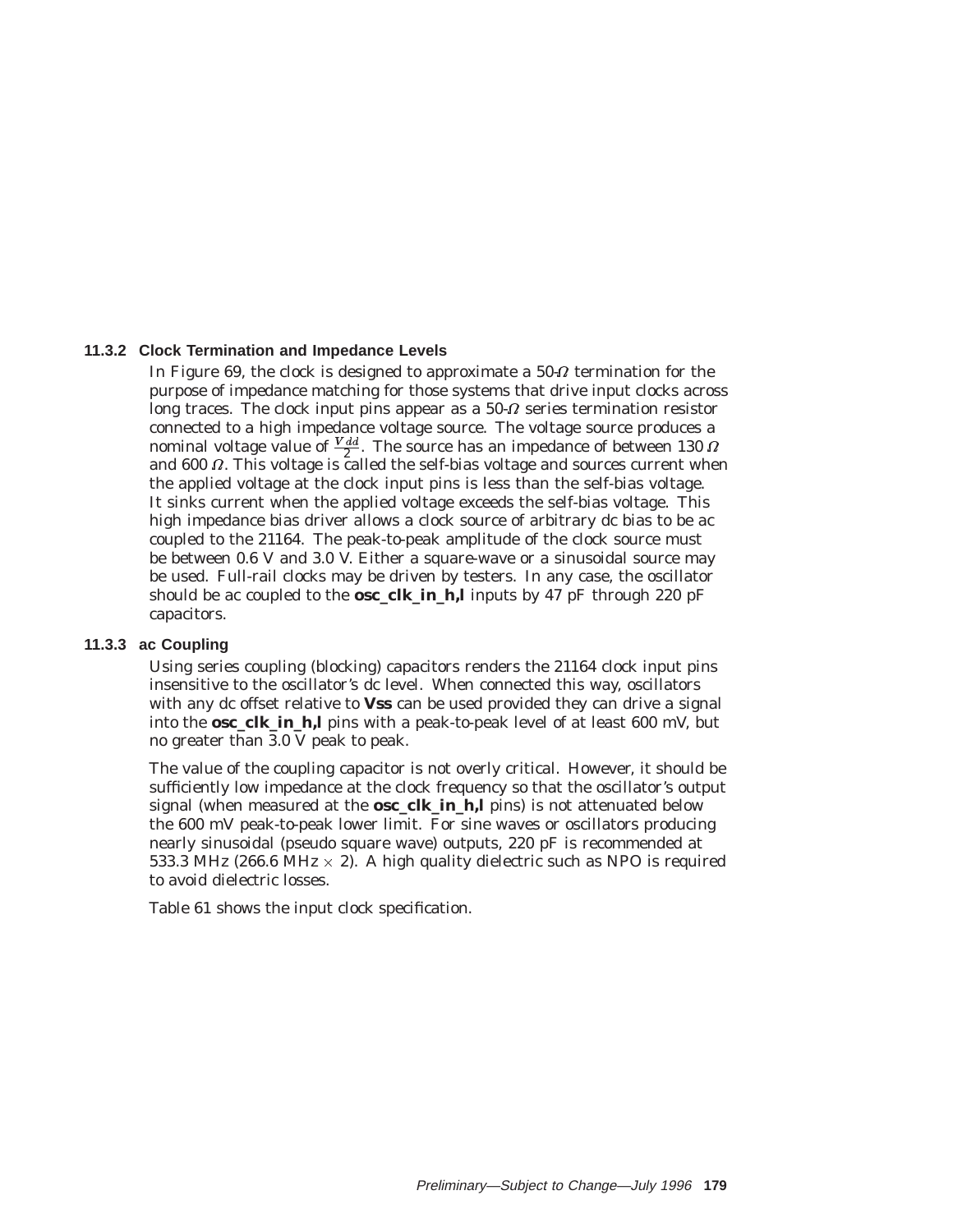### 11.3.2 Clock Termination and Impedance Levels

In Figure 69, the clock is designed to approximate a 50-$\Omega$ termination for the purpose of impedance matching for those systems that drive input clocks across long traces. The clock input pins appear as a 50-$\Omega$ series termination resistor connected to a high impedance voltage source. The voltage source produces a nominal voltage value of $\frac{Vdd}{2}$. The source has an impedance of between 130 $\Omega$ and 600 $\Omega$. This voltage is called the self-bias voltage and sources current when the applied voltage at the clock input pins is less than the self-bias voltage. It sinks current when the applied voltage exceeds the self-bias voltage. This high impedance bias driver allows a clock source of arbitrary dc bias to be ac coupled to the 21164. The peak-to-peak amplitude of the clock source must be between 0.6 V and 3.0 V. Either a square-wave or a sinusoidal source may be used. Full-rail clocks may be driven by testers. In any case, the oscillator should be ac coupled to the **osc_clk_in_h,l** inputs by 47 pF through 220 pF capacitors.

### 11.3.3 ac Coupling

Using series coupling (blocking) capacitors renders the 21164 clock input pins insensitive to the oscillator's dc level. When connected this way, oscillators with any dc offset relative to **Vss** can be used provided they can drive a signal into the **osc_clk_in_h,l** pins with a peak-to-peak level of at least 600 mV, but no greater than 3.0 V peak to peak.

The value of the coupling capacitor is not overly critical. However, it should be sufficiently low impedance at the clock frequency so that the oscillator's output signal (when measured at the **osc_clk_in_h,l** pins) is not attenuated below the 600 mV peak-to-peak lower limit. For sine waves or oscillators producing nearly sinusoidal (pseudo square wave) outputs, 220 pF is recommended at 533.3 MHz (266.6 MHz $\times$ 2). A high quality dielectric such as NPO is required to avoid dielectric losses.

Table 61 shows the input clock specification.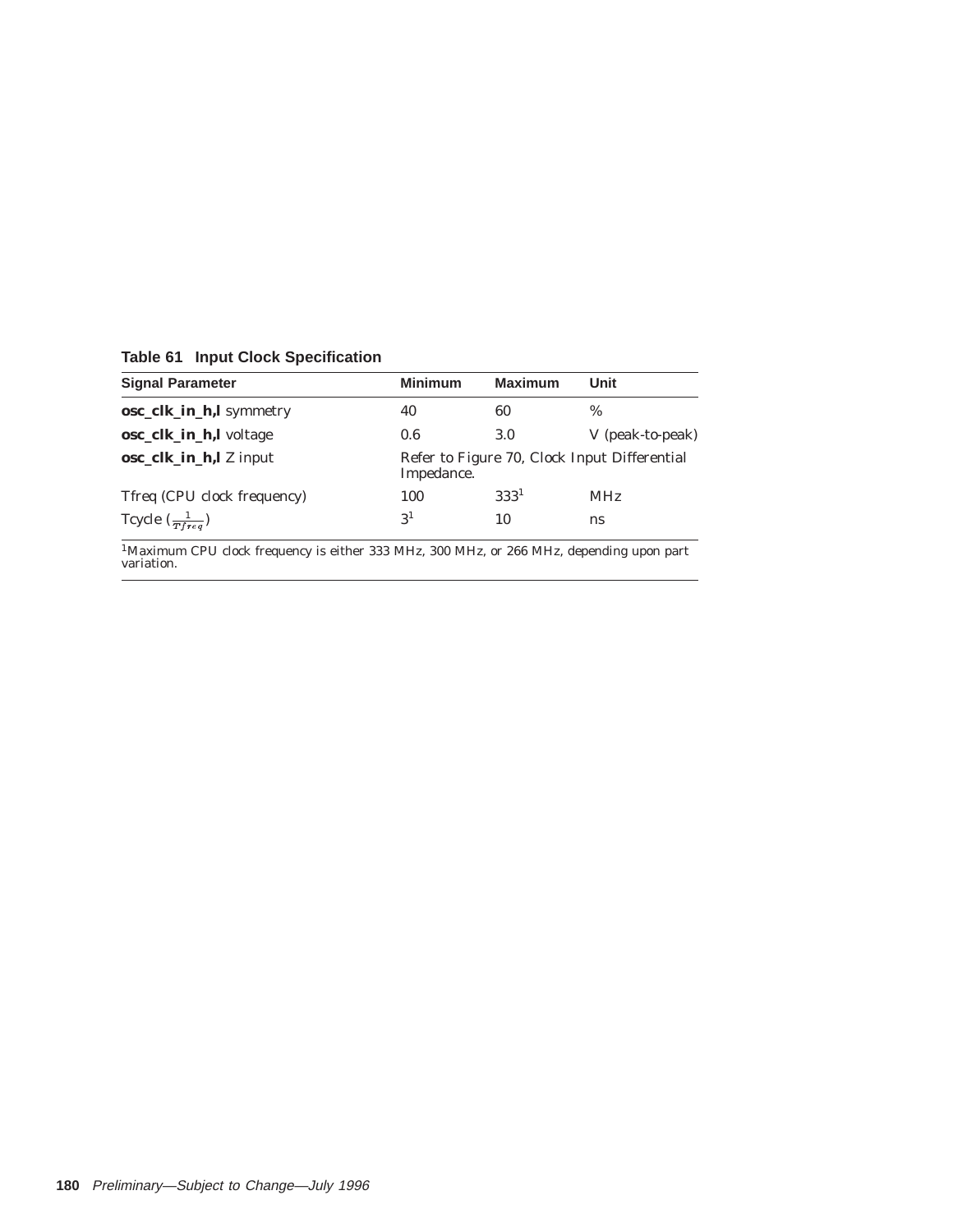**Table 61 Input Clock Specification**

| Signal Parameter | Minimum | Maximum | Unit |
| --- | --- | --- | --- |
| **osc_clk_in_h,l** symmetry | 40 | 60 | % |
| **osc_clk_in_h,l** voltage | 0.6 | 3.0 | V (peak-to-peak) |
| **osc_clk_in_h,l** Z input | Refer to Figure 70, Clock Input Differential Impedance. | | |
| Tfreq (CPU clock frequency) | 100 | 333[1] | MHz |
| Tcycle ($\frac{1}{Tfreq}$) | 3[1] | 10 | ns |

[1]Maximum CPU clock frequency is either 333 MHz, 300 MHz, or 266 MHz, depending upon part variation.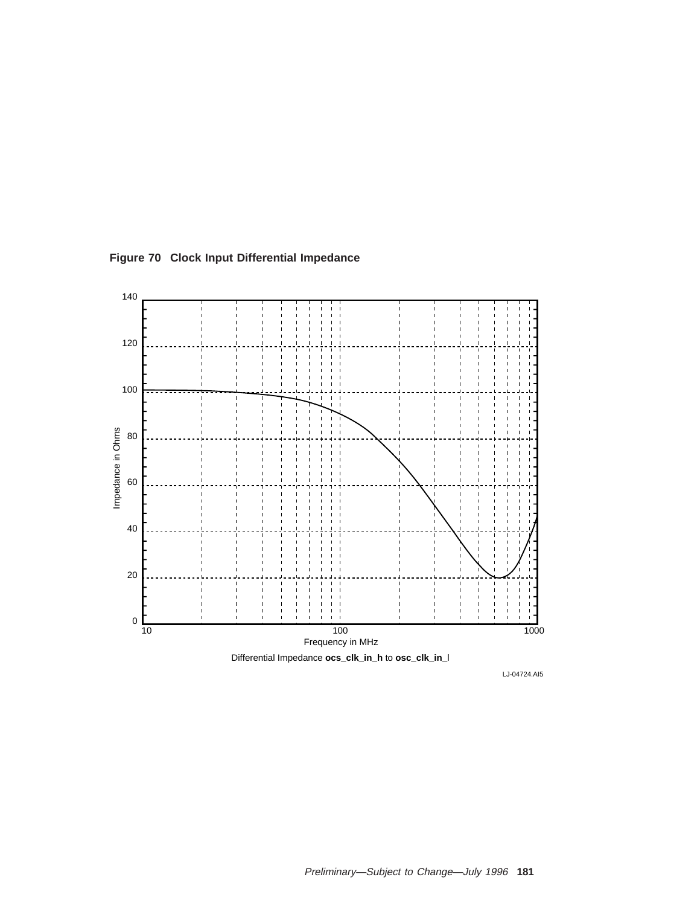**Figure 70 Clock Input Differential Impedance**

Impedance in Ohms

140

120

100

80

60

40

20

0

10

100

1000

Frequency in MHz

Differential Impedance **ocs_clk_in_h** to **osc_clk_in_l**

LJ-04724.AI5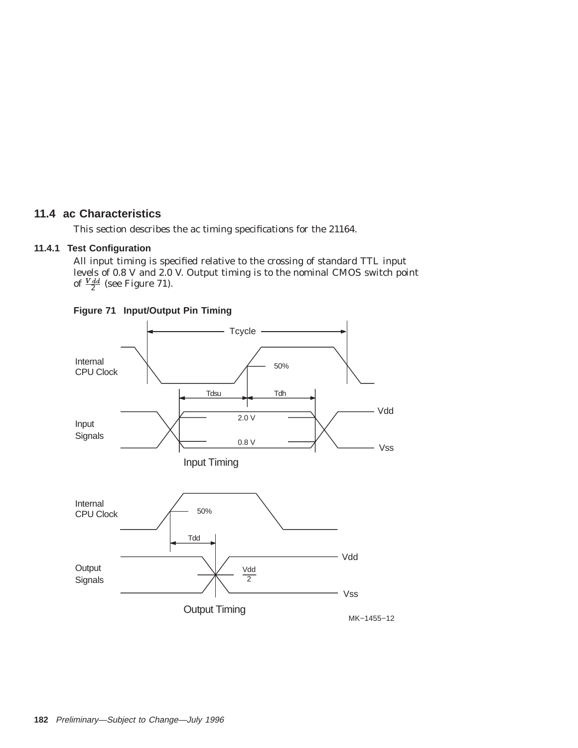## 11.4 ac Characteristics

This section describes the ac timing specifications for the 21164.

### 11.4.1 Test Configuration

All input timing is specified relative to the crossing of standard TTL input levels of 0.8 V and 2.0 V. Output timing is to the nominal CMOS switch point of $\frac{V_{dd}}{2}$ (see Figure 71).

**Figure 71 Input/Output Pin Timing**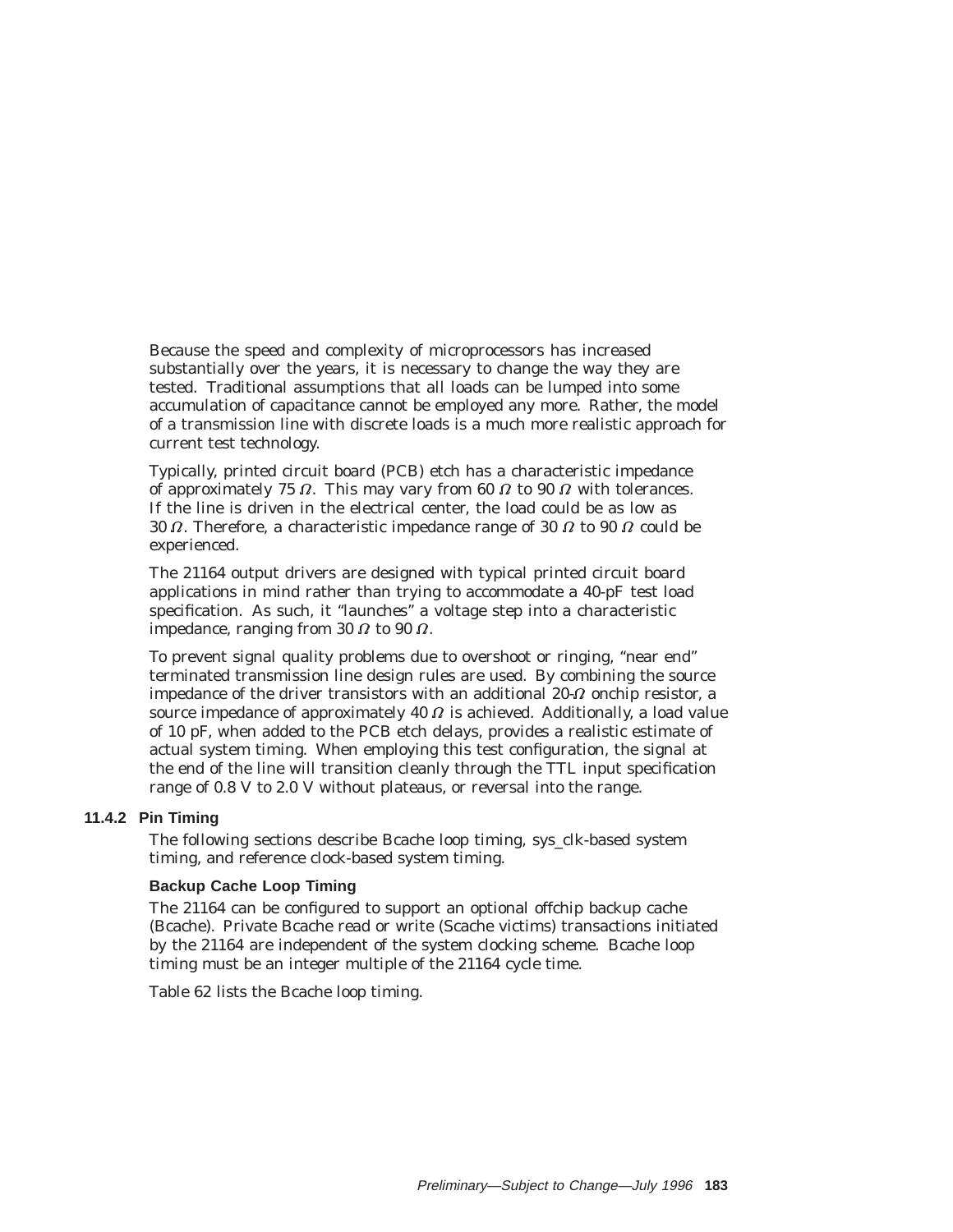Because the speed and complexity of microprocessors has increased substantially over the years, it is necessary to change the way they are tested. Traditional assumptions that all loads can be lumped into some accumulation of capacitance cannot be employed any more. Rather, the model of a transmission line with discrete loads is a much more realistic approach for current test technology.

Typically, printed circuit board (PCB) etch has a characteristic impedance of approximately 75 $\Omega$. This may vary from 60 $\Omega$ to 90 $\Omega$ with tolerances. If the line is driven in the electrical center, the load could be as low as 30 $\Omega$. Therefore, a characteristic impedance range of 30 $\Omega$ to 90 $\Omega$ could be experienced.

The 21164 output drivers are designed with typical printed circuit board applications in mind rather than trying to accommodate a 40-pF test load specification. As such, it "launches" a voltage step into a characteristic impedance, ranging from 30 $\Omega$ to 90 $\Omega$.

To prevent signal quality problems due to overshoot or ringing, "near end" terminated transmission line design rules are used. By combining the source impedance of the driver transistors with an additional 20-$\Omega$ onchip resistor, a source impedance of approximately 40 $\Omega$ is achieved. Additionally, a load value of 10 pF, when added to the PCB etch delays, provides a realistic estimate of actual system timing. When employing this test configuration, the signal at the end of the line will transition cleanly through the TTL input specification range of 0.8 V to 2.0 V without plateaus, or reversal into the range.

### 11.4.2 Pin Timing

The following sections describe Bcache loop timing, sys_clk-based system timing, and reference clock-based system timing.

#### Backup Cache Loop Timing

The 21164 can be configured to support an optional offchip backup cache (Bcache). Private Bcache read or write (Scache victims) transactions initiated by the 21164 are independent of the system clocking scheme. Bcache loop timing must be an integer multiple of the 21164 cycle time.

Table 62 lists the Bcache loop timing.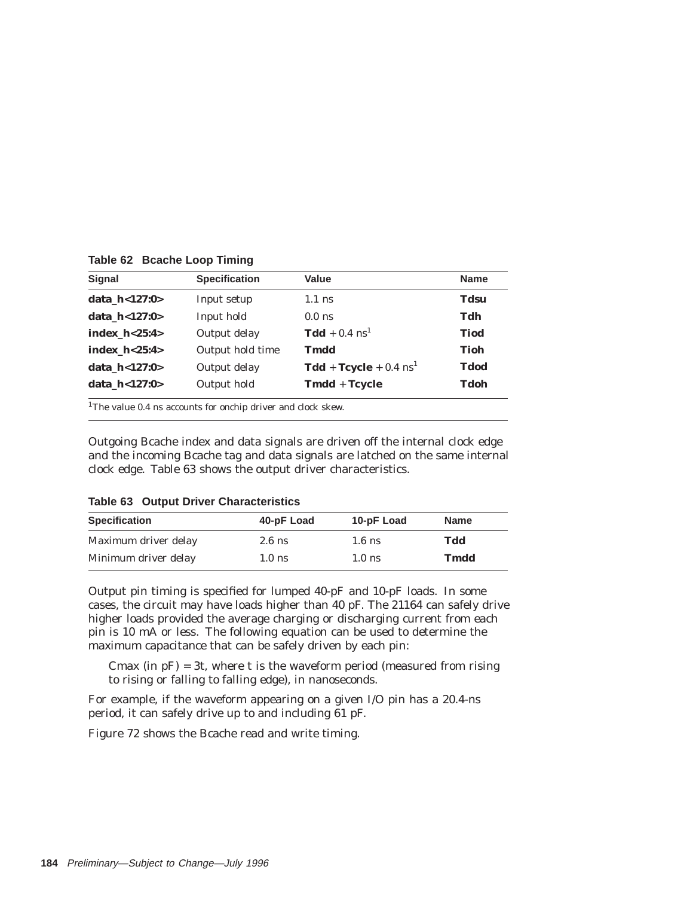**Table 62 Bcache Loop Timing**

| Signal | Specification | Value | Name |
|---|---|---|---|
| **data_h<127:0>** | Input setup | 1.1 ns | **Tdsu** |
| **data_h<127:0>** | Input hold | 0.0 ns | **Tdh** |
| **index_h<25:4>** | Output delay | **Tdd** + 0.4 ns[1] | **Tiod** |
| **index_h<25:4>** | Output hold time | **Tmdd** | **Tioh** |
| **data_h<127:0>** | Output delay | **Tdd** + **Tcycle** + 0.4 ns[1] | **Tdod** |
| **data_h<127:0>** | Output hold | **Tmdd** + **Tcycle** | **Tdoh** |

[1]The value 0.4 ns accounts for onchip driver and clock skew.

Outgoing Bcache index and data signals are driven off the internal clock edge and the incoming Bcache tag and data signals are latched on the same internal clock edge. Table 63 shows the output driver characteristics.

**Table 63 Output Driver Characteristics**

| Specification | 40-pF Load | 10-pF Load | Name |
|---|---|---|---|
| Maximum driver delay | 2.6 ns | 1.6 ns | **Tdd** |
| Minimum driver delay | 1.0 ns | 1.0 ns | **Tmdd** |

Output pin timing is specified for lumped 40-pF and 10-pF loads. In some cases, the circuit may have loads higher than 40 pF. The 21164 can safely drive higher loads provided the average charging or discharging current from each pin is 10 mA or less. The following equation can be used to determine the maximum capacitance that can be safely driven by each pin:

> Cmax (in pF) = 3t, where t is the waveform period (measured from rising to rising or falling to falling edge), in nanoseconds.

For example, if the waveform appearing on a given I/O pin has a 20.4-ns period, it can safely drive up to and including 61 pF.

Figure 72 shows the Bcache read and write timing.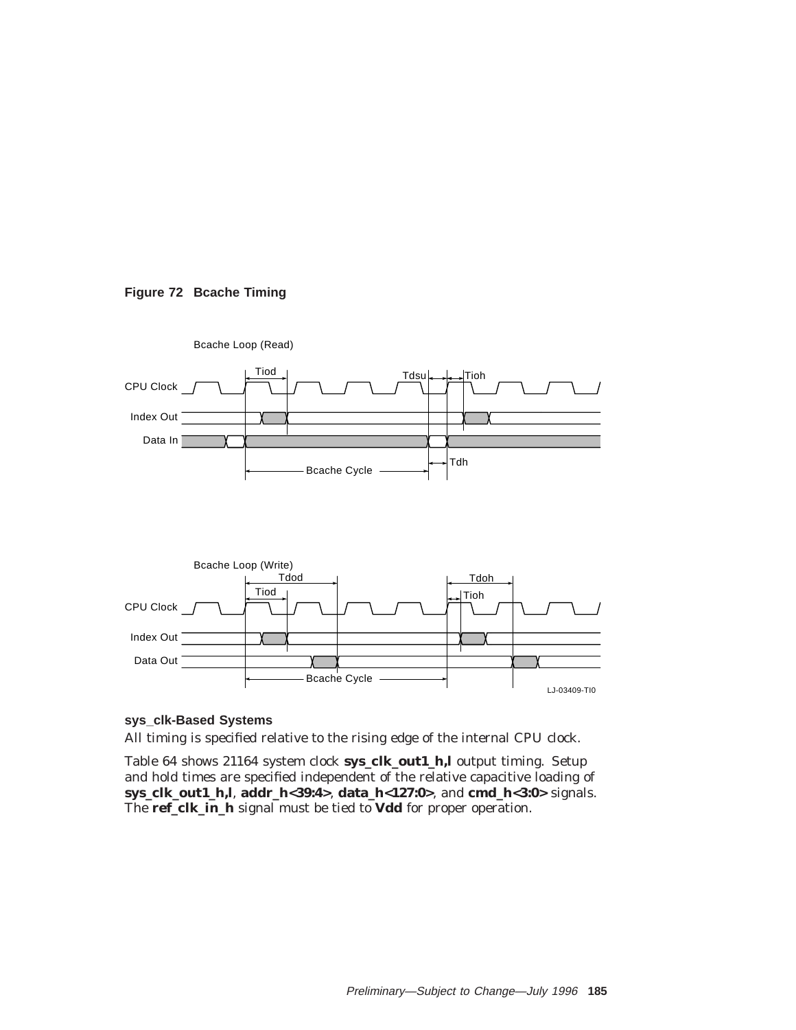**Figure 72 Bcache Timing**

Bcache Loop (Read)

Tiod, Tdsu, Tioh, CPU Clock, Index Out, Data In, Tdh, Bcache Cycle

Bcache Loop (Write)

Tdod, Tdoh, Tiod, Tioh, CPU Clock, Index Out, Data Out, Bcache Cycle

LJ-03409-TI0

### sys_clk-Based Systems

All timing is specified relative to the rising edge of the internal CPU clock.

Table 64 shows 21164 system clock **sys_clk_out1_h,l** output timing. Setup and hold times are specified independent of the relative capacitive loading of **sys_clk_out1_h,l**, **addr_h<39:4>**, **data_h<127:0>**, and **cmd_h<3:0>** signals. The **ref_clk_in_h** signal must be tied to **Vdd** for proper operation.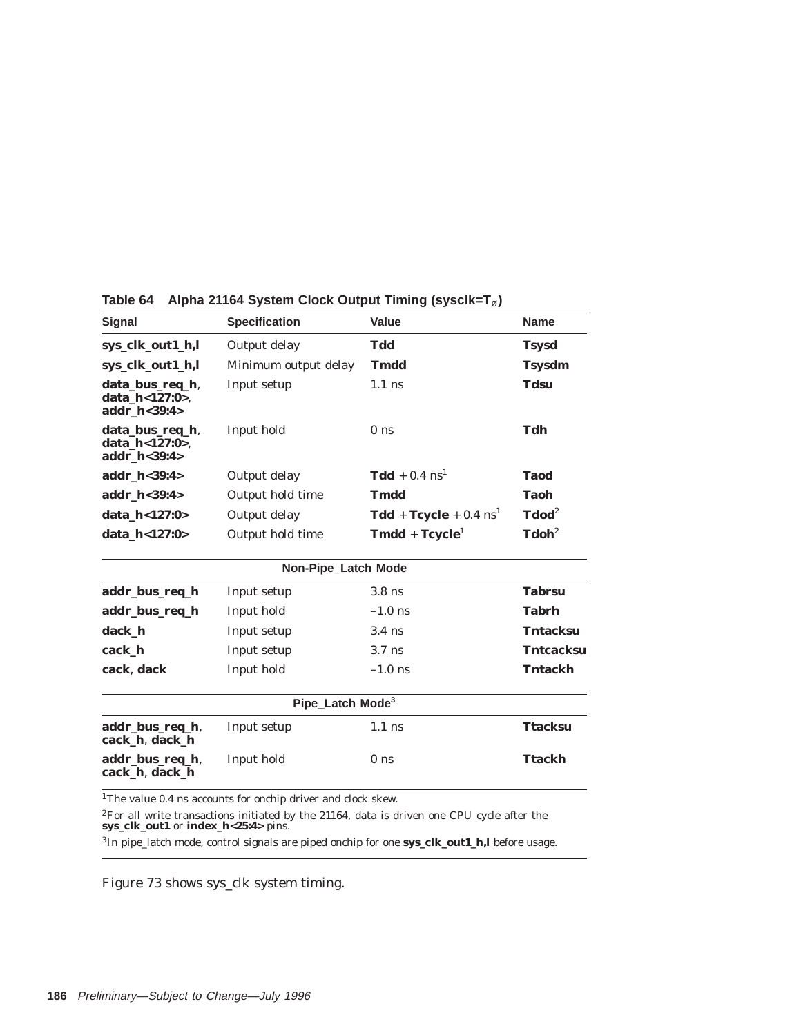**Table 64 Alpha 21164 System Clock Output Timing (sysclk=$T_{ø}$)**

| Signal | Specification | Value | Name |
|---|---|---|---|
| **sys_clk_out1_h,l** | Output delay | **Tdd** | **Tsysd** |
| **sys_clk_out1_h,l** | Minimum output delay | **Tmdd** | **Tsysdm** |
| **data_bus_req_h**, **data_h<127:0>**, **addr_h<39:4>** | Input setup | 1.1 ns | **Tdsu** |
| **data_bus_req_h**, **data_h<127:0>**, **addr_h<39:4>** | Input hold | 0 ns | **Tdh** |
| **addr_h<39:4>** | Output delay | **Tdd** + 0.4 ns[1] | **Taod** |
| **addr_h<39:4>** | Output hold time | **Tmdd** | **Taoh** |
| **data_h<127:0>** | Output delay | **Tdd** + **Tcycle** + 0.4 ns[1] | **Tdod**[2] |
| **data_h<127:0>** | Output hold time | **Tmdd** + **Tcycle**[1] | **Tdoh**[2] |
| | **Non-Pipe_Latch Mode** | | |
| **addr_bus_req_h** | Input setup | 3.8 ns | **Tabrsu** |
| **addr_bus_req_h** | Input hold | –1.0 ns | **Tabrh** |
| **dack_h** | Input setup | 3.4 ns | **Tntacksu** |
| **cack_h** | Input setup | 3.7 ns | **Tntcacksu** |
| **cack**, **dack** | Input hold | –1.0 ns | **Tntackh** |
| | **Pipe_Latch Mode**[3] | | |
| **addr_bus_req_h**, **cack_h**, **dack_h** | Input setup | 1.1 ns | **Ttacksu** |
| **addr_bus_req_h**, **cack_h**, **dack_h** | Input hold | 0 ns | **Ttackh** |

[1]The value 0.4 ns accounts for onchip driver and clock skew.

[2]For all write transactions initiated by the 21164, data is driven one CPU cycle after the **sys_clk_out1** or **index_h<25:4>** pins.

[3]In pipe_latch mode, control signals are piped onchip for one **sys_clk_out1_h,l** before usage.

Figure 73 shows sys_clk system timing.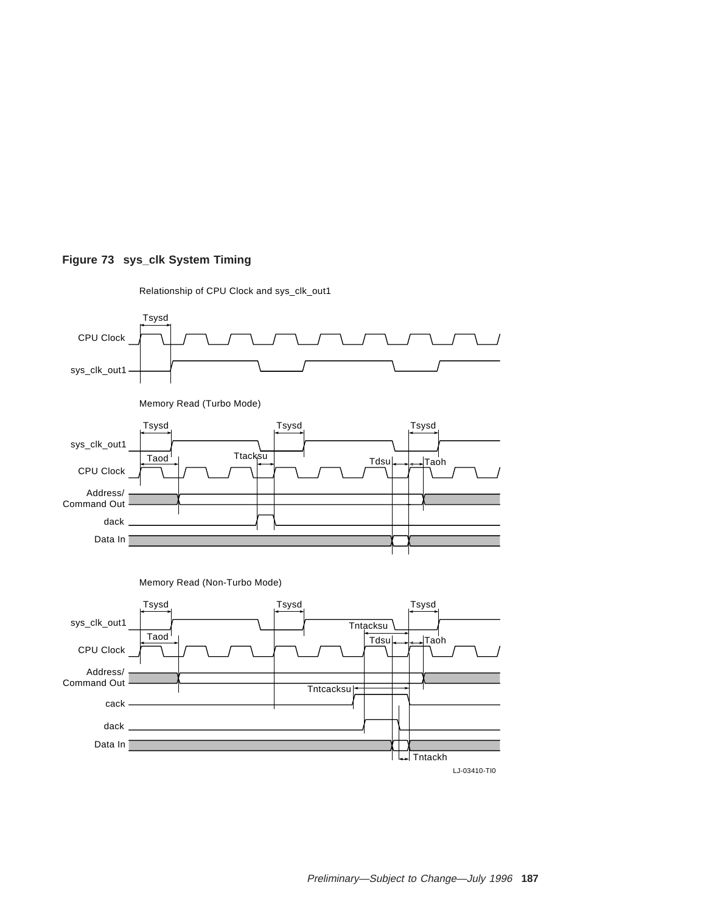**Figure 73 sys_clk System Timing**

Relationship of CPU Clock and sys_clk_out1

Tsysd

CPU Clock

sys_clk_out1

Memory Read (Turbo Mode)

Tsysd Tsysd Tsysd

sys_clk_out1

Taod Ttacksu Tdsu Taoh

CPU Clock

Address/ Command Out

dack

Data In

Memory Read (Non-Turbo Mode)

Tsysd Tsysd Tsysd

sys_clk_out1

Tntacksu

Taod Tdsu Taoh

CPU Clock

Address/ Command Out

Tntcacksu

cack

dack

Data In

Tntackh

LJ-03410-TI0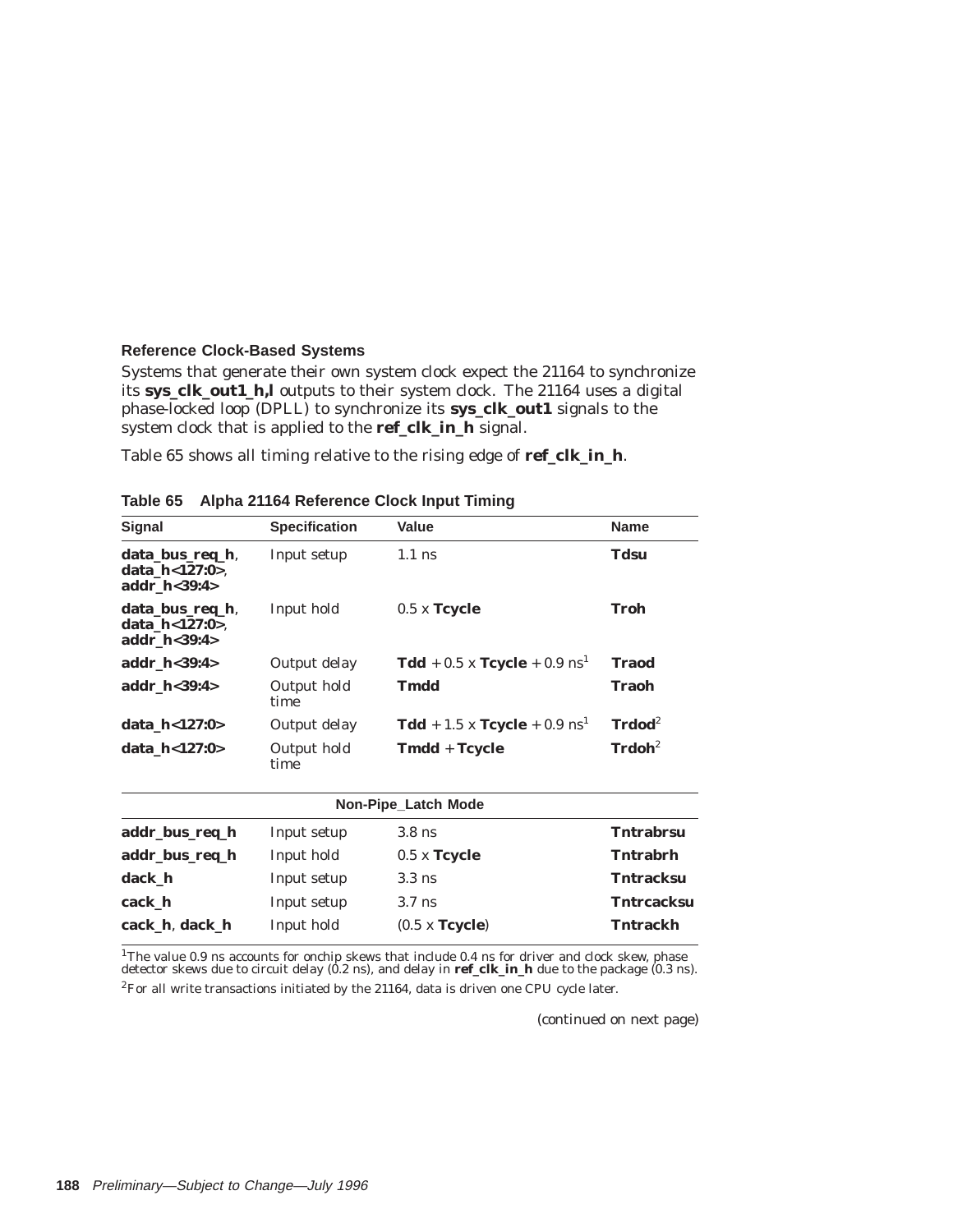### Reference Clock-Based Systems

Systems that generate their own system clock expect the 21164 to synchronize its **sys_clk_out1_h,l** outputs to their system clock. The 21164 uses a digital phase-locked loop (DPLL) to synchronize its **sys_clk_out1** signals to the system clock that is applied to the **ref_clk_in_h** signal.

Table 65 shows all timing relative to the rising edge of **ref_clk_in_h**.

**Table 65 Alpha 21164 Reference Clock Input Timing**

| Signal | Specification | Value | Name |
|---|---|---|---|
| **data_bus_req_h**, **data_h<127:0>**, **addr_h<39:4>** | Input setup | 1.1 ns | **Tdsu** |
| **data_bus_req_h**, **data_h<127:0>**, **addr_h<39:4>** | Input hold | 0.5 x **Tcycle** | **Troh** |
| **addr_h<39:4>** | Output delay | **Tdd** + 0.5 x **Tcycle** + 0.9 ns[1] | **Traod** |
| **addr_h<39:4>** | Output hold time | **Tmdd** | **Traoh** |
| **data_h<127:0>** | Output delay | **Tdd** + 1.5 x **Tcycle** + 0.9 ns[1] | **Trdod**[2] |
| **data_h<127:0>** | Output hold time | **Tmdd** + **Tcycle** | **Trdoh**[2] |
| | | **Non-Pipe_Latch Mode** | |
| **addr_bus_req_h** | Input setup | 3.8 ns | **Tntrabrsu** |
| **addr_bus_req_h** | Input hold | 0.5 x **Tcycle** | **Tntrabrh** |
| **dack_h** | Input setup | 3.3 ns | **Tntracksu** |
| **cack_h** | Input setup | 3.7 ns | **Tntrcacksu** |
| **cack_h**, **dack_h** | Input hold | (0.5 x **Tcycle**) | **Tntrackh** |

[1]The value 0.9 ns accounts for onchip skews that include 0.4 ns for driver and clock skew, phase detector skews due to circuit delay (0.2 ns), and delay in **ref_clk_in_h** due to the package (0.3 ns).

[2]For all write transactions initiated by the 21164, data is driven one CPU cycle later.

(continued on next page)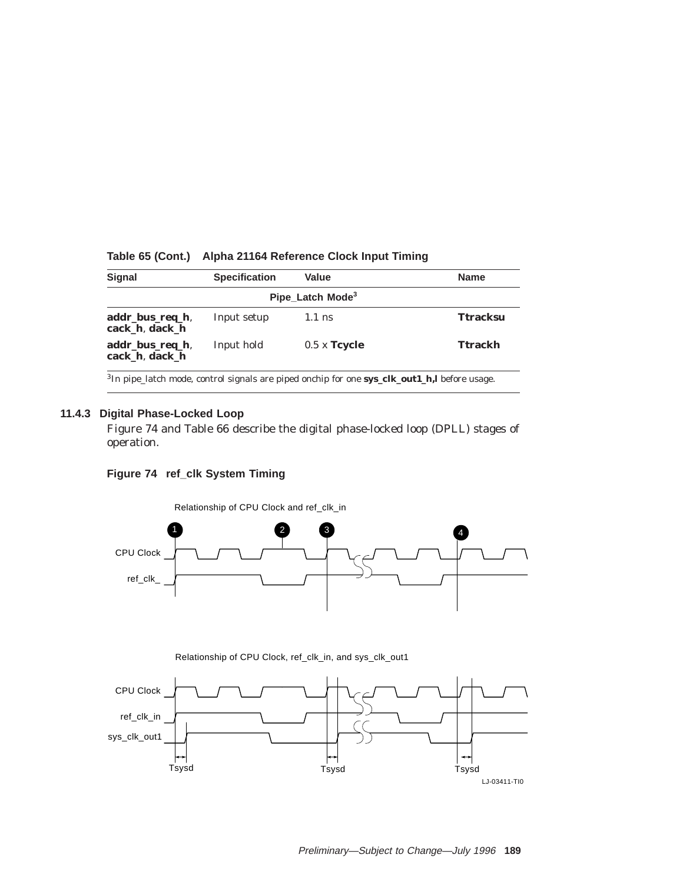**Table 65 (Cont.) Alpha 21164 Reference Clock Input Timing**

| Signal | Specification | Value | Name |
|---|---|---|---|
| **Pipe_Latch Mode[3]** | | | |
| **addr_bus_req_h**, **cack_h**, **dack_h** | Input setup | 1.1 ns | **Ttracksu** |
| **addr_bus_req_h**, **cack_h**, **dack_h** | Input hold | 0.5 x **Tcycle** | **Ttrackh** |

[3]In pipe_latch mode, control signals are piped onchip for one **sys_clk_out1_h,l** before usage.

### 11.4.3 Digital Phase-Locked Loop

Figure 74 and Table 66 describe the digital phase-locked loop (DPLL) stages of operation.

**Figure 74 ref_clk System Timing**

Relationship of CPU Clock and ref_clk_in

Relationship of CPU Clock, ref_clk_in, and sys_clk_out1

LJ-03411-TI0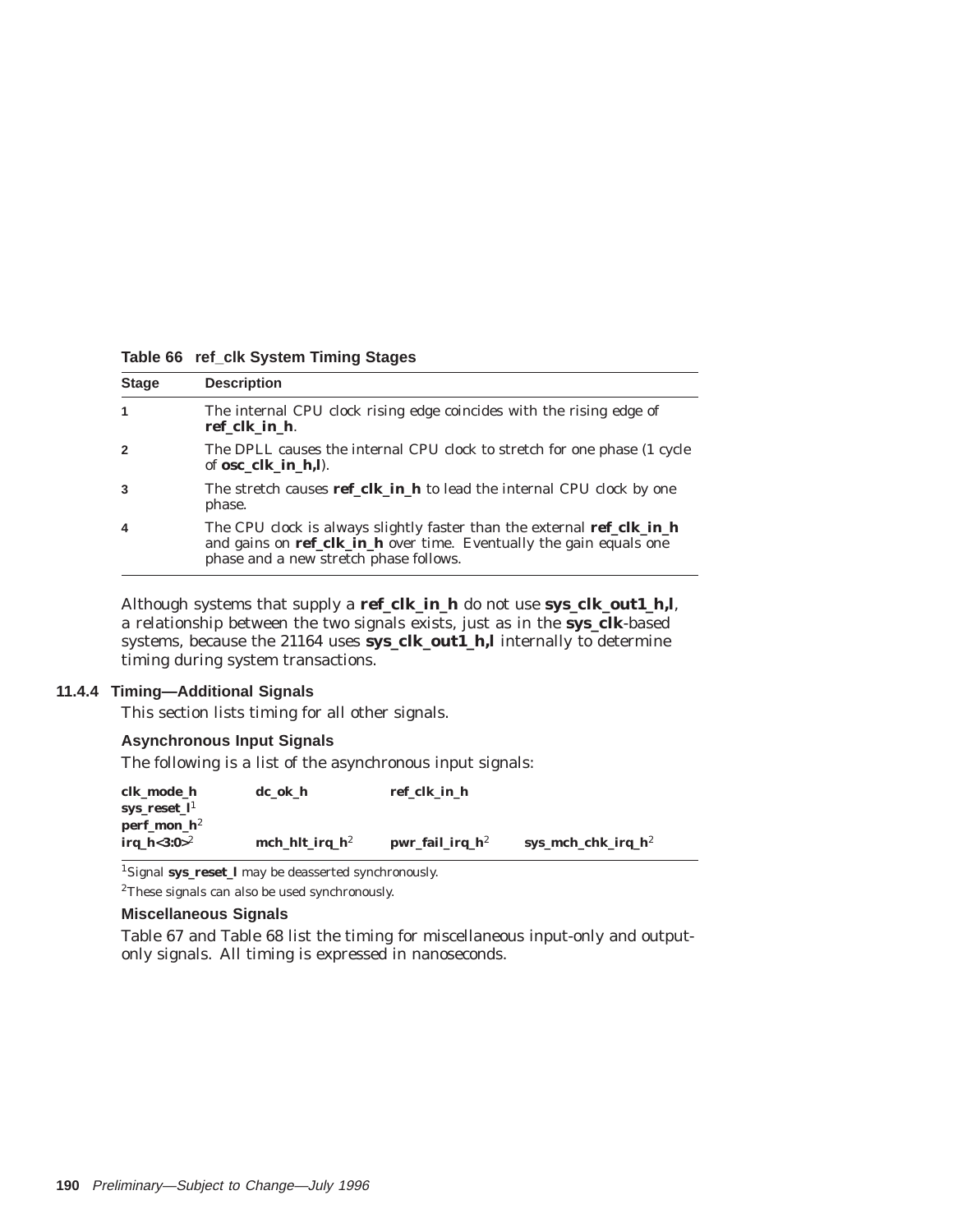**Table 66 ref_clk System Timing Stages**

| Stage | Description |
|---|---|
| 1 | The internal CPU clock rising edge coincides with the rising edge of **ref_clk_in_h**. |
| 2 | The DPLL causes the internal CPU clock to stretch for one phase (1 cycle of **osc_clk_in_h,l**). |
| 3 | The stretch causes **ref_clk_in_h** to lead the internal CPU clock by one phase. |
| 4 | The CPU clock is always slightly faster than the external **ref_clk_in_h** and gains on **ref_clk_in_h** over time. Eventually the gain equals one phase and a new stretch phase follows. |

Although systems that supply a **ref_clk_in_h** do not use **sys_clk_out1_h,l**, a relationship between the two signals exists, just as in the **sys_clk**-based systems, because the 21164 uses **sys_clk_out1_h,l** internally to determine timing during system transactions.

### 11.4.4 Timing—Additional Signals

This section lists timing for all other signals.

#### Asynchronous Input Signals

The following is a list of the asynchronous input signals:

| | | | |
|---|---|---|---|
| **clk_mode_h** | **dc_ok_h** | **ref_clk_in_h** | |
| **sys_reset_l**[1] | | | |
| **perf_mon_h**[2] | | | |
| **irq_h<3:0>**[2] | **mch_hlt_irq_h**[2] | **pwr_fail_irq_h**[2] | **sys_mch_chk_irq_h**[2] |

[1]Signal **sys_reset_l** may be deasserted synchronously.

[2]These signals can also be used synchronously.

#### Miscellaneous Signals

Table 67 and Table 68 list the timing for miscellaneous input-only and output-only signals. All timing is expressed in nanoseconds.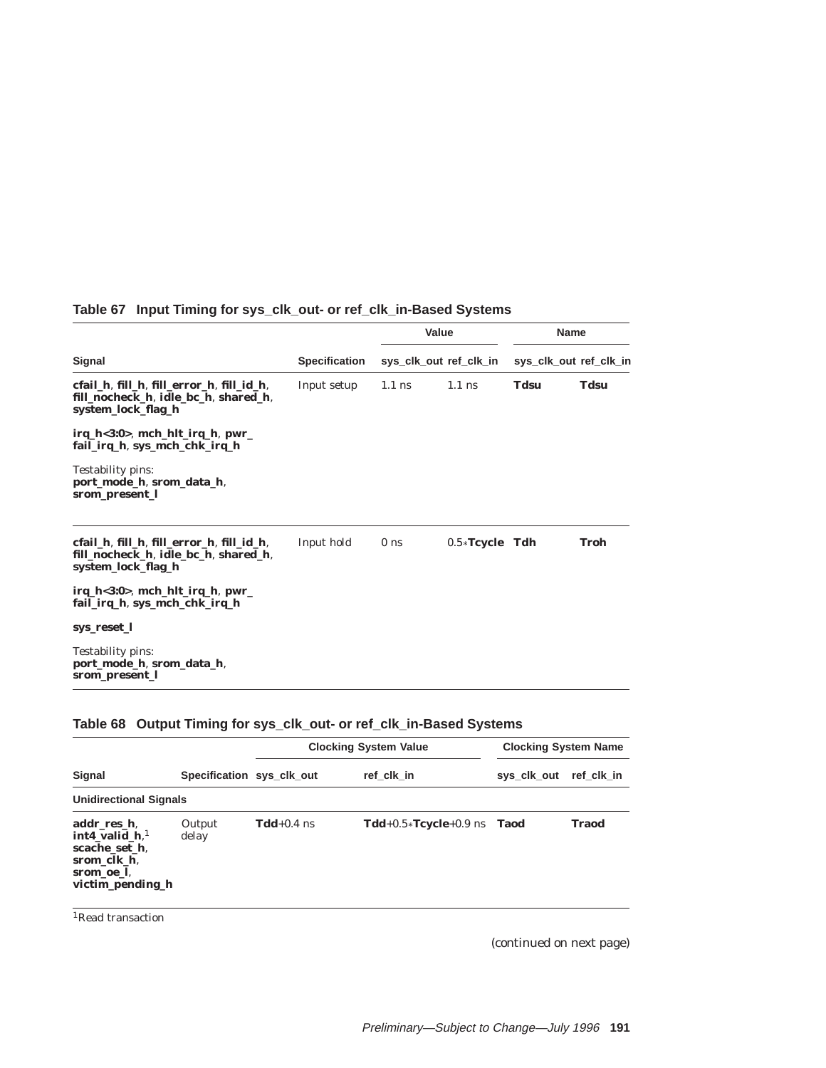### Table 67 Input Timing for sys_clk_out- or ref_clk_in-Based Systems

| Signal | Specification | Value | | Name | |
|---|---|---|---|---|---|
| | | sys_clk_out | ref_clk_in | sys_clk_out | ref_clk_in |
| **cfail_h**, **fill_h**, **fill_error_h**, **fill_id_h**, **fill_nocheck_h**, **idle_bc_h**, **shared_h**, **system_lock_flag_h**<br><br>**irq_h<3:0>**, **mch_hlt_irq_h**, **pwr_fail_irq_h**, **sys_mch_chk_irq_h**<br><br>Testability pins:<br>**port_mode_h**, **srom_data_h**, **srom_present_l** | Input setup | 1.1 ns | 1.1 ns | **Tdsu** | **Tdsu** |
| **cfail_h**, **fill_h**, **fill_error_h**, **fill_id_h**, **fill_nocheck_h**, **idle_bc_h**, **shared_h**, **system_lock_flag_h**<br><br>**irq_h<3:0>**, **mch_hlt_irq_h**, **pwr_fail_irq_h**, **sys_mch_chk_irq_h**<br><br>**sys_reset_l**<br><br>Testability pins:<br>**port_mode_h**, **srom_data_h**, **srom_present_l** | Input hold | 0 ns | 0.5*​**Tcycle** | **Tdh** | **Troh** |

### Table 68 Output Timing for sys_clk_out- or ref_clk_in-Based Systems

| Signal | Specification | Clocking System Value | | Clocking System Name | |
|---|---|---|---|---|---|
| | | sys_clk_out | ref_clk_in | sys_clk_out | ref_clk_in |
| **Unidirectional Signals** | | | | | |
| **addr_res_h**, **int4_valid_h**,[1] **scache_set_h**, **srom_clk_h**, **srom_oe_l**, **victim_pending_h** | Output delay | **Tdd**+0.4 ns | **Tdd**+0.5*​**Tcycle**+0.9 ns | **Taod** | **Traod** |

[1]Read transaction

*(continued on next page)*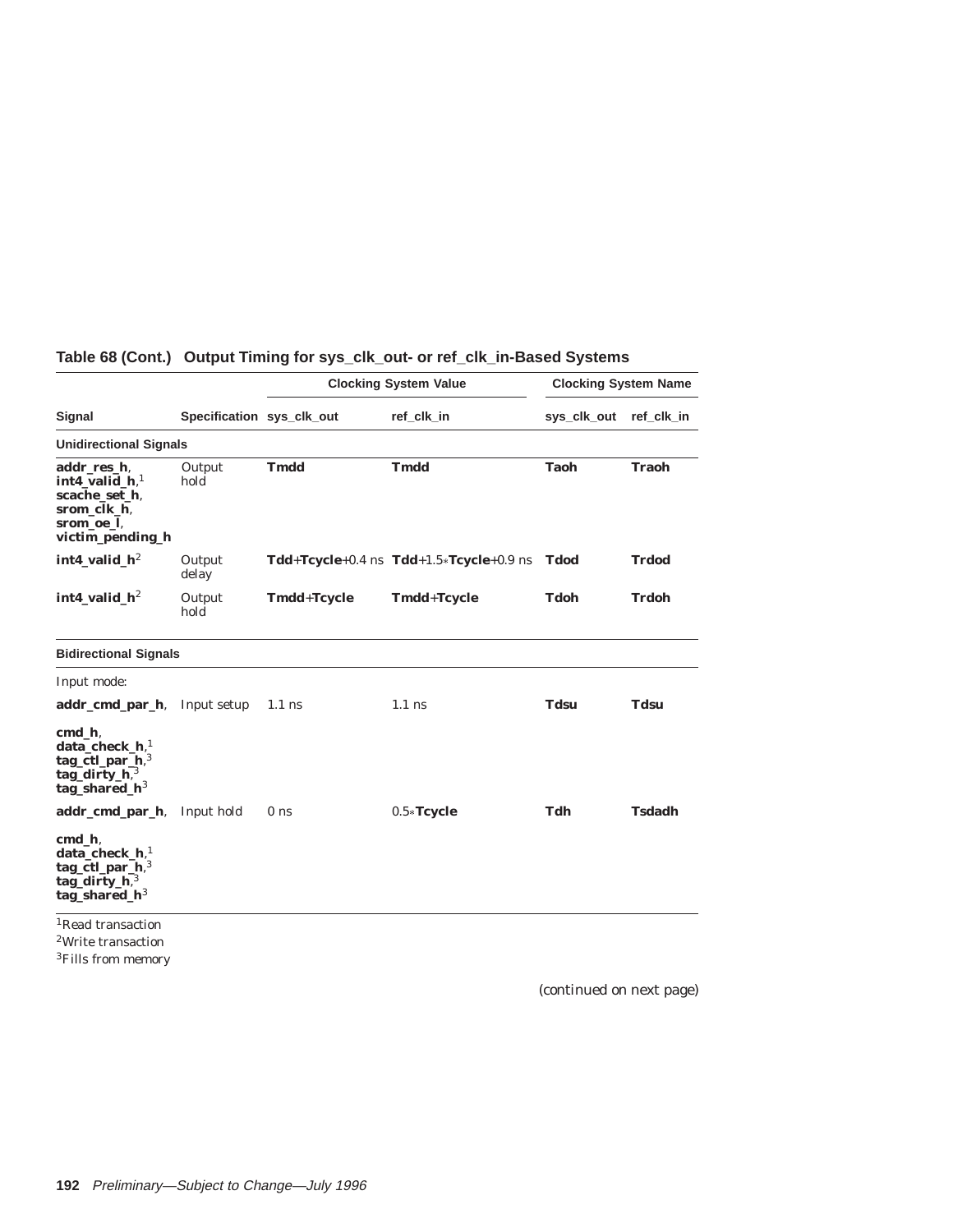**Table 68 (Cont.) Output Timing for sys_clk_out- or ref_clk_in-Based Systems**

| | | Clocking System Value | | Clocking System Name | |
|---|---|---|---|---|---|
| **Signal** | **Specification** | **sys_clk_out** | **ref_clk_in** | **sys_clk_out** | **ref_clk_in** |
| **Unidirectional Signals** | | | | | |
| **addr_res_h**, **int4_valid_h**,[1] **scache_set_h**, **srom_clk_h**, **srom_oe_l**, **victim_pending_h** | Output hold | **Tmdd** | **Tmdd** | **Taoh** | **Traoh** |
| **int4_valid_h**[2] | Output delay | **Tdd**+**Tcycle**+0.4 ns | **Tdd**+1.5*$*$***Tcycle**+0.9 ns | **Tdod** | **Trdod** |
| **int4_valid_h**[2] | Output hold | **Tmdd**+**Tcycle** | **Tmdd**+**Tcycle** | **Tdoh** | **Trdoh** |
| **Bidirectional Signals** | | | | | |
| Input mode: | | | | | |
| **addr_cmd_par_h**, **cmd_h**, **data_check_h**,[1] **tag_ctl_par_h**,[3] **tag_dirty_h**,[3] **tag_shared_h**[3] | Input setup | 1.1 ns | 1.1 ns | **Tdsu** | **Tdsu** |
| **addr_cmd_par_h**, **cmd_h**, **data_check_h**,[1] **tag_ctl_par_h**,[3] **tag_dirty_h**,[3] **tag_shared_h**[3] | Input hold | 0 ns | 0.5*$*$***Tcycle** | **Tdh** | **Tsdadh** |

[1]Read transaction
[2]Write transaction
[3]Fills from memory

*(continued on next page)*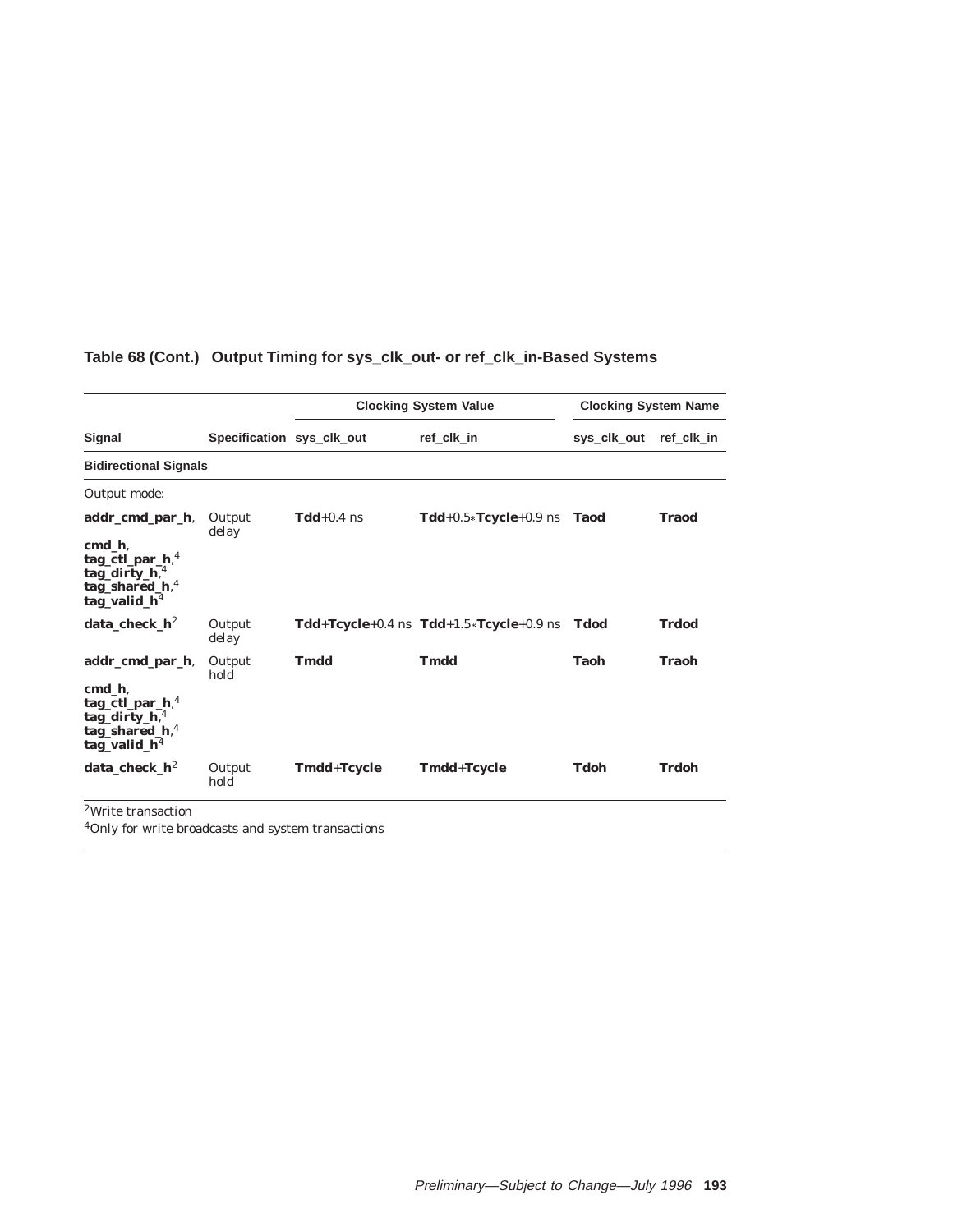**Table 68 (Cont.) Output Timing for sys_clk_out- or ref_clk_in-Based Systems**

| | | Clocking System Value | | Clocking System Name | |
|---|---|---|---|---|---|
| **Signal** | **Specification** | **sys_clk_out** | **ref_clk_in** | **sys_clk_out** | **ref_clk_in** |
| **Bidirectional Signals** | | | | | |
| Output mode: | | | | | |
| **addr_cmd_par_h**, **cmd_h**, **tag_ctl_par_h**,[4] **tag_dirty_h**,[4] **tag_shared_h**,[4] **tag_valid_h**[4] | Output delay | **Tdd**+0.4 ns | **Tdd**+0.5*​**Tcycle**+0.9 ns | **Taod** | **Traod** |
| **data_check_h**[2] | Output delay | **Tdd**+**Tcycle**+0.4 ns | **Tdd**+1.5*​**Tcycle**+0.9 ns | **Tdod** | **Trdod** |
| **addr_cmd_par_h**, **cmd_h**, **tag_ctl_par_h**,[4] **tag_dirty_h**,[4] **tag_shared_h**,[4] **tag_valid_h**[4] | Output hold | **Tmdd** | **Tmdd** | **Taoh** | **Traoh** |
| **data_check_h**[2] | Output hold | **Tmdd**+**Tcycle** | **Tmdd**+**Tcycle** | **Tdoh** | **Trdoh** |

[2]Write transaction

[4]Only for write broadcasts and system transactions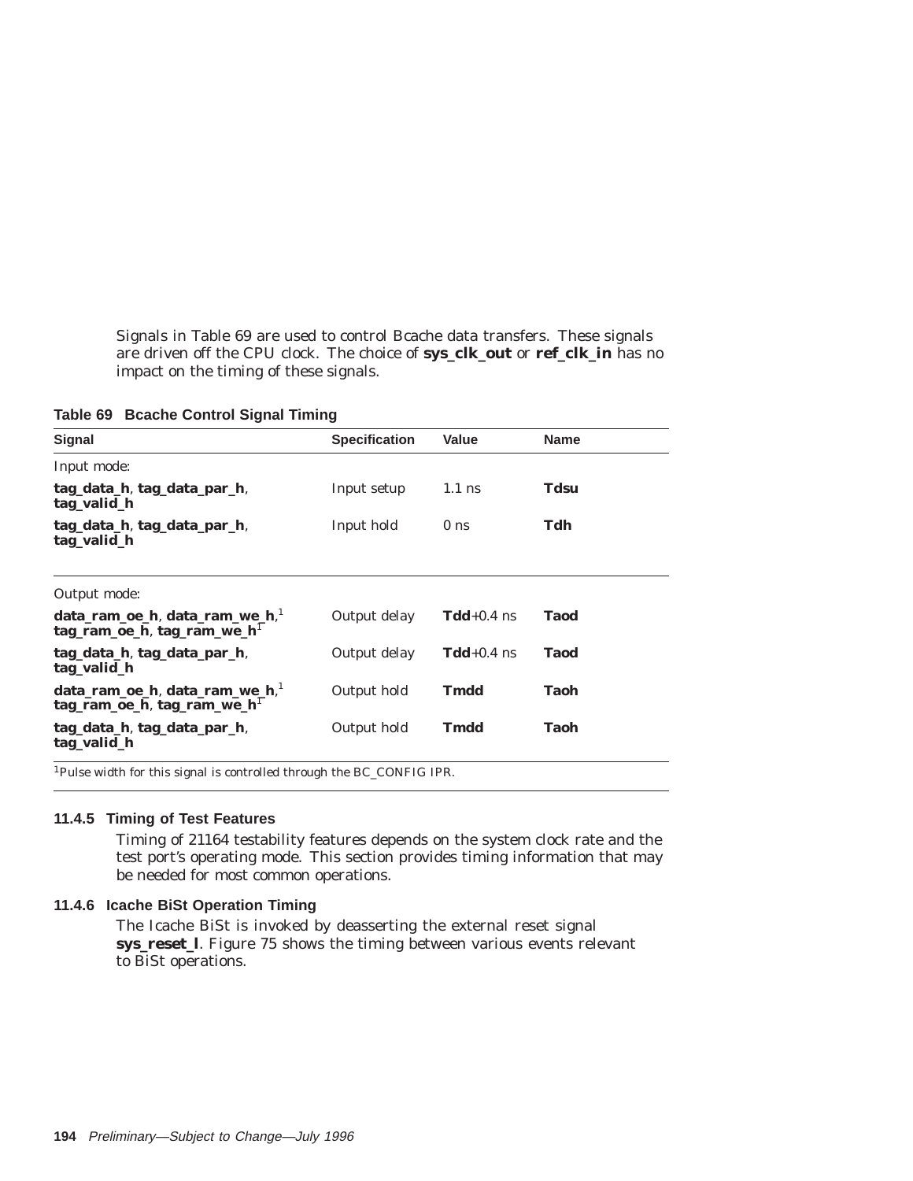Signals in Table 69 are used to control Bcache data transfers. These signals are driven off the CPU clock. The choice of **sys_clk_out** or **ref_clk_in** has no impact on the timing of these signals.

**Table 69 Bcache Control Signal Timing**

| Signal | Specification | Value | Name |
|---|---|---|---|
| Input mode: | | | |
| **tag_data_h**, **tag_data_par_h**, **tag_valid_h** | Input setup | 1.1 ns | **Tdsu** |
| **tag_data_h**, **tag_data_par_h**, **tag_valid_h** | Input hold | 0 ns | **Tdh** |
| Output mode: | | | |
| **data_ram_oe_h**, **data_ram_we_h**,[1] **tag_ram_oe_h**, **tag_ram_we_h**[1] | Output delay | **Tdd**+0.4 ns | **Taod** |
| **tag_data_h**, **tag_data_par_h**, **tag_valid_h** | Output delay | **Tdd**+0.4 ns | **Taod** |
| **data_ram_oe_h**, **data_ram_we_h**,[1] **tag_ram_oe_h**, **tag_ram_we_h**[1] | Output hold | **Tmdd** | **Taoh** |
| **tag_data_h**, **tag_data_par_h**, **tag_valid_h** | Output hold | **Tmdd** | **Taoh** |

[1]Pulse width for this signal is controlled through the BC_CONFIG IPR.

### 11.4.5 Timing of Test Features

Timing of 21164 testability features depends on the system clock rate and the test port's operating mode. This section provides timing information that may be needed for most common operations.

### 11.4.6 Icache BiSt Operation Timing

The Icache BiSt is invoked by deasserting the external reset signal **sys_reset_l**. Figure 75 shows the timing between various events relevant to BiSt operations.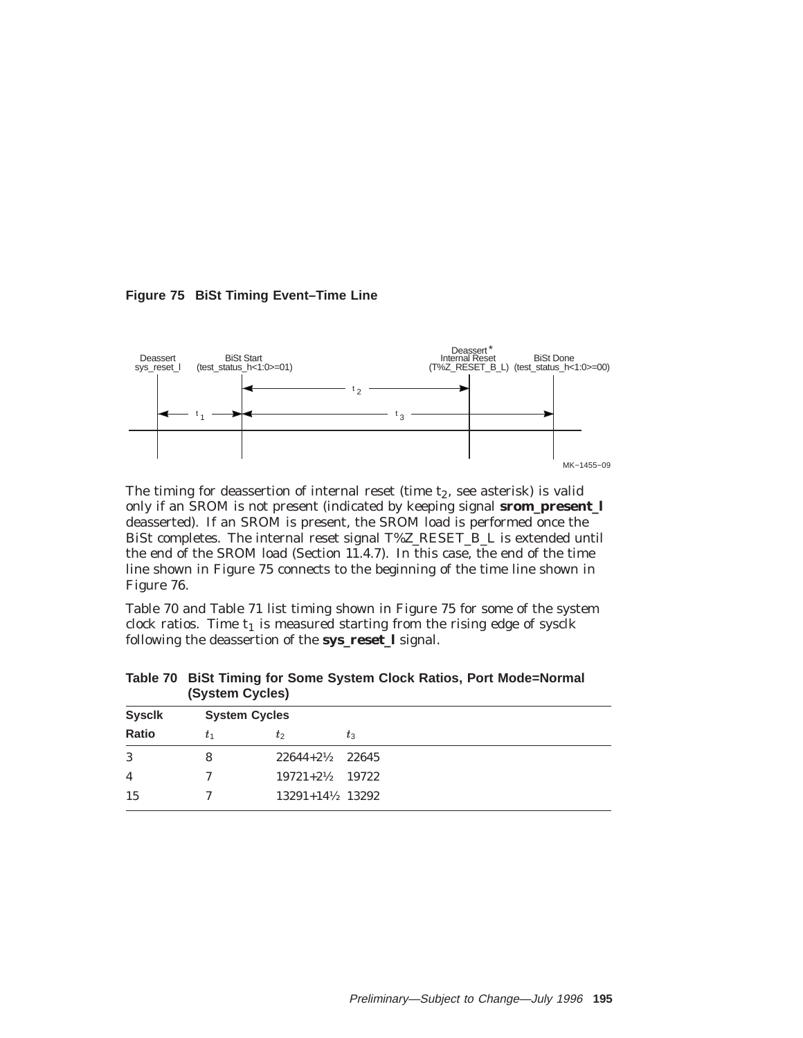**Figure 75 BiSt Timing Event–Time Line**

The timing for deassertion of internal reset (time $t_2$, see asterisk) is valid only if an SROM is not present (indicated by keeping signal **srom_present_l** deasserted). If an SROM is present, the SROM load is performed once the BiSt completes. The internal reset signal T%Z_RESET_B_L is extended until the end of the SROM load (Section 11.4.7). In this case, the end of the time line shown in Figure 75 connects to the beginning of the time line shown in Figure 76.

Table 70 and Table 71 list timing shown in Figure 75 for some of the system clock ratios. Time $t_1$ is measured starting from the rising edge of sysclk following the deassertion of the **sys_reset_l** signal.

**Table 70 BiSt Timing for Some System Clock Ratios, Port Mode=Normal (System Cycles)**

| Sysclk | System Cycles | | |
|---|---|---|---|
| Ratio | $t_1$ | $t_2$ | $t_3$ |
| 3 | 8 | 22644+2½ | 22645 |
| 4 | 7 | 19721+2½ | 19722 |
| 15 | 7 | 13291+14½ | 13292 |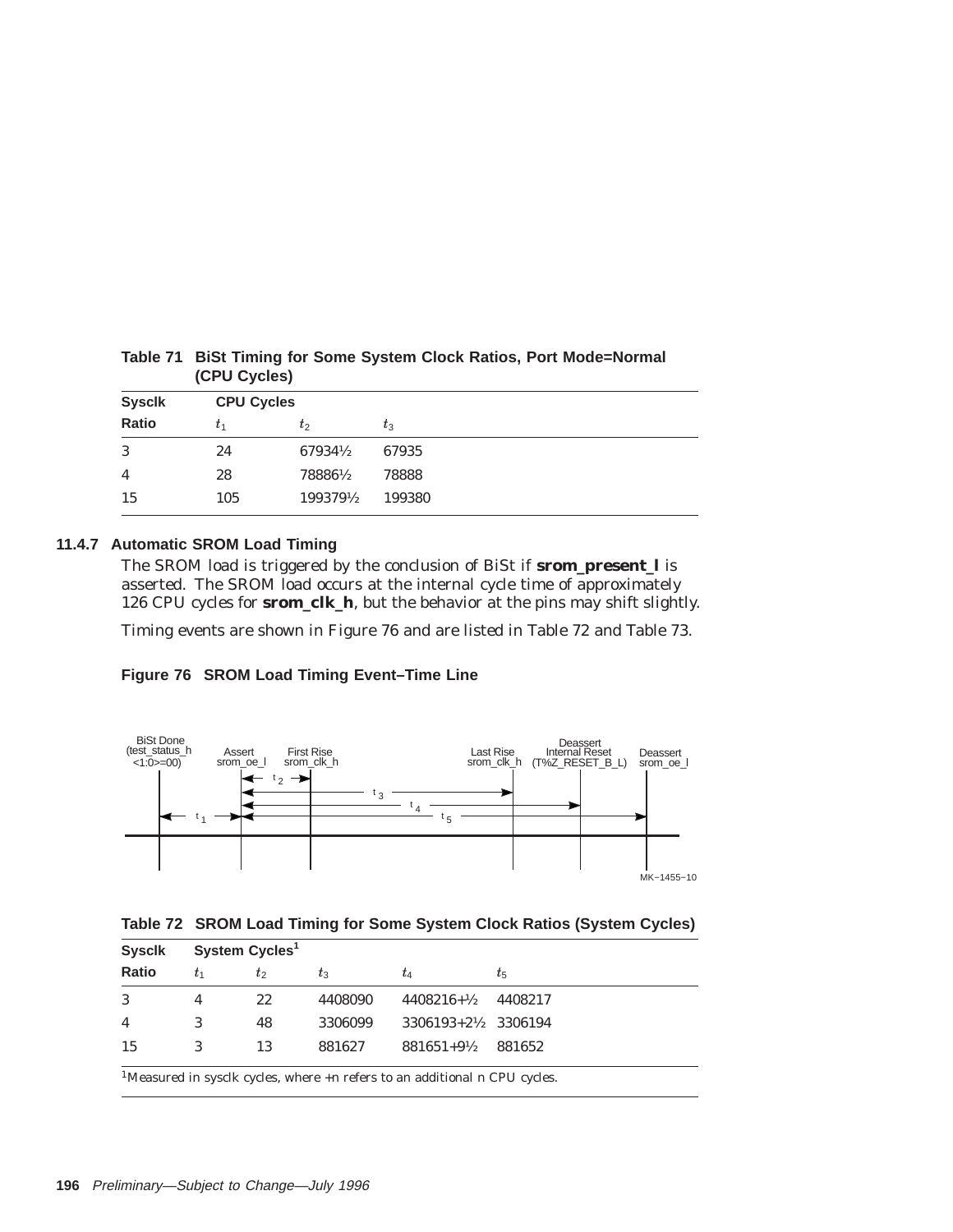**Table 71 BiSt Timing for Some System Clock Ratios, Port Mode=Normal (CPU Cycles)**

| Sysclk | CPU Cycles | | |
|---|---|---|---|
| Ratio | $t_1$ | $t_2$ | $t_3$ |
| 3 | 24 | 67934½ | 67935 |
| 4 | 28 | 78886½ | 78888 |
| 15 | 105 | 199379½ | 199380 |

### 11.4.7 Automatic SROM Load Timing

The SROM load is triggered by the conclusion of BiSt if **srom_present_l** is asserted. The SROM load occurs at the internal cycle time of approximately 126 CPU cycles for **srom_clk_h**, but the behavior at the pins may shift slightly.

Timing events are shown in Figure 76 and are listed in Table 72 and Table 73.

**Figure 76 SROM Load Timing Event–Time Line**

BiSt Done (test_status_h <1:0>=00) — Assert srom_oe_l — First Rise srom_clk_h — Last Rise srom_clk_h — Deassert Internal Reset (T%Z_RESET_B_L) — Deassert srom_oe_l

MK−1455−10

**Table 72 SROM Load Timing for Some System Clock Ratios (System Cycles)**

| Sysclk | System Cycles[1] | | | | |
|---|---|---|---|---|---|
| Ratio | $t_1$ | $t_2$ | $t_3$ | $t_4$ | $t_5$ |
| 3 | 4 | 22 | 4408090 | 4408216+½ | 4408217 |
| 4 | 3 | 48 | 3306099 | 3306193+2½ | 3306194 |
| 15 | 3 | 13 | 881627 | 881651+9½ | 881652 |

[1]Measured in sysclk cycles, where +n refers to an additional n CPU cycles.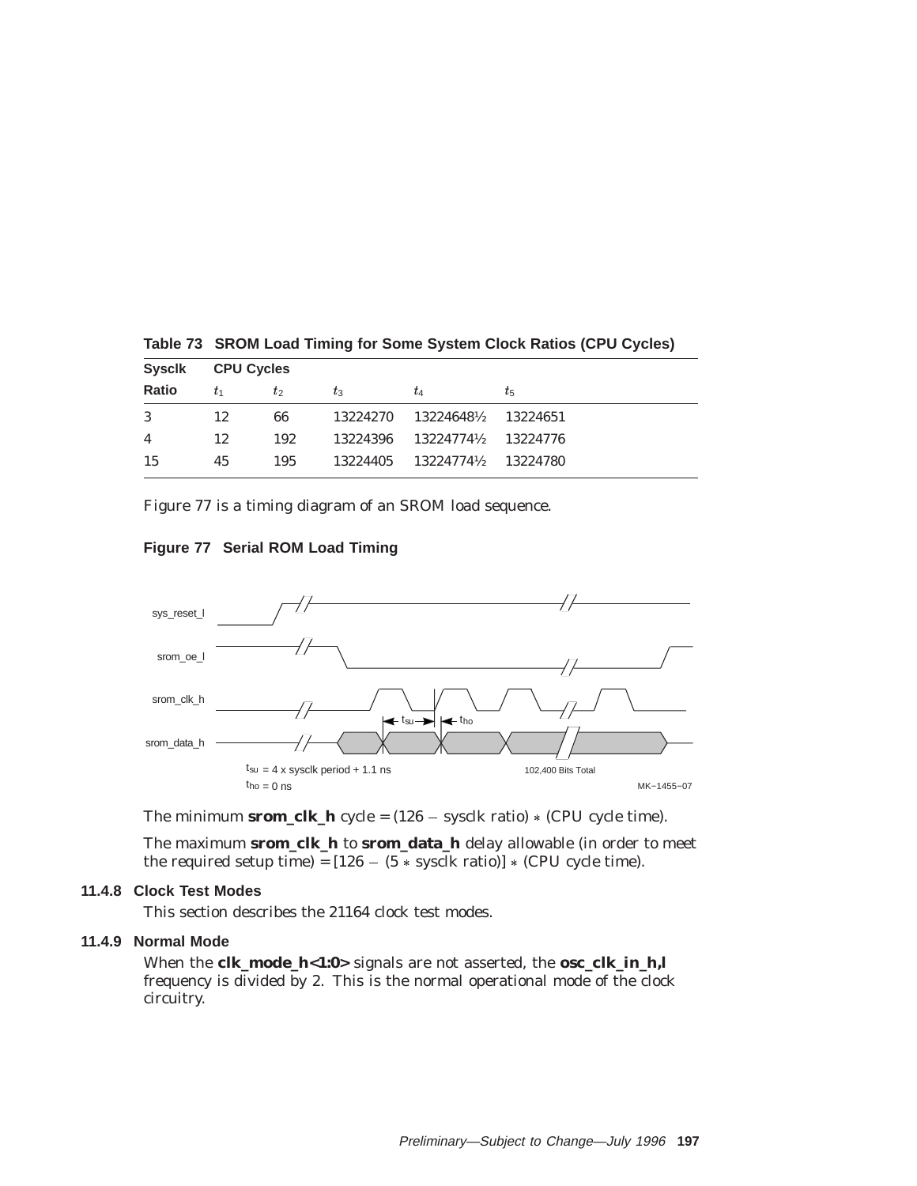**Table 73 SROM Load Timing for Some System Clock Ratios (CPU Cycles)**

| Sysclk | CPU Cycles | | | | |
|---|---|---|---|---|---|
| Ratio | $t_1$ | $t_2$ | $t_3$ | $t_4$ | $t_5$ |
| 3 | 12 | 66 | 13224270 | 13224648½ | 13224651 |
| 4 | 12 | 192 | 13224396 | 13224774½ | 13224776 |
| 15 | 45 | 195 | 13224405 | 13224774½ | 13224780 |

Figure 77 is a timing diagram of an SROM load sequence.

**Figure 77 Serial ROM Load Timing**

sys_reset_l

srom_oe_l

srom_clk_h

srom_data_h

$t_{su}$ = 4 x sysclk period + 1.1 ns

$t_{ho}$ = 0 ns

102,400 Bits Total

MK−1455−07

The minimum **srom_clk_h** cycle = (126 − sysclk ratio) ∗ (CPU cycle time).

The maximum **srom_clk_h** to **srom_data_h** delay allowable (in order to meet the required setup time) = [126 − (5 ∗ sysclk ratio)] ∗ (CPU cycle time).

### 11.4.8 Clock Test Modes

This section describes the 21164 clock test modes.

### 11.4.9 Normal Mode

When the **clk_mode_h<1:0>** signals are not asserted, the **osc_clk_in_h,l** frequency is divided by 2. This is the normal operational mode of the clock circuitry.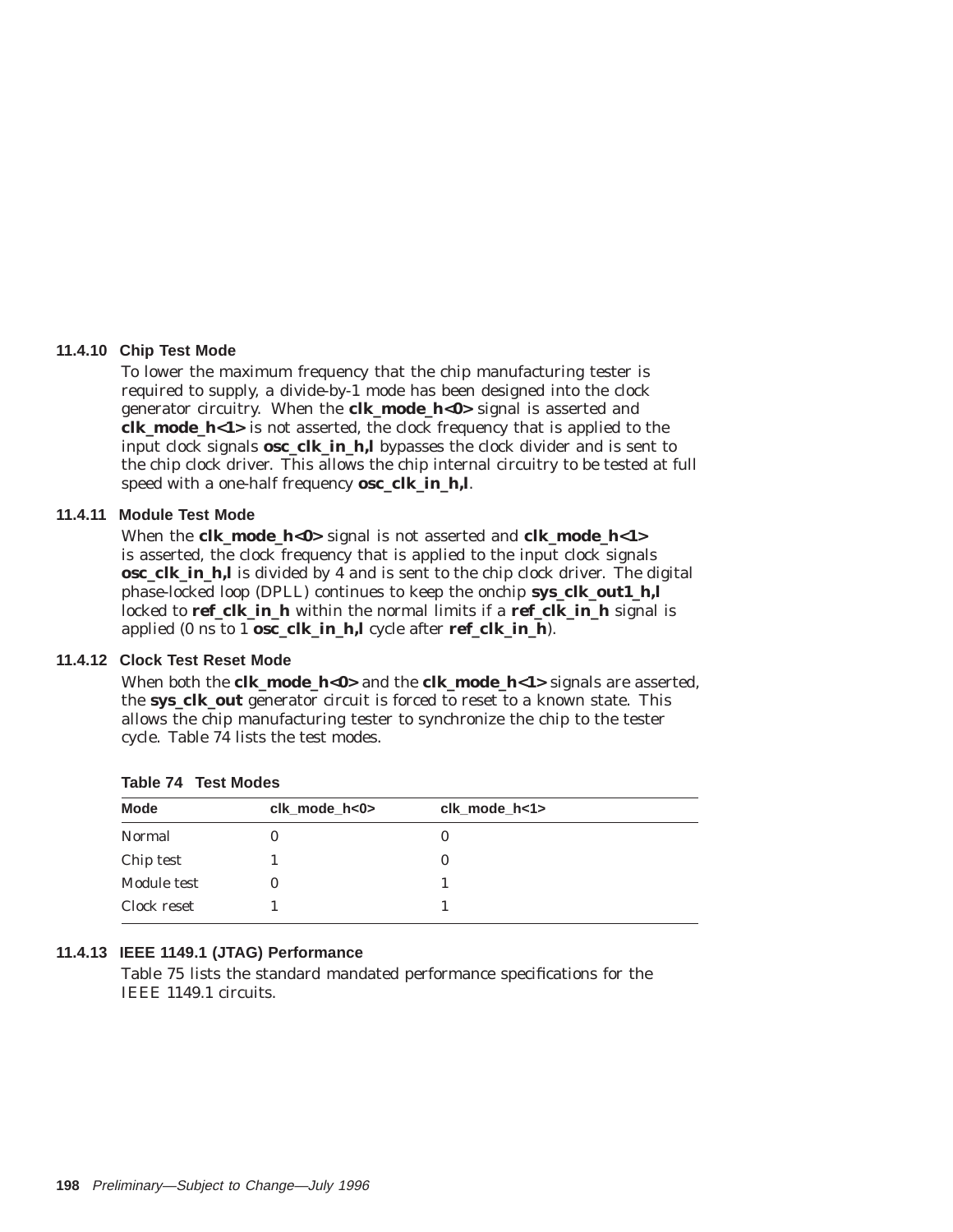### 11.4.10 Chip Test Mode

To lower the maximum frequency that the chip manufacturing tester is required to supply, a divide-by-1 mode has been designed into the clock generator circuitry. When the **clk_mode_h<0>** signal is asserted and **clk_mode_h<1>** is not asserted, the clock frequency that is applied to the input clock signals **osc_clk_in_h,l** bypasses the clock divider and is sent to the chip clock driver. This allows the chip internal circuitry to be tested at full speed with a one-half frequency **osc_clk_in_h,l**.

### 11.4.11 Module Test Mode

When the **clk_mode_h<0>** signal is not asserted and **clk_mode_h<1>** is asserted, the clock frequency that is applied to the input clock signals **osc_clk_in_h,l** is divided by 4 and is sent to the chip clock driver. The digital phase-locked loop (DPLL) continues to keep the onchip **sys_clk_out1_h,l** locked to **ref_clk_in_h** within the normal limits if a **ref_clk_in_h** signal is applied (0 ns to 1 **osc_clk_in_h,l** cycle after **ref_clk_in_h**).

### 11.4.12 Clock Test Reset Mode

When both the **clk_mode_h<0>** and the **clk_mode_h<1>** signals are asserted, the **sys_clk_out** generator circuit is forced to reset to a known state. This allows the chip manufacturing tester to synchronize the chip to the tester cycle. Table 74 lists the test modes.

**Table 74 Test Modes**

| Mode | clk_mode_h<0> | clk_mode_h<1> |
|---|---|---|
| Normal | 0 | 0 |
| Chip test | 1 | 0 |
| Module test | 0 | 1 |
| Clock reset | 1 | 1 |

### 11.4.13 IEEE 1149.1 (JTAG) Performance

Table 75 lists the standard mandated performance specifications for the IEEE 1149.1 circuits.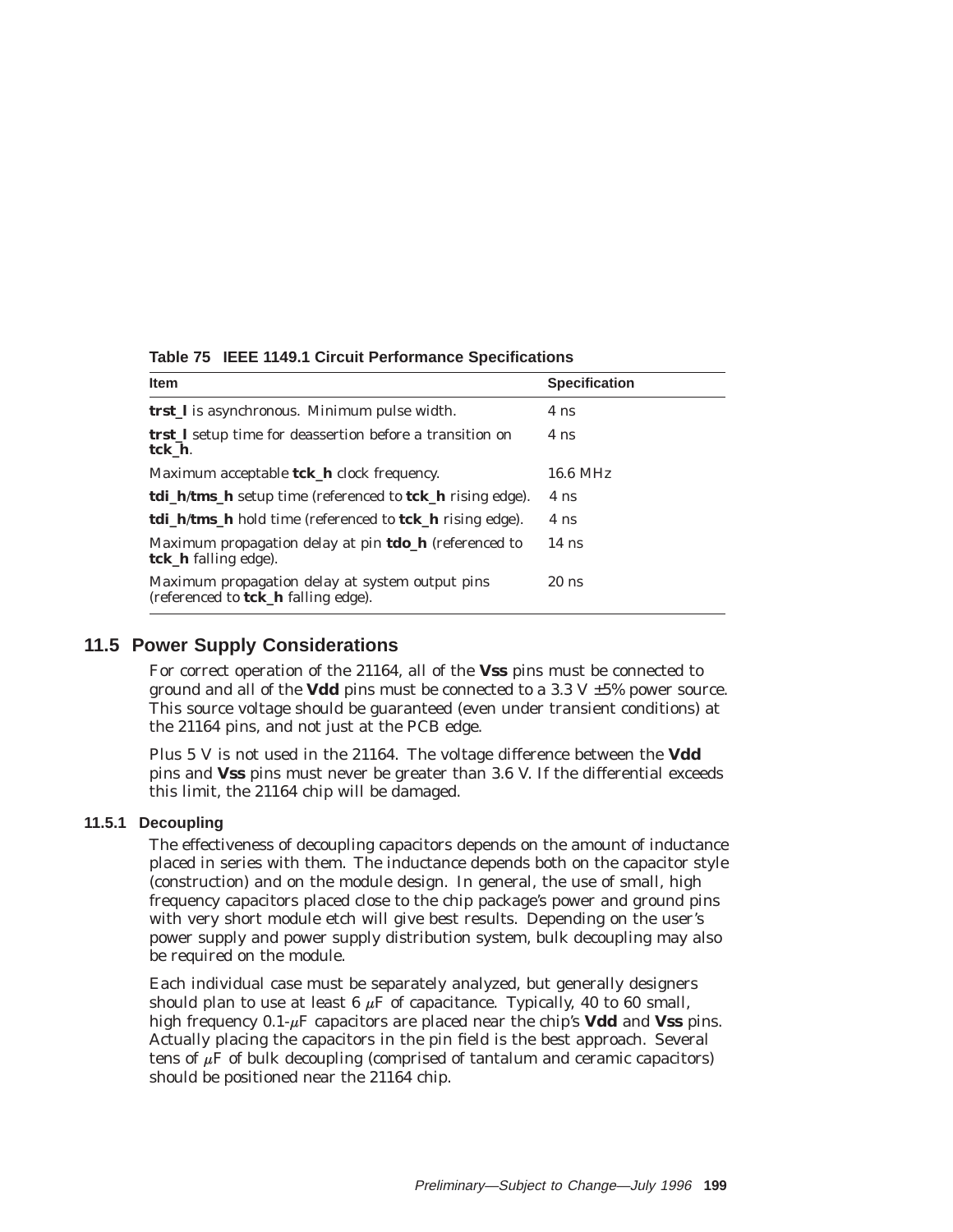**Table 75 IEEE 1149.1 Circuit Performance Specifications**

| Item | Specification |
|---|---|
| **trst_l** is asynchronous. Minimum pulse width. | 4 ns |
| **trst_l** setup time for deassertion before a transition on **tck_h**. | 4 ns |
| Maximum acceptable **tck_h** clock frequency. | 16.6 MHz |
| **tdi_h**/**tms_h** setup time (referenced to **tck_h** rising edge). | 4 ns |
| **tdi_h**/**tms_h** hold time (referenced to **tck_h** rising edge). | 4 ns |
| Maximum propagation delay at pin **tdo_h** (referenced to **tck_h** falling edge). | 14 ns |
| Maximum propagation delay at system output pins (referenced to **tck_h** falling edge). | 20 ns |

## 11.5 Power Supply Considerations

For correct operation of the 21164, all of the **Vss** pins must be connected to ground and all of the **Vdd** pins must be connected to a 3.3 V ±5% power source. This source voltage should be guaranteed (even under transient conditions) at the 21164 pins, and not just at the PCB edge.

Plus 5 V is not used in the 21164. The voltage difference between the **Vdd** pins and **Vss** pins must never be greater than 3.6 V. If the differential exceeds this limit, the 21164 chip will be damaged.

### 11.5.1 Decoupling

The effectiveness of decoupling capacitors depends on the amount of inductance placed in series with them. The inductance depends both on the capacitor style (construction) and on the module design. In general, the use of small, high frequency capacitors placed close to the chip package's power and ground pins with very short module etch will give best results. Depending on the user's power supply and power supply distribution system, bulk decoupling may also be required on the module.

Each individual case must be separately analyzed, but generally designers should plan to use at least 6 $\mu$F of capacitance. Typically, 40 to 60 small, high frequency 0.1-$\mu$F capacitors are placed near the chip's **Vdd** and **Vss** pins. Actually placing the capacitors in the pin field is the best approach. Several tens of $\mu$F of bulk decoupling (comprised of tantalum and ceramic capacitors) should be positioned near the 21164 chip.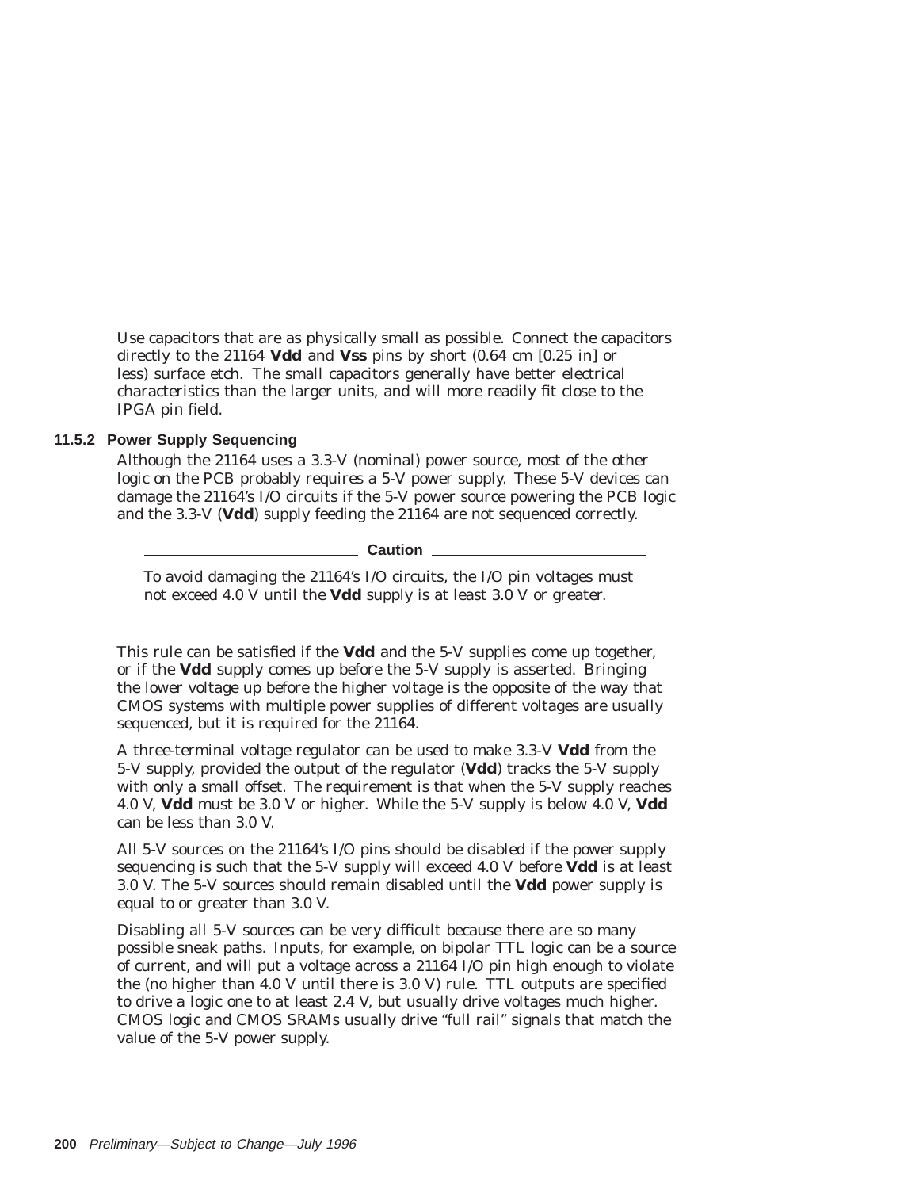Use capacitors that are as physically small as possible. Connect the capacitors directly to the 21164 **Vdd** and **Vss** pins by short (0.64 cm [0.25 in] or less) surface etch. The small capacitors generally have better electrical characteristics than the larger units, and will more readily fit close to the IPGA pin field.

### 11.5.2 Power Supply Sequencing

Although the 21164 uses a 3.3-V (nominal) power source, most of the other logic on the PCB probably requires a 5-V power supply. These 5-V devices can damage the 21164's I/O circuits if the 5-V power source powering the PCB logic and the 3.3-V (**Vdd**) supply feeding the 21164 are not sequenced correctly.

---

**Caution**

To avoid damaging the 21164's I/O circuits, the I/O pin voltages must not exceed 4.0 V until the **Vdd** supply is at least 3.0 V or greater.

---

This rule can be satisfied if the **Vdd** and the 5-V supplies come up together, or if the **Vdd** supply comes up before the 5-V supply is asserted. Bringing the lower voltage up before the higher voltage is the opposite of the way that CMOS systems with multiple power supplies of different voltages are usually sequenced, but it is required for the 21164.

A three-terminal voltage regulator can be used to make 3.3-V **Vdd** from the 5-V supply, provided the output of the regulator (**Vdd**) tracks the 5-V supply with only a small offset. The requirement is that when the 5-V supply reaches 4.0 V, **Vdd** must be 3.0 V or higher. While the 5-V supply is below 4.0 V, **Vdd** can be less than 3.0 V.

All 5-V sources on the 21164's I/O pins should be disabled if the power supply sequencing is such that the 5-V supply will exceed 4.0 V before **Vdd** is at least 3.0 V. The 5-V sources should remain disabled until the **Vdd** power supply is equal to or greater than 3.0 V.

Disabling all 5-V sources can be very difficult because there are so many possible sneak paths. Inputs, for example, on bipolar TTL logic can be a source of current, and will put a voltage across a 21164 I/O pin high enough to violate the (no higher than 4.0 V until there is 3.0 V) rule. TTL outputs are specified to drive a logic one to at least 2.4 V, but usually drive voltages much higher. CMOS logic and CMOS SRAMs usually drive "full rail" signals that match the value of the 5-V power supply.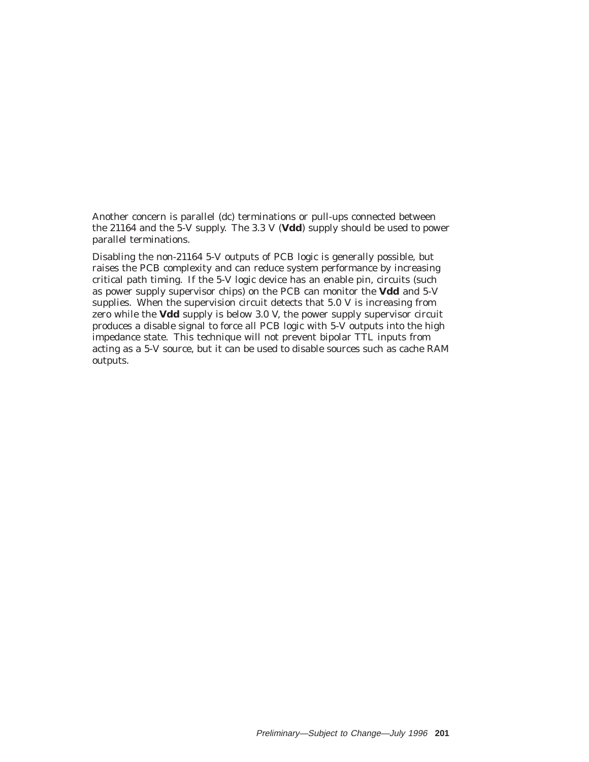Another concern is parallel (dc) terminations or pull-ups connected between the 21164 and the 5-V supply. The 3.3 V (**Vdd**) supply should be used to power parallel terminations.

Disabling the non-21164 5-V outputs of PCB logic is generally possible, but raises the PCB complexity and can reduce system performance by increasing critical path timing. If the 5-V logic device has an enable pin, circuits (such as power supply supervisor chips) on the PCB can monitor the **Vdd** and 5-V supplies. When the supervision circuit detects that 5.0 V is increasing from zero while the **Vdd** supply is below 3.0 V, the power supply supervisor circuit produces a disable signal to force all PCB logic with 5-V outputs into the high impedance state. This technique will not prevent bipolar TTL inputs from acting as a 5-V source, but it can be used to disable sources such as cache RAM outputs.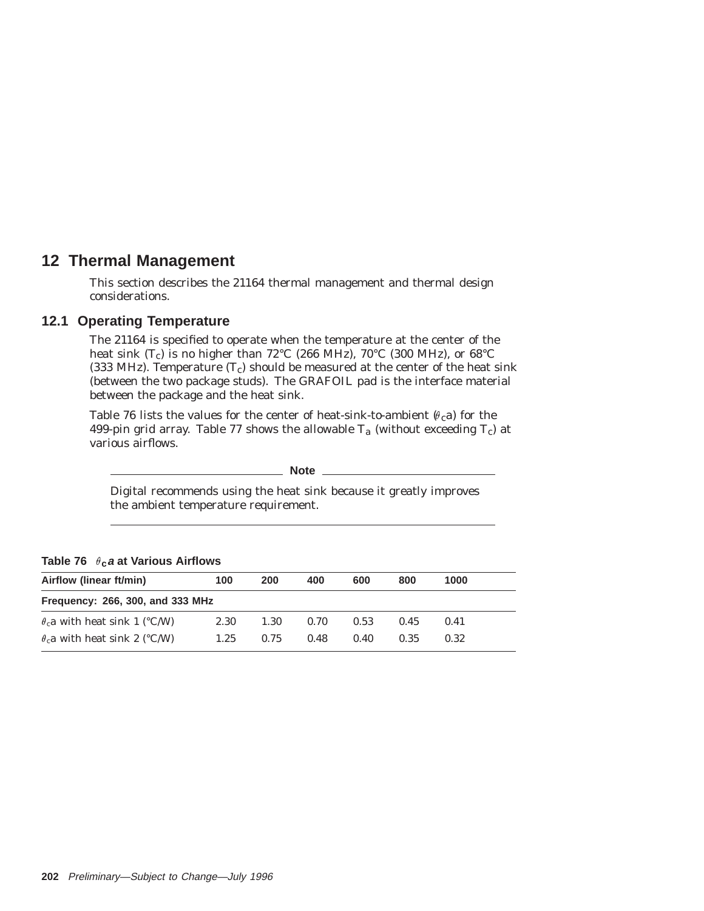# 12 Thermal Management

This section describes the 21164 thermal management and thermal design considerations.

## 12.1 Operating Temperature

The 21164 is specified to operate when the temperature at the center of the heat sink ($T_c$) is no higher than 72°C (266 MHz), 70°C (300 MHz), or 68°C (333 MHz). Temperature ($T_c$) should be measured at the center of the heat sink (between the two package studs). The GRAFOIL pad is the interface material between the package and the heat sink.

Table 76 lists the values for the center of heat-sink-to-ambient ($\theta_c a$) for the 499-pin grid array. Table 77 shows the allowable $T_a$ (without exceeding $T_c$) at various airflows.

---

**Note**

Digital recommends using the heat sink because it greatly improves the ambient temperature requirement.

---

**Table 76 $\theta_c a$ at Various Airflows**

| Airflow (linear ft/min) | 100 | 200 | 400 | 600 | 800 | 1000 |
|---|---|---|---|---|---|---|
| **Frequency: 266, 300, and 333 MHz** | | | | | | |
| $\theta_c a$ with heat sink 1 (°C/W) | 2.30 | 1.30 | 0.70 | 0.53 | 0.45 | 0.41 |
| $\theta_c a$ with heat sink 2 (°C/W) | 1.25 | 0.75 | 0.48 | 0.40 | 0.35 | 0.32 |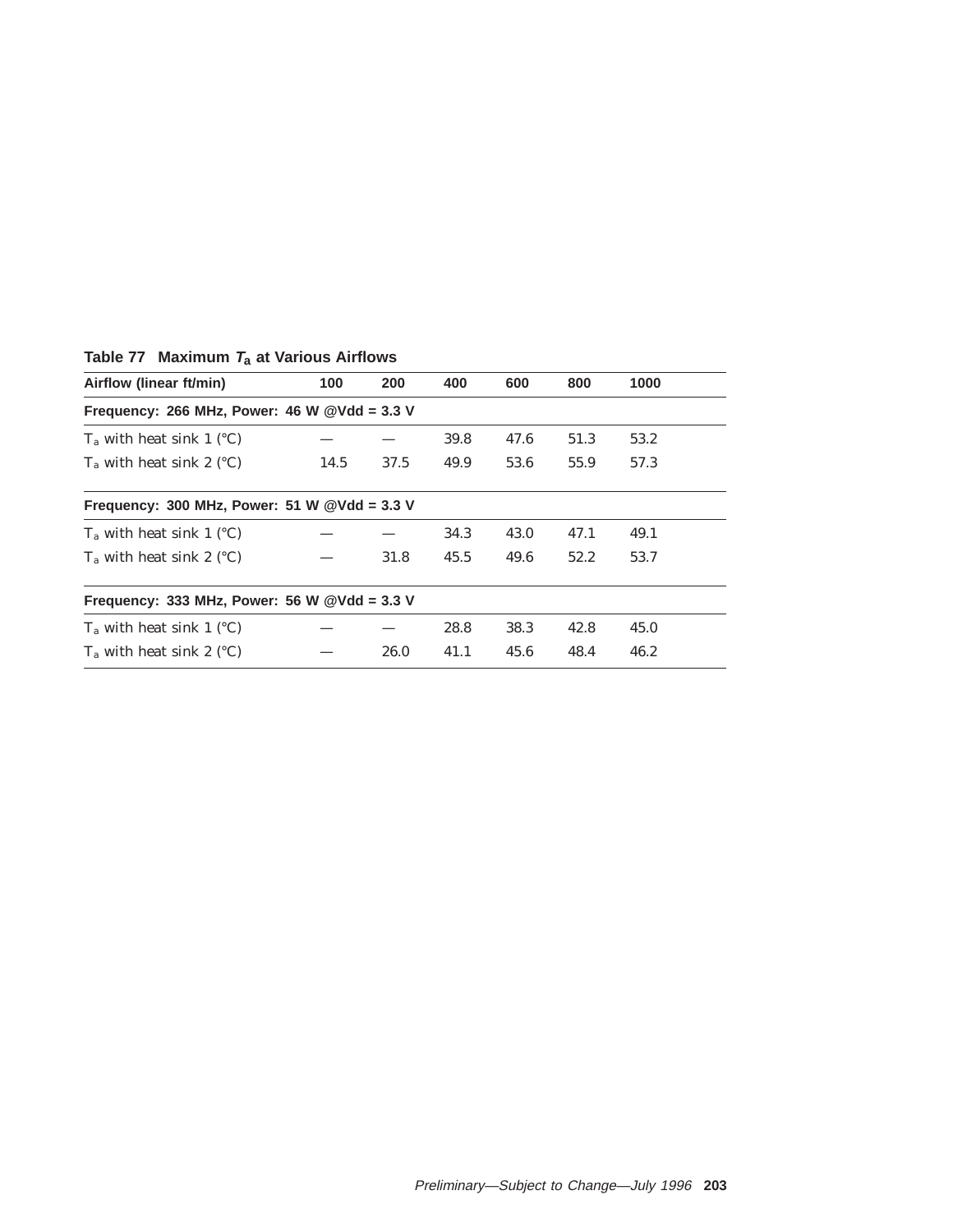**Table 77 Maximum $T_a$ at Various Airflows**

| Airflow (linear ft/min) | 100 | 200 | 400 | 600 | 800 | 1000 |
|---|---|---|---|---|---|---|
| **Frequency: 266 MHz, Power: 46 W @Vdd = 3.3 V** | | | | | | |
| $T_a$ with heat sink 1 (°C) | — | — | 39.8 | 47.6 | 51.3 | 53.2 |
| $T_a$ with heat sink 2 (°C) | 14.5 | 37.5 | 49.9 | 53.6 | 55.9 | 57.3 |
| **Frequency: 300 MHz, Power: 51 W @Vdd = 3.3 V** | | | | | | |
| $T_a$ with heat sink 1 (°C) | — | — | 34.3 | 43.0 | 47.1 | 49.1 |
| $T_a$ with heat sink 2 (°C) | — | 31.8 | 45.5 | 49.6 | 52.2 | 53.7 |
| **Frequency: 333 MHz, Power: 56 W @Vdd = 3.3 V** | | | | | | |
| $T_a$ with heat sink 1 (°C) | — | — | 28.8 | 38.3 | 42.8 | 45.0 |
| $T_a$ with heat sink 2 (°C) | — | 26.0 | 41.1 | 45.6 | 48.4 | 46.2 |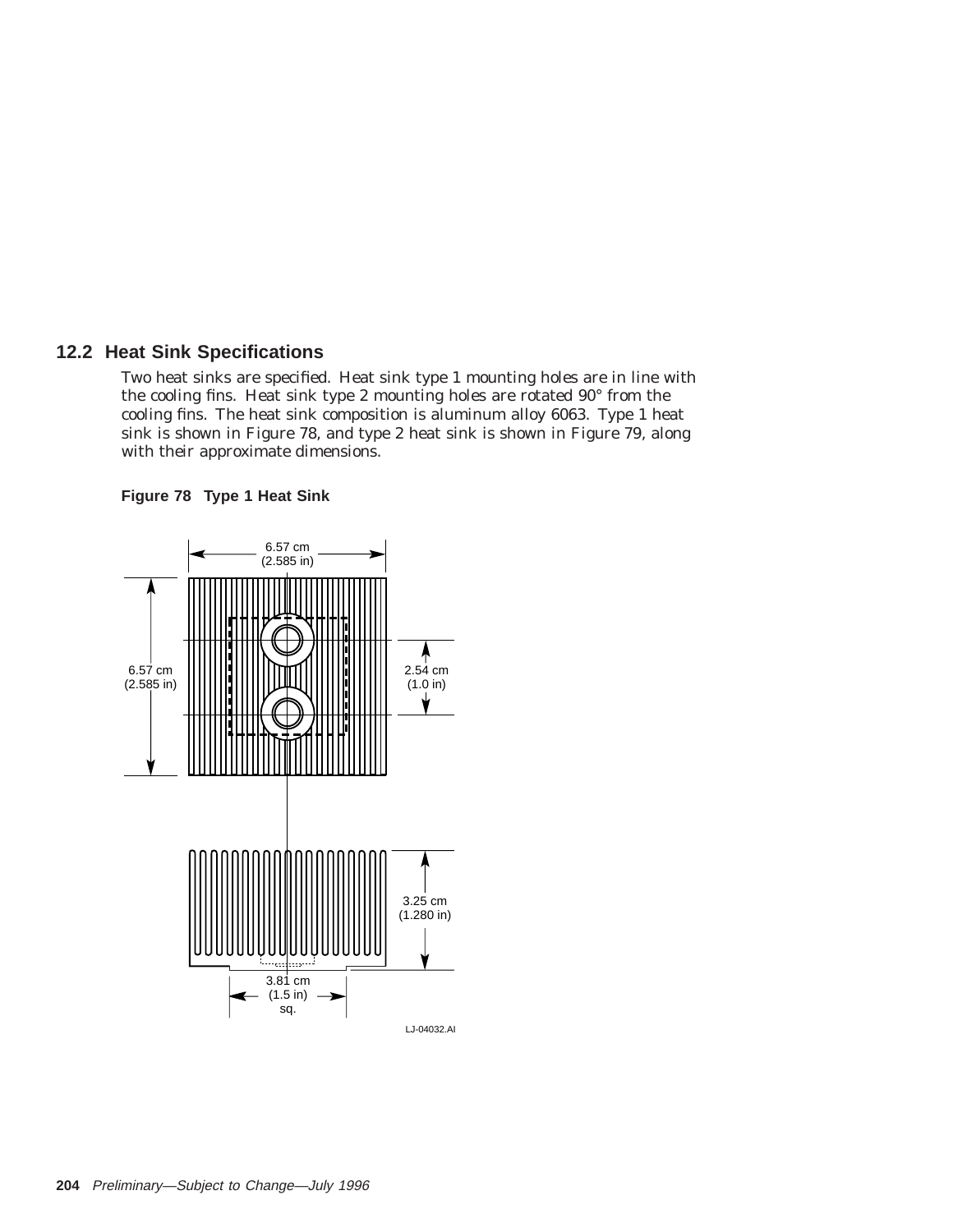## 12.2 Heat Sink Specifications

Two heat sinks are specified. Heat sink type 1 mounting holes are in line with the cooling fins. Heat sink type 2 mounting holes are rotated 90° from the cooling fins. The heat sink composition is aluminum alloy 6063. Type 1 heat sink is shown in Figure 78, and type 2 heat sink is shown in Figure 79, along with their approximate dimensions.

**Figure 78 Type 1 Heat Sink**

6.57 cm (2.585 in)

6.57 cm (2.585 in)

2.54 cm (1.0 in)

3.25 cm (1.280 in)

3.81 cm (1.5 in) sq.

LJ-04032.AI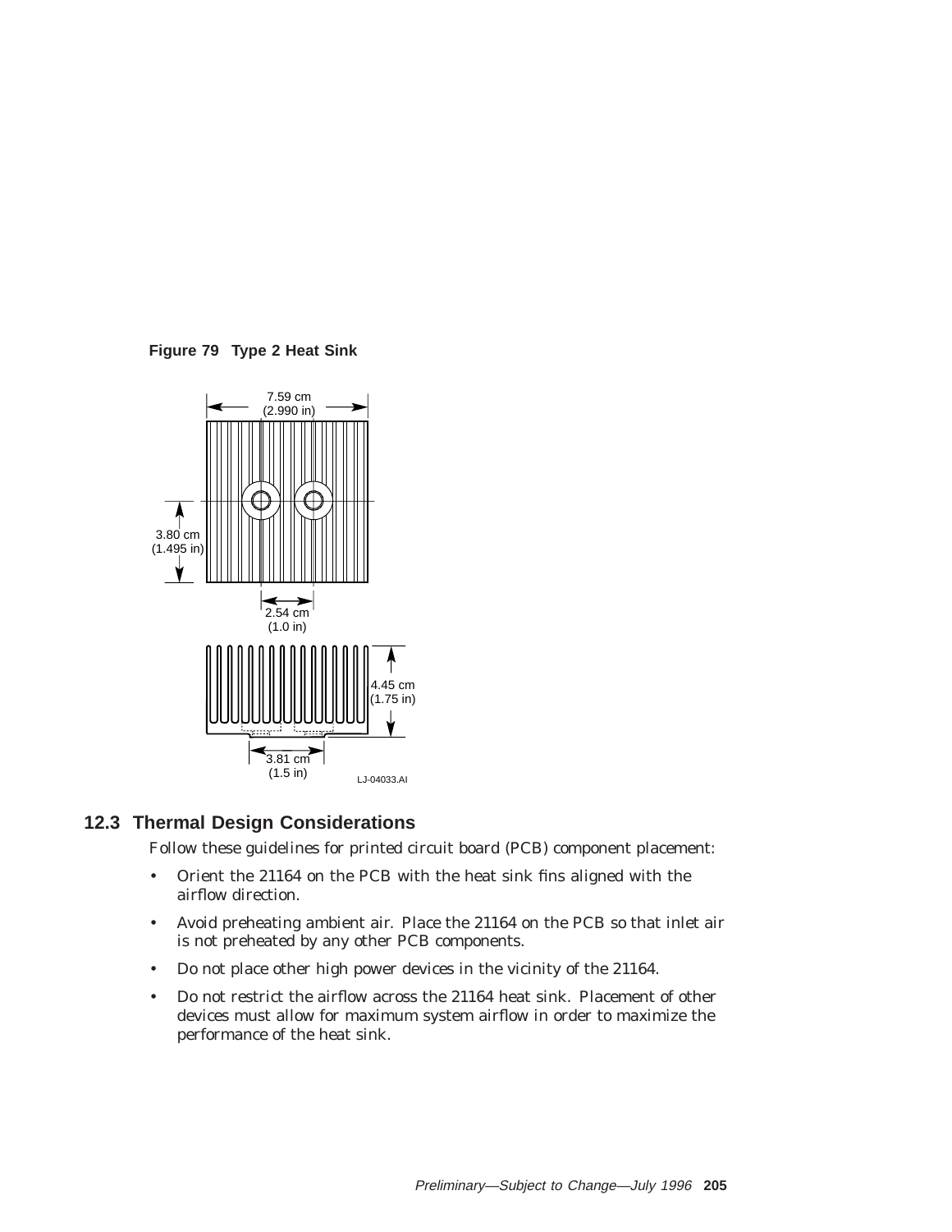**Figure 79 Type 2 Heat Sink**

## 12.3 Thermal Design Considerations

Follow these guidelines for printed circuit board (PCB) component placement:

- Orient the 21164 on the PCB with the heat sink fins aligned with the airflow direction.
- Avoid preheating ambient air. Place the 21164 on the PCB so that inlet air is not preheated by any other PCB components.
- Do not place other high power devices in the vicinity of the 21164.
- Do not restrict the airflow across the 21164 heat sink. Placement of other devices must allow for maximum system airflow in order to maximize the performance of the heat sink.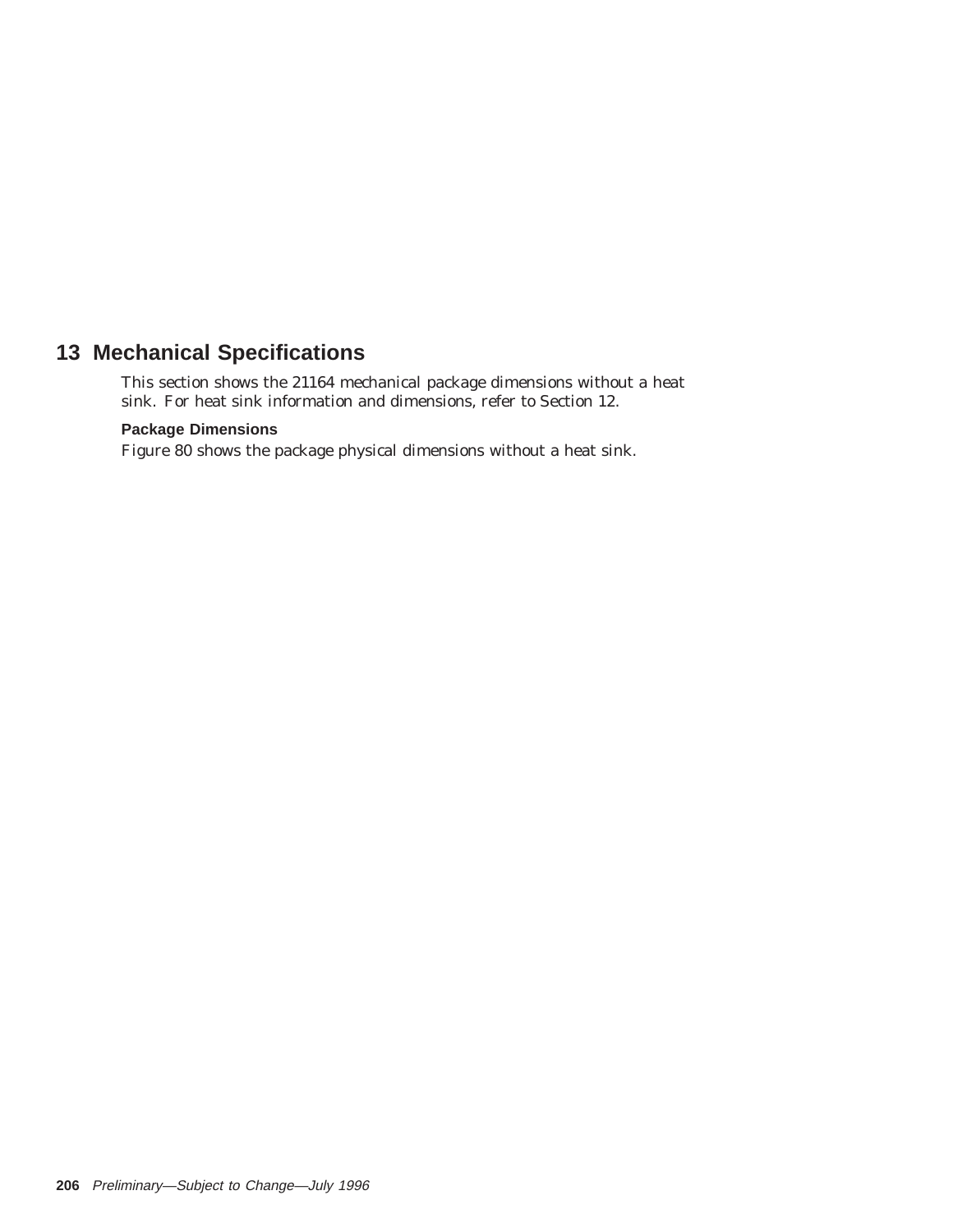# 13 Mechanical Specifications

This section shows the 21164 mechanical package dimensions without a heat sink. For heat sink information and dimensions, refer to Section 12.

### Package Dimensions

Figure 80 shows the package physical dimensions without a heat sink.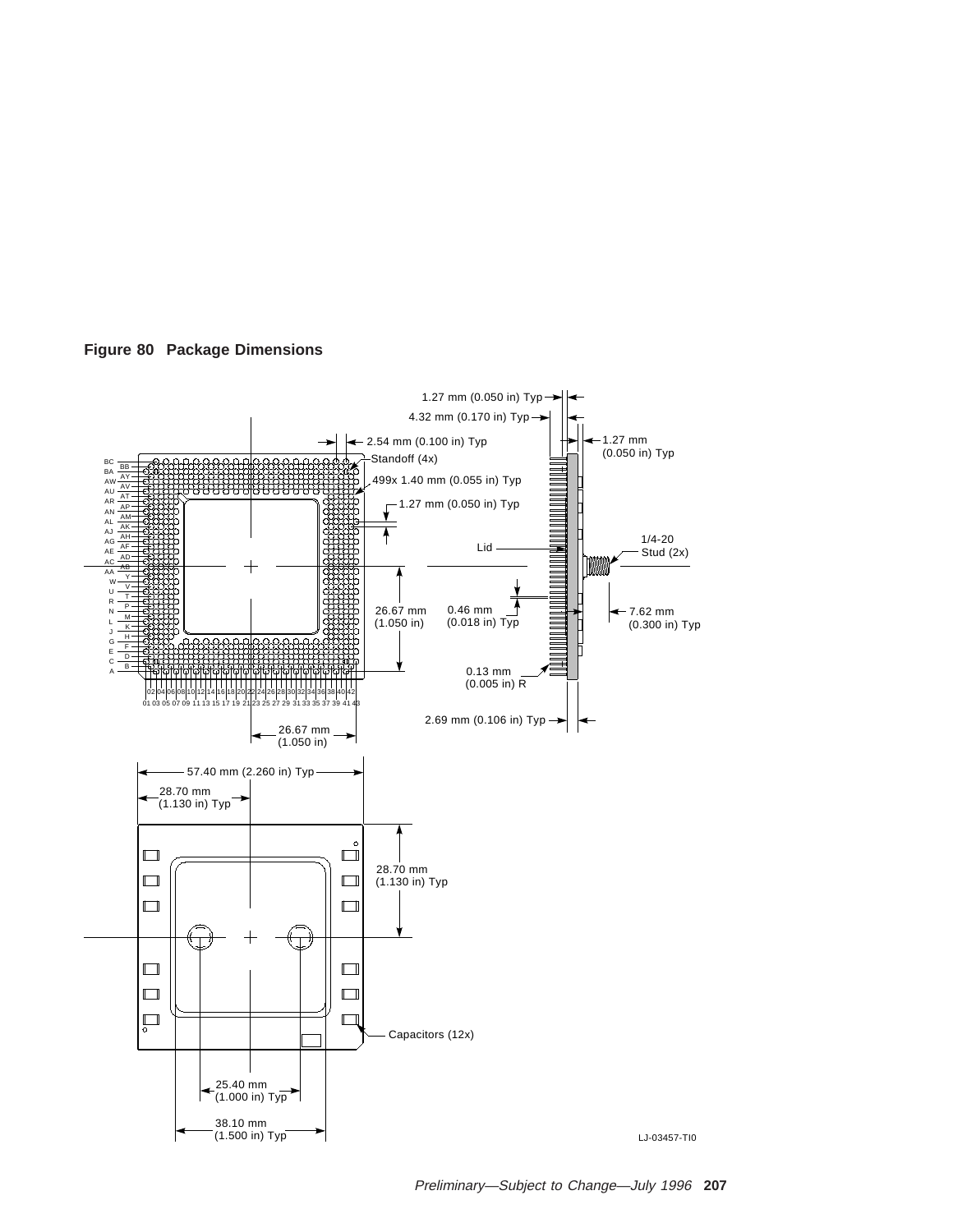**Figure 80 Package Dimensions**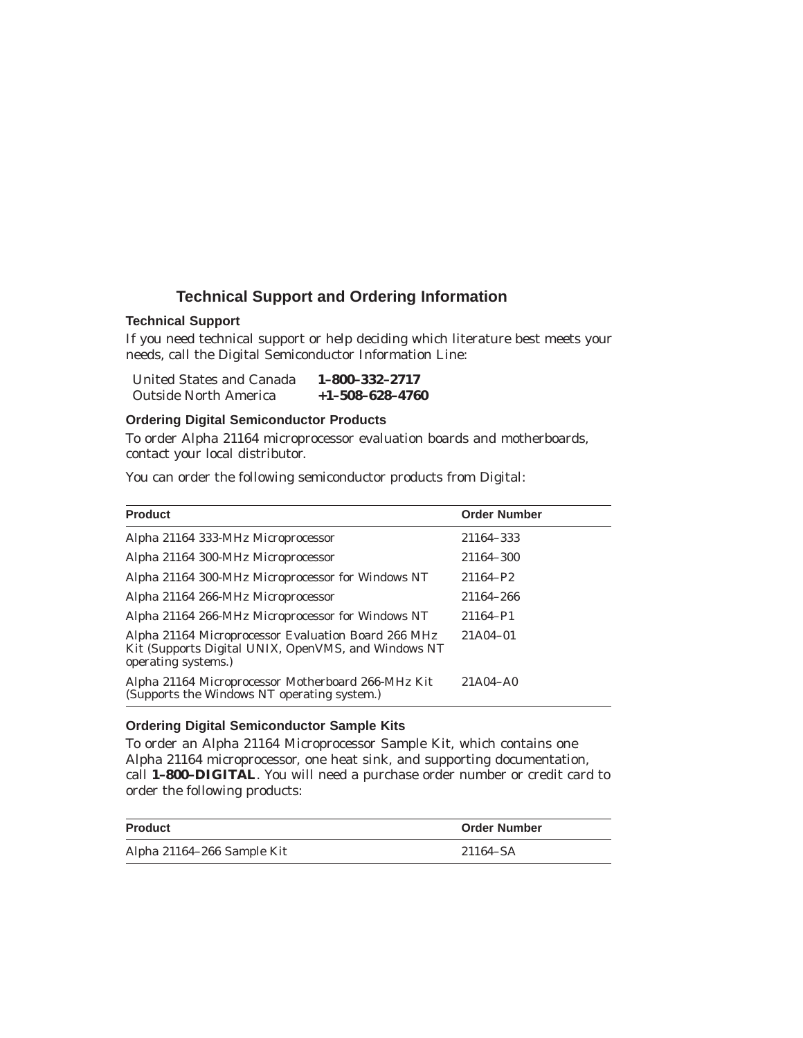# Technical Support and Ordering Information

## Technical Support

If you need technical support or help deciding which literature best meets your needs, call the Digital Semiconductor Information Line:

| | |
|---|---|
| United States and Canada | **1–800–332–2717** |
| Outside North America | **+1–508–628–4760** |

## Ordering Digital Semiconductor Products

To order Alpha 21164 microprocessor evaluation boards and motherboards, contact your local distributor.

You can order the following semiconductor products from Digital:

| Product | Order Number |
|---|---|
| Alpha 21164 333-MHz Microprocessor | 21164–333 |
| Alpha 21164 300-MHz Microprocessor | 21164–300 |
| Alpha 21164 300-MHz Microprocessor for Windows NT | 21164–P2 |
| Alpha 21164 266-MHz Microprocessor | 21164–266 |
| Alpha 21164 266-MHz Microprocessor for Windows NT | 21164–P1 |
| Alpha 21164 Microprocessor Evaluation Board 266 MHz Kit (Supports Digital UNIX, OpenVMS, and Windows NT operating systems.) | 21A04–01 |
| Alpha 21164 Microprocessor Motherboard 266-MHz Kit (Supports the Windows NT operating system.) | 21A04–A0 |

## Ordering Digital Semiconductor Sample Kits

To order an Alpha 21164 Microprocessor Sample Kit, which contains one Alpha 21164 microprocessor, one heat sink, and supporting documentation, call **1–800–DIGITAL**. You will need a purchase order number or credit card to order the following products:

| Product | Order Number |
|---|---|
| Alpha 21164–266 Sample Kit | 21164–SA |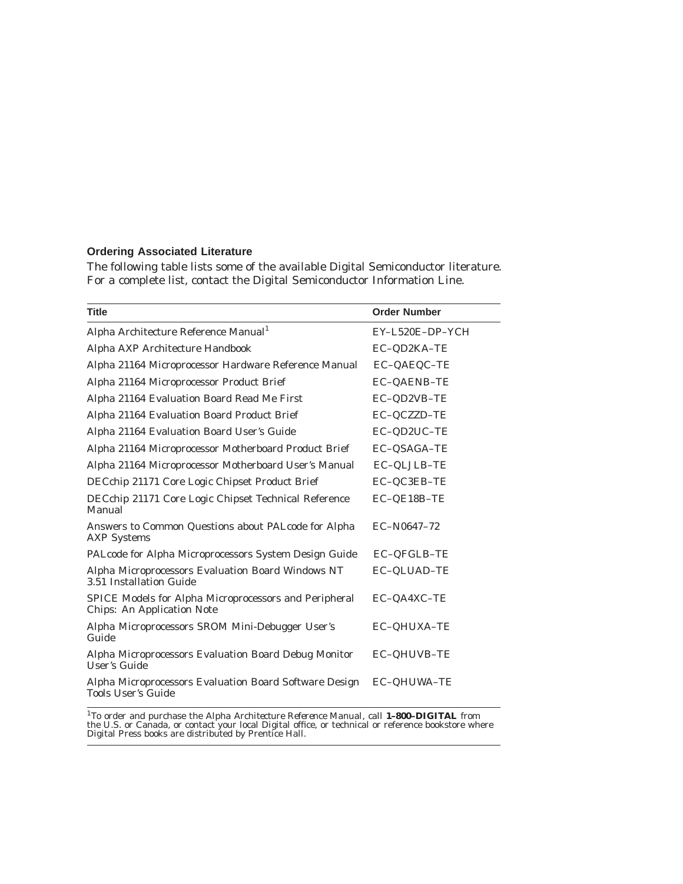### Ordering Associated Literature

The following table lists some of the available Digital Semiconductor literature. For a complete list, contact the Digital Semiconductor Information Line.

| Title | Order Number |
|---|---|
| *Alpha Architecture Reference Manual*[1] | EY–L520E–DP–YCH |
| *Alpha AXP Architecture Handbook* | EC–QD2KA–TE |
| *Alpha 21164 Microprocessor Hardware Reference Manual* | EC–QAEQC–TE |
| *Alpha 21164 Microprocessor Product Brief* | EC–QAENB–TE |
| *Alpha 21164 Evaluation Board Read Me First* | EC–QD2VB–TE |
| *Alpha 21164 Evaluation Board Product Brief* | EC–QCZZD–TE |
| *Alpha 21164 Evaluation Board User's Guide* | EC–QD2UC–TE |
| *Alpha 21164 Microprocessor Motherboard Product Brief* | EC–QSAGA–TE |
| *Alpha 21164 Microprocessor Motherboard User's Manual* | EC–QLJLB–TE |
| *DECchip 21171 Core Logic Chipset Product Brief* | EC–QC3EB–TE |
| *DECchip 21171 Core Logic Chipset Technical Reference Manual* | EC–QE18B–TE |
| *Answers to Common Questions about PALcode for Alpha AXP Systems* | EC–N0647–72 |
| *PALcode for Alpha Microprocessors System Design Guide* | EC–QFGLB–TE |
| *Alpha Microprocessors Evaluation Board Windows NT 3.51 Installation Guide* | EC–QLUAD–TE |
| *SPICE Models for Alpha Microprocessors and Peripheral Chips: An Application Note* | EC–QA4XC–TE |
| *Alpha Microprocessors SROM Mini-Debugger User's Guide* | EC–QHUXA–TE |
| *Alpha Microprocessors Evaluation Board Debug Monitor User's Guide* | EC–QHUVB–TE |
| *Alpha Microprocessors Evaluation Board Software Design Tools User's Guide* | EC–QHUWA–TE |

[1]To order and purchase the *Alpha Architecture Reference Manual*, call **1–800–DIGITAL** from the U.S. or Canada, or contact your local Digital office, or technical or reference bookstore where Digital Press books are distributed by Prentice Hall.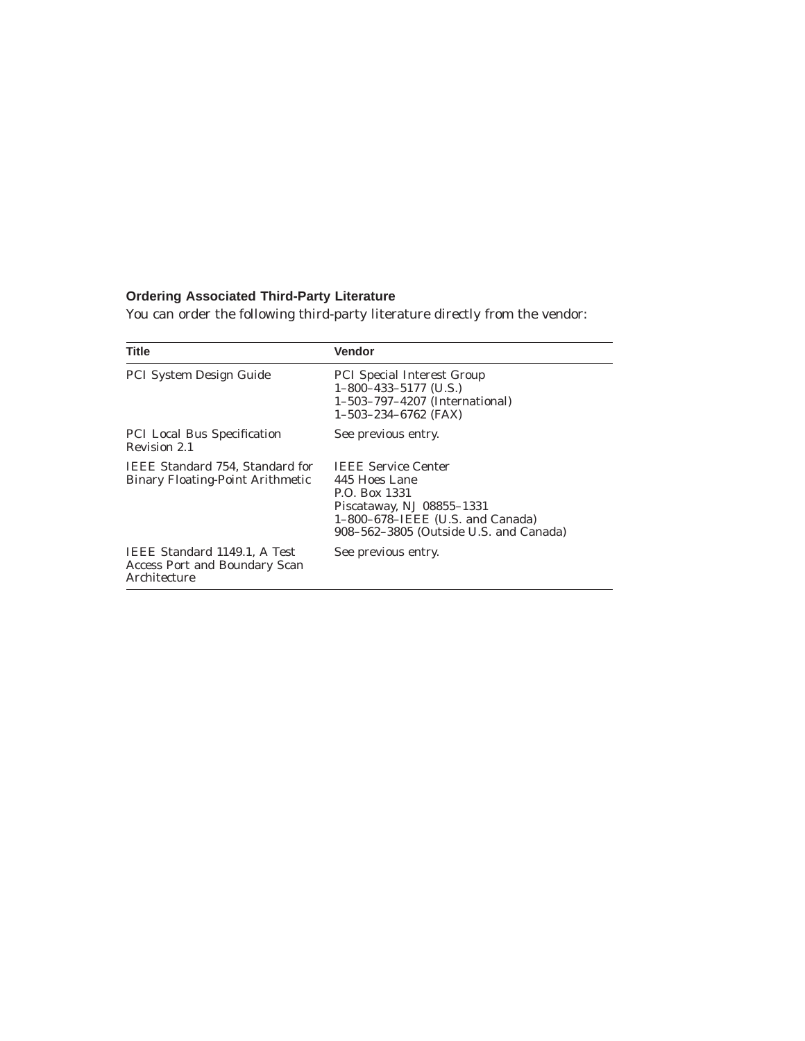### Ordering Associated Third-Party Literature

You can order the following third-party literature directly from the vendor:

| Title | Vendor |
| --- | --- |
| PCI System Design Guide | PCI Special Interest Group<br>1–800–433–5177 (U.S.)<br>1–503–797–4207 (International)<br>1–503–234–6762 (FAX) |
| PCI Local Bus Specification Revision 2.1 | See previous entry. |
| IEEE Standard 754, Standard for Binary Floating-Point Arithmetic | IEEE Service Center<br>445 Hoes Lane<br>P.O. Box 1331<br>Piscataway, NJ 08855–1331<br>1–800–678–IEEE (U.S. and Canada)<br>908–562–3805 (Outside U.S. and Canada) |
| IEEE Standard 1149.1, A Test Access Port and Boundary Scan Architecture | See previous entry. |